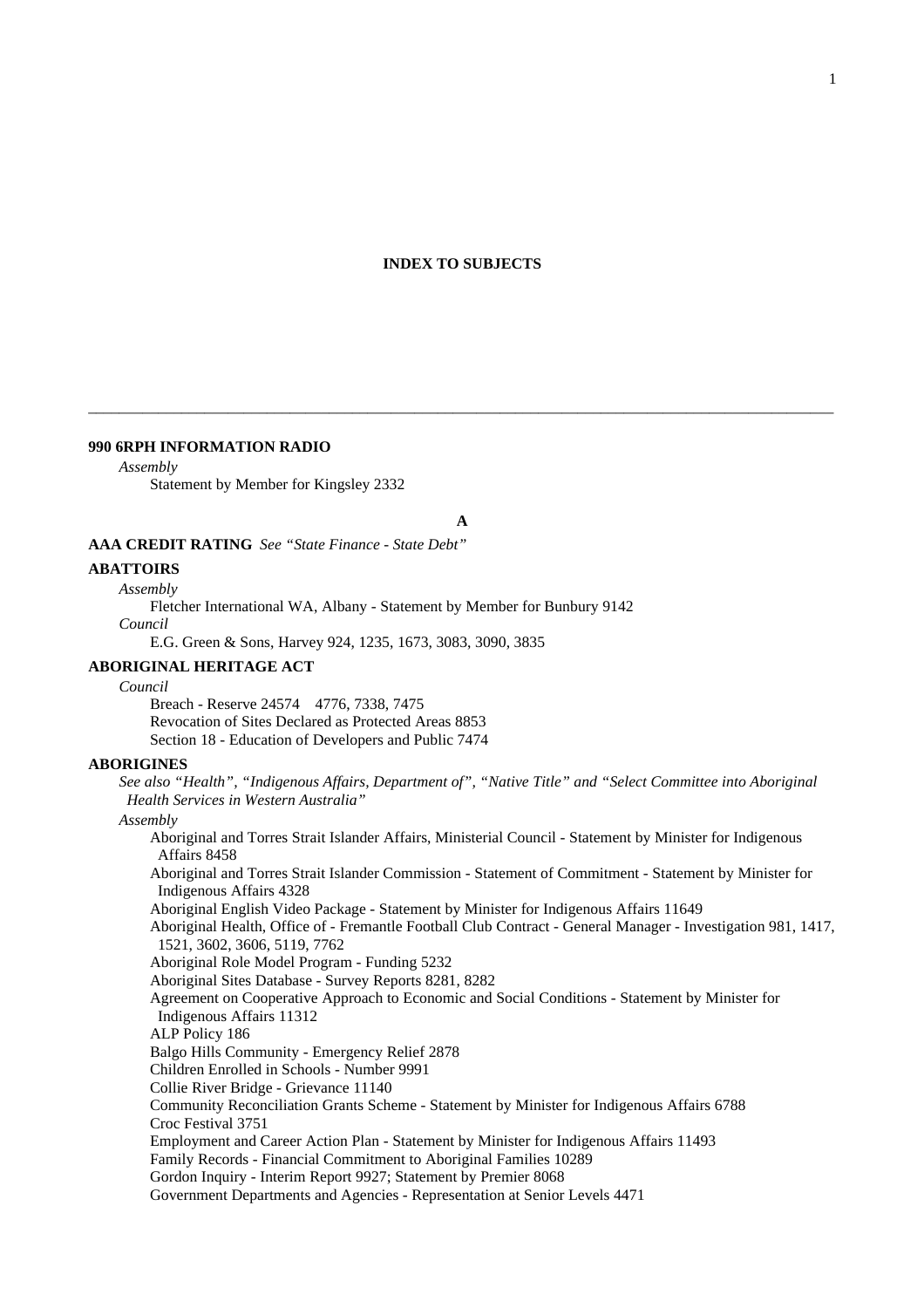# INDEX TO SUBJECTS

---

**990 6RPH INFORMATION RADIO**

*Assembly*

Statement by Member for Kingsley 2332

## A

**AAA CREDIT RATING** *See "State Finance - State Debt"*

**ABATTOIRS**

*Assembly*

Fletcher International WA, Albany - Statement by Member for Bunbury 9142

*Council*

E.G. Green & Sons, Harvey 924, 1235, 1673, 3083, 3090, 3835

**ABORIGINAL HERITAGE ACT**

*Council*

Breach - Reserve 24574 4776, 7338, 7475

Revocation of Sites Declared as Protected Areas 8853

Section 18 - Education of Developers and Public 7474

**ABORIGINES**

*See also "Health", "Indigenous Affairs, Department of", "Native Title" and "Select Committee into Aboriginal Health Services in Western Australia"*

*Assembly*

Aboriginal and Torres Strait Islander Affairs, Ministerial Council - Statement by Minister for Indigenous Affairs 8458

Aboriginal and Torres Strait Islander Commission - Statement of Commitment - Statement by Minister for Indigenous Affairs 4328

Aboriginal English Video Package - Statement by Minister for Indigenous Affairs 11649

Aboriginal Health, Office of - Fremantle Football Club Contract - General Manager - Investigation 981, 1417, 1521, 3602, 3606, 5119, 7762

Aboriginal Role Model Program - Funding 5232

Aboriginal Sites Database - Survey Reports 8281, 8282

Agreement on Cooperative Approach to Economic and Social Conditions - Statement by Minister for Indigenous Affairs 11312

ALP Policy 186

Balgo Hills Community - Emergency Relief 2878

Children Enrolled in Schools - Number 9991

Collie River Bridge - Grievance 11140

Community Reconciliation Grants Scheme - Statement by Minister for Indigenous Affairs 6788

Croc Festival 3751

Employment and Career Action Plan - Statement by Minister for Indigenous Affairs 11493

Family Records - Financial Commitment to Aboriginal Families 10289

Gordon Inquiry - Interim Report 9927; Statement by Premier 8068

Government Departments and Agencies - Representation at Senior Levels 4471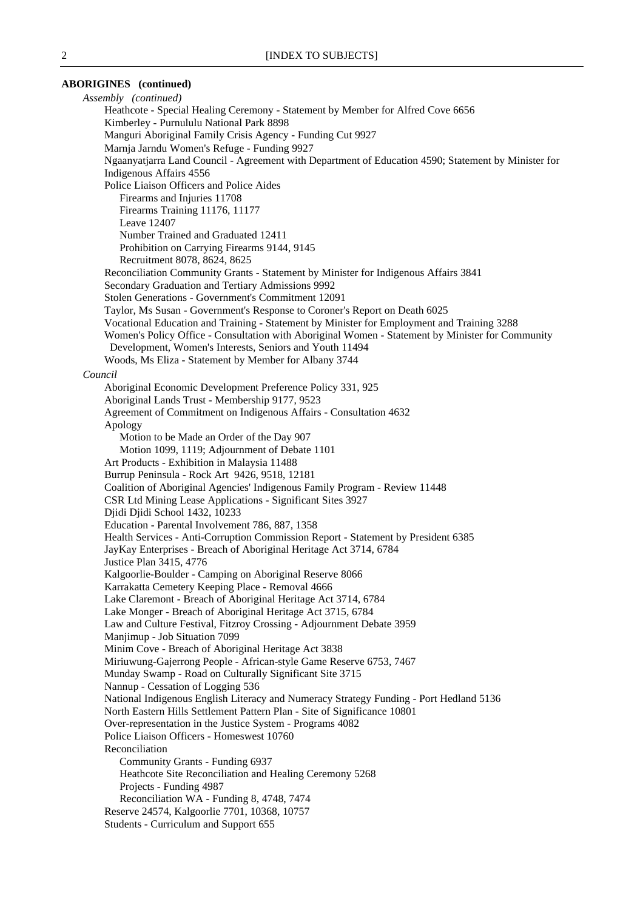**ABORIGINES (continued)**

*Assembly (continued)*

- Heathcote - Special Healing Ceremony - Statement by Member for Alfred Cove 6656
- Kimberley - Purnululu National Park 8898
- Manguri Aboriginal Family Crisis Agency - Funding Cut 9927
- Marnja Jarndu Women's Refuge - Funding 9927
- Ngaanyatjarra Land Council - Agreement with Department of Education 4590; Statement by Minister for Indigenous Affairs 4556
- Police Liaison Officers and Police Aides
  - Firearms and Injuries 11708
  - Firearms Training 11176, 11177
  - Leave 12407
  - Number Trained and Graduated 12411
  - Prohibition on Carrying Firearms 9144, 9145
  - Recruitment 8078, 8624, 8625
- Reconciliation Community Grants - Statement by Minister for Indigenous Affairs 3841
- Secondary Graduation and Tertiary Admissions 9992
- Stolen Generations - Government's Commitment 12091
- Taylor, Ms Susan - Government's Response to Coroner's Report on Death 6025
- Vocational Education and Training - Statement by Minister for Employment and Training 3288
- Women's Policy Office - Consultation with Aboriginal Women - Statement by Minister for Community Development, Women's Interests, Seniors and Youth 11494
- Woods, Ms Eliza - Statement by Member for Albany 3744

*Council*

- Aboriginal Economic Development Preference Policy 331, 925
- Aboriginal Lands Trust - Membership 9177, 9523
- Agreement of Commitment on Indigenous Affairs - Consultation 4632
- Apology
  - Motion to be Made an Order of the Day 907
  - Motion 1099, 1119; Adjournment of Debate 1101
- Art Products - Exhibition in Malaysia 11488
- Burrup Peninsula - Rock Art 9426, 9518, 12181
- Coalition of Aboriginal Agencies' Indigenous Family Program - Review 11448
- CSR Ltd Mining Lease Applications - Significant Sites 3927
- Djidi Djidi School 1432, 10233
- Education - Parental Involvement 786, 887, 1358
- Health Services - Anti-Corruption Commission Report - Statement by President 6385
- JayKay Enterprises - Breach of Aboriginal Heritage Act 3714, 6784
- Justice Plan 3415, 4776
- Kalgoorlie-Boulder - Camping on Aboriginal Reserve 8066
- Karrakatta Cemetery Keeping Place - Removal 4666
- Lake Claremont - Breach of Aboriginal Heritage Act 3714, 6784
- Lake Monger - Breach of Aboriginal Heritage Act 3715, 6784
- Law and Culture Festival, Fitzroy Crossing - Adjournment Debate 3959
- Manjimup - Job Situation 7099
- Minim Cove - Breach of Aboriginal Heritage Act 3838
- Miriuwung-Gajerrong People - African-style Game Reserve 6753, 7467
- Munday Swamp - Road on Culturally Significant Site 3715
- Nannup - Cessation of Logging 536
- National Indigenous English Literacy and Numeracy Strategy Funding - Port Hedland 5136
- North Eastern Hills Settlement Pattern Plan - Site of Significance 10801
- Over-representation in the Justice System - Programs 4082
- Police Liaison Officers - Homeswest 10760
- Reconciliation
  - Community Grants - Funding 6937
  - Heathcote Site Reconciliation and Healing Ceremony 5268
  - Projects - Funding 4987
  - Reconciliation WA - Funding 8, 4748, 7474
- Reserve 24574, Kalgoorlie 7701, 10368, 10757
- Students - Curriculum and Support 655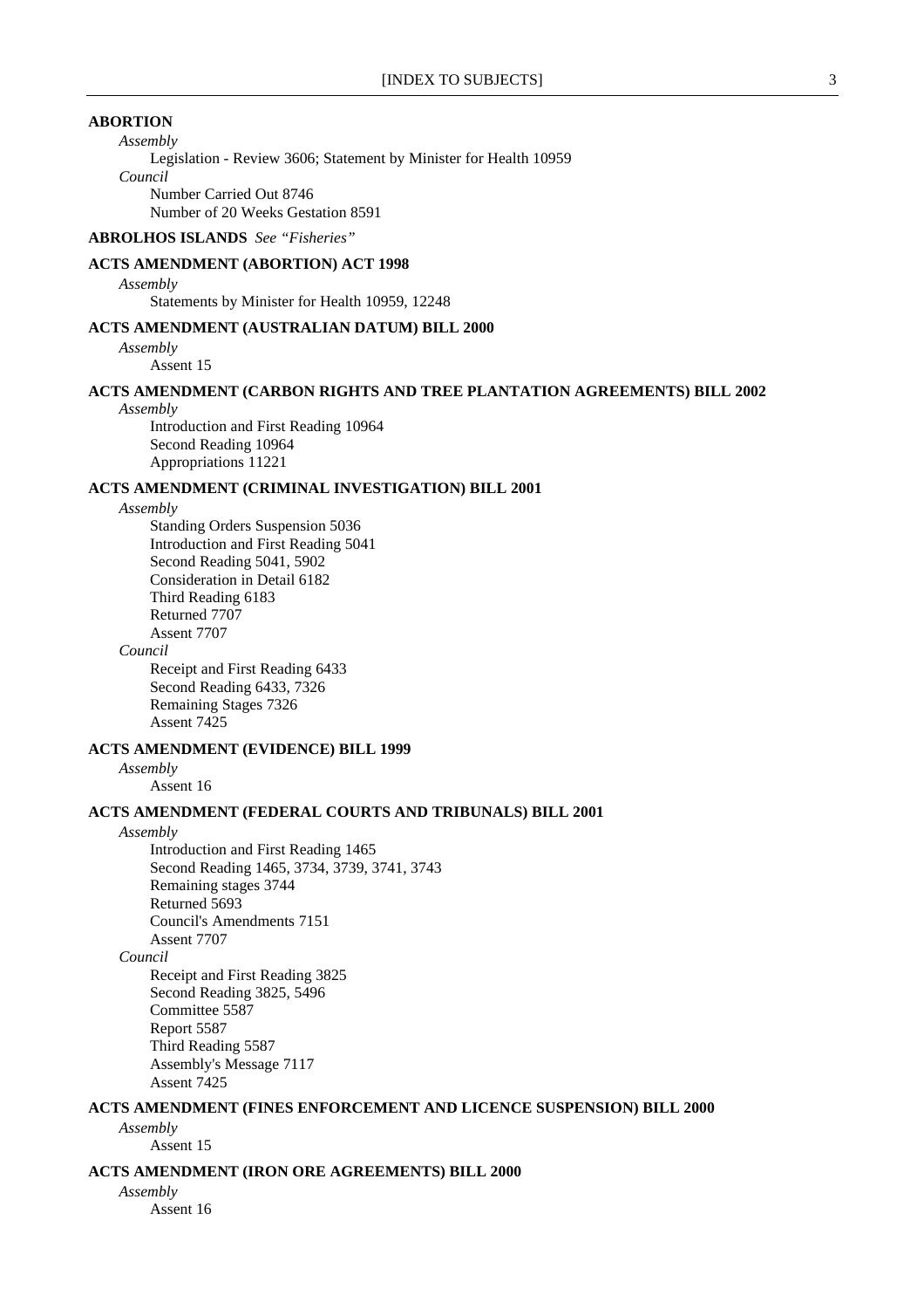**ABORTION**

*Assembly*

Legislation - Review 3606; Statement by Minister for Health 10959

*Council*

Number Carried Out 8746
Number of 20 Weeks Gestation 8591

**ABROLHOS ISLANDS** *See "Fisheries"*

**ACTS AMENDMENT (ABORTION) ACT 1998**

*Assembly*

Statements by Minister for Health 10959, 12248

**ACTS AMENDMENT (AUSTRALIAN DATUM) BILL 2000**

*Assembly*

Assent 15

**ACTS AMENDMENT (CARBON RIGHTS AND TREE PLANTATION AGREEMENTS) BILL 2002**

*Assembly*

Introduction and First Reading 10964
Second Reading 10964
Appropriations 11221

**ACTS AMENDMENT (CRIMINAL INVESTIGATION) BILL 2001**

*Assembly*

Standing Orders Suspension 5036
Introduction and First Reading 5041
Second Reading 5041, 5902
Consideration in Detail 6182
Third Reading 6183
Returned 7707
Assent 7707

*Council*

Receipt and First Reading 6433
Second Reading 6433, 7326
Remaining Stages 7326
Assent 7425

**ACTS AMENDMENT (EVIDENCE) BILL 1999**

*Assembly*

Assent 16

**ACTS AMENDMENT (FEDERAL COURTS AND TRIBUNALS) BILL 2001**

*Assembly*

Introduction and First Reading 1465
Second Reading 1465, 3734, 3739, 3741, 3743
Remaining stages 3744
Returned 5693
Council's Amendments 7151
Assent 7707

*Council*

Receipt and First Reading 3825
Second Reading 3825, 5496
Committee 5587
Report 5587
Third Reading 5587
Assembly's Message 7117
Assent 7425

**ACTS AMENDMENT (FINES ENFORCEMENT AND LICENCE SUSPENSION) BILL 2000**

*Assembly*

Assent 15

**ACTS AMENDMENT (IRON ORE AGREEMENTS) BILL 2000**

*Assembly*

Assent 16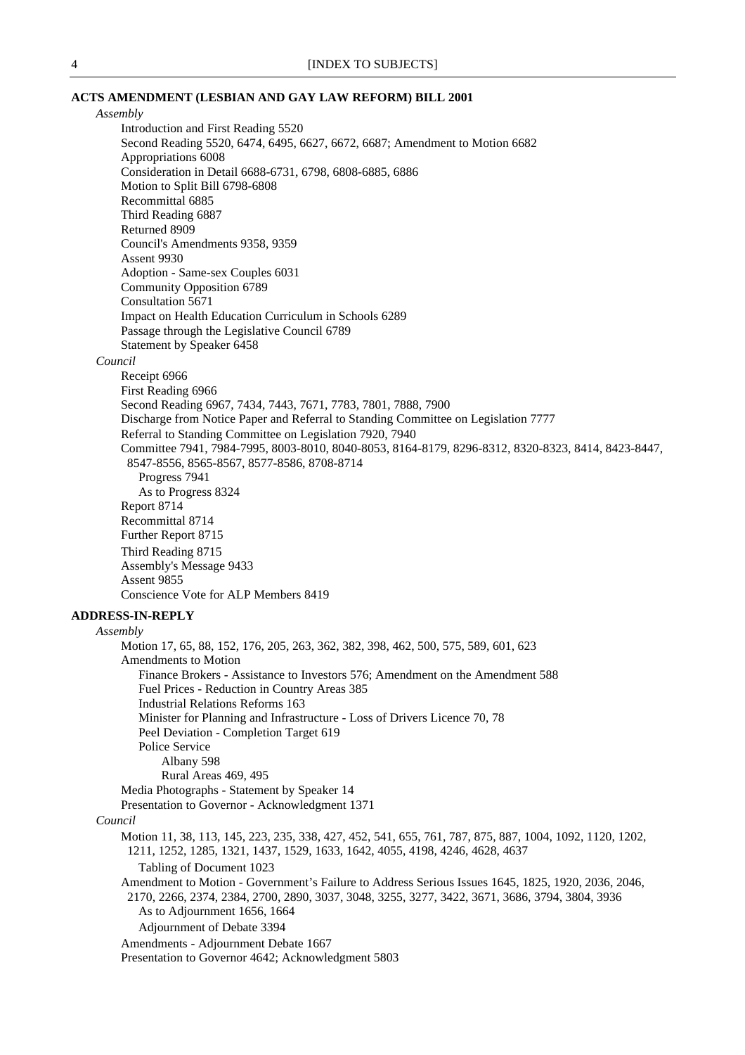**ACTS AMENDMENT (LESBIAN AND GAY LAW REFORM) BILL 2001**

*Assembly*

- Introduction and First Reading 5520
- Second Reading 5520, 6474, 6495, 6627, 6672, 6687; Amendment to Motion 6682
- Appropriations 6008
- Consideration in Detail 6688-6731, 6798, 6808-6885, 6886
- Motion to Split Bill 6798-6808
- Recommittal 6885
- Third Reading 6887
- Returned 8909
- Council's Amendments 9358, 9359
- Assent 9930
- Adoption - Same-sex Couples 6031
- Community Opposition 6789
- Consultation 5671
- Impact on Health Education Curriculum in Schools 6289
- Passage through the Legislative Council 6789
- Statement by Speaker 6458

*Council*

- Receipt 6966
- First Reading 6966
- Second Reading 6967, 7434, 7443, 7671, 7783, 7801, 7888, 7900
- Discharge from Notice Paper and Referral to Standing Committee on Legislation 7777
- Referral to Standing Committee on Legislation 7920, 7940
- Committee 7941, 7984-7995, 8003-8010, 8040-8053, 8164-8179, 8296-8312, 8320-8323, 8414, 8423-8447, 8547-8556, 8565-8567, 8577-8586, 8708-8714
  - Progress 7941
  - As to Progress 8324
- Report 8714
- Recommittal 8714
- Further Report 8715
- Third Reading 8715
- Assembly's Message 9433
- Assent 9855
- Conscience Vote for ALP Members 8419

**ADDRESS-IN-REPLY**

*Assembly*

- Motion 17, 65, 88, 152, 176, 205, 263, 362, 382, 398, 462, 500, 575, 589, 601, 623
- Amendments to Motion
  - Finance Brokers - Assistance to Investors 576; Amendment on the Amendment 588
  - Fuel Prices - Reduction in Country Areas 385
  - Industrial Relations Reforms 163
  - Minister for Planning and Infrastructure - Loss of Drivers Licence 70, 78
  - Peel Deviation - Completion Target 619
  - Police Service
    - Albany 598
    - Rural Areas 469, 495
- Media Photographs - Statement by Speaker 14
- Presentation to Governor - Acknowledgment 1371

*Council*

- Motion 11, 38, 113, 145, 223, 235, 338, 427, 452, 541, 655, 761, 787, 875, 887, 1004, 1092, 1120, 1202, 1211, 1252, 1285, 1321, 1437, 1529, 1633, 1642, 4055, 4198, 4246, 4628, 4637
  - Tabling of Document 1023
- Amendment to Motion - Government's Failure to Address Serious Issues 1645, 1825, 1920, 2036, 2046, 2170, 2266, 2374, 2384, 2700, 2890, 3037, 3048, 3255, 3277, 3422, 3671, 3686, 3794, 3804, 3936
  - As to Adjournment 1656, 1664
  - Adjournment of Debate 3394
- Amendments - Adjournment Debate 1667
- Presentation to Governor 4642; Acknowledgment 5803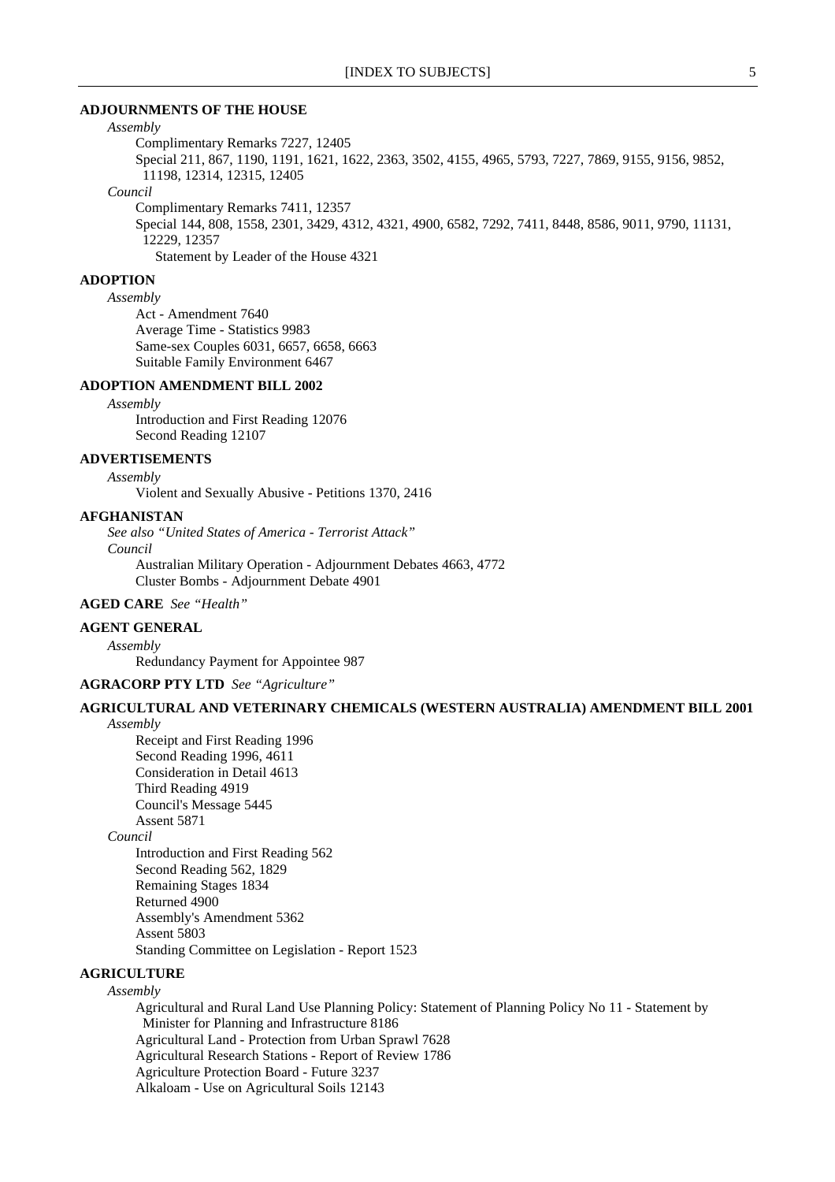**ADJOURNMENTS OF THE HOUSE**

*Assembly*

Complimentary Remarks 7227, 12405

Special 211, 867, 1190, 1191, 1621, 1622, 2363, 3502, 4155, 4965, 5793, 7227, 7869, 9155, 9156, 9852, 11198, 12314, 12315, 12405

*Council*

Complimentary Remarks 7411, 12357

Special 144, 808, 1558, 2301, 3429, 4312, 4321, 4900, 6582, 7292, 7411, 8448, 8586, 9011, 9790, 11131, 12229, 12357

Statement by Leader of the House 4321

**ADOPTION**

*Assembly*

Act - Amendment 7640

Average Time - Statistics 9983

Same-sex Couples 6031, 6657, 6658, 6663

Suitable Family Environment 6467

**ADOPTION AMENDMENT BILL 2002**

*Assembly*

Introduction and First Reading 12076

Second Reading 12107

**ADVERTISEMENTS**

*Assembly*

Violent and Sexually Abusive - Petitions 1370, 2416

**AFGHANISTAN**

*See also "United States of America - Terrorist Attack"*

*Council*

Australian Military Operation - Adjournment Debates 4663, 4772

Cluster Bombs - Adjournment Debate 4901

**AGED CARE** *See "Health"*

**AGENT GENERAL**

*Assembly*

Redundancy Payment for Appointee 987

**AGRACORP PTY LTD** *See "Agriculture"*

**AGRICULTURAL AND VETERINARY CHEMICALS (WESTERN AUSTRALIA) AMENDMENT BILL 2001**

*Assembly*

Receipt and First Reading 1996

Second Reading 1996, 4611

Consideration in Detail 4613

Third Reading 4919

Council's Message 5445

Assent 5871

*Council*

Introduction and First Reading 562

Second Reading 562, 1829

Remaining Stages 1834

Returned 4900

Assembly's Amendment 5362

Assent 5803

Standing Committee on Legislation - Report 1523

**AGRICULTURE**

*Assembly*

Agricultural and Rural Land Use Planning Policy: Statement of Planning Policy No 11 - Statement by Minister for Planning and Infrastructure 8186

Agricultural Land - Protection from Urban Sprawl 7628

Agricultural Research Stations - Report of Review 1786

Agriculture Protection Board - Future 3237

Alkaloam - Use on Agricultural Soils 12143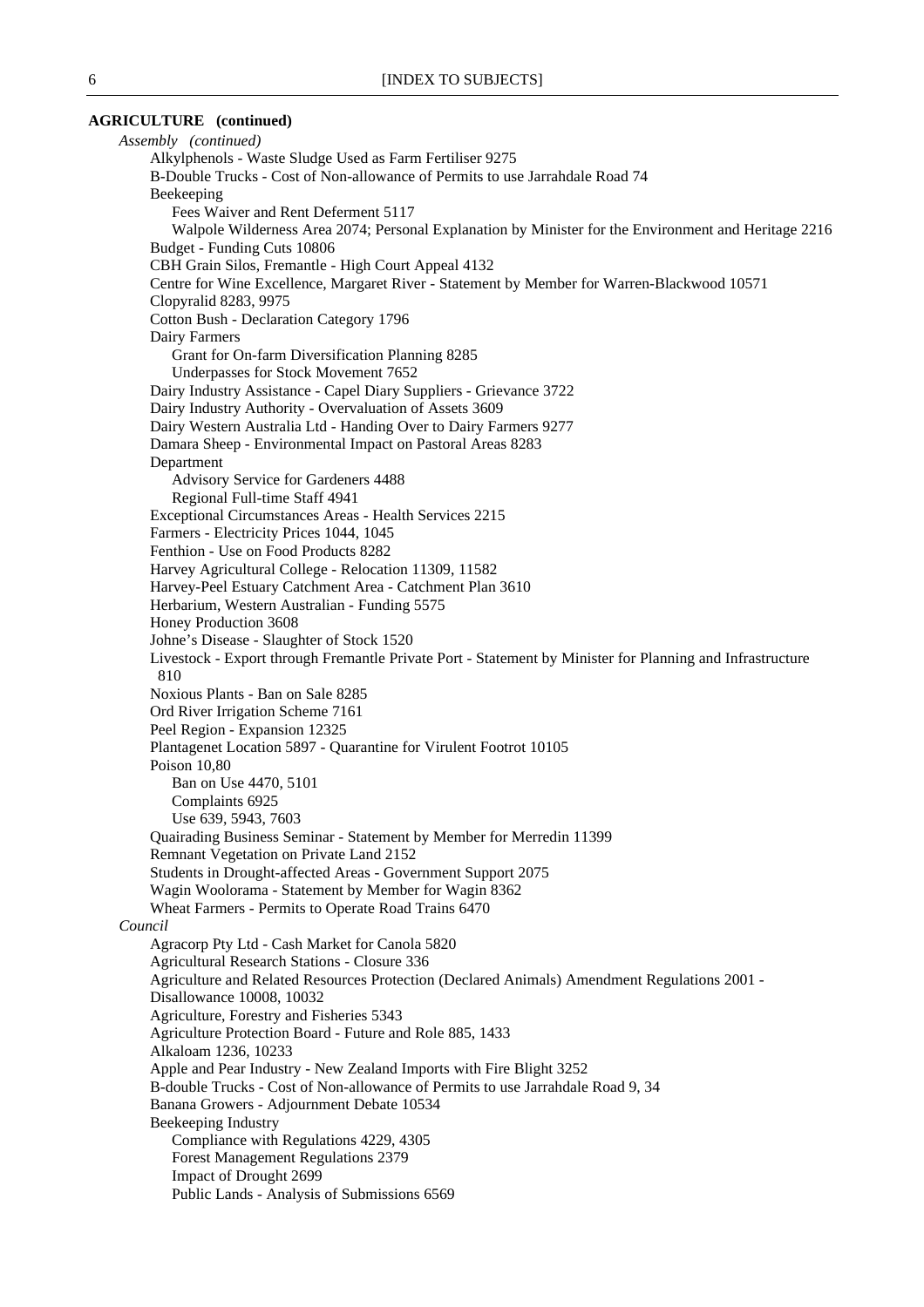**AGRICULTURE (continued)**

*Assembly (continued)*

- Alkylphenols - Waste Sludge Used as Farm Fertiliser 9275
- B-Double Trucks - Cost of Non-allowance of Permits to use Jarrahdale Road 74
- Beekeeping
  - Fees Waiver and Rent Deferment 5117
  - Walpole Wilderness Area 2074; Personal Explanation by Minister for the Environment and Heritage 2216
- Budget - Funding Cuts 10806
- CBH Grain Silos, Fremantle - High Court Appeal 4132
- Centre for Wine Excellence, Margaret River - Statement by Member for Warren-Blackwood 10571
- Clopyralid 8283, 9975
- Cotton Bush - Declaration Category 1796
- Dairy Farmers
  - Grant for On-farm Diversification Planning 8285
  - Underpasses for Stock Movement 7652
- Dairy Industry Assistance - Capel Diary Suppliers - Grievance 3722
- Dairy Industry Authority - Overvaluation of Assets 3609
- Dairy Western Australia Ltd - Handing Over to Dairy Farmers 9277
- Damara Sheep - Environmental Impact on Pastoral Areas 8283
- Department
  - Advisory Service for Gardeners 4488
  - Regional Full-time Staff 4941
- Exceptional Circumstances Areas - Health Services 2215
- Farmers - Electricity Prices 1044, 1045
- Fenthion - Use on Food Products 8282
- Harvey Agricultural College - Relocation 11309, 11582
- Harvey-Peel Estuary Catchment Area - Catchment Plan 3610
- Herbarium, Western Australian - Funding 5575
- Honey Production 3608
- Johne's Disease - Slaughter of Stock 1520
- Livestock - Export through Fremantle Private Port - Statement by Minister for Planning and Infrastructure 810
- Noxious Plants - Ban on Sale 8285
- Ord River Irrigation Scheme 7161
- Peel Region - Expansion 12325
- Plantagenet Location 5897 - Quarantine for Virulent Footrot 10105
- Poison 10,80
  - Ban on Use 4470, 5101
  - Complaints 6925
  - Use 639, 5943, 7603
- Quairading Business Seminar - Statement by Member for Merredin 11399
- Remnant Vegetation on Private Land 2152
- Students in Drought-affected Areas - Government Support 2075
- Wagin Woolorama - Statement by Member for Wagin 8362
- Wheat Farmers - Permits to Operate Road Trains 6470

*Council*

- Agracorp Pty Ltd - Cash Market for Canola 5820
- Agricultural Research Stations - Closure 336
- Agriculture and Related Resources Protection (Declared Animals) Amendment Regulations 2001 - Disallowance 10008, 10032
- Agriculture, Forestry and Fisheries 5343
- Agriculture Protection Board - Future and Role 885, 1433
- Alkaloam 1236, 10233
- Apple and Pear Industry - New Zealand Imports with Fire Blight 3252
- B-double Trucks - Cost of Non-allowance of Permits to use Jarrahdale Road 9, 34
- Banana Growers - Adjournment Debate 10534
- Beekeeping Industry
  - Compliance with Regulations 4229, 4305
  - Forest Management Regulations 2379
  - Impact of Drought 2699
  - Public Lands - Analysis of Submissions 6569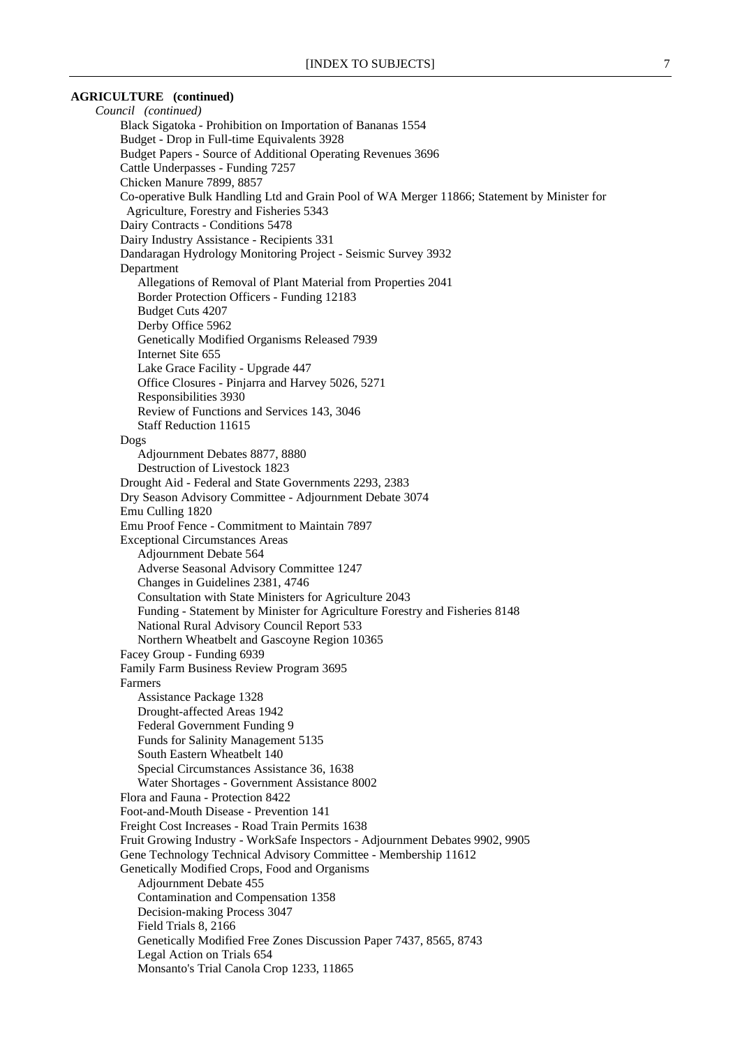**AGRICULTURE (continued)**

*Council (continued)*

- Black Sigatoka - Prohibition on Importation of Bananas 1554
- Budget - Drop in Full-time Equivalents 3928
- Budget Papers - Source of Additional Operating Revenues 3696
- Cattle Underpasses - Funding 7257
- Chicken Manure 7899, 8857
- Co-operative Bulk Handling Ltd and Grain Pool of WA Merger 11866; Statement by Minister for Agriculture, Forestry and Fisheries 5343
- Dairy Contracts - Conditions 5478
- Dairy Industry Assistance - Recipients 331
- Dandaragan Hydrology Monitoring Project - Seismic Survey 3932
- Department
  - Allegations of Removal of Plant Material from Properties 2041
  - Border Protection Officers - Funding 12183
  - Budget Cuts 4207
  - Derby Office 5962
  - Genetically Modified Organisms Released 7939
  - Internet Site 655
  - Lake Grace Facility - Upgrade 447
  - Office Closures - Pinjarra and Harvey 5026, 5271
  - Responsibilities 3930
  - Review of Functions and Services 143, 3046
  - Staff Reduction 11615
- Dogs
  - Adjournment Debates 8877, 8880
  - Destruction of Livestock 1823
- Drought Aid - Federal and State Governments 2293, 2383
- Dry Season Advisory Committee - Adjournment Debate 3074
- Emu Culling 1820
- Emu Proof Fence - Commitment to Maintain 7897
- Exceptional Circumstances Areas
  - Adjournment Debate 564
  - Adverse Seasonal Advisory Committee 1247
  - Changes in Guidelines 2381, 4746
  - Consultation with State Ministers for Agriculture 2043
  - Funding - Statement by Minister for Agriculture Forestry and Fisheries 8148
  - National Rural Advisory Council Report 533
  - Northern Wheatbelt and Gascoyne Region 10365
- Facey Group - Funding 6939
- Family Farm Business Review Program 3695
- Farmers
  - Assistance Package 1328
  - Drought-affected Areas 1942
  - Federal Government Funding 9
  - Funds for Salinity Management 5135
  - South Eastern Wheatbelt 140
  - Special Circumstances Assistance 36, 1638
  - Water Shortages - Government Assistance 8002
- Flora and Fauna - Protection 8422
- Foot-and-Mouth Disease - Prevention 141
- Freight Cost Increases - Road Train Permits 1638
- Fruit Growing Industry - WorkSafe Inspectors - Adjournment Debates 9902, 9905
- Gene Technology Technical Advisory Committee - Membership 11612
- Genetically Modified Crops, Food and Organisms
  - Adjournment Debate 455
  - Contamination and Compensation 1358
  - Decision-making Process 3047
  - Field Trials 8, 2166
  - Genetically Modified Free Zones Discussion Paper 7437, 8565, 8743
  - Legal Action on Trials 654
  - Monsanto's Trial Canola Crop 1233, 11865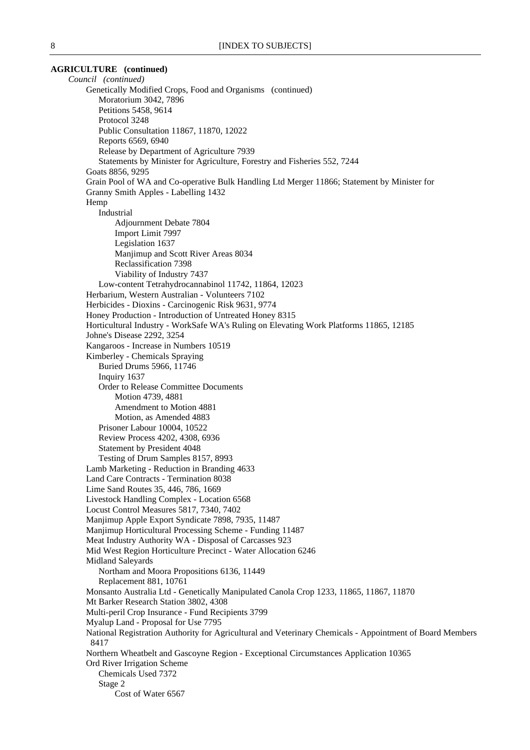**AGRICULTURE (continued)**

*Council (continued)*

- Genetically Modified Crops, Food and Organisms (continued)
    - Moratorium 3042, 7896
    - Petitions 5458, 9614
    - Protocol 3248
    - Public Consultation 11867, 11870, 12022
    - Reports 6569, 6940
    - Release by Department of Agriculture 7939
    - Statements by Minister for Agriculture, Forestry and Fisheries 552, 7244
- Goats 8856, 9295
- Grain Pool of WA and Co-operative Bulk Handling Ltd Merger 11866; Statement by Minister for
- Granny Smith Apples - Labelling 1432
- Hemp
    - Industrial
        - Adjournment Debate 7804
        - Import Limit 7997
        - Legislation 1637
        - Manjimup and Scott River Areas 8034
        - Reclassification 7398
        - Viability of Industry 7437
    - Low-content Tetrahydrocannabinol 11742, 11864, 12023
- Herbarium, Western Australian - Volunteers 7102
- Herbicides - Dioxins - Carcinogenic Risk 9631, 9774
- Honey Production - Introduction of Untreated Honey 8315
- Horticultural Industry - WorkSafe WA's Ruling on Elevating Work Platforms 11865, 12185
- Johne's Disease 2292, 3254
- Kangaroos - Increase in Numbers 10519
- Kimberley - Chemicals Spraying
    - Buried Drums 5966, 11746
    - Inquiry 1637
    - Order to Release Committee Documents
        - Motion 4739, 4881
        - Amendment to Motion 4881
        - Motion, as Amended 4883
    - Prisoner Labour 10004, 10522
    - Review Process 4202, 4308, 6936
    - Statement by President 4048
    - Testing of Drum Samples 8157, 8993
- Lamb Marketing - Reduction in Branding 4633
- Land Care Contracts - Termination 8038
- Lime Sand Routes 35, 446, 786, 1669
- Livestock Handling Complex - Location 6568
- Locust Control Measures 5817, 7340, 7402
- Manjimup Apple Export Syndicate 7898, 7935, 11487
- Manjimup Horticultural Processing Scheme - Funding 11487
- Meat Industry Authority WA - Disposal of Carcasses 923
- Mid West Region Horticulture Precinct - Water Allocation 6246
- Midland Saleyards
    - Northam and Moora Propositions 6136, 11449
    - Replacement 881, 10761
- Monsanto Australia Ltd - Genetically Manipulated Canola Crop 1233, 11865, 11867, 11870
- Mt Barker Research Station 3802, 4308
- Multi-peril Crop Insurance - Fund Recipients 3799
- Myalup Land - Proposal for Use 7795
- National Registration Authority for Agricultural and Veterinary Chemicals - Appointment of Board Members 8417
- Northern Wheatbelt and Gascoyne Region - Exceptional Circumstances Application 10365
- Ord River Irrigation Scheme
    - Chemicals Used 7372
    - Stage 2
        - Cost of Water 6567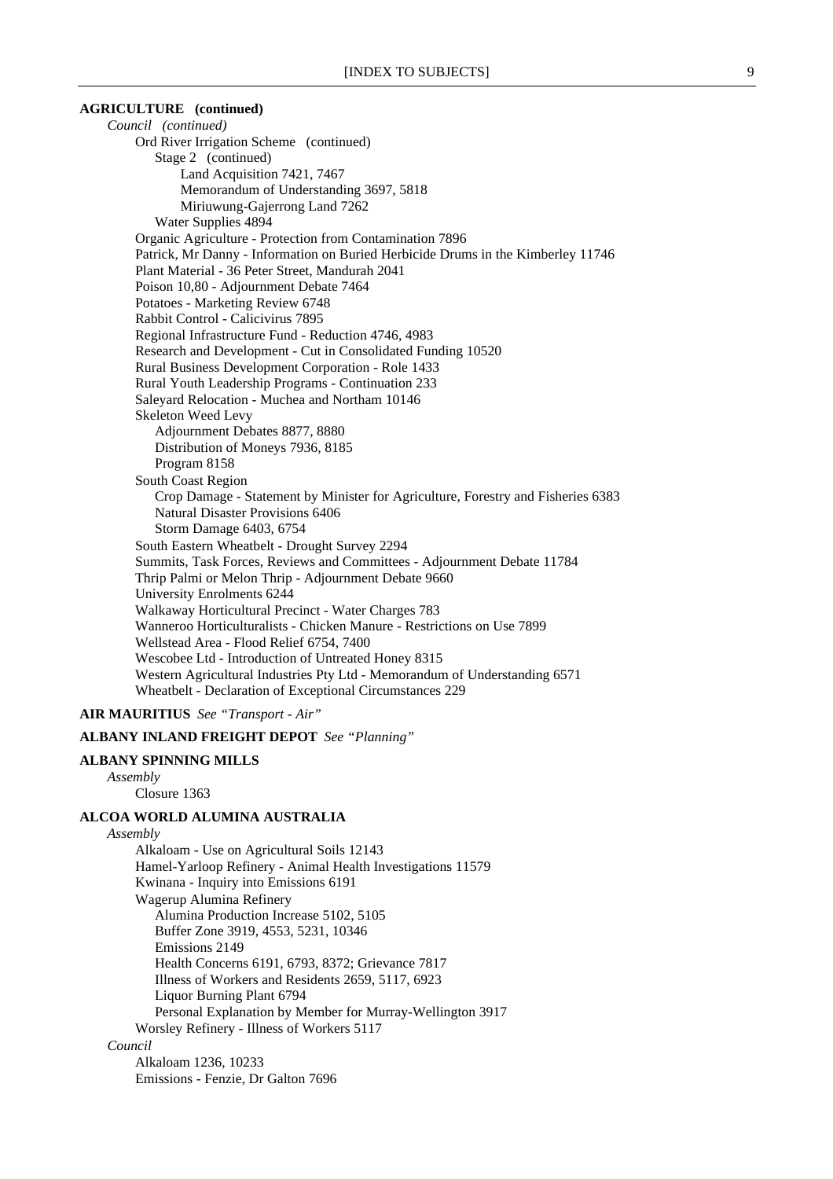**AGRICULTURE (continued)**

*Council (continued)*

- Ord River Irrigation Scheme (continued)
  - Stage 2 (continued)
    - Land Acquisition 7421, 7467
    - Memorandum of Understanding 3697, 5818
    - Miriuwung-Gajerrong Land 7262
  - Water Supplies 4894
- Organic Agriculture - Protection from Contamination 7896
- Patrick, Mr Danny - Information on Buried Herbicide Drums in the Kimberley 11746
- Plant Material - 36 Peter Street, Mandurah 2041
- Poison 10,80 - Adjournment Debate 7464
- Potatoes - Marketing Review 6748
- Rabbit Control - Calicivirus 7895
- Regional Infrastructure Fund - Reduction 4746, 4983
- Research and Development - Cut in Consolidated Funding 10520
- Rural Business Development Corporation - Role 1433
- Rural Youth Leadership Programs - Continuation 233
- Saleyard Relocation - Muchea and Northam 10146
- Skeleton Weed Levy
  - Adjournment Debates 8877, 8880
  - Distribution of Moneys 7936, 8185
  - Program 8158
- South Coast Region
  - Crop Damage - Statement by Minister for Agriculture, Forestry and Fisheries 6383
  - Natural Disaster Provisions 6406
  - Storm Damage 6403, 6754
- South Eastern Wheatbelt - Drought Survey 2294
- Summits, Task Forces, Reviews and Committees - Adjournment Debate 11784
- Thrip Palmi or Melon Thrip - Adjournment Debate 9660
- University Enrolments 6244
- Walkaway Horticultural Precinct - Water Charges 783
- Wanneroo Horticulturalists - Chicken Manure - Restrictions on Use 7899
- Wellstead Area - Flood Relief 6754, 7400
- Wescobee Ltd - Introduction of Untreated Honey 8315
- Western Agricultural Industries Pty Ltd - Memorandum of Understanding 6571
- Wheatbelt - Declaration of Exceptional Circumstances 229

**AIR MAURITIUS** *See "Transport - Air"*

**ALBANY INLAND FREIGHT DEPOT** *See "Planning"*

**ALBANY SPINNING MILLS**

*Assembly*

- Closure 1363

**ALCOA WORLD ALUMINA AUSTRALIA**

*Assembly*

- Alkaloam - Use on Agricultural Soils 12143
- Hamel-Yarloop Refinery - Animal Health Investigations 11579
- Kwinana - Inquiry into Emissions 6191
- Wagerup Alumina Refinery
  - Alumina Production Increase 5102, 5105
  - Buffer Zone 3919, 4553, 5231, 10346
  - Emissions 2149
  - Health Concerns 6191, 6793, 8372; Grievance 7817
  - Illness of Workers and Residents 2659, 5117, 6923
  - Liquor Burning Plant 6794
  - Personal Explanation by Member for Murray-Wellington 3917
- Worsley Refinery - Illness of Workers 5117

*Council*

- Alkaloam 1236, 10233
- Emissions - Fenzie, Dr Galton 7696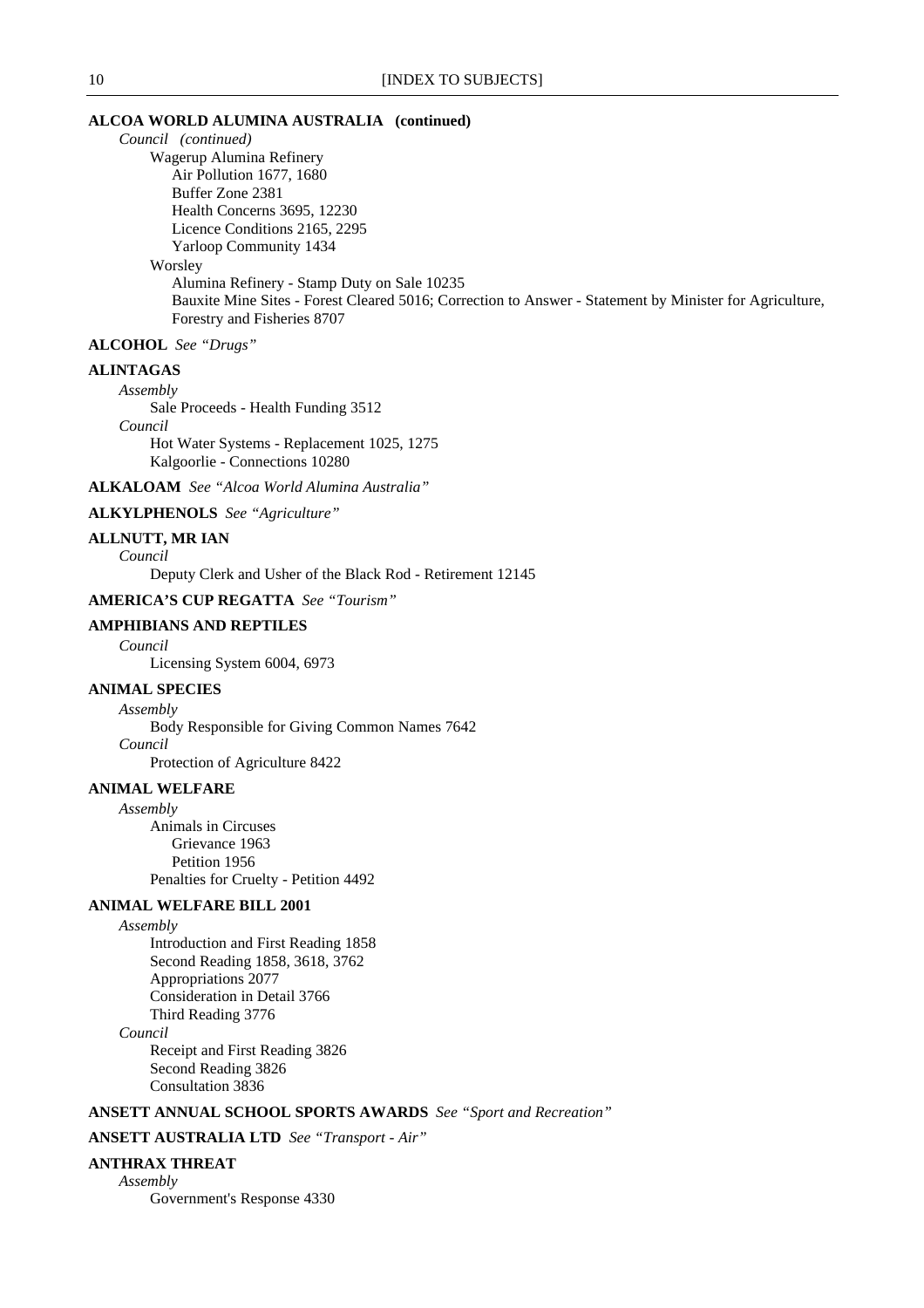**ALCOA WORLD ALUMINA AUSTRALIA (continued)**

*Council (continued)*

- Wagerup Alumina Refinery
  - Air Pollution 1677, 1680
  - Buffer Zone 2381
  - Health Concerns 3695, 12230
  - Licence Conditions 2165, 2295
  - Yarloop Community 1434
- Worsley
  - Alumina Refinery - Stamp Duty on Sale 10235
  - Bauxite Mine Sites - Forest Cleared 5016; Correction to Answer - Statement by Minister for Agriculture, Forestry and Fisheries 8707

**ALCOHOL** *See "Drugs"*

**ALINTAGAS**

*Assembly*

- Sale Proceeds - Health Funding 3512

*Council*

- Hot Water Systems - Replacement 1025, 1275
- Kalgoorlie - Connections 10280

**ALKALOAM** *See "Alcoa World Alumina Australia"*

**ALKYLPHENOLS** *See "Agriculture"*

**ALLNUTT, MR IAN**

*Council*

- Deputy Clerk and Usher of the Black Rod - Retirement 12145

**AMERICA'S CUP REGATTA** *See "Tourism"*

**AMPHIBIANS AND REPTILES**

*Council*

- Licensing System 6004, 6973

**ANIMAL SPECIES**

*Assembly*

- Body Responsible for Giving Common Names 7642

*Council*

- Protection of Agriculture 8422

**ANIMAL WELFARE**

*Assembly*

- Animals in Circuses
  - Grievance 1963
  - Petition 1956
- Penalties for Cruelty - Petition 4492

**ANIMAL WELFARE BILL 2001**

*Assembly*

- Introduction and First Reading 1858
- Second Reading 1858, 3618, 3762
- Appropriations 2077
- Consideration in Detail 3766
- Third Reading 3776

*Council*

- Receipt and First Reading 3826
- Second Reading 3826
- Consultation 3836

**ANSETT ANNUAL SCHOOL SPORTS AWARDS** *See "Sport and Recreation"*

**ANSETT AUSTRALIA LTD** *See "Transport - Air"*

**ANTHRAX THREAT**

*Assembly*

- Government's Response 4330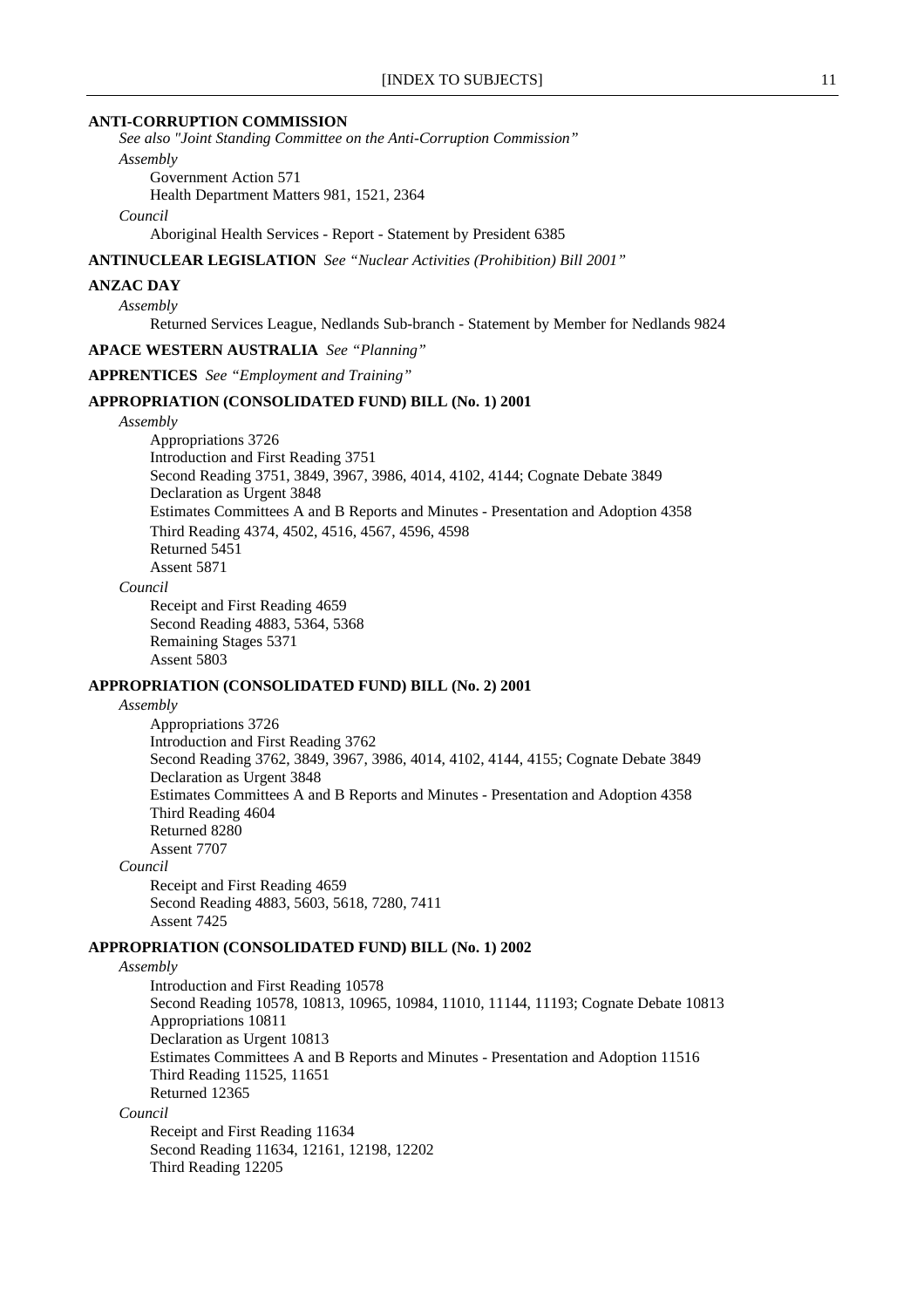**ANTI-CORRUPTION COMMISSION**

*See also "Joint Standing Committee on the Anti-Corruption Commission"*

*Assembly*

Government Action 571
Health Department Matters 981, 1521, 2364

*Council*

Aboriginal Health Services - Report - Statement by President 6385

**ANTINUCLEAR LEGISLATION** *See "Nuclear Activities (Prohibition) Bill 2001"*

**ANZAC DAY**

*Assembly*

Returned Services League, Nedlands Sub-branch - Statement by Member for Nedlands 9824

**APACE WESTERN AUSTRALIA** *See "Planning"*

**APPRENTICES** *See "Employment and Training"*

**APPROPRIATION (CONSOLIDATED FUND) BILL (No. 1) 2001**

*Assembly*

Appropriations 3726
Introduction and First Reading 3751
Second Reading 3751, 3849, 3967, 3986, 4014, 4102, 4144; Cognate Debate 3849
Declaration as Urgent 3848
Estimates Committees A and B Reports and Minutes - Presentation and Adoption 4358
Third Reading 4374, 4502, 4516, 4567, 4596, 4598
Returned 5451
Assent 5871

*Council*

Receipt and First Reading 4659
Second Reading 4883, 5364, 5368
Remaining Stages 5371
Assent 5803

**APPROPRIATION (CONSOLIDATED FUND) BILL (No. 2) 2001**

*Assembly*

Appropriations 3726
Introduction and First Reading 3762
Second Reading 3762, 3849, 3967, 3986, 4014, 4102, 4144, 4155; Cognate Debate 3849
Declaration as Urgent 3848
Estimates Committees A and B Reports and Minutes - Presentation and Adoption 4358
Third Reading 4604
Returned 8280
Assent 7707

*Council*

Receipt and First Reading 4659
Second Reading 4883, 5603, 5618, 7280, 7411
Assent 7425

**APPROPRIATION (CONSOLIDATED FUND) BILL (No. 1) 2002**

*Assembly*

Introduction and First Reading 10578
Second Reading 10578, 10813, 10965, 10984, 11010, 11144, 11193; Cognate Debate 10813
Appropriations 10811
Declaration as Urgent 10813
Estimates Committees A and B Reports and Minutes - Presentation and Adoption 11516
Third Reading 11525, 11651
Returned 12365

*Council*

Receipt and First Reading 11634
Second Reading 11634, 12161, 12198, 12202
Third Reading 12205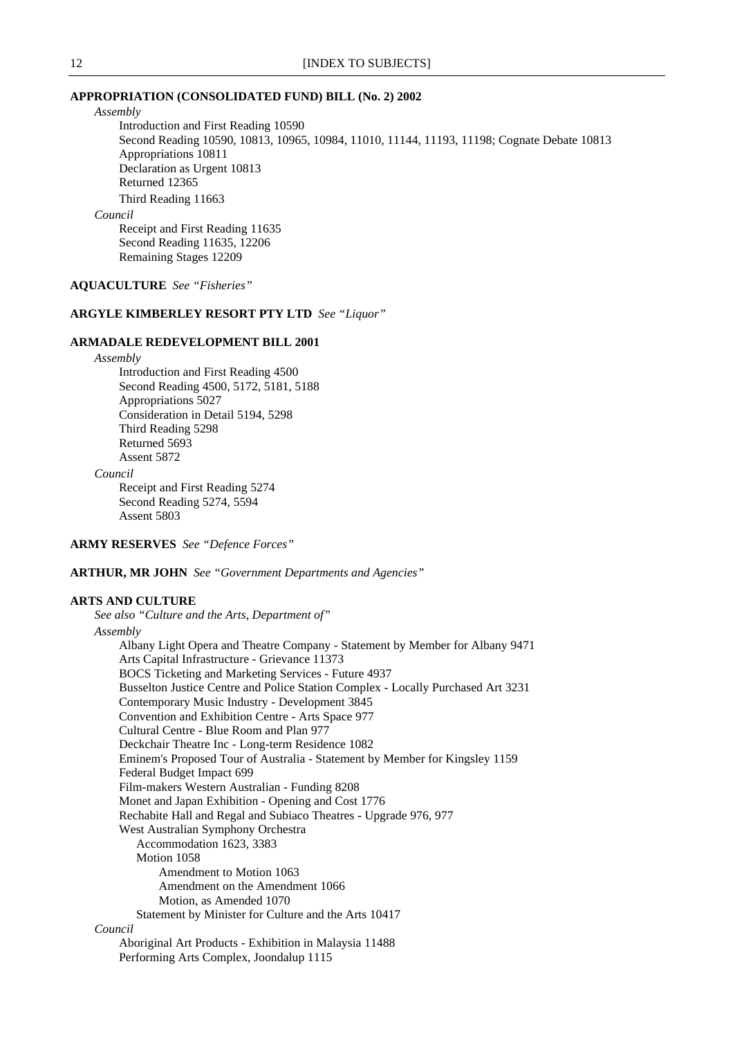**APPROPRIATION (CONSOLIDATED FUND) BILL (No. 2) 2002**

*Assembly*

Introduction and First Reading 10590
Second Reading 10590, 10813, 10965, 10984, 11010, 11144, 11193, 11198; Cognate Debate 10813
Appropriations 10811
Declaration as Urgent 10813
Returned 12365
Third Reading 11663

*Council*

Receipt and First Reading 11635
Second Reading 11635, 12206
Remaining Stages 12209

**AQUACULTURE** *See "Fisheries"*

**ARGYLE KIMBERLEY RESORT PTY LTD** *See "Liquor"*

**ARMADALE REDEVELOPMENT BILL 2001**

*Assembly*

Introduction and First Reading 4500
Second Reading 4500, 5172, 5181, 5188
Appropriations 5027
Consideration in Detail 5194, 5298
Third Reading 5298
Returned 5693
Assent 5872

*Council*

Receipt and First Reading 5274
Second Reading 5274, 5594
Assent 5803

**ARMY RESERVES** *See "Defence Forces"*

**ARTHUR, MR JOHN** *See "Government Departments and Agencies"*

**ARTS AND CULTURE**

*See also "Culture and the Arts, Department of"*

*Assembly*

Albany Light Opera and Theatre Company - Statement by Member for Albany 9471
Arts Capital Infrastructure - Grievance 11373
BOCS Ticketing and Marketing Services - Future 4937
Busselton Justice Centre and Police Station Complex - Locally Purchased Art 3231
Contemporary Music Industry - Development 3845
Convention and Exhibition Centre - Arts Space 977
Cultural Centre - Blue Room and Plan 977
Deckchair Theatre Inc - Long-term Residence 1082
Eminem's Proposed Tour of Australia - Statement by Member for Kingsley 1159
Federal Budget Impact 699
Film-makers Western Australian - Funding 8208
Monet and Japan Exhibition - Opening and Cost 1776
Rechabite Hall and Regal and Subiaco Theatres - Upgrade 976, 977
West Australian Symphony Orchestra
- Accommodation 1623, 3383
- Motion 1058
  - Amendment to Motion 1063
  - Amendment on the Amendment 1066
  - Motion, as Amended 1070
- Statement by Minister for Culture and the Arts 10417

*Council*

Aboriginal Art Products - Exhibition in Malaysia 11488
Performing Arts Complex, Joondalup 1115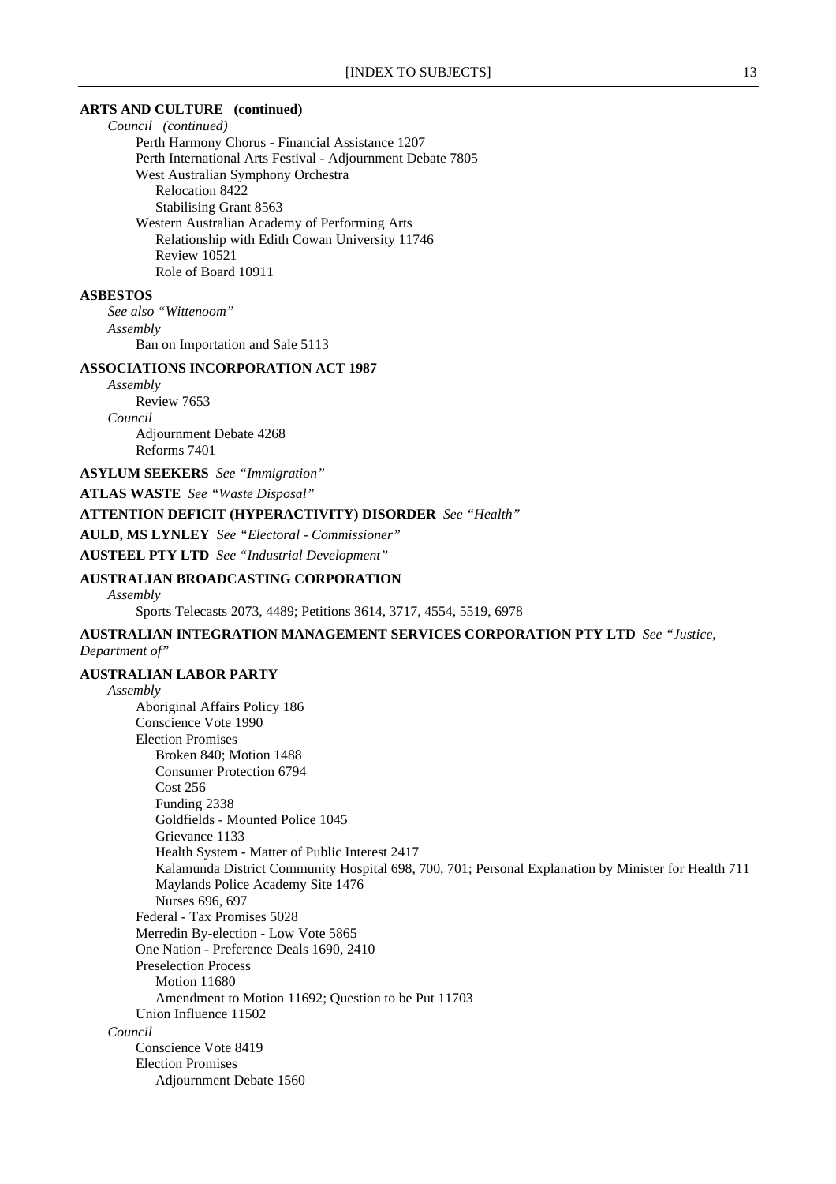**ARTS AND CULTURE (continued)**

*Council (continued)*

- Perth Harmony Chorus - Financial Assistance 1207
- Perth International Arts Festival - Adjournment Debate 7805
- West Australian Symphony Orchestra
  - Relocation 8422
  - Stabilising Grant 8563
- Western Australian Academy of Performing Arts
  - Relationship with Edith Cowan University 11746
  - Review 10521
  - Role of Board 10911

**ASBESTOS**

*See also "Wittenoom"*

*Assembly*

- Ban on Importation and Sale 5113

**ASSOCIATIONS INCORPORATION ACT 1987**

*Assembly*

- Review 7653

*Council*

- Adjournment Debate 4268
- Reforms 7401

**ASYLUM SEEKERS** *See "Immigration"*

**ATLAS WASTE** *See "Waste Disposal"*

**ATTENTION DEFICIT (HYPERACTIVITY) DISORDER** *See "Health"*

**AULD, MS LYNLEY** *See "Electoral - Commissioner"*

**AUSTEEL PTY LTD** *See "Industrial Development"*

**AUSTRALIAN BROADCASTING CORPORATION**

*Assembly*

- Sports Telecasts 2073, 4489; Petitions 3614, 3717, 4554, 5519, 6978

**AUSTRALIAN INTEGRATION MANAGEMENT SERVICES CORPORATION PTY LTD** *See "Justice, Department of"*

**AUSTRALIAN LABOR PARTY**

*Assembly*

- Aboriginal Affairs Policy 186
- Conscience Vote 1990
- Election Promises
  - Broken 840; Motion 1488
  - Consumer Protection 6794
  - Cost 256
  - Funding 2338
  - Goldfields - Mounted Police 1045
  - Grievance 1133
  - Health System - Matter of Public Interest 2417
  - Kalamunda District Community Hospital 698, 700, 701; Personal Explanation by Minister for Health 711
  - Maylands Police Academy Site 1476
  - Nurses 696, 697
- Federal - Tax Promises 5028
- Merredin By-election - Low Vote 5865
- One Nation - Preference Deals 1690, 2410
- Preselection Process
  - Motion 11680
  - Amendment to Motion 11692; Question to be Put 11703
- Union Influence 11502

*Council*

- Conscience Vote 8419
- Election Promises
  - Adjournment Debate 1560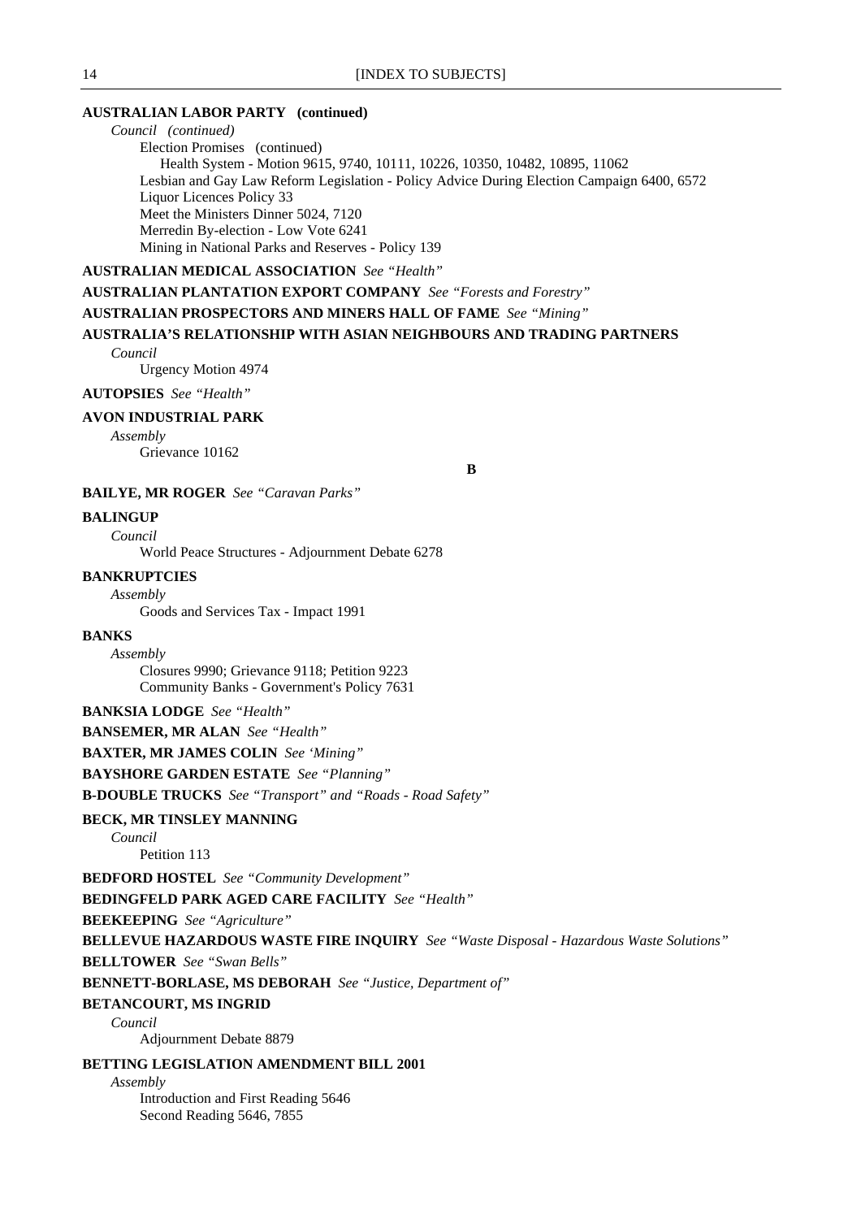**AUSTRALIAN LABOR PARTY (continued)**

*Council (continued)*

Election Promises (continued)

Health System - Motion 9615, 9740, 10111, 10226, 10350, 10482, 10895, 11062

Lesbian and Gay Law Reform Legislation - Policy Advice During Election Campaign 6400, 6572

Liquor Licences Policy 33

Meet the Ministers Dinner 5024, 7120

Merredin By-election - Low Vote 6241

Mining in National Parks and Reserves - Policy 139

**AUSTRALIAN MEDICAL ASSOCIATION** *See "Health"*

**AUSTRALIAN PLANTATION EXPORT COMPANY** *See "Forests and Forestry"*

**AUSTRALIAN PROSPECTORS AND MINERS HALL OF FAME** *See "Mining"*

**AUSTRALIA'S RELATIONSHIP WITH ASIAN NEIGHBOURS AND TRADING PARTNERS**

*Council*

Urgency Motion 4974

**AUTOPSIES** *See "Health"*

**AVON INDUSTRIAL PARK**

*Assembly*

Grievance 10162

## B

**BAILYE, MR ROGER** *See "Caravan Parks"*

**BALINGUP**

*Council*

World Peace Structures - Adjournment Debate 6278

**BANKRUPTCIES**

*Assembly*

Goods and Services Tax - Impact 1991

**BANKS**

*Assembly*

Closures 9990; Grievance 9118; Petition 9223

Community Banks - Government's Policy 7631

**BANKSIA LODGE** *See "Health"*

**BANSEMER, MR ALAN** *See "Health"*

**BAXTER, MR JAMES COLIN** *See 'Mining"*

**BAYSHORE GARDEN ESTATE** *See "Planning"*

**B-DOUBLE TRUCKS** *See "Transport" and "Roads - Road Safety"*

**BECK, MR TINSLEY MANNING**

*Council*

Petition 113

**BEDFORD HOSTEL** *See "Community Development"*

**BEDINGFELD PARK AGED CARE FACILITY** *See "Health"*

**BEEKEEPING** *See "Agriculture"*

**BELLEVUE HAZARDOUS WASTE FIRE INQUIRY** *See "Waste Disposal - Hazardous Waste Solutions"*

**BELLTOWER** *See "Swan Bells"*

**BENNETT-BORLASE, MS DEBORAH** *See "Justice, Department of"*

**BETANCOURT, MS INGRID**

*Council*

Adjournment Debate 8879

**BETTING LEGISLATION AMENDMENT BILL 2001**

*Assembly*

Introduction and First Reading 5646

Second Reading 5646, 7855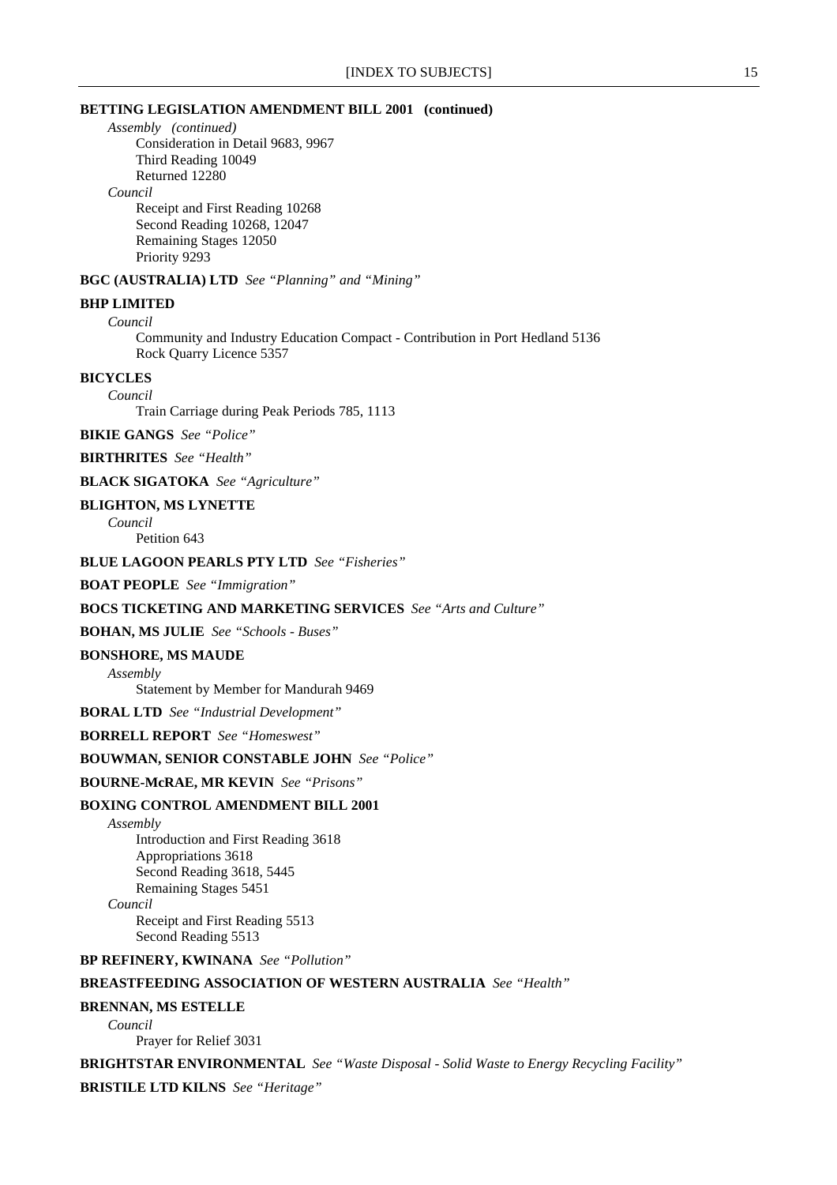**BETTING LEGISLATION AMENDMENT BILL 2001 (continued)**

*Assembly (continued)*

Consideration in Detail 9683, 9967
Third Reading 10049
Returned 12280

*Council*

Receipt and First Reading 10268
Second Reading 10268, 12047
Remaining Stages 12050
Priority 9293

**BGC (AUSTRALIA) LTD** *See "Planning" and "Mining"*

**BHP LIMITED**

*Council*

Community and Industry Education Compact - Contribution in Port Hedland 5136
Rock Quarry Licence 5357

**BICYCLES**

*Council*

Train Carriage during Peak Periods 785, 1113

**BIKIE GANGS** *See "Police"*

**BIRTHRITES** *See "Health"*

**BLACK SIGATOKA** *See "Agriculture"*

**BLIGHTON, MS LYNETTE**

*Council*

Petition 643

**BLUE LAGOON PEARLS PTY LTD** *See "Fisheries"*

**BOAT PEOPLE** *See "Immigration"*

**BOCS TICKETING AND MARKETING SERVICES** *See "Arts and Culture"*

**BOHAN, MS JULIE** *See "Schools - Buses"*

**BONSHORE, MS MAUDE**

*Assembly*

Statement by Member for Mandurah 9469

**BORAL LTD** *See "Industrial Development"*

**BORRELL REPORT** *See "Homeswest"*

**BOUWMAN, SENIOR CONSTABLE JOHN** *See "Police"*

**BOURNE-McRAE, MR KEVIN** *See "Prisons"*

**BOXING CONTROL AMENDMENT BILL 2001**

*Assembly*

Introduction and First Reading 3618
Appropriations 3618
Second Reading 3618, 5445
Remaining Stages 5451

*Council*

Receipt and First Reading 5513
Second Reading 5513

**BP REFINERY, KWINANA** *See "Pollution"*

**BREASTFEEDING ASSOCIATION OF WESTERN AUSTRALIA** *See "Health"*

**BRENNAN, MS ESTELLE**

*Council*

Prayer for Relief 3031

**BRIGHTSTAR ENVIRONMENTAL** *See "Waste Disposal - Solid Waste to Energy Recycling Facility"*

**BRISTILE LTD KILNS** *See "Heritage"*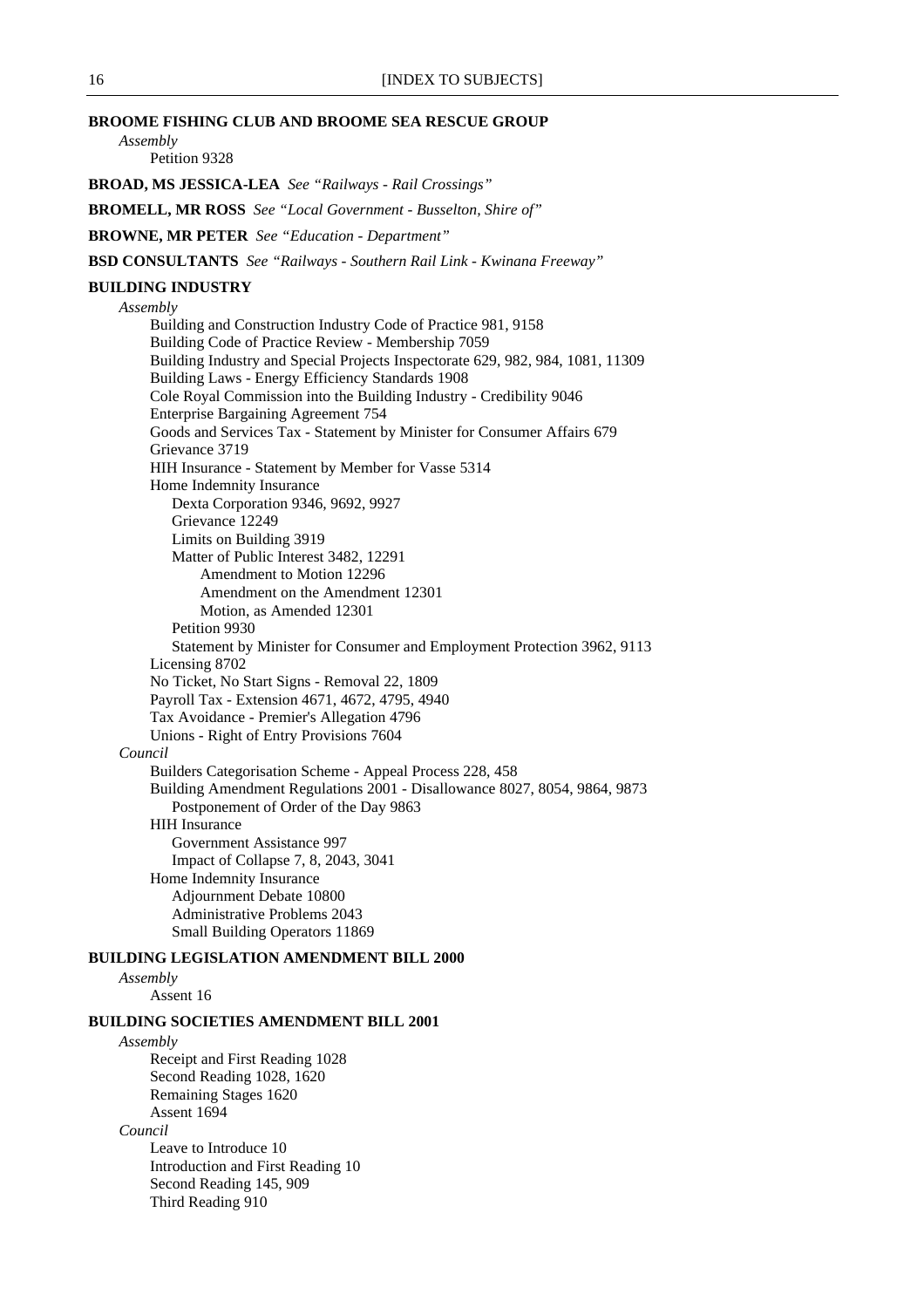**BROOME FISHING CLUB AND BROOME SEA RESCUE GROUP**

*Assembly*

Petition 9328

**BROAD, MS JESSICA-LEA** *See "Railways - Rail Crossings"*

**BROMELL, MR ROSS** *See "Local Government - Busselton, Shire of"*

**BROWNE, MR PETER** *See "Education - Department"*

**BSD CONSULTANTS** *See "Railways - Southern Rail Link - Kwinana Freeway"*

**BUILDING INDUSTRY**

*Assembly*

- Building and Construction Industry Code of Practice 981, 9158
- Building Code of Practice Review - Membership 7059
- Building Industry and Special Projects Inspectorate 629, 982, 984, 1081, 11309
- Building Laws - Energy Efficiency Standards 1908
- Cole Royal Commission into the Building Industry - Credibility 9046
- Enterprise Bargaining Agreement 754
- Goods and Services Tax - Statement by Minister for Consumer Affairs 679
- Grievance 3719
- HIH Insurance - Statement by Member for Vasse 5314
- Home Indemnity Insurance
  - Dexta Corporation 9346, 9692, 9927
  - Grievance 12249
  - Limits on Building 3919
  - Matter of Public Interest 3482, 12291
    - Amendment to Motion 12296
    - Amendment on the Amendment 12301
    - Motion, as Amended 12301
  - Petition 9930
  - Statement by Minister for Consumer and Employment Protection 3962, 9113
- Licensing 8702
- No Ticket, No Start Signs - Removal 22, 1809
- Payroll Tax - Extension 4671, 4672, 4795, 4940
- Tax Avoidance - Premier's Allegation 4796
- Unions - Right of Entry Provisions 7604

*Council*

- Builders Categorisation Scheme - Appeal Process 228, 458
- Building Amendment Regulations 2001 - Disallowance 8027, 8054, 9864, 9873
  - Postponement of Order of the Day 9863
- HIH Insurance
  - Government Assistance 997
  - Impact of Collapse 7, 8, 2043, 3041
- Home Indemnity Insurance
  - Adjournment Debate 10800
  - Administrative Problems 2043
  - Small Building Operators 11869

**BUILDING LEGISLATION AMENDMENT BILL 2000**

*Assembly*

Assent 16

**BUILDING SOCIETIES AMENDMENT BILL 2001**

*Assembly*

- Receipt and First Reading 1028
- Second Reading 1028, 1620
- Remaining Stages 1620
- Assent 1694

*Council*

- Leave to Introduce 10
- Introduction and First Reading 10
- Second Reading 145, 909
- Third Reading 910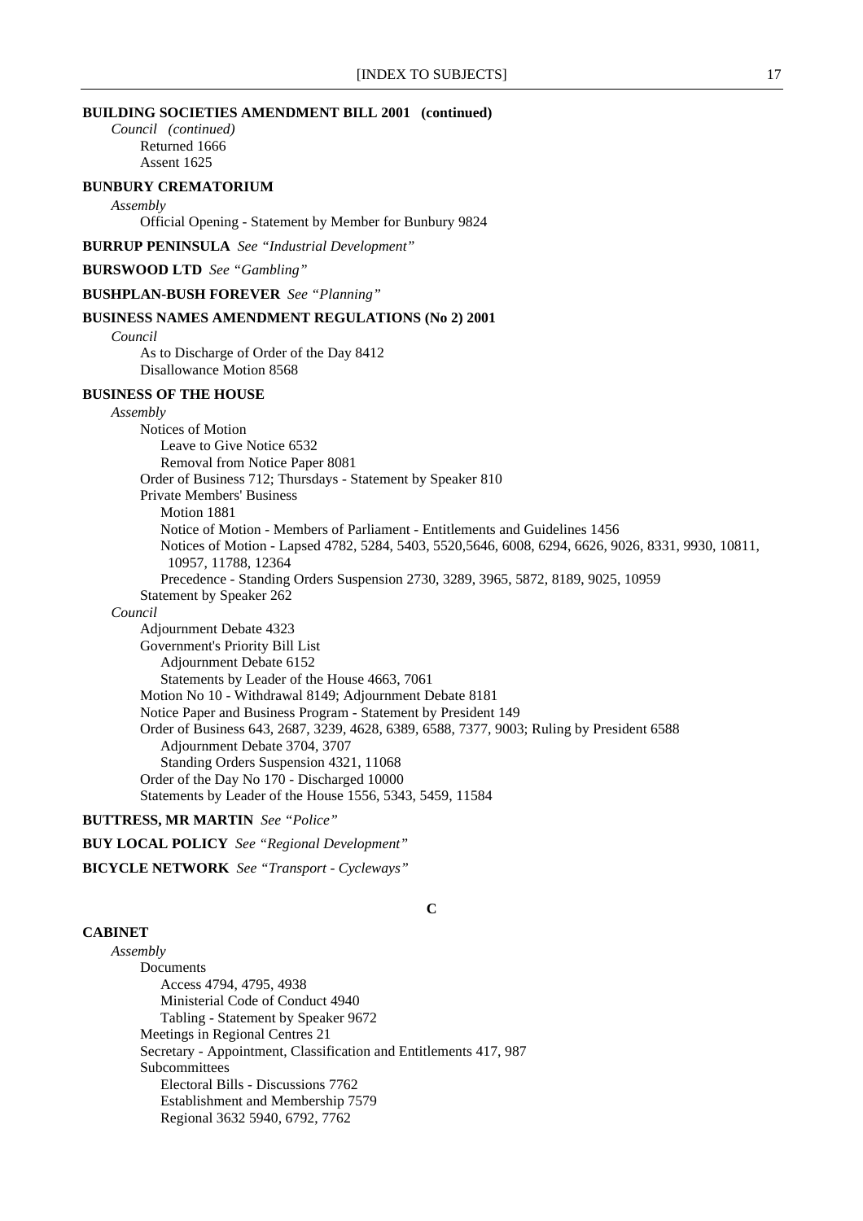**BUILDING SOCIETIES AMENDMENT BILL 2001 (continued)**

*Council (continued)*

Returned 1666
Assent 1625

**BUNBURY CREMATORIUM**

*Assembly*

Official Opening - Statement by Member for Bunbury 9824

**BURRUP PENINSULA** *See "Industrial Development"*

**BURSWOOD LTD** *See "Gambling"*

**BUSHPLAN-BUSH FOREVER** *See "Planning"*

**BUSINESS NAMES AMENDMENT REGULATIONS (No 2) 2001**

*Council*

As to Discharge of Order of the Day 8412
Disallowance Motion 8568

**BUSINESS OF THE HOUSE**

*Assembly*

- Notices of Motion
  - Leave to Give Notice 6532
  - Removal from Notice Paper 8081
- Order of Business 712; Thursdays - Statement by Speaker 810
- Private Members' Business
  - Motion 1881
  - Notice of Motion - Members of Parliament - Entitlements and Guidelines 1456
  - Notices of Motion - Lapsed 4782, 5284, 5403, 5520,5646, 6008, 6294, 6626, 9026, 8331, 9930, 10811, 10957, 11788, 12364
  - Precedence - Standing Orders Suspension 2730, 3289, 3965, 5872, 8189, 9025, 10959
- Statement by Speaker 262

*Council*

- Adjournment Debate 4323
- Government's Priority Bill List
  - Adjournment Debate 6152
  - Statements by Leader of the House 4663, 7061
- Motion No 10 - Withdrawal 8149; Adjournment Debate 8181
- Notice Paper and Business Program - Statement by President 149
- Order of Business 643, 2687, 3239, 4628, 6389, 6588, 7377, 9003; Ruling by President 6588
  - Adjournment Debate 3704, 3707
  - Standing Orders Suspension 4321, 11068
- Order of the Day No 170 - Discharged 10000
- Statements by Leader of the House 1556, 5343, 5459, 11584

**BUTTRESS, MR MARTIN** *See "Police"*

**BUY LOCAL POLICY** *See "Regional Development"*

**BICYCLE NETWORK** *See "Transport - Cycleways"*

## C

**CABINET**

*Assembly*

- Documents
  - Access 4794, 4795, 4938
  - Ministerial Code of Conduct 4940
  - Tabling - Statement by Speaker 9672
- Meetings in Regional Centres 21
- Secretary - Appointment, Classification and Entitlements 417, 987
- Subcommittees
  - Electoral Bills - Discussions 7762
  - Establishment and Membership 7579
  - Regional 3632 5940, 6792, 7762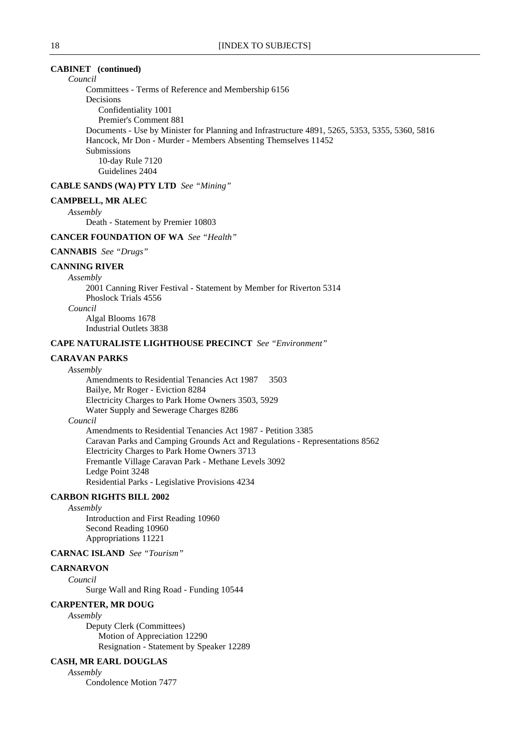**CABINET (continued)**

*Council*

Committees - Terms of Reference and Membership 6156
Decisions
  Confidentiality 1001
  Premier's Comment 881
Documents - Use by Minister for Planning and Infrastructure 4891, 5265, 5353, 5355, 5360, 5816
Hancock, Mr Don - Murder - Members Absenting Themselves 11452
Submissions
  10-day Rule 7120
  Guidelines 2404

**CABLE SANDS (WA) PTY LTD** *See "Mining"*

**CAMPBELL, MR ALEC**

*Assembly*

Death - Statement by Premier 10803

**CANCER FOUNDATION OF WA** *See "Health"*

**CANNABIS** *See "Drugs"*

**CANNING RIVER**

*Assembly*

2001 Canning River Festival - Statement by Member for Riverton 5314
Phoslock Trials 4556

*Council*

Algal Blooms 1678
Industrial Outlets 3838

**CAPE NATURALISTE LIGHTHOUSE PRECINCT** *See "Environment"*

**CARAVAN PARKS**

*Assembly*

Amendments to Residential Tenancies Act 1987 3503
Bailye, Mr Roger - Eviction 8284
Electricity Charges to Park Home Owners 3503, 5929
Water Supply and Sewerage Charges 8286

*Council*

Amendments to Residential Tenancies Act 1987 - Petition 3385
Caravan Parks and Camping Grounds Act and Regulations - Representations 8562
Electricity Charges to Park Home Owners 3713
Fremantle Village Caravan Park - Methane Levels 3092
Ledge Point 3248
Residential Parks - Legislative Provisions 4234

**CARBON RIGHTS BILL 2002**

*Assembly*

Introduction and First Reading 10960
Second Reading 10960
Appropriations 11221

**CARNAC ISLAND** *See "Tourism"*

**CARNARVON**

*Council*

Surge Wall and Ring Road - Funding 10544

**CARPENTER, MR DOUG**

*Assembly*

Deputy Clerk (Committees)
  Motion of Appreciation 12290
  Resignation - Statement by Speaker 12289

**CASH, MR EARL DOUGLAS**

*Assembly*

Condolence Motion 7477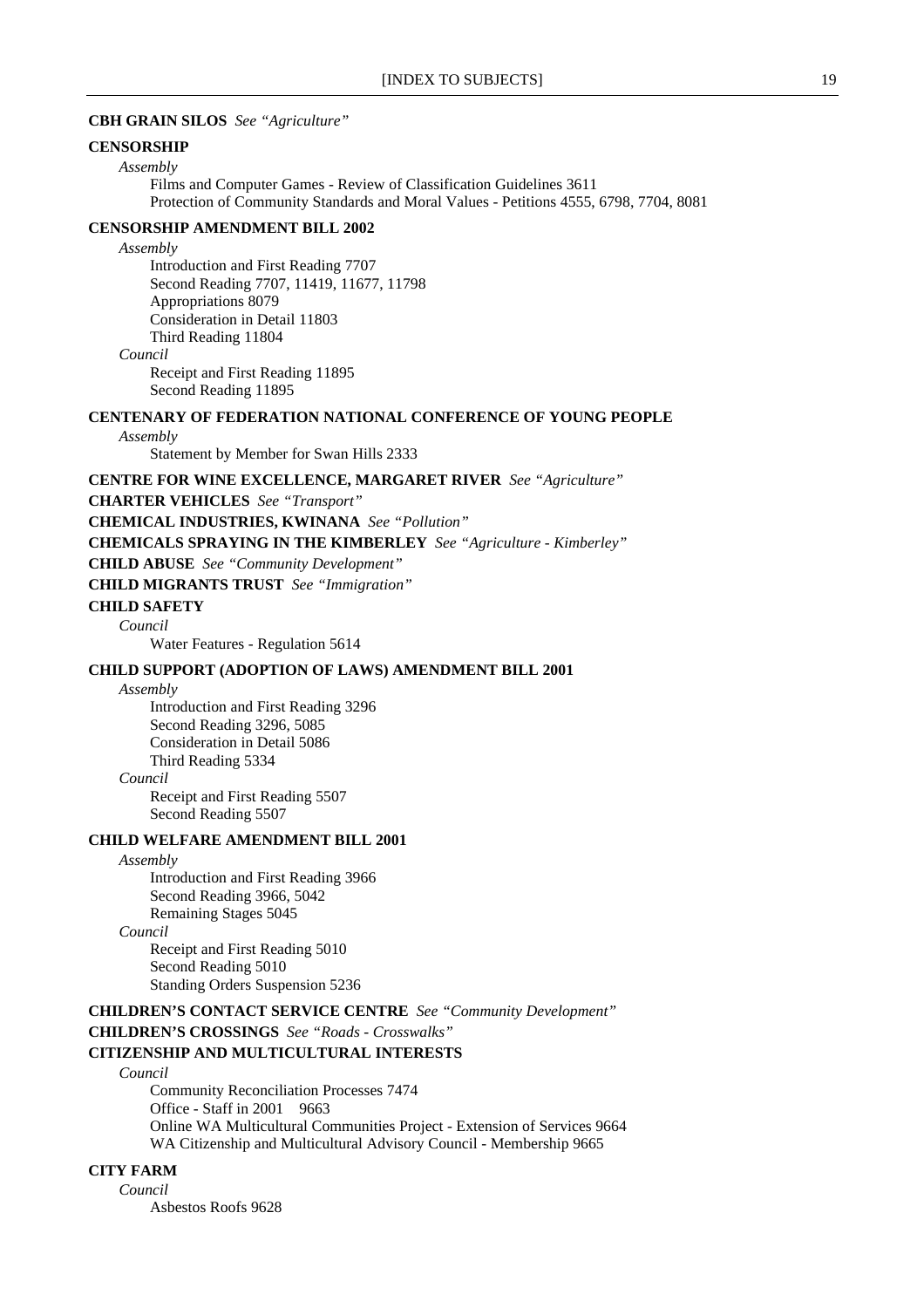**CBH GRAIN SILOS** *See "Agriculture"*

**CENSORSHIP**

*Assembly*

Films and Computer Games - Review of Classification Guidelines 3611
Protection of Community Standards and Moral Values - Petitions 4555, 6798, 7704, 8081

**CENSORSHIP AMENDMENT BILL 2002**

*Assembly*

Introduction and First Reading 7707
Second Reading 7707, 11419, 11677, 11798
Appropriations 8079
Consideration in Detail 11803
Third Reading 11804

*Council*

Receipt and First Reading 11895
Second Reading 11895

**CENTENARY OF FEDERATION NATIONAL CONFERENCE OF YOUNG PEOPLE**

*Assembly*

Statement by Member for Swan Hills 2333

**CENTRE FOR WINE EXCELLENCE, MARGARET RIVER** *See "Agriculture"*

**CHARTER VEHICLES** *See "Transport"*

**CHEMICAL INDUSTRIES, KWINANA** *See "Pollution"*

**CHEMICALS SPRAYING IN THE KIMBERLEY** *See "Agriculture - Kimberley"*

**CHILD ABUSE** *See "Community Development"*

**CHILD MIGRANTS TRUST** *See "Immigration"*

**CHILD SAFETY**

*Council*

Water Features - Regulation 5614

**CHILD SUPPORT (ADOPTION OF LAWS) AMENDMENT BILL 2001**

*Assembly*

Introduction and First Reading 3296
Second Reading 3296, 5085
Consideration in Detail 5086
Third Reading 5334

*Council*

Receipt and First Reading 5507
Second Reading 5507

**CHILD WELFARE AMENDMENT BILL 2001**

*Assembly*

Introduction and First Reading 3966
Second Reading 3966, 5042
Remaining Stages 5045

*Council*

Receipt and First Reading 5010
Second Reading 5010
Standing Orders Suspension 5236

**CHILDREN'S CONTACT SERVICE CENTRE** *See "Community Development"*

**CHILDREN'S CROSSINGS** *See "Roads - Crosswalks"*

**CITIZENSHIP AND MULTICULTURAL INTERESTS**

*Council*

Community Reconciliation Processes 7474
Office - Staff in 2001 9663
Online WA Multicultural Communities Project - Extension of Services 9664
WA Citizenship and Multicultural Advisory Council - Membership 9665

**CITY FARM**

*Council*

Asbestos Roofs 9628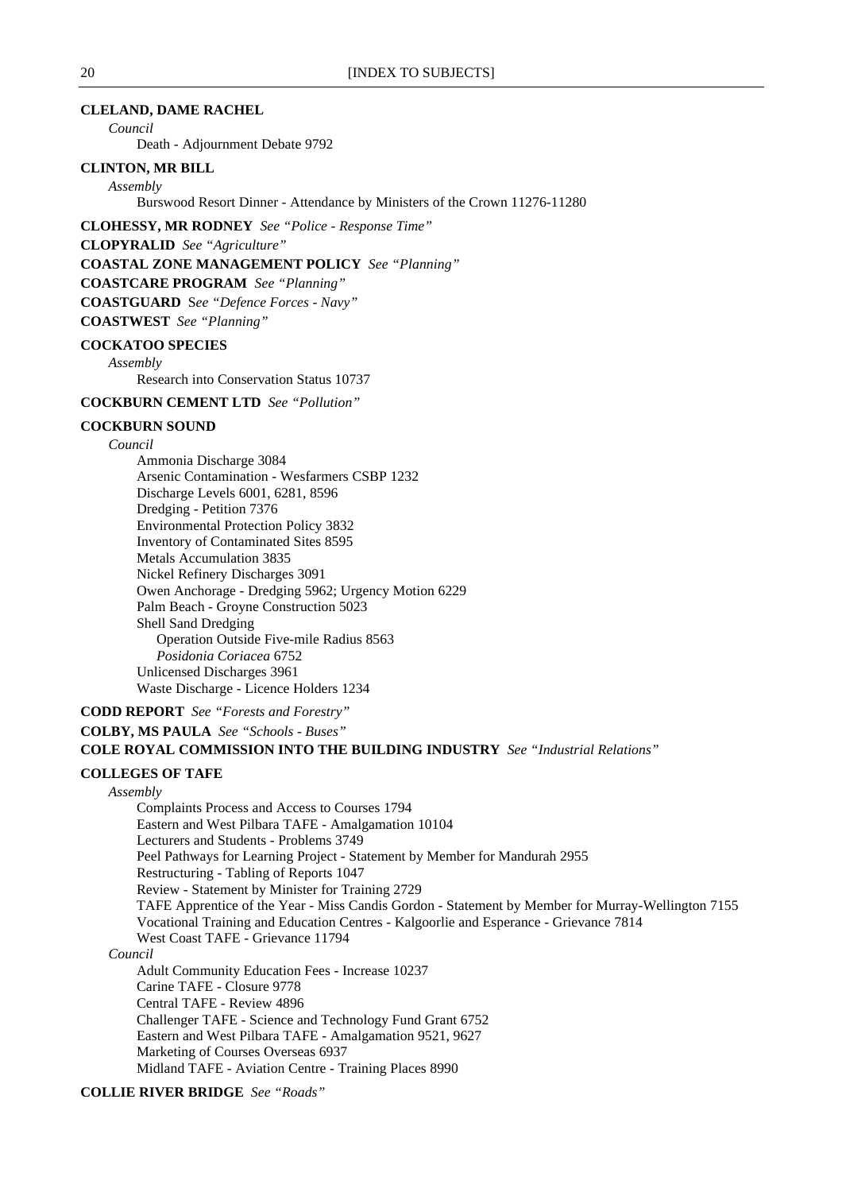**CLELAND, DAME RACHEL**

*Council*

Death - Adjournment Debate 9792

**CLINTON, MR BILL**

*Assembly*

Burswood Resort Dinner - Attendance by Ministers of the Crown 11276-11280

**CLOHESSY, MR RODNEY** *See "Police - Response Time"*

**CLOPYRALID** *See "Agriculture"*

**COASTAL ZONE MANAGEMENT POLICY** *See "Planning"*

**COASTCARE PROGRAM** *See "Planning"*

**COASTGUARD** S*ee "Defence Forces - Navy"*

**COASTWEST** *See "Planning"*

**COCKATOO SPECIES**

*Assembly*

Research into Conservation Status 10737

**COCKBURN CEMENT LTD** *See "Pollution"*

**COCKBURN SOUND**

*Council*

Ammonia Discharge 3084
Arsenic Contamination - Wesfarmers CSBP 1232
Discharge Levels 6001, 6281, 8596
Dredging - Petition 7376
Environmental Protection Policy 3832
Inventory of Contaminated Sites 8595
Metals Accumulation 3835
Nickel Refinery Discharges 3091
Owen Anchorage - Dredging 5962; Urgency Motion 6229
Palm Beach - Groyne Construction 5023
Shell Sand Dredging
    Operation Outside Five-mile Radius 8563
    *Posidonia Coriacea* 6752
Unlicensed Discharges 3961
Waste Discharge - Licence Holders 1234

**CODD REPORT** *See "Forests and Forestry"*

**COLBY, MS PAULA** *See "Schools - Buses"*

**COLE ROYAL COMMISSION INTO THE BUILDING INDUSTRY** *See "Industrial Relations"*

**COLLEGES OF TAFE**

*Assembly*

Complaints Process and Access to Courses 1794
Eastern and West Pilbara TAFE - Amalgamation 10104
Lecturers and Students - Problems 3749
Peel Pathways for Learning Project - Statement by Member for Mandurah 2955
Restructuring - Tabling of Reports 1047
Review - Statement by Minister for Training 2729
TAFE Apprentice of the Year - Miss Candis Gordon - Statement by Member for Murray-Wellington 7155
Vocational Training and Education Centres - Kalgoorlie and Esperance - Grievance 7814
West Coast TAFE - Grievance 11794

*Council*

Adult Community Education Fees - Increase 10237
Carine TAFE - Closure 9778
Central TAFE - Review 4896
Challenger TAFE - Science and Technology Fund Grant 6752
Eastern and West Pilbara TAFE - Amalgamation 9521, 9627
Marketing of Courses Overseas 6937
Midland TAFE - Aviation Centre - Training Places 8990

**COLLIE RIVER BRIDGE** *See "Roads"*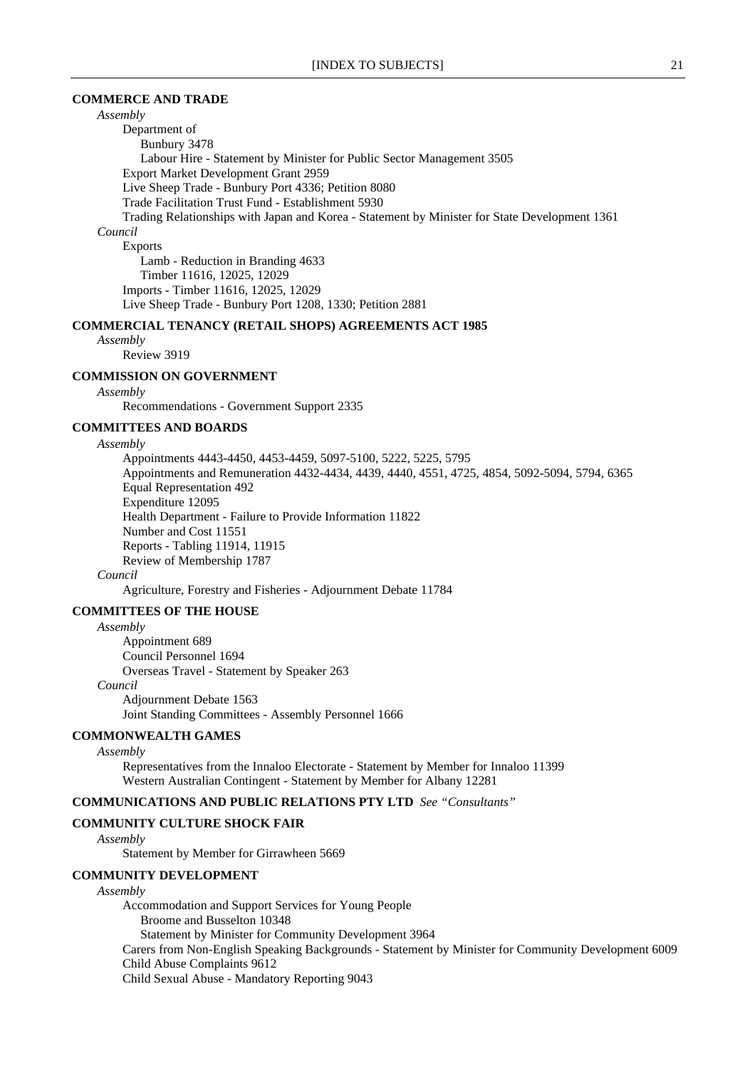**COMMERCE AND TRADE**

*Assembly*

- Department of
  - Bunbury 3478
  - Labour Hire - Statement by Minister for Public Sector Management 3505
- Export Market Development Grant 2959
- Live Sheep Trade - Bunbury Port 4336; Petition 8080
- Trade Facilitation Trust Fund - Establishment 5930
- Trading Relationships with Japan and Korea - Statement by Minister for State Development 1361

*Council*

- Exports
  - Lamb - Reduction in Branding 4633
  - Timber 11616, 12025, 12029
- Imports - Timber 11616, 12025, 12029
- Live Sheep Trade - Bunbury Port 1208, 1330; Petition 2881

**COMMERCIAL TENANCY (RETAIL SHOPS) AGREEMENTS ACT 1985**

*Assembly*

- Review 3919

**COMMISSION ON GOVERNMENT**

*Assembly*

- Recommendations - Government Support 2335

**COMMITTEES AND BOARDS**

*Assembly*

- Appointments 4443-4450, 4453-4459, 5097-5100, 5222, 5225, 5795
- Appointments and Remuneration 4432-4434, 4439, 4440, 4551, 4725, 4854, 5092-5094, 5794, 6365
- Equal Representation 492
- Expenditure 12095
- Health Department - Failure to Provide Information 11822
- Number and Cost 11551
- Reports - Tabling 11914, 11915
- Review of Membership 1787

*Council*

- Agriculture, Forestry and Fisheries - Adjournment Debate 11784

**COMMITTEES OF THE HOUSE**

*Assembly*

- Appointment 689
- Council Personnel 1694
- Overseas Travel - Statement by Speaker 263

*Council*

- Adjournment Debate 1563
- Joint Standing Committees - Assembly Personnel 1666

**COMMONWEALTH GAMES**

*Assembly*

- Representatives from the Innaloo Electorate - Statement by Member for Innaloo 11399
- Western Australian Contingent - Statement by Member for Albany 12281

**COMMUNICATIONS AND PUBLIC RELATIONS PTY LTD** *See "Consultants"*

**COMMUNITY CULTURE SHOCK FAIR**

*Assembly*

- Statement by Member for Girrawheen 5669

**COMMUNITY DEVELOPMENT**

*Assembly*

- Accommodation and Support Services for Young People
  - Broome and Busselton 10348
  - Statement by Minister for Community Development 3964
- Carers from Non-English Speaking Backgrounds - Statement by Minister for Community Development 6009
- Child Abuse Complaints 9612
- Child Sexual Abuse - Mandatory Reporting 9043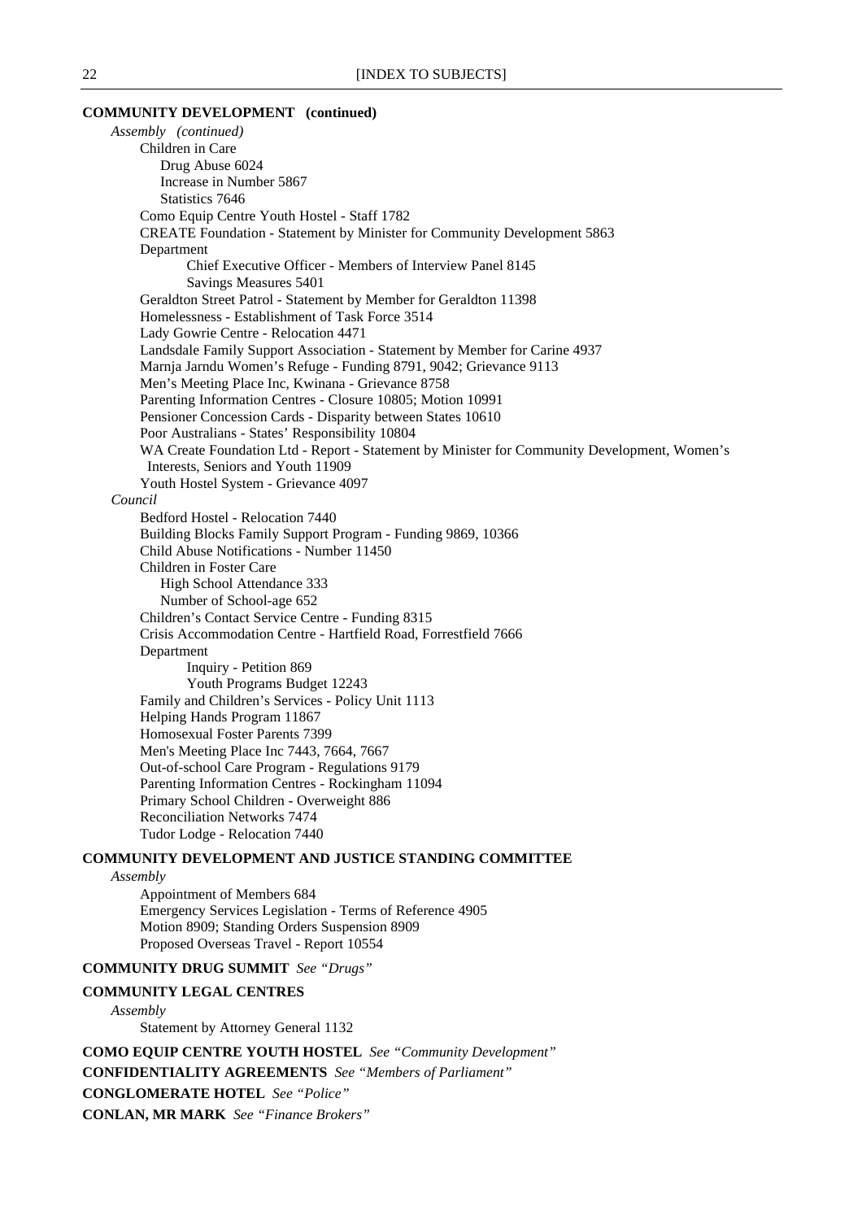**COMMUNITY DEVELOPMENT (continued)**

*Assembly (continued)*

- Children in Care
  - Drug Abuse 6024
  - Increase in Number 5867
  - Statistics 7646
- Como Equip Centre Youth Hostel - Staff 1782
- CREATE Foundation - Statement by Minister for Community Development 5863
- Department
  - Chief Executive Officer - Members of Interview Panel 8145
  - Savings Measures 5401
- Geraldton Street Patrol - Statement by Member for Geraldton 11398
- Homelessness - Establishment of Task Force 3514
- Lady Gowrie Centre - Relocation 4471
- Landsdale Family Support Association - Statement by Member for Carine 4937
- Marnja Jarndu Women's Refuge - Funding 8791, 9042; Grievance 9113
- Men's Meeting Place Inc, Kwinana - Grievance 8758
- Parenting Information Centres - Closure 10805; Motion 10991
- Pensioner Concession Cards - Disparity between States 10610
- Poor Australians - States' Responsibility 10804
- WA Create Foundation Ltd - Report - Statement by Minister for Community Development, Women's Interests, Seniors and Youth 11909
- Youth Hostel System - Grievance 4097

*Council*

- Bedford Hostel - Relocation 7440
- Building Blocks Family Support Program - Funding 9869, 10366
- Child Abuse Notifications - Number 11450
- Children in Foster Care
  - High School Attendance 333
  - Number of School-age 652
- Children's Contact Service Centre - Funding 8315
- Crisis Accommodation Centre - Hartfield Road, Forrestfield 7666
- Department
  - Inquiry - Petition 869
  - Youth Programs Budget 12243
- Family and Children's Services - Policy Unit 1113
- Helping Hands Program 11867
- Homosexual Foster Parents 7399
- Men's Meeting Place Inc 7443, 7664, 7667
- Out-of-school Care Program - Regulations 9179
- Parenting Information Centres - Rockingham 11094
- Primary School Children - Overweight 886
- Reconciliation Networks 7474
- Tudor Lodge - Relocation 7440

**COMMUNITY DEVELOPMENT AND JUSTICE STANDING COMMITTEE**

*Assembly*

- Appointment of Members 684
- Emergency Services Legislation - Terms of Reference 4905
- Motion 8909; Standing Orders Suspension 8909
- Proposed Overseas Travel - Report 10554

**COMMUNITY DRUG SUMMIT** *See "Drugs"*

**COMMUNITY LEGAL CENTRES**

*Assembly*

- Statement by Attorney General 1132

**COMO EQUIP CENTRE YOUTH HOSTEL** *See "Community Development"*

**CONFIDENTIALITY AGREEMENTS** *See "Members of Parliament"*

**CONGLOMERATE HOTEL** *See "Police"*

**CONLAN, MR MARK** *See "Finance Brokers"*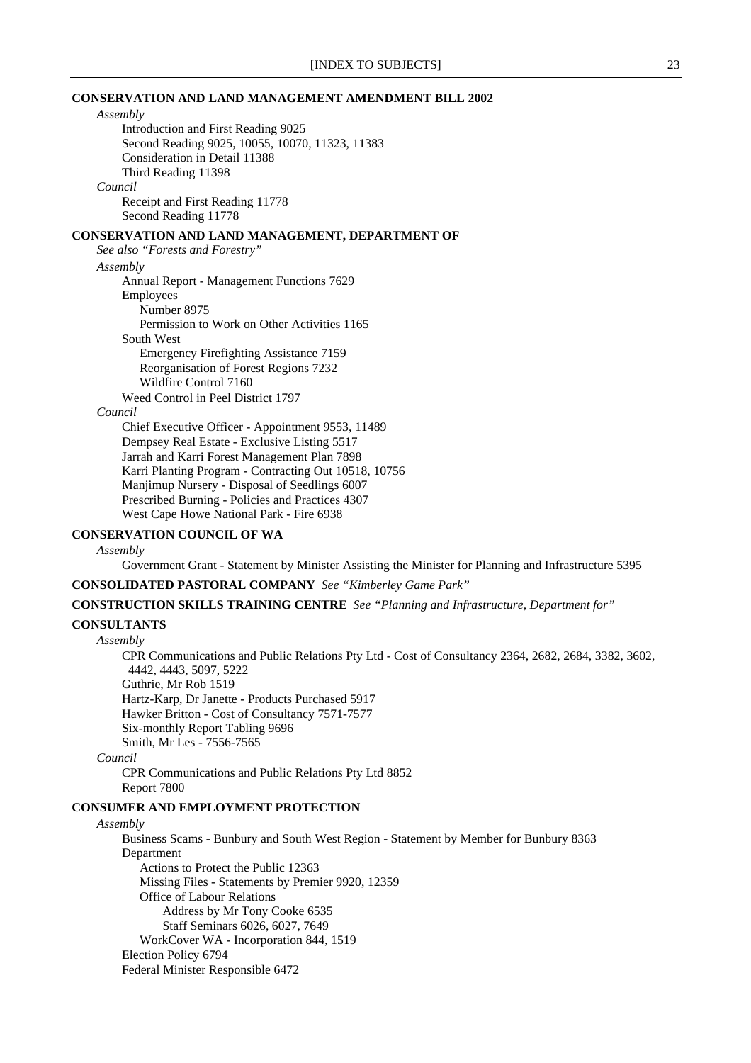**CONSERVATION AND LAND MANAGEMENT AMENDMENT BILL 2002**

*Assembly*

Introduction and First Reading 9025
Second Reading 9025, 10055, 10070, 11323, 11383
Consideration in Detail 11388
Third Reading 11398

*Council*

Receipt and First Reading 11778
Second Reading 11778

**CONSERVATION AND LAND MANAGEMENT, DEPARTMENT OF**

*See also "Forests and Forestry"*

*Assembly*

Annual Report - Management Functions 7629
Employees
  Number 8975
  Permission to Work on Other Activities 1165
South West
  Emergency Firefighting Assistance 7159
  Reorganisation of Forest Regions 7232
  Wildfire Control 7160
Weed Control in Peel District 1797

*Council*

Chief Executive Officer - Appointment 9553, 11489
Dempsey Real Estate - Exclusive Listing 5517
Jarrah and Karri Forest Management Plan 7898
Karri Planting Program - Contracting Out 10518, 10756
Manjimup Nursery - Disposal of Seedlings 6007
Prescribed Burning - Policies and Practices 4307
West Cape Howe National Park - Fire 6938

**CONSERVATION COUNCIL OF WA**

*Assembly*

Government Grant - Statement by Minister Assisting the Minister for Planning and Infrastructure 5395

**CONSOLIDATED PASTORAL COMPANY** *See "Kimberley Game Park"*

**CONSTRUCTION SKILLS TRAINING CENTRE** *See "Planning and Infrastructure, Department for"*

**CONSULTANTS**

*Assembly*

CPR Communications and Public Relations Pty Ltd - Cost of Consultancy 2364, 2682, 2684, 3382, 3602, 4442, 4443, 5097, 5222
Guthrie, Mr Rob 1519
Hartz-Karp, Dr Janette - Products Purchased 5917
Hawker Britton - Cost of Consultancy 7571-7577
Six-monthly Report Tabling 9696
Smith, Mr Les - 7556-7565

*Council*

CPR Communications and Public Relations Pty Ltd 8852
Report 7800

**CONSUMER AND EMPLOYMENT PROTECTION**

*Assembly*

Business Scams - Bunbury and South West Region - Statement by Member for Bunbury 8363
Department
  Actions to Protect the Public 12363
  Missing Files - Statements by Premier 9920, 12359
  Office of Labour Relations
    Address by Mr Tony Cooke 6535
    Staff Seminars 6026, 6027, 7649
  WorkCover WA - Incorporation 844, 1519
Election Policy 6794
Federal Minister Responsible 6472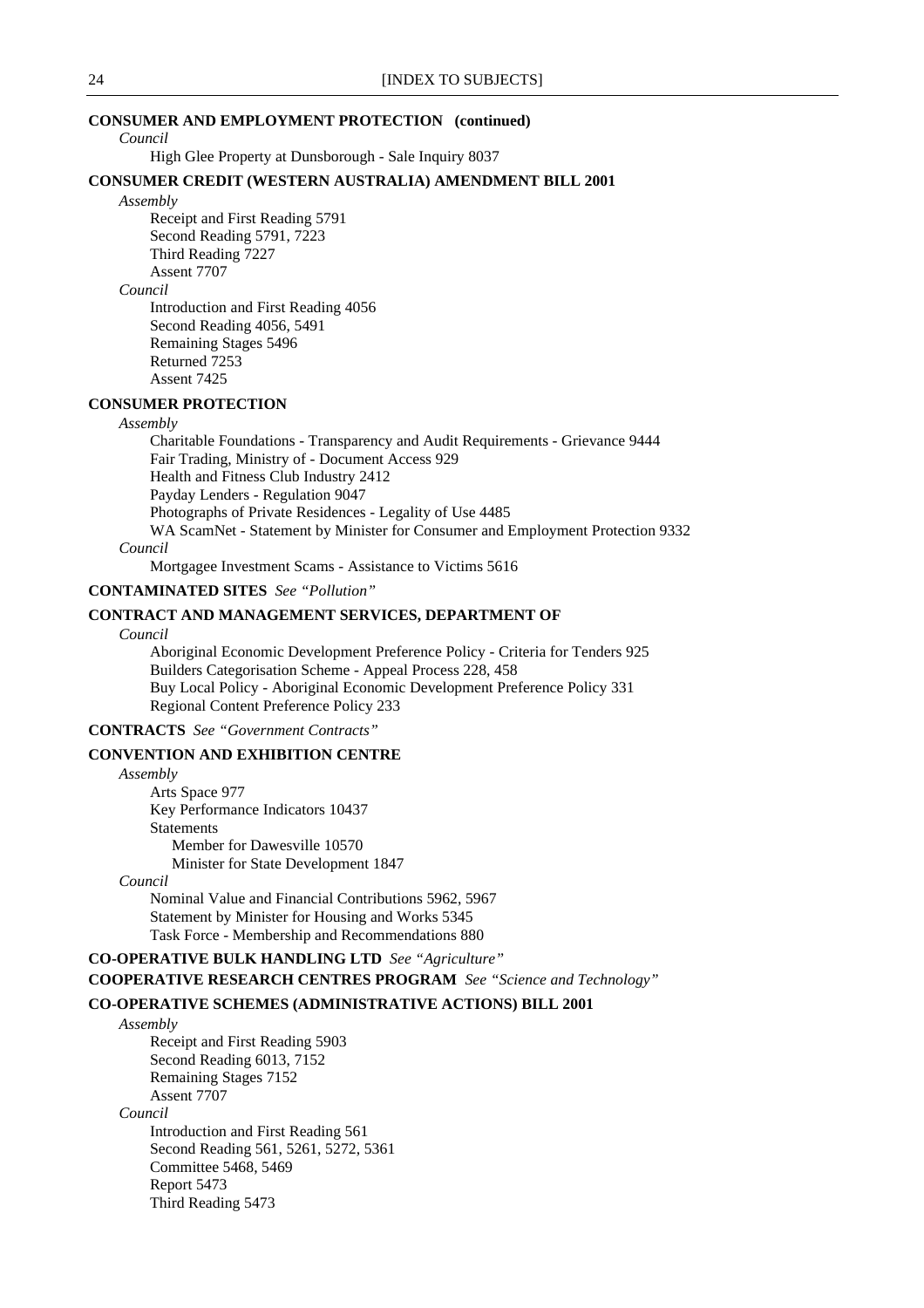**CONSUMER AND EMPLOYMENT PROTECTION (continued)**

*Council*

High Glee Property at Dunsborough - Sale Inquiry 8037

**CONSUMER CREDIT (WESTERN AUSTRALIA) AMENDMENT BILL 2001**

*Assembly*

Receipt and First Reading 5791
Second Reading 5791, 7223
Third Reading 7227
Assent 7707

*Council*

Introduction and First Reading 4056
Second Reading 4056, 5491
Remaining Stages 5496
Returned 7253
Assent 7425

**CONSUMER PROTECTION**

*Assembly*

Charitable Foundations - Transparency and Audit Requirements - Grievance 9444
Fair Trading, Ministry of - Document Access 929
Health and Fitness Club Industry 2412
Payday Lenders - Regulation 9047
Photographs of Private Residences - Legality of Use 4485
WA ScamNet - Statement by Minister for Consumer and Employment Protection 9332

*Council*

Mortgagee Investment Scams - Assistance to Victims 5616

**CONTAMINATED SITES** *See "Pollution"*

**CONTRACT AND MANAGEMENT SERVICES, DEPARTMENT OF**

*Council*

Aboriginal Economic Development Preference Policy - Criteria for Tenders 925
Builders Categorisation Scheme - Appeal Process 228, 458
Buy Local Policy - Aboriginal Economic Development Preference Policy 331
Regional Content Preference Policy 233

**CONTRACTS** *See "Government Contracts"*

**CONVENTION AND EXHIBITION CENTRE**

*Assembly*

Arts Space 977
Key Performance Indicators 10437
Statements
- Member for Dawesville 10570
- Minister for State Development 1847

*Council*

Nominal Value and Financial Contributions 5962, 5967
Statement by Minister for Housing and Works 5345
Task Force - Membership and Recommendations 880

**CO-OPERATIVE BULK HANDLING LTD** *See "Agriculture"*

**COOPERATIVE RESEARCH CENTRES PROGRAM** *See "Science and Technology"*

**CO-OPERATIVE SCHEMES (ADMINISTRATIVE ACTIONS) BILL 2001**

*Assembly*

Receipt and First Reading 5903
Second Reading 6013, 7152
Remaining Stages 7152
Assent 7707

*Council*

Introduction and First Reading 561
Second Reading 561, 5261, 5272, 5361
Committee 5468, 5469
Report 5473
Third Reading 5473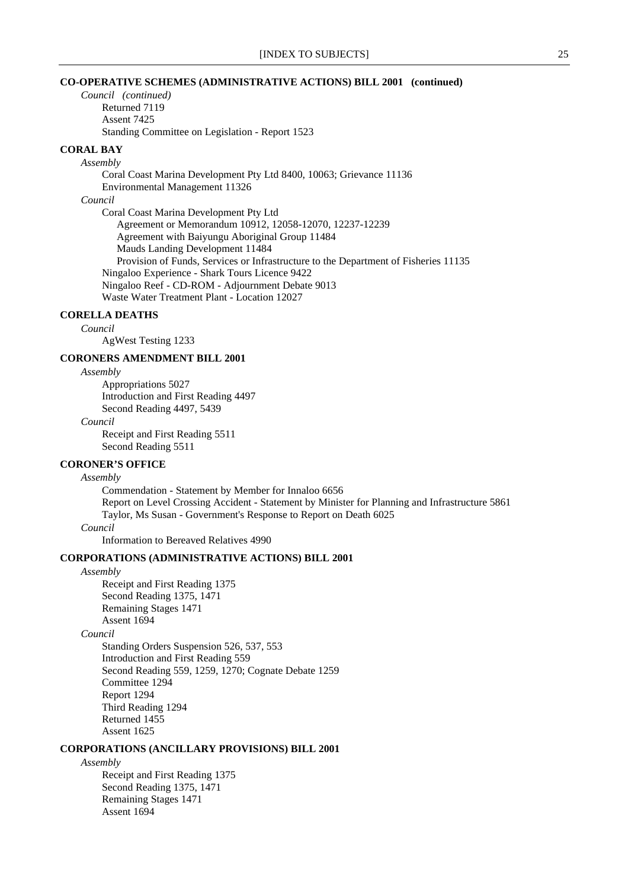**CO-OPERATIVE SCHEMES (ADMINISTRATIVE ACTIONS) BILL 2001 (continued)**

*Council (continued)*

Returned 7119
Assent 7425
Standing Committee on Legislation - Report 1523

**CORAL BAY**

*Assembly*

Coral Coast Marina Development Pty Ltd 8400, 10063; Grievance 11136
Environmental Management 11326

*Council*

Coral Coast Marina Development Pty Ltd
- Agreement or Memorandum 10912, 12058-12070, 12237-12239
- Agreement with Baiyungu Aboriginal Group 11484
- Mauds Landing Development 11484
- Provision of Funds, Services or Infrastructure to the Department of Fisheries 11135

Ningaloo Experience - Shark Tours Licence 9422
Ningaloo Reef - CD-ROM - Adjournment Debate 9013
Waste Water Treatment Plant - Location 12027

**CORELLA DEATHS**

*Council*

AgWest Testing 1233

**CORONERS AMENDMENT BILL 2001**

*Assembly*

Appropriations 5027
Introduction and First Reading 4497
Second Reading 4497, 5439

*Council*

Receipt and First Reading 5511
Second Reading 5511

**CORONER'S OFFICE**

*Assembly*

Commendation - Statement by Member for Innaloo 6656
Report on Level Crossing Accident - Statement by Minister for Planning and Infrastructure 5861
Taylor, Ms Susan - Government's Response to Report on Death 6025

*Council*

Information to Bereaved Relatives 4990

**CORPORATIONS (ADMINISTRATIVE ACTIONS) BILL 2001**

*Assembly*

Receipt and First Reading 1375
Second Reading 1375, 1471
Remaining Stages 1471
Assent 1694

*Council*

Standing Orders Suspension 526, 537, 553
Introduction and First Reading 559
Second Reading 559, 1259, 1270; Cognate Debate 1259
Committee 1294
Report 1294
Third Reading 1294
Returned 1455
Assent 1625

**CORPORATIONS (ANCILLARY PROVISIONS) BILL 2001**

*Assembly*

Receipt and First Reading 1375
Second Reading 1375, 1471
Remaining Stages 1471
Assent 1694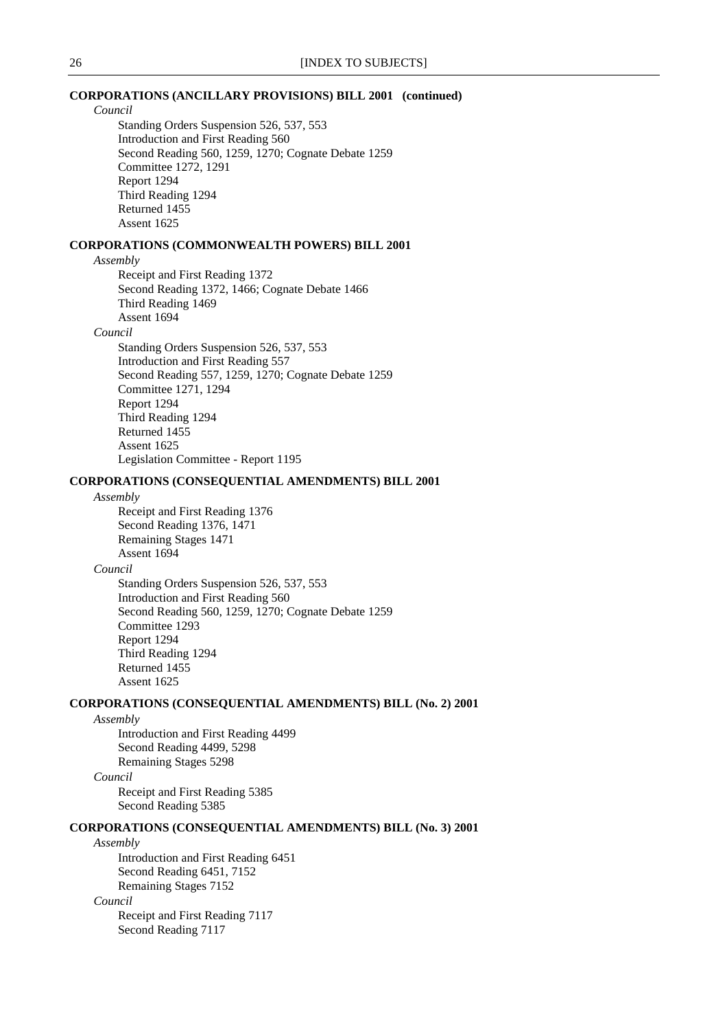**CORPORATIONS (ANCILLARY PROVISIONS) BILL 2001 (continued)**

*Council*

Standing Orders Suspension 526, 537, 553
Introduction and First Reading 560
Second Reading 560, 1259, 1270; Cognate Debate 1259
Committee 1272, 1291
Report 1294
Third Reading 1294
Returned 1455
Assent 1625

**CORPORATIONS (COMMONWEALTH POWERS) BILL 2001**

*Assembly*

Receipt and First Reading 1372
Second Reading 1372, 1466; Cognate Debate 1466
Third Reading 1469
Assent 1694

*Council*

Standing Orders Suspension 526, 537, 553
Introduction and First Reading 557
Second Reading 557, 1259, 1270; Cognate Debate 1259
Committee 1271, 1294
Report 1294
Third Reading 1294
Returned 1455
Assent 1625
Legislation Committee - Report 1195

**CORPORATIONS (CONSEQUENTIAL AMENDMENTS) BILL 2001**

*Assembly*

Receipt and First Reading 1376
Second Reading 1376, 1471
Remaining Stages 1471
Assent 1694

*Council*

Standing Orders Suspension 526, 537, 553
Introduction and First Reading 560
Second Reading 560, 1259, 1270; Cognate Debate 1259
Committee 1293
Report 1294
Third Reading 1294
Returned 1455
Assent 1625

**CORPORATIONS (CONSEQUENTIAL AMENDMENTS) BILL (No. 2) 2001**

*Assembly*

Introduction and First Reading 4499
Second Reading 4499, 5298
Remaining Stages 5298

*Council*

Receipt and First Reading 5385
Second Reading 5385

**CORPORATIONS (CONSEQUENTIAL AMENDMENTS) BILL (No. 3) 2001**

*Assembly*

Introduction and First Reading 6451
Second Reading 6451, 7152
Remaining Stages 7152

*Council*

Receipt and First Reading 7117
Second Reading 7117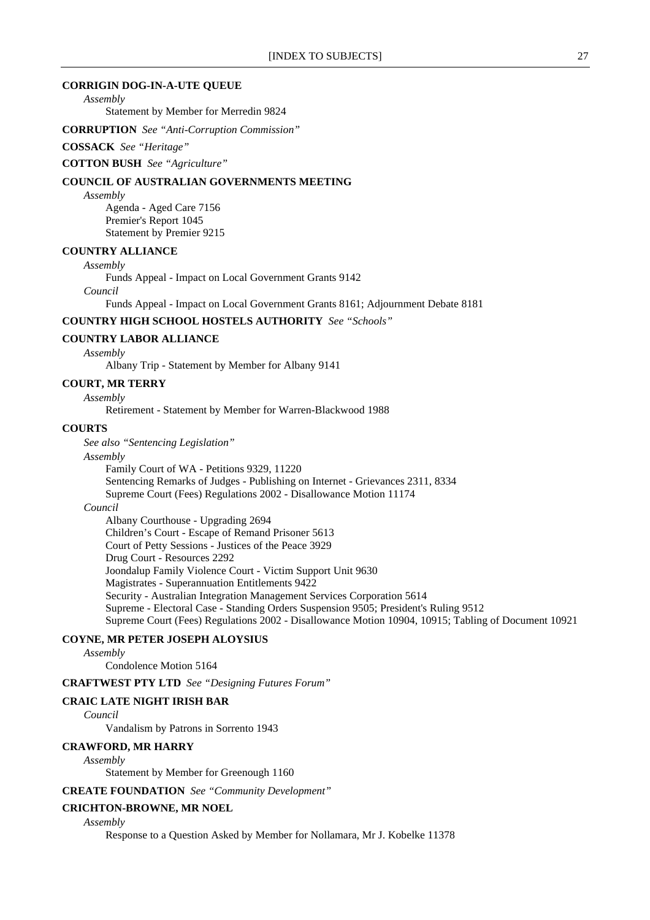**CORRIGIN DOG-IN-A-UTE QUEUE**

*Assembly*

Statement by Member for Merredin 9824

**CORRUPTION** *See "Anti-Corruption Commission"*

**COSSACK** *See "Heritage"*

**COTTON BUSH** *See "Agriculture"*

**COUNCIL OF AUSTRALIAN GOVERNMENTS MEETING**

*Assembly*

Agenda - Aged Care 7156
Premier's Report 1045
Statement by Premier 9215

**COUNTRY ALLIANCE**

*Assembly*

Funds Appeal - Impact on Local Government Grants 9142

*Council*

Funds Appeal - Impact on Local Government Grants 8161; Adjournment Debate 8181

**COUNTRY HIGH SCHOOL HOSTELS AUTHORITY** *See "Schools"*

**COUNTRY LABOR ALLIANCE**

*Assembly*

Albany Trip - Statement by Member for Albany 9141

**COURT, MR TERRY**

*Assembly*

Retirement - Statement by Member for Warren-Blackwood 1988

**COURTS**

*See also "Sentencing Legislation"*

*Assembly*

Family Court of WA - Petitions 9329, 11220
Sentencing Remarks of Judges - Publishing on Internet - Grievances 2311, 8334
Supreme Court (Fees) Regulations 2002 - Disallowance Motion 11174

*Council*

Albany Courthouse - Upgrading 2694
Children's Court - Escape of Remand Prisoner 5613
Court of Petty Sessions - Justices of the Peace 3929
Drug Court - Resources 2292
Joondalup Family Violence Court - Victim Support Unit 9630
Magistrates - Superannuation Entitlements 9422
Security - Australian Integration Management Services Corporation 5614
Supreme - Electoral Case - Standing Orders Suspension 9505; President's Ruling 9512
Supreme Court (Fees) Regulations 2002 - Disallowance Motion 10904, 10915; Tabling of Document 10921

**COYNE, MR PETER JOSEPH ALOYSIUS**

*Assembly*

Condolence Motion 5164

**CRAFTWEST PTY LTD** *See "Designing Futures Forum"*

**CRAIC LATE NIGHT IRISH BAR**

*Council*

Vandalism by Patrons in Sorrento 1943

**CRAWFORD, MR HARRY**

*Assembly*

Statement by Member for Greenough 1160

**CREATE FOUNDATION** *See "Community Development"*

**CRICHTON-BROWNE, MR NOEL**

*Assembly*

Response to a Question Asked by Member for Nollamara, Mr J. Kobelke 11378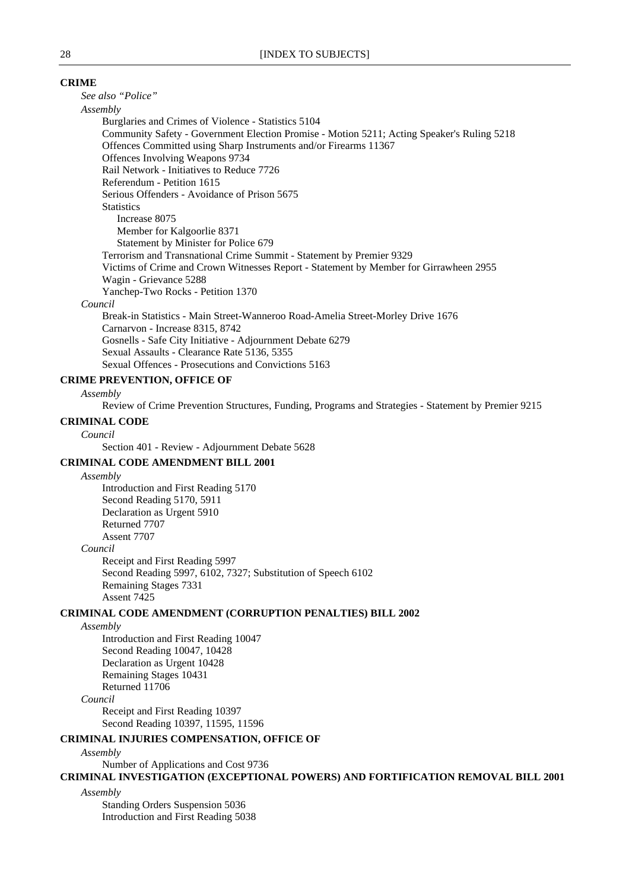**CRIME**

*See also "Police"*

*Assembly*

Burglaries and Crimes of Violence - Statistics 5104
Community Safety - Government Election Promise - Motion 5211; Acting Speaker's Ruling 5218
Offences Committed using Sharp Instruments and/or Firearms 11367
Offences Involving Weapons 9734
Rail Network - Initiatives to Reduce 7726
Referendum - Petition 1615
Serious Offenders - Avoidance of Prison 5675
Statistics
  Increase 8075
  Member for Kalgoorlie 8371
  Statement by Minister for Police 679
Terrorism and Transnational Crime Summit - Statement by Premier 9329
Victims of Crime and Crown Witnesses Report - Statement by Member for Girrawheen 2955
Wagin - Grievance 5288
Yanchep-Two Rocks - Petition 1370

*Council*

Break-in Statistics - Main Street-Wanneroo Road-Amelia Street-Morley Drive 1676
Carnarvon - Increase 8315, 8742
Gosnells - Safe City Initiative - Adjournment Debate 6279
Sexual Assaults - Clearance Rate 5136, 5355
Sexual Offences - Prosecutions and Convictions 5163

**CRIME PREVENTION, OFFICE OF**

*Assembly*

Review of Crime Prevention Structures, Funding, Programs and Strategies - Statement by Premier 9215

**CRIMINAL CODE**

*Council*

Section 401 - Review - Adjournment Debate 5628

**CRIMINAL CODE AMENDMENT BILL 2001**

*Assembly*

Introduction and First Reading 5170
Second Reading 5170, 5911
Declaration as Urgent 5910
Returned 7707
Assent 7707

*Council*

Receipt and First Reading 5997
Second Reading 5997, 6102, 7327; Substitution of Speech 6102
Remaining Stages 7331
Assent 7425

**CRIMINAL CODE AMENDMENT (CORRUPTION PENALTIES) BILL 2002**

*Assembly*

Introduction and First Reading 10047
Second Reading 10047, 10428
Declaration as Urgent 10428
Remaining Stages 10431
Returned 11706

*Council*

Receipt and First Reading 10397
Second Reading 10397, 11595, 11596

**CRIMINAL INJURIES COMPENSATION, OFFICE OF**

*Assembly*

Number of Applications and Cost 9736

**CRIMINAL INVESTIGATION (EXCEPTIONAL POWERS) AND FORTIFICATION REMOVAL BILL 2001**

*Assembly*

Standing Orders Suspension 5036
Introduction and First Reading 5038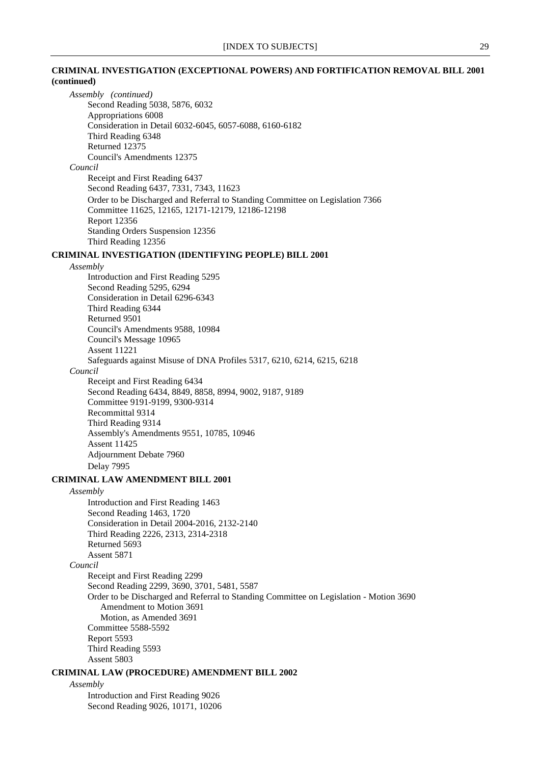**CRIMINAL INVESTIGATION (EXCEPTIONAL POWERS) AND FORTIFICATION REMOVAL BILL 2001 (continued)**

*Assembly (continued)*

Second Reading 5038, 5876, 6032
Appropriations 6008
Consideration in Detail 6032-6045, 6057-6088, 6160-6182
Third Reading 6348
Returned 12375
Council's Amendments 12375

*Council*

Receipt and First Reading 6437
Second Reading 6437, 7331, 7343, 11623
Order to be Discharged and Referral to Standing Committee on Legislation 7366
Committee 11625, 12165, 12171-12179, 12186-12198
Report 12356
Standing Orders Suspension 12356
Third Reading 12356

**CRIMINAL INVESTIGATION (IDENTIFYING PEOPLE) BILL 2001**

*Assembly*

Introduction and First Reading 5295
Second Reading 5295, 6294
Consideration in Detail 6296-6343
Third Reading 6344
Returned 9501
Council's Amendments 9588, 10984
Council's Message 10965
Assent 11221
Safeguards against Misuse of DNA Profiles 5317, 6210, 6214, 6215, 6218

*Council*

Receipt and First Reading 6434
Second Reading 6434, 8849, 8858, 8994, 9002, 9187, 9189
Committee 9191-9199, 9300-9314
Recommittal 9314
Third Reading 9314
Assembly's Amendments 9551, 10785, 10946
Assent 11425
Adjournment Debate 7960
Delay 7995

**CRIMINAL LAW AMENDMENT BILL 2001**

*Assembly*

Introduction and First Reading 1463
Second Reading 1463, 1720
Consideration in Detail 2004-2016, 2132-2140
Third Reading 2226, 2313, 2314-2318
Returned 5693
Assent 5871

*Council*

Receipt and First Reading 2299
Second Reading 2299, 3690, 3701, 5481, 5587
Order to be Discharged and Referral to Standing Committee on Legislation - Motion 3690
  Amendment to Motion 3691
  Motion, as Amended 3691
Committee 5588-5592
Report 5593
Third Reading 5593
Assent 5803

**CRIMINAL LAW (PROCEDURE) AMENDMENT BILL 2002**

*Assembly*

Introduction and First Reading 9026
Second Reading 9026, 10171, 10206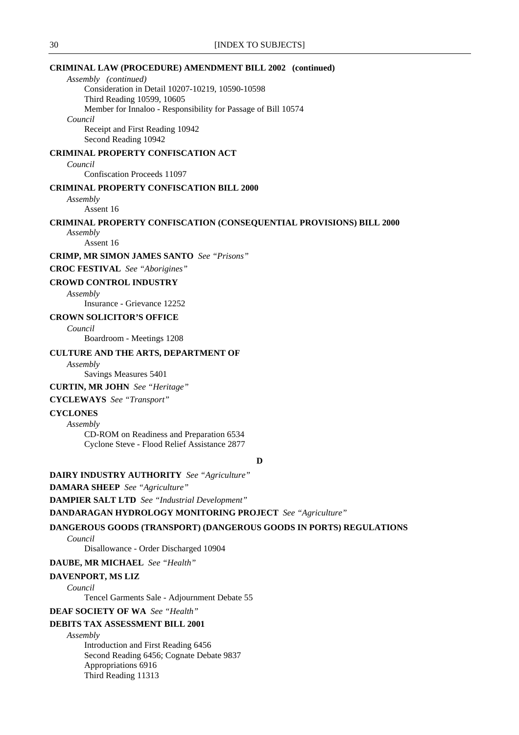**CRIMINAL LAW (PROCEDURE) AMENDMENT BILL 2002 (continued)**

*Assembly (continued)*

Consideration in Detail 10207-10219, 10590-10598
Third Reading 10599, 10605
Member for Innaloo - Responsibility for Passage of Bill 10574

*Council*

Receipt and First Reading 10942
Second Reading 10942

**CRIMINAL PROPERTY CONFISCATION ACT**

*Council*

Confiscation Proceeds 11097

**CRIMINAL PROPERTY CONFISCATION BILL 2000**

*Assembly*

Assent 16

**CRIMINAL PROPERTY CONFISCATION (CONSEQUENTIAL PROVISIONS) BILL 2000**

*Assembly*

Assent 16

**CRIMP, MR SIMON JAMES SANTO** *See "Prisons"*

**CROC FESTIVAL** *See "Aborigines"*

**CROWD CONTROL INDUSTRY**

*Assembly*

Insurance - Grievance 12252

**CROWN SOLICITOR'S OFFICE**

*Council*

Boardroom - Meetings 1208

**CULTURE AND THE ARTS, DEPARTMENT OF**

*Assembly*

Savings Measures 5401

**CURTIN, MR JOHN** *See "Heritage"*

**CYCLEWAYS** *See "Transport"*

**CYCLONES**

*Assembly*

CD-ROM on Readiness and Preparation 6534
Cyclone Steve - Flood Relief Assistance 2877

## D

**DAIRY INDUSTRY AUTHORITY** *See "Agriculture"*

**DAMARA SHEEP** *See "Agriculture"*

**DAMPIER SALT LTD** *See "Industrial Development"*

**DANDARAGAN HYDROLOGY MONITORING PROJECT** *See "Agriculture"*

**DANGEROUS GOODS (TRANSPORT) (DANGEROUS GOODS IN PORTS) REGULATIONS**

*Council*

Disallowance - Order Discharged 10904

**DAUBE, MR MICHAEL** *See "Health"*

**DAVENPORT, MS LIZ**

*Council*

Tencel Garments Sale - Adjournment Debate 55

**DEAF SOCIETY OF WA** *See "Health"*

**DEBITS TAX ASSESSMENT BILL 2001**

*Assembly*

Introduction and First Reading 6456
Second Reading 6456; Cognate Debate 9837
Appropriations 6916
Third Reading 11313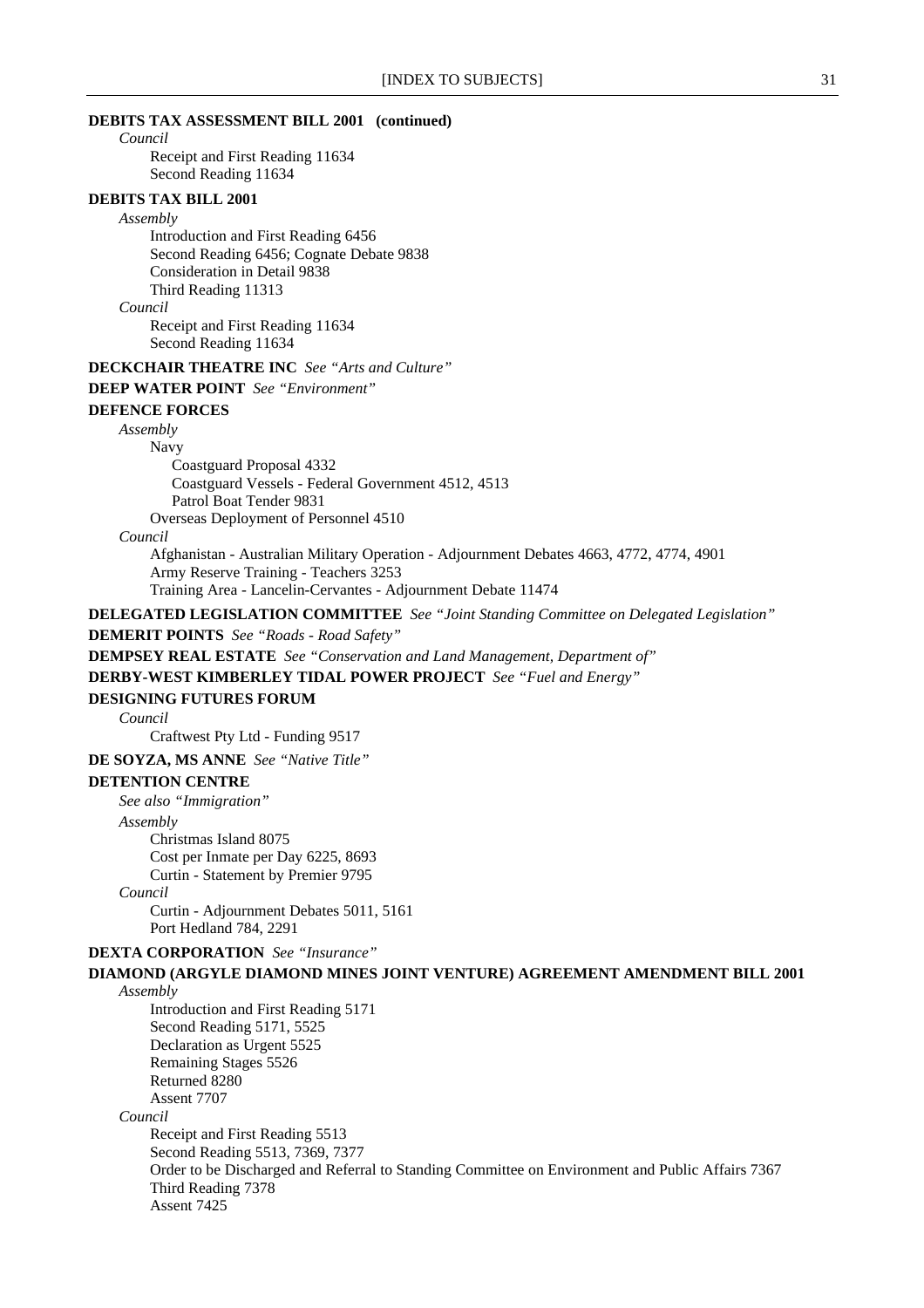**DEBITS TAX ASSESSMENT BILL 2001 (continued)**

*Council*

Receipt and First Reading 11634
Second Reading 11634

**DEBITS TAX BILL 2001**

*Assembly*

Introduction and First Reading 6456
Second Reading 6456; Cognate Debate 9838
Consideration in Detail 9838
Third Reading 11313

*Council*

Receipt and First Reading 11634
Second Reading 11634

**DECKCHAIR THEATRE INC** *See "Arts and Culture"*

**DEEP WATER POINT** *See "Environment"*

**DEFENCE FORCES**

*Assembly*

Navy
- Coastguard Proposal 4332
- Coastguard Vessels - Federal Government 4512, 4513
- Patrol Boat Tender 9831

Overseas Deployment of Personnel 4510

*Council*

Afghanistan - Australian Military Operation - Adjournment Debates 4663, 4772, 4774, 4901
Army Reserve Training - Teachers 3253
Training Area - Lancelin-Cervantes - Adjournment Debate 11474

**DELEGATED LEGISLATION COMMITTEE** *See "Joint Standing Committee on Delegated Legislation"*

**DEMERIT POINTS** *See "Roads - Road Safety"*

**DEMPSEY REAL ESTATE** *See "Conservation and Land Management, Department of"*

**DERBY-WEST KIMBERLEY TIDAL POWER PROJECT** *See "Fuel and Energy"*

**DESIGNING FUTURES FORUM**

*Council*

Craftwest Pty Ltd - Funding 9517

**DE SOYZA, MS ANNE** *See "Native Title"*

**DETENTION CENTRE**

*See also "Immigration"*

*Assembly*

Christmas Island 8075
Cost per Inmate per Day 6225, 8693
Curtin - Statement by Premier 9795

*Council*

Curtin - Adjournment Debates 5011, 5161
Port Hedland 784, 2291

**DEXTA CORPORATION** *See "Insurance"*

**DIAMOND (ARGYLE DIAMOND MINES JOINT VENTURE) AGREEMENT AMENDMENT BILL 2001**

*Assembly*

Introduction and First Reading 5171
Second Reading 5171, 5525
Declaration as Urgent 5525
Remaining Stages 5526
Returned 8280
Assent 7707

*Council*

Receipt and First Reading 5513
Second Reading 5513, 7369, 7377
Order to be Discharged and Referral to Standing Committee on Environment and Public Affairs 7367
Third Reading 7378
Assent 7425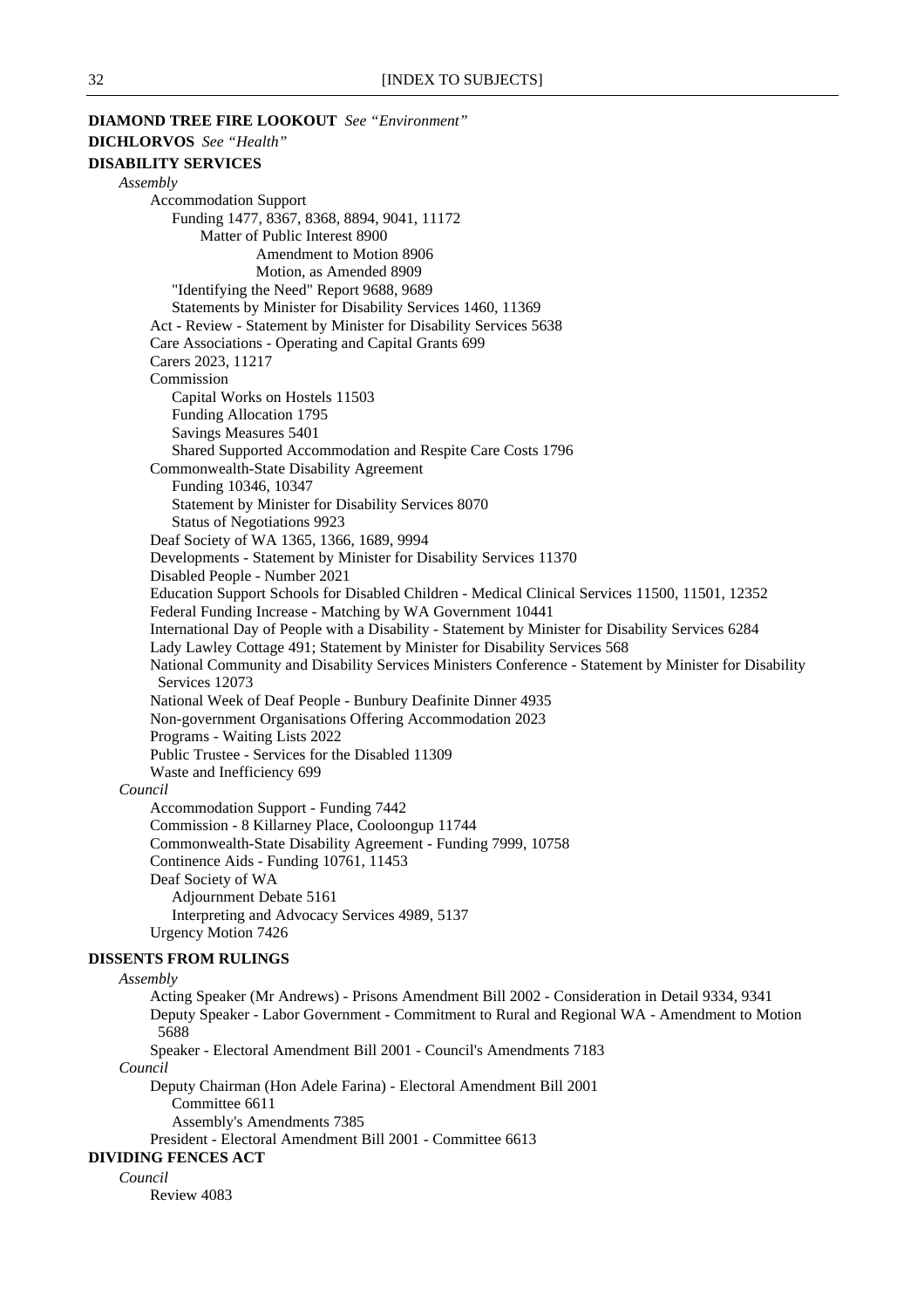**DIAMOND TREE FIRE LOOKOUT** *See "Environment"*

**DICHLORVOS** *See "Health"*

**DISABILITY SERVICES**

*Assembly*

- Accommodation Support
  - Funding 1477, 8367, 8368, 8894, 9041, 11172
    - Matter of Public Interest 8900
      - Amendment to Motion 8906
      - Motion, as Amended 8909
  - "Identifying the Need" Report 9688, 9689
  - Statements by Minister for Disability Services 1460, 11369
- Act - Review - Statement by Minister for Disability Services 5638
- Care Associations - Operating and Capital Grants 699
- Carers 2023, 11217
- Commission
  - Capital Works on Hostels 11503
  - Funding Allocation 1795
  - Savings Measures 5401
  - Shared Supported Accommodation and Respite Care Costs 1796
- Commonwealth-State Disability Agreement
  - Funding 10346, 10347
  - Statement by Minister for Disability Services 8070
  - Status of Negotiations 9923
- Deaf Society of WA 1365, 1366, 1689, 9994
- Developments - Statement by Minister for Disability Services 11370
- Disabled People - Number 2021
- Education Support Schools for Disabled Children - Medical Clinical Services 11500, 11501, 12352
- Federal Funding Increase - Matching by WA Government 10441
- International Day of People with a Disability - Statement by Minister for Disability Services 6284
- Lady Lawley Cottage 491; Statement by Minister for Disability Services 568
- National Community and Disability Services Ministers Conference - Statement by Minister for Disability Services 12073
- National Week of Deaf People - Bunbury Deafinite Dinner 4935
- Non-government Organisations Offering Accommodation 2023
- Programs - Waiting Lists 2022
- Public Trustee - Services for the Disabled 11309
- Waste and Inefficiency 699

*Council*

- Accommodation Support - Funding 7442
- Commission - 8 Killarney Place, Cooloongup 11744
- Commonwealth-State Disability Agreement - Funding 7999, 10758
- Continence Aids - Funding 10761, 11453
- Deaf Society of WA
  - Adjournment Debate 5161
  - Interpreting and Advocacy Services 4989, 5137
- Urgency Motion 7426

**DISSENTS FROM RULINGS**

*Assembly*

- Acting Speaker (Mr Andrews) - Prisons Amendment Bill 2002 - Consideration in Detail 9334, 9341
- Deputy Speaker - Labor Government - Commitment to Rural and Regional WA - Amendment to Motion 5688
- Speaker - Electoral Amendment Bill 2001 - Council's Amendments 7183

*Council*

- Deputy Chairman (Hon Adele Farina) - Electoral Amendment Bill 2001
  - Committee 6611
  - Assembly's Amendments 7385
- President - Electoral Amendment Bill 2001 - Committee 6613

**DIVIDING FENCES ACT**

*Council*

- Review 4083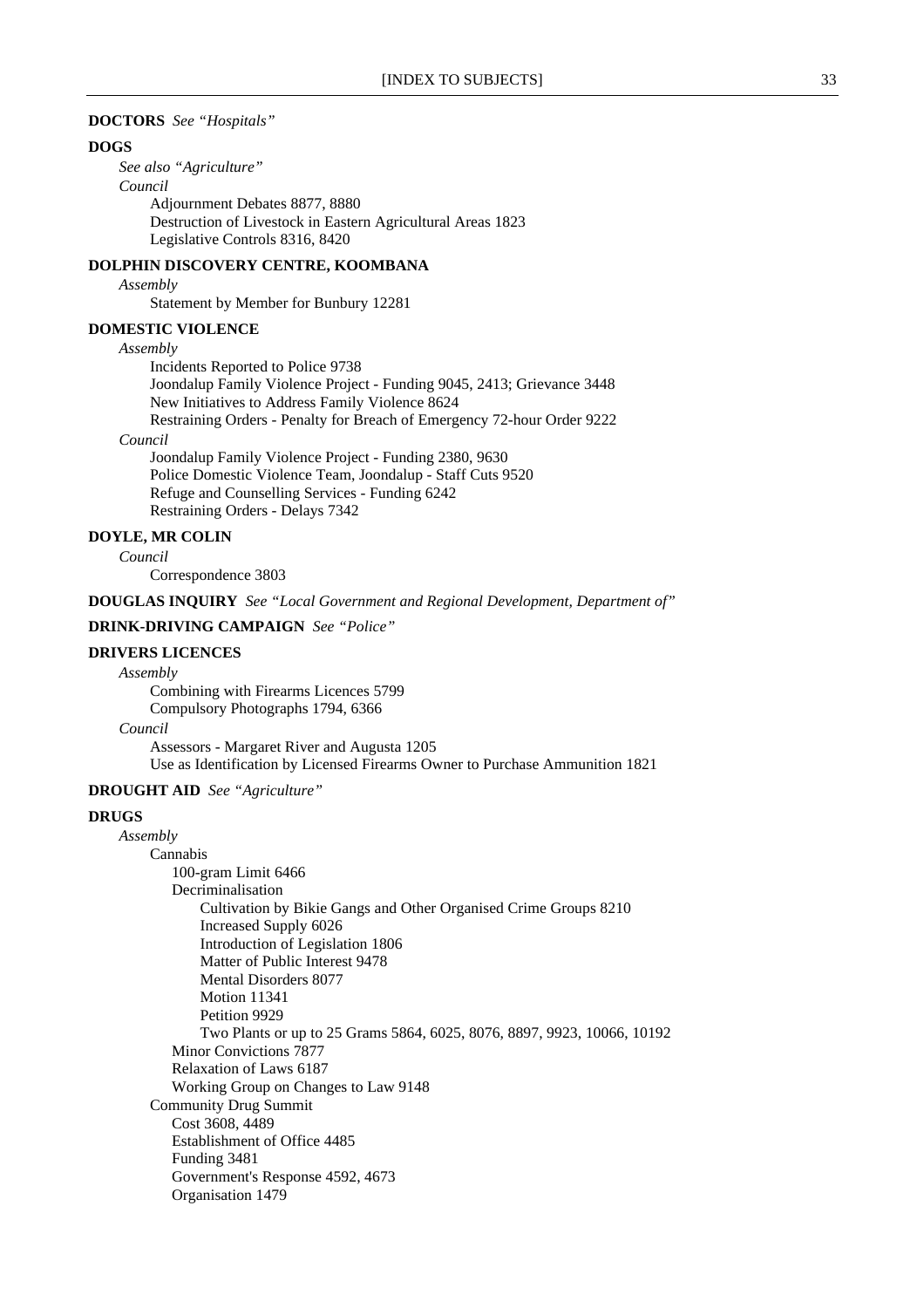**DOCTORS** *See "Hospitals"*

**DOGS**

*See also "Agriculture"*

*Council*

Adjournment Debates 8877, 8880
Destruction of Livestock in Eastern Agricultural Areas 1823
Legislative Controls 8316, 8420

**DOLPHIN DISCOVERY CENTRE, KOOMBANA**

*Assembly*

Statement by Member for Bunbury 12281

**DOMESTIC VIOLENCE**

*Assembly*

Incidents Reported to Police 9738
Joondalup Family Violence Project - Funding 9045, 2413; Grievance 3448
New Initiatives to Address Family Violence 8624
Restraining Orders - Penalty for Breach of Emergency 72-hour Order 9222

*Council*

Joondalup Family Violence Project - Funding 2380, 9630
Police Domestic Violence Team, Joondalup - Staff Cuts 9520
Refuge and Counselling Services - Funding 6242
Restraining Orders - Delays 7342

**DOYLE, MR COLIN**

*Council*

Correspondence 3803

**DOUGLAS INQUIRY** *See "Local Government and Regional Development, Department of"*

**DRINK-DRIVING CAMPAIGN** *See "Police"*

**DRIVERS LICENCES**

*Assembly*

Combining with Firearms Licences 5799
Compulsory Photographs 1794, 6366

*Council*

Assessors - Margaret River and Augusta 1205
Use as Identification by Licensed Firearms Owner to Purchase Ammunition 1821

**DROUGHT AID** *See "Agriculture"*

**DRUGS**

*Assembly*

- Cannabis
  - 100-gram Limit 6466
  - Decriminalisation
    - Cultivation by Bikie Gangs and Other Organised Crime Groups 8210
    - Increased Supply 6026
    - Introduction of Legislation 1806
    - Matter of Public Interest 9478
    - Mental Disorders 8077
    - Motion 11341
    - Petition 9929
    - Two Plants or up to 25 Grams 5864, 6025, 8076, 8897, 9923, 10066, 10192
  - Minor Convictions 7877
  - Relaxation of Laws 6187
  - Working Group on Changes to Law 9148
- Community Drug Summit
  - Cost 3608, 4489
  - Establishment of Office 4485
  - Funding 3481
  - Government's Response 4592, 4673
  - Organisation 1479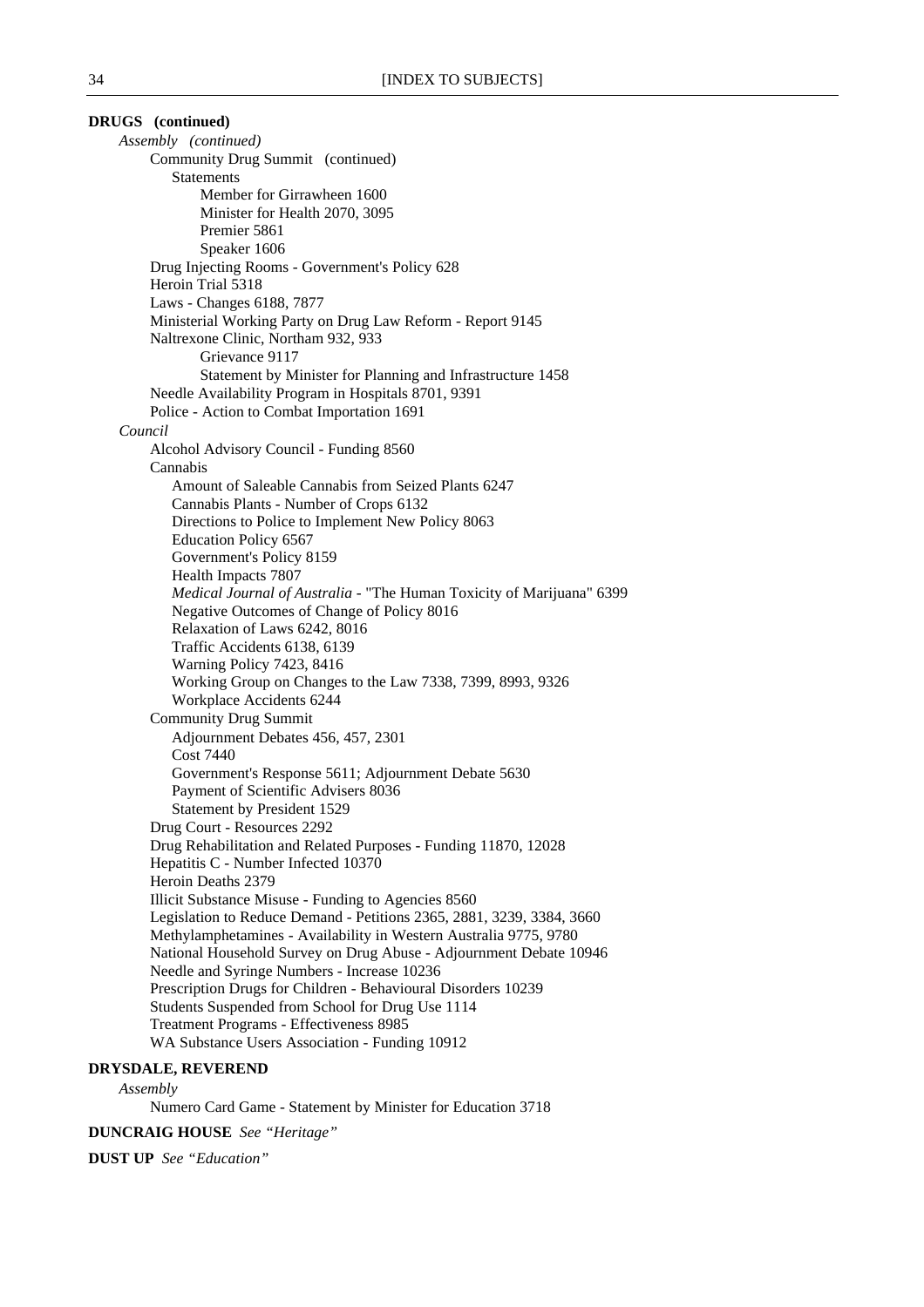**DRUGS (continued)**

*Assembly (continued)*

- Community Drug Summit (continued)
  - Statements
    - Member for Girrawheen 1600
    - Minister for Health 2070, 3095
    - Premier 5861
    - Speaker 1606
- Drug Injecting Rooms - Government's Policy 628
- Heroin Trial 5318
- Laws - Changes 6188, 7877
- Ministerial Working Party on Drug Law Reform - Report 9145
- Naltrexone Clinic, Northam 932, 933
  - Grievance 9117
  - Statement by Minister for Planning and Infrastructure 1458
- Needle Availability Program in Hospitals 8701, 9391
- Police - Action to Combat Importation 1691

*Council*

- Alcohol Advisory Council - Funding 8560
- Cannabis
  - Amount of Saleable Cannabis from Seized Plants 6247
  - Cannabis Plants - Number of Crops 6132
  - Directions to Police to Implement New Policy 8063
  - Education Policy 6567
  - Government's Policy 8159
  - Health Impacts 7807
  - *Medical Journal of Australia* - "The Human Toxicity of Marijuana" 6399
  - Negative Outcomes of Change of Policy 8016
  - Relaxation of Laws 6242, 8016
  - Traffic Accidents 6138, 6139
  - Warning Policy 7423, 8416
  - Working Group on Changes to the Law 7338, 7399, 8993, 9326
  - Workplace Accidents 6244
- Community Drug Summit
  - Adjournment Debates 456, 457, 2301
  - Cost 7440
  - Government's Response 5611; Adjournment Debate 5630
  - Payment of Scientific Advisers 8036
  - Statement by President 1529
- Drug Court - Resources 2292
- Drug Rehabilitation and Related Purposes - Funding 11870, 12028
- Hepatitis C - Number Infected 10370
- Heroin Deaths 2379
- Illicit Substance Misuse - Funding to Agencies 8560
- Legislation to Reduce Demand - Petitions 2365, 2881, 3239, 3384, 3660
- Methylamphetamines - Availability in Western Australia 9775, 9780
- National Household Survey on Drug Abuse - Adjournment Debate 10946
- Needle and Syringe Numbers - Increase 10236
- Prescription Drugs for Children - Behavioural Disorders 10239
- Students Suspended from School for Drug Use 1114
- Treatment Programs - Effectiveness 8985
- WA Substance Users Association - Funding 10912

**DRYSDALE, REVEREND**

*Assembly*

- Numero Card Game - Statement by Minister for Education 3718

**DUNCRAIG HOUSE** *See "Heritage"*

**DUST UP** *See "Education"*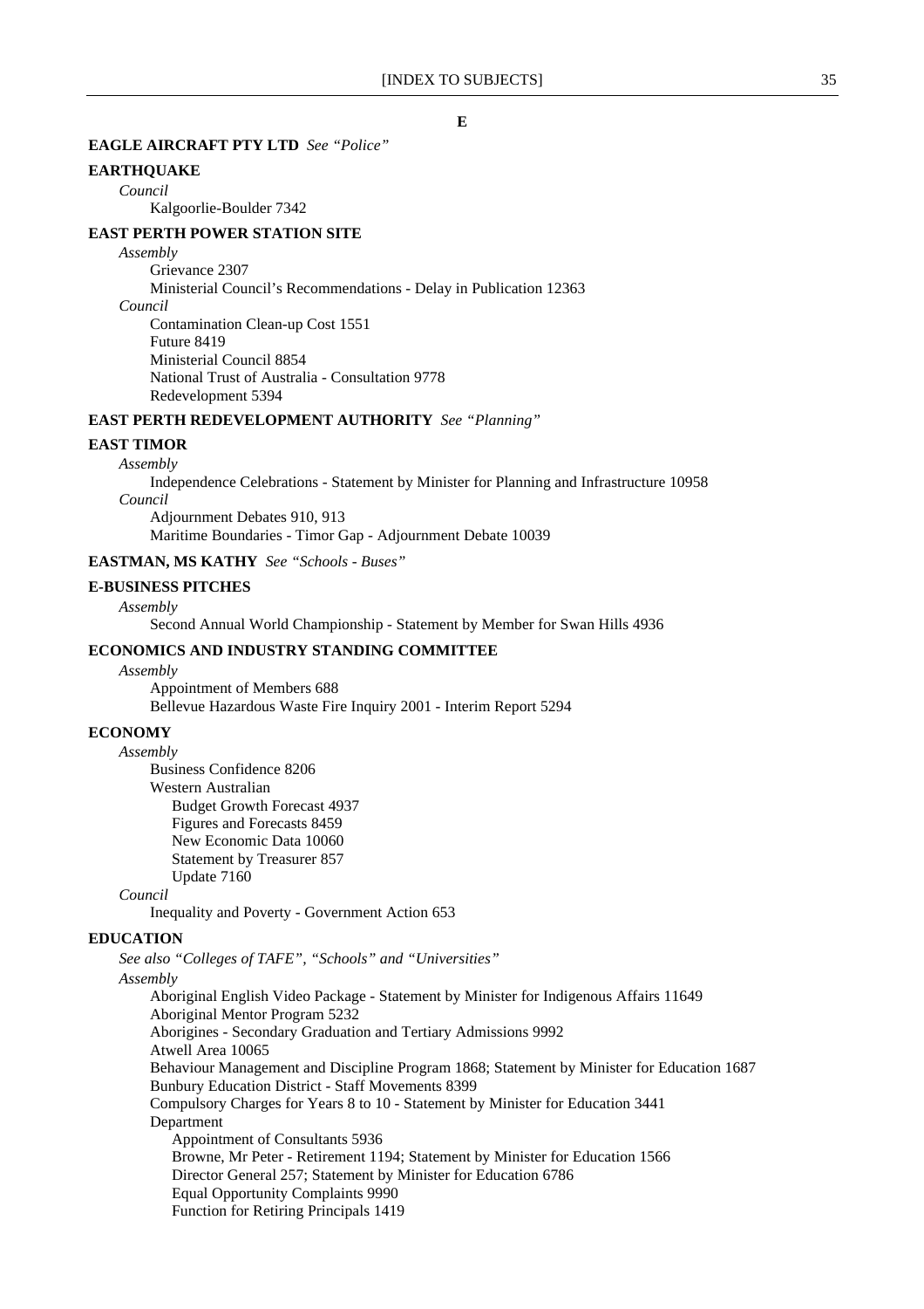## E

**EAGLE AIRCRAFT PTY LTD** *See "Police"*

**EARTHQUAKE**

*Council*

Kalgoorlie-Boulder 7342

**EAST PERTH POWER STATION SITE**

*Assembly*

Grievance 2307

Ministerial Council's Recommendations - Delay in Publication 12363

*Council*

Contamination Clean-up Cost 1551

Future 8419

Ministerial Council 8854

National Trust of Australia - Consultation 9778

Redevelopment 5394

**EAST PERTH REDEVELOPMENT AUTHORITY** *See "Planning"*

**EAST TIMOR**

*Assembly*

Independence Celebrations - Statement by Minister for Planning and Infrastructure 10958

*Council*

Adjournment Debates 910, 913

Maritime Boundaries - Timor Gap - Adjournment Debate 10039

**EASTMAN, MS KATHY** *See "Schools - Buses"*

**E-BUSINESS PITCHES**

*Assembly*

Second Annual World Championship - Statement by Member for Swan Hills 4936

**ECONOMICS AND INDUSTRY STANDING COMMITTEE**

*Assembly*

Appointment of Members 688

Bellevue Hazardous Waste Fire Inquiry 2001 - Interim Report 5294

**ECONOMY**

*Assembly*

Business Confidence 8206

Western Australian

- Budget Growth Forecast 4937
- Figures and Forecasts 8459
- New Economic Data 10060
- Statement by Treasurer 857
- Update 7160

*Council*

Inequality and Poverty - Government Action 653

**EDUCATION**

*See also "Colleges of TAFE", "Schools" and "Universities"*

*Assembly*

Aboriginal English Video Package - Statement by Minister for Indigenous Affairs 11649

Aboriginal Mentor Program 5232

Aborigines - Secondary Graduation and Tertiary Admissions 9992

Atwell Area 10065

Behaviour Management and Discipline Program 1868; Statement by Minister for Education 1687

Bunbury Education District - Staff Movements 8399

Compulsory Charges for Years 8 to 10 - Statement by Minister for Education 3441

Department

- Appointment of Consultants 5936
- Browne, Mr Peter - Retirement 1194; Statement by Minister for Education 1566
- Director General 257; Statement by Minister for Education 6786
- Equal Opportunity Complaints 9990
- Function for Retiring Principals 1419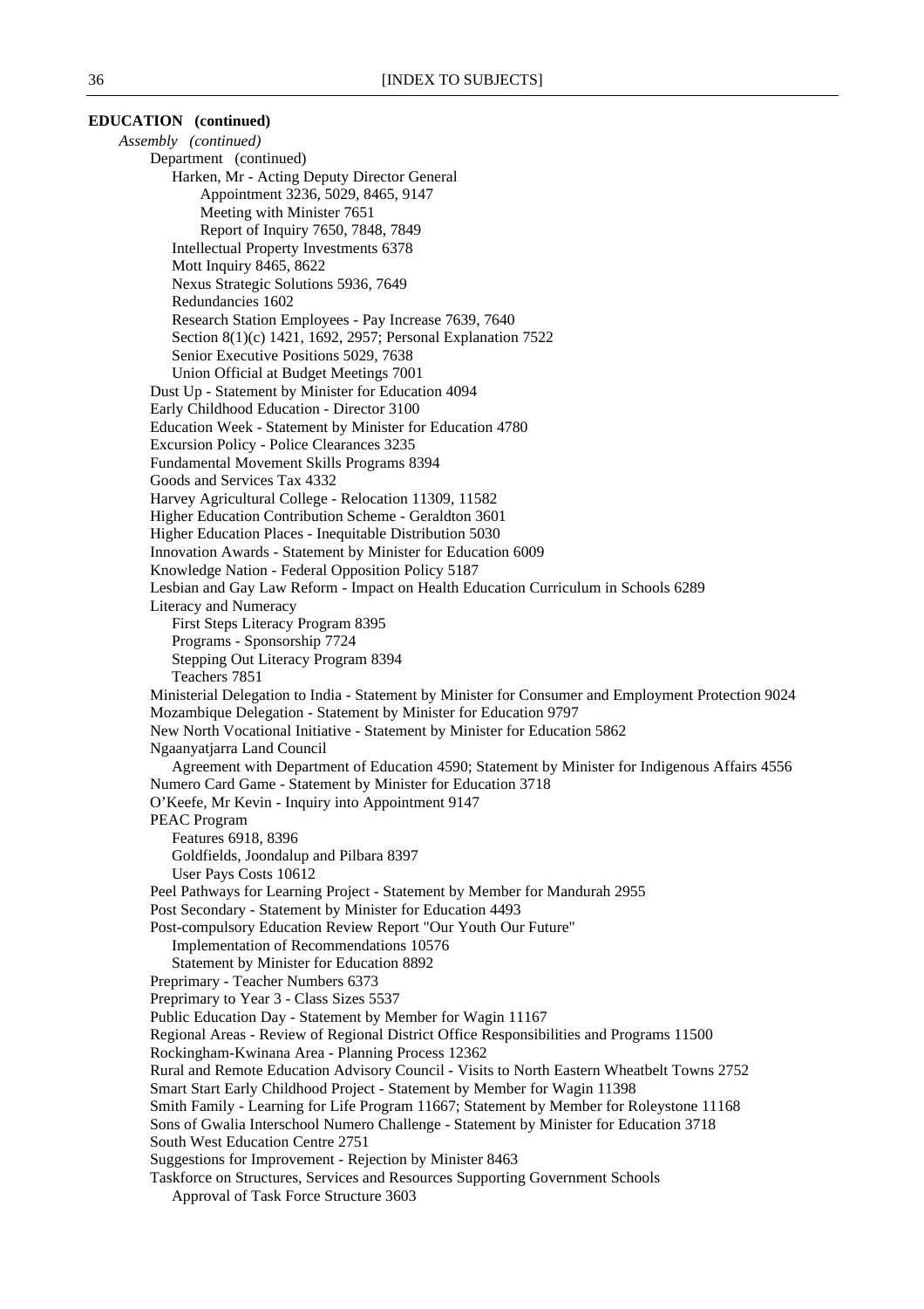**EDUCATION (continued)**

*Assembly (continued)*

- Department (continued)
  - Harken, Mr - Acting Deputy Director General
    - Appointment 3236, 5029, 8465, 9147
    - Meeting with Minister 7651
    - Report of Inquiry 7650, 7848, 7849
  - Intellectual Property Investments 6378
  - Mott Inquiry 8465, 8622
  - Nexus Strategic Solutions 5936, 7649
  - Redundancies 1602
  - Research Station Employees - Pay Increase 7639, 7640
  - Section 8(1)(c) 1421, 1692, 2957; Personal Explanation 7522
  - Senior Executive Positions 5029, 7638
  - Union Official at Budget Meetings 7001
- Dust Up - Statement by Minister for Education 4094
- Early Childhood Education - Director 3100
- Education Week - Statement by Minister for Education 4780
- Excursion Policy - Police Clearances 3235
- Fundamental Movement Skills Programs 8394
- Goods and Services Tax 4332
- Harvey Agricultural College - Relocation 11309, 11582
- Higher Education Contribution Scheme - Geraldton 3601
- Higher Education Places - Inequitable Distribution 5030
- Innovation Awards - Statement by Minister for Education 6009
- Knowledge Nation - Federal Opposition Policy 5187
- Lesbian and Gay Law Reform - Impact on Health Education Curriculum in Schools 6289
- Literacy and Numeracy
  - First Steps Literacy Program 8395
  - Programs - Sponsorship 7724
  - Stepping Out Literacy Program 8394
  - Teachers 7851
- Ministerial Delegation to India - Statement by Minister for Consumer and Employment Protection 9024
- Mozambique Delegation - Statement by Minister for Education 9797
- New North Vocational Initiative - Statement by Minister for Education 5862
- Ngaanyatjarra Land Council
  - Agreement with Department of Education 4590; Statement by Minister for Indigenous Affairs 4556
- Numero Card Game - Statement by Minister for Education 3718
- O'Keefe, Mr Kevin - Inquiry into Appointment 9147
- PEAC Program
  - Features 6918, 8396
  - Goldfields, Joondalup and Pilbara 8397
  - User Pays Costs 10612
- Peel Pathways for Learning Project - Statement by Member for Mandurah 2955
- Post Secondary - Statement by Minister for Education 4493
- Post-compulsory Education Review Report "Our Youth Our Future"
  - Implementation of Recommendations 10576
  - Statement by Minister for Education 8892
- Preprimary - Teacher Numbers 6373
- Preprimary to Year 3 - Class Sizes 5537
- Public Education Day - Statement by Member for Wagin 11167
- Regional Areas - Review of Regional District Office Responsibilities and Programs 11500
- Rockingham-Kwinana Area - Planning Process 12362
- Rural and Remote Education Advisory Council - Visits to North Eastern Wheatbelt Towns 2752
- Smart Start Early Childhood Project - Statement by Member for Wagin 11398
- Smith Family - Learning for Life Program 11667; Statement by Member for Roleystone 11168
- Sons of Gwalia Interschool Numero Challenge - Statement by Minister for Education 3718
- South West Education Centre 2751
- Suggestions for Improvement - Rejection by Minister 8463
- Taskforce on Structures, Services and Resources Supporting Government Schools
  - Approval of Task Force Structure 3603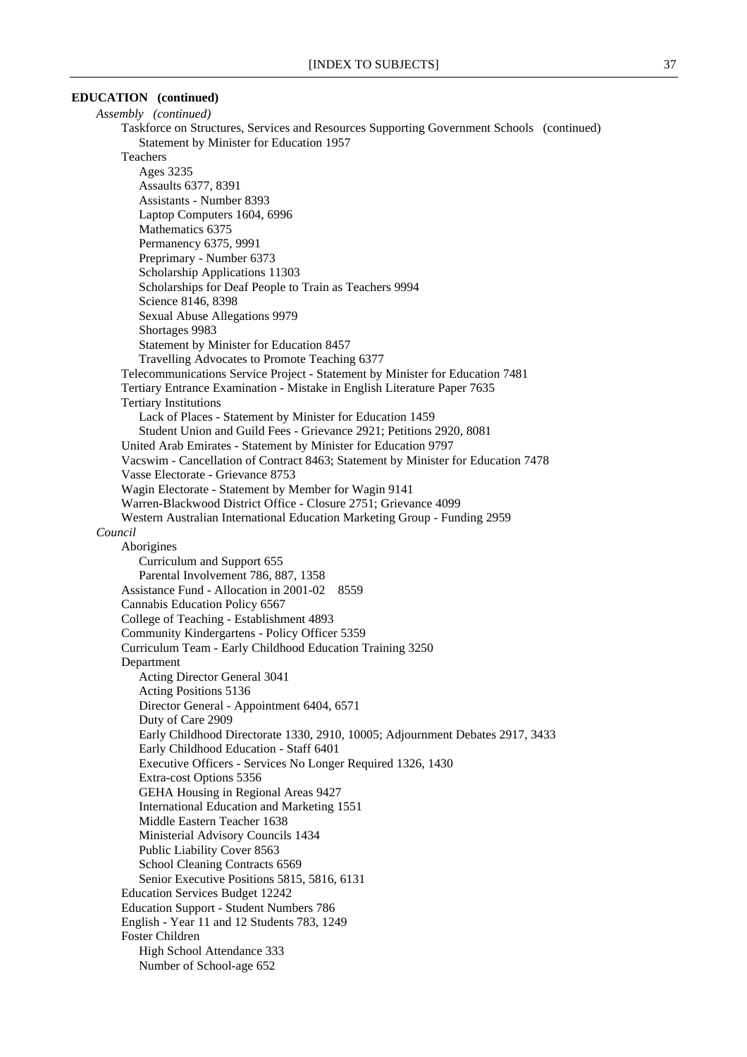**EDUCATION (continued)**

*Assembly (continued)*

- Taskforce on Structures, Services and Resources Supporting Government Schools (continued)
  - Statement by Minister for Education 1957
- Teachers
  - Ages 3235
  - Assaults 6377, 8391
  - Assistants - Number 8393
  - Laptop Computers 1604, 6996
  - Mathematics 6375
  - Permanency 6375, 9991
  - Preprimary - Number 6373
  - Scholarship Applications 11303
  - Scholarships for Deaf People to Train as Teachers 9994
  - Science 8146, 8398
  - Sexual Abuse Allegations 9979
  - Shortages 9983
  - Statement by Minister for Education 8457
  - Travelling Advocates to Promote Teaching 6377
- Telecommunications Service Project - Statement by Minister for Education 7481
- Tertiary Entrance Examination - Mistake in English Literature Paper 7635
- Tertiary Institutions
  - Lack of Places - Statement by Minister for Education 1459
  - Student Union and Guild Fees - Grievance 2921; Petitions 2920, 8081
- United Arab Emirates - Statement by Minister for Education 9797
- Vacswim - Cancellation of Contract 8463; Statement by Minister for Education 7478
- Vasse Electorate - Grievance 8753
- Wagin Electorate - Statement by Member for Wagin 9141
- Warren-Blackwood District Office - Closure 2751; Grievance 4099
- Western Australian International Education Marketing Group - Funding 2959

*Council*

- Aborigines
  - Curriculum and Support 655
  - Parental Involvement 786, 887, 1358
- Assistance Fund - Allocation in 2001-02 8559
- Cannabis Education Policy 6567
- College of Teaching - Establishment 4893
- Community Kindergartens - Policy Officer 5359
- Curriculum Team - Early Childhood Education Training 3250
- Department
  - Acting Director General 3041
  - Acting Positions 5136
  - Director General - Appointment 6404, 6571
  - Duty of Care 2909
  - Early Childhood Directorate 1330, 2910, 10005; Adjournment Debates 2917, 3433
  - Early Childhood Education - Staff 6401
  - Executive Officers - Services No Longer Required 1326, 1430
  - Extra-cost Options 5356
  - GEHA Housing in Regional Areas 9427
  - International Education and Marketing 1551
  - Middle Eastern Teacher 1638
  - Ministerial Advisory Councils 1434
  - Public Liability Cover 8563
  - School Cleaning Contracts 6569
  - Senior Executive Positions 5815, 5816, 6131
- Education Services Budget 12242
- Education Support - Student Numbers 786
- English - Year 11 and 12 Students 783, 1249
- Foster Children
  - High School Attendance 333
  - Number of School-age 652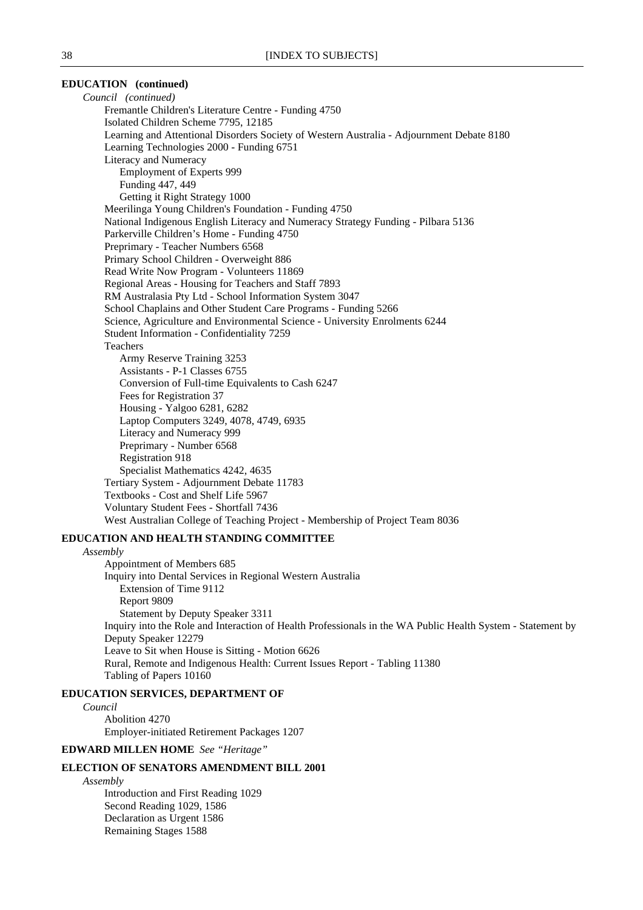**EDUCATION (continued)**

*Council (continued)*

- Fremantle Children's Literature Centre - Funding 4750
- Isolated Children Scheme 7795, 12185
- Learning and Attentional Disorders Society of Western Australia - Adjournment Debate 8180
- Learning Technologies 2000 - Funding 6751
- Literacy and Numeracy
  - Employment of Experts 999
  - Funding 447, 449
  - Getting it Right Strategy 1000
- Meerilinga Young Children's Foundation - Funding 4750
- National Indigenous English Literacy and Numeracy Strategy Funding - Pilbara 5136
- Parkerville Children's Home - Funding 4750
- Preprimary - Teacher Numbers 6568
- Primary School Children - Overweight 886
- Read Write Now Program - Volunteers 11869
- Regional Areas - Housing for Teachers and Staff 7893
- RM Australasia Pty Ltd - School Information System 3047
- School Chaplains and Other Student Care Programs - Funding 5266
- Science, Agriculture and Environmental Science - University Enrolments 6244
- Student Information - Confidentiality 7259
- Teachers
  - Army Reserve Training 3253
  - Assistants - P-1 Classes 6755
  - Conversion of Full-time Equivalents to Cash 6247
  - Fees for Registration 37
  - Housing - Yalgoo 6281, 6282
  - Laptop Computers 3249, 4078, 4749, 6935
  - Literacy and Numeracy 999
  - Preprimary - Number 6568
  - Registration 918
  - Specialist Mathematics 4242, 4635
- Tertiary System - Adjournment Debate 11783
- Textbooks - Cost and Shelf Life 5967
- Voluntary Student Fees - Shortfall 7436
- West Australian College of Teaching Project - Membership of Project Team 8036

**EDUCATION AND HEALTH STANDING COMMITTEE**

*Assembly*

- Appointment of Members 685
- Inquiry into Dental Services in Regional Western Australia
  - Extension of Time 9112
  - Report 9809
  - Statement by Deputy Speaker 3311
- Inquiry into the Role and Interaction of Health Professionals in the WA Public Health System - Statement by Deputy Speaker 12279
- Leave to Sit when House is Sitting - Motion 6626
- Rural, Remote and Indigenous Health: Current Issues Report - Tabling 11380
- Tabling of Papers 10160

**EDUCATION SERVICES, DEPARTMENT OF**

*Council*

- Abolition 4270
- Employer-initiated Retirement Packages 1207

**EDWARD MILLEN HOME** *See "Heritage"*

**ELECTION OF SENATORS AMENDMENT BILL 2001**

*Assembly*

- Introduction and First Reading 1029
- Second Reading 1029, 1586
- Declaration as Urgent 1586
- Remaining Stages 1588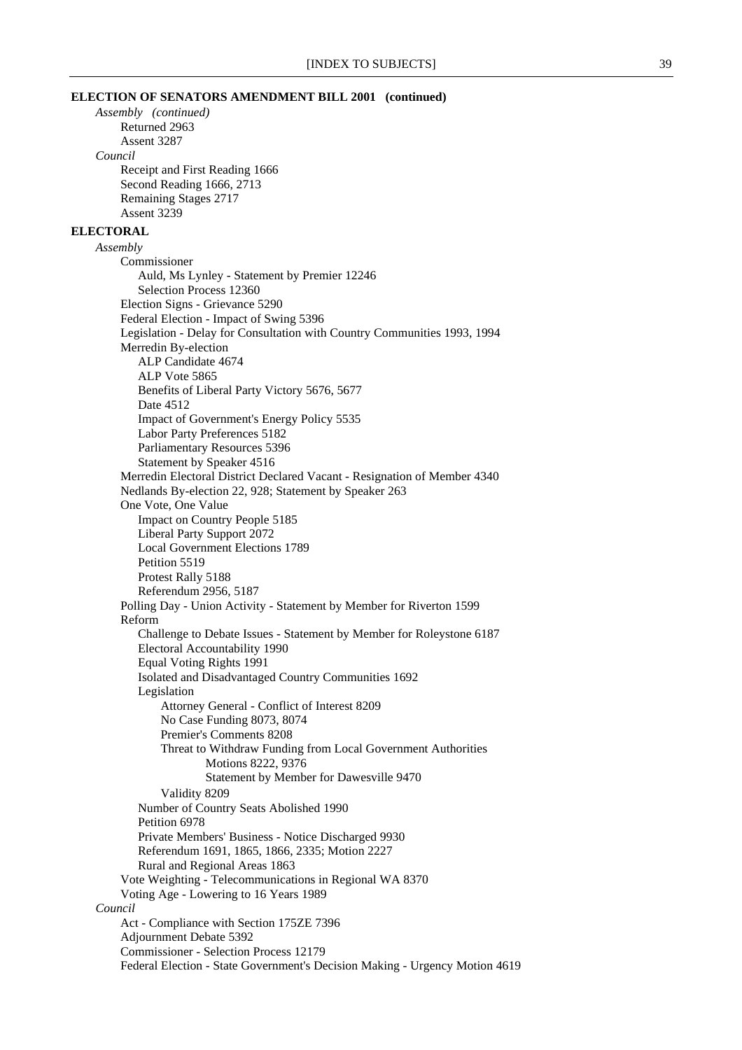**ELECTION OF SENATORS AMENDMENT BILL 2001 (continued)**

*Assembly (continued)*

- Returned 2963
- Assent 3287

*Council*

- Receipt and First Reading 1666
- Second Reading 1666, 2713
- Remaining Stages 2717
- Assent 3239

**ELECTORAL**

*Assembly*

- Commissioner
  - Auld, Ms Lynley - Statement by Premier 12246
  - Selection Process 12360
- Election Signs - Grievance 5290
- Federal Election - Impact of Swing 5396
- Legislation - Delay for Consultation with Country Communities 1993, 1994
- Merredin By-election
  - ALP Candidate 4674
  - ALP Vote 5865
  - Benefits of Liberal Party Victory 5676, 5677
  - Date 4512
  - Impact of Government's Energy Policy 5535
  - Labor Party Preferences 5182
  - Parliamentary Resources 5396
  - Statement by Speaker 4516
- Merredin Electoral District Declared Vacant - Resignation of Member 4340
- Nedlands By-election 22, 928; Statement by Speaker 263
- One Vote, One Value
  - Impact on Country People 5185
  - Liberal Party Support 2072
  - Local Government Elections 1789
  - Petition 5519
  - Protest Rally 5188
  - Referendum 2956, 5187
- Polling Day - Union Activity - Statement by Member for Riverton 1599
- Reform
  - Challenge to Debate Issues - Statement by Member for Roleystone 6187
  - Electoral Accountability 1990
  - Equal Voting Rights 1991
  - Isolated and Disadvantaged Country Communities 1692
  - Legislation
    - Attorney General - Conflict of Interest 8209
    - No Case Funding 8073, 8074
    - Premier's Comments 8208
    - Threat to Withdraw Funding from Local Government Authorities
      - Motions 8222, 9376
      - Statement by Member for Dawesville 9470
    - Validity 8209
  - Number of Country Seats Abolished 1990
  - Petition 6978
  - Private Members' Business - Notice Discharged 9930
  - Referendum 1691, 1865, 1866, 2335; Motion 2227
  - Rural and Regional Areas 1863
- Vote Weighting - Telecommunications in Regional WA 8370
- Voting Age - Lowering to 16 Years 1989

*Council*

- Act - Compliance with Section 175ZE 7396
- Adjournment Debate 5392
- Commissioner - Selection Process 12179
- Federal Election - State Government's Decision Making - Urgency Motion 4619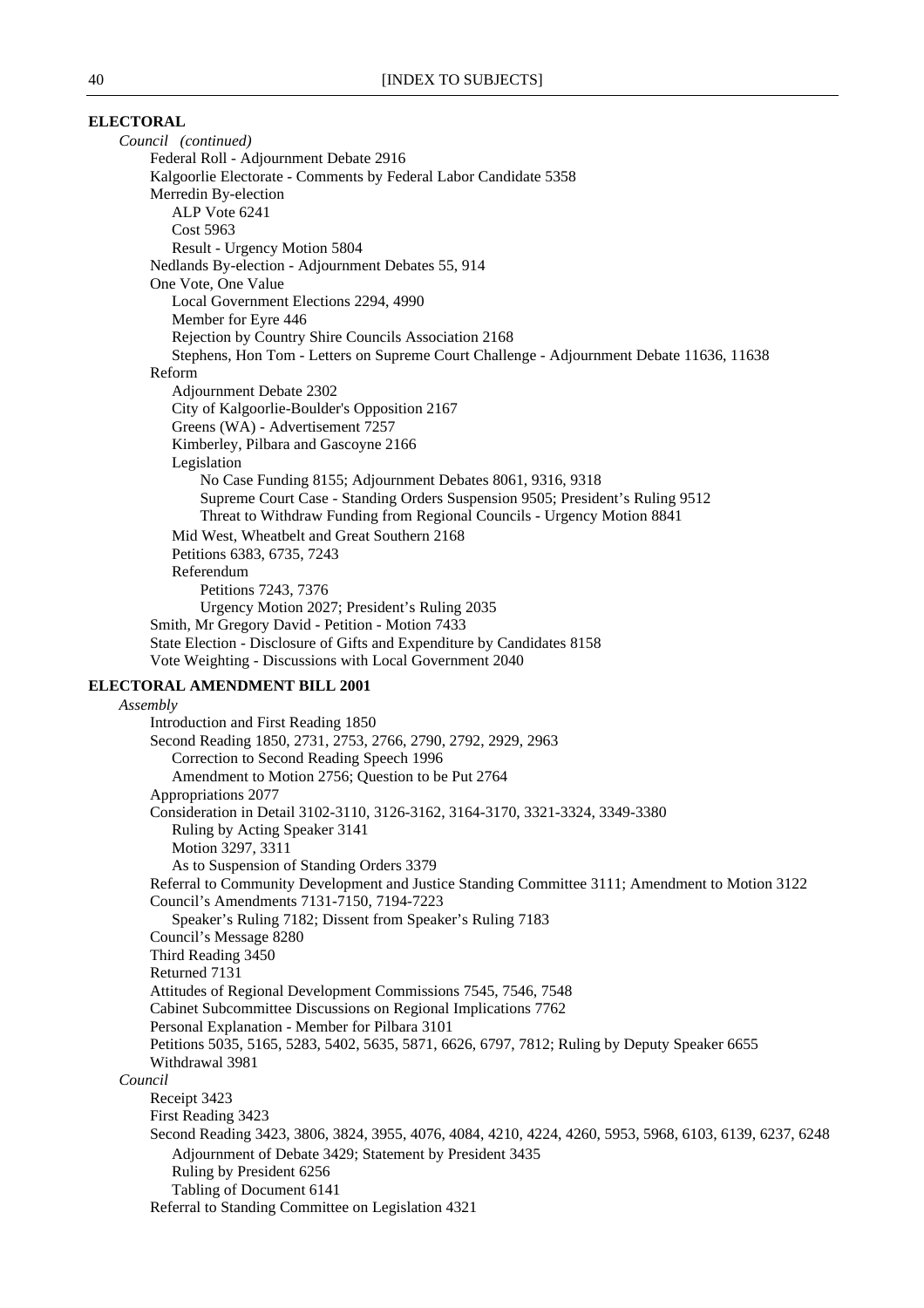**ELECTORAL**

*Council (continued)*

- Federal Roll - Adjournment Debate 2916
- Kalgoorlie Electorate - Comments by Federal Labor Candidate 5358
- Merredin By-election
  - ALP Vote 6241
  - Cost 5963
  - Result - Urgency Motion 5804
- Nedlands By-election - Adjournment Debates 55, 914
- One Vote, One Value
  - Local Government Elections 2294, 4990
  - Member for Eyre 446
  - Rejection by Country Shire Councils Association 2168
  - Stephens, Hon Tom - Letters on Supreme Court Challenge - Adjournment Debate 11636, 11638
- Reform
  - Adjournment Debate 2302
  - City of Kalgoorlie-Boulder's Opposition 2167
  - Greens (WA) - Advertisement 7257
  - Kimberley, Pilbara and Gascoyne 2166
  - Legislation
    - No Case Funding 8155; Adjournment Debates 8061, 9316, 9318
    - Supreme Court Case - Standing Orders Suspension 9505; President's Ruling 9512
    - Threat to Withdraw Funding from Regional Councils - Urgency Motion 8841
  - Mid West, Wheatbelt and Great Southern 2168
  - Petitions 6383, 6735, 7243
  - Referendum
    - Petitions 7243, 7376
    - Urgency Motion 2027; President's Ruling 2035
- Smith, Mr Gregory David - Petition - Motion 7433
- State Election - Disclosure of Gifts and Expenditure by Candidates 8158
- Vote Weighting - Discussions with Local Government 2040

**ELECTORAL AMENDMENT BILL 2001**

*Assembly*

- Introduction and First Reading 1850
- Second Reading 1850, 2731, 2753, 2766, 2790, 2792, 2929, 2963
  - Correction to Second Reading Speech 1996
  - Amendment to Motion 2756; Question to be Put 2764
- Appropriations 2077
- Consideration in Detail 3102-3110, 3126-3162, 3164-3170, 3321-3324, 3349-3380
  - Ruling by Acting Speaker 3141
  - Motion 3297, 3311
  - As to Suspension of Standing Orders 3379
- Referral to Community Development and Justice Standing Committee 3111; Amendment to Motion 3122
- Council's Amendments 7131-7150, 7194-7223
  - Speaker's Ruling 7182; Dissent from Speaker's Ruling 7183
- Council's Message 8280
- Third Reading 3450
- Returned 7131
- Attitudes of Regional Development Commissions 7545, 7546, 7548
- Cabinet Subcommittee Discussions on Regional Implications 7762
- Personal Explanation - Member for Pilbara 3101
- Petitions 5035, 5165, 5283, 5402, 5635, 5871, 6626, 6797, 7812; Ruling by Deputy Speaker 6655
- Withdrawal 3981

*Council*

- Receipt 3423
- First Reading 3423
- Second Reading 3423, 3806, 3824, 3955, 4076, 4084, 4210, 4224, 4260, 5953, 5968, 6103, 6139, 6237, 6248
  - Adjournment of Debate 3429; Statement by President 3435
  - Ruling by President 6256
  - Tabling of Document 6141
- Referral to Standing Committee on Legislation 4321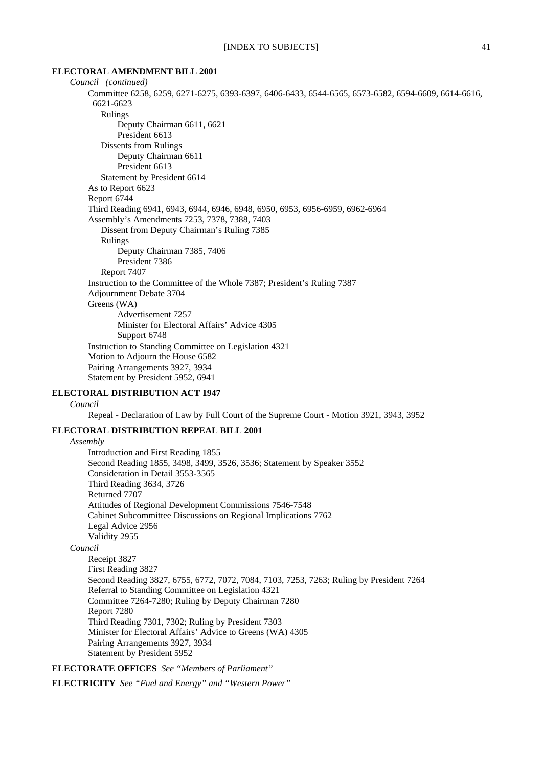**ELECTORAL AMENDMENT BILL 2001**

*Council (continued)*

- Committee 6258, 6259, 6271-6275, 6393-6397, 6406-6433, 6544-6565, 6573-6582, 6594-6609, 6614-6616, 6621-6623
  - Rulings
    - Deputy Chairman 6611, 6621
    - President 6613
  - Dissents from Rulings
    - Deputy Chairman 6611
    - President 6613
  - Statement by President 6614
- As to Report 6623
- Report 6744
- Third Reading 6941, 6943, 6944, 6946, 6948, 6950, 6953, 6956-6959, 6962-6964
- Assembly's Amendments 7253, 7378, 7388, 7403
  - Dissent from Deputy Chairman's Ruling 7385
  - Rulings
    - Deputy Chairman 7385, 7406
    - President 7386
  - Report 7407
- Instruction to the Committee of the Whole 7387; President's Ruling 7387
- Adjournment Debate 3704
- Greens (WA)
  - Advertisement 7257
  - Minister for Electoral Affairs' Advice 4305
  - Support 6748
- Instruction to Standing Committee on Legislation 4321
- Motion to Adjourn the House 6582
- Pairing Arrangements 3927, 3934
- Statement by President 5952, 6941

**ELECTORAL DISTRIBUTION ACT 1947**

*Council*

- Repeal - Declaration of Law by Full Court of the Supreme Court - Motion 3921, 3943, 3952

**ELECTORAL DISTRIBUTION REPEAL BILL 2001**

*Assembly*

- Introduction and First Reading 1855
- Second Reading 1855, 3498, 3499, 3526, 3536; Statement by Speaker 3552
- Consideration in Detail 3553-3565
- Third Reading 3634, 3726
- Returned 7707
- Attitudes of Regional Development Commissions 7546-7548
- Cabinet Subcommittee Discussions on Regional Implications 7762
- Legal Advice 2956
- Validity 2955

*Council*

- Receipt 3827
- First Reading 3827
- Second Reading 3827, 6755, 6772, 7072, 7084, 7103, 7253, 7263; Ruling by President 7264
- Referral to Standing Committee on Legislation 4321
- Committee 7264-7280; Ruling by Deputy Chairman 7280
- Report 7280
- Third Reading 7301, 7302; Ruling by President 7303
- Minister for Electoral Affairs' Advice to Greens (WA) 4305
- Pairing Arrangements 3927, 3934
- Statement by President 5952

**ELECTORATE OFFICES** *See "Members of Parliament"*

**ELECTRICITY** *See "Fuel and Energy" and "Western Power"*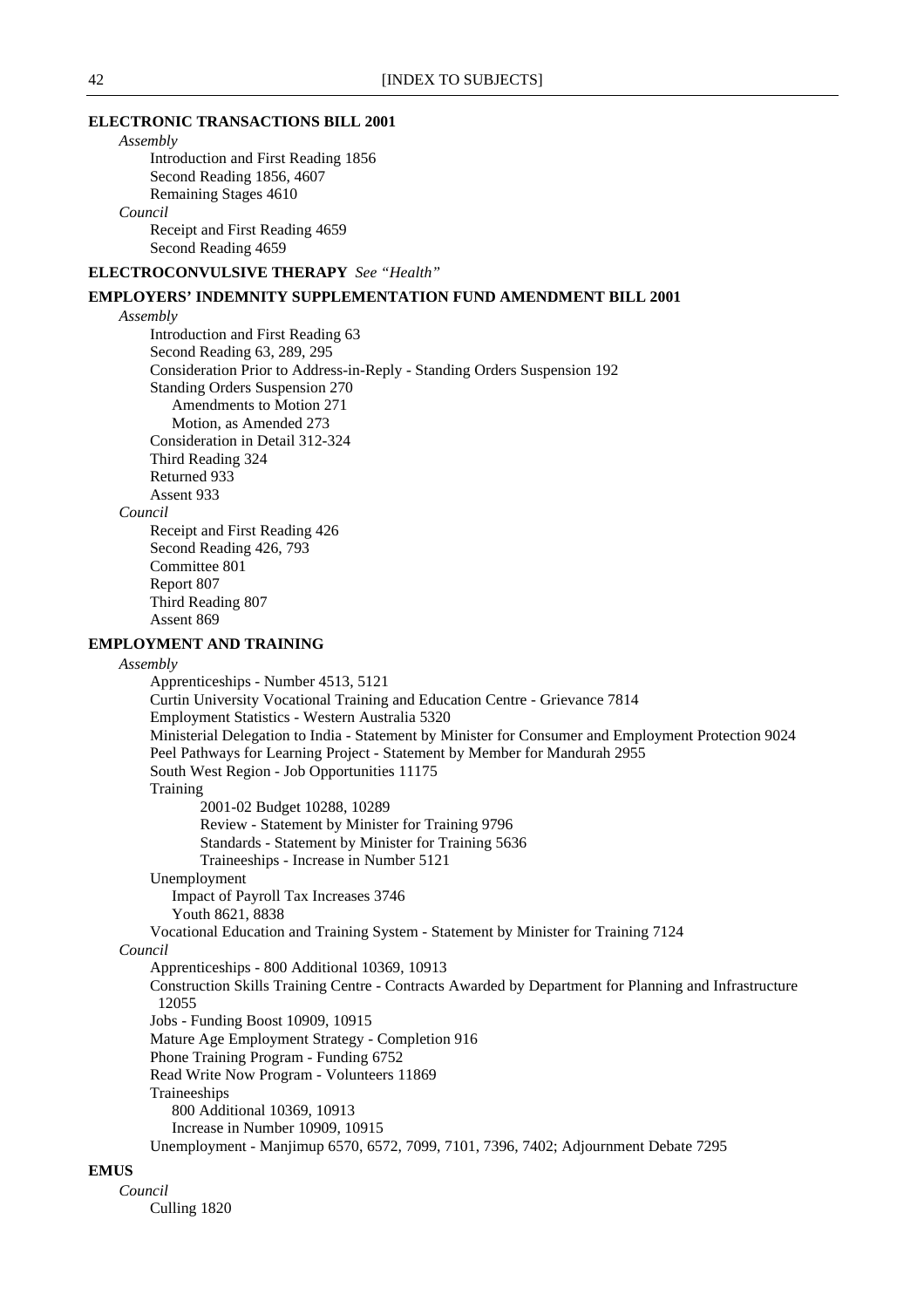**ELECTRONIC TRANSACTIONS BILL 2001**

*Assembly*

Introduction and First Reading 1856
Second Reading 1856, 4607
Remaining Stages 4610

*Council*

Receipt and First Reading 4659
Second Reading 4659

**ELECTROCONVULSIVE THERAPY** *See "Health"*

**EMPLOYERS' INDEMNITY SUPPLEMENTATION FUND AMENDMENT BILL 2001**

*Assembly*

Introduction and First Reading 63
Second Reading 63, 289, 295
Consideration Prior to Address-in-Reply - Standing Orders Suspension 192
Standing Orders Suspension 270
  Amendments to Motion 271
  Motion, as Amended 273
Consideration in Detail 312-324
Third Reading 324
Returned 933
Assent 933

*Council*

Receipt and First Reading 426
Second Reading 426, 793
Committee 801
Report 807
Third Reading 807
Assent 869

**EMPLOYMENT AND TRAINING**

*Assembly*

Apprenticeships - Number 4513, 5121
Curtin University Vocational Training and Education Centre - Grievance 7814
Employment Statistics - Western Australia 5320
Ministerial Delegation to India - Statement by Minister for Consumer and Employment Protection 9024
Peel Pathways for Learning Project - Statement by Member for Mandurah 2955
South West Region - Job Opportunities 11175
Training
  2001-02 Budget 10288, 10289
  Review - Statement by Minister for Training 9796
  Standards - Statement by Minister for Training 5636
  Traineeships - Increase in Number 5121
Unemployment
  Impact of Payroll Tax Increases 3746
  Youth 8621, 8838
Vocational Education and Training System - Statement by Minister for Training 7124

*Council*

Apprenticeships - 800 Additional 10369, 10913
Construction Skills Training Centre - Contracts Awarded by Department for Planning and Infrastructure 12055
Jobs - Funding Boost 10909, 10915
Mature Age Employment Strategy - Completion 916
Phone Training Program - Funding 6752
Read Write Now Program - Volunteers 11869
Traineeships
  800 Additional 10369, 10913
  Increase in Number 10909, 10915
Unemployment - Manjimup 6570, 6572, 7099, 7101, 7396, 7402; Adjournment Debate 7295

**EMUS**

*Council*

Culling 1820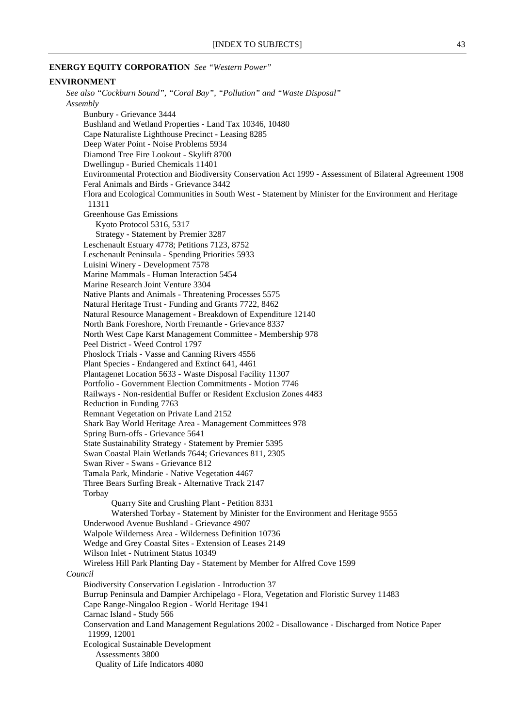**ENERGY EQUITY CORPORATION** *See "Western Power"*

**ENVIRONMENT**

*See also "Cockburn Sound", "Coral Bay", "Pollution" and "Waste Disposal"*

*Assembly*

- Bunbury - Grievance 3444
- Bushland and Wetland Properties - Land Tax 10346, 10480
- Cape Naturaliste Lighthouse Precinct - Leasing 8285
- Deep Water Point - Noise Problems 5934
- Diamond Tree Fire Lookout - Skylift 8700
- Dwellingup - Buried Chemicals 11401
- Environmental Protection and Biodiversity Conservation Act 1999 - Assessment of Bilateral Agreement 1908
- Feral Animals and Birds - Grievance 3442
- Flora and Ecological Communities in South West - Statement by Minister for the Environment and Heritage 11311
- Greenhouse Gas Emissions
  - Kyoto Protocol 5316, 5317
  - Strategy - Statement by Premier 3287
- Leschenault Estuary 4778; Petitions 7123, 8752
- Leschenault Peninsula - Spending Priorities 5933
- Luisini Winery - Development 7578
- Marine Mammals - Human Interaction 5454
- Marine Research Joint Venture 3304
- Native Plants and Animals - Threatening Processes 5575
- Natural Heritage Trust - Funding and Grants 7722, 8462
- Natural Resource Management - Breakdown of Expenditure 12140
- North Bank Foreshore, North Fremantle - Grievance 8337
- North West Cape Karst Management Committee - Membership 978
- Peel District - Weed Control 1797
- Phoslock Trials - Vasse and Canning Rivers 4556
- Plant Species - Endangered and Extinct 641, 4461
- Plantagenet Location 5633 - Waste Disposal Facility 11307
- Portfolio - Government Election Commitments - Motion 7746
- Railways - Non-residential Buffer or Resident Exclusion Zones 4483
- Reduction in Funding 7763
- Remnant Vegetation on Private Land 2152
- Shark Bay World Heritage Area - Management Committees 978
- Spring Burn-offs - Grievance 5641
- State Sustainability Strategy - Statement by Premier 5395
- Swan Coastal Plain Wetlands 7644; Grievances 811, 2305
- Swan River - Swans - Grievance 812
- Tamala Park, Mindarie - Native Vegetation 4467
- Three Bears Surfing Break - Alternative Track 2147
- Torbay
  - Quarry Site and Crushing Plant - Petition 8331
  - Watershed Torbay - Statement by Minister for the Environment and Heritage 9555
- Underwood Avenue Bushland - Grievance 4907
- Walpole Wilderness Area - Wilderness Definition 10736
- Wedge and Grey Coastal Sites - Extension of Leases 2149
- Wilson Inlet - Nutriment Status 10349
- Wireless Hill Park Planting Day - Statement by Member for Alfred Cove 1599

*Council*

- Biodiversity Conservation Legislation - Introduction 37
- Burrup Peninsula and Dampier Archipelago - Flora, Vegetation and Floristic Survey 11483
- Cape Range-Ningaloo Region - World Heritage 1941
- Carnac Island - Study 566
- Conservation and Land Management Regulations 2002 - Disallowance - Discharged from Notice Paper 11999, 12001
- Ecological Sustainable Development
  - Assessments 3800
  - Quality of Life Indicators 4080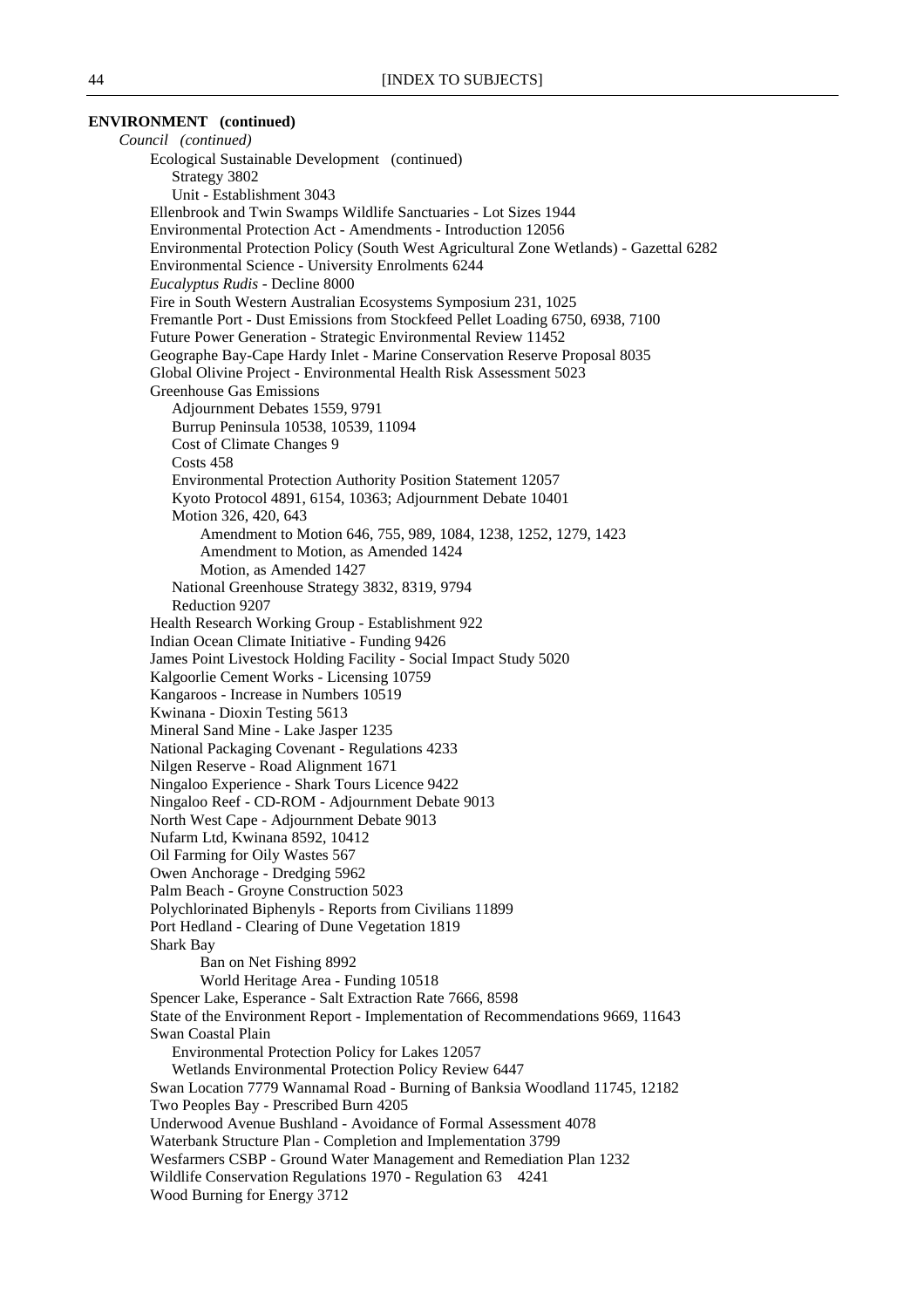**ENVIRONMENT (continued)**

*Council (continued)*

- Ecological Sustainable Development (continued)
  - Strategy 3802
  - Unit - Establishment 3043
- Ellenbrook and Twin Swamps Wildlife Sanctuaries - Lot Sizes 1944
- Environmental Protection Act - Amendments - Introduction 12056
- Environmental Protection Policy (South West Agricultural Zone Wetlands) - Gazettal 6282
- Environmental Science - University Enrolments 6244
- *Eucalyptus Rudis* - Decline 8000
- Fire in South Western Australian Ecosystems Symposium 231, 1025
- Fremantle Port - Dust Emissions from Stockfeed Pellet Loading 6750, 6938, 7100
- Future Power Generation - Strategic Environmental Review 11452
- Geographe Bay-Cape Hardy Inlet - Marine Conservation Reserve Proposal 8035
- Global Olivine Project - Environmental Health Risk Assessment 5023
- Greenhouse Gas Emissions
  - Adjournment Debates 1559, 9791
  - Burrup Peninsula 10538, 10539, 11094
  - Cost of Climate Changes 9
  - Costs 458
  - Environmental Protection Authority Position Statement 12057
  - Kyoto Protocol 4891, 6154, 10363; Adjournment Debate 10401
  - Motion 326, 420, 643
    - Amendment to Motion 646, 755, 989, 1084, 1238, 1252, 1279, 1423
    - Amendment to Motion, as Amended 1424
    - Motion, as Amended 1427
  - National Greenhouse Strategy 3832, 8319, 9794
  - Reduction 9207
- Health Research Working Group - Establishment 922
- Indian Ocean Climate Initiative - Funding 9426
- James Point Livestock Holding Facility - Social Impact Study 5020
- Kalgoorlie Cement Works - Licensing 10759
- Kangaroos - Increase in Numbers 10519
- Kwinana - Dioxin Testing 5613
- Mineral Sand Mine - Lake Jasper 1235
- National Packaging Covenant - Regulations 4233
- Nilgen Reserve - Road Alignment 1671
- Ningaloo Experience - Shark Tours Licence 9422
- Ningaloo Reef - CD-ROM - Adjournment Debate 9013
- North West Cape - Adjournment Debate 9013
- Nufarm Ltd, Kwinana 8592, 10412
- Oil Farming for Oily Wastes 567
- Owen Anchorage - Dredging 5962
- Palm Beach - Groyne Construction 5023
- Polychlorinated Biphenyls - Reports from Civilians 11899
- Port Hedland - Clearing of Dune Vegetation 1819
- Shark Bay
  - Ban on Net Fishing 8992
  - World Heritage Area - Funding 10518
- Spencer Lake, Esperance - Salt Extraction Rate 7666, 8598
- State of the Environment Report - Implementation of Recommendations 9669, 11643
- Swan Coastal Plain
  - Environmental Protection Policy for Lakes 12057
  - Wetlands Environmental Protection Policy Review 6447
- Swan Location 7779 Wannamal Road - Burning of Banksia Woodland 11745, 12182
- Two Peoples Bay - Prescribed Burn 4205
- Underwood Avenue Bushland - Avoidance of Formal Assessment 4078
- Waterbank Structure Plan - Completion and Implementation 3799
- Wesfarmers CSBP - Ground Water Management and Remediation Plan 1232
- Wildlife Conservation Regulations 1970 - Regulation 63 4241
- Wood Burning for Energy 3712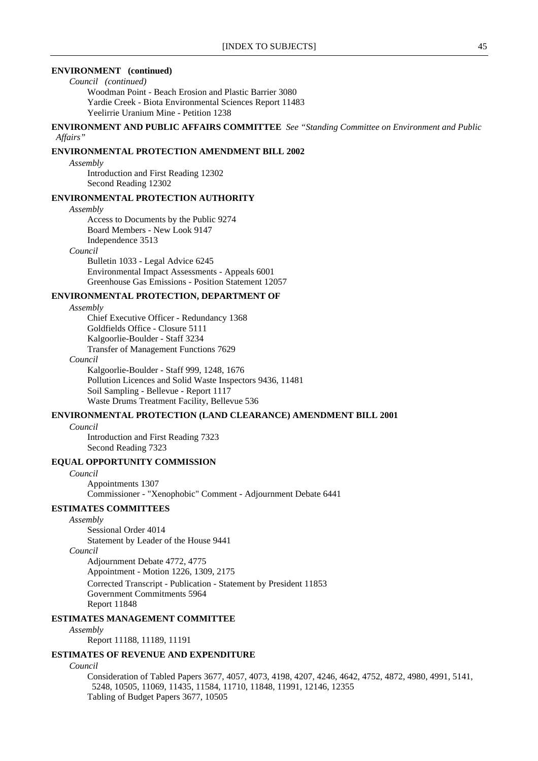**ENVIRONMENT (continued)**

*Council (continued)*

Woodman Point - Beach Erosion and Plastic Barrier 3080
Yardie Creek - Biota Environmental Sciences Report 11483
Yeelirrie Uranium Mine - Petition 1238

**ENVIRONMENT AND PUBLIC AFFAIRS COMMITTEE** *See "Standing Committee on Environment and Public Affairs"*

**ENVIRONMENTAL PROTECTION AMENDMENT BILL 2002**

*Assembly*

Introduction and First Reading 12302
Second Reading 12302

**ENVIRONMENTAL PROTECTION AUTHORITY**

*Assembly*

Access to Documents by the Public 9274
Board Members - New Look 9147
Independence 3513

*Council*

Bulletin 1033 - Legal Advice 6245
Environmental Impact Assessments - Appeals 6001
Greenhouse Gas Emissions - Position Statement 12057

**ENVIRONMENTAL PROTECTION, DEPARTMENT OF**

*Assembly*

Chief Executive Officer - Redundancy 1368
Goldfields Office - Closure 5111
Kalgoorlie-Boulder - Staff 3234
Transfer of Management Functions 7629

*Council*

Kalgoorlie-Boulder - Staff 999, 1248, 1676
Pollution Licences and Solid Waste Inspectors 9436, 11481
Soil Sampling - Bellevue - Report 1117
Waste Drums Treatment Facility, Bellevue 536

**ENVIRONMENTAL PROTECTION (LAND CLEARANCE) AMENDMENT BILL 2001**

*Council*

Introduction and First Reading 7323
Second Reading 7323

**EQUAL OPPORTUNITY COMMISSION**

*Council*

Appointments 1307
Commissioner - "Xenophobic" Comment - Adjournment Debate 6441

**ESTIMATES COMMITTEES**

*Assembly*

Sessional Order 4014
Statement by Leader of the House 9441

*Council*

Adjournment Debate 4772, 4775
Appointment - Motion 1226, 1309, 2175
Corrected Transcript - Publication - Statement by President 11853
Government Commitments 5964
Report 11848

**ESTIMATES MANAGEMENT COMMITTEE**

*Assembly*

Report 11188, 11189, 11191

**ESTIMATES OF REVENUE AND EXPENDITURE**

*Council*

Consideration of Tabled Papers 3677, 4057, 4073, 4198, 4207, 4246, 4642, 4752, 4872, 4980, 4991, 5141, 5248, 10505, 11069, 11435, 11584, 11710, 11848, 11991, 12146, 12355
Tabling of Budget Papers 3677, 10505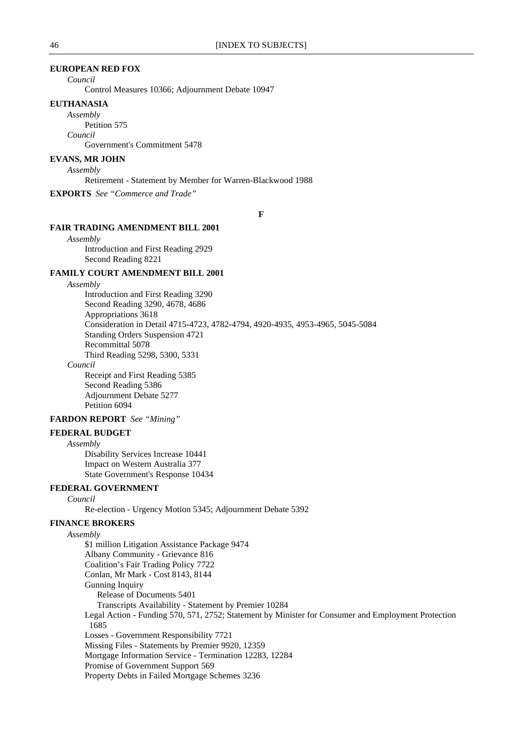**EUROPEAN RED FOX**

*Council*

Control Measures 10366; Adjournment Debate 10947

**EUTHANASIA**

*Assembly*

Petition 575

*Council*

Government's Commitment 5478

**EVANS, MR JOHN**

*Assembly*

Retirement - Statement by Member for Warren-Blackwood 1988

**EXPORTS** *See "Commerce and Trade"*

**F**

**FAIR TRADING AMENDMENT BILL 2001**

*Assembly*

Introduction and First Reading 2929
Second Reading 8221

**FAMILY COURT AMENDMENT BILL 2001**

*Assembly*

Introduction and First Reading 3290
Second Reading 3290, 4678, 4686
Appropriations 3618
Consideration in Detail 4715-4723, 4782-4794, 4920-4935, 4953-4965, 5045-5084
Standing Orders Suspension 4721
Recommittal 5078
Third Reading 5298, 5300, 5331

*Council*

Receipt and First Reading 5385
Second Reading 5386
Adjournment Debate 5277
Petition 6094

**FARDON REPORT** *See "Mining"*

**FEDERAL BUDGET**

*Assembly*

Disability Services Increase 10441
Impact on Western Australia 377
State Government's Response 10434

**FEDERAL GOVERNMENT**

*Council*

Re-election - Urgency Motion 5345; Adjournment Debate 5392

**FINANCE BROKERS**

*Assembly*

$1 million Litigation Assistance Package 9474
Albany Community - Grievance 816
Coalition's Fair Trading Policy 7722
Conlan, Mr Mark - Cost 8143, 8144
Gunning Inquiry
    Release of Documents 5401
    Transcripts Availability - Statement by Premier 10284
Legal Action - Funding 570, 571, 2752; Statement by Minister for Consumer and Employment Protection 1685
Losses - Government Responsibility 7721
Missing Files - Statements by Premier 9920, 12359
Mortgage Information Service - Termination 12283, 12284
Promise of Government Support 569
Property Debts in Failed Mortgage Schemes 3236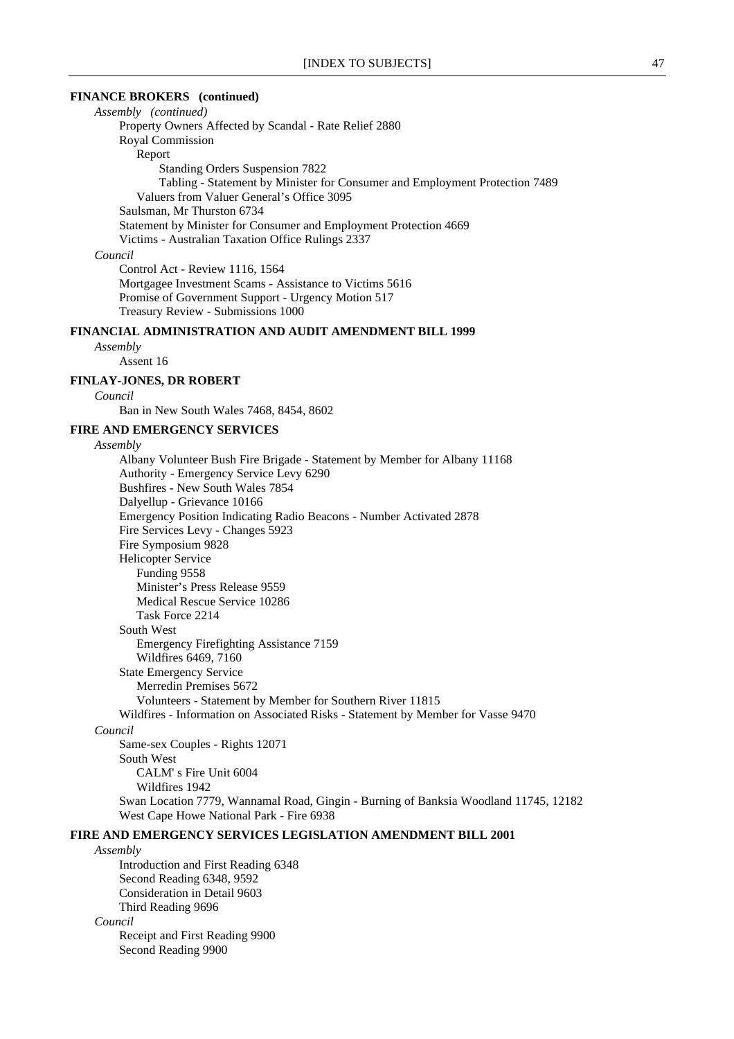**FINANCE BROKERS (continued)**

*Assembly (continued)*

- Property Owners Affected by Scandal - Rate Relief 2880
- Royal Commission
  - Report
    - Standing Orders Suspension 7822
    - Tabling - Statement by Minister for Consumer and Employment Protection 7489
  - Valuers from Valuer General's Office 3095
- Saulsman, Mr Thurston 6734
- Statement by Minister for Consumer and Employment Protection 4669
- Victims - Australian Taxation Office Rulings 2337

*Council*

- Control Act - Review 1116, 1564
- Mortgagee Investment Scams - Assistance to Victims 5616
- Promise of Government Support - Urgency Motion 517
- Treasury Review - Submissions 1000

**FINANCIAL ADMINISTRATION AND AUDIT AMENDMENT BILL 1999**

*Assembly*

- Assent 16

**FINLAY-JONES, DR ROBERT**

*Council*

- Ban in New South Wales 7468, 8454, 8602

**FIRE AND EMERGENCY SERVICES**

*Assembly*

- Albany Volunteer Bush Fire Brigade - Statement by Member for Albany 11168
- Authority - Emergency Service Levy 6290
- Bushfires - New South Wales 7854
- Dalyellup - Grievance 10166
- Emergency Position Indicating Radio Beacons - Number Activated 2878
- Fire Services Levy - Changes 5923
- Fire Symposium 9828
- Helicopter Service
  - Funding 9558
  - Minister's Press Release 9559
  - Medical Rescue Service 10286
  - Task Force 2214
- South West
  - Emergency Firefighting Assistance 7159
  - Wildfires 6469, 7160
- State Emergency Service
  - Merredin Premises 5672
  - Volunteers - Statement by Member for Southern River 11815
- Wildfires - Information on Associated Risks - Statement by Member for Vasse 9470

*Council*

- Same-sex Couples - Rights 12071
- South West
  - CALM' s Fire Unit 6004
  - Wildfires 1942
- Swan Location 7779, Wannamal Road, Gingin - Burning of Banksia Woodland 11745, 12182
- West Cape Howe National Park - Fire 6938

**FIRE AND EMERGENCY SERVICES LEGISLATION AMENDMENT BILL 2001**

*Assembly*

- Introduction and First Reading 6348
- Second Reading 6348, 9592
- Consideration in Detail 9603
- Third Reading 9696

*Council*

- Receipt and First Reading 9900
- Second Reading 9900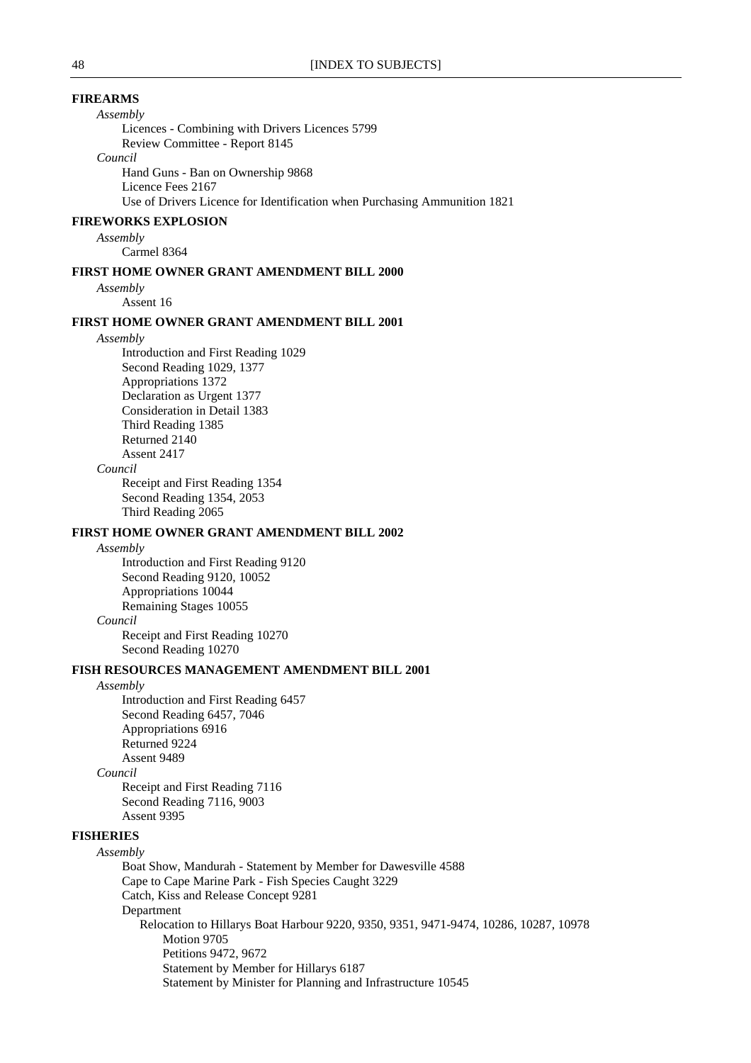**FIREARMS**

*Assembly*

- Licences - Combining with Drivers Licences 5799
- Review Committee - Report 8145

*Council*

- Hand Guns - Ban on Ownership 9868
- Licence Fees 2167
- Use of Drivers Licence for Identification when Purchasing Ammunition 1821

**FIREWORKS EXPLOSION**

*Assembly*

- Carmel 8364

**FIRST HOME OWNER GRANT AMENDMENT BILL 2000**

*Assembly*

- Assent 16

**FIRST HOME OWNER GRANT AMENDMENT BILL 2001**

*Assembly*

- Introduction and First Reading 1029
- Second Reading 1029, 1377
- Appropriations 1372
- Declaration as Urgent 1377
- Consideration in Detail 1383
- Third Reading 1385
- Returned 2140
- Assent 2417

*Council*

- Receipt and First Reading 1354
- Second Reading 1354, 2053
- Third Reading 2065

**FIRST HOME OWNER GRANT AMENDMENT BILL 2002**

*Assembly*

- Introduction and First Reading 9120
- Second Reading 9120, 10052
- Appropriations 10044
- Remaining Stages 10055

*Council*

- Receipt and First Reading 10270
- Second Reading 10270

**FISH RESOURCES MANAGEMENT AMENDMENT BILL 2001**

*Assembly*

- Introduction and First Reading 6457
- Second Reading 6457, 7046
- Appropriations 6916
- Returned 9224
- Assent 9489

*Council*

- Receipt and First Reading 7116
- Second Reading 7116, 9003
- Assent 9395

**FISHERIES**

*Assembly*

- Boat Show, Mandurah - Statement by Member for Dawesville 4588
- Cape to Cape Marine Park - Fish Species Caught 3229
- Catch, Kiss and Release Concept 9281
- Department
  - Relocation to Hillarys Boat Harbour 9220, 9350, 9351, 9471-9474, 10286, 10287, 10978
    - Motion 9705
    - Petitions 9472, 9672
    - Statement by Member for Hillarys 6187
    - Statement by Minister for Planning and Infrastructure 10545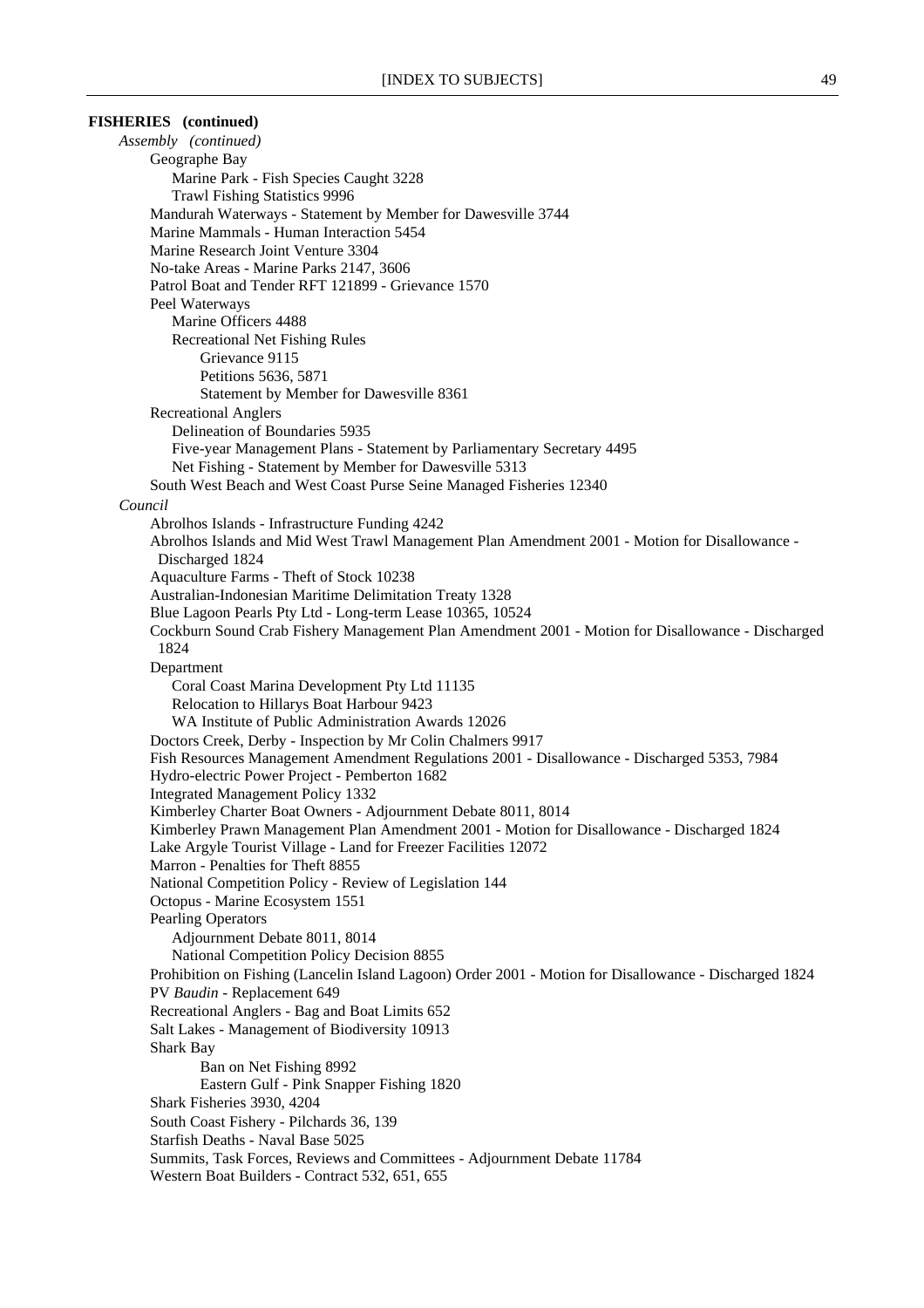**FISHERIES (continued)**

*Assembly (continued)*

- Geographe Bay
  - Marine Park - Fish Species Caught 3228
  - Trawl Fishing Statistics 9996
- Mandurah Waterways - Statement by Member for Dawesville 3744
- Marine Mammals - Human Interaction 5454
- Marine Research Joint Venture 3304
- No-take Areas - Marine Parks 2147, 3606
- Patrol Boat and Tender RFT 121899 - Grievance 1570
- Peel Waterways
  - Marine Officers 4488
  - Recreational Net Fishing Rules
    - Grievance 9115
    - Petitions 5636, 5871
    - Statement by Member for Dawesville 8361
- Recreational Anglers
  - Delineation of Boundaries 5935
  - Five-year Management Plans - Statement by Parliamentary Secretary 4495
  - Net Fishing - Statement by Member for Dawesville 5313
- South West Beach and West Coast Purse Seine Managed Fisheries 12340

*Council*

- Abrolhos Islands - Infrastructure Funding 4242
- Abrolhos Islands and Mid West Trawl Management Plan Amendment 2001 - Motion for Disallowance - Discharged 1824
- Aquaculture Farms - Theft of Stock 10238
- Australian-Indonesian Maritime Delimitation Treaty 1328
- Blue Lagoon Pearls Pty Ltd - Long-term Lease 10365, 10524
- Cockburn Sound Crab Fishery Management Plan Amendment 2001 - Motion for Disallowance - Discharged 1824
- Department
  - Coral Coast Marina Development Pty Ltd 11135
  - Relocation to Hillarys Boat Harbour 9423
  - WA Institute of Public Administration Awards 12026
- Doctors Creek, Derby - Inspection by Mr Colin Chalmers 9917
- Fish Resources Management Amendment Regulations 2001 - Disallowance - Discharged 5353, 7984
- Hydro-electric Power Project - Pemberton 1682
- Integrated Management Policy 1332
- Kimberley Charter Boat Owners - Adjournment Debate 8011, 8014
- Kimberley Prawn Management Plan Amendment 2001 - Motion for Disallowance - Discharged 1824
- Lake Argyle Tourist Village - Land for Freezer Facilities 12072
- Marron - Penalties for Theft 8855
- National Competition Policy - Review of Legislation 144
- Octopus - Marine Ecosystem 1551
- Pearling Operators
  - Adjournment Debate 8011, 8014
  - National Competition Policy Decision 8855
- Prohibition on Fishing (Lancelin Island Lagoon) Order 2001 - Motion for Disallowance - Discharged 1824
- PV *Baudin* - Replacement 649
- Recreational Anglers - Bag and Boat Limits 652
- Salt Lakes - Management of Biodiversity 10913
- Shark Bay
  - Ban on Net Fishing 8992
  - Eastern Gulf - Pink Snapper Fishing 1820
- Shark Fisheries 3930, 4204
- South Coast Fishery - Pilchards 36, 139
- Starfish Deaths - Naval Base 5025
- Summits, Task Forces, Reviews and Committees - Adjournment Debate 11784
- Western Boat Builders - Contract 532, 651, 655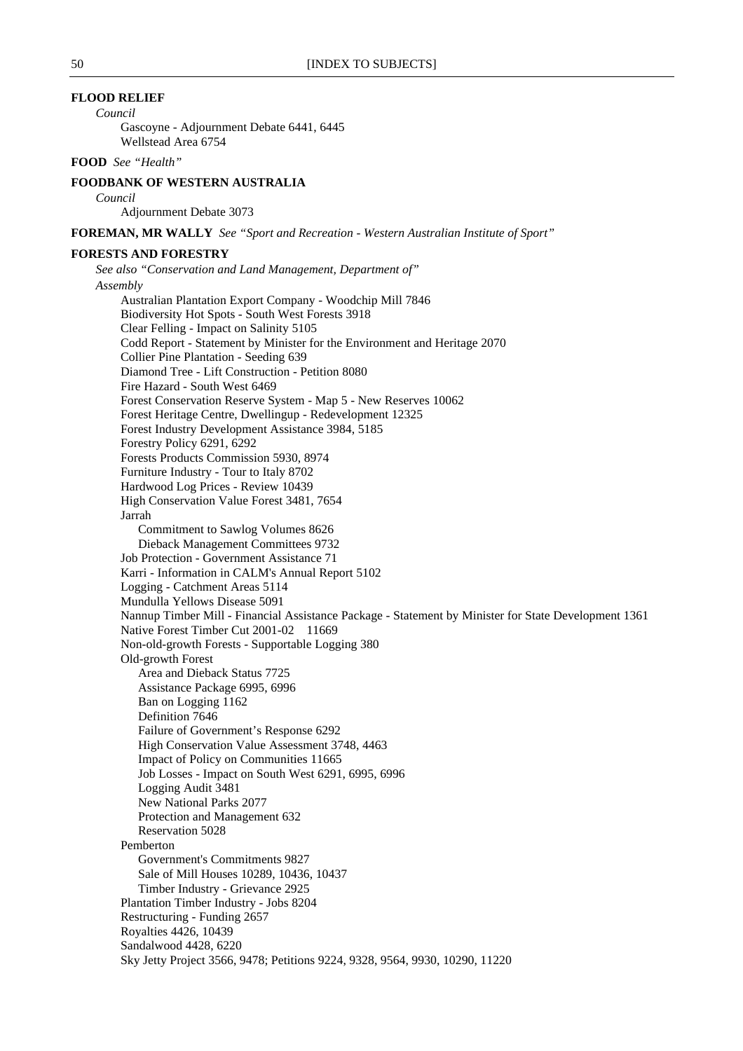**FLOOD RELIEF**

*Council*

Gascoyne - Adjournment Debate 6441, 6445
Wellstead Area 6754

**FOOD** *See "Health"*

**FOODBANK OF WESTERN AUSTRALIA**

*Council*

Adjournment Debate 3073

**FOREMAN, MR WALLY** *See "Sport and Recreation - Western Australian Institute of Sport"*

**FORESTS AND FORESTRY**

*See also "Conservation and Land Management, Department of"*

*Assembly*

Australian Plantation Export Company - Woodchip Mill 7846
Biodiversity Hot Spots - South West Forests 3918
Clear Felling - Impact on Salinity 5105
Codd Report - Statement by Minister for the Environment and Heritage 2070
Collier Pine Plantation - Seeding 639
Diamond Tree - Lift Construction - Petition 8080
Fire Hazard - South West 6469
Forest Conservation Reserve System - Map 5 - New Reserves 10062
Forest Heritage Centre, Dwellingup - Redevelopment 12325
Forest Industry Development Assistance 3984, 5185
Forestry Policy 6291, 6292
Forests Products Commission 5930, 8974
Furniture Industry - Tour to Italy 8702
Hardwood Log Prices - Review 10439
High Conservation Value Forest 3481, 7654
Jarrah
  Commitment to Sawlog Volumes 8626
  Dieback Management Committees 9732
Job Protection - Government Assistance 71
Karri - Information in CALM's Annual Report 5102
Logging - Catchment Areas 5114
Mundulla Yellows Disease 5091
Nannup Timber Mill - Financial Assistance Package - Statement by Minister for State Development 1361
Native Forest Timber Cut 2001-02   11669
Non-old-growth Forests - Supportable Logging 380
Old-growth Forest
  Area and Dieback Status 7725
  Assistance Package 6995, 6996
  Ban on Logging 1162
  Definition 7646
  Failure of Government's Response 6292
  High Conservation Value Assessment 3748, 4463
  Impact of Policy on Communities 11665
  Job Losses - Impact on South West 6291, 6995, 6996
  Logging Audit 3481
  New National Parks 2077
  Protection and Management 632
  Reservation 5028
Pemberton
  Government's Commitments 9827
  Sale of Mill Houses 10289, 10436, 10437
  Timber Industry - Grievance 2925
Plantation Timber Industry - Jobs 8204
Restructuring - Funding 2657
Royalties 4426, 10439
Sandalwood 4428, 6220
Sky Jetty Project 3566, 9478; Petitions 9224, 9328, 9564, 9930, 10290, 11220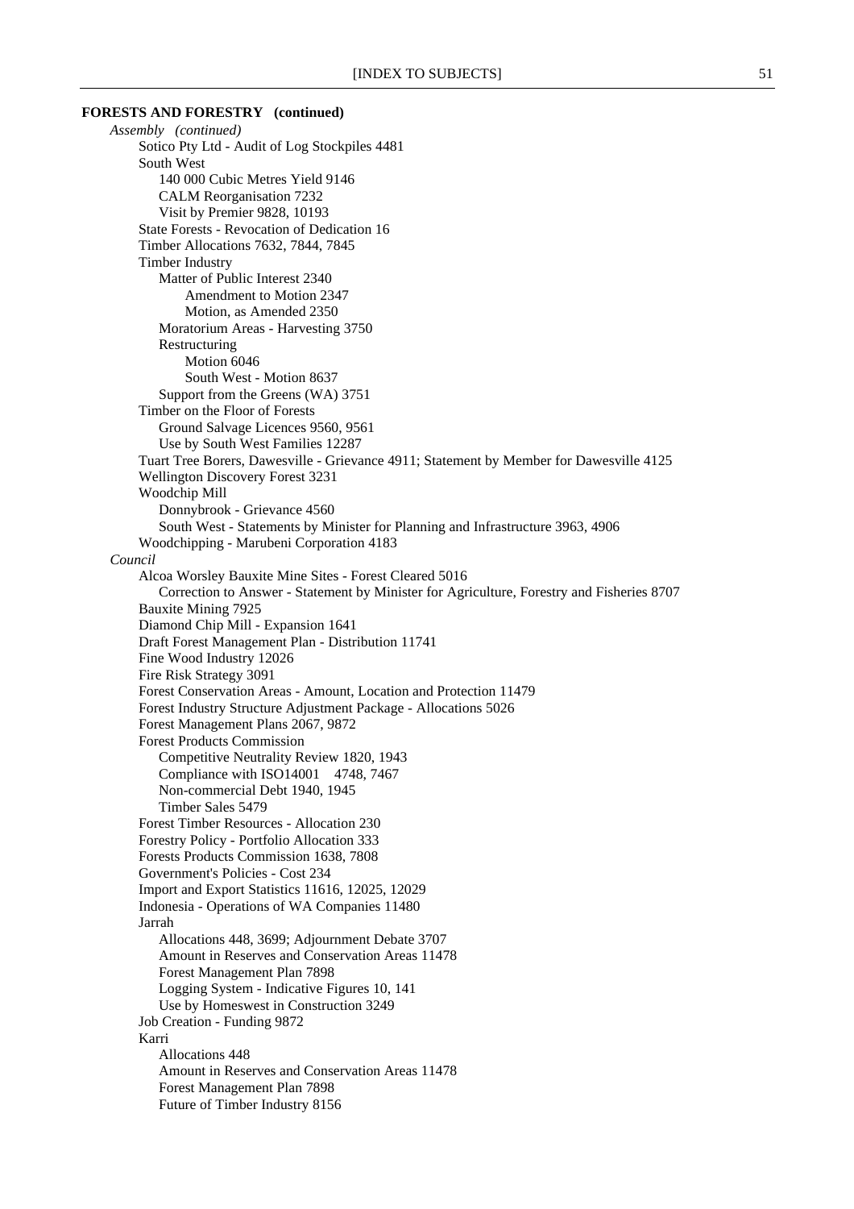**FORESTS AND FORESTRY (continued)**

*Assembly (continued)*

- Sotico Pty Ltd - Audit of Log Stockpiles 4481
- South West
  - 140 000 Cubic Metres Yield 9146
  - CALM Reorganisation 7232
  - Visit by Premier 9828, 10193
- State Forests - Revocation of Dedication 16
- Timber Allocations 7632, 7844, 7845
- Timber Industry
  - Matter of Public Interest 2340
    - Amendment to Motion 2347
    - Motion, as Amended 2350
  - Moratorium Areas - Harvesting 3750
  - Restructuring
    - Motion 6046
    - South West - Motion 8637
  - Support from the Greens (WA) 3751
- Timber on the Floor of Forests
  - Ground Salvage Licences 9560, 9561
  - Use by South West Families 12287
- Tuart Tree Borers, Dawesville - Grievance 4911; Statement by Member for Dawesville 4125
- Wellington Discovery Forest 3231
- Woodchip Mill
  - Donnybrook - Grievance 4560
  - South West - Statements by Minister for Planning and Infrastructure 3963, 4906
- Woodchipping - Marubeni Corporation 4183

*Council*

- Alcoa Worsley Bauxite Mine Sites - Forest Cleared 5016
  - Correction to Answer - Statement by Minister for Agriculture, Forestry and Fisheries 8707
- Bauxite Mining 7925
- Diamond Chip Mill - Expansion 1641
- Draft Forest Management Plan - Distribution 11741
- Fine Wood Industry 12026
- Fire Risk Strategy 3091
- Forest Conservation Areas - Amount, Location and Protection 11479
- Forest Industry Structure Adjustment Package - Allocations 5026
- Forest Management Plans 2067, 9872
- Forest Products Commission
  - Competitive Neutrality Review 1820, 1943
  - Compliance with ISO14001 4748, 7467
  - Non-commercial Debt 1940, 1945
  - Timber Sales 5479
- Forest Timber Resources - Allocation 230
- Forestry Policy - Portfolio Allocation 333
- Forests Products Commission 1638, 7808
- Government's Policies - Cost 234
- Import and Export Statistics 11616, 12025, 12029
- Indonesia - Operations of WA Companies 11480
- Jarrah
  - Allocations 448, 3699; Adjournment Debate 3707
  - Amount in Reserves and Conservation Areas 11478
  - Forest Management Plan 7898
  - Logging System - Indicative Figures 10, 141
  - Use by Homeswest in Construction 3249
- Job Creation - Funding 9872
- Karri
  - Allocations 448
  - Amount in Reserves and Conservation Areas 11478
  - Forest Management Plan 7898
  - Future of Timber Industry 8156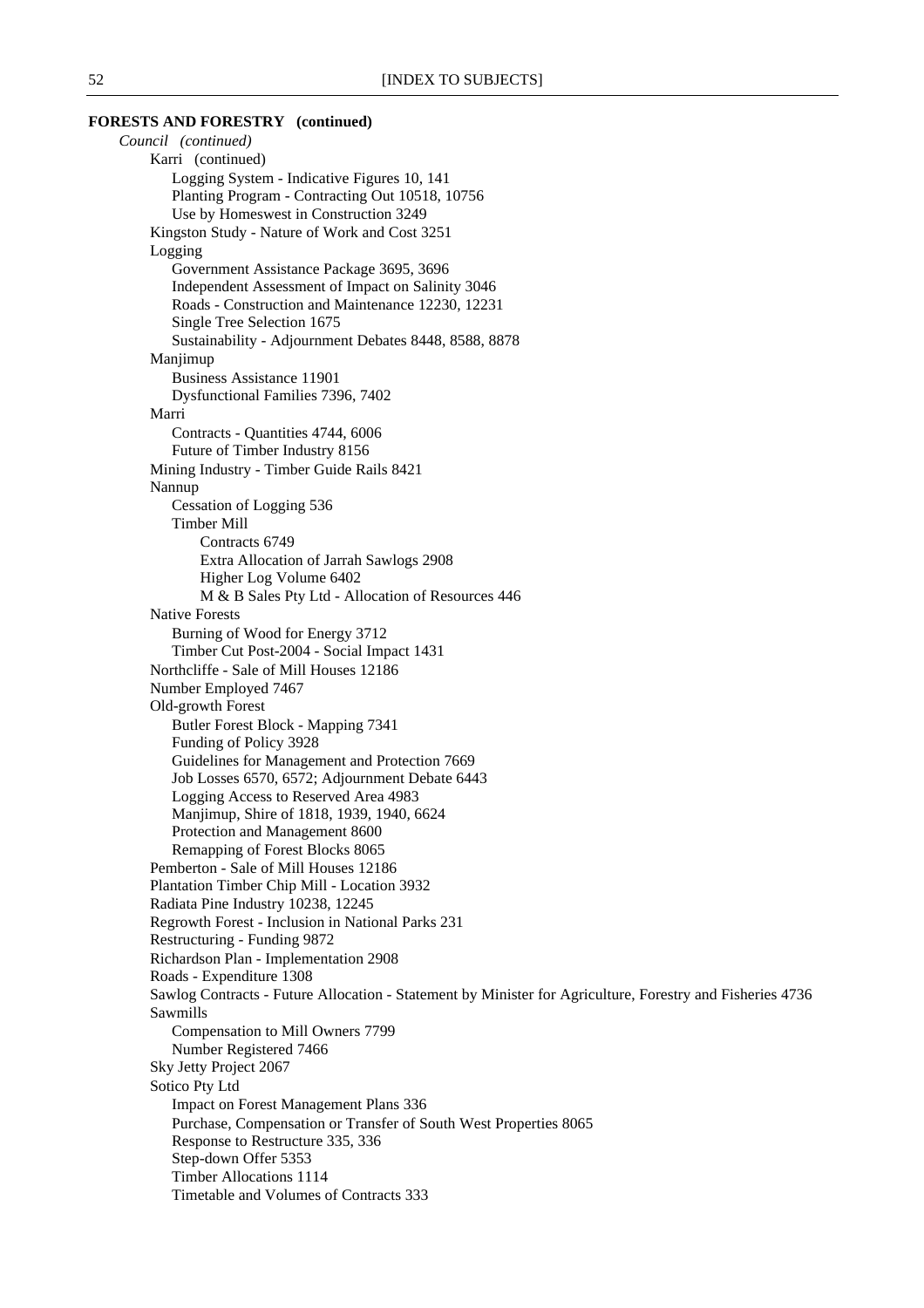**FORESTS AND FORESTRY (continued)**

*Council (continued)*

- Karri (continued)
  - Logging System - Indicative Figures 10, 141
  - Planting Program - Contracting Out 10518, 10756
  - Use by Homeswest in Construction 3249
- Kingston Study - Nature of Work and Cost 3251
- Logging
  - Government Assistance Package 3695, 3696
  - Independent Assessment of Impact on Salinity 3046
  - Roads - Construction and Maintenance 12230, 12231
  - Single Tree Selection 1675
  - Sustainability - Adjournment Debates 8448, 8588, 8878
- Manjimup
  - Business Assistance 11901
  - Dysfunctional Families 7396, 7402
- Marri
  - Contracts - Quantities 4744, 6006
  - Future of Timber Industry 8156
- Mining Industry - Timber Guide Rails 8421
- Nannup
  - Cessation of Logging 536
  - Timber Mill
    - Contracts 6749
    - Extra Allocation of Jarrah Sawlogs 2908
    - Higher Log Volume 6402
    - M & B Sales Pty Ltd - Allocation of Resources 446
- Native Forests
  - Burning of Wood for Energy 3712
  - Timber Cut Post-2004 - Social Impact 1431
- Northcliffe - Sale of Mill Houses 12186
- Number Employed 7467
- Old-growth Forest
  - Butler Forest Block - Mapping 7341
  - Funding of Policy 3928
  - Guidelines for Management and Protection 7669
  - Job Losses 6570, 6572; Adjournment Debate 6443
  - Logging Access to Reserved Area 4983
  - Manjimup, Shire of 1818, 1939, 1940, 6624
  - Protection and Management 8600
  - Remapping of Forest Blocks 8065
- Pemberton - Sale of Mill Houses 12186
- Plantation Timber Chip Mill - Location 3932
- Radiata Pine Industry 10238, 12245
- Regrowth Forest - Inclusion in National Parks 231
- Restructuring - Funding 9872
- Richardson Plan - Implementation 2908
- Roads - Expenditure 1308
- Sawlog Contracts - Future Allocation - Statement by Minister for Agriculture, Forestry and Fisheries 4736
- Sawmills
  - Compensation to Mill Owners 7799
  - Number Registered 7466
- Sky Jetty Project 2067
- Sotico Pty Ltd
  - Impact on Forest Management Plans 336
  - Purchase, Compensation or Transfer of South West Properties 8065
  - Response to Restructure 335, 336
  - Step-down Offer 5353
  - Timber Allocations 1114
  - Timetable and Volumes of Contracts 333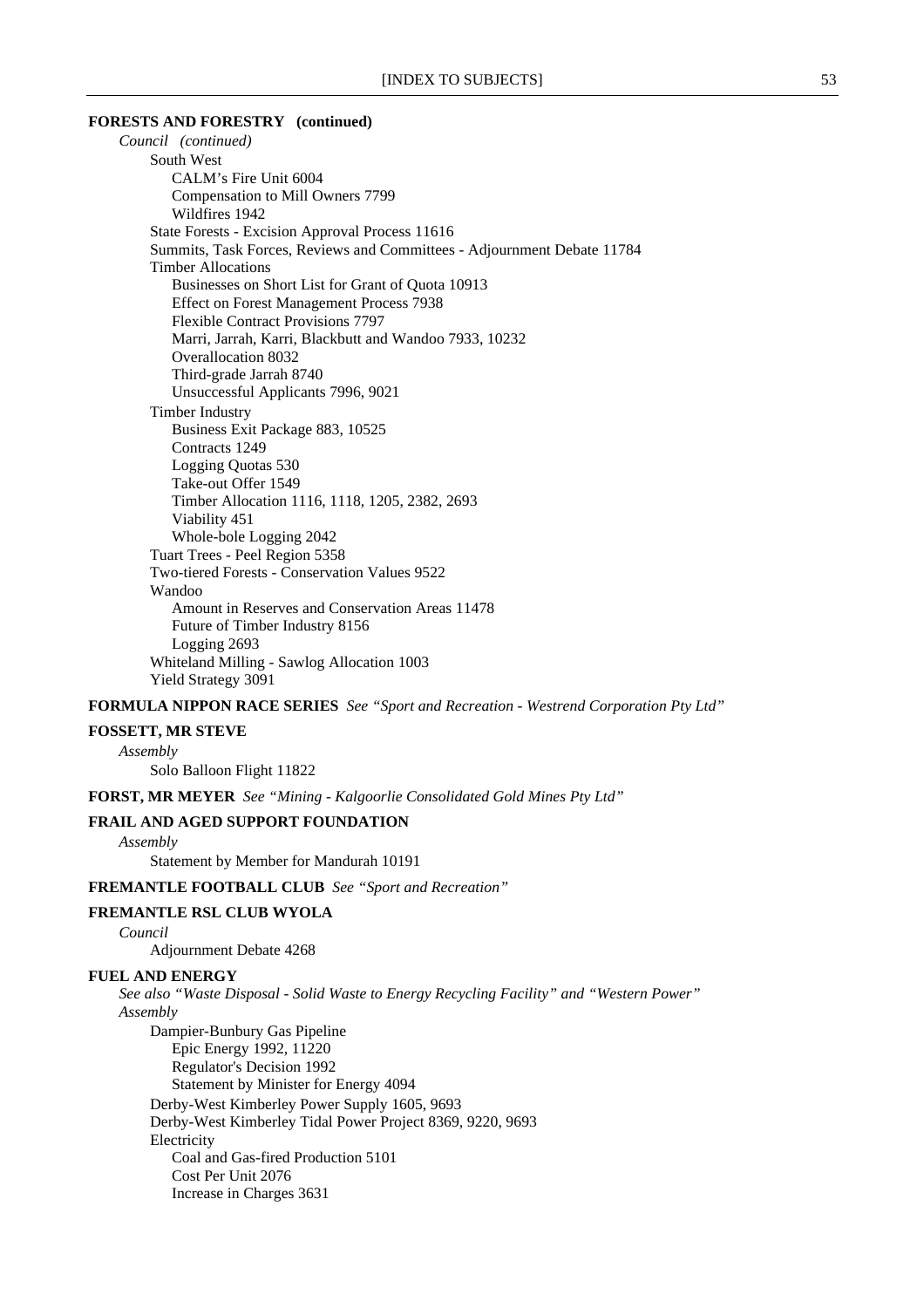**FORESTS AND FORESTRY (continued)**

*Council (continued)*

- South West
  - CALM's Fire Unit 6004
  - Compensation to Mill Owners 7799
  - Wildfires 1942
- State Forests - Excision Approval Process 11616
- Summits, Task Forces, Reviews and Committees - Adjournment Debate 11784
- Timber Allocations
  - Businesses on Short List for Grant of Quota 10913
  - Effect on Forest Management Process 7938
  - Flexible Contract Provisions 7797
  - Marri, Jarrah, Karri, Blackbutt and Wandoo 7933, 10232
  - Overallocation 8032
  - Third-grade Jarrah 8740
  - Unsuccessful Applicants 7996, 9021
- Timber Industry
  - Business Exit Package 883, 10525
  - Contracts 1249
  - Logging Quotas 530
  - Take-out Offer 1549
  - Timber Allocation 1116, 1118, 1205, 2382, 2693
  - Viability 451
  - Whole-bole Logging 2042
- Tuart Trees - Peel Region 5358
- Two-tiered Forests - Conservation Values 9522
- Wandoo
  - Amount in Reserves and Conservation Areas 11478
  - Future of Timber Industry 8156
  - Logging 2693
- Whiteland Milling - Sawlog Allocation 1003
- Yield Strategy 3091

**FORMULA NIPPON RACE SERIES** *See "Sport and Recreation - Westrend Corporation Pty Ltd"*

**FOSSETT, MR STEVE**

*Assembly*

- Solo Balloon Flight 11822

**FORST, MR MEYER** *See "Mining - Kalgoorlie Consolidated Gold Mines Pty Ltd"*

**FRAIL AND AGED SUPPORT FOUNDATION**

*Assembly*

- Statement by Member for Mandurah 10191

**FREMANTLE FOOTBALL CLUB** *See "Sport and Recreation"*

**FREMANTLE RSL CLUB WYOLA**

*Council*

- Adjournment Debate 4268

**FUEL AND ENERGY**

*See also "Waste Disposal - Solid Waste to Energy Recycling Facility" and "Western Power"*

*Assembly*

- Dampier-Bunbury Gas Pipeline
  - Epic Energy 1992, 11220
  - Regulator's Decision 1992
  - Statement by Minister for Energy 4094
- Derby-West Kimberley Power Supply 1605, 9693
- Derby-West Kimberley Tidal Power Project 8369, 9220, 9693
- Electricity
  - Coal and Gas-fired Production 5101
  - Cost Per Unit 2076
  - Increase in Charges 3631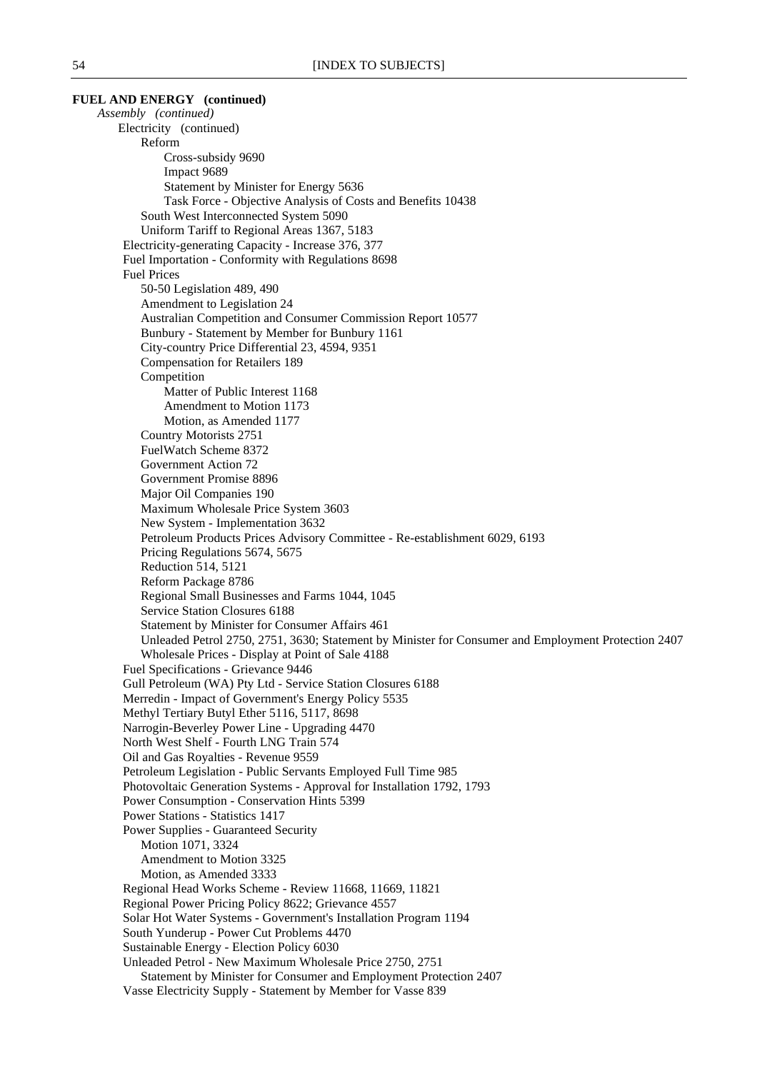**FUEL AND ENERGY (continued)**

*Assembly (continued)*

- Electricity (continued)
  - Reform
    - Cross-subsidy 9690
    - Impact 9689
    - Statement by Minister for Energy 5636
    - Task Force - Objective Analysis of Costs and Benefits 10438
  - South West Interconnected System 5090
  - Uniform Tariff to Regional Areas 1367, 5183
- Electricity-generating Capacity - Increase 376, 377
- Fuel Importation - Conformity with Regulations 8698
- Fuel Prices
  - 50-50 Legislation 489, 490
  - Amendment to Legislation 24
  - Australian Competition and Consumer Commission Report 10577
  - Bunbury - Statement by Member for Bunbury 1161
  - City-country Price Differential 23, 4594, 9351
  - Compensation for Retailers 189
  - Competition
    - Matter of Public Interest 1168
    - Amendment to Motion 1173
    - Motion, as Amended 1177
  - Country Motorists 2751
  - FuelWatch Scheme 8372
  - Government Action 72
  - Government Promise 8896
  - Major Oil Companies 190
  - Maximum Wholesale Price System 3603
  - New System - Implementation 3632
  - Petroleum Products Prices Advisory Committee - Re-establishment 6029, 6193
  - Pricing Regulations 5674, 5675
  - Reduction 514, 5121
  - Reform Package 8786
  - Regional Small Businesses and Farms 1044, 1045
  - Service Station Closures 6188
  - Statement by Minister for Consumer Affairs 461
  - Unleaded Petrol 2750, 2751, 3630; Statement by Minister for Consumer and Employment Protection 2407
  - Wholesale Prices - Display at Point of Sale 4188
- Fuel Specifications - Grievance 9446
- Gull Petroleum (WA) Pty Ltd - Service Station Closures 6188
- Merredin - Impact of Government's Energy Policy 5535
- Methyl Tertiary Butyl Ether 5116, 5117, 8698
- Narrogin-Beverley Power Line - Upgrading 4470
- North West Shelf - Fourth LNG Train 574
- Oil and Gas Royalties - Revenue 9559
- Petroleum Legislation - Public Servants Employed Full Time 985
- Photovoltaic Generation Systems - Approval for Installation 1792, 1793
- Power Consumption - Conservation Hints 5399
- Power Stations - Statistics 1417
- Power Supplies - Guaranteed Security
  - Motion 1071, 3324
  - Amendment to Motion 3325
  - Motion, as Amended 3333
- Regional Head Works Scheme - Review 11668, 11669, 11821
- Regional Power Pricing Policy 8622; Grievance 4557
- Solar Hot Water Systems - Government's Installation Program 1194
- South Yunderup - Power Cut Problems 4470
- Sustainable Energy - Election Policy 6030
- Unleaded Petrol - New Maximum Wholesale Price 2750, 2751
  - Statement by Minister for Consumer and Employment Protection 2407
- Vasse Electricity Supply - Statement by Member for Vasse 839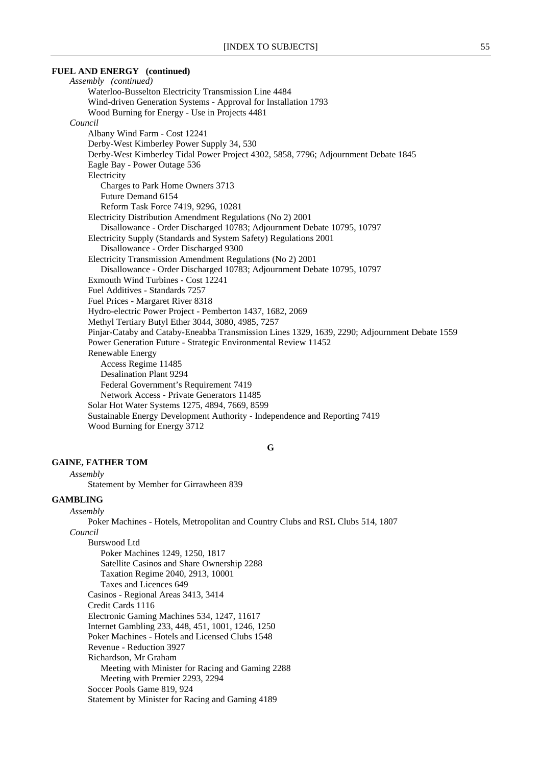**FUEL AND ENERGY (continued)**

*Assembly (continued)*

- Waterloo-Busselton Electricity Transmission Line 4484
- Wind-driven Generation Systems - Approval for Installation 1793
- Wood Burning for Energy - Use in Projects 4481

*Council*

- Albany Wind Farm - Cost 12241
- Derby-West Kimberley Power Supply 34, 530
- Derby-West Kimberley Tidal Power Project 4302, 5858, 7796; Adjournment Debate 1845
- Eagle Bay - Power Outage 536
- Electricity
  - Charges to Park Home Owners 3713
  - Future Demand 6154
  - Reform Task Force 7419, 9296, 10281
- Electricity Distribution Amendment Regulations (No 2) 2001
  - Disallowance - Order Discharged 10783; Adjournment Debate 10795, 10797
- Electricity Supply (Standards and System Safety) Regulations 2001
  - Disallowance - Order Discharged 9300
- Electricity Transmission Amendment Regulations (No 2) 2001
  - Disallowance - Order Discharged 10783; Adjournment Debate 10795, 10797
- Exmouth Wind Turbines - Cost 12241
- Fuel Additives - Standards 7257
- Fuel Prices - Margaret River 8318
- Hydro-electric Power Project - Pemberton 1437, 1682, 2069
- Methyl Tertiary Butyl Ether 3044, 3080, 4985, 7257
- Pinjar-Cataby and Cataby-Eneabba Transmission Lines 1329, 1639, 2290; Adjournment Debate 1559
- Power Generation Future - Strategic Environmental Review 11452
- Renewable Energy
  - Access Regime 11485
  - Desalination Plant 9294
  - Federal Government's Requirement 7419
  - Network Access - Private Generators 11485
- Solar Hot Water Systems 1275, 4894, 7669, 8599
- Sustainable Energy Development Authority - Independence and Reporting 7419
- Wood Burning for Energy 3712

## G

**GAINE, FATHER TOM**

*Assembly*

- Statement by Member for Girrawheen 839

**GAMBLING**

*Assembly*

- Poker Machines - Hotels, Metropolitan and Country Clubs and RSL Clubs 514, 1807

*Council*

- Burswood Ltd
  - Poker Machines 1249, 1250, 1817
  - Satellite Casinos and Share Ownership 2288
  - Taxation Regime 2040, 2913, 10001
  - Taxes and Licences 649
- Casinos - Regional Areas 3413, 3414
- Credit Cards 1116
- Electronic Gaming Machines 534, 1247, 11617
- Internet Gambling 233, 448, 451, 1001, 1246, 1250
- Poker Machines - Hotels and Licensed Clubs 1548
- Revenue - Reduction 3927
- Richardson, Mr Graham
  - Meeting with Minister for Racing and Gaming 2288
  - Meeting with Premier 2293, 2294
- Soccer Pools Game 819, 924
- Statement by Minister for Racing and Gaming 4189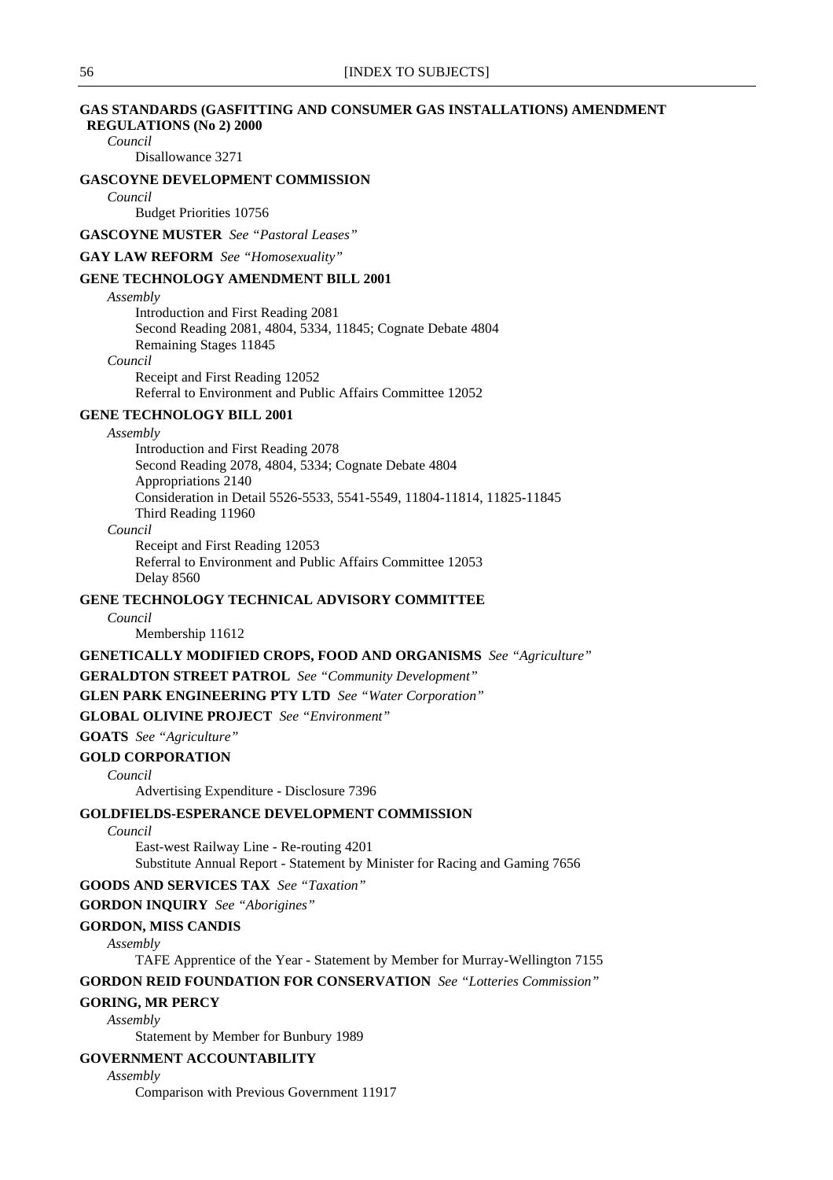**GAS STANDARDS (GASFITTING AND CONSUMER GAS INSTALLATIONS) AMENDMENT REGULATIONS (No 2) 2000**

*Council*

Disallowance 3271

**GASCOYNE DEVELOPMENT COMMISSION**

*Council*

Budget Priorities 10756

**GASCOYNE MUSTER** *See "Pastoral Leases"*

**GAY LAW REFORM** *See "Homosexuality"*

**GENE TECHNOLOGY AMENDMENT BILL 2001**

*Assembly*

Introduction and First Reading 2081
Second Reading 2081, 4804, 5334, 11845; Cognate Debate 4804
Remaining Stages 11845

*Council*

Receipt and First Reading 12052
Referral to Environment and Public Affairs Committee 12052

**GENE TECHNOLOGY BILL 2001**

*Assembly*

Introduction and First Reading 2078
Second Reading 2078, 4804, 5334; Cognate Debate 4804
Appropriations 2140
Consideration in Detail 5526-5533, 5541-5549, 11804-11814, 11825-11845
Third Reading 11960

*Council*

Receipt and First Reading 12053
Referral to Environment and Public Affairs Committee 12053
Delay 8560

**GENE TECHNOLOGY TECHNICAL ADVISORY COMMITTEE**

*Council*

Membership 11612

**GENETICALLY MODIFIED CROPS, FOOD AND ORGANISMS** *See "Agriculture"*

**GERALDTON STREET PATROL** *See "Community Development"*

**GLEN PARK ENGINEERING PTY LTD** *See "Water Corporation"*

**GLOBAL OLIVINE PROJECT** *See "Environment"*

**GOATS** *See "Agriculture"*

**GOLD CORPORATION**

*Council*

Advertising Expenditure - Disclosure 7396

**GOLDFIELDS-ESPERANCE DEVELOPMENT COMMISSION**

*Council*

East-west Railway Line - Re-routing 4201
Substitute Annual Report - Statement by Minister for Racing and Gaming 7656

**GOODS AND SERVICES TAX** *See "Taxation"*

**GORDON INQUIRY** *See "Aborigines"*

**GORDON, MISS CANDIS**

*Assembly*

TAFE Apprentice of the Year - Statement by Member for Murray-Wellington 7155

**GORDON REID FOUNDATION FOR CONSERVATION** *See "Lotteries Commission"*

**GORING, MR PERCY**

*Assembly*

Statement by Member for Bunbury 1989

**GOVERNMENT ACCOUNTABILITY**

*Assembly*

Comparison with Previous Government 11917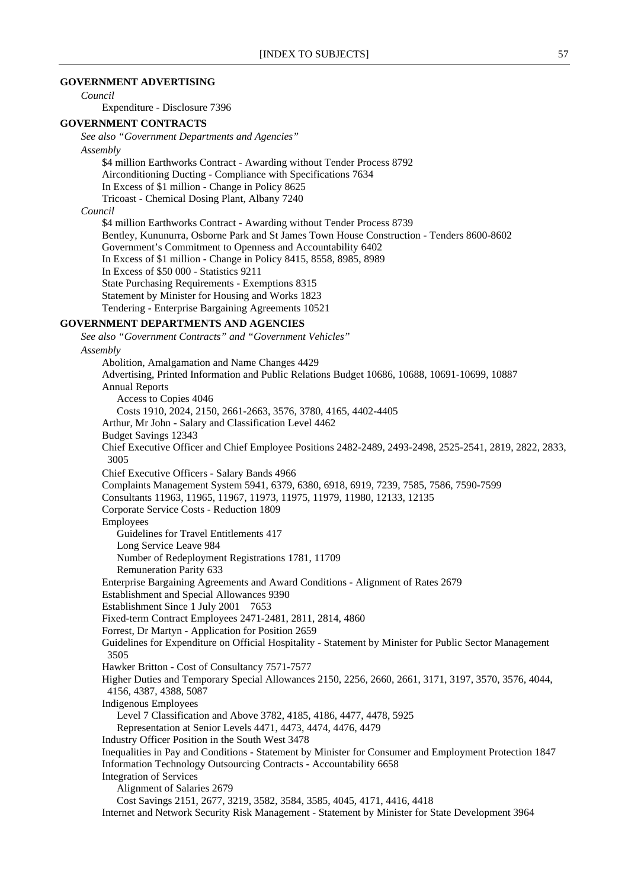**GOVERNMENT ADVERTISING**

*Council*

Expenditure - Disclosure 7396

**GOVERNMENT CONTRACTS**

*See also "Government Departments and Agencies"*

*Assembly*

$4 million Earthworks Contract - Awarding without Tender Process 8792
Airconditioning Ducting - Compliance with Specifications 7634
In Excess of $1 million - Change in Policy 8625
Tricoast - Chemical Dosing Plant, Albany 7240

*Council*

$4 million Earthworks Contract - Awarding without Tender Process 8739
Bentley, Kununurra, Osborne Park and St James Town House Construction - Tenders 8600-8602
Government's Commitment to Openness and Accountability 6402
In Excess of $1 million - Change in Policy 8415, 8558, 8985, 8989
In Excess of $50 000 - Statistics 9211
State Purchasing Requirements - Exemptions 8315
Statement by Minister for Housing and Works 1823
Tendering - Enterprise Bargaining Agreements 10521

**GOVERNMENT DEPARTMENTS AND AGENCIES**

*See also "Government Contracts" and "Government Vehicles"*

*Assembly*

Abolition, Amalgamation and Name Changes 4429
Advertising, Printed Information and Public Relations Budget 10686, 10688, 10691-10699, 10887
Annual Reports
- Access to Copies 4046
- Costs 1910, 2024, 2150, 2661-2663, 3576, 3780, 4165, 4402-4405

Arthur, Mr John - Salary and Classification Level 4462
Budget Savings 12343
Chief Executive Officer and Chief Employee Positions 2482-2489, 2493-2498, 2525-2541, 2819, 2822, 2833, 3005
Chief Executive Officers - Salary Bands 4966
Complaints Management System 5941, 6379, 6380, 6918, 6919, 7239, 7585, 7586, 7590-7599
Consultants 11963, 11965, 11967, 11973, 11975, 11979, 11980, 12133, 12135
Corporate Service Costs - Reduction 1809
Employees
- Guidelines for Travel Entitlements 417
- Long Service Leave 984
- Number of Redeployment Registrations 1781, 11709
- Remuneration Parity 633

Enterprise Bargaining Agreements and Award Conditions - Alignment of Rates 2679
Establishment and Special Allowances 9390
Establishment Since 1 July 2001 7653
Fixed-term Contract Employees 2471-2481, 2811, 2814, 4860
Forrest, Dr Martyn - Application for Position 2659
Guidelines for Expenditure on Official Hospitality - Statement by Minister for Public Sector Management 3505
Hawker Britton - Cost of Consultancy 7571-7577
Higher Duties and Temporary Special Allowances 2150, 2256, 2660, 2661, 3171, 3197, 3570, 3576, 4044, 4156, 4387, 4388, 5087
Indigenous Employees
- Level 7 Classification and Above 3782, 4185, 4186, 4477, 4478, 5925
- Representation at Senior Levels 4471, 4473, 4474, 4476, 4479

Industry Officer Position in the South West 3478
Inequalities in Pay and Conditions - Statement by Minister for Consumer and Employment Protection 1847
Information Technology Outsourcing Contracts - Accountability 6658
Integration of Services
- Alignment of Salaries 2679
- Cost Savings 2151, 2677, 3219, 3582, 3584, 3585, 4045, 4171, 4416, 4418

Internet and Network Security Risk Management - Statement by Minister for State Development 3964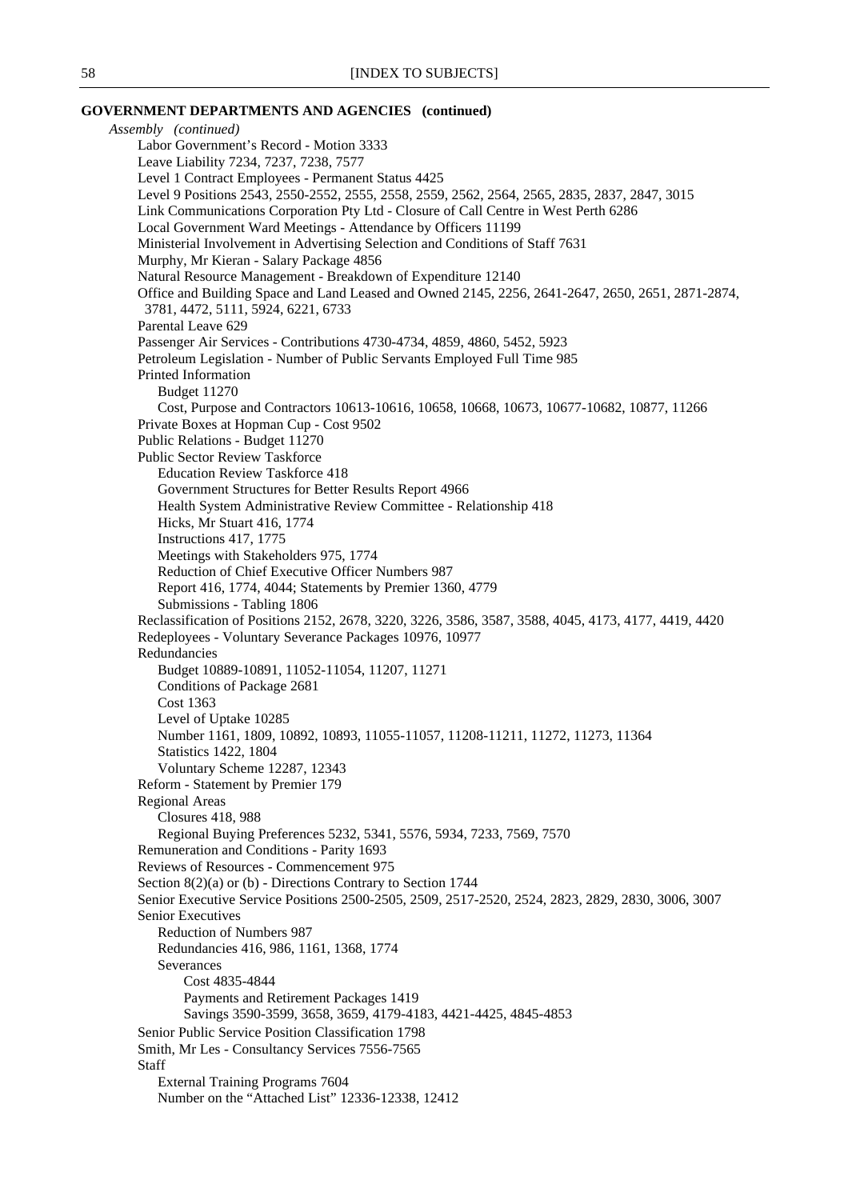**GOVERNMENT DEPARTMENTS AND AGENCIES (continued)**

*Assembly (continued)*

- Labor Government's Record - Motion 3333
- Leave Liability 7234, 7237, 7238, 7577
- Level 1 Contract Employees - Permanent Status 4425
- Level 9 Positions 2543, 2550-2552, 2555, 2558, 2559, 2562, 2564, 2565, 2835, 2837, 2847, 3015
- Link Communications Corporation Pty Ltd - Closure of Call Centre in West Perth 6286
- Local Government Ward Meetings - Attendance by Officers 11199
- Ministerial Involvement in Advertising Selection and Conditions of Staff 7631
- Murphy, Mr Kieran - Salary Package 4856
- Natural Resource Management - Breakdown of Expenditure 12140
- Office and Building Space and Land Leased and Owned 2145, 2256, 2641-2647, 2650, 2651, 2871-2874, 3781, 4472, 5111, 5924, 6221, 6733
- Parental Leave 629
- Passenger Air Services - Contributions 4730-4734, 4859, 4860, 5452, 5923
- Petroleum Legislation - Number of Public Servants Employed Full Time 985
- Printed Information
    - Budget 11270
    - Cost, Purpose and Contractors 10613-10616, 10658, 10668, 10673, 10677-10682, 10877, 11266
- Private Boxes at Hopman Cup - Cost 9502
- Public Relations - Budget 11270
- Public Sector Review Taskforce
    - Education Review Taskforce 418
    - Government Structures for Better Results Report 4966
    - Health System Administrative Review Committee - Relationship 418
    - Hicks, Mr Stuart 416, 1774
    - Instructions 417, 1775
    - Meetings with Stakeholders 975, 1774
    - Reduction of Chief Executive Officer Numbers 987
    - Report 416, 1774, 4044; Statements by Premier 1360, 4779
    - Submissions - Tabling 1806
- Reclassification of Positions 2152, 2678, 3220, 3226, 3586, 3587, 3588, 4045, 4173, 4177, 4419, 4420
- Redeployees - Voluntary Severance Packages 10976, 10977
- Redundancies
    - Budget 10889-10891, 11052-11054, 11207, 11271
    - Conditions of Package 2681
    - Cost 1363
    - Level of Uptake 10285
    - Number 1161, 1809, 10892, 10893, 11055-11057, 11208-11211, 11272, 11273, 11364
    - Statistics 1422, 1804
    - Voluntary Scheme 12287, 12343
- Reform - Statement by Premier 179
- Regional Areas
    - Closures 418, 988
    - Regional Buying Preferences 5232, 5341, 5576, 5934, 7233, 7569, 7570
- Remuneration and Conditions - Parity 1693
- Reviews of Resources - Commencement 975
- Section 8(2)(a) or (b) - Directions Contrary to Section 1744
- Senior Executive Service Positions 2500-2505, 2509, 2517-2520, 2524, 2823, 2829, 2830, 3006, 3007
- Senior Executives
    - Reduction of Numbers 987
    - Redundancies 416, 986, 1161, 1368, 1774
    - Severances
        - Cost 4835-4844
        - Payments and Retirement Packages 1419
        - Savings 3590-3599, 3658, 3659, 4179-4183, 4421-4425, 4845-4853
- Senior Public Service Position Classification 1798
- Smith, Mr Les - Consultancy Services 7556-7565
- Staff
    - External Training Programs 7604
    - Number on the "Attached List" 12336-12338, 12412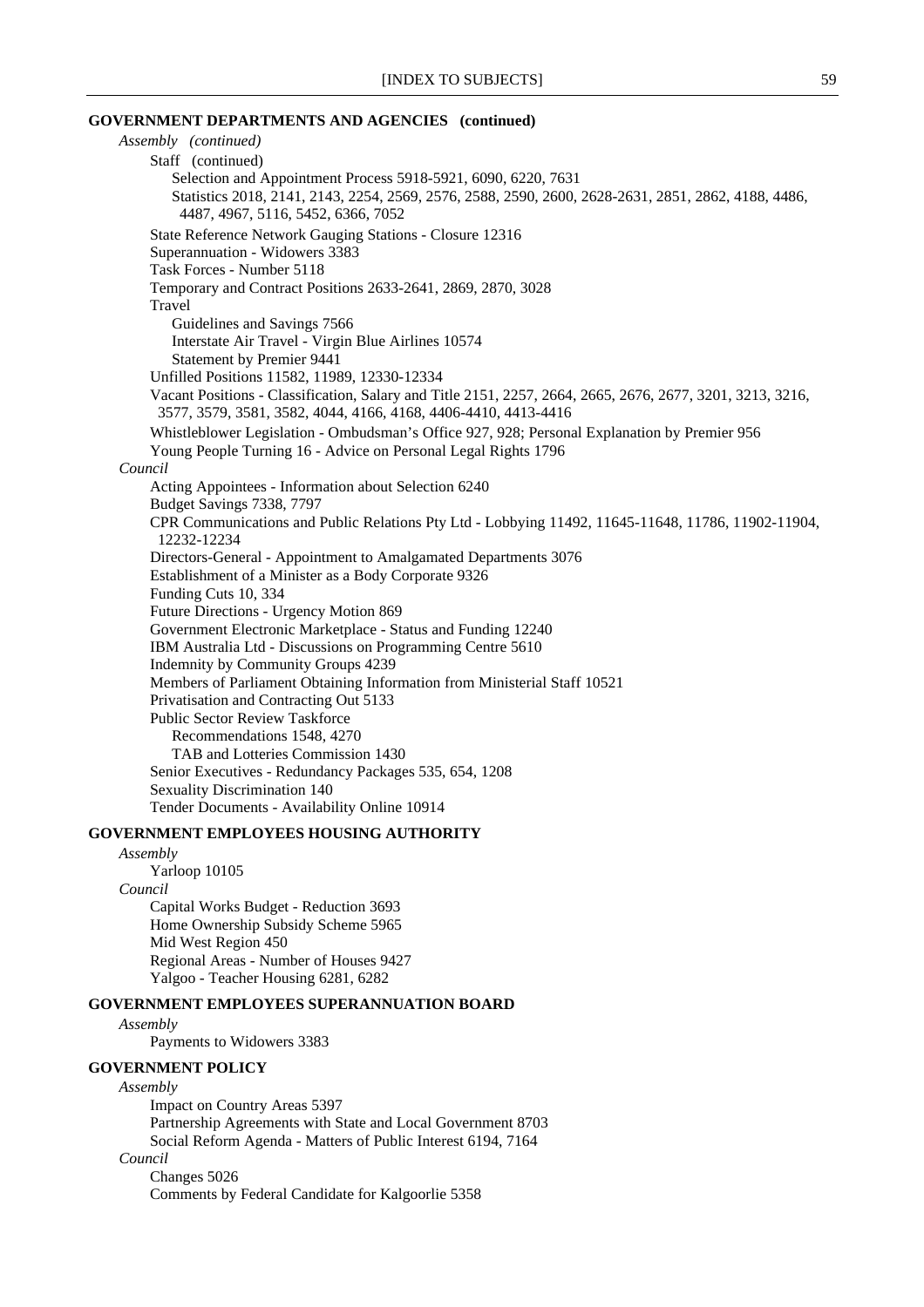**GOVERNMENT DEPARTMENTS AND AGENCIES (continued)**

*Assembly (continued)*

- Staff (continued)
  - Selection and Appointment Process 5918-5921, 6090, 6220, 7631
  - Statistics 2018, 2141, 2143, 2254, 2569, 2576, 2588, 2590, 2600, 2628-2631, 2851, 2862, 4188, 4486, 4487, 4967, 5116, 5452, 6366, 7052
- State Reference Network Gauging Stations - Closure 12316
- Superannuation - Widowers 3383
- Task Forces - Number 5118
- Temporary and Contract Positions 2633-2641, 2869, 2870, 3028
- Travel
  - Guidelines and Savings 7566
  - Interstate Air Travel - Virgin Blue Airlines 10574
  - Statement by Premier 9441
- Unfilled Positions 11582, 11989, 12330-12334
- Vacant Positions - Classification, Salary and Title 2151, 2257, 2664, 2665, 2676, 2677, 3201, 3213, 3216, 3577, 3579, 3581, 3582, 4044, 4166, 4168, 4406-4410, 4413-4416
- Whistleblower Legislation - Ombudsman's Office 927, 928; Personal Explanation by Premier 956
- Young People Turning 16 - Advice on Personal Legal Rights 1796

*Council*

- Acting Appointees - Information about Selection 6240
- Budget Savings 7338, 7797
- CPR Communications and Public Relations Pty Ltd - Lobbying 11492, 11645-11648, 11786, 11902-11904, 12232-12234
- Directors-General - Appointment to Amalgamated Departments 3076
- Establishment of a Minister as a Body Corporate 9326
- Funding Cuts 10, 334
- Future Directions - Urgency Motion 869
- Government Electronic Marketplace - Status and Funding 12240
- IBM Australia Ltd - Discussions on Programming Centre 5610
- Indemnity by Community Groups 4239
- Members of Parliament Obtaining Information from Ministerial Staff 10521
- Privatisation and Contracting Out 5133
- Public Sector Review Taskforce
  - Recommendations 1548, 4270
  - TAB and Lotteries Commission 1430
- Senior Executives - Redundancy Packages 535, 654, 1208
- Sexuality Discrimination 140
- Tender Documents - Availability Online 10914

**GOVERNMENT EMPLOYEES HOUSING AUTHORITY**

*Assembly*

- Yarloop 10105

*Council*

- Capital Works Budget - Reduction 3693
- Home Ownership Subsidy Scheme 5965
- Mid West Region 450
- Regional Areas - Number of Houses 9427
- Yalgoo - Teacher Housing 6281, 6282

**GOVERNMENT EMPLOYEES SUPERANNUATION BOARD**

*Assembly*

- Payments to Widowers 3383

**GOVERNMENT POLICY**

*Assembly*

- Impact on Country Areas 5397
- Partnership Agreements with State and Local Government 8703
- Social Reform Agenda - Matters of Public Interest 6194, 7164

*Council*

- Changes 5026
- Comments by Federal Candidate for Kalgoorlie 5358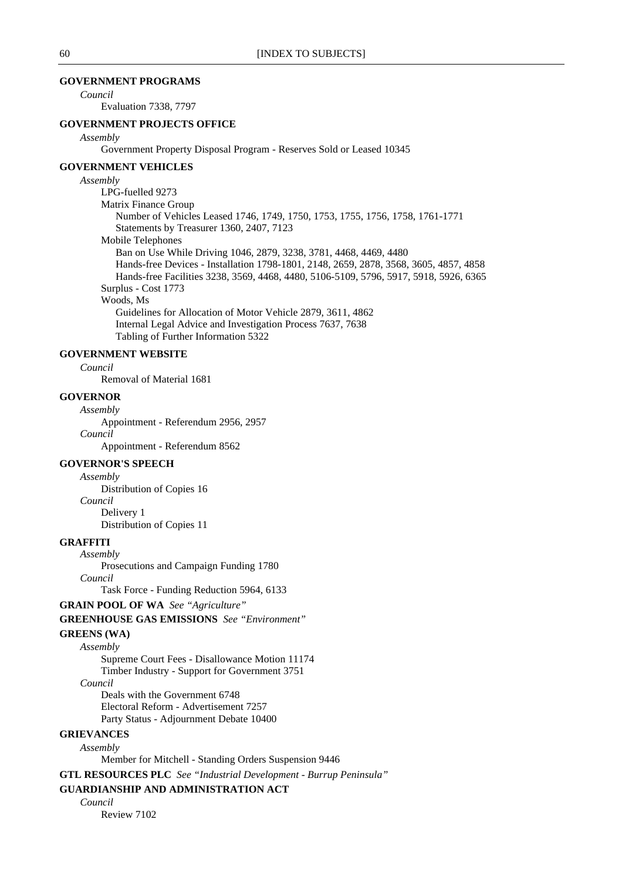**GOVERNMENT PROGRAMS**

*Council*

Evaluation 7338, 7797

**GOVERNMENT PROJECTS OFFICE**

*Assembly*

Government Property Disposal Program - Reserves Sold or Leased 10345

**GOVERNMENT VEHICLES**

*Assembly*

LPG-fuelled 9273

Matrix Finance Group

Number of Vehicles Leased 1746, 1749, 1750, 1753, 1755, 1756, 1758, 1761-1771

Statements by Treasurer 1360, 2407, 7123

Mobile Telephones

Ban on Use While Driving 1046, 2879, 3238, 3781, 4468, 4469, 4480

Hands-free Devices - Installation 1798-1801, 2148, 2659, 2878, 3568, 3605, 4857, 4858

Hands-free Facilities 3238, 3569, 4468, 4480, 5106-5109, 5796, 5917, 5918, 5926, 6365

Surplus - Cost 1773

Woods, Ms

Guidelines for Allocation of Motor Vehicle 2879, 3611, 4862

Internal Legal Advice and Investigation Process 7637, 7638

Tabling of Further Information 5322

**GOVERNMENT WEBSITE**

*Council*

Removal of Material 1681

**GOVERNOR**

*Assembly*

Appointment - Referendum 2956, 2957

*Council*

Appointment - Referendum 8562

**GOVERNOR'S SPEECH**

*Assembly*

Distribution of Copies 16

*Council*

Delivery 1

Distribution of Copies 11

**GRAFFITI**

*Assembly*

Prosecutions and Campaign Funding 1780

*Council*

Task Force - Funding Reduction 5964, 6133

**GRAIN POOL OF WA** *See "Agriculture"*

**GREENHOUSE GAS EMISSIONS** *See "Environment"*

**GREENS (WA)**

*Assembly*

Supreme Court Fees - Disallowance Motion 11174

Timber Industry - Support for Government 3751

*Council*

Deals with the Government 6748

Electoral Reform - Advertisement 7257

Party Status - Adjournment Debate 10400

**GRIEVANCES**

*Assembly*

Member for Mitchell - Standing Orders Suspension 9446

**GTL RESOURCES PLC** *See "Industrial Development - Burrup Peninsula"*

**GUARDIANSHIP AND ADMINISTRATION ACT**

*Council*

Review 7102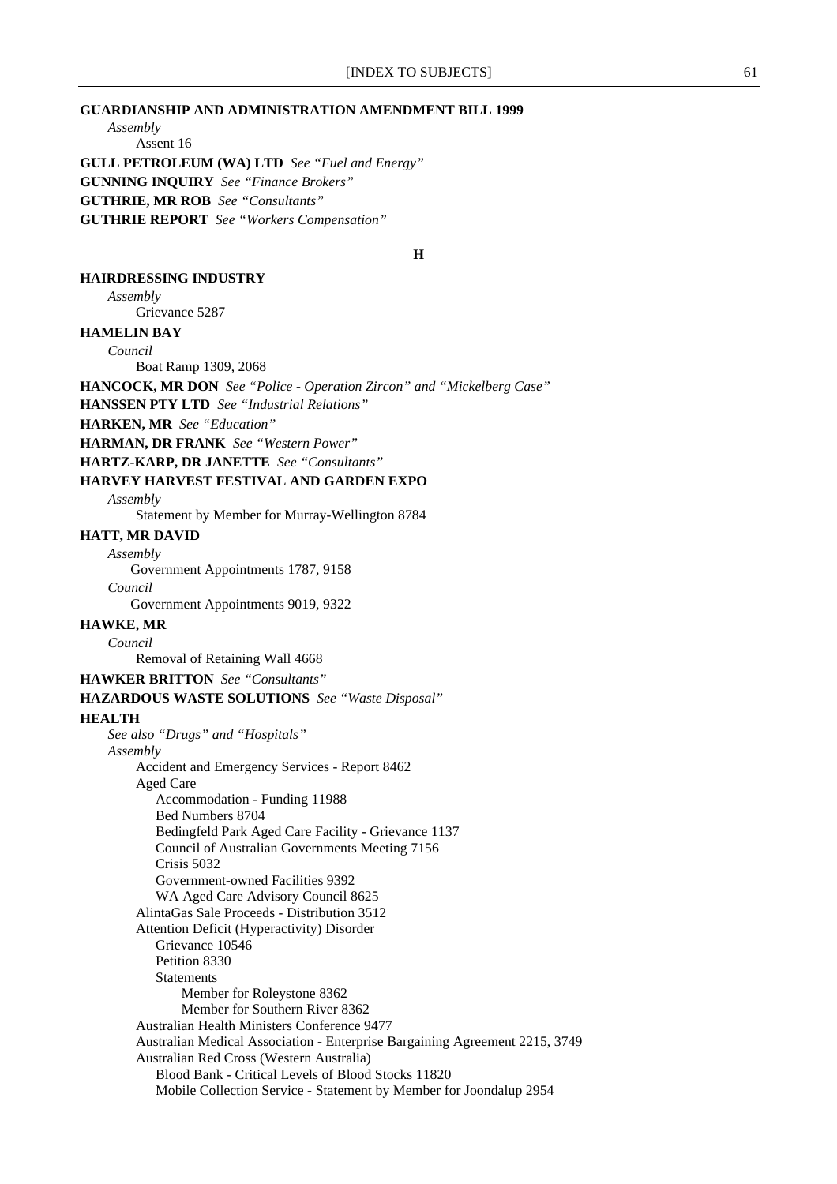**GUARDIANSHIP AND ADMINISTRATION AMENDMENT BILL 1999**

*Assembly*

Assent 16

**GULL PETROLEUM (WA) LTD** *See "Fuel and Energy"*

**GUNNING INQUIRY** *See "Finance Brokers"*

**GUTHRIE, MR ROB** *See "Consultants"*

**GUTHRIE REPORT** *See "Workers Compensation"*

## H

**HAIRDRESSING INDUSTRY**

*Assembly*

Grievance 5287

**HAMELIN BAY**

*Council*

Boat Ramp 1309, 2068

**HANCOCK, MR DON** *See "Police - Operation Zircon" and "Mickelberg Case"*

**HANSSEN PTY LTD** *See "Industrial Relations"*

**HARKEN, MR** *See "Education"*

**HARMAN, DR FRANK** *See "Western Power"*

**HARTZ-KARP, DR JANETTE** *See "Consultants"*

**HARVEY HARVEST FESTIVAL AND GARDEN EXPO**

*Assembly*

Statement by Member for Murray-Wellington 8784

**HATT, MR DAVID**

*Assembly*

Government Appointments 1787, 9158

*Council*

Government Appointments 9019, 9322

**HAWKE, MR**

*Council*

Removal of Retaining Wall 4668

**HAWKER BRITTON** *See "Consultants"*

**HAZARDOUS WASTE SOLUTIONS** *See "Waste Disposal"*

**HEALTH**

*See also "Drugs" and "Hospitals"*

*Assembly*

- Accident and Emergency Services - Report 8462
- Aged Care
  - Accommodation - Funding 11988
  - Bed Numbers 8704
  - Bedingfeld Park Aged Care Facility - Grievance 1137
  - Council of Australian Governments Meeting 7156
  - Crisis 5032
  - Government-owned Facilities 9392
  - WA Aged Care Advisory Council 8625
- AlintaGas Sale Proceeds - Distribution 3512
- Attention Deficit (Hyperactivity) Disorder
  - Grievance 10546
  - Petition 8330
  - Statements
    - Member for Roleystone 8362
    - Member for Southern River 8362
- Australian Health Ministers Conference 9477
- Australian Medical Association - Enterprise Bargaining Agreement 2215, 3749
- Australian Red Cross (Western Australia)
  - Blood Bank - Critical Levels of Blood Stocks 11820
  - Mobile Collection Service - Statement by Member for Joondalup 2954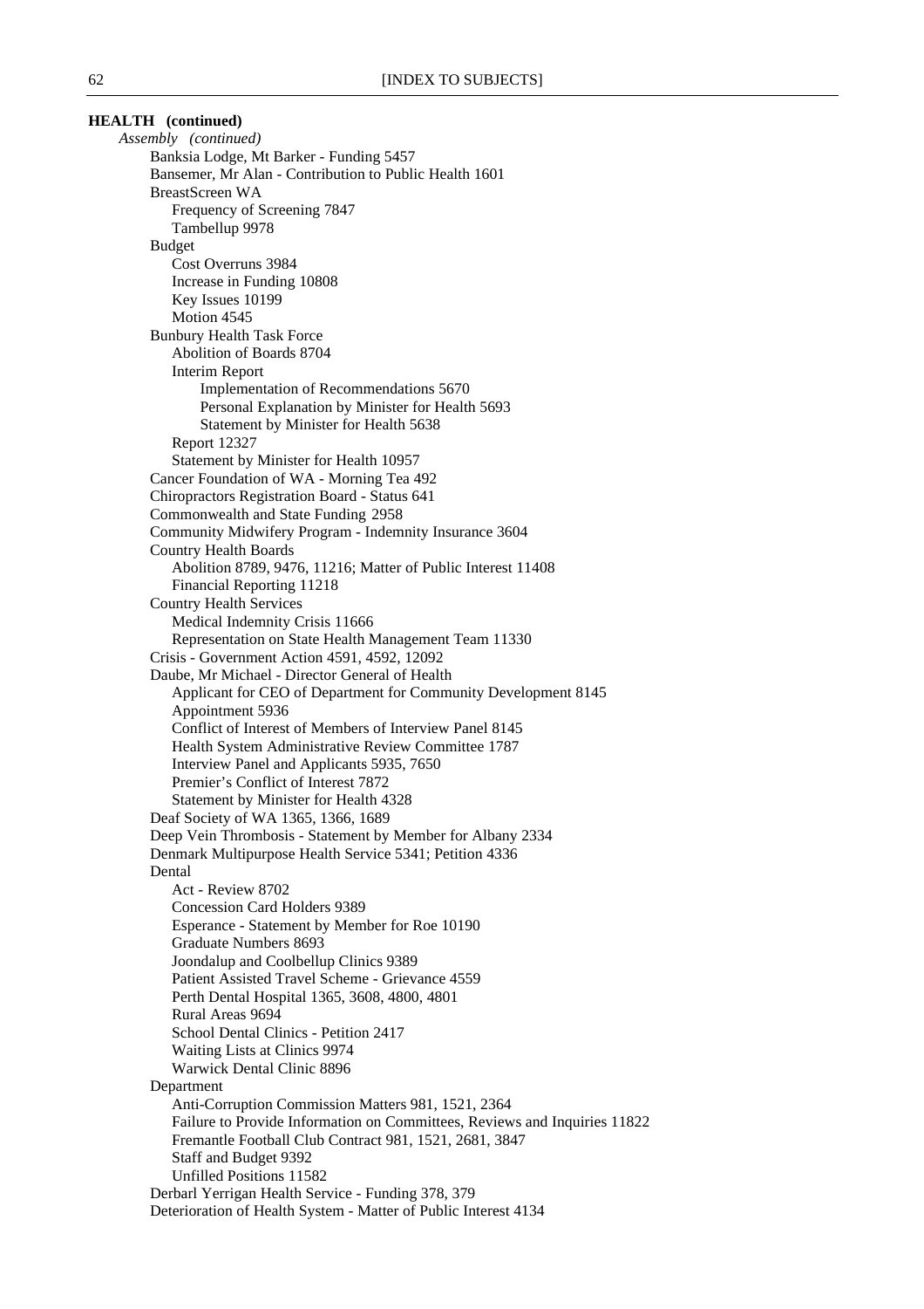**HEALTH (continued)**

*Assembly (continued)*

- Banksia Lodge, Mt Barker - Funding 5457
- Bansemer, Mr Alan - Contribution to Public Health 1601
- BreastScreen WA
  - Frequency of Screening 7847
  - Tambellup 9978
- Budget
  - Cost Overruns 3984
  - Increase in Funding 10808
  - Key Issues 10199
  - Motion 4545
- Bunbury Health Task Force
  - Abolition of Boards 8704
  - Interim Report
    - Implementation of Recommendations 5670
    - Personal Explanation by Minister for Health 5693
    - Statement by Minister for Health 5638
  - Report 12327
  - Statement by Minister for Health 10957
- Cancer Foundation of WA - Morning Tea 492
- Chiropractors Registration Board - Status 641
- Commonwealth and State Funding 2958
- Community Midwifery Program - Indemnity Insurance 3604
- Country Health Boards
  - Abolition 8789, 9476, 11216; Matter of Public Interest 11408
  - Financial Reporting 11218
- Country Health Services
  - Medical Indemnity Crisis 11666
  - Representation on State Health Management Team 11330
- Crisis - Government Action 4591, 4592, 12092
- Daube, Mr Michael - Director General of Health
  - Applicant for CEO of Department for Community Development 8145
  - Appointment 5936
  - Conflict of Interest of Members of Interview Panel 8145
  - Health System Administrative Review Committee 1787
  - Interview Panel and Applicants 5935, 7650
  - Premier's Conflict of Interest 7872
  - Statement by Minister for Health 4328
- Deaf Society of WA 1365, 1366, 1689
- Deep Vein Thrombosis - Statement by Member for Albany 2334
- Denmark Multipurpose Health Service 5341; Petition 4336
- Dental
  - Act - Review 8702
  - Concession Card Holders 9389
  - Esperance - Statement by Member for Roe 10190
  - Graduate Numbers 8693
  - Joondalup and Coolbellup Clinics 9389
  - Patient Assisted Travel Scheme - Grievance 4559
  - Perth Dental Hospital 1365, 3608, 4800, 4801
  - Rural Areas 9694
  - School Dental Clinics - Petition 2417
  - Waiting Lists at Clinics 9974
  - Warwick Dental Clinic 8896
- Department
  - Anti-Corruption Commission Matters 981, 1521, 2364
  - Failure to Provide Information on Committees, Reviews and Inquiries 11822
  - Fremantle Football Club Contract 981, 1521, 2681, 3847
  - Staff and Budget 9392
  - Unfilled Positions 11582
- Derbarl Yerrigan Health Service - Funding 378, 379
- Deterioration of Health System - Matter of Public Interest 4134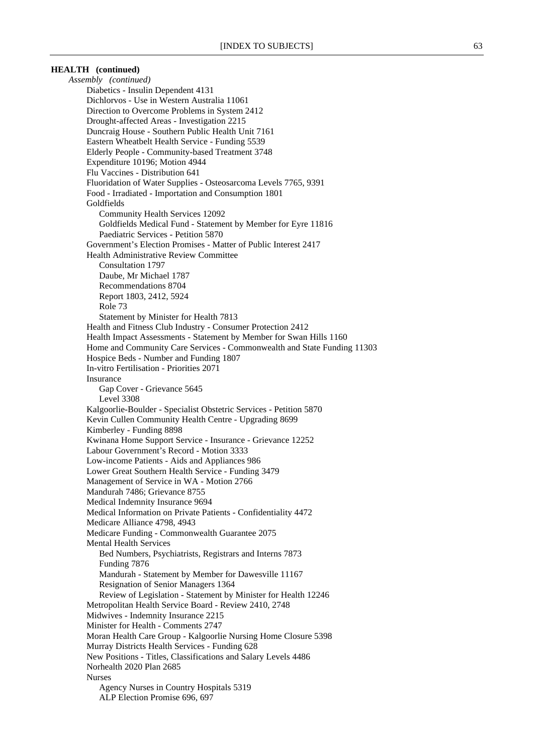**HEALTH (continued)**

*Assembly (continued)*

- Diabetics - Insulin Dependent 4131
- Dichlorvos - Use in Western Australia 11061
- Direction to Overcome Problems in System 2412
- Drought-affected Areas - Investigation 2215
- Duncraig House - Southern Public Health Unit 7161
- Eastern Wheatbelt Health Service - Funding 5539
- Elderly People - Community-based Treatment 3748
- Expenditure 10196; Motion 4944
- Flu Vaccines - Distribution 641
- Fluoridation of Water Supplies - Osteosarcoma Levels 7765, 9391
- Food - Irradiated - Importation and Consumption 1801
- Goldfields
  - Community Health Services 12092
  - Goldfields Medical Fund - Statement by Member for Eyre 11816
  - Paediatric Services - Petition 5870
- Government's Election Promises - Matter of Public Interest 2417
- Health Administrative Review Committee
  - Consultation 1797
  - Daube, Mr Michael 1787
  - Recommendations 8704
  - Report 1803, 2412, 5924
  - Role 73
  - Statement by Minister for Health 7813
- Health and Fitness Club Industry - Consumer Protection 2412
- Health Impact Assessments - Statement by Member for Swan Hills 1160
- Home and Community Care Services - Commonwealth and State Funding 11303
- Hospice Beds - Number and Funding 1807
- In-vitro Fertilisation - Priorities 2071
- Insurance
  - Gap Cover - Grievance 5645
  - Level 3308
- Kalgoorlie-Boulder - Specialist Obstetric Services - Petition 5870
- Kevin Cullen Community Health Centre - Upgrading 8699
- Kimberley - Funding 8898
- Kwinana Home Support Service - Insurance - Grievance 12252
- Labour Government's Record - Motion 3333
- Low-income Patients - Aids and Appliances 986
- Lower Great Southern Health Service - Funding 3479
- Management of Service in WA - Motion 2766
- Mandurah 7486; Grievance 8755
- Medical Indemnity Insurance 9694
- Medical Information on Private Patients - Confidentiality 4472
- Medicare Alliance 4798, 4943
- Medicare Funding - Commonwealth Guarantee 2075
- Mental Health Services
  - Bed Numbers, Psychiatrists, Registrars and Interns 7873
  - Funding 7876
  - Mandurah - Statement by Member for Dawesville 11167
  - Resignation of Senior Managers 1364
  - Review of Legislation - Statement by Minister for Health 12246
- Metropolitan Health Service Board - Review 2410, 2748
- Midwives - Indemnity Insurance 2215
- Minister for Health - Comments 2747
- Moran Health Care Group - Kalgoorlie Nursing Home Closure 5398
- Murray Districts Health Services - Funding 628
- New Positions - Titles, Classifications and Salary Levels 4486
- Norhealth 2020 Plan 2685
- Nurses
  - Agency Nurses in Country Hospitals 5319
  - ALP Election Promise 696, 697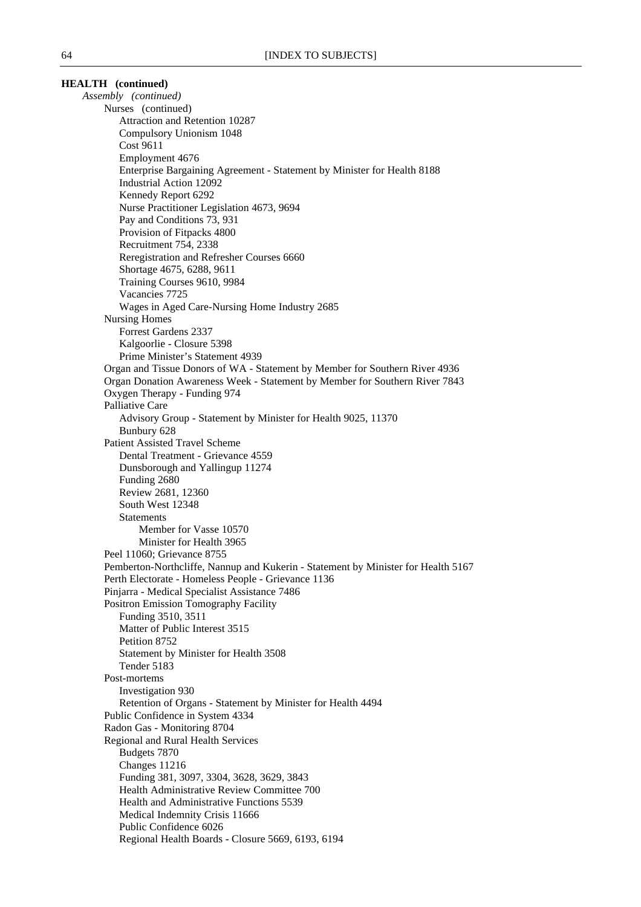**HEALTH (continued)**

*Assembly (continued)*

- Nurses (continued)
  - Attraction and Retention 10287
  - Compulsory Unionism 1048
  - Cost 9611
  - Employment 4676
  - Enterprise Bargaining Agreement - Statement by Minister for Health 8188
  - Industrial Action 12092
  - Kennedy Report 6292
  - Nurse Practitioner Legislation 4673, 9694
  - Pay and Conditions 73, 931
  - Provision of Fitpacks 4800
  - Recruitment 754, 2338
  - Reregistration and Refresher Courses 6660
  - Shortage 4675, 6288, 9611
  - Training Courses 9610, 9984
  - Vacancies 7725
  - Wages in Aged Care-Nursing Home Industry 2685
- Nursing Homes
  - Forrest Gardens 2337
  - Kalgoorlie - Closure 5398
  - Prime Minister's Statement 4939
- Organ and Tissue Donors of WA - Statement by Member for Southern River 4936
- Organ Donation Awareness Week - Statement by Member for Southern River 7843
- Oxygen Therapy - Funding 974
- Palliative Care
  - Advisory Group - Statement by Minister for Health 9025, 11370
  - Bunbury 628
- Patient Assisted Travel Scheme
  - Dental Treatment - Grievance 4559
  - Dunsborough and Yallingup 11274
  - Funding 2680
  - Review 2681, 12360
  - South West 12348
  - Statements
    - Member for Vasse 10570
    - Minister for Health 3965
- Peel 11060; Grievance 8755
- Pemberton-Northcliffe, Nannup and Kukerin - Statement by Minister for Health 5167
- Perth Electorate - Homeless People - Grievance 1136
- Pinjarra - Medical Specialist Assistance 7486
- Positron Emission Tomography Facility
  - Funding 3510, 3511
  - Matter of Public Interest 3515
  - Petition 8752
  - Statement by Minister for Health 3508
  - Tender 5183
- Post-mortems
  - Investigation 930
  - Retention of Organs - Statement by Minister for Health 4494
- Public Confidence in System 4334
- Radon Gas - Monitoring 8704
- Regional and Rural Health Services
  - Budgets 7870
  - Changes 11216
  - Funding 381, 3097, 3304, 3628, 3629, 3843
  - Health Administrative Review Committee 700
  - Health and Administrative Functions 5539
  - Medical Indemnity Crisis 11666
  - Public Confidence 6026
  - Regional Health Boards - Closure 5669, 6193, 6194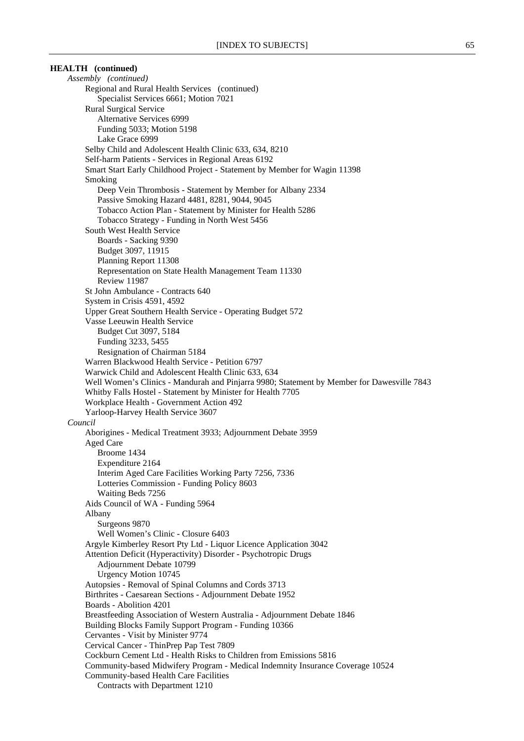**HEALTH (continued)**

*Assembly (continued)*

- Regional and Rural Health Services (continued)
  - Specialist Services 6661; Motion 7021
- Rural Surgical Service
  - Alternative Services 6999
  - Funding 5033; Motion 5198
  - Lake Grace 6999
- Selby Child and Adolescent Health Clinic 633, 634, 8210
- Self-harm Patients - Services in Regional Areas 6192
- Smart Start Early Childhood Project - Statement by Member for Wagin 11398
- Smoking
  - Deep Vein Thrombosis - Statement by Member for Albany 2334
  - Passive Smoking Hazard 4481, 8281, 9044, 9045
  - Tobacco Action Plan - Statement by Minister for Health 5286
  - Tobacco Strategy - Funding in North West 5456
- South West Health Service
  - Boards - Sacking 9390
  - Budget 3097, 11915
  - Planning Report 11308
  - Representation on State Health Management Team 11330
  - Review 11987
- St John Ambulance - Contracts 640
- System in Crisis 4591, 4592
- Upper Great Southern Health Service - Operating Budget 572
- Vasse Leeuwin Health Service
  - Budget Cut 3097, 5184
  - Funding 3233, 5455
  - Resignation of Chairman 5184
- Warren Blackwood Health Service - Petition 6797
- Warwick Child and Adolescent Health Clinic 633, 634
- Well Women's Clinics - Mandurah and Pinjarra 9980; Statement by Member for Dawesville 7843
- Whitby Falls Hostel - Statement by Minister for Health 7705
- Workplace Health - Government Action 492
- Yarloop-Harvey Health Service 3607

*Council*

- Aborigines - Medical Treatment 3933; Adjournment Debate 3959
- Aged Care
  - Broome 1434
  - Expenditure 2164
  - Interim Aged Care Facilities Working Party 7256, 7336
  - Lotteries Commission - Funding Policy 8603
  - Waiting Beds 7256
- Aids Council of WA - Funding 5964
- Albany
  - Surgeons 9870
  - Well Women's Clinic - Closure 6403
- Argyle Kimberley Resort Pty Ltd - Liquor Licence Application 3042
- Attention Deficit (Hyperactivity) Disorder - Psychotropic Drugs
  - Adjournment Debate 10799
  - Urgency Motion 10745
- Autopsies - Removal of Spinal Columns and Cords 3713
- Birthrites - Caesarean Sections - Adjournment Debate 1952
- Boards - Abolition 4201
- Breastfeeding Association of Western Australia - Adjournment Debate 1846
- Building Blocks Family Support Program - Funding 10366
- Cervantes - Visit by Minister 9774
- Cervical Cancer - ThinPrep Pap Test 7809
- Cockburn Cement Ltd - Health Risks to Children from Emissions 5816
- Community-based Midwifery Program - Medical Indemnity Insurance Coverage 10524
- Community-based Health Care Facilities
  - Contracts with Department 1210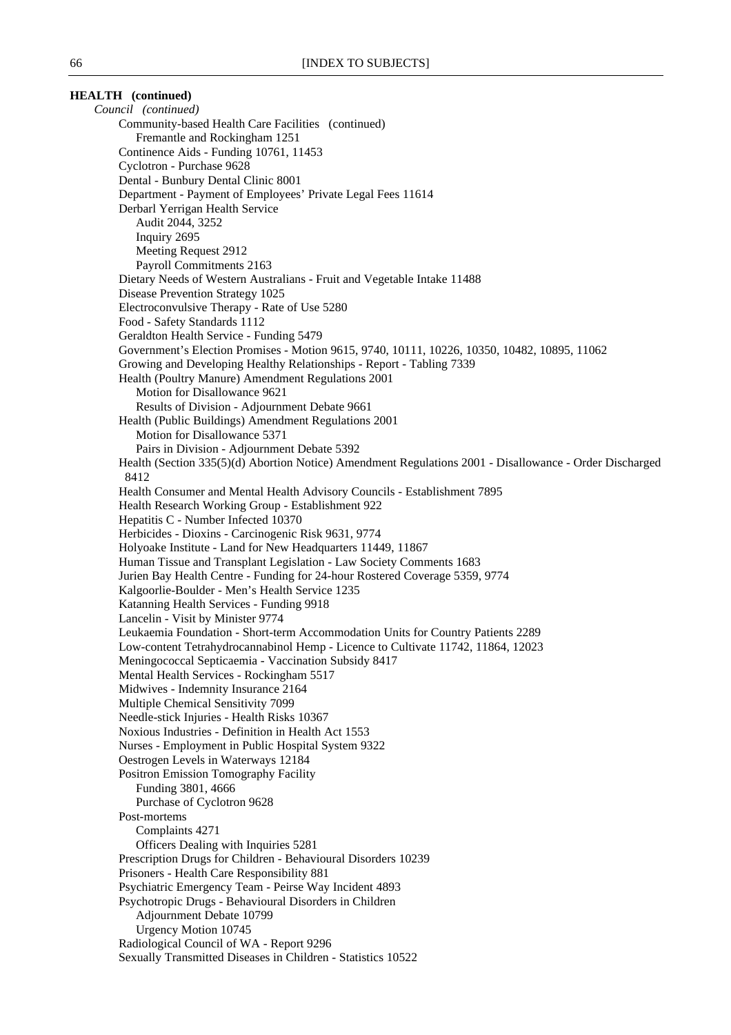**HEALTH (continued)**

*Council (continued)*

- Community-based Health Care Facilities (continued)
  - Fremantle and Rockingham 1251
- Continence Aids - Funding 10761, 11453
- Cyclotron - Purchase 9628
- Dental - Bunbury Dental Clinic 8001
- Department - Payment of Employees' Private Legal Fees 11614
- Derbarl Yerrigan Health Service
  - Audit 2044, 3252
  - Inquiry 2695
  - Meeting Request 2912
  - Payroll Commitments 2163
- Dietary Needs of Western Australians - Fruit and Vegetable Intake 11488
- Disease Prevention Strategy 1025
- Electroconvulsive Therapy - Rate of Use 5280
- Food - Safety Standards 1112
- Geraldton Health Service - Funding 5479
- Government's Election Promises - Motion 9615, 9740, 10111, 10226, 10350, 10482, 10895, 11062
- Growing and Developing Healthy Relationships - Report - Tabling 7339
- Health (Poultry Manure) Amendment Regulations 2001
  - Motion for Disallowance 9621
  - Results of Division - Adjournment Debate 9661
- Health (Public Buildings) Amendment Regulations 2001
  - Motion for Disallowance 5371
  - Pairs in Division - Adjournment Debate 5392
- Health (Section 335(5)(d) Abortion Notice) Amendment Regulations 2001 - Disallowance - Order Discharged 8412
- Health Consumer and Mental Health Advisory Councils - Establishment 7895
- Health Research Working Group - Establishment 922
- Hepatitis C - Number Infected 10370
- Herbicides - Dioxins - Carcinogenic Risk 9631, 9774
- Holyoake Institute - Land for New Headquarters 11449, 11867
- Human Tissue and Transplant Legislation - Law Society Comments 1683
- Jurien Bay Health Centre - Funding for 24-hour Rostered Coverage 5359, 9774
- Kalgoorlie-Boulder - Men's Health Service 1235
- Katanning Health Services - Funding 9918
- Lancelin - Visit by Minister 9774
- Leukaemia Foundation - Short-term Accommodation Units for Country Patients 2289
- Low-content Tetrahydrocannabinol Hemp - Licence to Cultivate 11742, 11864, 12023
- Meningococcal Septicaemia - Vaccination Subsidy 8417
- Mental Health Services - Rockingham 5517
- Midwives - Indemnity Insurance 2164
- Multiple Chemical Sensitivity 7099
- Needle-stick Injuries - Health Risks 10367
- Noxious Industries - Definition in Health Act 1553
- Nurses - Employment in Public Hospital System 9322
- Oestrogen Levels in Waterways 12184
- Positron Emission Tomography Facility
  - Funding 3801, 4666
  - Purchase of Cyclotron 9628
- Post-mortems
  - Complaints 4271
  - Officers Dealing with Inquiries 5281
- Prescription Drugs for Children - Behavioural Disorders 10239
- Prisoners - Health Care Responsibility 881
- Psychiatric Emergency Team - Peirse Way Incident 4893
- Psychotropic Drugs - Behavioural Disorders in Children
  - Adjournment Debate 10799
  - Urgency Motion 10745
- Radiological Council of WA - Report 9296
- Sexually Transmitted Diseases in Children - Statistics 10522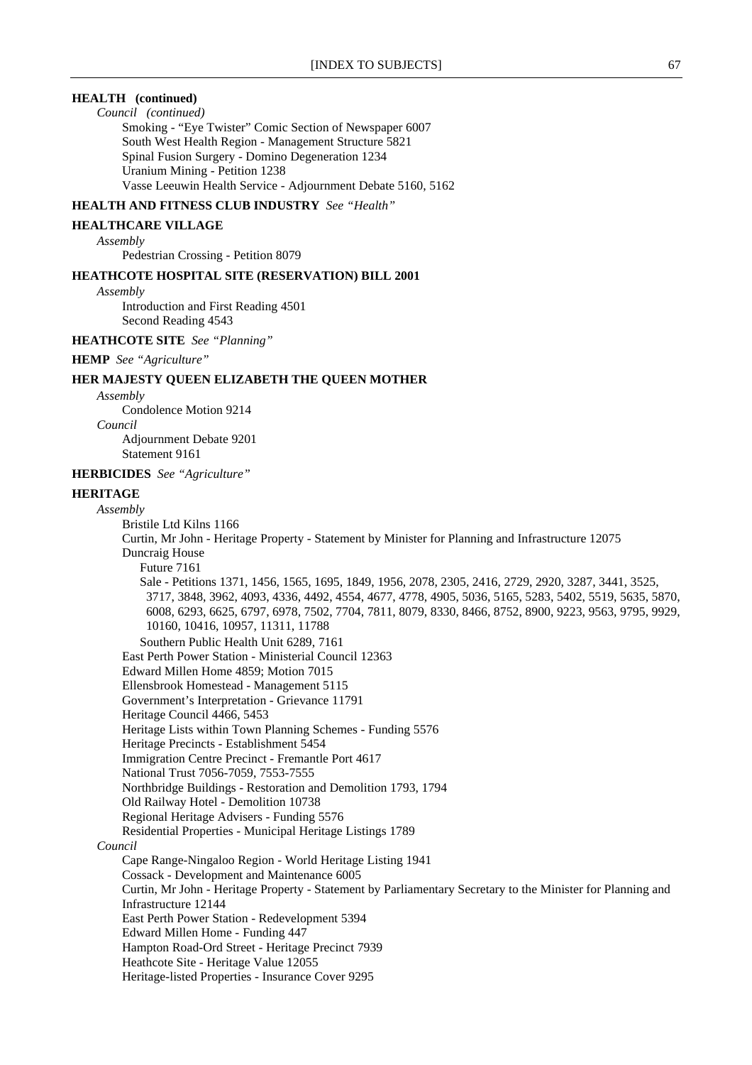**HEALTH (continued)**

*Council (continued)*

Smoking - "Eye Twister" Comic Section of Newspaper 6007
South West Health Region - Management Structure 5821
Spinal Fusion Surgery - Domino Degeneration 1234
Uranium Mining - Petition 1238
Vasse Leeuwin Health Service - Adjournment Debate 5160, 5162

**HEALTH AND FITNESS CLUB INDUSTRY** *See "Health"*

**HEALTHCARE VILLAGE**

*Assembly*

Pedestrian Crossing - Petition 8079

**HEATHCOTE HOSPITAL SITE (RESERVATION) BILL 2001**

*Assembly*

Introduction and First Reading 4501
Second Reading 4543

**HEATHCOTE SITE** *See "Planning"*

**HEMP** *See "Agriculture"*

**HER MAJESTY QUEEN ELIZABETH THE QUEEN MOTHER**

*Assembly*

Condolence Motion 9214

*Council*

Adjournment Debate 9201
Statement 9161

**HERBICIDES** *See "Agriculture"*

**HERITAGE**

*Assembly*

Bristile Ltd Kilns 1166
Curtin, Mr John - Heritage Property - Statement by Minister for Planning and Infrastructure 12075
Duncraig House
- Future 7161
- Sale - Petitions 1371, 1456, 1565, 1695, 1849, 1956, 2078, 2305, 2416, 2729, 2920, 3287, 3441, 3525, 3717, 3848, 3962, 4093, 4336, 4492, 4554, 4677, 4778, 4905, 5036, 5165, 5283, 5402, 5519, 5635, 5870, 6008, 6293, 6625, 6797, 6978, 7502, 7704, 7811, 8079, 8330, 8466, 8752, 8900, 9223, 9563, 9795, 9929, 10160, 10416, 10957, 11311, 11788
- Southern Public Health Unit 6289, 7161

East Perth Power Station - Ministerial Council 12363
Edward Millen Home 4859; Motion 7015
Ellensbrook Homestead - Management 5115
Government's Interpretation - Grievance 11791
Heritage Council 4466, 5453
Heritage Lists within Town Planning Schemes - Funding 5576
Heritage Precincts - Establishment 5454
Immigration Centre Precinct - Fremantle Port 4617
National Trust 7056-7059, 7553-7555
Northbridge Buildings - Restoration and Demolition 1793, 1794
Old Railway Hotel - Demolition 10738
Regional Heritage Advisers - Funding 5576
Residential Properties - Municipal Heritage Listings 1789

*Council*

Cape Range-Ningaloo Region - World Heritage Listing 1941
Cossack - Development and Maintenance 6005
Curtin, Mr John - Heritage Property - Statement by Parliamentary Secretary to the Minister for Planning and Infrastructure 12144
East Perth Power Station - Redevelopment 5394
Edward Millen Home - Funding 447
Hampton Road-Ord Street - Heritage Precinct 7939
Heathcote Site - Heritage Value 12055
Heritage-listed Properties - Insurance Cover 9295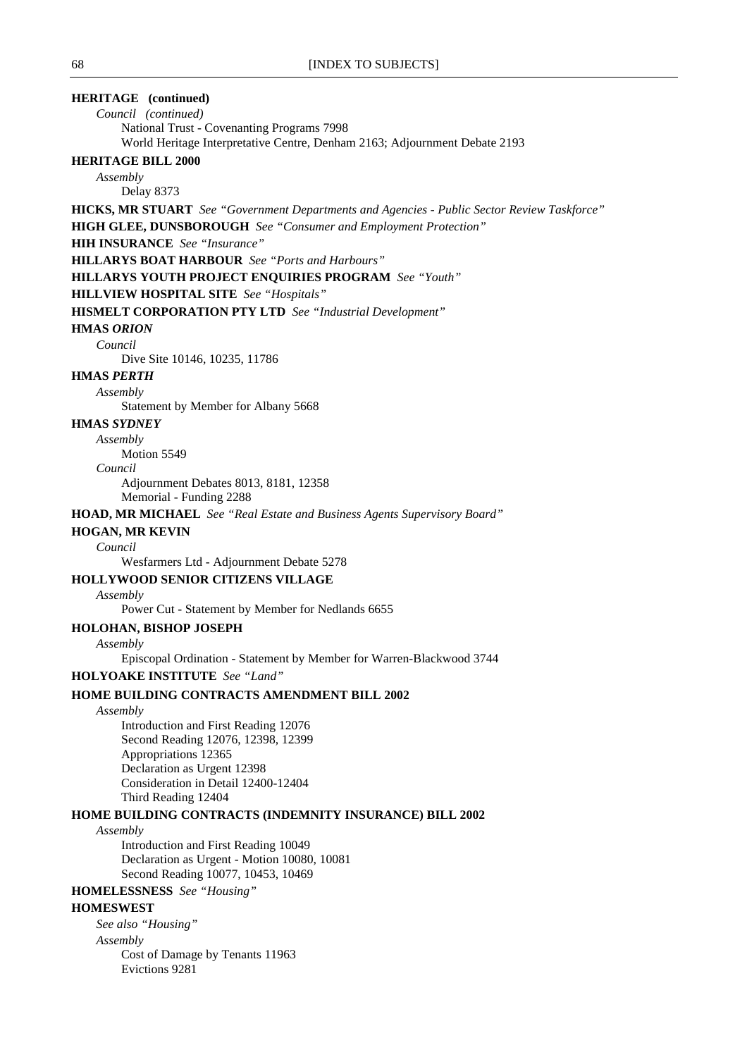**HERITAGE (continued)**

*Council (continued)*

National Trust - Covenanting Programs 7998
World Heritage Interpretative Centre, Denham 2163; Adjournment Debate 2193

**HERITAGE BILL 2000**

*Assembly*

Delay 8373

**HICKS, MR STUART** *See "Government Departments and Agencies - Public Sector Review Taskforce"*

**HIGH GLEE, DUNSBOROUGH** *See "Consumer and Employment Protection"*

**HIH INSURANCE** *See "Insurance"*

**HILLARYS BOAT HARBOUR** *See "Ports and Harbours"*

**HILLARYS YOUTH PROJECT ENQUIRIES PROGRAM** *See "Youth"*

**HILLVIEW HOSPITAL SITE** *See "Hospitals"*

**HISMELT CORPORATION PTY LTD** *See "Industrial Development"*

**HMAS *ORION***

*Council*

Dive Site 10146, 10235, 11786

**HMAS *PERTH***

*Assembly*

Statement by Member for Albany 5668

**HMAS *SYDNEY***

*Assembly*

Motion 5549

*Council*

Adjournment Debates 8013, 8181, 12358
Memorial - Funding 2288

**HOAD, MR MICHAEL** *See "Real Estate and Business Agents Supervisory Board"*

**HOGAN, MR KEVIN**

*Council*

Wesfarmers Ltd - Adjournment Debate 5278

**HOLLYWOOD SENIOR CITIZENS VILLAGE**

*Assembly*

Power Cut - Statement by Member for Nedlands 6655

**HOLOHAN, BISHOP JOSEPH**

*Assembly*

Episcopal Ordination - Statement by Member for Warren-Blackwood 3744

**HOLYOAKE INSTITUTE** *See "Land"*

**HOME BUILDING CONTRACTS AMENDMENT BILL 2002**

*Assembly*

Introduction and First Reading 12076
Second Reading 12076, 12398, 12399
Appropriations 12365
Declaration as Urgent 12398
Consideration in Detail 12400-12404
Third Reading 12404

**HOME BUILDING CONTRACTS (INDEMNITY INSURANCE) BILL 2002**

*Assembly*

Introduction and First Reading 10049
Declaration as Urgent - Motion 10080, 10081
Second Reading 10077, 10453, 10469

**HOMELESSNESS** *See "Housing"*

**HOMESWEST**

*See also "Housing"*

*Assembly*

Cost of Damage by Tenants 11963
Evictions 9281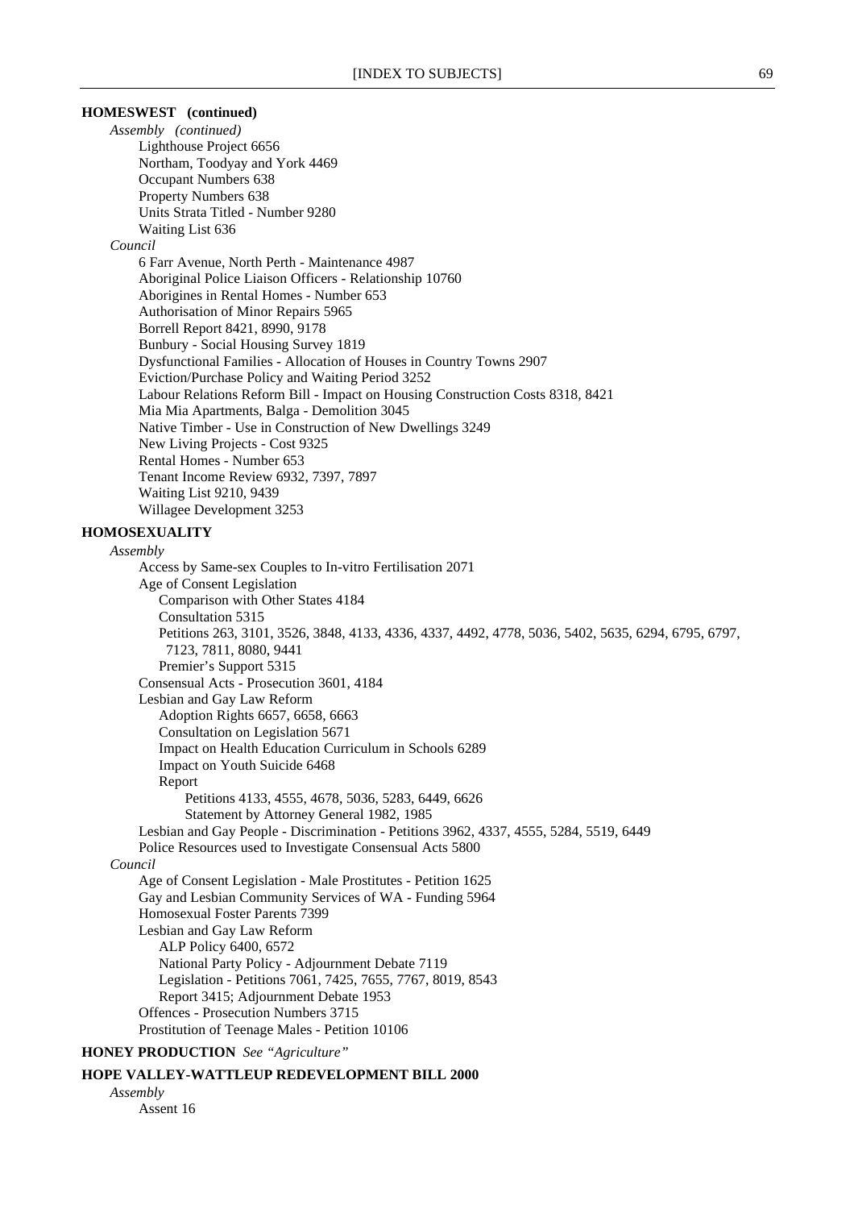**HOMESWEST (continued)**

*Assembly (continued)*

- Lighthouse Project 6656
- Northam, Toodyay and York 4469
- Occupant Numbers 638
- Property Numbers 638
- Units Strata Titled - Number 9280
- Waiting List 636

*Council*

- 6 Farr Avenue, North Perth - Maintenance 4987
- Aboriginal Police Liaison Officers - Relationship 10760
- Aborigines in Rental Homes - Number 653
- Authorisation of Minor Repairs 5965
- Borrell Report 8421, 8990, 9178
- Bunbury - Social Housing Survey 1819
- Dysfunctional Families - Allocation of Houses in Country Towns 2907
- Eviction/Purchase Policy and Waiting Period 3252
- Labour Relations Reform Bill - Impact on Housing Construction Costs 8318, 8421
- Mia Mia Apartments, Balga - Demolition 3045
- Native Timber - Use in Construction of New Dwellings 3249
- New Living Projects - Cost 9325
- Rental Homes - Number 653
- Tenant Income Review 6932, 7397, 7897
- Waiting List 9210, 9439
- Willagee Development 3253

**HOMOSEXUALITY**

*Assembly*

- Access by Same-sex Couples to In-vitro Fertilisation 2071
- Age of Consent Legislation
  - Comparison with Other States 4184
  - Consultation 5315
  - Petitions 263, 3101, 3526, 3848, 4133, 4336, 4337, 4492, 4778, 5036, 5402, 5635, 6294, 6795, 6797, 7123, 7811, 8080, 9441
  - Premier's Support 5315
- Consensual Acts - Prosecution 3601, 4184
- Lesbian and Gay Law Reform
  - Adoption Rights 6657, 6658, 6663
  - Consultation on Legislation 5671
  - Impact on Health Education Curriculum in Schools 6289
  - Impact on Youth Suicide 6468
  - Report
    - Petitions 4133, 4555, 4678, 5036, 5283, 6449, 6626
    - Statement by Attorney General 1982, 1985
- Lesbian and Gay People - Discrimination - Petitions 3962, 4337, 4555, 5284, 5519, 6449
- Police Resources used to Investigate Consensual Acts 5800

*Council*

- Age of Consent Legislation - Male Prostitutes - Petition 1625
- Gay and Lesbian Community Services of WA - Funding 5964
- Homosexual Foster Parents 7399
- Lesbian and Gay Law Reform
  - ALP Policy 6400, 6572
  - National Party Policy - Adjournment Debate 7119
  - Legislation - Petitions 7061, 7425, 7655, 7767, 8019, 8543
  - Report 3415; Adjournment Debate 1953
- Offences - Prosecution Numbers 3715
- Prostitution of Teenage Males - Petition 10106

**HONEY PRODUCTION** *See "Agriculture"*

**HOPE VALLEY-WATTLEUP REDEVELOPMENT BILL 2000**

*Assembly*

- Assent 16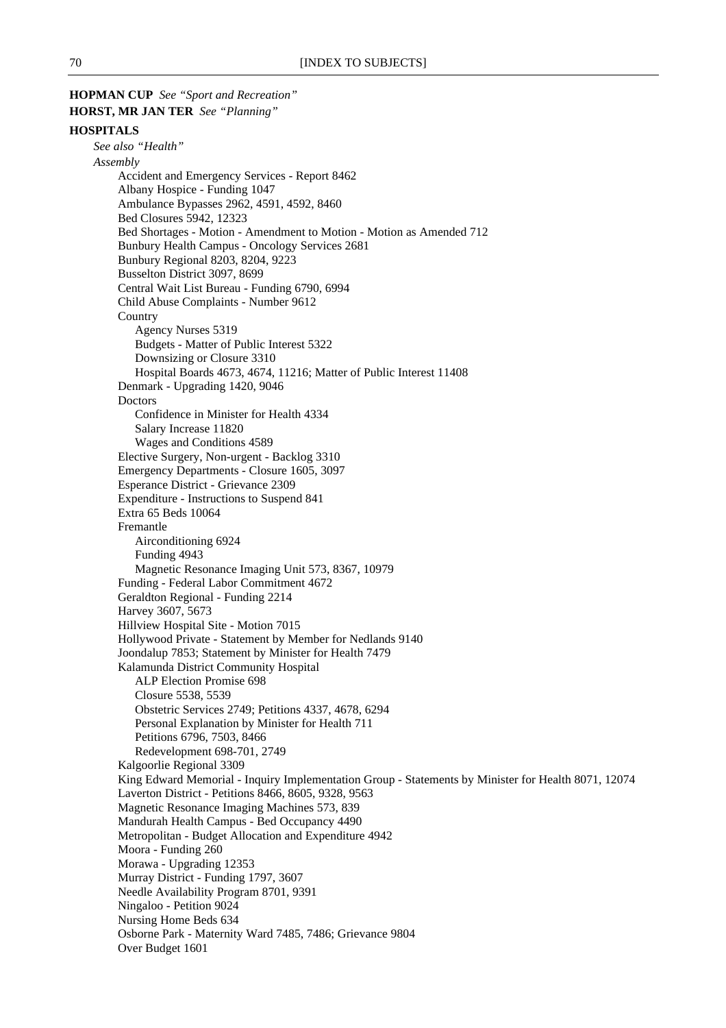**HOPMAN CUP** *See "Sport and Recreation"*

**HORST, MR JAN TER** *See "Planning"*

**HOSPITALS**

*See also "Health"*

*Assembly*

- Accident and Emergency Services - Report 8462
- Albany Hospice - Funding 1047
- Ambulance Bypasses 2962, 4591, 4592, 8460
- Bed Closures 5942, 12323
- Bed Shortages - Motion - Amendment to Motion - Motion as Amended 712
- Bunbury Health Campus - Oncology Services 2681
- Bunbury Regional 8203, 8204, 9223
- Busselton District 3097, 8699
- Central Wait List Bureau - Funding 6790, 6994
- Child Abuse Complaints - Number 9612
- Country
  - Agency Nurses 5319
  - Budgets - Matter of Public Interest 5322
  - Downsizing or Closure 3310
  - Hospital Boards 4673, 4674, 11216; Matter of Public Interest 11408
- Denmark - Upgrading 1420, 9046
- Doctors
  - Confidence in Minister for Health 4334
  - Salary Increase 11820
  - Wages and Conditions 4589
- Elective Surgery, Non-urgent - Backlog 3310
- Emergency Departments - Closure 1605, 3097
- Esperance District - Grievance 2309
- Expenditure - Instructions to Suspend 841
- Extra 65 Beds 10064
- Fremantle
  - Airconditioning 6924
  - Funding 4943
  - Magnetic Resonance Imaging Unit 573, 8367, 10979
- Funding - Federal Labor Commitment 4672
- Geraldton Regional - Funding 2214
- Harvey 3607, 5673
- Hillview Hospital Site - Motion 7015
- Hollywood Private - Statement by Member for Nedlands 9140
- Joondalup 7853; Statement by Minister for Health 7479
- Kalamunda District Community Hospital
  - ALP Election Promise 698
  - Closure 5538, 5539
  - Obstetric Services 2749; Petitions 4337, 4678, 6294
  - Personal Explanation by Minister for Health 711
  - Petitions 6796, 7503, 8466
  - Redevelopment 698-701, 2749
- Kalgoorlie Regional 3309
- King Edward Memorial - Inquiry Implementation Group - Statements by Minister for Health 8071, 12074
- Laverton District - Petitions 8466, 8605, 9328, 9563
- Magnetic Resonance Imaging Machines 573, 839
- Mandurah Health Campus - Bed Occupancy 4490
- Metropolitan - Budget Allocation and Expenditure 4942
- Moora - Funding 260
- Morawa - Upgrading 12353
- Murray District - Funding 1797, 3607
- Needle Availability Program 8701, 9391
- Ningaloo - Petition 9024
- Nursing Home Beds 634
- Osborne Park - Maternity Ward 7485, 7486; Grievance 9804
- Over Budget 1601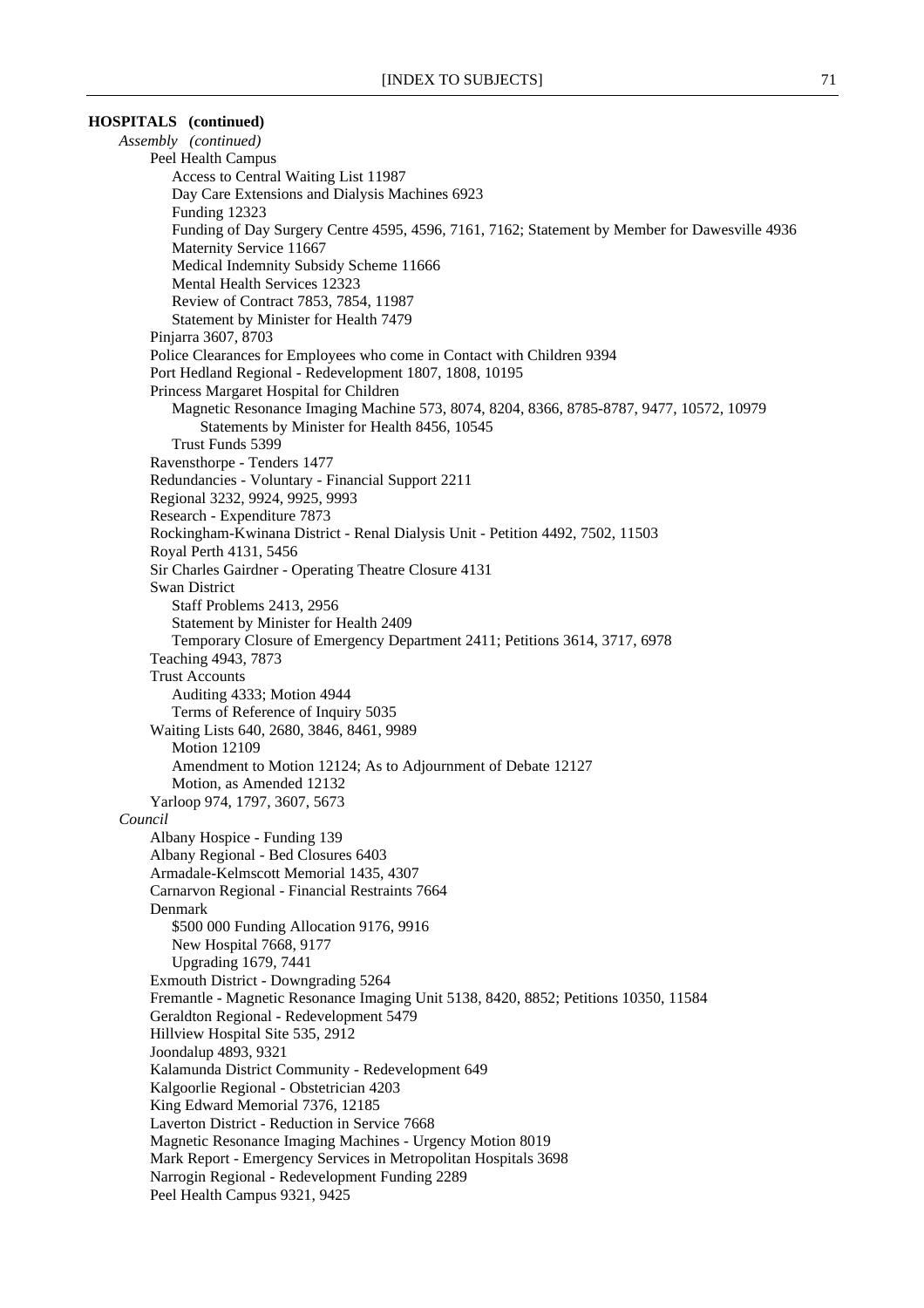**HOSPITALS (continued)**

*Assembly (continued)*

- Peel Health Campus
    - Access to Central Waiting List 11987
    - Day Care Extensions and Dialysis Machines 6923
    - Funding 12323
    - Funding of Day Surgery Centre 4595, 4596, 7161, 7162; Statement by Member for Dawesville 4936
    - Maternity Service 11667
    - Medical Indemnity Subsidy Scheme 11666
    - Mental Health Services 12323
    - Review of Contract 7853, 7854, 11987
    - Statement by Minister for Health 7479
- Pinjarra 3607, 8703
- Police Clearances for Employees who come in Contact with Children 9394
- Port Hedland Regional - Redevelopment 1807, 1808, 10195
- Princess Margaret Hospital for Children
    - Magnetic Resonance Imaging Machine 573, 8074, 8204, 8366, 8785-8787, 9477, 10572, 10979
        - Statements by Minister for Health 8456, 10545
    - Trust Funds 5399
- Ravensthorpe - Tenders 1477
- Redundancies - Voluntary - Financial Support 2211
- Regional 3232, 9924, 9925, 9993
- Research - Expenditure 7873
- Rockingham-Kwinana District - Renal Dialysis Unit - Petition 4492, 7502, 11503
- Royal Perth 4131, 5456
- Sir Charles Gairdner - Operating Theatre Closure 4131
- Swan District
    - Staff Problems 2413, 2956
    - Statement by Minister for Health 2409
    - Temporary Closure of Emergency Department 2411; Petitions 3614, 3717, 6978
- Teaching 4943, 7873
- Trust Accounts
    - Auditing 4333; Motion 4944
    - Terms of Reference of Inquiry 5035
- Waiting Lists 640, 2680, 3846, 8461, 9989
    - Motion 12109
    - Amendment to Motion 12124; As to Adjournment of Debate 12127
    - Motion, as Amended 12132
- Yarloop 974, 1797, 3607, 5673

*Council*

- Albany Hospice - Funding 139
- Albany Regional - Bed Closures 6403
- Armadale-Kelmscott Memorial 1435, 4307
- Carnarvon Regional - Financial Restraints 7664
- Denmark
    - $500 000 Funding Allocation 9176, 9916
    - New Hospital 7668, 9177
    - Upgrading 1679, 7441
- Exmouth District - Downgrading 5264
- Fremantle - Magnetic Resonance Imaging Unit 5138, 8420, 8852; Petitions 10350, 11584
- Geraldton Regional - Redevelopment 5479
- Hillview Hospital Site 535, 2912
- Joondalup 4893, 9321
- Kalamunda District Community - Redevelopment 649
- Kalgoorlie Regional - Obstetrician 4203
- King Edward Memorial 7376, 12185
- Laverton District - Reduction in Service 7668
- Magnetic Resonance Imaging Machines - Urgency Motion 8019
- Mark Report - Emergency Services in Metropolitan Hospitals 3698
- Narrogin Regional - Redevelopment Funding 2289
- Peel Health Campus 9321, 9425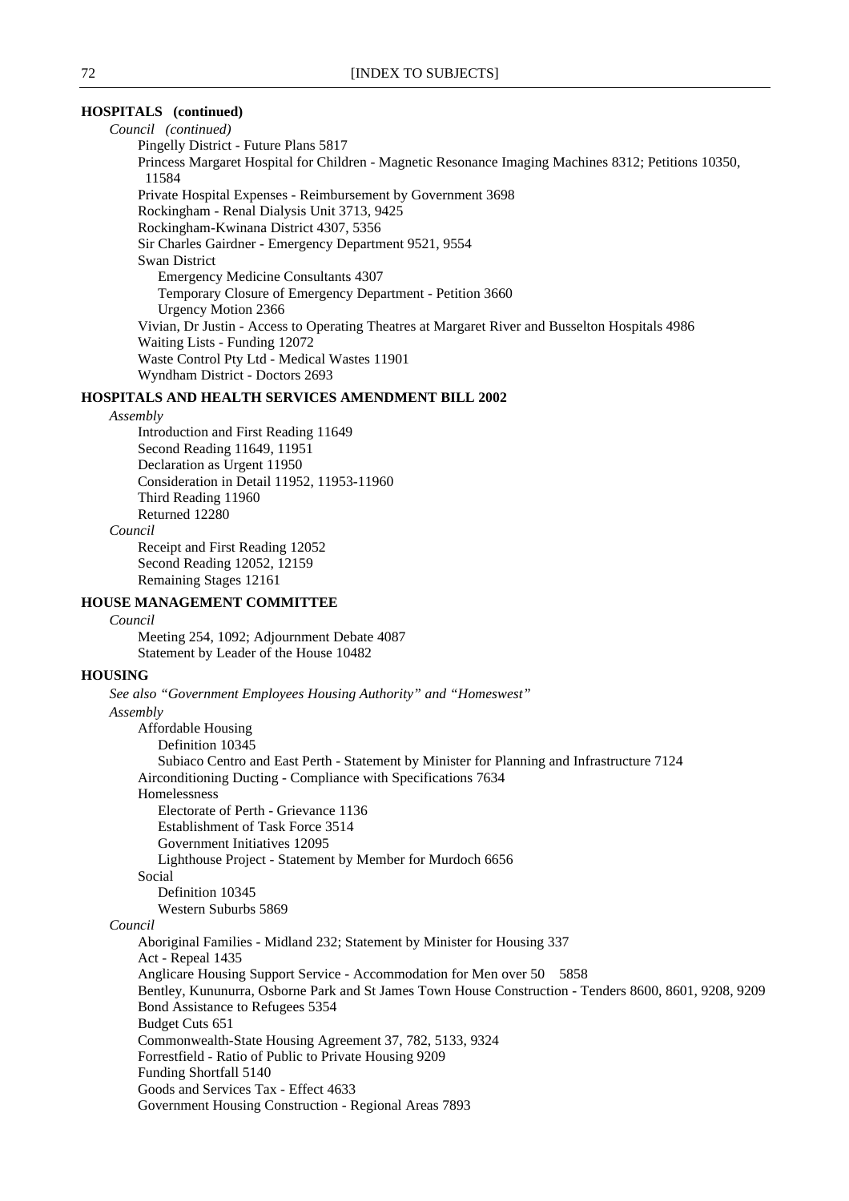**HOSPITALS (continued)**

*Council (continued)*

- Pingelly District - Future Plans 5817
- Princess Margaret Hospital for Children - Magnetic Resonance Imaging Machines 8312; Petitions 10350, 11584
- Private Hospital Expenses - Reimbursement by Government 3698
- Rockingham - Renal Dialysis Unit 3713, 9425
- Rockingham-Kwinana District 4307, 5356
- Sir Charles Gairdner - Emergency Department 9521, 9554
- Swan District
  - Emergency Medicine Consultants 4307
  - Temporary Closure of Emergency Department - Petition 3660
  - Urgency Motion 2366
- Vivian, Dr Justin - Access to Operating Theatres at Margaret River and Busselton Hospitals 4986
- Waiting Lists - Funding 12072
- Waste Control Pty Ltd - Medical Wastes 11901
- Wyndham District - Doctors 2693

**HOSPITALS AND HEALTH SERVICES AMENDMENT BILL 2002**

*Assembly*

- Introduction and First Reading 11649
- Second Reading 11649, 11951
- Declaration as Urgent 11950
- Consideration in Detail 11952, 11953-11960
- Third Reading 11960
- Returned 12280

*Council*

- Receipt and First Reading 12052
- Second Reading 12052, 12159
- Remaining Stages 12161

**HOUSE MANAGEMENT COMMITTEE**

*Council*

- Meeting 254, 1092; Adjournment Debate 4087
- Statement by Leader of the House 10482

**HOUSING**

*See also "Government Employees Housing Authority" and "Homeswest"*

*Assembly*

- Affordable Housing
  - Definition 10345
  - Subiaco Centro and East Perth - Statement by Minister for Planning and Infrastructure 7124
- Airconditioning Ducting - Compliance with Specifications 7634
- Homelessness
  - Electorate of Perth - Grievance 1136
  - Establishment of Task Force 3514
  - Government Initiatives 12095
  - Lighthouse Project - Statement by Member for Murdoch 6656
- Social
  - Definition 10345
  - Western Suburbs 5869

*Council*

- Aboriginal Families - Midland 232; Statement by Minister for Housing 337
- Act - Repeal 1435
- Anglicare Housing Support Service - Accommodation for Men over 50 5858
- Bentley, Kununurra, Osborne Park and St James Town House Construction - Tenders 8600, 8601, 9208, 9209
- Bond Assistance to Refugees 5354
- Budget Cuts 651
- Commonwealth-State Housing Agreement 37, 782, 5133, 9324
- Forrestfield - Ratio of Public to Private Housing 9209
- Funding Shortfall 5140
- Goods and Services Tax - Effect 4633
- Government Housing Construction - Regional Areas 7893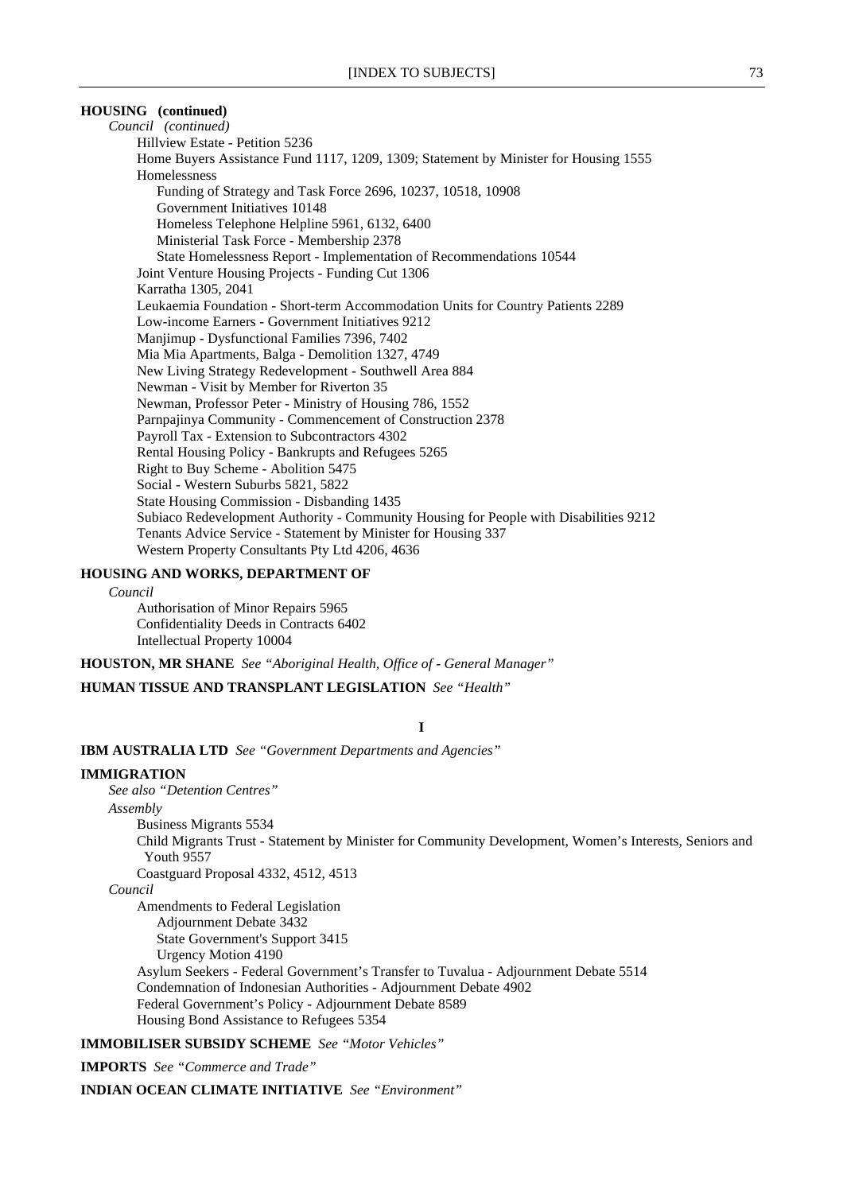**HOUSING (continued)**

*Council (continued)*

- Hillview Estate - Petition 5236
- Home Buyers Assistance Fund 1117, 1209, 1309; Statement by Minister for Housing 1555
- Homelessness
  - Funding of Strategy and Task Force 2696, 10237, 10518, 10908
  - Government Initiatives 10148
  - Homeless Telephone Helpline 5961, 6132, 6400
  - Ministerial Task Force - Membership 2378
  - State Homelessness Report - Implementation of Recommendations 10544
- Joint Venture Housing Projects - Funding Cut 1306
- Karratha 1305, 2041
- Leukaemia Foundation - Short-term Accommodation Units for Country Patients 2289
- Low-income Earners - Government Initiatives 9212
- Manjimup - Dysfunctional Families 7396, 7402
- Mia Mia Apartments, Balga - Demolition 1327, 4749
- New Living Strategy Redevelopment - Southwell Area 884
- Newman - Visit by Member for Riverton 35
- Newman, Professor Peter - Ministry of Housing 786, 1552
- Parnpajinya Community - Commencement of Construction 2378
- Payroll Tax - Extension to Subcontractors 4302
- Rental Housing Policy - Bankrupts and Refugees 5265
- Right to Buy Scheme - Abolition 5475
- Social - Western Suburbs 5821, 5822
- State Housing Commission - Disbanding 1435
- Subiaco Redevelopment Authority - Community Housing for People with Disabilities 9212
- Tenants Advice Service - Statement by Minister for Housing 337
- Western Property Consultants Pty Ltd 4206, 4636

**HOUSING AND WORKS, DEPARTMENT OF**

*Council*

- Authorisation of Minor Repairs 5965
- Confidentiality Deeds in Contracts 6402
- Intellectual Property 10004

**HOUSTON, MR SHANE** *See "Aboriginal Health, Office of - General Manager"*

**HUMAN TISSUE AND TRANSPLANT LEGISLATION** *See "Health"*

## I

**IBM AUSTRALIA LTD** *See "Government Departments and Agencies"*

**IMMIGRATION**

*See also "Detention Centres"*

*Assembly*

- Business Migrants 5534
- Child Migrants Trust - Statement by Minister for Community Development, Women's Interests, Seniors and Youth 9557
- Coastguard Proposal 4332, 4512, 4513

*Council*

- Amendments to Federal Legislation
  - Adjournment Debate 3432
  - State Government's Support 3415
  - Urgency Motion 4190
- Asylum Seekers - Federal Government's Transfer to Tuvalua - Adjournment Debate 5514
- Condemnation of Indonesian Authorities - Adjournment Debate 4902
- Federal Government's Policy - Adjournment Debate 8589
- Housing Bond Assistance to Refugees 5354

**IMMOBILISER SUBSIDY SCHEME** *See "Motor Vehicles"*

**IMPORTS** *See "Commerce and Trade"*

**INDIAN OCEAN CLIMATE INITIATIVE** *See "Environment"*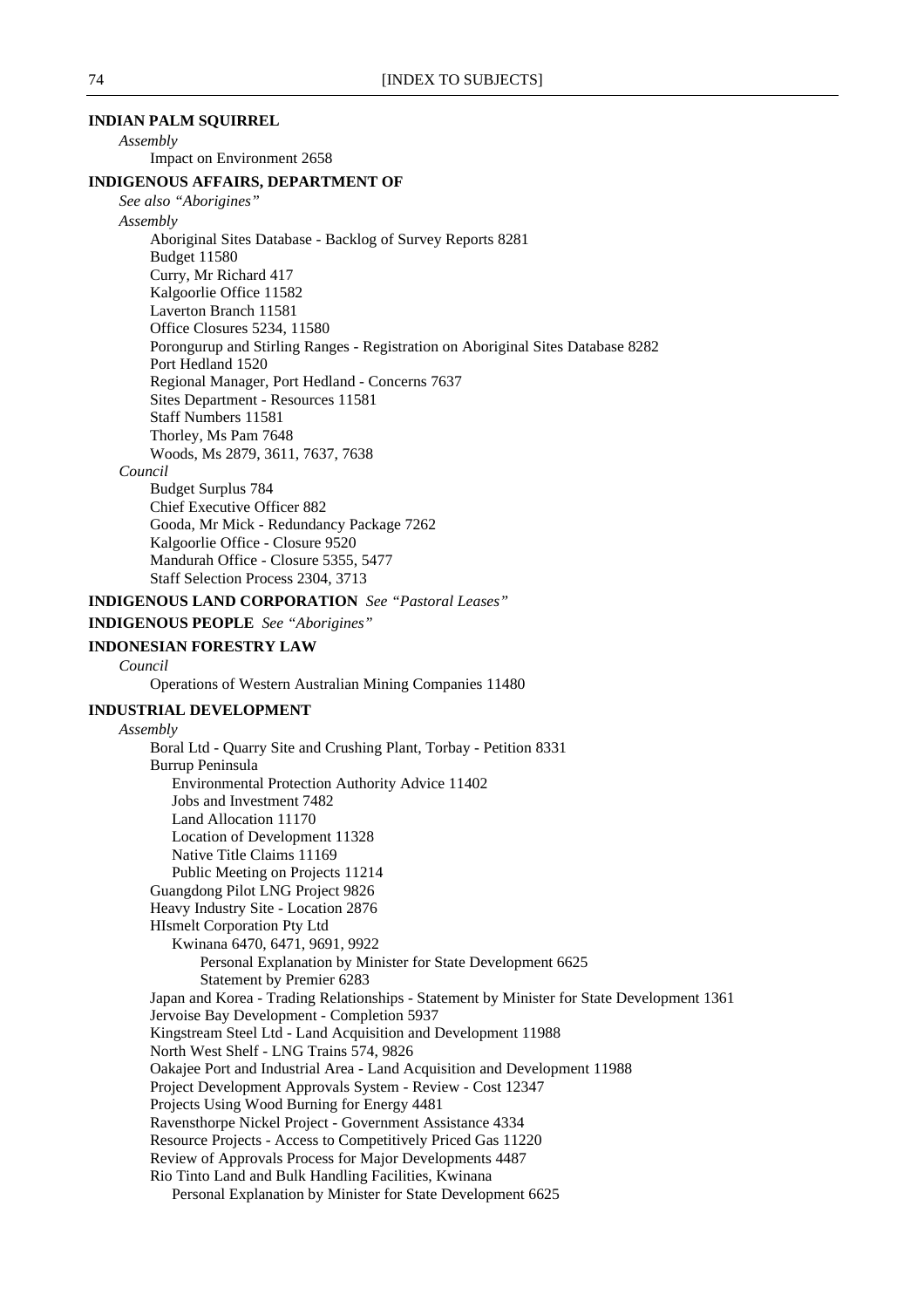**INDIAN PALM SQUIRREL**

*Assembly*

Impact on Environment 2658

**INDIGENOUS AFFAIRS, DEPARTMENT OF**

*See also "Aborigines"*

*Assembly*

Aboriginal Sites Database - Backlog of Survey Reports 8281
Budget 11580
Curry, Mr Richard 417
Kalgoorlie Office 11582
Laverton Branch 11581
Office Closures 5234, 11580
Porongurup and Stirling Ranges - Registration on Aboriginal Sites Database 8282
Port Hedland 1520
Regional Manager, Port Hedland - Concerns 7637
Sites Department - Resources 11581
Staff Numbers 11581
Thorley, Ms Pam 7648
Woods, Ms 2879, 3611, 7637, 7638

*Council*

Budget Surplus 784
Chief Executive Officer 882
Gooda, Mr Mick - Redundancy Package 7262
Kalgoorlie Office - Closure 9520
Mandurah Office - Closure 5355, 5477
Staff Selection Process 2304, 3713

**INDIGENOUS LAND CORPORATION** *See "Pastoral Leases"*

**INDIGENOUS PEOPLE** *See "Aborigines"*

**INDONESIAN FORESTRY LAW**

*Council*

Operations of Western Australian Mining Companies 11480

**INDUSTRIAL DEVELOPMENT**

*Assembly*

Boral Ltd - Quarry Site and Crushing Plant, Torbay - Petition 8331
Burrup Peninsula
- Environmental Protection Authority Advice 11402
- Jobs and Investment 7482
- Land Allocation 11170
- Location of Development 11328
- Native Title Claims 11169
- Public Meeting on Projects 11214

Guangdong Pilot LNG Project 9826
Heavy Industry Site - Location 2876
HIsmelt Corporation Pty Ltd
- Kwinana 6470, 6471, 9691, 9922
  - Personal Explanation by Minister for State Development 6625
  - Statement by Premier 6283

Japan and Korea - Trading Relationships - Statement by Minister for State Development 1361
Jervoise Bay Development - Completion 5937
Kingstream Steel Ltd - Land Acquisition and Development 11988
North West Shelf - LNG Trains 574, 9826
Oakajee Port and Industrial Area - Land Acquisition and Development 11988
Project Development Approvals System - Review - Cost 12347
Projects Using Wood Burning for Energy 4481
Ravensthorpe Nickel Project - Government Assistance 4334
Resource Projects - Access to Competitively Priced Gas 11220
Review of Approvals Process for Major Developments 4487
Rio Tinto Land and Bulk Handling Facilities, Kwinana
- Personal Explanation by Minister for State Development 6625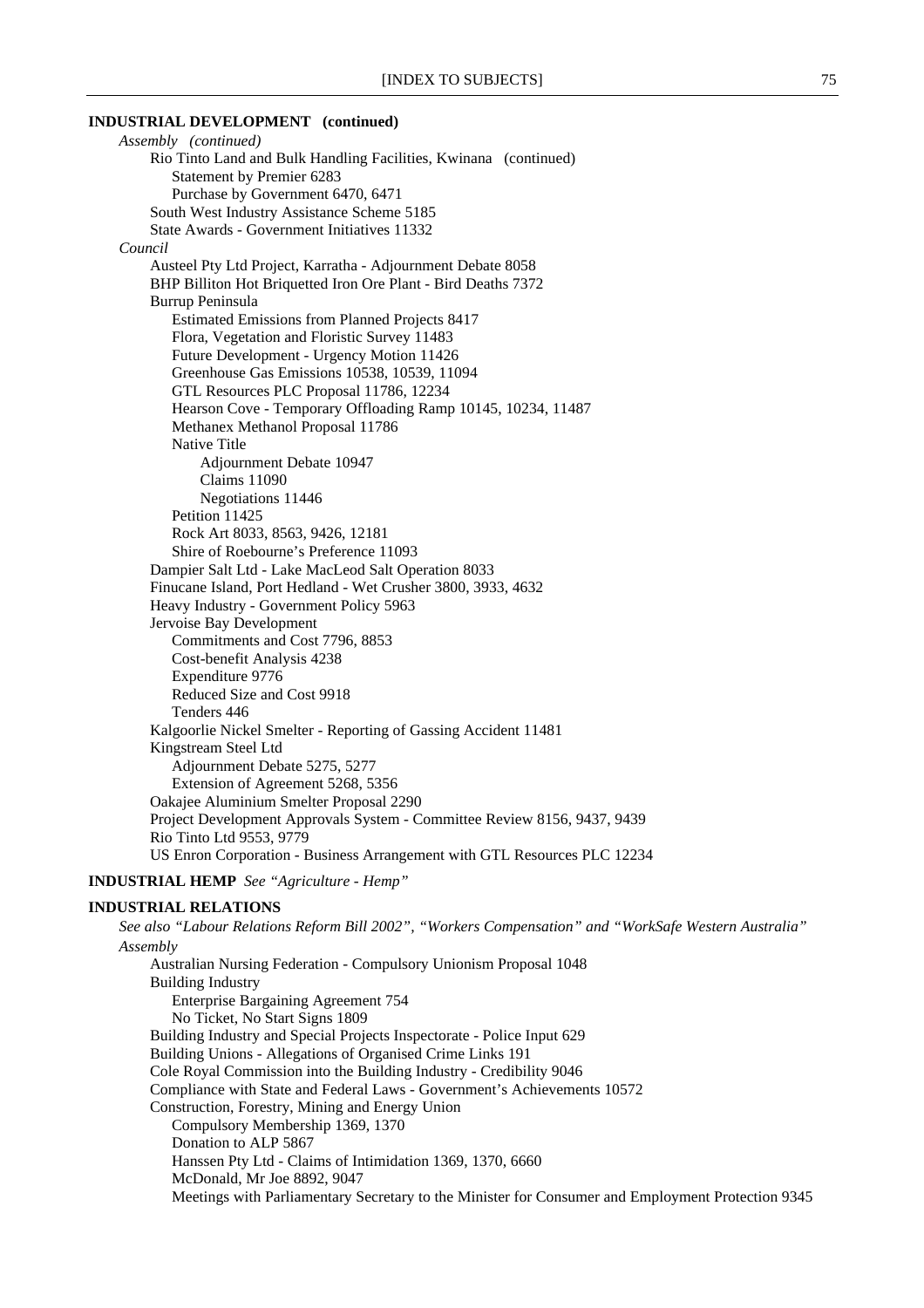**INDUSTRIAL DEVELOPMENT (continued)**

*Assembly (continued)*

- Rio Tinto Land and Bulk Handling Facilities, Kwinana (continued)
  - Statement by Premier 6283
  - Purchase by Government 6470, 6471
- South West Industry Assistance Scheme 5185
- State Awards - Government Initiatives 11332

*Council*

- Austeel Pty Ltd Project, Karratha - Adjournment Debate 8058
- BHP Billiton Hot Briquetted Iron Ore Plant - Bird Deaths 7372
- Burrup Peninsula
  - Estimated Emissions from Planned Projects 8417
  - Flora, Vegetation and Floristic Survey 11483
  - Future Development - Urgency Motion 11426
  - Greenhouse Gas Emissions 10538, 10539, 11094
  - GTL Resources PLC Proposal 11786, 12234
  - Hearson Cove - Temporary Offloading Ramp 10145, 10234, 11487
  - Methanex Methanol Proposal 11786
  - Native Title
    - Adjournment Debate 10947
    - Claims 11090
    - Negotiations 11446
  - Petition 11425
  - Rock Art 8033, 8563, 9426, 12181
  - Shire of Roebourne's Preference 11093
- Dampier Salt Ltd - Lake MacLeod Salt Operation 8033
- Finucane Island, Port Hedland - Wet Crusher 3800, 3933, 4632
- Heavy Industry - Government Policy 5963
- Jervoise Bay Development
  - Commitments and Cost 7796, 8853
  - Cost-benefit Analysis 4238
  - Expenditure 9776
  - Reduced Size and Cost 9918
  - Tenders 446
- Kalgoorlie Nickel Smelter - Reporting of Gassing Accident 11481
- Kingstream Steel Ltd
  - Adjournment Debate 5275, 5277
  - Extension of Agreement 5268, 5356
- Oakajee Aluminium Smelter Proposal 2290
- Project Development Approvals System - Committee Review 8156, 9437, 9439
- Rio Tinto Ltd 9553, 9779
- US Enron Corporation - Business Arrangement with GTL Resources PLC 12234

**INDUSTRIAL HEMP** *See "Agriculture - Hemp"*

**INDUSTRIAL RELATIONS**

*See also "Labour Relations Reform Bill 2002", "Workers Compensation" and "WorkSafe Western Australia"*

*Assembly*

- Australian Nursing Federation - Compulsory Unionism Proposal 1048
- Building Industry
  - Enterprise Bargaining Agreement 754
  - No Ticket, No Start Signs 1809
- Building Industry and Special Projects Inspectorate - Police Input 629
- Building Unions - Allegations of Organised Crime Links 191
- Cole Royal Commission into the Building Industry - Credibility 9046
- Compliance with State and Federal Laws - Government's Achievements 10572
- Construction, Forestry, Mining and Energy Union
  - Compulsory Membership 1369, 1370
  - Donation to ALP 5867
  - Hanssen Pty Ltd - Claims of Intimidation 1369, 1370, 6660
  - McDonald, Mr Joe 8892, 9047
  - Meetings with Parliamentary Secretary to the Minister for Consumer and Employment Protection 9345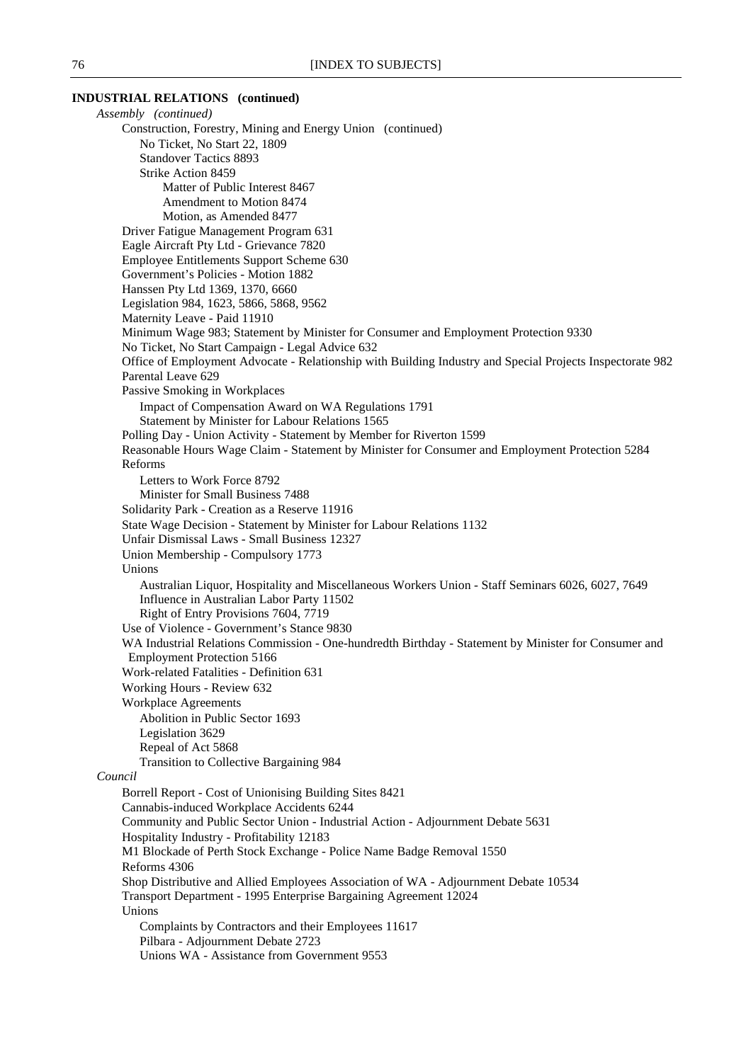**INDUSTRIAL RELATIONS (continued)**

*Assembly (continued)*

- Construction, Forestry, Mining and Energy Union (continued)
  - No Ticket, No Start 22, 1809
  - Standover Tactics 8893
  - Strike Action 8459
    - Matter of Public Interest 8467
    - Amendment to Motion 8474
    - Motion, as Amended 8477
- Driver Fatigue Management Program 631
- Eagle Aircraft Pty Ltd - Grievance 7820
- Employee Entitlements Support Scheme 630
- Government's Policies - Motion 1882
- Hanssen Pty Ltd 1369, 1370, 6660
- Legislation 984, 1623, 5866, 5868, 9562
- Maternity Leave - Paid 11910
- Minimum Wage 983; Statement by Minister for Consumer and Employment Protection 9330
- No Ticket, No Start Campaign - Legal Advice 632
- Office of Employment Advocate - Relationship with Building Industry and Special Projects Inspectorate 982
- Parental Leave 629
- Passive Smoking in Workplaces
  - Impact of Compensation Award on WA Regulations 1791
  - Statement by Minister for Labour Relations 1565
- Polling Day - Union Activity - Statement by Member for Riverton 1599
- Reasonable Hours Wage Claim - Statement by Minister for Consumer and Employment Protection 5284
- Reforms
  - Letters to Work Force 8792
  - Minister for Small Business 7488
- Solidarity Park - Creation as a Reserve 11916
- State Wage Decision - Statement by Minister for Labour Relations 1132
- Unfair Dismissal Laws - Small Business 12327
- Union Membership - Compulsory 1773
- Unions
  - Australian Liquor, Hospitality and Miscellaneous Workers Union - Staff Seminars 6026, 6027, 7649
  - Influence in Australian Labor Party 11502
  - Right of Entry Provisions 7604, 7719
- Use of Violence - Government's Stance 9830
- WA Industrial Relations Commission - One-hundredth Birthday - Statement by Minister for Consumer and Employment Protection 5166
- Work-related Fatalities - Definition 631
- Working Hours - Review 632
- Workplace Agreements
  - Abolition in Public Sector 1693
  - Legislation 3629
  - Repeal of Act 5868
  - Transition to Collective Bargaining 984

*Council*

- Borrell Report - Cost of Unionising Building Sites 8421
- Cannabis-induced Workplace Accidents 6244
- Community and Public Sector Union - Industrial Action - Adjournment Debate 5631
- Hospitality Industry - Profitability 12183
- M1 Blockade of Perth Stock Exchange - Police Name Badge Removal 1550
- Reforms 4306
- Shop Distributive and Allied Employees Association of WA - Adjournment Debate 10534
- Transport Department - 1995 Enterprise Bargaining Agreement 12024
- Unions
  - Complaints by Contractors and their Employees 11617
  - Pilbara - Adjournment Debate 2723
  - Unions WA - Assistance from Government 9553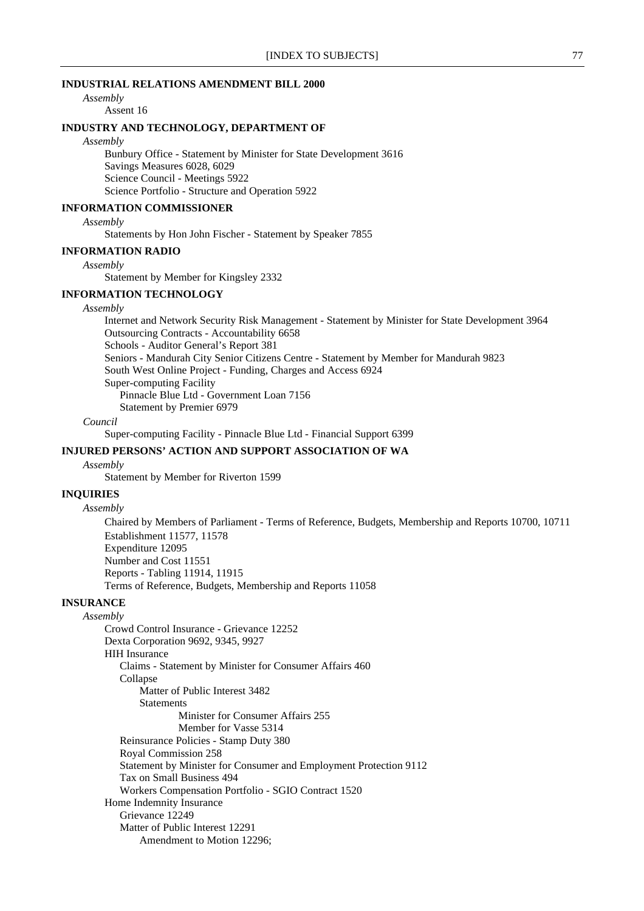**INDUSTRIAL RELATIONS AMENDMENT BILL 2000**

*Assembly*

Assent 16

**INDUSTRY AND TECHNOLOGY, DEPARTMENT OF**

*Assembly*

Bunbury Office - Statement by Minister for State Development 3616
Savings Measures 6028, 6029
Science Council - Meetings 5922
Science Portfolio - Structure and Operation 5922

**INFORMATION COMMISSIONER**

*Assembly*

Statements by Hon John Fischer - Statement by Speaker 7855

**INFORMATION RADIO**

*Assembly*

Statement by Member for Kingsley 2332

**INFORMATION TECHNOLOGY**

*Assembly*

Internet and Network Security Risk Management - Statement by Minister for State Development 3964
Outsourcing Contracts - Accountability 6658
Schools - Auditor General's Report 381
Seniors - Mandurah City Senior Citizens Centre - Statement by Member for Mandurah 9823
South West Online Project - Funding, Charges and Access 6924
Super-computing Facility
  Pinnacle Blue Ltd - Government Loan 7156
  Statement by Premier 6979

*Council*

Super-computing Facility - Pinnacle Blue Ltd - Financial Support 6399

**INJURED PERSONS' ACTION AND SUPPORT ASSOCIATION OF WA**

*Assembly*

Statement by Member for Riverton 1599

**INQUIRIES**

*Assembly*

Chaired by Members of Parliament - Terms of Reference, Budgets, Membership and Reports 10700, 10711
Establishment 11577, 11578
Expenditure 12095
Number and Cost 11551
Reports - Tabling 11914, 11915
Terms of Reference, Budgets, Membership and Reports 11058

**INSURANCE**

*Assembly*

Crowd Control Insurance - Grievance 12252
Dexta Corporation 9692, 9345, 9927
HIH Insurance
  Claims - Statement by Minister for Consumer Affairs 460
  Collapse
    Matter of Public Interest 3482
    Statements
      Minister for Consumer Affairs 255
      Member for Vasse 5314
  Reinsurance Policies - Stamp Duty 380
  Royal Commission 258
  Statement by Minister for Consumer and Employment Protection 9112
  Tax on Small Business 494
  Workers Compensation Portfolio - SGIO Contract 1520
Home Indemnity Insurance
  Grievance 12249
  Matter of Public Interest 12291
    Amendment to Motion 12296;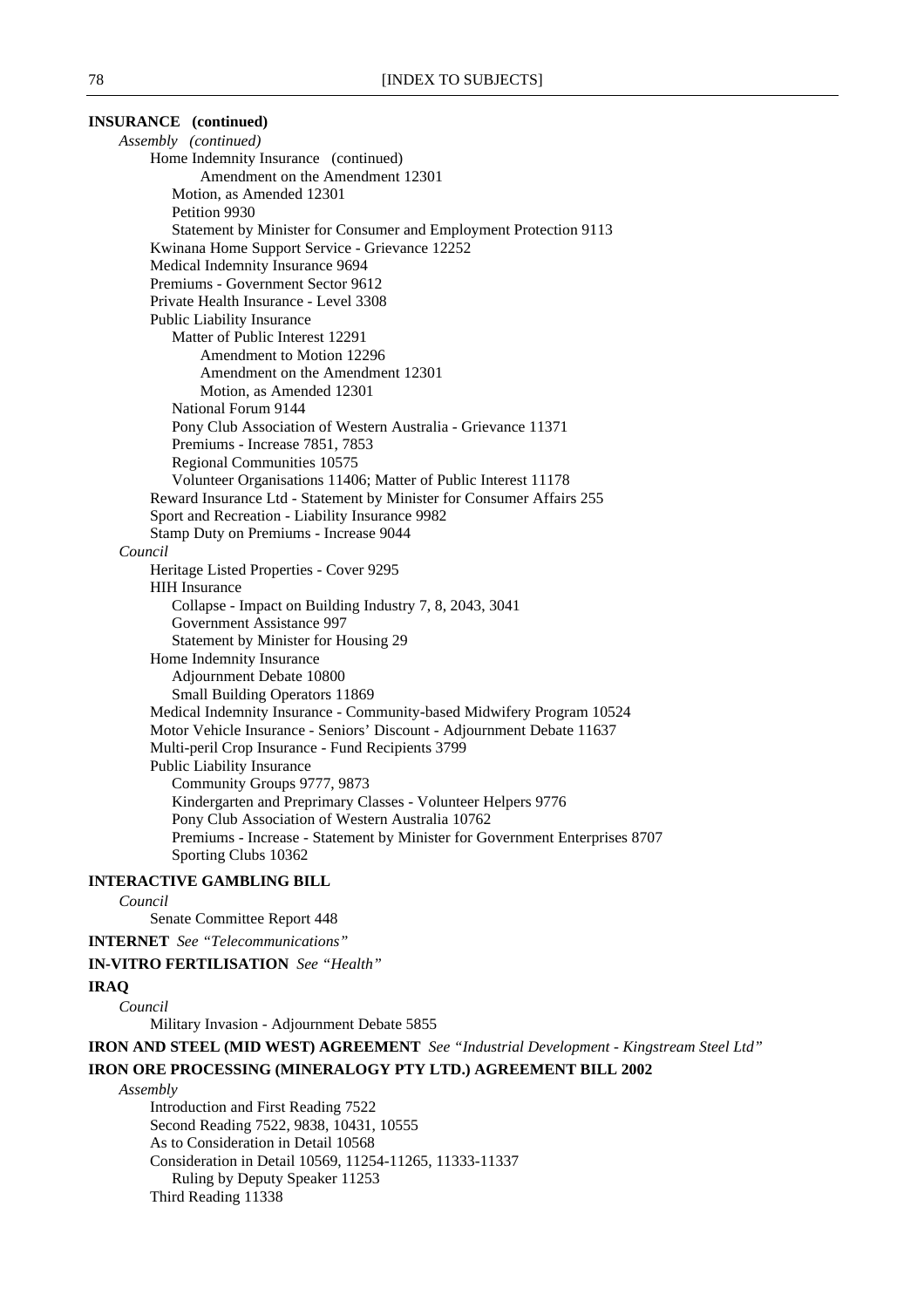**INSURANCE (continued)**

*Assembly (continued)*

- Home Indemnity Insurance (continued)
  - Amendment on the Amendment 12301
  - Motion, as Amended 12301
  - Petition 9930
  - Statement by Minister for Consumer and Employment Protection 9113
- Kwinana Home Support Service - Grievance 12252
- Medical Indemnity Insurance 9694
- Premiums - Government Sector 9612
- Private Health Insurance - Level 3308
- Public Liability Insurance
  - Matter of Public Interest 12291
    - Amendment to Motion 12296
    - Amendment on the Amendment 12301
    - Motion, as Amended 12301
  - National Forum 9144
  - Pony Club Association of Western Australia - Grievance 11371
  - Premiums - Increase 7851, 7853
  - Regional Communities 10575
  - Volunteer Organisations 11406; Matter of Public Interest 11178
- Reward Insurance Ltd - Statement by Minister for Consumer Affairs 255
- Sport and Recreation - Liability Insurance 9982
- Stamp Duty on Premiums - Increase 9044

*Council*

- Heritage Listed Properties - Cover 9295
- HIH Insurance
  - Collapse - Impact on Building Industry 7, 8, 2043, 3041
  - Government Assistance 997
  - Statement by Minister for Housing 29
- Home Indemnity Insurance
  - Adjournment Debate 10800
  - Small Building Operators 11869
- Medical Indemnity Insurance - Community-based Midwifery Program 10524
- Motor Vehicle Insurance - Seniors' Discount - Adjournment Debate 11637
- Multi-peril Crop Insurance - Fund Recipients 3799
- Public Liability Insurance
  - Community Groups 9777, 9873
  - Kindergarten and Preprimary Classes - Volunteer Helpers 9776
  - Pony Club Association of Western Australia 10762
  - Premiums - Increase - Statement by Minister for Government Enterprises 8707
  - Sporting Clubs 10362

**INTERACTIVE GAMBLING BILL**

*Council*

- Senate Committee Report 448

**INTERNET** *See "Telecommunications"*

**IN-VITRO FERTILISATION** *See "Health"*

**IRAQ**

*Council*

- Military Invasion - Adjournment Debate 5855

**IRON AND STEEL (MID WEST) AGREEMENT** *See "Industrial Development - Kingstream Steel Ltd"*

**IRON ORE PROCESSING (MINERALOGY PTY LTD.) AGREEMENT BILL 2002**

*Assembly*

- Introduction and First Reading 7522
- Second Reading 7522, 9838, 10431, 10555
- As to Consideration in Detail 10568
- Consideration in Detail 10569, 11254-11265, 11333-11337
  - Ruling by Deputy Speaker 11253
- Third Reading 11338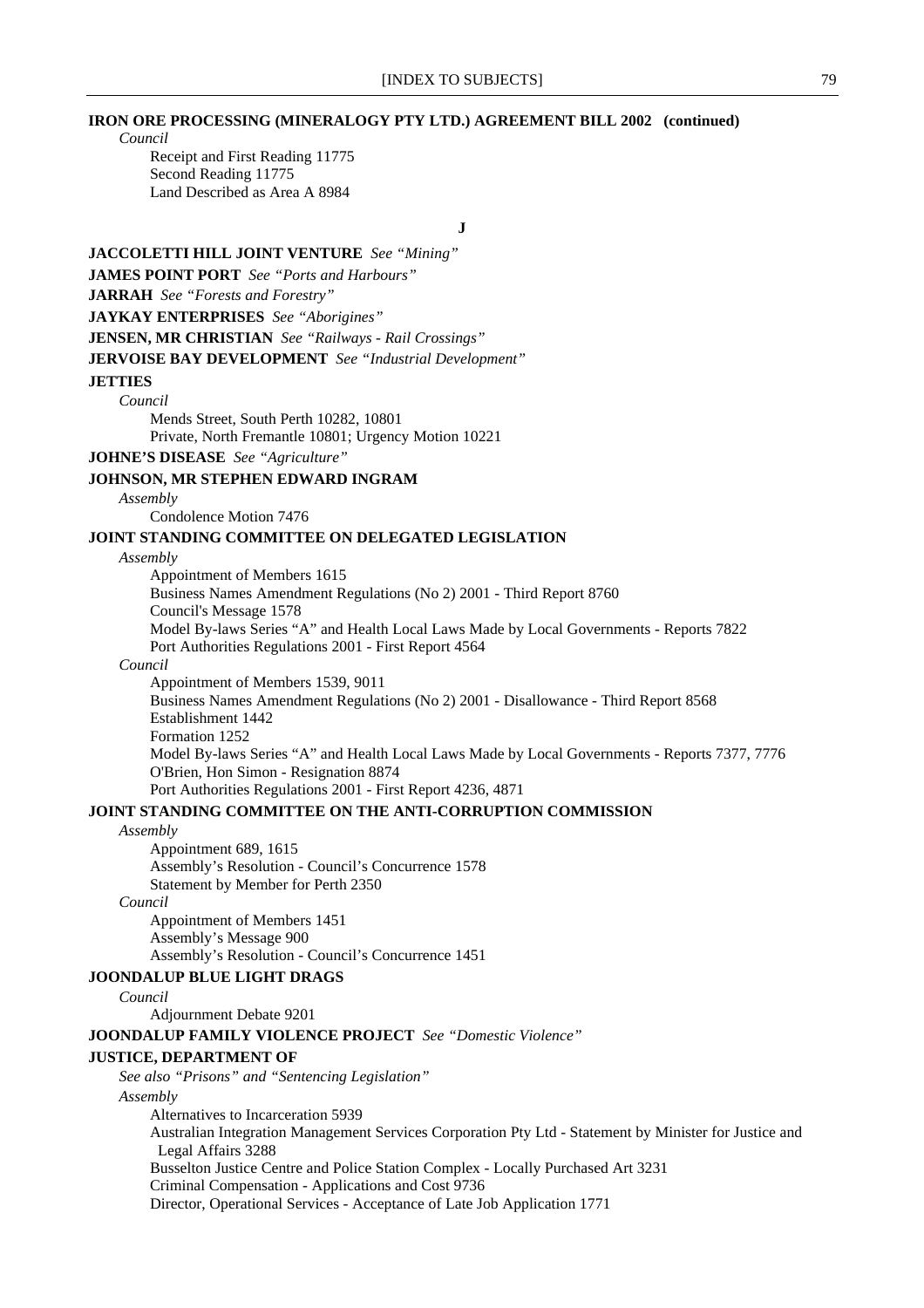**IRON ORE PROCESSING (MINERALOGY PTY LTD.) AGREEMENT BILL 2002 (continued)**

*Council*

Receipt and First Reading 11775
Second Reading 11775
Land Described as Area A 8984

## J

**JACCOLETTI HILL JOINT VENTURE** *See "Mining"*

**JAMES POINT PORT** *See "Ports and Harbours"*

**JARRAH** *See "Forests and Forestry"*

**JAYKAY ENTERPRISES** *See "Aborigines"*

**JENSEN, MR CHRISTIAN** *See "Railways - Rail Crossings"*

**JERVOISE BAY DEVELOPMENT** *See "Industrial Development"*

**JETTIES**

*Council*

Mends Street, South Perth 10282, 10801
Private, North Fremantle 10801; Urgency Motion 10221

**JOHNE'S DISEASE** *See "Agriculture"*

**JOHNSON, MR STEPHEN EDWARD INGRAM**

*Assembly*

Condolence Motion 7476

**JOINT STANDING COMMITTEE ON DELEGATED LEGISLATION**

*Assembly*

Appointment of Members 1615
Business Names Amendment Regulations (No 2) 2001 - Third Report 8760
Council's Message 1578
Model By-laws Series "A" and Health Local Laws Made by Local Governments - Reports 7822
Port Authorities Regulations 2001 - First Report 4564

*Council*

Appointment of Members 1539, 9011
Business Names Amendment Regulations (No 2) 2001 - Disallowance - Third Report 8568
Establishment 1442
Formation 1252
Model By-laws Series "A" and Health Local Laws Made by Local Governments - Reports 7377, 7776
O'Brien, Hon Simon - Resignation 8874
Port Authorities Regulations 2001 - First Report 4236, 4871

**JOINT STANDING COMMITTEE ON THE ANTI-CORRUPTION COMMISSION**

*Assembly*

Appointment 689, 1615
Assembly's Resolution - Council's Concurrence 1578
Statement by Member for Perth 2350

*Council*

Appointment of Members 1451
Assembly's Message 900
Assembly's Resolution - Council's Concurrence 1451

**JOONDALUP BLUE LIGHT DRAGS**

*Council*

Adjournment Debate 9201

**JOONDALUP FAMILY VIOLENCE PROJECT** *See "Domestic Violence"*

**JUSTICE, DEPARTMENT OF**

*See also "Prisons" and "Sentencing Legislation"*

*Assembly*

Alternatives to Incarceration 5939
Australian Integration Management Services Corporation Pty Ltd - Statement by Minister for Justice and Legal Affairs 3288
Busselton Justice Centre and Police Station Complex - Locally Purchased Art 3231
Criminal Compensation - Applications and Cost 9736
Director, Operational Services - Acceptance of Late Job Application 1771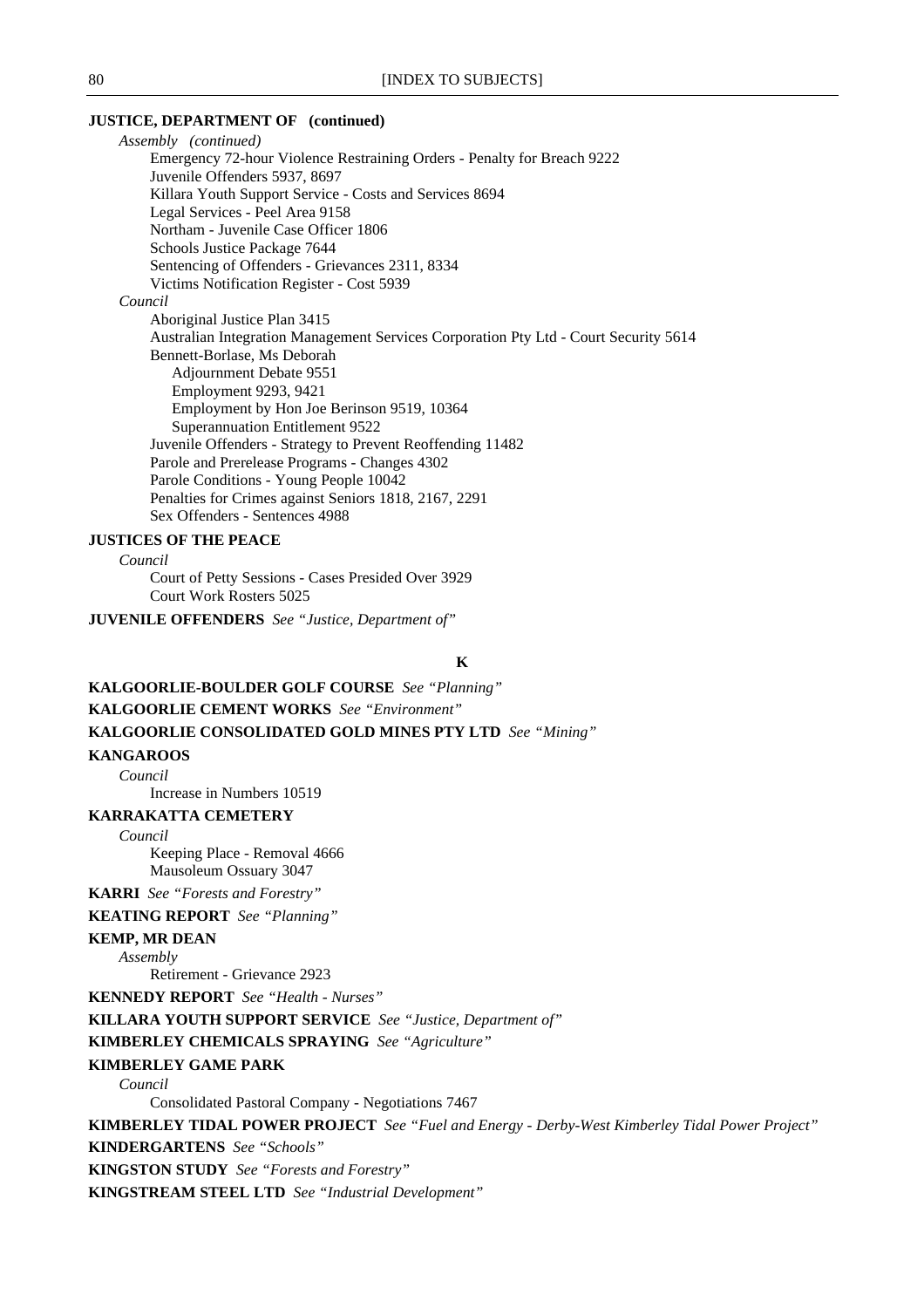**JUSTICE, DEPARTMENT OF (continued)**

*Assembly (continued)*

Emergency 72-hour Violence Restraining Orders - Penalty for Breach 9222
Juvenile Offenders 5937, 8697
Killara Youth Support Service - Costs and Services 8694
Legal Services - Peel Area 9158
Northam - Juvenile Case Officer 1806
Schools Justice Package 7644
Sentencing of Offenders - Grievances 2311, 8334
Victims Notification Register - Cost 5939

*Council*

Aboriginal Justice Plan 3415
Australian Integration Management Services Corporation Pty Ltd - Court Security 5614
Bennett-Borlase, Ms Deborah
  Adjournment Debate 9551
  Employment 9293, 9421
  Employment by Hon Joe Berinson 9519, 10364
  Superannuation Entitlement 9522
Juvenile Offenders - Strategy to Prevent Reoffending 11482
Parole and Prerelease Programs - Changes 4302
Parole Conditions - Young People 10042
Penalties for Crimes against Seniors 1818, 2167, 2291
Sex Offenders - Sentences 4988

**JUSTICES OF THE PEACE**

*Council*

Court of Petty Sessions - Cases Presided Over 3929
Court Work Rosters 5025

**JUVENILE OFFENDERS** *See "Justice, Department of"*

## K

**KALGOORLIE-BOULDER GOLF COURSE** *See "Planning"*

**KALGOORLIE CEMENT WORKS** *See "Environment"*

**KALGOORLIE CONSOLIDATED GOLD MINES PTY LTD** *See "Mining"*

**KANGAROOS**

*Council*

Increase in Numbers 10519

**KARRAKATTA CEMETERY**

*Council*

Keeping Place - Removal 4666
Mausoleum Ossuary 3047

**KARRI** *See "Forests and Forestry"*

**KEATING REPORT** *See "Planning"*

**KEMP, MR DEAN**

*Assembly*

Retirement - Grievance 2923

**KENNEDY REPORT** *See "Health - Nurses"*

**KILLARA YOUTH SUPPORT SERVICE** *See "Justice, Department of"*

**KIMBERLEY CHEMICALS SPRAYING** *See "Agriculture"*

**KIMBERLEY GAME PARK**

*Council*

Consolidated Pastoral Company - Negotiations 7467

**KIMBERLEY TIDAL POWER PROJECT** *See "Fuel and Energy - Derby-West Kimberley Tidal Power Project"*

**KINDERGARTENS** *See "Schools"*

**KINGSTON STUDY** *See "Forests and Forestry"*

**KINGSTREAM STEEL LTD** *See "Industrial Development"*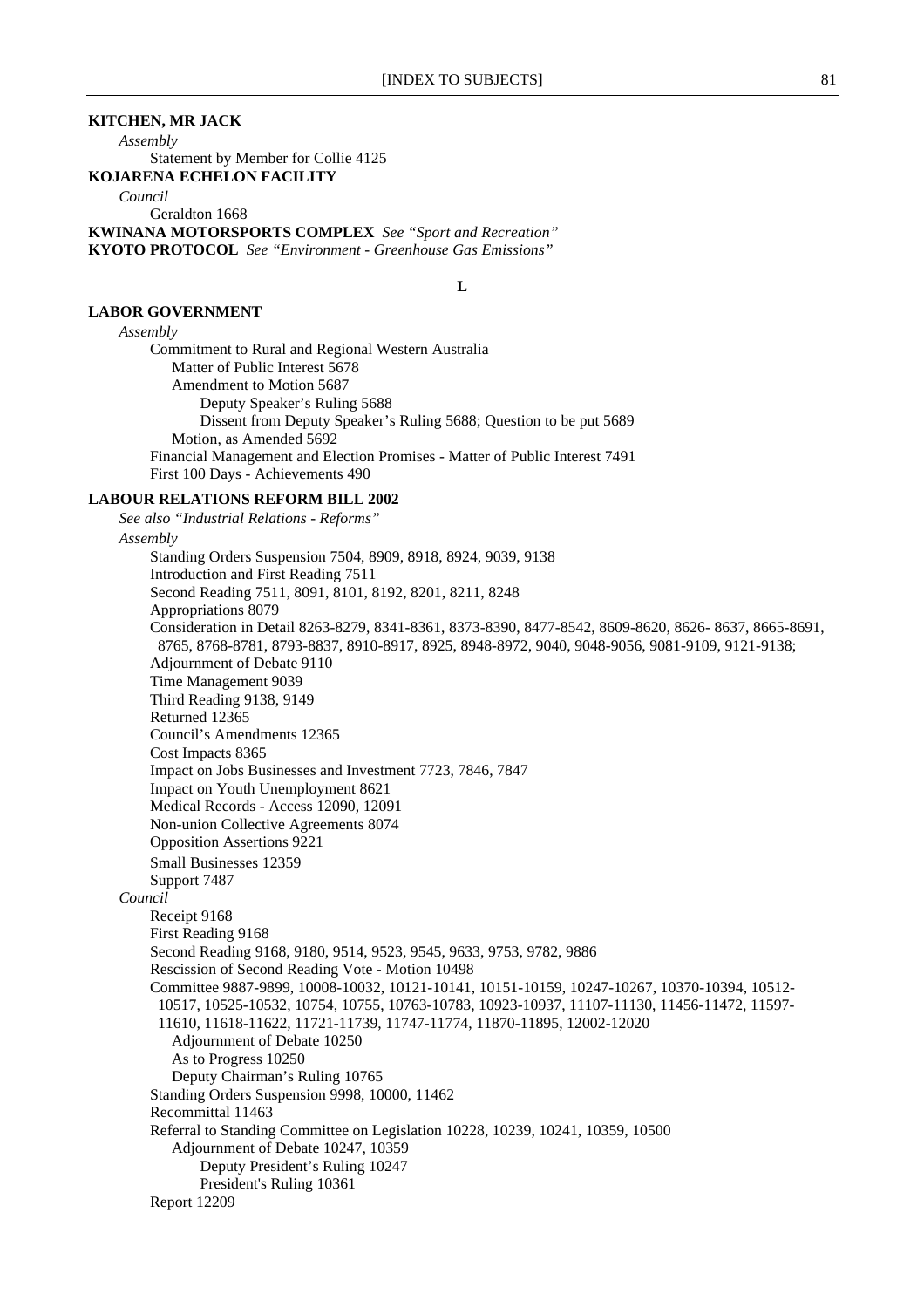**KITCHEN, MR JACK**

*Assembly*

Statement by Member for Collie 4125

**KOJARENA ECHELON FACILITY**

*Council*

Geraldton 1668

**KWINANA MOTORSPORTS COMPLEX** *See "Sport and Recreation"*

**KYOTO PROTOCOL** *See "Environment - Greenhouse Gas Emissions"*

**L**

**LABOR GOVERNMENT**

*Assembly*

Commitment to Rural and Regional Western Australia
- Matter of Public Interest 5678
- Amendment to Motion 5687
  - Deputy Speaker's Ruling 5688
  - Dissent from Deputy Speaker's Ruling 5688; Question to be put 5689
- Motion, as Amended 5692

Financial Management and Election Promises - Matter of Public Interest 7491

First 100 Days - Achievements 490

**LABOUR RELATIONS REFORM BILL 2002**

*See also "Industrial Relations - Reforms"*

*Assembly*

Standing Orders Suspension 7504, 8909, 8918, 8924, 9039, 9138

Introduction and First Reading 7511

Second Reading 7511, 8091, 8101, 8192, 8201, 8211, 8248

Appropriations 8079

Consideration in Detail 8263-8279, 8341-8361, 8373-8390, 8477-8542, 8609-8620, 8626- 8637, 8665-8691, 8765, 8768-8781, 8793-8837, 8910-8917, 8925, 8948-8972, 9040, 9048-9056, 9081-9109, 9121-9138;

Adjournment of Debate 9110

Time Management 9039

Third Reading 9138, 9149

Returned 12365

Council's Amendments 12365

Cost Impacts 8365

Impact on Jobs Businesses and Investment 7723, 7846, 7847

Impact on Youth Unemployment 8621

Medical Records - Access 12090, 12091

Non-union Collective Agreements 8074

Opposition Assertions 9221

Small Businesses 12359

Support 7487

*Council*

Receipt 9168

First Reading 9168

Second Reading 9168, 9180, 9514, 9523, 9545, 9633, 9753, 9782, 9886

Rescission of Second Reading Vote - Motion 10498

Committee 9887-9899, 10008-10032, 10121-10141, 10151-10159, 10247-10267, 10370-10394, 10512-10517, 10525-10532, 10754, 10755, 10763-10783, 10923-10937, 11107-11130, 11456-11472, 11597-11610, 11618-11622, 11721-11739, 11747-11774, 11870-11895, 12002-12020
- Adjournment of Debate 10250
- As to Progress 10250
- Deputy Chairman's Ruling 10765

Standing Orders Suspension 9998, 10000, 11462

Recommittal 11463

Referral to Standing Committee on Legislation 10228, 10239, 10241, 10359, 10500
- Adjournment of Debate 10247, 10359
  - Deputy President's Ruling 10247
  - President's Ruling 10361

Report 12209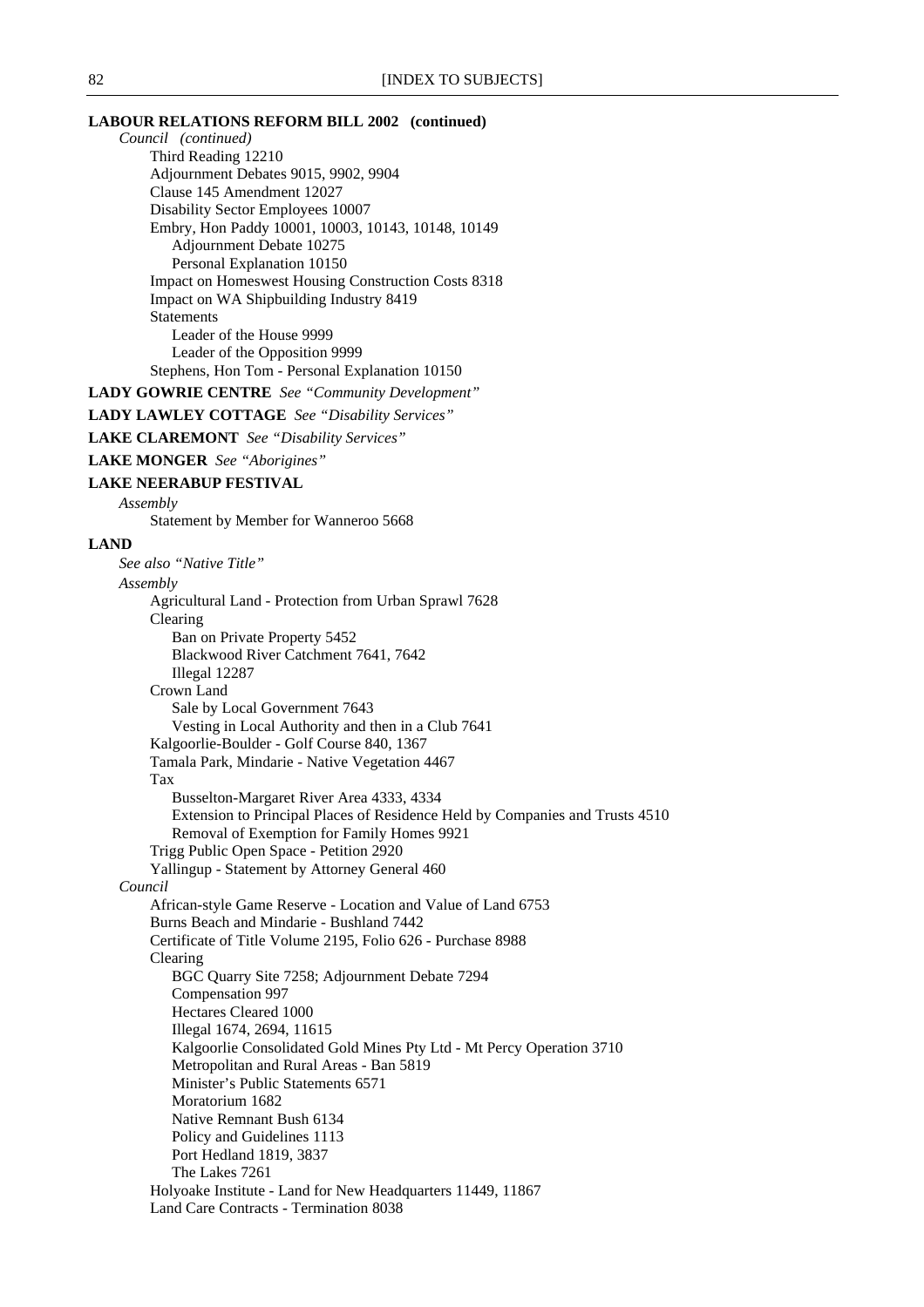**LABOUR RELATIONS REFORM BILL 2002 (continued)**

*Council (continued)*

- Third Reading 12210
- Adjournment Debates 9015, 9902, 9904
- Clause 145 Amendment 12027
- Disability Sector Employees 10007
- Embry, Hon Paddy 10001, 10003, 10143, 10148, 10149
  - Adjournment Debate 10275
  - Personal Explanation 10150
- Impact on Homeswest Housing Construction Costs 8318
- Impact on WA Shipbuilding Industry 8419
- Statements
  - Leader of the House 9999
  - Leader of the Opposition 9999
- Stephens, Hon Tom - Personal Explanation 10150

**LADY GOWRIE CENTRE** *See "Community Development"*

**LADY LAWLEY COTTAGE** *See "Disability Services"*

**LAKE CLAREMONT** *See "Disability Services"*

**LAKE MONGER** *See "Aborigines"*

**LAKE NEERABUP FESTIVAL**

*Assembly*

- Statement by Member for Wanneroo 5668

**LAND**

*See also "Native Title"*

*Assembly*

- Agricultural Land - Protection from Urban Sprawl 7628
- Clearing
  - Ban on Private Property 5452
  - Blackwood River Catchment 7641, 7642
  - Illegal 12287
- Crown Land
  - Sale by Local Government 7643
  - Vesting in Local Authority and then in a Club 7641
- Kalgoorlie-Boulder - Golf Course 840, 1367
- Tamala Park, Mindarie - Native Vegetation 4467
- Tax
  - Busselton-Margaret River Area 4333, 4334
  - Extension to Principal Places of Residence Held by Companies and Trusts 4510
  - Removal of Exemption for Family Homes 9921
- Trigg Public Open Space - Petition 2920
- Yallingup - Statement by Attorney General 460

*Council*

- African-style Game Reserve - Location and Value of Land 6753
- Burns Beach and Mindarie - Bushland 7442
- Certificate of Title Volume 2195, Folio 626 - Purchase 8988
- Clearing
  - BGC Quarry Site 7258; Adjournment Debate 7294
  - Compensation 997
  - Hectares Cleared 1000
  - Illegal 1674, 2694, 11615
  - Kalgoorlie Consolidated Gold Mines Pty Ltd - Mt Percy Operation 3710
  - Metropolitan and Rural Areas - Ban 5819
  - Minister's Public Statements 6571
  - Moratorium 1682
  - Native Remnant Bush 6134
  - Policy and Guidelines 1113
  - Port Hedland 1819, 3837
  - The Lakes 7261
- Holyoake Institute - Land for New Headquarters 11449, 11867
- Land Care Contracts - Termination 8038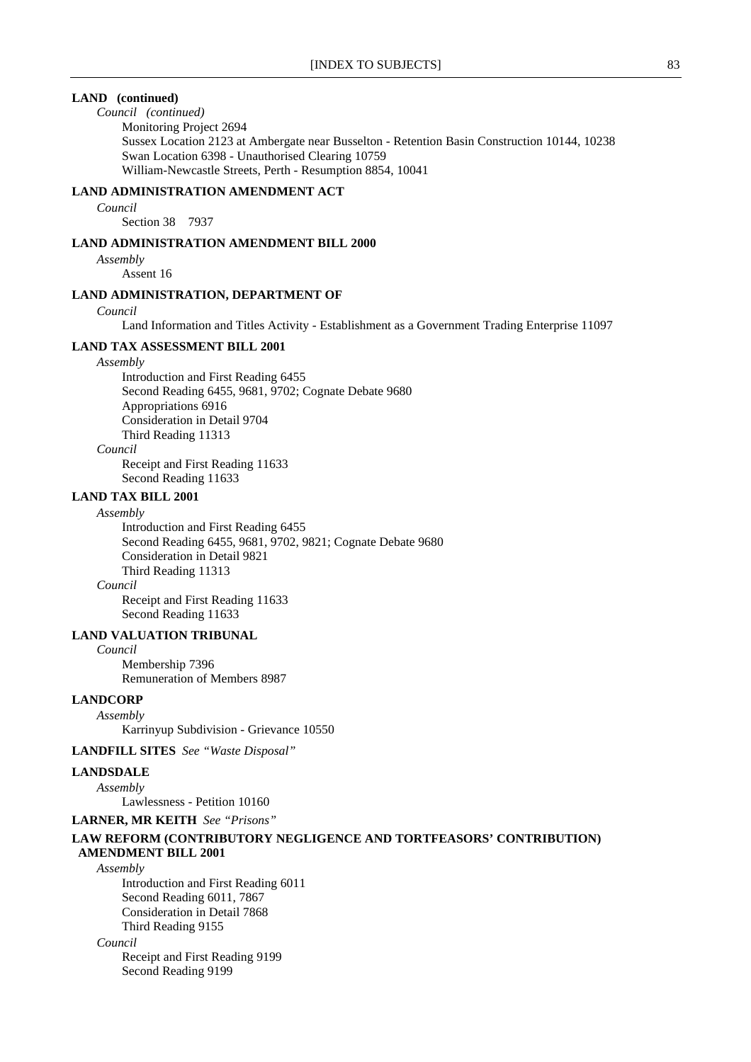**LAND (continued)**

*Council (continued)*

Monitoring Project 2694
Sussex Location 2123 at Ambergate near Busselton - Retention Basin Construction 10144, 10238
Swan Location 6398 - Unauthorised Clearing 10759
William-Newcastle Streets, Perth - Resumption 8854, 10041

**LAND ADMINISTRATION AMENDMENT ACT**

*Council*

Section 38 7937

**LAND ADMINISTRATION AMENDMENT BILL 2000**

*Assembly*

Assent 16

**LAND ADMINISTRATION, DEPARTMENT OF**

*Council*

Land Information and Titles Activity - Establishment as a Government Trading Enterprise 11097

**LAND TAX ASSESSMENT BILL 2001**

*Assembly*

Introduction and First Reading 6455
Second Reading 6455, 9681, 9702; Cognate Debate 9680
Appropriations 6916
Consideration in Detail 9704
Third Reading 11313

*Council*

Receipt and First Reading 11633
Second Reading 11633

**LAND TAX BILL 2001**

*Assembly*

Introduction and First Reading 6455
Second Reading 6455, 9681, 9702, 9821; Cognate Debate 9680
Consideration in Detail 9821
Third Reading 11313

*Council*

Receipt and First Reading 11633
Second Reading 11633

**LAND VALUATION TRIBUNAL**

*Council*

Membership 7396
Remuneration of Members 8987

**LANDCORP**

*Assembly*

Karrinyup Subdivision - Grievance 10550

**LANDFILL SITES** *See "Waste Disposal"*

**LANDSDALE**

*Assembly*

Lawlessness - Petition 10160

**LARNER, MR KEITH** *See "Prisons"*

**LAW REFORM (CONTRIBUTORY NEGLIGENCE AND TORTFEASORS' CONTRIBUTION) AMENDMENT BILL 2001**

*Assembly*

Introduction and First Reading 6011
Second Reading 6011, 7867
Consideration in Detail 7868
Third Reading 9155

*Council*

Receipt and First Reading 9199
Second Reading 9199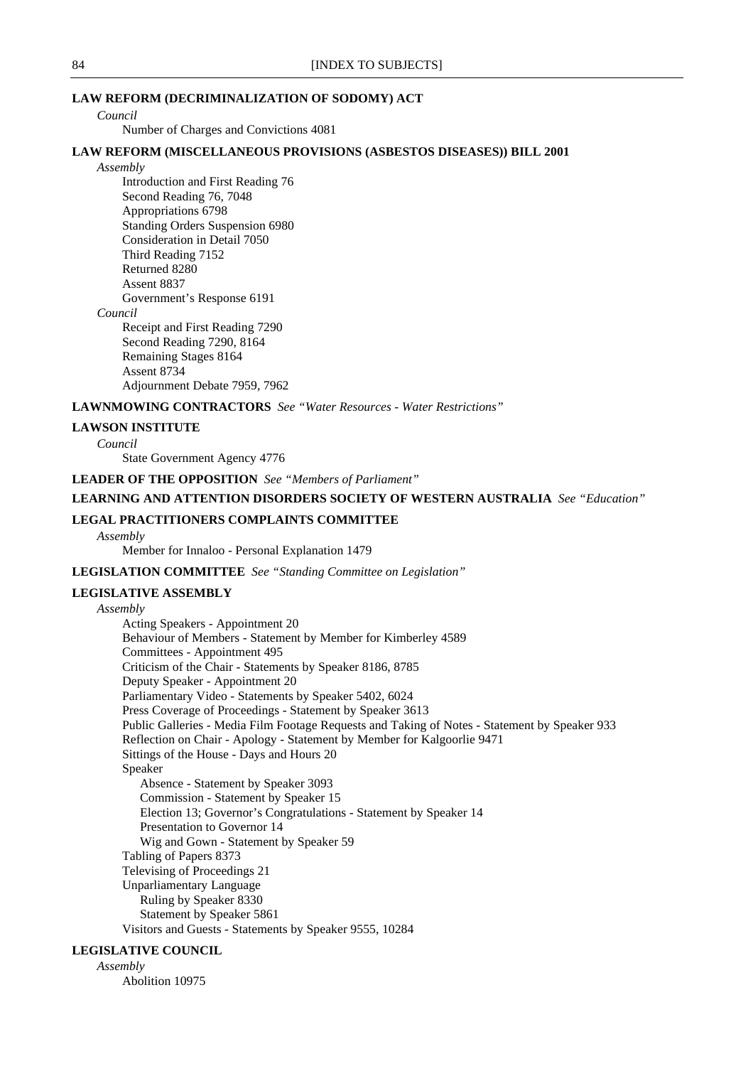**LAW REFORM (DECRIMINALIZATION OF SODOMY) ACT**

*Council*

Number of Charges and Convictions 4081

**LAW REFORM (MISCELLANEOUS PROVISIONS (ASBESTOS DISEASES)) BILL 2001**

*Assembly*

Introduction and First Reading 76
Second Reading 76, 7048
Appropriations 6798
Standing Orders Suspension 6980
Consideration in Detail 7050
Third Reading 7152
Returned 8280
Assent 8837
Government's Response 6191

*Council*

Receipt and First Reading 7290
Second Reading 7290, 8164
Remaining Stages 8164
Assent 8734
Adjournment Debate 7959, 7962

**LAWNMOWING CONTRACTORS** *See "Water Resources - Water Restrictions"*

**LAWSON INSTITUTE**

*Council*

State Government Agency 4776

**LEADER OF THE OPPOSITION** *See "Members of Parliament"*

**LEARNING AND ATTENTION DISORDERS SOCIETY OF WESTERN AUSTRALIA** *See "Education"*

**LEGAL PRACTITIONERS COMPLAINTS COMMITTEE**

*Assembly*

Member for Innaloo - Personal Explanation 1479

**LEGISLATION COMMITTEE** *See "Standing Committee on Legislation"*

**LEGISLATIVE ASSEMBLY**

*Assembly*

Acting Speakers - Appointment 20
Behaviour of Members - Statement by Member for Kimberley 4589
Committees - Appointment 495
Criticism of the Chair - Statements by Speaker 8186, 8785
Deputy Speaker - Appointment 20
Parliamentary Video - Statements by Speaker 5402, 6024
Press Coverage of Proceedings - Statement by Speaker 3613
Public Galleries - Media Film Footage Requests and Taking of Notes - Statement by Speaker 933
Reflection on Chair - Apology - Statement by Member for Kalgoorlie 9471
Sittings of the House - Days and Hours 20
Speaker
- Absence - Statement by Speaker 3093
- Commission - Statement by Speaker 15
- Election 13; Governor's Congratulations - Statement by Speaker 14
- Presentation to Governor 14
- Wig and Gown - Statement by Speaker 59

Tabling of Papers 8373
Televising of Proceedings 21
Unparliamentary Language
- Ruling by Speaker 8330
- Statement by Speaker 5861

Visitors and Guests - Statements by Speaker 9555, 10284

**LEGISLATIVE COUNCIL**

*Assembly*

Abolition 10975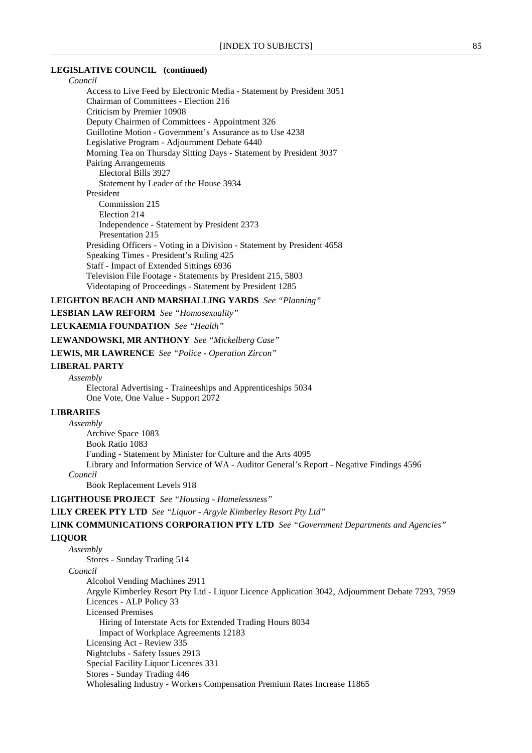**LEGISLATIVE COUNCIL (continued)**

*Council*

- Access to Live Feed by Electronic Media - Statement by President 3051
- Chairman of Committees - Election 216
- Criticism by Premier 10908
- Deputy Chairmen of Committees - Appointment 326
- Guillotine Motion - Government's Assurance as to Use 4238
- Legislative Program - Adjournment Debate 6440
- Morning Tea on Thursday Sitting Days - Statement by President 3037
- Pairing Arrangements
  - Electoral Bills 3927
  - Statement by Leader of the House 3934
- President
  - Commission 215
  - Election 214
  - Independence - Statement by President 2373
  - Presentation 215
- Presiding Officers - Voting in a Division - Statement by President 4658
- Speaking Times - President's Ruling 425
- Staff - Impact of Extended Sittings 6936
- Television File Footage - Statements by President 215, 5803
- Videotaping of Proceedings - Statement by President 1285

**LEIGHTON BEACH AND MARSHALLING YARDS** *See "Planning"*

**LESBIAN LAW REFORM** *See "Homosexuality"*

**LEUKAEMIA FOUNDATION** *See "Health"*

**LEWANDOWSKI, MR ANTHONY** *See "Mickelberg Case"*

**LEWIS, MR LAWRENCE** *See "Police - Operation Zircon"*

**LIBERAL PARTY**

*Assembly*

- Electoral Advertising - Traineeships and Apprenticeships 5034
- One Vote, One Value - Support 2072

**LIBRARIES**

*Assembly*

- Archive Space 1083
- Book Ratio 1083
- Funding - Statement by Minister for Culture and the Arts 4095
- Library and Information Service of WA - Auditor General's Report - Negative Findings 4596

*Council*

- Book Replacement Levels 918

**LIGHTHOUSE PROJECT** *See "Housing - Homelessness"*

**LILY CREEK PTY LTD** *See "Liquor - Argyle Kimberley Resort Pty Ltd"*

**LINK COMMUNICATIONS CORPORATION PTY LTD** *See "Government Departments and Agencies"*

**LIQUOR**

*Assembly*

- Stores - Sunday Trading 514

*Council*

- Alcohol Vending Machines 2911
- Argyle Kimberley Resort Pty Ltd - Liquor Licence Application 3042, Adjournment Debate 7293, 7959
- Licences - ALP Policy 33
- Licensed Premises
  - Hiring of Interstate Acts for Extended Trading Hours 8034
  - Impact of Workplace Agreements 12183
- Licensing Act - Review 335
- Nightclubs - Safety Issues 2913
- Special Facility Liquor Licences 331
- Stores - Sunday Trading 446
- Wholesaling Industry - Workers Compensation Premium Rates Increase 11865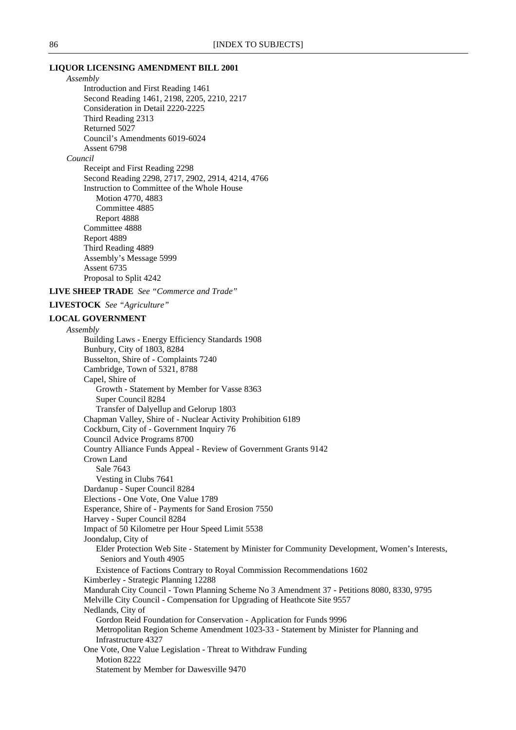**LIQUOR LICENSING AMENDMENT BILL 2001**

*Assembly*

- Introduction and First Reading 1461
- Second Reading 1461, 2198, 2205, 2210, 2217
- Consideration in Detail 2220-2225
- Third Reading 2313
- Returned 5027
- Council's Amendments 6019-6024
- Assent 6798

*Council*

- Receipt and First Reading 2298
- Second Reading 2298, 2717, 2902, 2914, 4214, 4766
- Instruction to Committee of the Whole House
  - Motion 4770, 4883
  - Committee 4885
  - Report 4888
- Committee 4888
- Report 4889
- Third Reading 4889
- Assembly's Message 5999
- Assent 6735
- Proposal to Split 4242

**LIVE SHEEP TRADE** *See "Commerce and Trade"*

**LIVESTOCK** *See "Agriculture"*

**LOCAL GOVERNMENT**

*Assembly*

- Building Laws - Energy Efficiency Standards 1908
- Bunbury, City of 1803, 8284
- Busselton, Shire of - Complaints 7240
- Cambridge, Town of 5321, 8788
- Capel, Shire of
  - Growth - Statement by Member for Vasse 8363
  - Super Council 8284
  - Transfer of Dalyellup and Gelorup 1803
- Chapman Valley, Shire of - Nuclear Activity Prohibition 6189
- Cockburn, City of - Government Inquiry 76
- Council Advice Programs 8700
- Country Alliance Funds Appeal - Review of Government Grants 9142
- Crown Land
  - Sale 7643
  - Vesting in Clubs 7641
- Dardanup - Super Council 8284
- Elections - One Vote, One Value 1789
- Esperance, Shire of - Payments for Sand Erosion 7550
- Harvey - Super Council 8284
- Impact of 50 Kilometre per Hour Speed Limit 5538
- Joondalup, City of
  - Elder Protection Web Site - Statement by Minister for Community Development, Women's Interests, Seniors and Youth 4905
  - Existence of Factions Contrary to Royal Commission Recommendations 1602
- Kimberley - Strategic Planning 12288
- Mandurah City Council - Town Planning Scheme No 3 Amendment 37 - Petitions 8080, 8330, 9795
- Melville City Council - Compensation for Upgrading of Heathcote Site 9557
- Nedlands, City of
  - Gordon Reid Foundation for Conservation - Application for Funds 9996
  - Metropolitan Region Scheme Amendment 1023-33 - Statement by Minister for Planning and Infrastructure 4327
- One Vote, One Value Legislation - Threat to Withdraw Funding
  - Motion 8222
  - Statement by Member for Dawesville 9470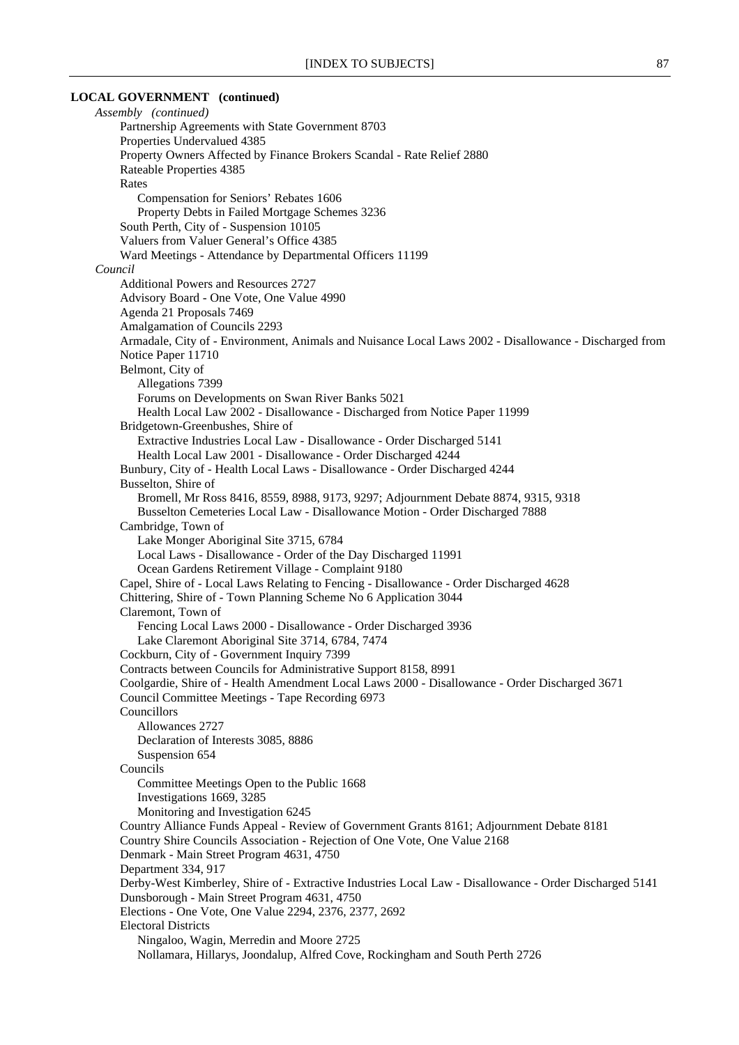**LOCAL GOVERNMENT (continued)**

*Assembly (continued)*

- Partnership Agreements with State Government 8703
- Properties Undervalued 4385
- Property Owners Affected by Finance Brokers Scandal - Rate Relief 2880
- Rateable Properties 4385
- Rates
  - Compensation for Seniors' Rebates 1606
  - Property Debts in Failed Mortgage Schemes 3236
- South Perth, City of - Suspension 10105
- Valuers from Valuer General's Office 4385
- Ward Meetings - Attendance by Departmental Officers 11199

*Council*

- Additional Powers and Resources 2727
- Advisory Board - One Vote, One Value 4990
- Agenda 21 Proposals 7469
- Amalgamation of Councils 2293
- Armadale, City of - Environment, Animals and Nuisance Local Laws 2002 - Disallowance - Discharged from Notice Paper 11710
- Belmont, City of
  - Allegations 7399
  - Forums on Developments on Swan River Banks 5021
  - Health Local Law 2002 - Disallowance - Discharged from Notice Paper 11999
- Bridgetown-Greenbushes, Shire of
  - Extractive Industries Local Law - Disallowance - Order Discharged 5141
  - Health Local Law 2001 - Disallowance - Order Discharged 4244
- Bunbury, City of - Health Local Laws - Disallowance - Order Discharged 4244
- Busselton, Shire of
  - Bromell, Mr Ross 8416, 8559, 8988, 9173, 9297; Adjournment Debate 8874, 9315, 9318
  - Busselton Cemeteries Local Law - Disallowance Motion - Order Discharged 7888
- Cambridge, Town of
  - Lake Monger Aboriginal Site 3715, 6784
  - Local Laws - Disallowance - Order of the Day Discharged 11991
  - Ocean Gardens Retirement Village - Complaint 9180
- Capel, Shire of - Local Laws Relating to Fencing - Disallowance - Order Discharged 4628
- Chittering, Shire of - Town Planning Scheme No 6 Application 3044
- Claremont, Town of
  - Fencing Local Laws 2000 - Disallowance - Order Discharged 3936
  - Lake Claremont Aboriginal Site 3714, 6784, 7474
- Cockburn, City of - Government Inquiry 7399
- Contracts between Councils for Administrative Support 8158, 8991
- Coolgardie, Shire of - Health Amendment Local Laws 2000 - Disallowance - Order Discharged 3671
- Council Committee Meetings - Tape Recording 6973
- Councillors
  - Allowances 2727
  - Declaration of Interests 3085, 8886
  - Suspension 654
- Councils
  - Committee Meetings Open to the Public 1668
  - Investigations 1669, 3285
  - Monitoring and Investigation 6245
- Country Alliance Funds Appeal - Review of Government Grants 8161; Adjournment Debate 8181
- Country Shire Councils Association - Rejection of One Vote, One Value 2168
- Denmark - Main Street Program 4631, 4750
- Department 334, 917
- Derby-West Kimberley, Shire of - Extractive Industries Local Law - Disallowance - Order Discharged 5141
- Dunsborough - Main Street Program 4631, 4750
- Elections - One Vote, One Value 2294, 2376, 2377, 2692
- Electoral Districts
  - Ningaloo, Wagin, Merredin and Moore 2725
  - Nollamara, Hillarys, Joondalup, Alfred Cove, Rockingham and South Perth 2726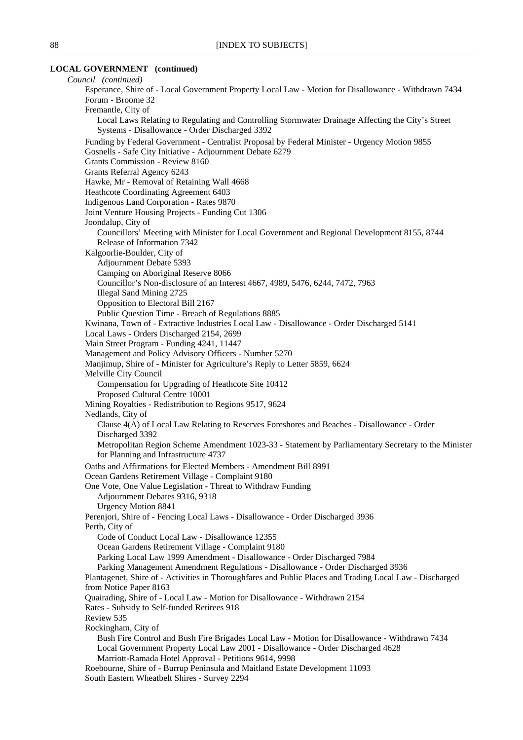**LOCAL GOVERNMENT (continued)**

*Council (continued)*

- Esperance, Shire of - Local Government Property Local Law - Motion for Disallowance - Withdrawn 7434
- Forum - Broome 32
- Fremantle, City of
  - Local Laws Relating to Regulating and Controlling Stormwater Drainage Affecting the City's Street Systems - Disallowance - Order Discharged 3392
- Funding by Federal Government - Centralist Proposal by Federal Minister - Urgency Motion 9855
- Gosnells - Safe City Initiative - Adjournment Debate 6279
- Grants Commission - Review 8160
- Grants Referral Agency 6243
- Hawke, Mr - Removal of Retaining Wall 4668
- Heathcote Coordinating Agreement 6403
- Indigenous Land Corporation - Rates 9870
- Joint Venture Housing Projects - Funding Cut 1306
- Joondalup, City of
  - Councillors' Meeting with Minister for Local Government and Regional Development 8155, 8744
  - Release of Information 7342
- Kalgoorlie-Boulder, City of
  - Adjournment Debate 5393
  - Camping on Aboriginal Reserve 8066
  - Councillor's Non-disclosure of an Interest 4667, 4989, 5476, 6244, 7472, 7963
  - Illegal Sand Mining 2725
  - Opposition to Electoral Bill 2167
  - Public Question Time - Breach of Regulations 8885
- Kwinana, Town of - Extractive Industries Local Law - Disallowance - Order Discharged 5141
- Local Laws - Orders Discharged 2154, 2699
- Main Street Program - Funding 4241, 11447
- Management and Policy Advisory Officers - Number 5270
- Manjimup, Shire of - Minister for Agriculture's Reply to Letter 5859, 6624
- Melville City Council
  - Compensation for Upgrading of Heathcote Site 10412
  - Proposed Cultural Centre 10001
- Mining Royalties - Redistribution to Regions 9517, 9624
- Nedlands, City of
  - Clause 4(A) of Local Law Relating to Reserves Foreshores and Beaches - Disallowance - Order Discharged 3392
  - Metropolitan Region Scheme Amendment 1023-33 - Statement by Parliamentary Secretary to the Minister for Planning and Infrastructure 4737
- Oaths and Affirmations for Elected Members - Amendment Bill 8991
- Ocean Gardens Retirement Village - Complaint 9180
- One Vote, One Value Legislation - Threat to Withdraw Funding
  - Adjournment Debates 9316, 9318
  - Urgency Motion 8841
- Perenjori, Shire of - Fencing Local Laws - Disallowance - Order Discharged 3936
- Perth, City of
  - Code of Conduct Local Law - Disallowance 12355
  - Ocean Gardens Retirement Village - Complaint 9180
  - Parking Local Law 1999 Amendment - Disallowance - Order Discharged 7984
  - Parking Management Amendment Regulations - Disallowance - Order Discharged 3936
- Plantagenet, Shire of - Activities in Thoroughfares and Public Places and Trading Local Law - Discharged from Notice Paper 8163
- Quairading, Shire of - Local Law - Motion for Disallowance - Withdrawn 2154
- Rates - Subsidy to Self-funded Retirees 918
- Review 535
- Rockingham, City of
  - Bush Fire Control and Bush Fire Brigades Local Law - Motion for Disallowance - Withdrawn 7434
  - Local Government Property Local Law 2001 - Disallowance - Order Discharged 4628
  - Marriott-Ramada Hotel Approval - Petitions 9614, 9998
- Roebourne, Shire of - Burrup Peninsula and Maitland Estate Development 11093
- South Eastern Wheatbelt Shires - Survey 2294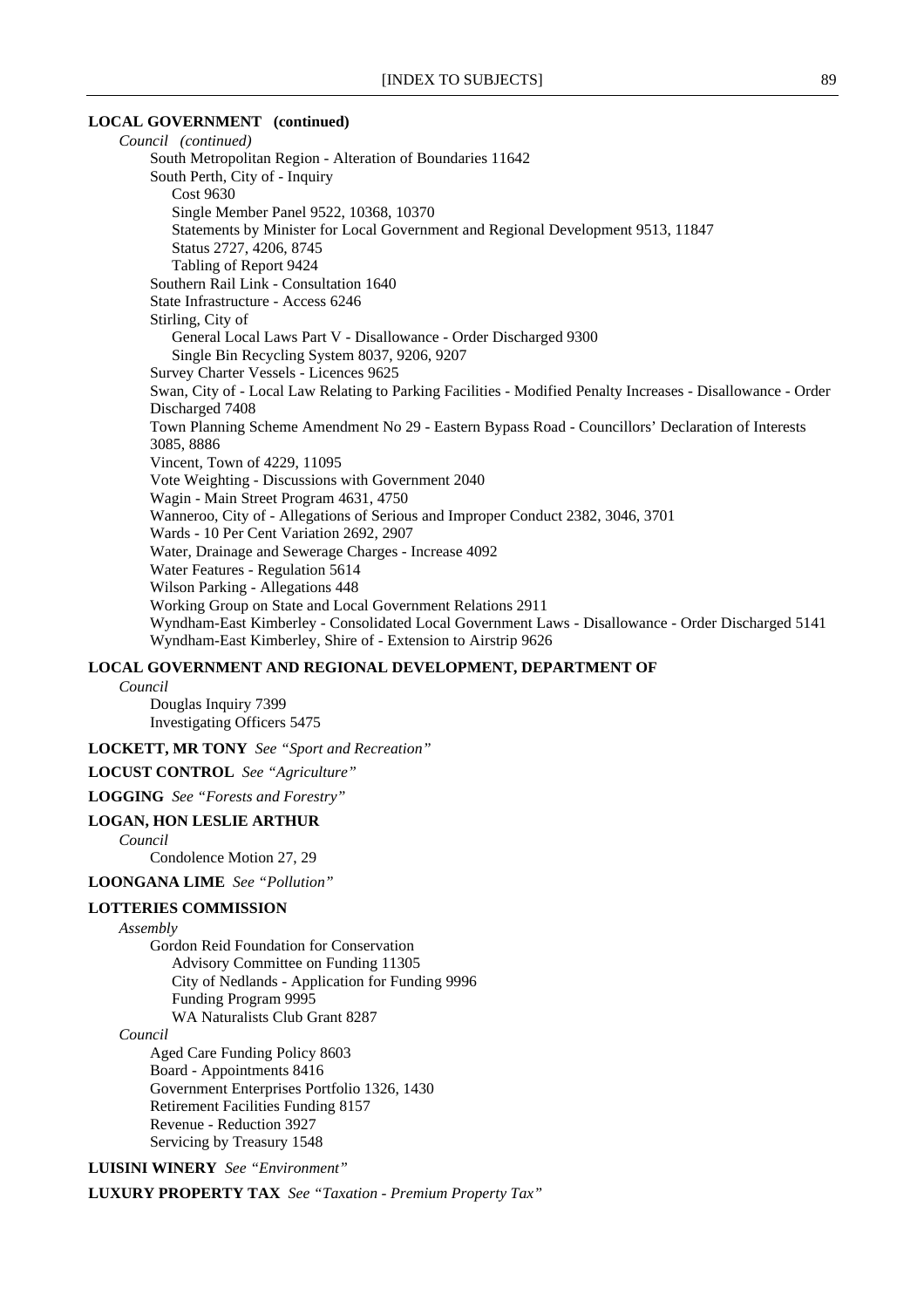**LOCAL GOVERNMENT (continued)**

*Council (continued)*

South Metropolitan Region - Alteration of Boundaries 11642
South Perth, City of - Inquiry
Cost 9630
Single Member Panel 9522, 10368, 10370
Statements by Minister for Local Government and Regional Development 9513, 11847
Status 2727, 4206, 8745
Tabling of Report 9424
Southern Rail Link - Consultation 1640
State Infrastructure - Access 6246
Stirling, City of
General Local Laws Part V - Disallowance - Order Discharged 9300
Single Bin Recycling System 8037, 9206, 9207
Survey Charter Vessels - Licences 9625
Swan, City of - Local Law Relating to Parking Facilities - Modified Penalty Increases - Disallowance - Order Discharged 7408
Town Planning Scheme Amendment No 29 - Eastern Bypass Road - Councillors' Declaration of Interests 3085, 8886
Vincent, Town of 4229, 11095
Vote Weighting - Discussions with Government 2040
Wagin - Main Street Program 4631, 4750
Wanneroo, City of - Allegations of Serious and Improper Conduct 2382, 3046, 3701
Wards - 10 Per Cent Variation 2692, 2907
Water, Drainage and Sewerage Charges - Increase 4092
Water Features - Regulation 5614
Wilson Parking - Allegations 448
Working Group on State and Local Government Relations 2911
Wyndham-East Kimberley - Consolidated Local Government Laws - Disallowance - Order Discharged 5141
Wyndham-East Kimberley, Shire of - Extension to Airstrip 9626

**LOCAL GOVERNMENT AND REGIONAL DEVELOPMENT, DEPARTMENT OF**

*Council*

Douglas Inquiry 7399
Investigating Officers 5475

**LOCKETT, MR TONY** *See "Sport and Recreation"*

**LOCUST CONTROL** *See "Agriculture"*

**LOGGING** *See "Forests and Forestry"*

**LOGAN, HON LESLIE ARTHUR**

*Council*

Condolence Motion 27, 29

**LOONGANA LIME** *See "Pollution"*

**LOTTERIES COMMISSION**

*Assembly*

Gordon Reid Foundation for Conservation
Advisory Committee on Funding 11305
City of Nedlands - Application for Funding 9996
Funding Program 9995
WA Naturalists Club Grant 8287

*Council*

Aged Care Funding Policy 8603
Board - Appointments 8416
Government Enterprises Portfolio 1326, 1430
Retirement Facilities Funding 8157
Revenue - Reduction 3927
Servicing by Treasury 1548

**LUISINI WINERY** *See "Environment"*

**LUXURY PROPERTY TAX** *See "Taxation - Premium Property Tax"*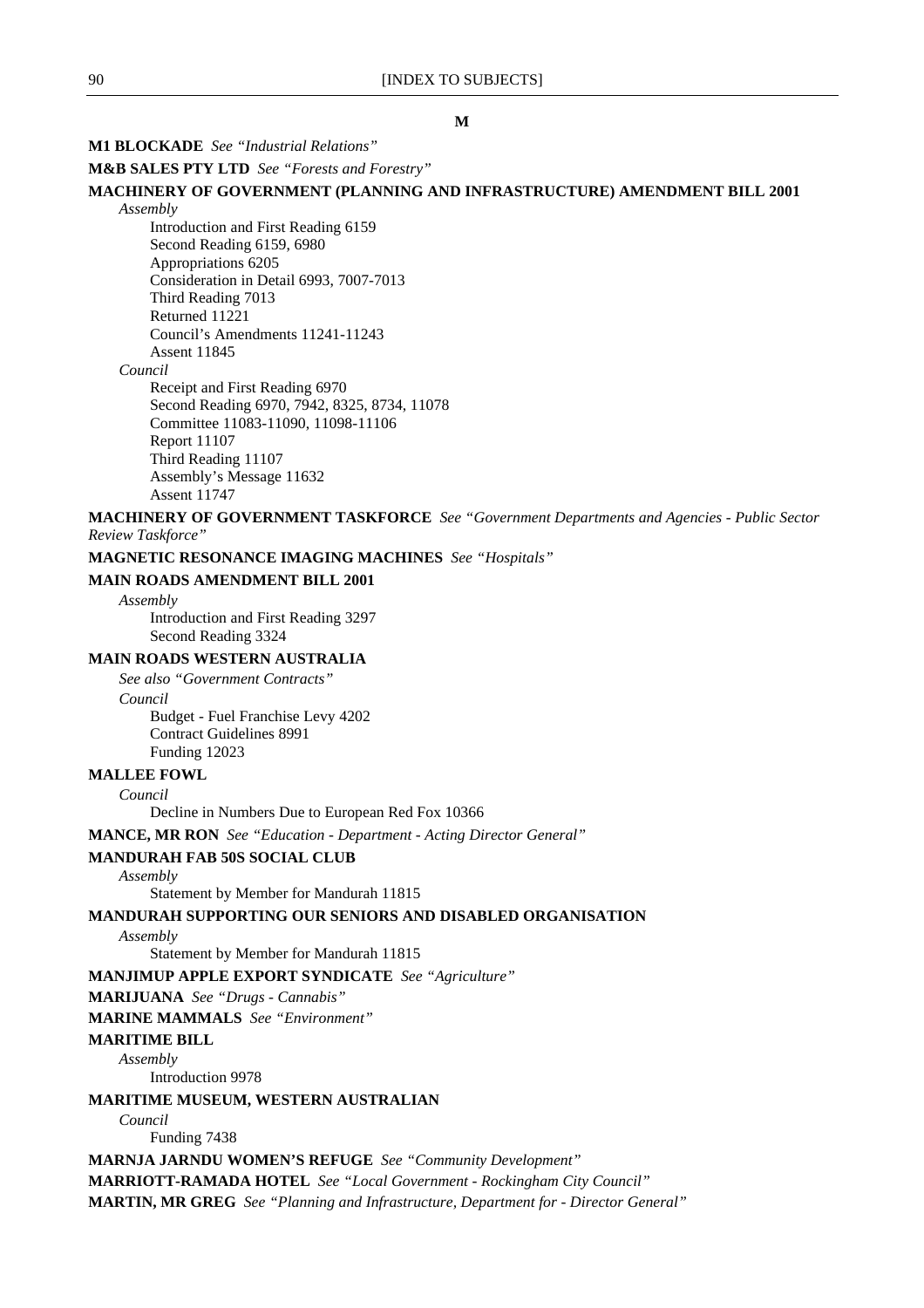## M

**M1 BLOCKADE** *See "Industrial Relations"*

**M&B SALES PTY LTD** *See "Forests and Forestry"*

**MACHINERY OF GOVERNMENT (PLANNING AND INFRASTRUCTURE) AMENDMENT BILL 2001**

*Assembly*

- Introduction and First Reading 6159
- Second Reading 6159, 6980
- Appropriations 6205
- Consideration in Detail 6993, 7007-7013
- Third Reading 7013
- Returned 11221
- Council's Amendments 11241-11243
- Assent 11845

*Council*

- Receipt and First Reading 6970
- Second Reading 6970, 7942, 8325, 8734, 11078
- Committee 11083-11090, 11098-11106
- Report 11107
- Third Reading 11107
- Assembly's Message 11632
- Assent 11747

**MACHINERY OF GOVERNMENT TASKFORCE** *See "Government Departments and Agencies - Public Sector Review Taskforce"*

**MAGNETIC RESONANCE IMAGING MACHINES** *See "Hospitals"*

**MAIN ROADS AMENDMENT BILL 2001**

*Assembly*

- Introduction and First Reading 3297
- Second Reading 3324

**MAIN ROADS WESTERN AUSTRALIA**

*See also "Government Contracts"*

*Council*

- Budget - Fuel Franchise Levy 4202
- Contract Guidelines 8991
- Funding 12023

**MALLEE FOWL**

*Council*

- Decline in Numbers Due to European Red Fox 10366

**MANCE, MR RON** *See "Education - Department - Acting Director General"*

**MANDURAH FAB 50S SOCIAL CLUB**

*Assembly*

- Statement by Member for Mandurah 11815

**MANDURAH SUPPORTING OUR SENIORS AND DISABLED ORGANISATION**

*Assembly*

- Statement by Member for Mandurah 11815

**MANJIMUP APPLE EXPORT SYNDICATE** *See "Agriculture"*

**MARIJUANA** *See "Drugs - Cannabis"*

**MARINE MAMMALS** *See "Environment"*

**MARITIME BILL**

*Assembly*

- Introduction 9978

**MARITIME MUSEUM, WESTERN AUSTRALIAN**

*Council*

- Funding 7438

**MARNJA JARNDU WOMEN'S REFUGE** *See "Community Development"*

**MARRIOTT-RAMADA HOTEL** *See "Local Government - Rockingham City Council"*

**MARTIN, MR GREG** *See "Planning and Infrastructure, Department for - Director General"*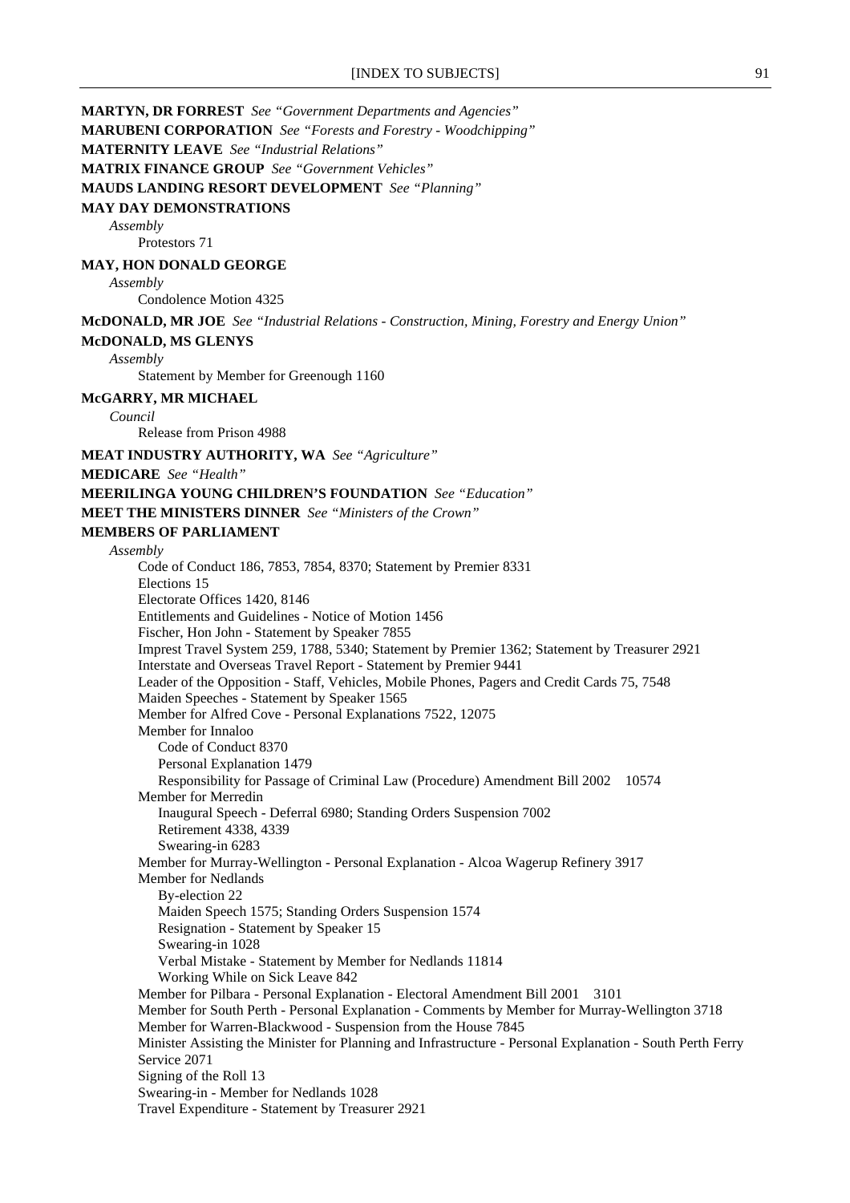**MARTYN, DR FORREST** *See "Government Departments and Agencies"*

**MARUBENI CORPORATION** *See "Forests and Forestry - Woodchipping"*

**MATERNITY LEAVE** *See "Industrial Relations"*

**MATRIX FINANCE GROUP** *See "Government Vehicles"*

**MAUDS LANDING RESORT DEVELOPMENT** *See "Planning"*

**MAY DAY DEMONSTRATIONS**

*Assembly*

Protestors 71

**MAY, HON DONALD GEORGE**

*Assembly*

Condolence Motion 4325

**McDONALD, MR JOE** *See "Industrial Relations - Construction, Mining, Forestry and Energy Union"*

**McDONALD, MS GLENYS**

*Assembly*

Statement by Member for Greenough 1160

**McGARRY, MR MICHAEL**

*Council*

Release from Prison 4988

**MEAT INDUSTRY AUTHORITY, WA** *See "Agriculture"*

**MEDICARE** *See "Health"*

**MEERILINGA YOUNG CHILDREN'S FOUNDATION** *See "Education"*

**MEET THE MINISTERS DINNER** *See "Ministers of the Crown"*

**MEMBERS OF PARLIAMENT**

*Assembly*

Code of Conduct 186, 7853, 7854, 8370; Statement by Premier 8331
Elections 15
Electorate Offices 1420, 8146
Entitlements and Guidelines - Notice of Motion 1456
Fischer, Hon John - Statement by Speaker 7855
Imprest Travel System 259, 1788, 5340; Statement by Premier 1362; Statement by Treasurer 2921
Interstate and Overseas Travel Report - Statement by Premier 9441
Leader of the Opposition - Staff, Vehicles, Mobile Phones, Pagers and Credit Cards 75, 7548
Maiden Speeches - Statement by Speaker 1565
Member for Alfred Cove - Personal Explanations 7522, 12075
Member for Innaloo
  Code of Conduct 8370
  Personal Explanation 1479
  Responsibility for Passage of Criminal Law (Procedure) Amendment Bill 2002 10574
Member for Merredin
  Inaugural Speech - Deferral 6980; Standing Orders Suspension 7002
  Retirement 4338, 4339
  Swearing-in 6283
Member for Murray-Wellington - Personal Explanation - Alcoa Wagerup Refinery 3917
Member for Nedlands
  By-election 22
  Maiden Speech 1575; Standing Orders Suspension 1574
  Resignation - Statement by Speaker 15
  Swearing-in 1028
  Verbal Mistake - Statement by Member for Nedlands 11814
  Working While on Sick Leave 842
Member for Pilbara - Personal Explanation - Electoral Amendment Bill 2001 3101
Member for South Perth - Personal Explanation - Comments by Member for Murray-Wellington 3718
Member for Warren-Blackwood - Suspension from the House 7845
Minister Assisting the Minister for Planning and Infrastructure - Personal Explanation - South Perth Ferry Service 2071
Signing of the Roll 13
Swearing-in - Member for Nedlands 1028
Travel Expenditure - Statement by Treasurer 2921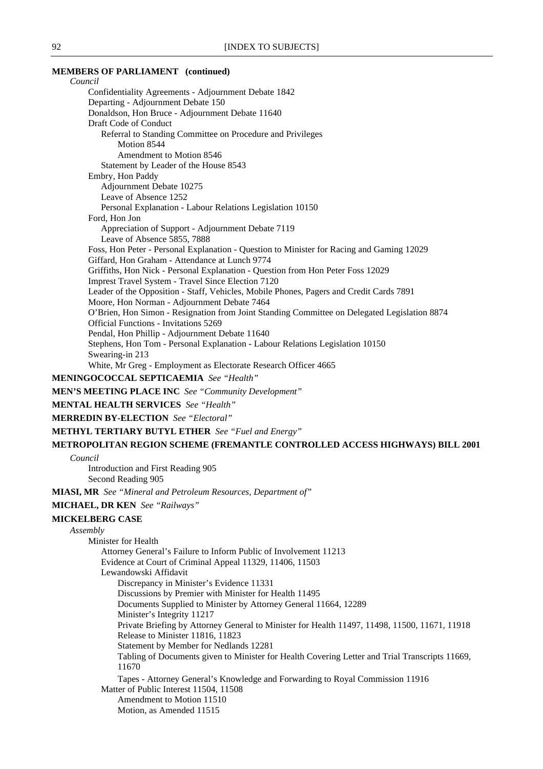**MEMBERS OF PARLIAMENT (continued)**

*Council*

- Confidentiality Agreements - Adjournment Debate 1842
- Departing - Adjournment Debate 150
- Donaldson, Hon Bruce - Adjournment Debate 11640
- Draft Code of Conduct
  - Referral to Standing Committee on Procedure and Privileges
    - Motion 8544
    - Amendment to Motion 8546
  - Statement by Leader of the House 8543
- Embry, Hon Paddy
  - Adjournment Debate 10275
  - Leave of Absence 1252
  - Personal Explanation - Labour Relations Legislation 10150
- Ford, Hon Jon
  - Appreciation of Support - Adjournment Debate 7119
  - Leave of Absence 5855, 7888
- Foss, Hon Peter - Personal Explanation - Question to Minister for Racing and Gaming 12029
- Giffard, Hon Graham - Attendance at Lunch 9774
- Griffiths, Hon Nick - Personal Explanation - Question from Hon Peter Foss 12029
- Imprest Travel System - Travel Since Election 7120
- Leader of the Opposition - Staff, Vehicles, Mobile Phones, Pagers and Credit Cards 7891
- Moore, Hon Norman - Adjournment Debate 7464
- O'Brien, Hon Simon - Resignation from Joint Standing Committee on Delegated Legislation 8874
- Official Functions - Invitations 5269
- Pendal, Hon Phillip - Adjournment Debate 11640
- Stephens, Hon Tom - Personal Explanation - Labour Relations Legislation 10150
- Swearing-in 213
- White, Mr Greg - Employment as Electorate Research Officer 4665

**MENINGOCOCCAL SEPTICAEMIA** *See "Health"*

**MEN'S MEETING PLACE INC** *See "Community Development"*

**MENTAL HEALTH SERVICES** *See "Health"*

**MERREDIN BY-ELECTION** *See "Electoral"*

**METHYL TERTIARY BUTYL ETHER** *See "Fuel and Energy"*

**METROPOLITAN REGION SCHEME (FREMANTLE CONTROLLED ACCESS HIGHWAYS) BILL 2001**

*Council*

- Introduction and First Reading 905
- Second Reading 905

**MIASI, MR** *See "Mineral and Petroleum Resources, Department of"*

**MICHAEL, DR KEN** *See "Railways"*

**MICKELBERG CASE**

*Assembly*

- Minister for Health
  - Attorney General's Failure to Inform Public of Involvement 11213
  - Evidence at Court of Criminal Appeal 11329, 11406, 11503
  - Lewandowski Affidavit
    - Discrepancy in Minister's Evidence 11331
    - Discussions by Premier with Minister for Health 11495
    - Documents Supplied to Minister by Attorney General 11664, 12289
    - Minister's Integrity 11217
    - Private Briefing by Attorney General to Minister for Health 11497, 11498, 11500, 11671, 11918
    - Release to Minister 11816, 11823
    - Statement by Member for Nedlands 12281
    - Tabling of Documents given to Minister for Health Covering Letter and Trial Transcripts 11669, 11670
    - Tapes - Attorney General's Knowledge and Forwarding to Royal Commission 11916
  - Matter of Public Interest 11504, 11508
    - Amendment to Motion 11510
    - Motion, as Amended 11515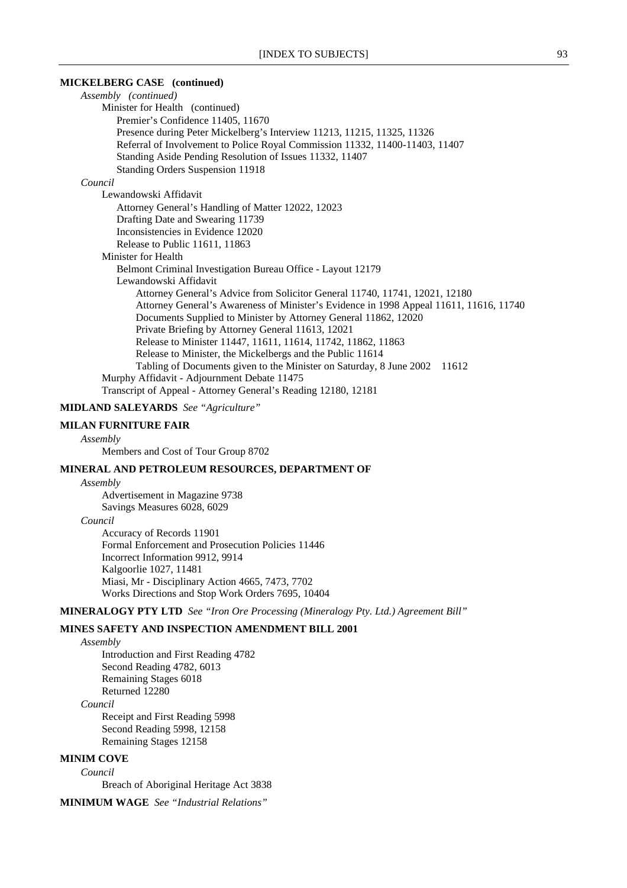**MICKELBERG CASE (continued)**

*Assembly (continued)*

Minister for Health (continued)

- Premier's Confidence 11405, 11670
- Presence during Peter Mickelberg's Interview 11213, 11215, 11325, 11326
- Referral of Involvement to Police Royal Commission 11332, 11400-11403, 11407
- Standing Aside Pending Resolution of Issues 11332, 11407
- Standing Orders Suspension 11918

*Council*

Lewandowski Affidavit

- Attorney General's Handling of Matter 12022, 12023
- Drafting Date and Swearing 11739
- Inconsistencies in Evidence 12020
- Release to Public 11611, 11863

Minister for Health

- Belmont Criminal Investigation Bureau Office - Layout 12179
- Lewandowski Affidavit
  - Attorney General's Advice from Solicitor General 11740, 11741, 12021, 12180
  - Attorney General's Awareness of Minister's Evidence in 1998 Appeal 11611, 11616, 11740
  - Documents Supplied to Minister by Attorney General 11862, 12020
  - Private Briefing by Attorney General 11613, 12021
  - Release to Minister 11447, 11611, 11614, 11742, 11862, 11863
  - Release to Minister, the Mickelbergs and the Public 11614
  - Tabling of Documents given to the Minister on Saturday, 8 June 2002 11612

Murphy Affidavit - Adjournment Debate 11475

Transcript of Appeal - Attorney General's Reading 12180, 12181

**MIDLAND SALEYARDS** *See "Agriculture"*

**MILAN FURNITURE FAIR**

*Assembly*

- Members and Cost of Tour Group 8702

**MINERAL AND PETROLEUM RESOURCES, DEPARTMENT OF**

*Assembly*

- Advertisement in Magazine 9738
- Savings Measures 6028, 6029

*Council*

- Accuracy of Records 11901
- Formal Enforcement and Prosecution Policies 11446
- Incorrect Information 9912, 9914
- Kalgoorlie 1027, 11481
- Miasi, Mr - Disciplinary Action 4665, 7473, 7702
- Works Directions and Stop Work Orders 7695, 10404

**MINERALOGY PTY LTD** *See "Iron Ore Processing (Mineralogy Pty. Ltd.) Agreement Bill"*

**MINES SAFETY AND INSPECTION AMENDMENT BILL 2001**

*Assembly*

- Introduction and First Reading 4782
- Second Reading 4782, 6013
- Remaining Stages 6018
- Returned 12280

*Council*

- Receipt and First Reading 5998
- Second Reading 5998, 12158
- Remaining Stages 12158

**MINIM COVE**

*Council*

- Breach of Aboriginal Heritage Act 3838

**MINIMUM WAGE** *See "Industrial Relations"*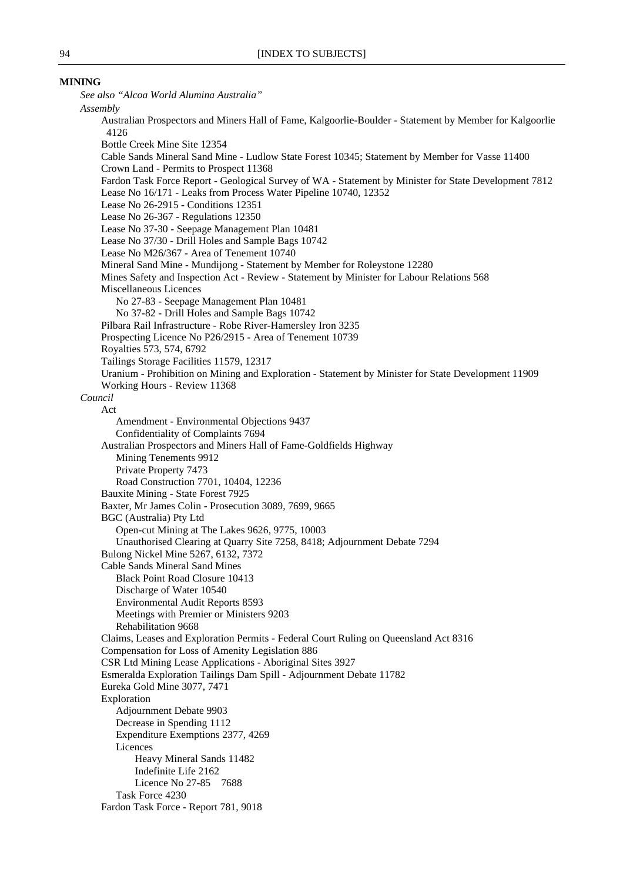**MINING**

*See also "Alcoa World Alumina Australia"*

*Assembly*

- Australian Prospectors and Miners Hall of Fame, Kalgoorlie-Boulder - Statement by Member for Kalgoorlie 4126
- Bottle Creek Mine Site 12354
- Cable Sands Mineral Sand Mine - Ludlow State Forest 10345; Statement by Member for Vasse 11400
- Crown Land - Permits to Prospect 11368
- Fardon Task Force Report - Geological Survey of WA - Statement by Minister for State Development 7812
- Lease No 16/171 - Leaks from Process Water Pipeline 10740, 12352
- Lease No 26-2915 - Conditions 12351
- Lease No 26-367 - Regulations 12350
- Lease No 37-30 - Seepage Management Plan 10481
- Lease No 37/30 - Drill Holes and Sample Bags 10742
- Lease No M26/367 - Area of Tenement 10740
- Mineral Sand Mine - Mundijong - Statement by Member for Roleystone 12280
- Mines Safety and Inspection Act - Review - Statement by Minister for Labour Relations 568
- Miscellaneous Licences
  - No 27-83 - Seepage Management Plan 10481
  - No 37-82 - Drill Holes and Sample Bags 10742
- Pilbara Rail Infrastructure - Robe River-Hamersley Iron 3235
- Prospecting Licence No P26/2915 - Area of Tenement 10739
- Royalties 573, 574, 6792
- Tailings Storage Facilities 11579, 12317
- Uranium - Prohibition on Mining and Exploration - Statement by Minister for State Development 11909
- Working Hours - Review 11368

*Council*

- Act
  - Amendment - Environmental Objections 9437
  - Confidentiality of Complaints 7694
- Australian Prospectors and Miners Hall of Fame-Goldfields Highway
  - Mining Tenements 9912
  - Private Property 7473
  - Road Construction 7701, 10404, 12236
- Bauxite Mining - State Forest 7925
- Baxter, Mr James Colin - Prosecution 3089, 7699, 9665
- BGC (Australia) Pty Ltd
  - Open-cut Mining at The Lakes 9626, 9775, 10003
  - Unauthorised Clearing at Quarry Site 7258, 8418; Adjournment Debate 7294
- Bulong Nickel Mine 5267, 6132, 7372
- Cable Sands Mineral Sand Mines
  - Black Point Road Closure 10413
  - Discharge of Water 10540
  - Environmental Audit Reports 8593
  - Meetings with Premier or Ministers 9203
  - Rehabilitation 9668
- Claims, Leases and Exploration Permits - Federal Court Ruling on Queensland Act 8316
- Compensation for Loss of Amenity Legislation 886
- CSR Ltd Mining Lease Applications - Aboriginal Sites 3927
- Esmeralda Exploration Tailings Dam Spill - Adjournment Debate 11782
- Eureka Gold Mine 3077, 7471
- Exploration
  - Adjournment Debate 9903
  - Decrease in Spending 1112
  - Expenditure Exemptions 2377, 4269
  - Licences
    - Heavy Mineral Sands 11482
    - Indefinite Life 2162
    - Licence No 27-85 7688
  - Task Force 4230
- Fardon Task Force - Report 781, 9018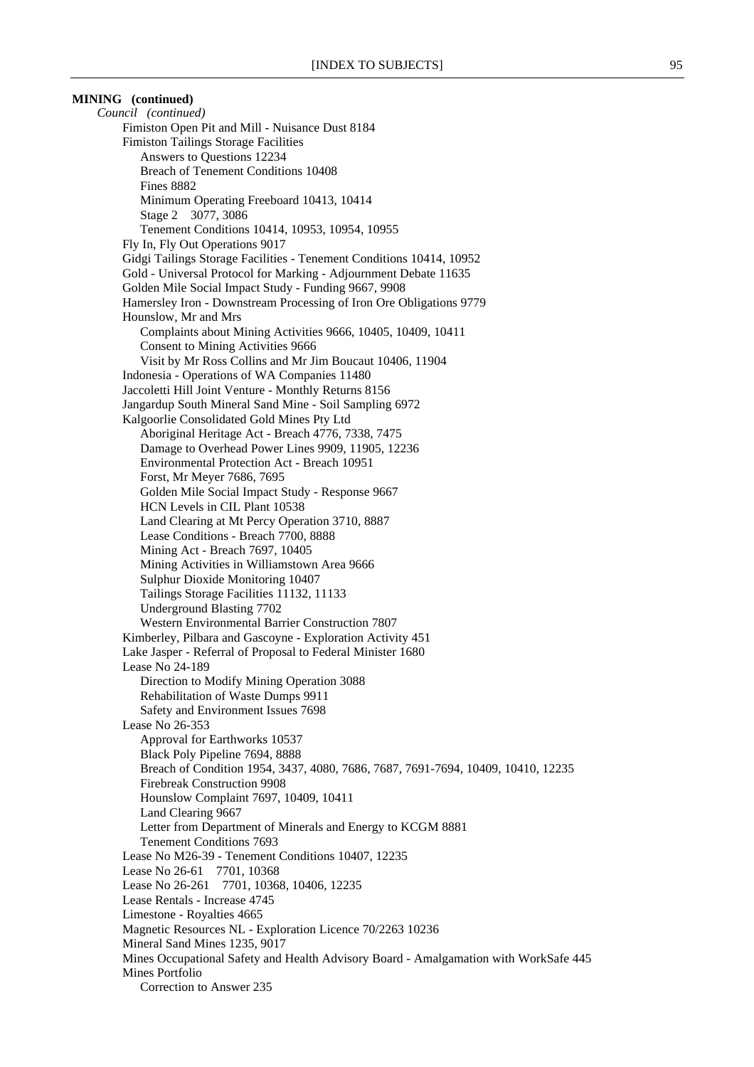**MINING (continued)**

*Council (continued)*

- Fimiston Open Pit and Mill - Nuisance Dust 8184
- Fimiston Tailings Storage Facilities
  - Answers to Questions 12234
  - Breach of Tenement Conditions 10408
  - Fines 8882
  - Minimum Operating Freeboard 10413, 10414
  - Stage 2 3077, 3086
  - Tenement Conditions 10414, 10953, 10954, 10955
- Fly In, Fly Out Operations 9017
- Gidgi Tailings Storage Facilities - Tenement Conditions 10414, 10952
- Gold - Universal Protocol for Marking - Adjournment Debate 11635
- Golden Mile Social Impact Study - Funding 9667, 9908
- Hamersley Iron - Downstream Processing of Iron Ore Obligations 9779
- Hounslow, Mr and Mrs
  - Complaints about Mining Activities 9666, 10405, 10409, 10411
  - Consent to Mining Activities 9666
  - Visit by Mr Ross Collins and Mr Jim Boucaut 10406, 11904
- Indonesia - Operations of WA Companies 11480
- Jaccoletti Hill Joint Venture - Monthly Returns 8156
- Jangardup South Mineral Sand Mine - Soil Sampling 6972
- Kalgoorlie Consolidated Gold Mines Pty Ltd
  - Aboriginal Heritage Act - Breach 4776, 7338, 7475
  - Damage to Overhead Power Lines 9909, 11905, 12236
  - Environmental Protection Act - Breach 10951
  - Forst, Mr Meyer 7686, 7695
  - Golden Mile Social Impact Study - Response 9667
  - HCN Levels in CIL Plant 10538
  - Land Clearing at Mt Percy Operation 3710, 8887
  - Lease Conditions - Breach 7700, 8888
  - Mining Act - Breach 7697, 10405
  - Mining Activities in Williamstown Area 9666
  - Sulphur Dioxide Monitoring 10407
  - Tailings Storage Facilities 11132, 11133
  - Underground Blasting 7702
  - Western Environmental Barrier Construction 7807
- Kimberley, Pilbara and Gascoyne - Exploration Activity 451
- Lake Jasper - Referral of Proposal to Federal Minister 1680
- Lease No 24-189
  - Direction to Modify Mining Operation 3088
  - Rehabilitation of Waste Dumps 9911
  - Safety and Environment Issues 7698
- Lease No 26-353
  - Approval for Earthworks 10537
  - Black Poly Pipeline 7694, 8888
  - Breach of Condition 1954, 3437, 4080, 7686, 7687, 7691-7694, 10409, 10410, 12235
  - Firebreak Construction 9908
  - Hounslow Complaint 7697, 10409, 10411
  - Land Clearing 9667
  - Letter from Department of Minerals and Energy to KCGM 8881
  - Tenement Conditions 7693
- Lease No M26-39 - Tenement Conditions 10407, 12235
- Lease No 26-61 7701, 10368
- Lease No 26-261 7701, 10368, 10406, 12235
- Lease Rentals - Increase 4745
- Limestone - Royalties 4665
- Magnetic Resources NL - Exploration Licence 70/2263 10236
- Mineral Sand Mines 1235, 9017
- Mines Occupational Safety and Health Advisory Board - Amalgamation with WorkSafe 445
- Mines Portfolio
  - Correction to Answer 235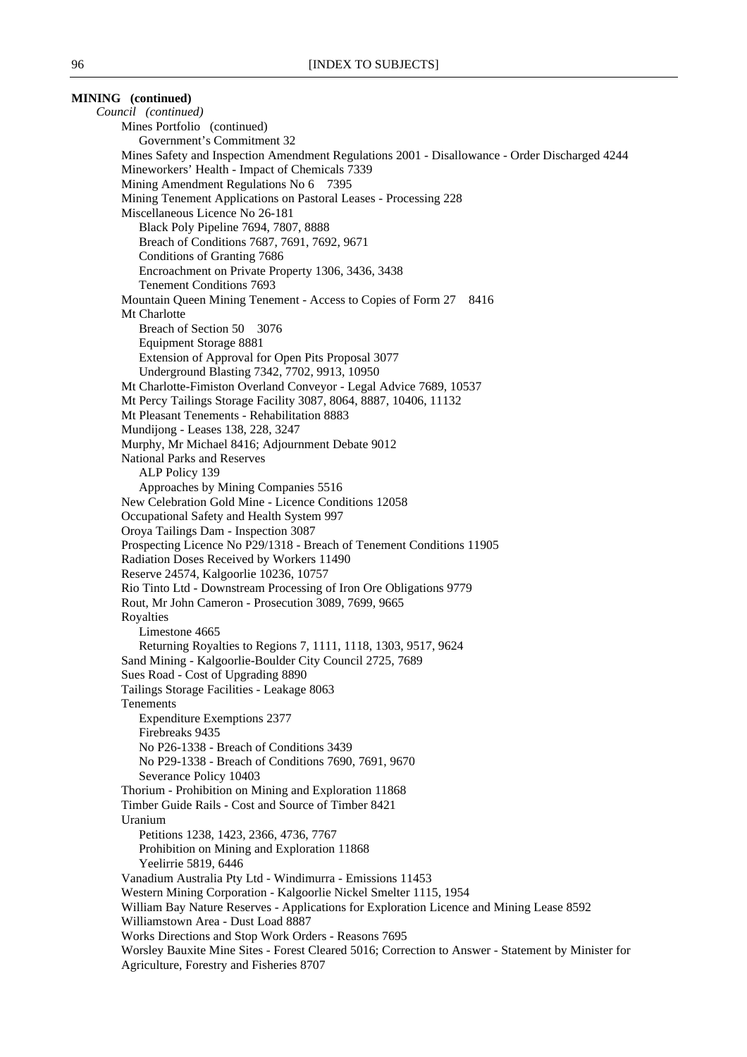**MINING (continued)**

*Council (continued)*

- Mines Portfolio (continued)
  - Government's Commitment 32
- Mines Safety and Inspection Amendment Regulations 2001 - Disallowance - Order Discharged 4244
- Mineworkers' Health - Impact of Chemicals 7339
- Mining Amendment Regulations No 6 7395
- Mining Tenement Applications on Pastoral Leases - Processing 228
- Miscellaneous Licence No 26-181
  - Black Poly Pipeline 7694, 7807, 8888
  - Breach of Conditions 7687, 7691, 7692, 9671
  - Conditions of Granting 7686
  - Encroachment on Private Property 1306, 3436, 3438
  - Tenement Conditions 7693
- Mountain Queen Mining Tenement - Access to Copies of Form 27 8416
- Mt Charlotte
  - Breach of Section 50 3076
  - Equipment Storage 8881
  - Extension of Approval for Open Pits Proposal 3077
  - Underground Blasting 7342, 7702, 9913, 10950
- Mt Charlotte-Fimiston Overland Conveyor - Legal Advice 7689, 10537
- Mt Percy Tailings Storage Facility 3087, 8064, 8887, 10406, 11132
- Mt Pleasant Tenements - Rehabilitation 8883
- Mundijong - Leases 138, 228, 3247
- Murphy, Mr Michael 8416; Adjournment Debate 9012
- National Parks and Reserves
  - ALP Policy 139
  - Approaches by Mining Companies 5516
- New Celebration Gold Mine - Licence Conditions 12058
- Occupational Safety and Health System 997
- Oroya Tailings Dam - Inspection 3087
- Prospecting Licence No P29/1318 - Breach of Tenement Conditions 11905
- Radiation Doses Received by Workers 11490
- Reserve 24574, Kalgoorlie 10236, 10757
- Rio Tinto Ltd - Downstream Processing of Iron Ore Obligations 9779
- Rout, Mr John Cameron - Prosecution 3089, 7699, 9665
- Royalties
  - Limestone 4665
  - Returning Royalties to Regions 7, 1111, 1118, 1303, 9517, 9624
- Sand Mining - Kalgoorlie-Boulder City Council 2725, 7689
- Sues Road - Cost of Upgrading 8890
- Tailings Storage Facilities - Leakage 8063
- Tenements
  - Expenditure Exemptions 2377
  - Firebreaks 9435
  - No P26-1338 - Breach of Conditions 3439
  - No P29-1338 - Breach of Conditions 7690, 7691, 9670
  - Severance Policy 10403
- Thorium - Prohibition on Mining and Exploration 11868
- Timber Guide Rails - Cost and Source of Timber 8421
- Uranium
  - Petitions 1238, 1423, 2366, 4736, 7767
  - Prohibition on Mining and Exploration 11868
  - Yeelirrie 5819, 6446
- Vanadium Australia Pty Ltd - Windimurra - Emissions 11453
- Western Mining Corporation - Kalgoorlie Nickel Smelter 1115, 1954
- William Bay Nature Reserves - Applications for Exploration Licence and Mining Lease 8592
- Williamstown Area - Dust Load 8887
- Works Directions and Stop Work Orders - Reasons 7695
- Worsley Bauxite Mine Sites - Forest Cleared 5016; Correction to Answer - Statement by Minister for Agriculture, Forestry and Fisheries 8707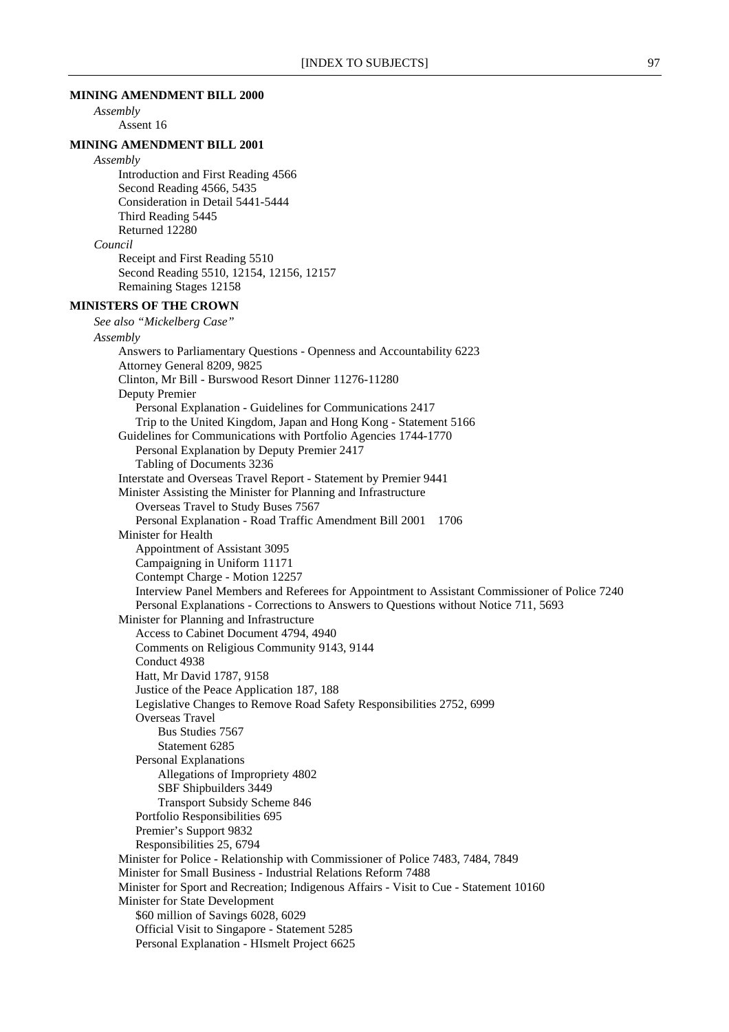**MINING AMENDMENT BILL 2000**

*Assembly*

Assent 16

**MINING AMENDMENT BILL 2001**

*Assembly*

Introduction and First Reading 4566
Second Reading 4566, 5435
Consideration in Detail 5441-5444
Third Reading 5445
Returned 12280

*Council*

Receipt and First Reading 5510
Second Reading 5510, 12154, 12156, 12157
Remaining Stages 12158

**MINISTERS OF THE CROWN**

*See also "Mickelberg Case"*

*Assembly*

- Answers to Parliamentary Questions - Openness and Accountability 6223
- Attorney General 8209, 9825
- Clinton, Mr Bill - Burswood Resort Dinner 11276-11280
- Deputy Premier
  - Personal Explanation - Guidelines for Communications 2417
  - Trip to the United Kingdom, Japan and Hong Kong - Statement 5166
- Guidelines for Communications with Portfolio Agencies 1744-1770
  - Personal Explanation by Deputy Premier 2417
  - Tabling of Documents 3236
- Interstate and Overseas Travel Report - Statement by Premier 9441
- Minister Assisting the Minister for Planning and Infrastructure
  - Overseas Travel to Study Buses 7567
  - Personal Explanation - Road Traffic Amendment Bill 2001 1706
- Minister for Health
  - Appointment of Assistant 3095
  - Campaigning in Uniform 11171
  - Contempt Charge - Motion 12257
  - Interview Panel Members and Referees for Appointment to Assistant Commissioner of Police 7240
  - Personal Explanations - Corrections to Answers to Questions without Notice 711, 5693
- Minister for Planning and Infrastructure
  - Access to Cabinet Document 4794, 4940
  - Comments on Religious Community 9143, 9144
  - Conduct 4938
  - Hatt, Mr David 1787, 9158
  - Justice of the Peace Application 187, 188
  - Legislative Changes to Remove Road Safety Responsibilities 2752, 6999
  - Overseas Travel
    - Bus Studies 7567
    - Statement 6285
  - Personal Explanations
    - Allegations of Impropriety 4802
    - SBF Shipbuilders 3449
    - Transport Subsidy Scheme 846
  - Portfolio Responsibilities 695
  - Premier's Support 9832
  - Responsibilities 25, 6794
- Minister for Police - Relationship with Commissioner of Police 7483, 7484, 7849
- Minister for Small Business - Industrial Relations Reform 7488
- Minister for Sport and Recreation; Indigenous Affairs - Visit to Cue - Statement 10160
- Minister for State Development
  - $60 million of Savings 6028, 6029
  - Official Visit to Singapore - Statement 5285
  - Personal Explanation - HIsmelt Project 6625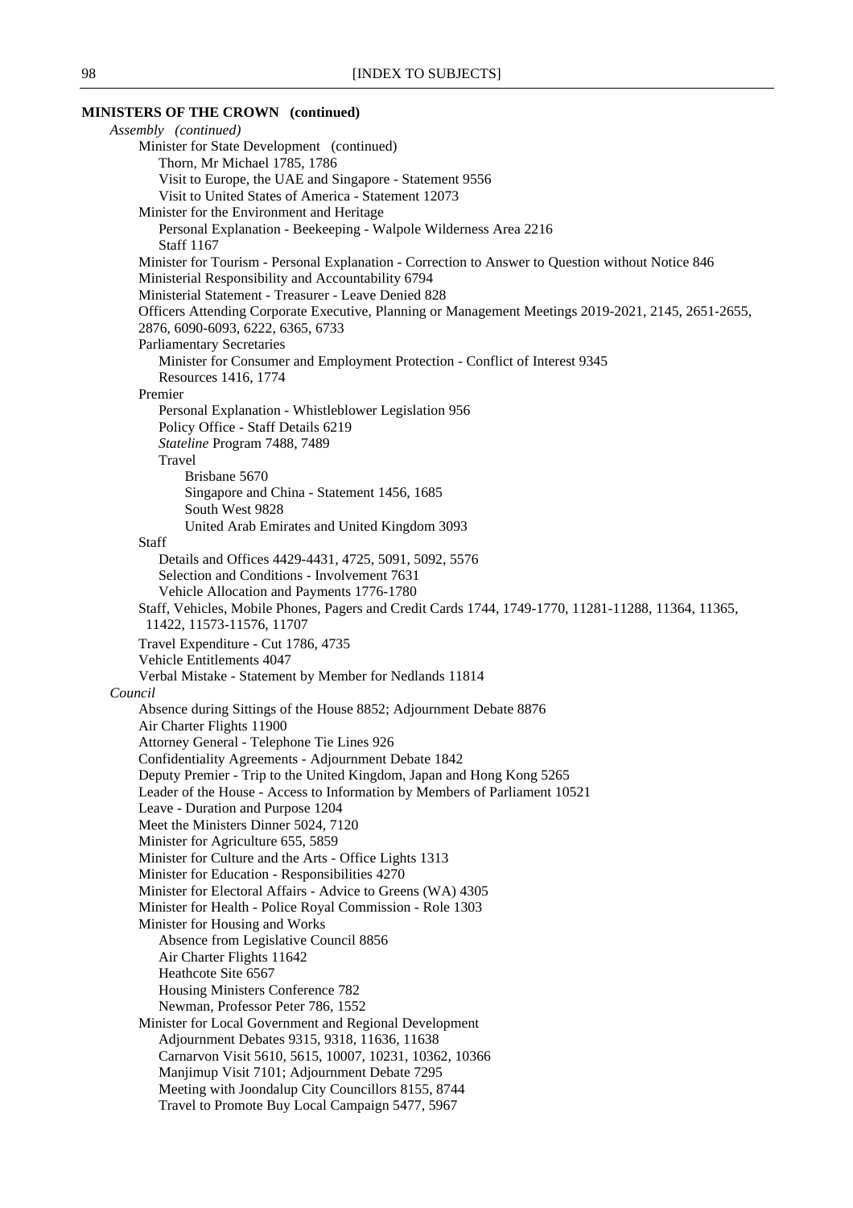**MINISTERS OF THE CROWN (continued)**

*Assembly (continued)*

- Minister for State Development (continued)
  - Thorn, Mr Michael 1785, 1786
  - Visit to Europe, the UAE and Singapore - Statement 9556
  - Visit to United States of America - Statement 12073
- Minister for the Environment and Heritage
  - Personal Explanation - Beekeeping - Walpole Wilderness Area 2216
  - Staff 1167
- Minister for Tourism - Personal Explanation - Correction to Answer to Question without Notice 846
- Ministerial Responsibility and Accountability 6794
- Ministerial Statement - Treasurer - Leave Denied 828
- Officers Attending Corporate Executive, Planning or Management Meetings 2019-2021, 2145, 2651-2655, 2876, 6090-6093, 6222, 6365, 6733
- Parliamentary Secretaries
  - Minister for Consumer and Employment Protection - Conflict of Interest 9345
  - Resources 1416, 1774
- Premier
  - Personal Explanation - Whistleblower Legislation 956
  - Policy Office - Staff Details 6219
  - *Stateline* Program 7488, 7489
  - Travel
    - Brisbane 5670
    - Singapore and China - Statement 1456, 1685
    - South West 9828
    - United Arab Emirates and United Kingdom 3093
- Staff
  - Details and Offices 4429-4431, 4725, 5091, 5092, 5576
  - Selection and Conditions - Involvement 7631
  - Vehicle Allocation and Payments 1776-1780
- Staff, Vehicles, Mobile Phones, Pagers and Credit Cards 1744, 1749-1770, 11281-11288, 11364, 11365, 11422, 11573-11576, 11707
- Travel Expenditure - Cut 1786, 4735
- Vehicle Entitlements 4047
- Verbal Mistake - Statement by Member for Nedlands 11814

*Council*

- Absence during Sittings of the House 8852; Adjournment Debate 8876
- Air Charter Flights 11900
- Attorney General - Telephone Tie Lines 926
- Confidentiality Agreements - Adjournment Debate 1842
- Deputy Premier - Trip to the United Kingdom, Japan and Hong Kong 5265
- Leader of the House - Access to Information by Members of Parliament 10521
- Leave - Duration and Purpose 1204
- Meet the Ministers Dinner 5024, 7120
- Minister for Agriculture 655, 5859
- Minister for Culture and the Arts - Office Lights 1313
- Minister for Education - Responsibilities 4270
- Minister for Electoral Affairs - Advice to Greens (WA) 4305
- Minister for Health - Police Royal Commission - Role 1303
- Minister for Housing and Works
  - Absence from Legislative Council 8856
  - Air Charter Flights 11642
  - Heathcote Site 6567
  - Housing Ministers Conference 782
  - Newman, Professor Peter 786, 1552
- Minister for Local Government and Regional Development
  - Adjournment Debates 9315, 9318, 11636, 11638
  - Carnarvon Visit 5610, 5615, 10007, 10231, 10362, 10366
  - Manjimup Visit 7101; Adjournment Debate 7295
  - Meeting with Joondalup City Councillors 8155, 8744
  - Travel to Promote Buy Local Campaign 5477, 5967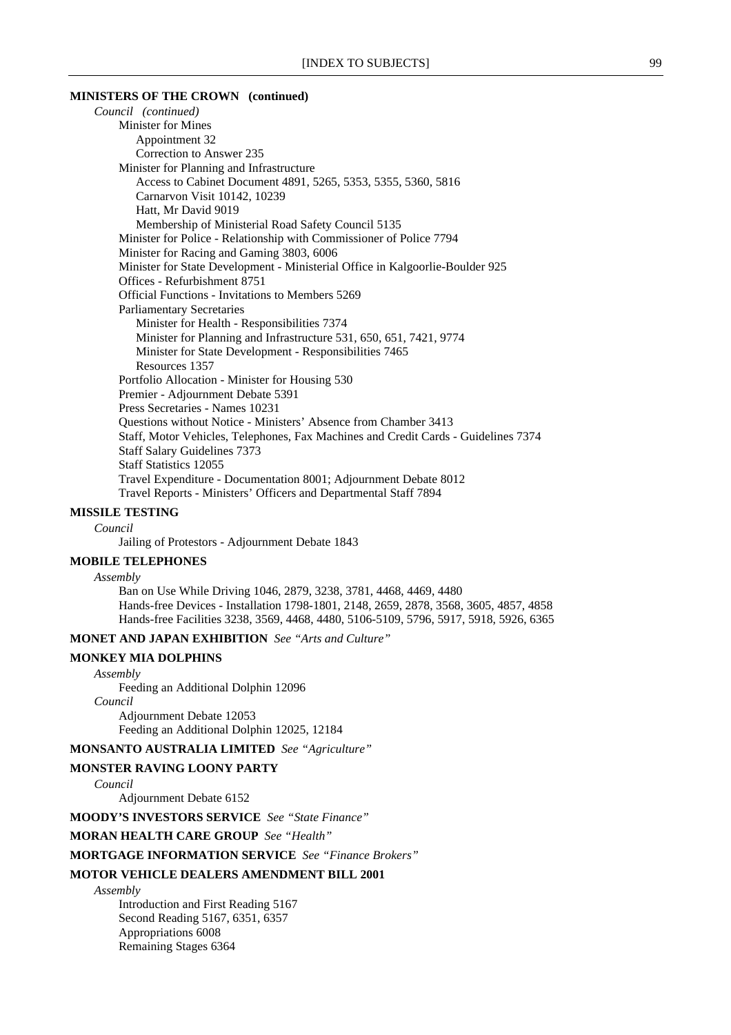**MINISTERS OF THE CROWN (continued)**

*Council (continued)*

- Minister for Mines
  - Appointment 32
  - Correction to Answer 235
- Minister for Planning and Infrastructure
  - Access to Cabinet Document 4891, 5265, 5353, 5355, 5360, 5816
  - Carnarvon Visit 10142, 10239
  - Hatt, Mr David 9019
  - Membership of Ministerial Road Safety Council 5135
- Minister for Police - Relationship with Commissioner of Police 7794
- Minister for Racing and Gaming 3803, 6006
- Minister for State Development - Ministerial Office in Kalgoorlie-Boulder 925
- Offices - Refurbishment 8751
- Official Functions - Invitations to Members 5269
- Parliamentary Secretaries
  - Minister for Health - Responsibilities 7374
  - Minister for Planning and Infrastructure 531, 650, 651, 7421, 9774
  - Minister for State Development - Responsibilities 7465
  - Resources 1357
- Portfolio Allocation - Minister for Housing 530
- Premier - Adjournment Debate 5391
- Press Secretaries - Names 10231
- Questions without Notice - Ministers' Absence from Chamber 3413
- Staff, Motor Vehicles, Telephones, Fax Machines and Credit Cards - Guidelines 7374
- Staff Salary Guidelines 7373
- Staff Statistics 12055
- Travel Expenditure - Documentation 8001; Adjournment Debate 8012
- Travel Reports - Ministers' Officers and Departmental Staff 7894

**MISSILE TESTING**

*Council*

- Jailing of Protestors - Adjournment Debate 1843

**MOBILE TELEPHONES**

*Assembly*

- Ban on Use While Driving 1046, 2879, 3238, 3781, 4468, 4469, 4480
- Hands-free Devices - Installation 1798-1801, 2148, 2659, 2878, 3568, 3605, 4857, 4858
- Hands-free Facilities 3238, 3569, 4468, 4480, 5106-5109, 5796, 5917, 5918, 5926, 6365

**MONET AND JAPAN EXHIBITION** *See "Arts and Culture"*

**MONKEY MIA DOLPHINS**

*Assembly*

- Feeding an Additional Dolphin 12096

*Council*

- Adjournment Debate 12053
- Feeding an Additional Dolphin 12025, 12184

**MONSANTO AUSTRALIA LIMITED** *See "Agriculture"*

**MONSTER RAVING LOONY PARTY**

*Council*

- Adjournment Debate 6152

**MOODY'S INVESTORS SERVICE** *See "State Finance"*

**MORAN HEALTH CARE GROUP** *See "Health"*

**MORTGAGE INFORMATION SERVICE** *See "Finance Brokers"*

**MOTOR VEHICLE DEALERS AMENDMENT BILL 2001**

*Assembly*

- Introduction and First Reading 5167
- Second Reading 5167, 6351, 6357
- Appropriations 6008
- Remaining Stages 6364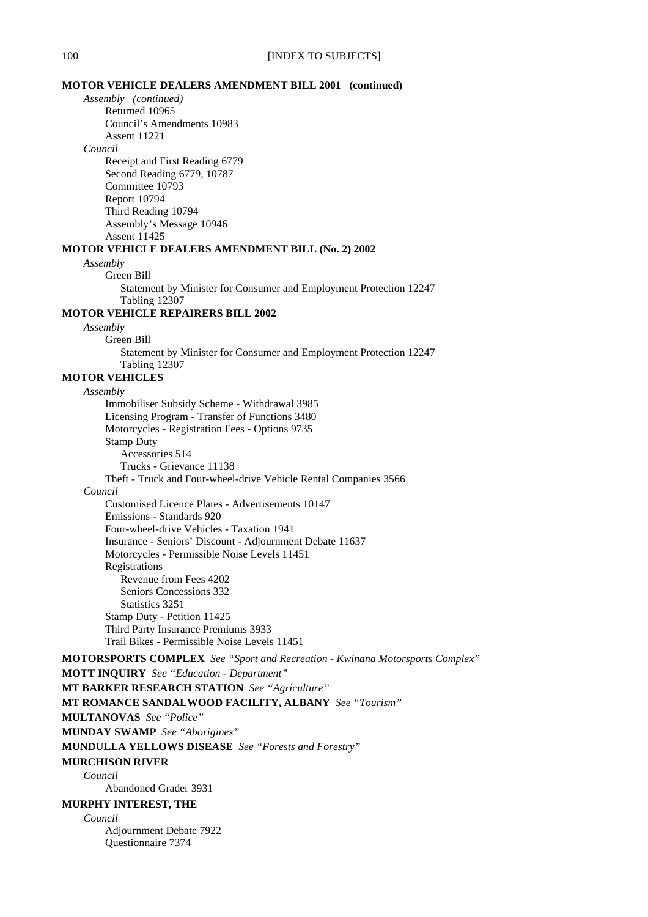**MOTOR VEHICLE DEALERS AMENDMENT BILL 2001 (continued)**

*Assembly (continued)*

- Returned 10965
- Council's Amendments 10983
- Assent 11221

*Council*

- Receipt and First Reading 6779
- Second Reading 6779, 10787
- Committee 10793
- Report 10794
- Third Reading 10794
- Assembly's Message 10946
- Assent 11425

**MOTOR VEHICLE DEALERS AMENDMENT BILL (No. 2) 2002**

*Assembly*

- Green Bill
  - Statement by Minister for Consumer and Employment Protection 12247
  - Tabling 12307

**MOTOR VEHICLE REPAIRERS BILL 2002**

*Assembly*

- Green Bill
  - Statement by Minister for Consumer and Employment Protection 12247
  - Tabling 12307

**MOTOR VEHICLES**

*Assembly*

- Immobiliser Subsidy Scheme - Withdrawal 3985
- Licensing Program - Transfer of Functions 3480
- Motorcycles - Registration Fees - Options 9735
- Stamp Duty
  - Accessories 514
  - Trucks - Grievance 11138
- Theft - Truck and Four-wheel-drive Vehicle Rental Companies 3566

*Council*

- Customised Licence Plates - Advertisements 10147
- Emissions - Standards 920
- Four-wheel-drive Vehicles - Taxation 1941
- Insurance - Seniors' Discount - Adjournment Debate 11637
- Motorcycles - Permissible Noise Levels 11451
- Registrations
  - Revenue from Fees 4202
  - Seniors Concessions 332
  - Statistics 3251
- Stamp Duty - Petition 11425
- Third Party Insurance Premiums 3933
- Trail Bikes - Permissible Noise Levels 11451

**MOTORSPORTS COMPLEX** *See "Sport and Recreation - Kwinana Motorsports Complex"*

**MOTT INQUIRY** *See "Education - Department"*

**MT BARKER RESEARCH STATION** *See "Agriculture"*

**MT ROMANCE SANDALWOOD FACILITY, ALBANY** *See "Tourism"*

**MULTANOVAS** *See "Police"*

**MUNDAY SWAMP** *See "Aborigines"*

**MUNDULLA YELLOWS DISEASE** *See "Forests and Forestry"*

**MURCHISON RIVER**

*Council*

- Abandoned Grader 3931

**MURPHY INTEREST, THE**

*Council*

- Adjournment Debate 7922
- Questionnaire 7374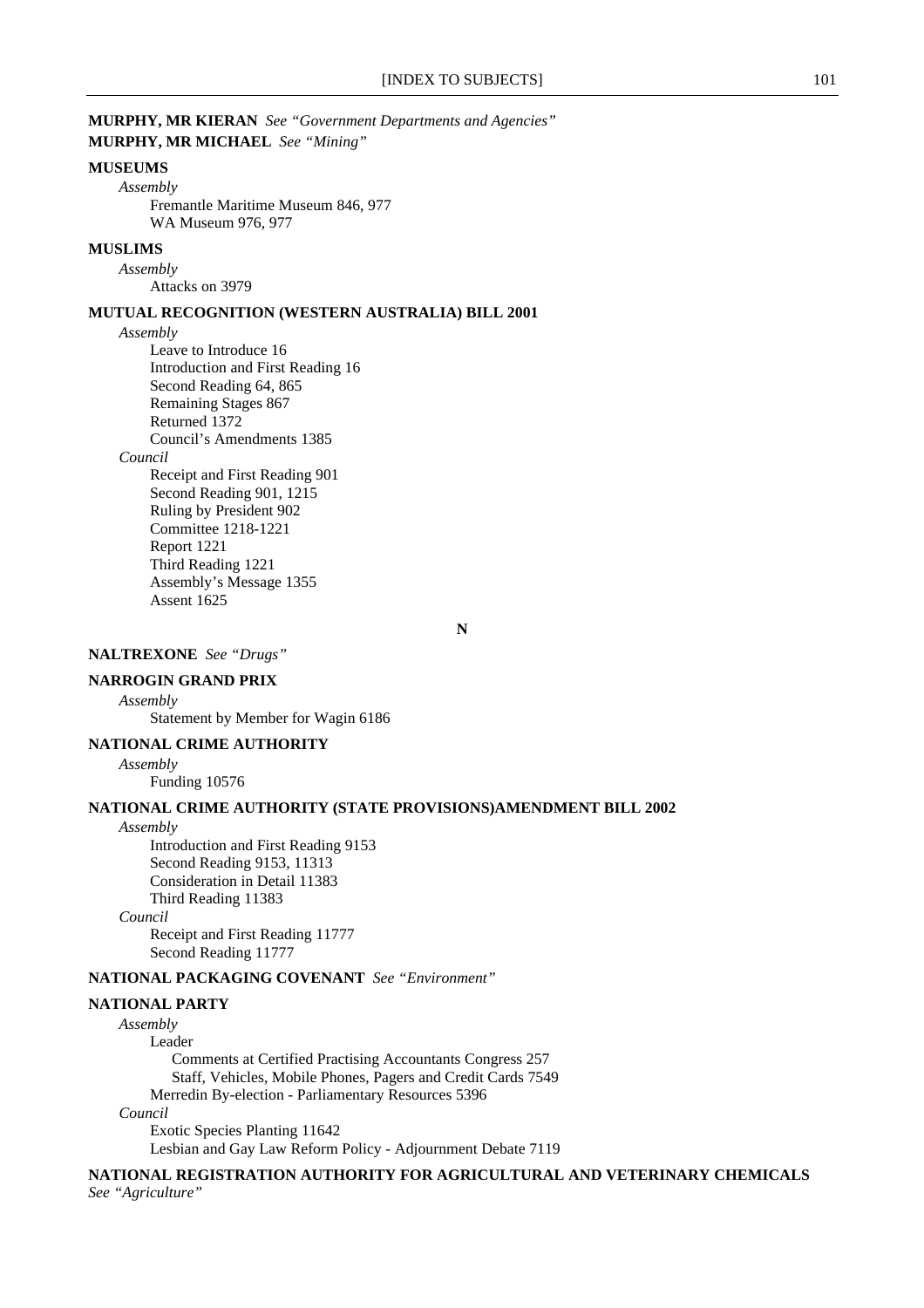**MURPHY, MR KIERAN** *See "Government Departments and Agencies"*
**MURPHY, MR MICHAEL** *See "Mining"*

**MUSEUMS**

*Assembly*

Fremantle Maritime Museum 846, 977
WA Museum 976, 977

**MUSLIMS**

*Assembly*

Attacks on 3979

**MUTUAL RECOGNITION (WESTERN AUSTRALIA) BILL 2001**

*Assembly*

Leave to Introduce 16
Introduction and First Reading 16
Second Reading 64, 865
Remaining Stages 867
Returned 1372
Council's Amendments 1385

*Council*

Receipt and First Reading 901
Second Reading 901, 1215
Ruling by President 902
Committee 1218-1221
Report 1221
Third Reading 1221
Assembly's Message 1355
Assent 1625

## N

**NALTREXONE** *See "Drugs"*

**NARROGIN GRAND PRIX**

*Assembly*

Statement by Member for Wagin 6186

**NATIONAL CRIME AUTHORITY**

*Assembly*

Funding 10576

**NATIONAL CRIME AUTHORITY (STATE PROVISIONS)AMENDMENT BILL 2002**

*Assembly*

Introduction and First Reading 9153
Second Reading 9153, 11313
Consideration in Detail 11383
Third Reading 11383

*Council*

Receipt and First Reading 11777
Second Reading 11777

**NATIONAL PACKAGING COVENANT** *See "Environment"*

**NATIONAL PARTY**

*Assembly*

Leader

Comments at Certified Practising Accountants Congress 257
Staff, Vehicles, Mobile Phones, Pagers and Credit Cards 7549

Merredin By-election - Parliamentary Resources 5396

*Council*

Exotic Species Planting 11642
Lesbian and Gay Law Reform Policy - Adjournment Debate 7119

**NATIONAL REGISTRATION AUTHORITY FOR AGRICULTURAL AND VETERINARY CHEMICALS** *See "Agriculture"*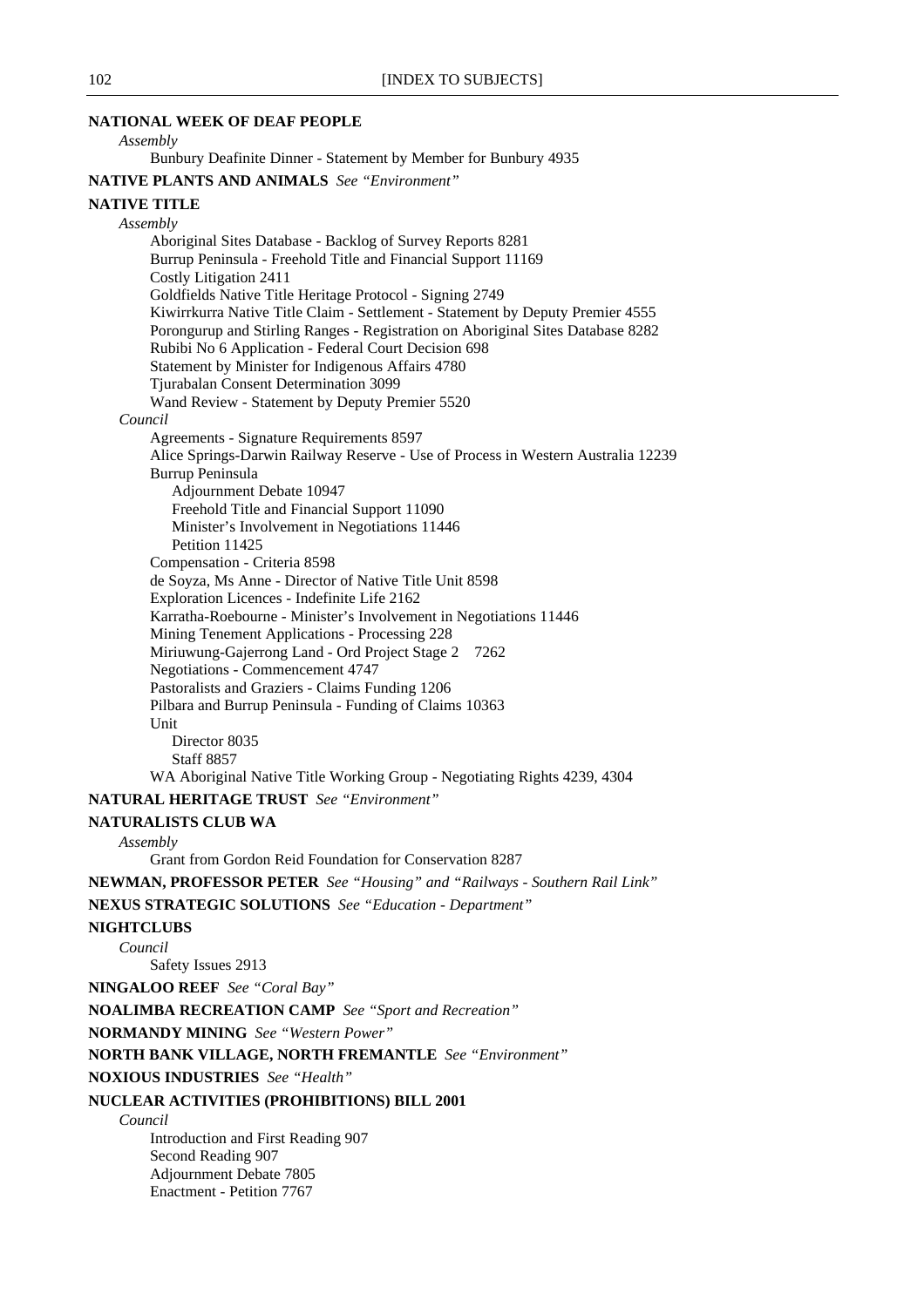**NATIONAL WEEK OF DEAF PEOPLE**

*Assembly*

Bunbury Deafinite Dinner - Statement by Member for Bunbury 4935

**NATIVE PLANTS AND ANIMALS** *See "Environment"*

**NATIVE TITLE**

*Assembly*

Aboriginal Sites Database - Backlog of Survey Reports 8281
Burrup Peninsula - Freehold Title and Financial Support 11169
Costly Litigation 2411
Goldfields Native Title Heritage Protocol - Signing 2749
Kiwirrkurra Native Title Claim - Settlement - Statement by Deputy Premier 4555
Porongurup and Stirling Ranges - Registration on Aboriginal Sites Database 8282
Rubibi No 6 Application - Federal Court Decision 698
Statement by Minister for Indigenous Affairs 4780
Tjurabalan Consent Determination 3099
Wand Review - Statement by Deputy Premier 5520

*Council*

Agreements - Signature Requirements 8597
Alice Springs-Darwin Railway Reserve - Use of Process in Western Australia 12239
Burrup Peninsula
- Adjournment Debate 10947
- Freehold Title and Financial Support 11090
- Minister's Involvement in Negotiations 11446
- Petition 11425

Compensation - Criteria 8598
de Soyza, Ms Anne - Director of Native Title Unit 8598
Exploration Licences - Indefinite Life 2162
Karratha-Roebourne - Minister's Involvement in Negotiations 11446
Mining Tenement Applications - Processing 228
Miriuwung-Gajerrong Land - Ord Project Stage 2 7262
Negotiations - Commencement 4747
Pastoralists and Graziers - Claims Funding 1206
Pilbara and Burrup Peninsula - Funding of Claims 10363
Unit
- Director 8035
- Staff 8857

WA Aboriginal Native Title Working Group - Negotiating Rights 4239, 4304

**NATURAL HERITAGE TRUST** *See "Environment"*

**NATURALISTS CLUB WA**

*Assembly*

Grant from Gordon Reid Foundation for Conservation 8287

**NEWMAN, PROFESSOR PETER** *See "Housing" and "Railways - Southern Rail Link"*

**NEXUS STRATEGIC SOLUTIONS** *See "Education - Department"*

**NIGHTCLUBS**

*Council*

Safety Issues 2913

**NINGALOO REEF** *See "Coral Bay"*

**NOALIMBA RECREATION CAMP** *See "Sport and Recreation"*

**NORMANDY MINING** *See "Western Power"*

**NORTH BANK VILLAGE, NORTH FREMANTLE** *See "Environment"*

**NOXIOUS INDUSTRIES** *See "Health"*

**NUCLEAR ACTIVITIES (PROHIBITIONS) BILL 2001**

*Council*

Introduction and First Reading 907
Second Reading 907
Adjournment Debate 7805
Enactment - Petition 7767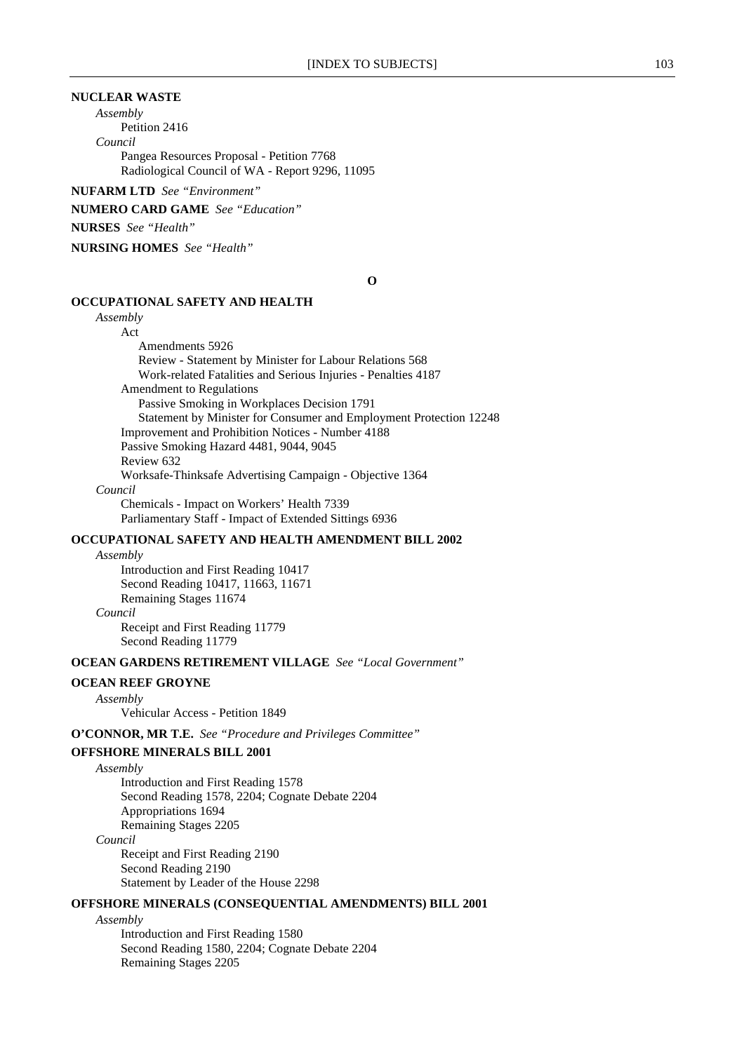**NUCLEAR WASTE**

*Assembly*

Petition 2416

*Council*

Pangea Resources Proposal - Petition 7768
Radiological Council of WA - Report 9296, 11095

**NUFARM LTD** *See "Environment"*

**NUMERO CARD GAME** *See "Education"*

**NURSES** *See "Health"*

**NURSING HOMES** *See "Health"*

## O

**OCCUPATIONAL SAFETY AND HEALTH**

*Assembly*

Act
- Amendments 5926
- Review - Statement by Minister for Labour Relations 568
- Work-related Fatalities and Serious Injuries - Penalties 4187

Amendment to Regulations
- Passive Smoking in Workplaces Decision 1791
- Statement by Minister for Consumer and Employment Protection 12248

Improvement and Prohibition Notices - Number 4188
Passive Smoking Hazard 4481, 9044, 9045
Review 632
Worksafe-Thinksafe Advertising Campaign - Objective 1364

*Council*

Chemicals - Impact on Workers' Health 7339
Parliamentary Staff - Impact of Extended Sittings 6936

**OCCUPATIONAL SAFETY AND HEALTH AMENDMENT BILL 2002**

*Assembly*

Introduction and First Reading 10417
Second Reading 10417, 11663, 11671
Remaining Stages 11674

*Council*

Receipt and First Reading 11779
Second Reading 11779

**OCEAN GARDENS RETIREMENT VILLAGE** *See "Local Government"*

**OCEAN REEF GROYNE**

*Assembly*

Vehicular Access - Petition 1849

**O'CONNOR, MR T.E.** *See "Procedure and Privileges Committee"*

**OFFSHORE MINERALS BILL 2001**

*Assembly*

Introduction and First Reading 1578
Second Reading 1578, 2204; Cognate Debate 2204
Appropriations 1694
Remaining Stages 2205

*Council*

Receipt and First Reading 2190
Second Reading 2190
Statement by Leader of the House 2298

**OFFSHORE MINERALS (CONSEQUENTIAL AMENDMENTS) BILL 2001**

*Assembly*

Introduction and First Reading 1580
Second Reading 1580, 2204; Cognate Debate 2204
Remaining Stages 2205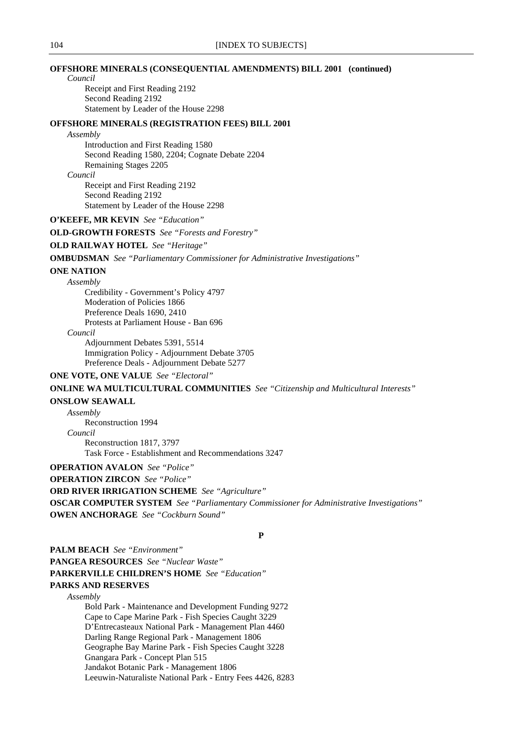**OFFSHORE MINERALS (CONSEQUENTIAL AMENDMENTS) BILL 2001 (continued)**

*Council*

Receipt and First Reading 2192
Second Reading 2192
Statement by Leader of the House 2298

**OFFSHORE MINERALS (REGISTRATION FEES) BILL 2001**

*Assembly*

Introduction and First Reading 1580
Second Reading 1580, 2204; Cognate Debate 2204
Remaining Stages 2205

*Council*

Receipt and First Reading 2192
Second Reading 2192
Statement by Leader of the House 2298

**O'KEEFE, MR KEVIN** *See "Education"*

**OLD-GROWTH FORESTS** *See "Forests and Forestry"*

**OLD RAILWAY HOTEL** *See "Heritage"*

**OMBUDSMAN** *See "Parliamentary Commissioner for Administrative Investigations"*

**ONE NATION**

*Assembly*

Credibility - Government's Policy 4797
Moderation of Policies 1866
Preference Deals 1690, 2410
Protests at Parliament House - Ban 696

*Council*

Adjournment Debates 5391, 5514
Immigration Policy - Adjournment Debate 3705
Preference Deals - Adjournment Debate 5277

**ONE VOTE, ONE VALUE** *See "Electoral"*

**ONLINE WA MULTICULTURAL COMMUNITIES** *See "Citizenship and Multicultural Interests"*

**ONSLOW SEAWALL**

*Assembly*

Reconstruction 1994

*Council*

Reconstruction 1817, 3797
Task Force - Establishment and Recommendations 3247

**OPERATION AVALON** *See "Police"*

**OPERATION ZIRCON** *See "Police"*

**ORD RIVER IRRIGATION SCHEME** *See "Agriculture"*

**OSCAR COMPUTER SYSTEM** *See "Parliamentary Commissioner for Administrative Investigations"*

**OWEN ANCHORAGE** *See "Cockburn Sound"*

## P

**PALM BEACH** *See "Environment"*

**PANGEA RESOURCES** *See "Nuclear Waste"*

**PARKERVILLE CHILDREN'S HOME** *See "Education"*

**PARKS AND RESERVES**

*Assembly*

Bold Park - Maintenance and Development Funding 9272
Cape to Cape Marine Park - Fish Species Caught 3229
D'Entrecasteaux National Park - Management Plan 4460
Darling Range Regional Park - Management 1806
Geographe Bay Marine Park - Fish Species Caught 3228
Gnangara Park - Concept Plan 515
Jandakot Botanic Park - Management 1806
Leeuwin-Naturaliste National Park - Entry Fees 4426, 8283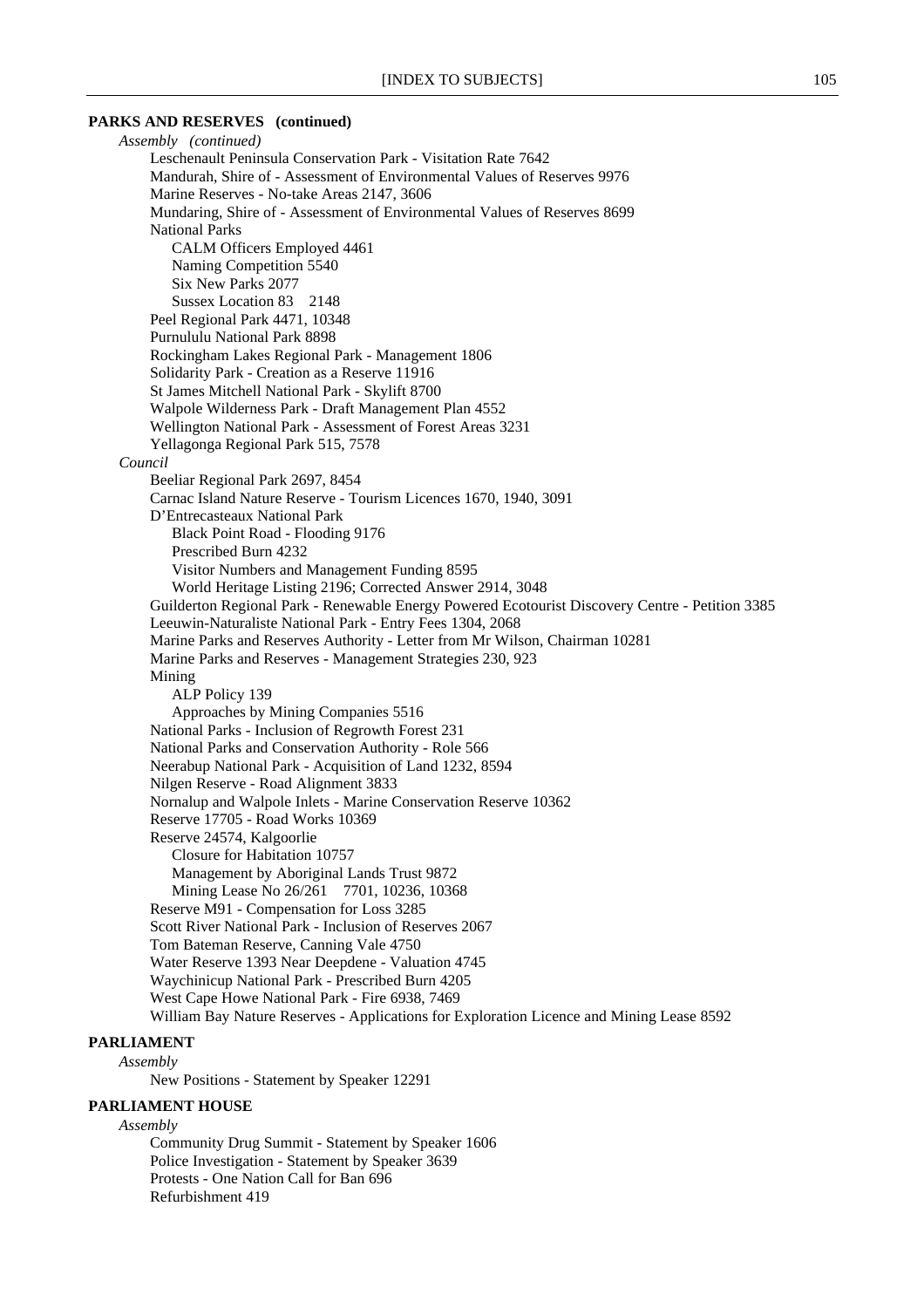**PARKS AND RESERVES (continued)**

*Assembly (continued)*

- Leschenault Peninsula Conservation Park - Visitation Rate 7642
- Mandurah, Shire of - Assessment of Environmental Values of Reserves 9976
- Marine Reserves - No-take Areas 2147, 3606
- Mundaring, Shire of - Assessment of Environmental Values of Reserves 8699
- National Parks
  - CALM Officers Employed 4461
  - Naming Competition 5540
  - Six New Parks 2077
  - Sussex Location 83 2148
- Peel Regional Park 4471, 10348
- Purnululu National Park 8898
- Rockingham Lakes Regional Park - Management 1806
- Solidarity Park - Creation as a Reserve 11916
- St James Mitchell National Park - Skylift 8700
- Walpole Wilderness Park - Draft Management Plan 4552
- Wellington National Park - Assessment of Forest Areas 3231
- Yellagonga Regional Park 515, 7578

*Council*

- Beeliar Regional Park 2697, 8454
- Carnac Island Nature Reserve - Tourism Licences 1670, 1940, 3091
- D'Entrecasteaux National Park
  - Black Point Road - Flooding 9176
  - Prescribed Burn 4232
  - Visitor Numbers and Management Funding 8595
  - World Heritage Listing 2196; Corrected Answer 2914, 3048
- Guilderton Regional Park - Renewable Energy Powered Ecotourist Discovery Centre - Petition 3385
- Leeuwin-Naturaliste National Park - Entry Fees 1304, 2068
- Marine Parks and Reserves Authority - Letter from Mr Wilson, Chairman 10281
- Marine Parks and Reserves - Management Strategies 230, 923
- Mining
  - ALP Policy 139
  - Approaches by Mining Companies 5516
- National Parks - Inclusion of Regrowth Forest 231
- National Parks and Conservation Authority - Role 566
- Neerabup National Park - Acquisition of Land 1232, 8594
- Nilgen Reserve - Road Alignment 3833
- Nornalup and Walpole Inlets - Marine Conservation Reserve 10362
- Reserve 17705 - Road Works 10369
- Reserve 24574, Kalgoorlie
  - Closure for Habitation 10757
  - Management by Aboriginal Lands Trust 9872
  - Mining Lease No 26/261 7701, 10236, 10368
- Reserve M91 - Compensation for Loss 3285
- Scott River National Park - Inclusion of Reserves 2067
- Tom Bateman Reserve, Canning Vale 4750
- Water Reserve 1393 Near Deepdene - Valuation 4745
- Waychinicup National Park - Prescribed Burn 4205
- West Cape Howe National Park - Fire 6938, 7469
- William Bay Nature Reserves - Applications for Exploration Licence and Mining Lease 8592

**PARLIAMENT**

*Assembly*

- New Positions - Statement by Speaker 12291

**PARLIAMENT HOUSE**

*Assembly*

- Community Drug Summit - Statement by Speaker 1606
- Police Investigation - Statement by Speaker 3639
- Protests - One Nation Call for Ban 696
- Refurbishment 419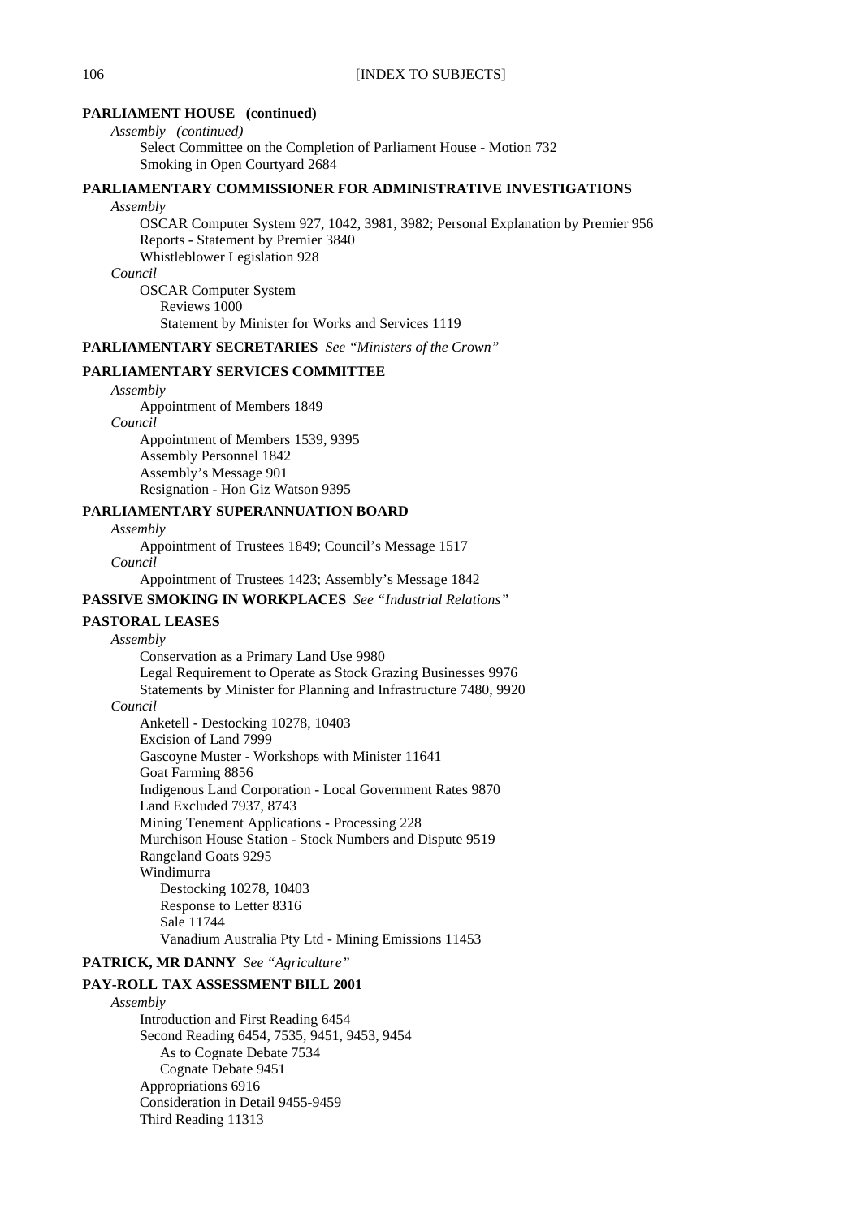**PARLIAMENT HOUSE (continued)**

*Assembly (continued)*

Select Committee on the Completion of Parliament House - Motion 732
Smoking in Open Courtyard 2684

**PARLIAMENTARY COMMISSIONER FOR ADMINISTRATIVE INVESTIGATIONS**

*Assembly*

OSCAR Computer System 927, 1042, 3981, 3982; Personal Explanation by Premier 956
Reports - Statement by Premier 3840
Whistleblower Legislation 928

*Council*

OSCAR Computer System
- Reviews 1000
- Statement by Minister for Works and Services 1119

**PARLIAMENTARY SECRETARIES** *See "Ministers of the Crown"*

**PARLIAMENTARY SERVICES COMMITTEE**

*Assembly*

Appointment of Members 1849

*Council*

Appointment of Members 1539, 9395
Assembly Personnel 1842
Assembly's Message 901
Resignation - Hon Giz Watson 9395

**PARLIAMENTARY SUPERANNUATION BOARD**

*Assembly*

Appointment of Trustees 1849; Council's Message 1517

*Council*

Appointment of Trustees 1423; Assembly's Message 1842

**PASSIVE SMOKING IN WORKPLACES** *See "Industrial Relations"*

**PASTORAL LEASES**

*Assembly*

Conservation as a Primary Land Use 9980
Legal Requirement to Operate as Stock Grazing Businesses 9976
Statements by Minister for Planning and Infrastructure 7480, 9920

*Council*

Anketell - Destocking 10278, 10403
Excision of Land 7999
Gascoyne Muster - Workshops with Minister 11641
Goat Farming 8856
Indigenous Land Corporation - Local Government Rates 9870
Land Excluded 7937, 8743
Mining Tenement Applications - Processing 228
Murchison House Station - Stock Numbers and Dispute 9519
Rangeland Goats 9295
Windimurra
- Destocking 10278, 10403
- Response to Letter 8316
- Sale 11744
- Vanadium Australia Pty Ltd - Mining Emissions 11453

**PATRICK, MR DANNY** *See "Agriculture"*

**PAY-ROLL TAX ASSESSMENT BILL 2001**

*Assembly*

Introduction and First Reading 6454
Second Reading 6454, 7535, 9451, 9453, 9454
- As to Cognate Debate 7534
- Cognate Debate 9451

Appropriations 6916
Consideration in Detail 9455-9459
Third Reading 11313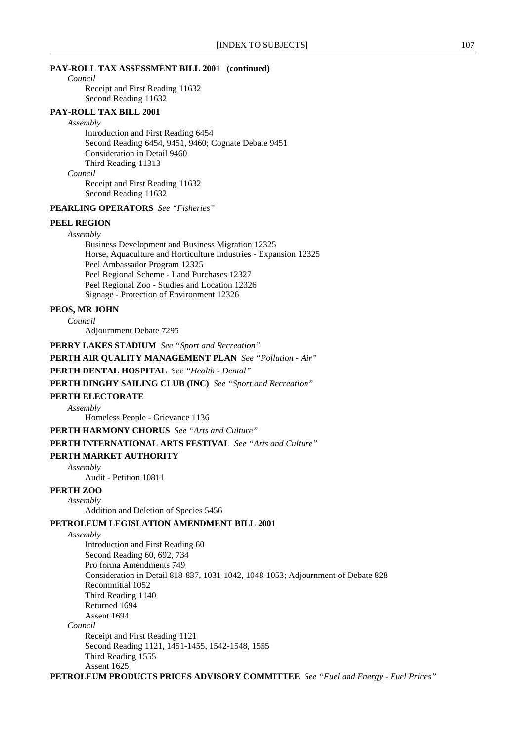**PAY-ROLL TAX ASSESSMENT BILL 2001 (continued)**

*Council*

Receipt and First Reading 11632
Second Reading 11632

**PAY-ROLL TAX BILL 2001**

*Assembly*

Introduction and First Reading 6454
Second Reading 6454, 9451, 9460; Cognate Debate 9451
Consideration in Detail 9460
Third Reading 11313

*Council*

Receipt and First Reading 11632
Second Reading 11632

**PEARLING OPERATORS** *See "Fisheries"*

**PEEL REGION**

*Assembly*

Business Development and Business Migration 12325
Horse, Aquaculture and Horticulture Industries - Expansion 12325
Peel Ambassador Program 12325
Peel Regional Scheme - Land Purchases 12327
Peel Regional Zoo - Studies and Location 12326
Signage - Protection of Environment 12326

**PEOS, MR JOHN**

*Council*

Adjournment Debate 7295

**PERRY LAKES STADIUM** *See "Sport and Recreation"*

**PERTH AIR QUALITY MANAGEMENT PLAN** *See "Pollution - Air"*

**PERTH DENTAL HOSPITAL** *See "Health - Dental"*

**PERTH DINGHY SAILING CLUB (INC)** *See "Sport and Recreation"*

**PERTH ELECTORATE**

*Assembly*

Homeless People - Grievance 1136

**PERTH HARMONY CHORUS** *See "Arts and Culture"*

**PERTH INTERNATIONAL ARTS FESTIVAL** *See "Arts and Culture"*

**PERTH MARKET AUTHORITY**

*Assembly*

Audit - Petition 10811

**PERTH ZOO**

*Assembly*

Addition and Deletion of Species 5456

**PETROLEUM LEGISLATION AMENDMENT BILL 2001**

*Assembly*

Introduction and First Reading 60
Second Reading 60, 692, 734
Pro forma Amendments 749
Consideration in Detail 818-837, 1031-1042, 1048-1053; Adjournment of Debate 828
Recommittal 1052
Third Reading 1140
Returned 1694
Assent 1694

*Council*

Receipt and First Reading 1121
Second Reading 1121, 1451-1455, 1542-1548, 1555
Third Reading 1555
Assent 1625

**PETROLEUM PRODUCTS PRICES ADVISORY COMMITTEE** *See "Fuel and Energy - Fuel Prices"*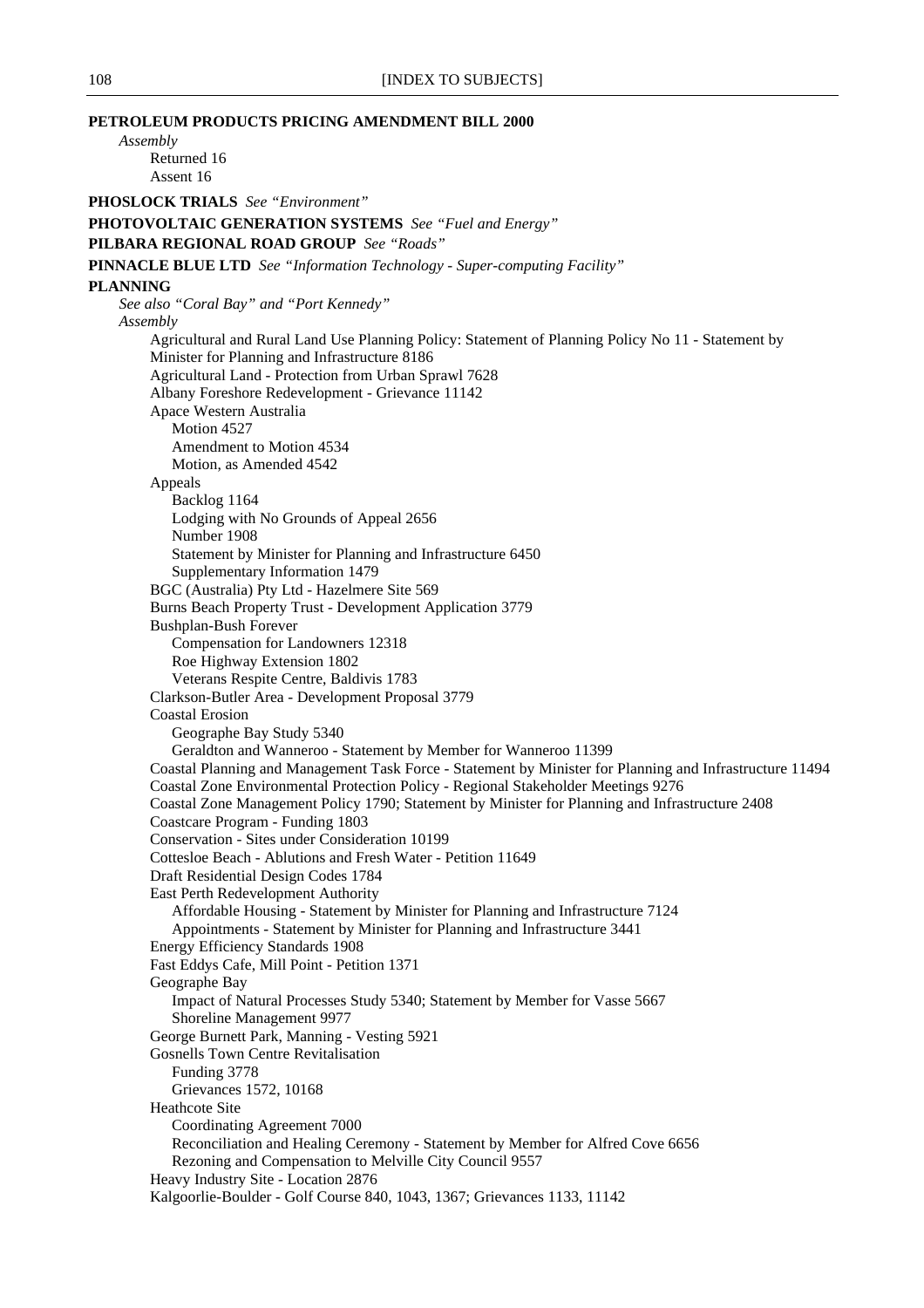**PETROLEUM PRODUCTS PRICING AMENDMENT BILL 2000**

*Assembly*

Returned 16
Assent 16

**PHOSLOCK TRIALS** *See "Environment"*

**PHOTOVOLTAIC GENERATION SYSTEMS** *See "Fuel and Energy"*

**PILBARA REGIONAL ROAD GROUP** *See "Roads"*

**PINNACLE BLUE LTD** *See "Information Technology - Super-computing Facility"*

**PLANNING**

*See also "Coral Bay" and "Port Kennedy"*

*Assembly*

- Agricultural and Rural Land Use Planning Policy: Statement of Planning Policy No 11 - Statement by Minister for Planning and Infrastructure 8186
- Agricultural Land - Protection from Urban Sprawl 7628
- Albany Foreshore Redevelopment - Grievance 11142
- Apace Western Australia
  - Motion 4527
  - Amendment to Motion 4534
  - Motion, as Amended 4542
- Appeals
  - Backlog 1164
  - Lodging with No Grounds of Appeal 2656
  - Number 1908
  - Statement by Minister for Planning and Infrastructure 6450
  - Supplementary Information 1479
- BGC (Australia) Pty Ltd - Hazelmere Site 569
- Burns Beach Property Trust - Development Application 3779
- Bushplan-Bush Forever
  - Compensation for Landowners 12318
  - Roe Highway Extension 1802
  - Veterans Respite Centre, Baldivis 1783
- Clarkson-Butler Area - Development Proposal 3779
- Coastal Erosion
  - Geographe Bay Study 5340
  - Geraldton and Wanneroo - Statement by Member for Wanneroo 11399
- Coastal Planning and Management Task Force - Statement by Minister for Planning and Infrastructure 11494
- Coastal Zone Environmental Protection Policy - Regional Stakeholder Meetings 9276
- Coastal Zone Management Policy 1790; Statement by Minister for Planning and Infrastructure 2408
- Coastcare Program - Funding 1803
- Conservation - Sites under Consideration 10199
- Cottesloe Beach - Ablutions and Fresh Water - Petition 11649
- Draft Residential Design Codes 1784
- East Perth Redevelopment Authority
  - Affordable Housing - Statement by Minister for Planning and Infrastructure 7124
  - Appointments - Statement by Minister for Planning and Infrastructure 3441
- Energy Efficiency Standards 1908
- Fast Eddys Cafe, Mill Point - Petition 1371
- Geographe Bay
  - Impact of Natural Processes Study 5340; Statement by Member for Vasse 5667
  - Shoreline Management 9977
- George Burnett Park, Manning - Vesting 5921
- Gosnells Town Centre Revitalisation
  - Funding 3778
  - Grievances 1572, 10168
- Heathcote Site
  - Coordinating Agreement 7000
  - Reconciliation and Healing Ceremony - Statement by Member for Alfred Cove 6656
  - Rezoning and Compensation to Melville City Council 9557
- Heavy Industry Site - Location 2876
- Kalgoorlie-Boulder - Golf Course 840, 1043, 1367; Grievances 1133, 11142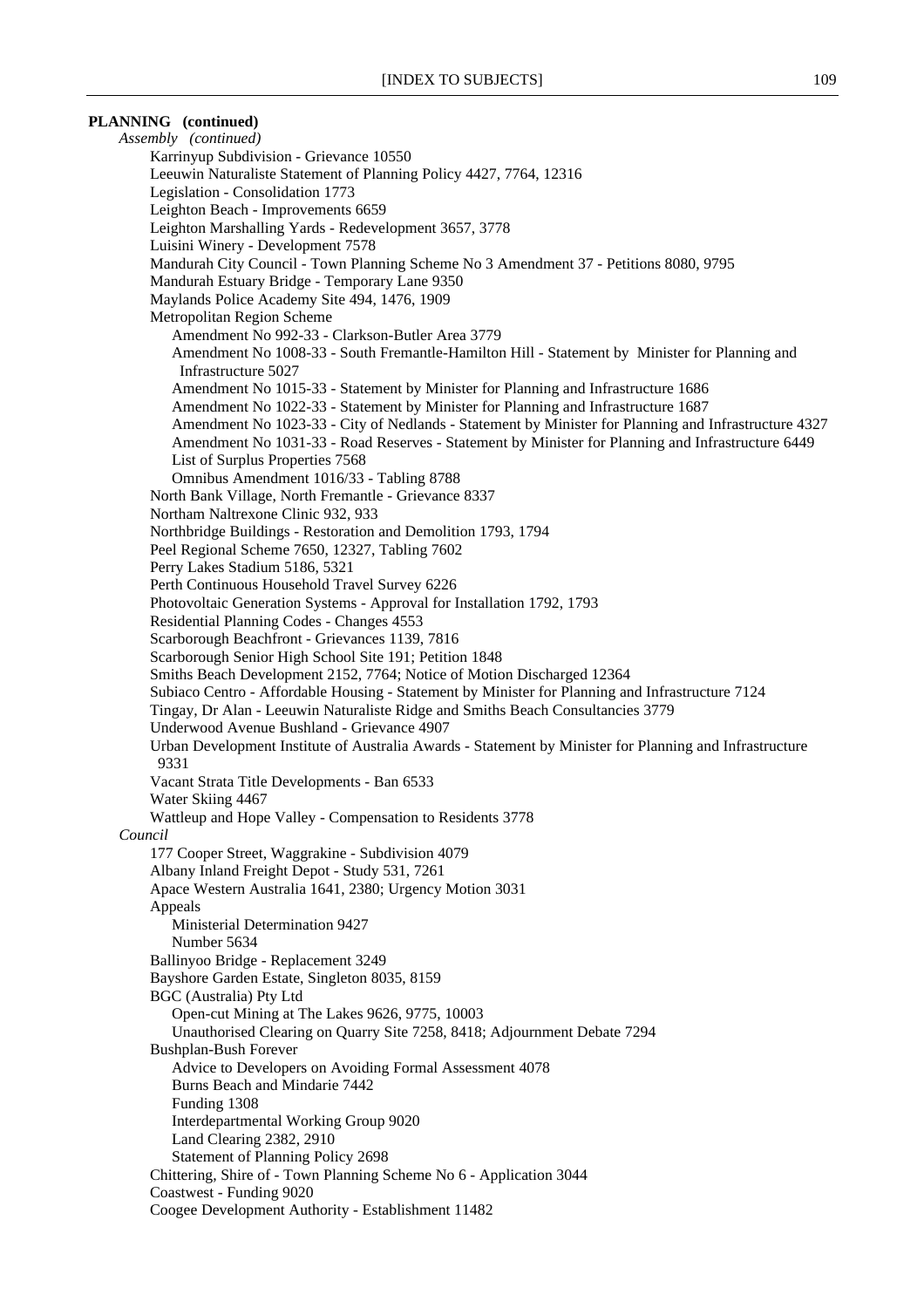**PLANNING (continued)**

*Assembly (continued)*

- Karrinyup Subdivision - Grievance 10550
- Leeuwin Naturaliste Statement of Planning Policy 4427, 7764, 12316
- Legislation - Consolidation 1773
- Leighton Beach - Improvements 6659
- Leighton Marshalling Yards - Redevelopment 3657, 3778
- Luisini Winery - Development 7578
- Mandurah City Council - Town Planning Scheme No 3 Amendment 37 - Petitions 8080, 9795
- Mandurah Estuary Bridge - Temporary Lane 9350
- Maylands Police Academy Site 494, 1476, 1909
- Metropolitan Region Scheme
  - Amendment No 992-33 - Clarkson-Butler Area 3779
  - Amendment No 1008-33 - South Fremantle-Hamilton Hill - Statement by Minister for Planning and Infrastructure 5027
  - Amendment No 1015-33 - Statement by Minister for Planning and Infrastructure 1686
  - Amendment No 1022-33 - Statement by Minister for Planning and Infrastructure 1687
  - Amendment No 1023-33 - City of Nedlands - Statement by Minister for Planning and Infrastructure 4327
  - Amendment No 1031-33 - Road Reserves - Statement by Minister for Planning and Infrastructure 6449
  - List of Surplus Properties 7568
  - Omnibus Amendment 1016/33 - Tabling 8788
- North Bank Village, North Fremantle - Grievance 8337
- Northam Naltrexone Clinic 932, 933
- Northbridge Buildings - Restoration and Demolition 1793, 1794
- Peel Regional Scheme 7650, 12327, Tabling 7602
- Perry Lakes Stadium 5186, 5321
- Perth Continuous Household Travel Survey 6226
- Photovoltaic Generation Systems - Approval for Installation 1792, 1793
- Residential Planning Codes - Changes 4553
- Scarborough Beachfront - Grievances 1139, 7816
- Scarborough Senior High School Site 191; Petition 1848
- Smiths Beach Development 2152, 7764; Notice of Motion Discharged 12364
- Subiaco Centro - Affordable Housing - Statement by Minister for Planning and Infrastructure 7124
- Tingay, Dr Alan - Leeuwin Naturaliste Ridge and Smiths Beach Consultancies 3779
- Underwood Avenue Bushland - Grievance 4907
- Urban Development Institute of Australia Awards - Statement by Minister for Planning and Infrastructure 9331
- Vacant Strata Title Developments - Ban 6533
- Water Skiing 4467
- Wattleup and Hope Valley - Compensation to Residents 3778

*Council*

- 177 Cooper Street, Waggrakine - Subdivision 4079
- Albany Inland Freight Depot - Study 531, 7261
- Apace Western Australia 1641, 2380; Urgency Motion 3031
- Appeals
  - Ministerial Determination 9427
  - Number 5634
- Ballinyoo Bridge - Replacement 3249
- Bayshore Garden Estate, Singleton 8035, 8159
- BGC (Australia) Pty Ltd
  - Open-cut Mining at The Lakes 9626, 9775, 10003
  - Unauthorised Clearing on Quarry Site 7258, 8418; Adjournment Debate 7294
- Bushplan-Bush Forever
  - Advice to Developers on Avoiding Formal Assessment 4078
  - Burns Beach and Mindarie 7442
  - Funding 1308
  - Interdepartmental Working Group 9020
  - Land Clearing 2382, 2910
  - Statement of Planning Policy 2698
- Chittering, Shire of - Town Planning Scheme No 6 - Application 3044
- Coastwest - Funding 9020
- Coogee Development Authority - Establishment 11482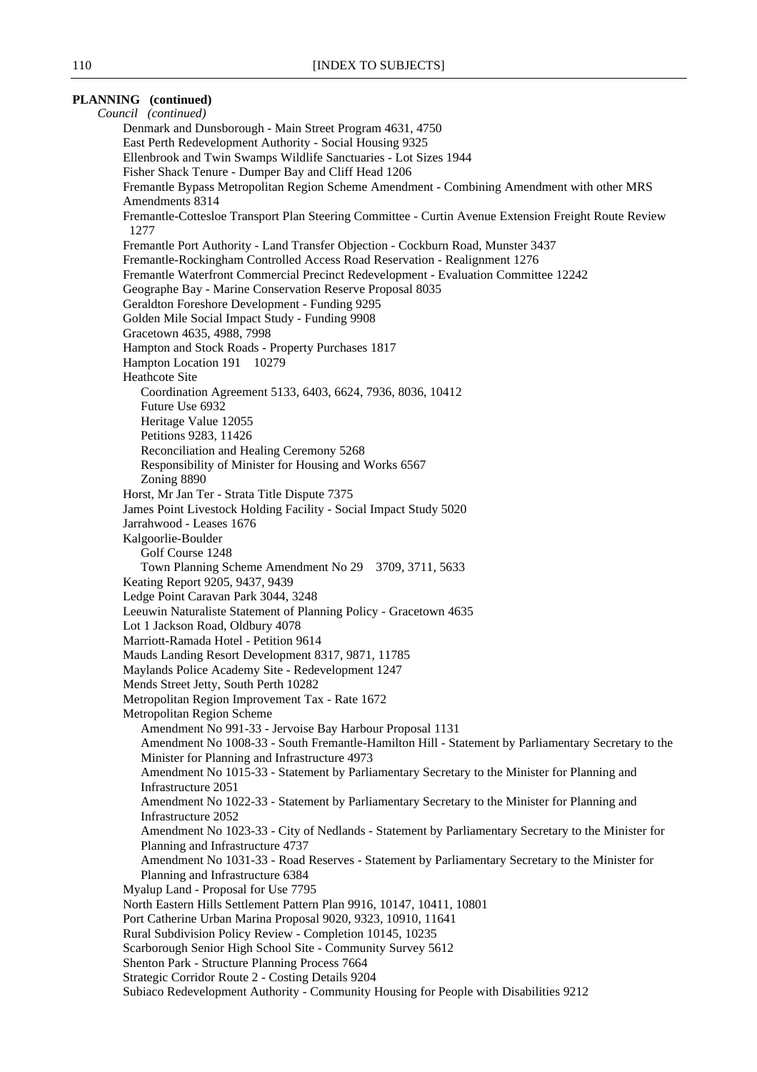**PLANNING (continued)**

*Council (continued)*

- Denmark and Dunsborough - Main Street Program 4631, 4750
- East Perth Redevelopment Authority - Social Housing 9325
- Ellenbrook and Twin Swamps Wildlife Sanctuaries - Lot Sizes 1944
- Fisher Shack Tenure - Dumper Bay and Cliff Head 1206
- Fremantle Bypass Metropolitan Region Scheme Amendment - Combining Amendment with other MRS Amendments 8314
- Fremantle-Cottesloe Transport Plan Steering Committee - Curtin Avenue Extension Freight Route Review 1277
- Fremantle Port Authority - Land Transfer Objection - Cockburn Road, Munster 3437
- Fremantle-Rockingham Controlled Access Road Reservation - Realignment 1276
- Fremantle Waterfront Commercial Precinct Redevelopment - Evaluation Committee 12242
- Geographe Bay - Marine Conservation Reserve Proposal 8035
- Geraldton Foreshore Development - Funding 9295
- Golden Mile Social Impact Study - Funding 9908
- Gracetown 4635, 4988, 7998
- Hampton and Stock Roads - Property Purchases 1817
- Hampton Location 191 10279
- Heathcote Site
  - Coordination Agreement 5133, 6403, 6624, 7936, 8036, 10412
  - Future Use 6932
  - Heritage Value 12055
  - Petitions 9283, 11426
  - Reconciliation and Healing Ceremony 5268
  - Responsibility of Minister for Housing and Works 6567
  - Zoning 8890
- Horst, Mr Jan Ter - Strata Title Dispute 7375
- James Point Livestock Holding Facility - Social Impact Study 5020
- Jarrahwood - Leases 1676
- Kalgoorlie-Boulder
  - Golf Course 1248
  - Town Planning Scheme Amendment No 29 3709, 3711, 5633
- Keating Report 9205, 9437, 9439
- Ledge Point Caravan Park 3044, 3248
- Leeuwin Naturaliste Statement of Planning Policy - Gracetown 4635
- Lot 1 Jackson Road, Oldbury 4078
- Marriott-Ramada Hotel - Petition 9614
- Mauds Landing Resort Development 8317, 9871, 11785
- Maylands Police Academy Site - Redevelopment 1247
- Mends Street Jetty, South Perth 10282
- Metropolitan Region Improvement Tax - Rate 1672
- Metropolitan Region Scheme
  - Amendment No 991-33 - Jervoise Bay Harbour Proposal 1131
  - Amendment No 1008-33 - South Fremantle-Hamilton Hill - Statement by Parliamentary Secretary to the Minister for Planning and Infrastructure 4973
  - Amendment No 1015-33 - Statement by Parliamentary Secretary to the Minister for Planning and Infrastructure 2051
  - Amendment No 1022-33 - Statement by Parliamentary Secretary to the Minister for Planning and Infrastructure 2052
  - Amendment No 1023-33 - City of Nedlands - Statement by Parliamentary Secretary to the Minister for Planning and Infrastructure 4737
  - Amendment No 1031-33 - Road Reserves - Statement by Parliamentary Secretary to the Minister for Planning and Infrastructure 6384
- Myalup Land - Proposal for Use 7795
- North Eastern Hills Settlement Pattern Plan 9916, 10147, 10411, 10801
- Port Catherine Urban Marina Proposal 9020, 9323, 10910, 11641
- Rural Subdivision Policy Review - Completion 10145, 10235
- Scarborough Senior High School Site - Community Survey 5612
- Shenton Park - Structure Planning Process 7664
- Strategic Corridor Route 2 - Costing Details 9204
- Subiaco Redevelopment Authority - Community Housing for People with Disabilities 9212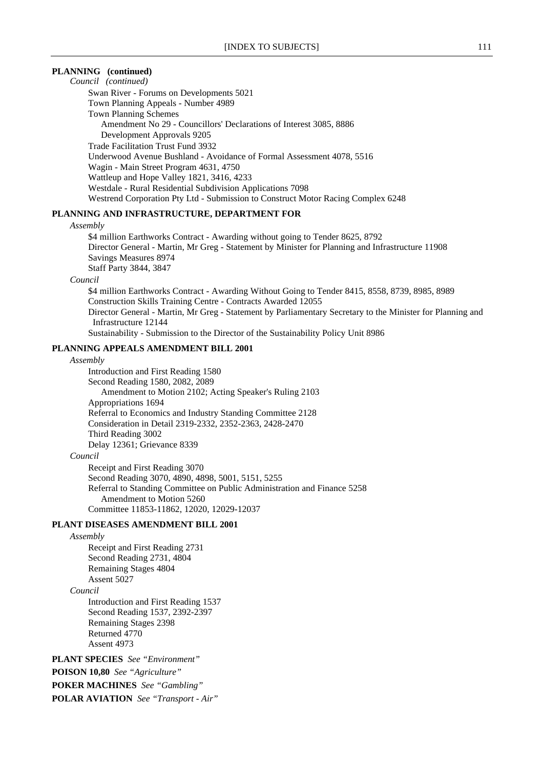**PLANNING (continued)**

*Council (continued)*

Swan River - Forums on Developments 5021
Town Planning Appeals - Number 4989
Town Planning Schemes
  Amendment No 29 - Councillors' Declarations of Interest 3085, 8886
  Development Approvals 9205
Trade Facilitation Trust Fund 3932
Underwood Avenue Bushland - Avoidance of Formal Assessment 4078, 5516
Wagin - Main Street Program 4631, 4750
Wattleup and Hope Valley 1821, 3416, 4233
Westdale - Rural Residential Subdivision Applications 7098
Westrend Corporation Pty Ltd - Submission to Construct Motor Racing Complex 6248

**PLANNING AND INFRASTRUCTURE, DEPARTMENT FOR**

*Assembly*

$4 million Earthworks Contract - Awarding without going to Tender 8625, 8792
Director General - Martin, Mr Greg - Statement by Minister for Planning and Infrastructure 11908
Savings Measures 8974
Staff Party 3844, 3847

*Council*

$4 million Earthworks Contract - Awarding Without Going to Tender 8415, 8558, 8739, 8985, 8989
Construction Skills Training Centre - Contracts Awarded 12055
Director General - Martin, Mr Greg - Statement by Parliamentary Secretary to the Minister for Planning and Infrastructure 12144
Sustainability - Submission to the Director of the Sustainability Policy Unit 8986

**PLANNING APPEALS AMENDMENT BILL 2001**

*Assembly*

Introduction and First Reading 1580
Second Reading 1580, 2082, 2089
  Amendment to Motion 2102; Acting Speaker's Ruling 2103
Appropriations 1694
Referral to Economics and Industry Standing Committee 2128
Consideration in Detail 2319-2332, 2352-2363, 2428-2470
Third Reading 3002
Delay 12361; Grievance 8339

*Council*

Receipt and First Reading 3070
Second Reading 3070, 4890, 4898, 5001, 5151, 5255
Referral to Standing Committee on Public Administration and Finance 5258
  Amendment to Motion 5260
Committee 11853-11862, 12020, 12029-12037

**PLANT DISEASES AMENDMENT BILL 2001**

*Assembly*

Receipt and First Reading 2731
Second Reading 2731, 4804
Remaining Stages 4804
Assent 5027

*Council*

Introduction and First Reading 1537
Second Reading 1537, 2392-2397
Remaining Stages 2398
Returned 4770
Assent 4973

**PLANT SPECIES** *See "Environment"*

**POISON 10,80** *See "Agriculture"*

**POKER MACHINES** *See "Gambling"*

**POLAR AVIATION** *See "Transport - Air"*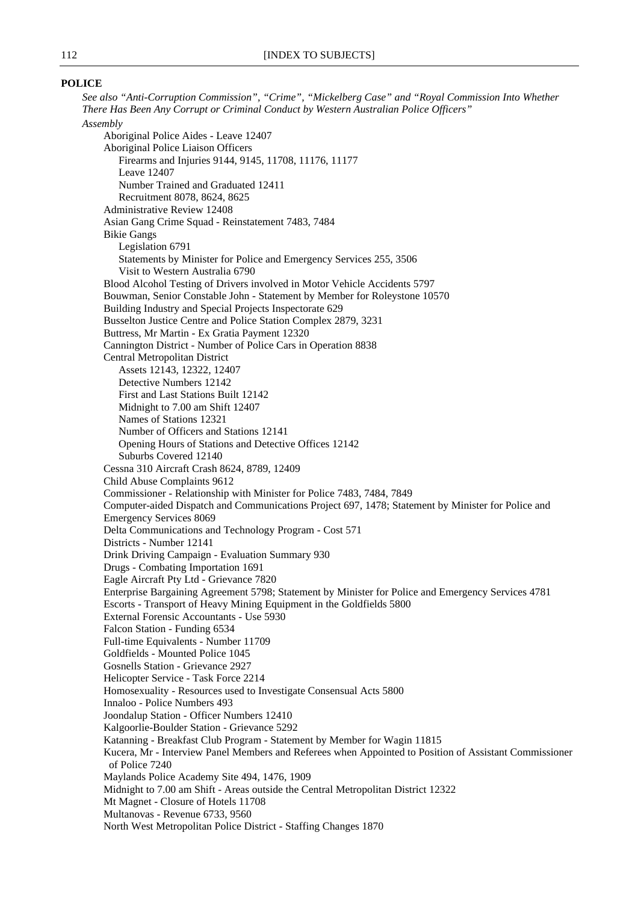## POLICE

*See also "Anti-Corruption Commission", "Crime", "Mickelberg Case" and "Royal Commission Into Whether There Has Been Any Corrupt or Criminal Conduct by Western Australian Police Officers"*

*Assembly*

- Aboriginal Police Aides - Leave 12407
- Aboriginal Police Liaison Officers
  - Firearms and Injuries 9144, 9145, 11708, 11176, 11177
  - Leave 12407
  - Number Trained and Graduated 12411
  - Recruitment 8078, 8624, 8625
- Administrative Review 12408
- Asian Gang Crime Squad - Reinstatement 7483, 7484
- Bikie Gangs
  - Legislation 6791
  - Statements by Minister for Police and Emergency Services 255, 3506
  - Visit to Western Australia 6790
- Blood Alcohol Testing of Drivers involved in Motor Vehicle Accidents 5797
- Bouwman, Senior Constable John - Statement by Member for Roleystone 10570
- Building Industry and Special Projects Inspectorate 629
- Busselton Justice Centre and Police Station Complex 2879, 3231
- Buttress, Mr Martin - Ex Gratia Payment 12320
- Cannington District - Number of Police Cars in Operation 8838
- Central Metropolitan District
  - Assets 12143, 12322, 12407
  - Detective Numbers 12142
  - First and Last Stations Built 12142
  - Midnight to 7.00 am Shift 12407
  - Names of Stations 12321
  - Number of Officers and Stations 12141
  - Opening Hours of Stations and Detective Offices 12142
  - Suburbs Covered 12140
- Cessna 310 Aircraft Crash 8624, 8789, 12409
- Child Abuse Complaints 9612
- Commissioner - Relationship with Minister for Police 7483, 7484, 7849
- Computer-aided Dispatch and Communications Project 697, 1478; Statement by Minister for Police and Emergency Services 8069
- Delta Communications and Technology Program - Cost 571
- Districts - Number 12141
- Drink Driving Campaign - Evaluation Summary 930
- Drugs - Combating Importation 1691
- Eagle Aircraft Pty Ltd - Grievance 7820
- Enterprise Bargaining Agreement 5798; Statement by Minister for Police and Emergency Services 4781
- Escorts - Transport of Heavy Mining Equipment in the Goldfields 5800
- External Forensic Accountants - Use 5930
- Falcon Station - Funding 6534
- Full-time Equivalents - Number 11709
- Goldfields - Mounted Police 1045
- Gosnells Station - Grievance 2927
- Helicopter Service - Task Force 2214
- Homosexuality - Resources used to Investigate Consensual Acts 5800
- Innaloo - Police Numbers 493
- Joondalup Station - Officer Numbers 12410
- Kalgoorlie-Boulder Station - Grievance 5292
- Katanning - Breakfast Club Program - Statement by Member for Wagin 11815
- Kucera, Mr - Interview Panel Members and Referees when Appointed to Position of Assistant Commissioner of Police 7240
- Maylands Police Academy Site 494, 1476, 1909
- Midnight to 7.00 am Shift - Areas outside the Central Metropolitan District 12322
- Mt Magnet - Closure of Hotels 11708
- Multanovas - Revenue 6733, 9560
- North West Metropolitan Police District - Staffing Changes 1870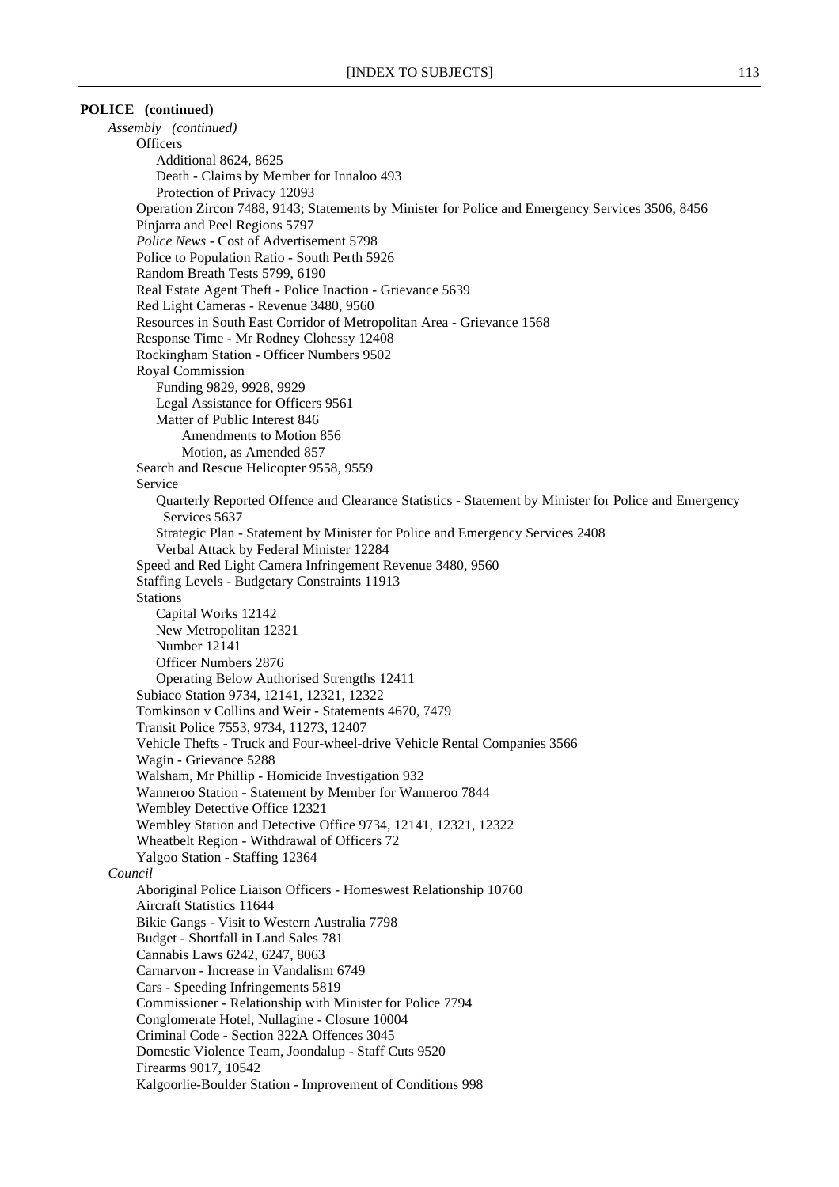**POLICE (continued)**

*Assembly (continued)*

- Officers
  - Additional 8624, 8625
  - Death - Claims by Member for Innaloo 493
  - Protection of Privacy 12093
- Operation Zircon 7488, 9143; Statements by Minister for Police and Emergency Services 3506, 8456
- Pinjarra and Peel Regions 5797
- *Police News* - Cost of Advertisement 5798
- Police to Population Ratio - South Perth 5926
- Random Breath Tests 5799, 6190
- Real Estate Agent Theft - Police Inaction - Grievance 5639
- Red Light Cameras - Revenue 3480, 9560
- Resources in South East Corridor of Metropolitan Area - Grievance 1568
- Response Time - Mr Rodney Clohessy 12408
- Rockingham Station - Officer Numbers 9502
- Royal Commission
  - Funding 9829, 9928, 9929
  - Legal Assistance for Officers 9561
  - Matter of Public Interest 846
    - Amendments to Motion 856
    - Motion, as Amended 857
- Search and Rescue Helicopter 9558, 9559
- Service
  - Quarterly Reported Offence and Clearance Statistics - Statement by Minister for Police and Emergency Services 5637
  - Strategic Plan - Statement by Minister for Police and Emergency Services 2408
  - Verbal Attack by Federal Minister 12284
- Speed and Red Light Camera Infringement Revenue 3480, 9560
- Staffing Levels - Budgetary Constraints 11913
- Stations
  - Capital Works 12142
  - New Metropolitan 12321
  - Number 12141
  - Officer Numbers 2876
  - Operating Below Authorised Strengths 12411
- Subiaco Station 9734, 12141, 12321, 12322
- Tomkinson v Collins and Weir - Statements 4670, 7479
- Transit Police 7553, 9734, 11273, 12407
- Vehicle Thefts - Truck and Four-wheel-drive Vehicle Rental Companies 3566
- Wagin - Grievance 5288
- Walsham, Mr Phillip - Homicide Investigation 932
- Wanneroo Station - Statement by Member for Wanneroo 7844
- Wembley Detective Office 12321
- Wembley Station and Detective Office 9734, 12141, 12321, 12322
- Wheatbelt Region - Withdrawal of Officers 72
- Yalgoo Station - Staffing 12364

*Council*

- Aboriginal Police Liaison Officers - Homeswest Relationship 10760
- Aircraft Statistics 11644
- Bikie Gangs - Visit to Western Australia 7798
- Budget - Shortfall in Land Sales 781
- Cannabis Laws 6242, 6247, 8063
- Carnarvon - Increase in Vandalism 6749
- Cars - Speeding Infringements 5819
- Commissioner - Relationship with Minister for Police 7794
- Conglomerate Hotel, Nullagine - Closure 10004
- Criminal Code - Section 322A Offences 3045
- Domestic Violence Team, Joondalup - Staff Cuts 9520
- Firearms 9017, 10542
- Kalgoorlie-Boulder Station - Improvement of Conditions 998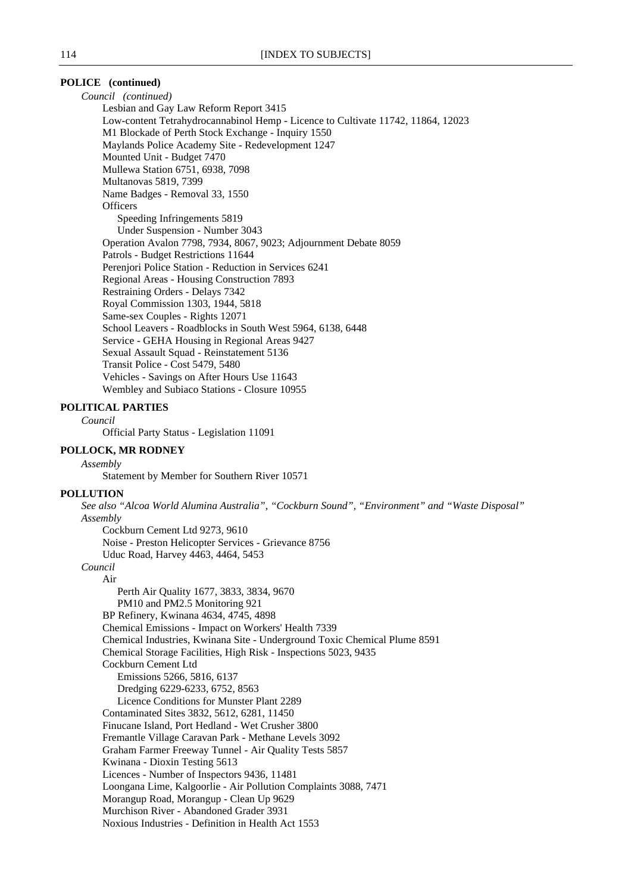**POLICE (continued)**

*Council (continued)*

Lesbian and Gay Law Reform Report 3415
Low-content Tetrahydrocannabinol Hemp - Licence to Cultivate 11742, 11864, 12023
M1 Blockade of Perth Stock Exchange - Inquiry 1550
Maylands Police Academy Site - Redevelopment 1247
Mounted Unit - Budget 7470
Mullewa Station 6751, 6938, 7098
Multanovas 5819, 7399
Name Badges - Removal 33, 1550
Officers
  Speeding Infringements 5819
  Under Suspension - Number 3043
Operation Avalon 7798, 7934, 8067, 9023; Adjournment Debate 8059
Patrols - Budget Restrictions 11644
Perenjori Police Station - Reduction in Services 6241
Regional Areas - Housing Construction 7893
Restraining Orders - Delays 7342
Royal Commission 1303, 1944, 5818
Same-sex Couples - Rights 12071
School Leavers - Roadblocks in South West 5964, 6138, 6448
Service - GEHA Housing in Regional Areas 9427
Sexual Assault Squad - Reinstatement 5136
Transit Police - Cost 5479, 5480
Vehicles - Savings on After Hours Use 11643
Wembley and Subiaco Stations - Closure 10955

**POLITICAL PARTIES**

*Council*

Official Party Status - Legislation 11091

**POLLOCK, MR RODNEY**

*Assembly*

Statement by Member for Southern River 10571

**POLLUTION**

*See also "Alcoa World Alumina Australia", "Cockburn Sound", "Environment" and "Waste Disposal"*

*Assembly*

Cockburn Cement Ltd 9273, 9610
Noise - Preston Helicopter Services - Grievance 8756
Uduc Road, Harvey 4463, 4464, 5453

*Council*

Air
  Perth Air Quality 1677, 3833, 3834, 9670
  PM10 and PM2.5 Monitoring 921
BP Refinery, Kwinana 4634, 4745, 4898
Chemical Emissions - Impact on Workers' Health 7339
Chemical Industries, Kwinana Site - Underground Toxic Chemical Plume 8591
Chemical Storage Facilities, High Risk - Inspections 5023, 9435
Cockburn Cement Ltd
  Emissions 5266, 5816, 6137
  Dredging 6229-6233, 6752, 8563
  Licence Conditions for Munster Plant 2289
Contaminated Sites 3832, 5612, 6281, 11450
Finucane Island, Port Hedland - Wet Crusher 3800
Fremantle Village Caravan Park - Methane Levels 3092
Graham Farmer Freeway Tunnel - Air Quality Tests 5857
Kwinana - Dioxin Testing 5613
Licences - Number of Inspectors 9436, 11481
Loongana Lime, Kalgoorlie - Air Pollution Complaints 3088, 7471
Morangup Road, Morangup - Clean Up 9629
Murchison River - Abandoned Grader 3931
Noxious Industries - Definition in Health Act 1553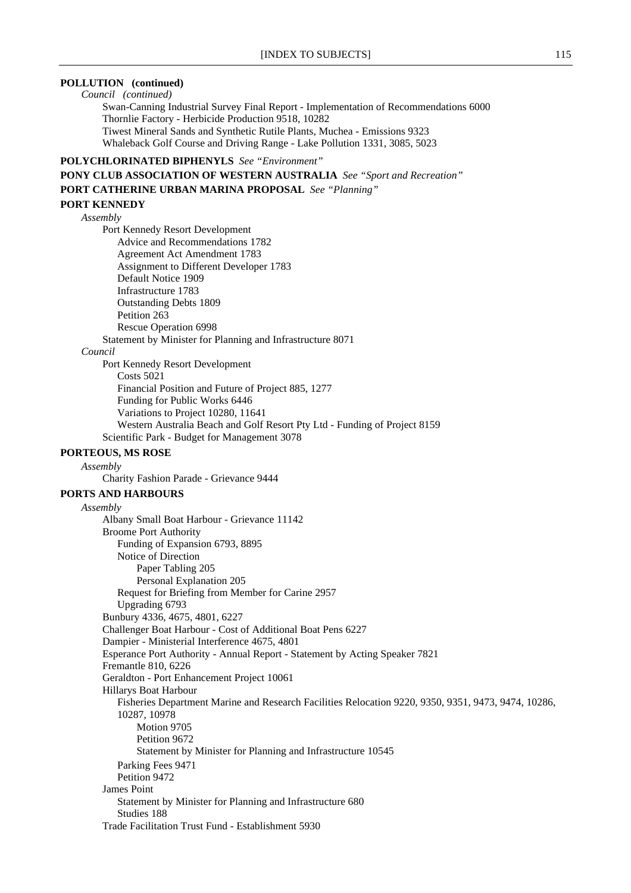**POLLUTION (continued)**

*Council (continued)*

- Swan-Canning Industrial Survey Final Report - Implementation of Recommendations 6000
- Thornlie Factory - Herbicide Production 9518, 10282
- Tiwest Mineral Sands and Synthetic Rutile Plants, Muchea - Emissions 9323
- Whaleback Golf Course and Driving Range - Lake Pollution 1331, 3085, 5023

**POLYCHLORINATED BIPHENYLS** *See "Environment"*

**PONY CLUB ASSOCIATION OF WESTERN AUSTRALIA** *See "Sport and Recreation"*

**PORT CATHERINE URBAN MARINA PROPOSAL** *See "Planning"*

**PORT KENNEDY**

*Assembly*

- Port Kennedy Resort Development
  - Advice and Recommendations 1782
  - Agreement Act Amendment 1783
  - Assignment to Different Developer 1783
  - Default Notice 1909
  - Infrastructure 1783
  - Outstanding Debts 1809
  - Petition 263
  - Rescue Operation 6998
- Statement by Minister for Planning and Infrastructure 8071

*Council*

- Port Kennedy Resort Development
  - Costs 5021
  - Financial Position and Future of Project 885, 1277
  - Funding for Public Works 6446
  - Variations to Project 10280, 11641
  - Western Australia Beach and Golf Resort Pty Ltd - Funding of Project 8159
- Scientific Park - Budget for Management 3078

**PORTEOUS, MS ROSE**

*Assembly*

- Charity Fashion Parade - Grievance 9444

**PORTS AND HARBOURS**

*Assembly*

- Albany Small Boat Harbour - Grievance 11142
- Broome Port Authority
  - Funding of Expansion 6793, 8895
  - Notice of Direction
    - Paper Tabling 205
    - Personal Explanation 205
  - Request for Briefing from Member for Carine 2957
  - Upgrading 6793
- Bunbury 4336, 4675, 4801, 6227
- Challenger Boat Harbour - Cost of Additional Boat Pens 6227
- Dampier - Ministerial Interference 4675, 4801
- Esperance Port Authority - Annual Report - Statement by Acting Speaker 7821
- Fremantle 810, 6226
- Geraldton - Port Enhancement Project 10061
- Hillarys Boat Harbour
  - Fisheries Department Marine and Research Facilities Relocation 9220, 9350, 9351, 9473, 9474, 10286, 10287, 10978
    - Motion 9705
    - Petition 9672
    - Statement by Minister for Planning and Infrastructure 10545
  - Parking Fees 9471
  - Petition 9472
- James Point
  - Statement by Minister for Planning and Infrastructure 680
  - Studies 188
- Trade Facilitation Trust Fund - Establishment 5930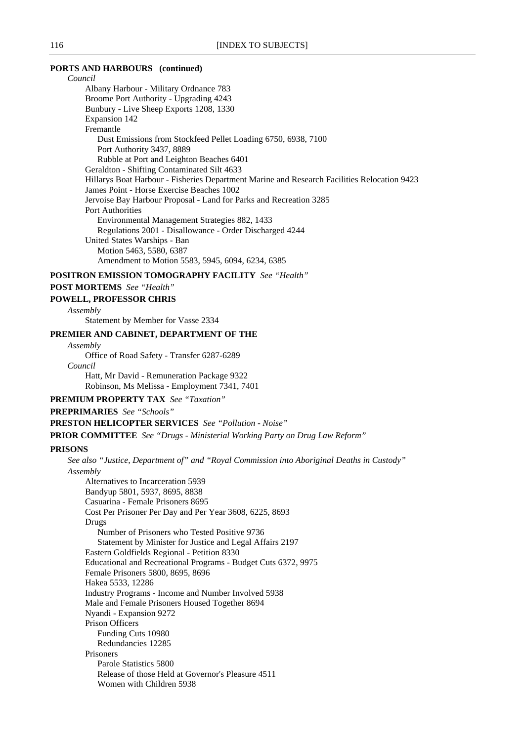**PORTS AND HARBOURS (continued)**

*Council*

- Albany Harbour - Military Ordnance 783
- Broome Port Authority - Upgrading 4243
- Bunbury - Live Sheep Exports 1208, 1330
- Expansion 142
- Fremantle
  - Dust Emissions from Stockfeed Pellet Loading 6750, 6938, 7100
  - Port Authority 3437, 8889
  - Rubble at Port and Leighton Beaches 6401
- Geraldton - Shifting Contaminated Silt 4633
- Hillarys Boat Harbour - Fisheries Department Marine and Research Facilities Relocation 9423
- James Point - Horse Exercise Beaches 1002
- Jervoise Bay Harbour Proposal - Land for Parks and Recreation 3285
- Port Authorities
  - Environmental Management Strategies 882, 1433
  - Regulations 2001 - Disallowance - Order Discharged 4244
- United States Warships - Ban
  - Motion 5463, 5580, 6387
  - Amendment to Motion 5583, 5945, 6094, 6234, 6385

**POSITRON EMISSION TOMOGRAPHY FACILITY** *See "Health"*

**POST MORTEMS** *See "Health"*

**POWELL, PROFESSOR CHRIS**

*Assembly*

- Statement by Member for Vasse 2334

**PREMIER AND CABINET, DEPARTMENT OF THE**

*Assembly*

- Office of Road Safety - Transfer 6287-6289

*Council*

- Hatt, Mr David - Remuneration Package 9322
- Robinson, Ms Melissa - Employment 7341, 7401

**PREMIUM PROPERTY TAX** *See "Taxation"*

**PREPRIMARIES** *See "Schools"*

**PRESTON HELICOPTER SERVICES** *See "Pollution - Noise"*

**PRIOR COMMITTEE** *See "Drugs - Ministerial Working Party on Drug Law Reform"*

**PRISONS**

*See also "Justice, Department of" and "Royal Commission into Aboriginal Deaths in Custody"*

*Assembly*

- Alternatives to Incarceration 5939
- Bandyup 5801, 5937, 8695, 8838
- Casuarina - Female Prisoners 8695
- Cost Per Prisoner Per Day and Per Year 3608, 6225, 8693
- Drugs
  - Number of Prisoners who Tested Positive 9736
  - Statement by Minister for Justice and Legal Affairs 2197
- Eastern Goldfields Regional - Petition 8330
- Educational and Recreational Programs - Budget Cuts 6372, 9975
- Female Prisoners 5800, 8695, 8696
- Hakea 5533, 12286
- Industry Programs - Income and Number Involved 5938
- Male and Female Prisoners Housed Together 8694
- Nyandi - Expansion 9272
- Prison Officers
  - Funding Cuts 10980
  - Redundancies 12285
- Prisoners
  - Parole Statistics 5800
  - Release of those Held at Governor's Pleasure 4511
  - Women with Children 5938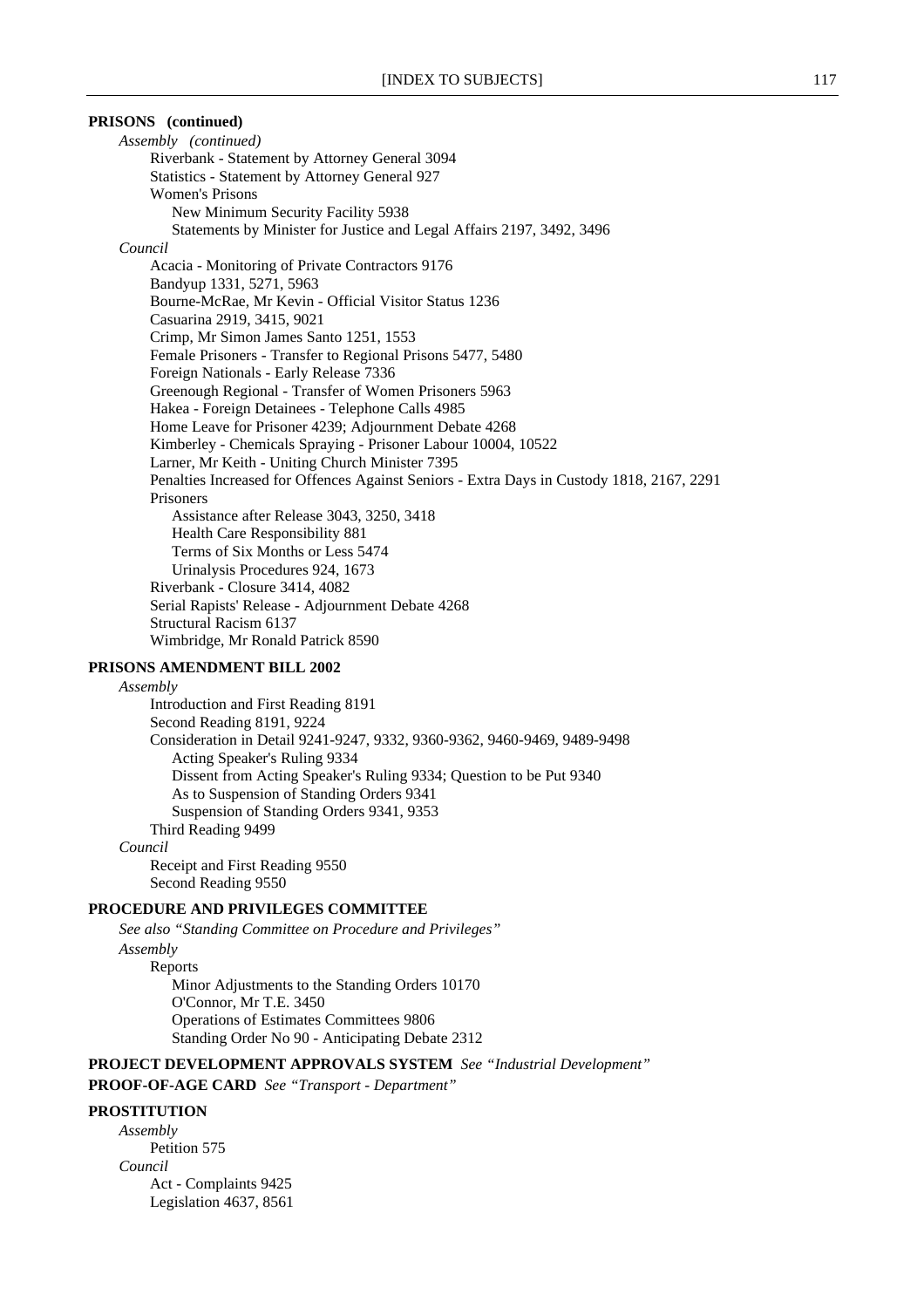**PRISONS (continued)**

*Assembly (continued)*

- Riverbank - Statement by Attorney General 3094
- Statistics - Statement by Attorney General 927
- Women's Prisons
  - New Minimum Security Facility 5938
  - Statements by Minister for Justice and Legal Affairs 2197, 3492, 3496

*Council*

- Acacia - Monitoring of Private Contractors 9176
- Bandyup 1331, 5271, 5963
- Bourne-McRae, Mr Kevin - Official Visitor Status 1236
- Casuarina 2919, 3415, 9021
- Crimp, Mr Simon James Santo 1251, 1553
- Female Prisoners - Transfer to Regional Prisons 5477, 5480
- Foreign Nationals - Early Release 7336
- Greenough Regional - Transfer of Women Prisoners 5963
- Hakea - Foreign Detainees - Telephone Calls 4985
- Home Leave for Prisoner 4239; Adjournment Debate 4268
- Kimberley - Chemicals Spraying - Prisoner Labour 10004, 10522
- Larner, Mr Keith - Uniting Church Minister 7395
- Penalties Increased for Offences Against Seniors - Extra Days in Custody 1818, 2167, 2291
- Prisoners
  - Assistance after Release 3043, 3250, 3418
  - Health Care Responsibility 881
  - Terms of Six Months or Less 5474
  - Urinalysis Procedures 924, 1673
- Riverbank - Closure 3414, 4082
- Serial Rapists' Release - Adjournment Debate 4268
- Structural Racism 6137
- Wimbridge, Mr Ronald Patrick 8590

**PRISONS AMENDMENT BILL 2002**

*Assembly*

- Introduction and First Reading 8191
- Second Reading 8191, 9224
- Consideration in Detail 9241-9247, 9332, 9360-9362, 9460-9469, 9489-9498
  - Acting Speaker's Ruling 9334
  - Dissent from Acting Speaker's Ruling 9334; Question to be Put 9340
  - As to Suspension of Standing Orders 9341
  - Suspension of Standing Orders 9341, 9353
- Third Reading 9499

*Council*

- Receipt and First Reading 9550
- Second Reading 9550

**PROCEDURE AND PRIVILEGES COMMITTEE**

*See also "Standing Committee on Procedure and Privileges"*

*Assembly*

- Reports
  - Minor Adjustments to the Standing Orders 10170
  - O'Connor, Mr T.E. 3450
  - Operations of Estimates Committees 9806
  - Standing Order No 90 - Anticipating Debate 2312

**PROJECT DEVELOPMENT APPROVALS SYSTEM** *See "Industrial Development"*

**PROOF-OF-AGE CARD** *See "Transport - Department"*

**PROSTITUTION**

*Assembly*

- Petition 575

*Council*

- Act - Complaints 9425
- Legislation 4637, 8561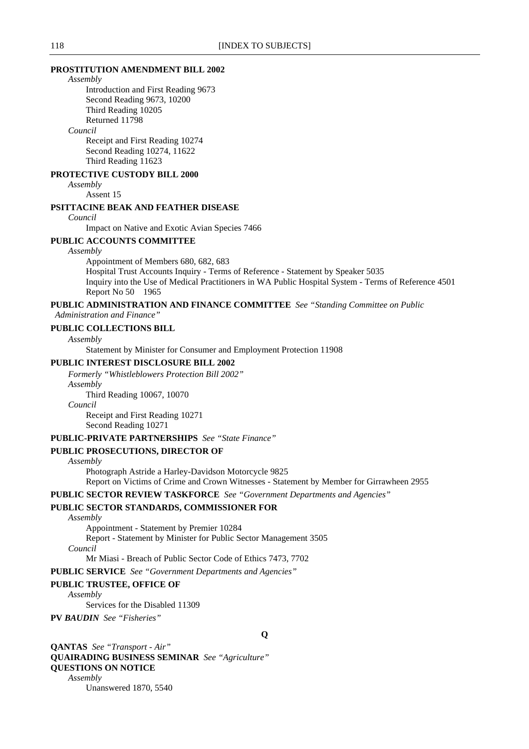**PROSTITUTION AMENDMENT BILL 2002**

*Assembly*

Introduction and First Reading 9673
Second Reading 9673, 10200
Third Reading 10205
Returned 11798

*Council*

Receipt and First Reading 10274
Second Reading 10274, 11622
Third Reading 11623

**PROTECTIVE CUSTODY BILL 2000**

*Assembly*

Assent 15

**PSITTACINE BEAK AND FEATHER DISEASE**

*Council*

Impact on Native and Exotic Avian Species 7466

**PUBLIC ACCOUNTS COMMITTEE**

*Assembly*

Appointment of Members 680, 682, 683
Hospital Trust Accounts Inquiry - Terms of Reference - Statement by Speaker 5035
Inquiry into the Use of Medical Practitioners in WA Public Hospital System - Terms of Reference 4501
Report No 50 1965

**PUBLIC ADMINISTRATION AND FINANCE COMMITTEE** *See "Standing Committee on Public Administration and Finance"*

**PUBLIC COLLECTIONS BILL**

*Assembly*

Statement by Minister for Consumer and Employment Protection 11908

**PUBLIC INTEREST DISCLOSURE BILL 2002**

*Formerly "Whistleblowers Protection Bill 2002"*

*Assembly*

Third Reading 10067, 10070

*Council*

Receipt and First Reading 10271
Second Reading 10271

**PUBLIC-PRIVATE PARTNERSHIPS** *See "State Finance"*

**PUBLIC PROSECUTIONS, DIRECTOR OF**

*Assembly*

Photograph Astride a Harley-Davidson Motorcycle 9825
Report on Victims of Crime and Crown Witnesses - Statement by Member for Girrawheen 2955

**PUBLIC SECTOR REVIEW TASKFORCE** *See "Government Departments and Agencies"*

**PUBLIC SECTOR STANDARDS, COMMISSIONER FOR**

*Assembly*

Appointment - Statement by Premier 10284
Report - Statement by Minister for Public Sector Management 3505

*Council*

Mr Miasi - Breach of Public Sector Code of Ethics 7473, 7702

**PUBLIC SERVICE** *See "Government Departments and Agencies"*

**PUBLIC TRUSTEE, OFFICE OF**

*Assembly*

Services for the Disabled 11309

**PV *BAUDIN*** *See "Fisheries"*

## Q

**QANTAS** *See "Transport - Air"*

**QUAIRADING BUSINESS SEMINAR** *See "Agriculture"*

**QUESTIONS ON NOTICE**

*Assembly*

Unanswered 1870, 5540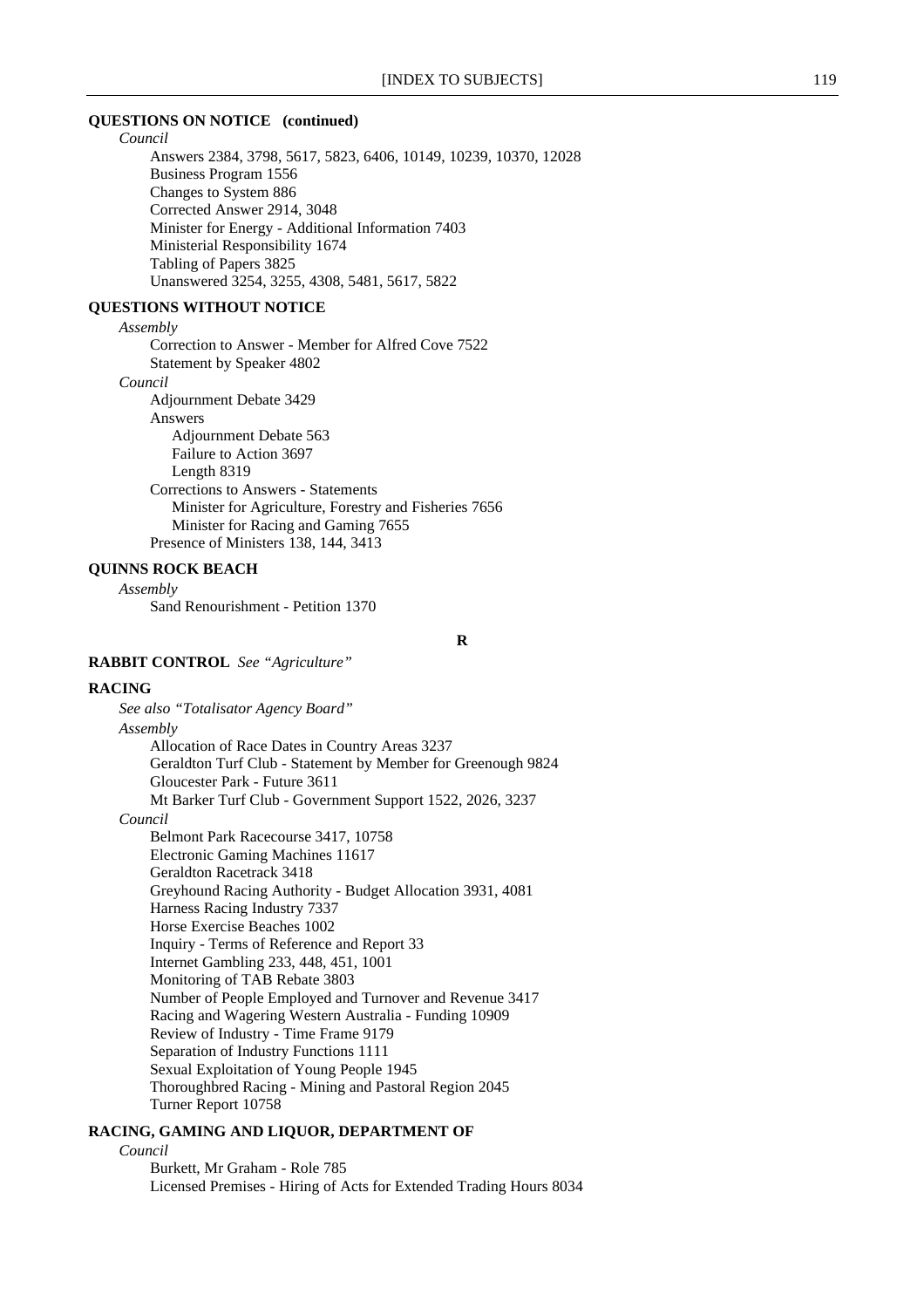**QUESTIONS ON NOTICE (continued)**

*Council*

- Answers 2384, 3798, 5617, 5823, 6406, 10149, 10239, 10370, 12028
- Business Program 1556
- Changes to System 886
- Corrected Answer 2914, 3048
- Minister for Energy - Additional Information 7403
- Ministerial Responsibility 1674
- Tabling of Papers 3825
- Unanswered 3254, 3255, 4308, 5481, 5617, 5822

**QUESTIONS WITHOUT NOTICE**

*Assembly*

- Correction to Answer - Member for Alfred Cove 7522
- Statement by Speaker 4802

*Council*

- Adjournment Debate 3429
- Answers
  - Adjournment Debate 563
  - Failure to Action 3697
  - Length 8319
- Corrections to Answers - Statements
  - Minister for Agriculture, Forestry and Fisheries 7656
  - Minister for Racing and Gaming 7655
- Presence of Ministers 138, 144, 3413

**QUINNS ROCK BEACH**

*Assembly*

- Sand Renourishment - Petition 1370

## R

**RABBIT CONTROL** *See "Agriculture"*

**RACING**

*See also "Totalisator Agency Board"*

*Assembly*

- Allocation of Race Dates in Country Areas 3237
- Geraldton Turf Club - Statement by Member for Greenough 9824
- Gloucester Park - Future 3611
- Mt Barker Turf Club - Government Support 1522, 2026, 3237

*Council*

- Belmont Park Racecourse 3417, 10758
- Electronic Gaming Machines 11617
- Geraldton Racetrack 3418
- Greyhound Racing Authority - Budget Allocation 3931, 4081
- Harness Racing Industry 7337
- Horse Exercise Beaches 1002
- Inquiry - Terms of Reference and Report 33
- Internet Gambling 233, 448, 451, 1001
- Monitoring of TAB Rebate 3803
- Number of People Employed and Turnover and Revenue 3417
- Racing and Wagering Western Australia - Funding 10909
- Review of Industry - Time Frame 9179
- Separation of Industry Functions 1111
- Sexual Exploitation of Young People 1945
- Thoroughbred Racing - Mining and Pastoral Region 2045
- Turner Report 10758

**RACING, GAMING AND LIQUOR, DEPARTMENT OF**

*Council*

- Burkett, Mr Graham - Role 785
- Licensed Premises - Hiring of Acts for Extended Trading Hours 8034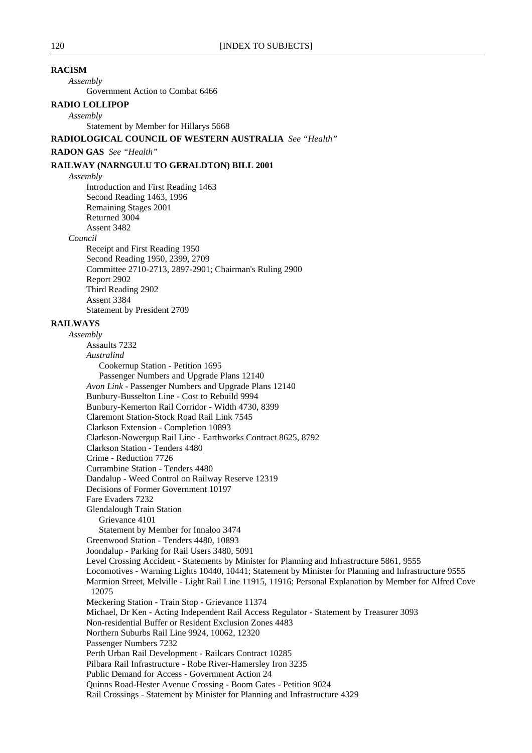**RACISM**

*Assembly*

Government Action to Combat 6466

**RADIO LOLLIPOP**

*Assembly*

Statement by Member for Hillarys 5668

**RADIOLOGICAL COUNCIL OF WESTERN AUSTRALIA** *See "Health"*

**RADON GAS** *See "Health"*

**RAILWAY (NARNGULU TO GERALDTON) BILL 2001**

*Assembly*

Introduction and First Reading 1463
Second Reading 1463, 1996
Remaining Stages 2001
Returned 3004
Assent 3482

*Council*

Receipt and First Reading 1950
Second Reading 1950, 2399, 2709
Committee 2710-2713, 2897-2901; Chairman's Ruling 2900
Report 2902
Third Reading 2902
Assent 3384
Statement by President 2709

**RAILWAYS**

*Assembly*

Assaults 7232

*Australind*

Cookernup Station - Petition 1695
Passenger Numbers and Upgrade Plans 12140

*Avon Link* - Passenger Numbers and Upgrade Plans 12140
Bunbury-Busselton Line - Cost to Rebuild 9994
Bunbury-Kemerton Rail Corridor - Width 4730, 8399
Claremont Station-Stock Road Rail Link 7545
Clarkson Extension - Completion 10893
Clarkson-Nowergup Rail Line - Earthworks Contract 8625, 8792
Clarkson Station - Tenders 4480
Crime - Reduction 7726
Currambine Station - Tenders 4480
Dandalup - Weed Control on Railway Reserve 12319
Decisions of Former Government 10197
Fare Evaders 7232
Glendalough Train Station

Grievance 4101
Statement by Member for Innaloo 3474

Greenwood Station - Tenders 4480, 10893
Joondalup - Parking for Rail Users 3480, 5091
Level Crossing Accident - Statements by Minister for Planning and Infrastructure 5861, 9555
Locomotives - Warning Lights 10440, 10441; Statement by Minister for Planning and Infrastructure 9555
Marmion Street, Melville - Light Rail Line 11915, 11916; Personal Explanation by Member for Alfred Cove 12075
Meckering Station - Train Stop - Grievance 11374
Michael, Dr Ken - Acting Independent Rail Access Regulator - Statement by Treasurer 3093
Non-residential Buffer or Resident Exclusion Zones 4483
Northern Suburbs Rail Line 9924, 10062, 12320
Passenger Numbers 7232
Perth Urban Rail Development - Railcars Contract 10285
Pilbara Rail Infrastructure - Robe River-Hamersley Iron 3235
Public Demand for Access - Government Action 24
Quinns Road-Hester Avenue Crossing - Boom Gates - Petition 9024
Rail Crossings - Statement by Minister for Planning and Infrastructure 4329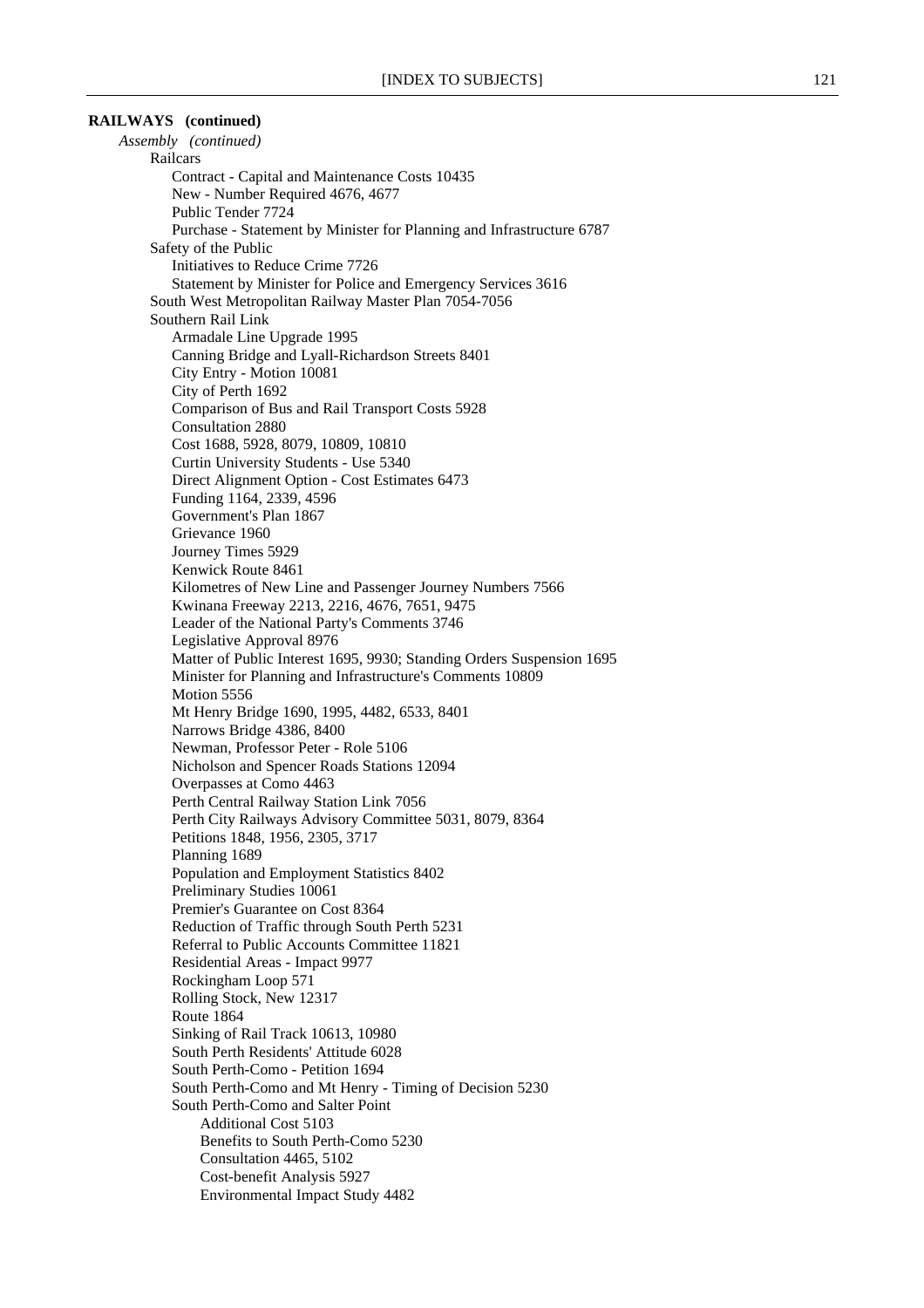**RAILWAYS (continued)**

*Assembly (continued)*

- Railcars
  - Contract - Capital and Maintenance Costs 10435
  - New - Number Required 4676, 4677
  - Public Tender 7724
  - Purchase - Statement by Minister for Planning and Infrastructure 6787
- Safety of the Public
  - Initiatives to Reduce Crime 7726
  - Statement by Minister for Police and Emergency Services 3616
- South West Metropolitan Railway Master Plan 7054-7056
- Southern Rail Link
  - Armadale Line Upgrade 1995
  - Canning Bridge and Lyall-Richardson Streets 8401
  - City Entry - Motion 10081
  - City of Perth 1692
  - Comparison of Bus and Rail Transport Costs 5928
  - Consultation 2880
  - Cost 1688, 5928, 8079, 10809, 10810
  - Curtin University Students - Use 5340
  - Direct Alignment Option - Cost Estimates 6473
  - Funding 1164, 2339, 4596
  - Government's Plan 1867
  - Grievance 1960
  - Journey Times 5929
  - Kenwick Route 8461
  - Kilometres of New Line and Passenger Journey Numbers 7566
  - Kwinana Freeway 2213, 2216, 4676, 7651, 9475
  - Leader of the National Party's Comments 3746
  - Legislative Approval 8976
  - Matter of Public Interest 1695, 9930; Standing Orders Suspension 1695
  - Minister for Planning and Infrastructure's Comments 10809
  - Motion 5556
  - Mt Henry Bridge 1690, 1995, 4482, 6533, 8401
  - Narrows Bridge 4386, 8400
  - Newman, Professor Peter - Role 5106
  - Nicholson and Spencer Roads Stations 12094
  - Overpasses at Como 4463
  - Perth Central Railway Station Link 7056
  - Perth City Railways Advisory Committee 5031, 8079, 8364
  - Petitions 1848, 1956, 2305, 3717
  - Planning 1689
  - Population and Employment Statistics 8402
  - Preliminary Studies 10061
  - Premier's Guarantee on Cost 8364
  - Reduction of Traffic through South Perth 5231
  - Referral to Public Accounts Committee 11821
  - Residential Areas - Impact 9977
  - Rockingham Loop 571
  - Rolling Stock, New 12317
  - Route 1864
  - Sinking of Rail Track 10613, 10980
  - South Perth Residents' Attitude 6028
  - South Perth-Como - Petition 1694
  - South Perth-Como and Mt Henry - Timing of Decision 5230
  - South Perth-Como and Salter Point
    - Additional Cost 5103
    - Benefits to South Perth-Como 5230
    - Consultation 4465, 5102
    - Cost-benefit Analysis 5927
    - Environmental Impact Study 4482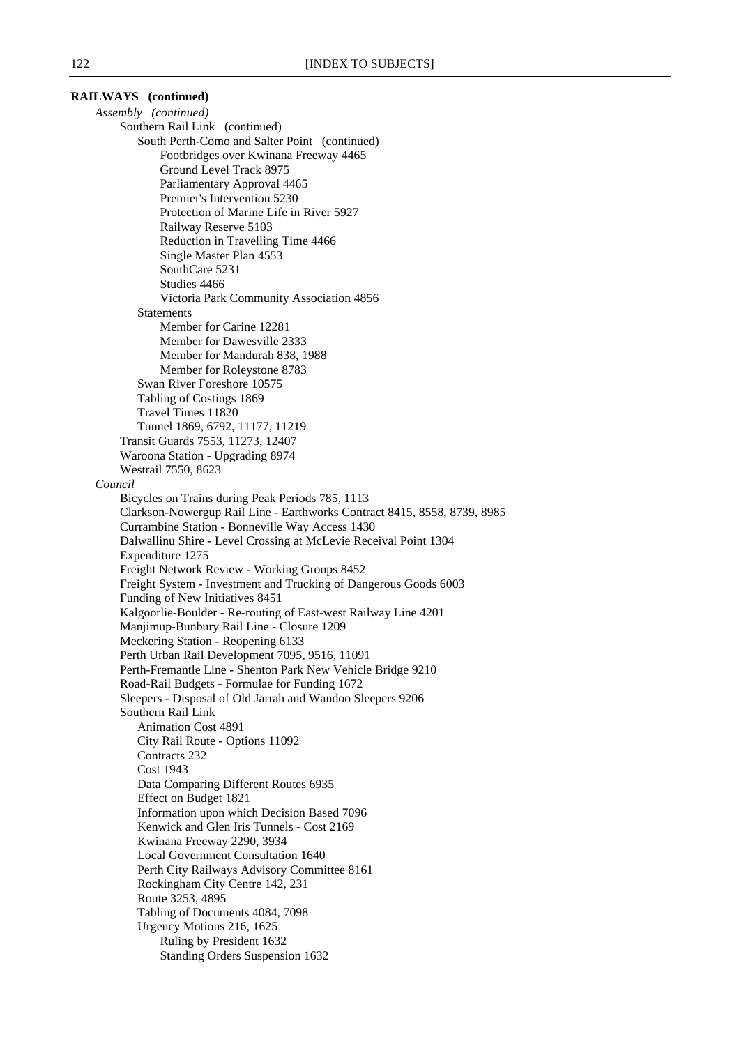**RAILWAYS (continued)**

*Assembly (continued)*

- Southern Rail Link (continued)
  - South Perth-Como and Salter Point (continued)
    - Footbridges over Kwinana Freeway 4465
    - Ground Level Track 8975
    - Parliamentary Approval 4465
    - Premier's Intervention 5230
    - Protection of Marine Life in River 5927
    - Railway Reserve 5103
    - Reduction in Travelling Time 4466
    - Single Master Plan 4553
    - SouthCare 5231
    - Studies 4466
    - Victoria Park Community Association 4856
  - Statements
    - Member for Carine 12281
    - Member for Dawesville 2333
    - Member for Mandurah 838, 1988
    - Member for Roleystone 8783
  - Swan River Foreshore 10575
  - Tabling of Costings 1869
  - Travel Times 11820
  - Tunnel 1869, 6792, 11177, 11219
- Transit Guards 7553, 11273, 12407
- Waroona Station - Upgrading 8974
- Westrail 7550, 8623

*Council*

- Bicycles on Trains during Peak Periods 785, 1113
- Clarkson-Nowergup Rail Line - Earthworks Contract 8415, 8558, 8739, 8985
- Currambine Station - Bonneville Way Access 1430
- Dalwallinu Shire - Level Crossing at McLevie Receival Point 1304
- Expenditure 1275
- Freight Network Review - Working Groups 8452
- Freight System - Investment and Trucking of Dangerous Goods 6003
- Funding of New Initiatives 8451
- Kalgoorlie-Boulder - Re-routing of East-west Railway Line 4201
- Manjimup-Bunbury Rail Line - Closure 1209
- Meckering Station - Reopening 6133
- Perth Urban Rail Development 7095, 9516, 11091
- Perth-Fremantle Line - Shenton Park New Vehicle Bridge 9210
- Road-Rail Budgets - Formulae for Funding 1672
- Sleepers - Disposal of Old Jarrah and Wandoo Sleepers 9206
- Southern Rail Link
  - Animation Cost 4891
  - City Rail Route - Options 11092
  - Contracts 232
  - Cost 1943
  - Data Comparing Different Routes 6935
  - Effect on Budget 1821
  - Information upon which Decision Based 7096
  - Kenwick and Glen Iris Tunnels - Cost 2169
  - Kwinana Freeway 2290, 3934
  - Local Government Consultation 1640
  - Perth City Railways Advisory Committee 8161
  - Rockingham City Centre 142, 231
  - Route 3253, 4895
  - Tabling of Documents 4084, 7098
  - Urgency Motions 216, 1625
    - Ruling by President 1632
    - Standing Orders Suspension 1632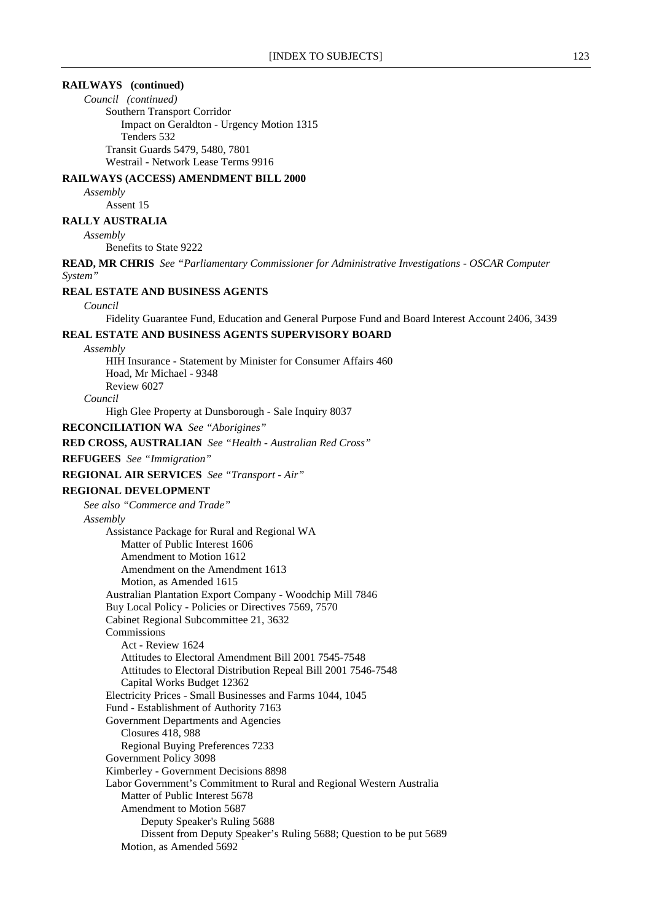**RAILWAYS (continued)**

*Council (continued)*

Southern Transport Corridor

Impact on Geraldton - Urgency Motion 1315

Tenders 532

Transit Guards 5479, 5480, 7801

Westrail - Network Lease Terms 9916

**RAILWAYS (ACCESS) AMENDMENT BILL 2000**

*Assembly*

Assent 15

**RALLY AUSTRALIA**

*Assembly*

Benefits to State 9222

**READ, MR CHRIS** *See "Parliamentary Commissioner for Administrative Investigations - OSCAR Computer System"*

**REAL ESTATE AND BUSINESS AGENTS**

*Council*

Fidelity Guarantee Fund, Education and General Purpose Fund and Board Interest Account 2406, 3439

**REAL ESTATE AND BUSINESS AGENTS SUPERVISORY BOARD**

*Assembly*

HIH Insurance - Statement by Minister for Consumer Affairs 460

Hoad, Mr Michael - 9348

Review 6027

*Council*

High Glee Property at Dunsborough - Sale Inquiry 8037

**RECONCILIATION WA** *See "Aborigines"*

**RED CROSS, AUSTRALIAN** *See "Health - Australian Red Cross"*

**REFUGEES** *See "Immigration"*

**REGIONAL AIR SERVICES** *See "Transport - Air"*

**REGIONAL DEVELOPMENT**

*See also "Commerce and Trade"*

*Assembly*

Assistance Package for Rural and Regional WA

Matter of Public Interest 1606

Amendment to Motion 1612

Amendment on the Amendment 1613

Motion, as Amended 1615

Australian Plantation Export Company - Woodchip Mill 7846

Buy Local Policy - Policies or Directives 7569, 7570

Cabinet Regional Subcommittee 21, 3632

Commissions

Act - Review 1624

Attitudes to Electoral Amendment Bill 2001 7545-7548

Attitudes to Electoral Distribution Repeal Bill 2001 7546-7548

Capital Works Budget 12362

Electricity Prices - Small Businesses and Farms 1044, 1045

Fund - Establishment of Authority 7163

Government Departments and Agencies

Closures 418, 988

Regional Buying Preferences 7233

Government Policy 3098

Kimberley - Government Decisions 8898

Labor Government's Commitment to Rural and Regional Western Australia

Matter of Public Interest 5678

Amendment to Motion 5687

Deputy Speaker's Ruling 5688

Dissent from Deputy Speaker's Ruling 5688; Question to be put 5689

Motion, as Amended 5692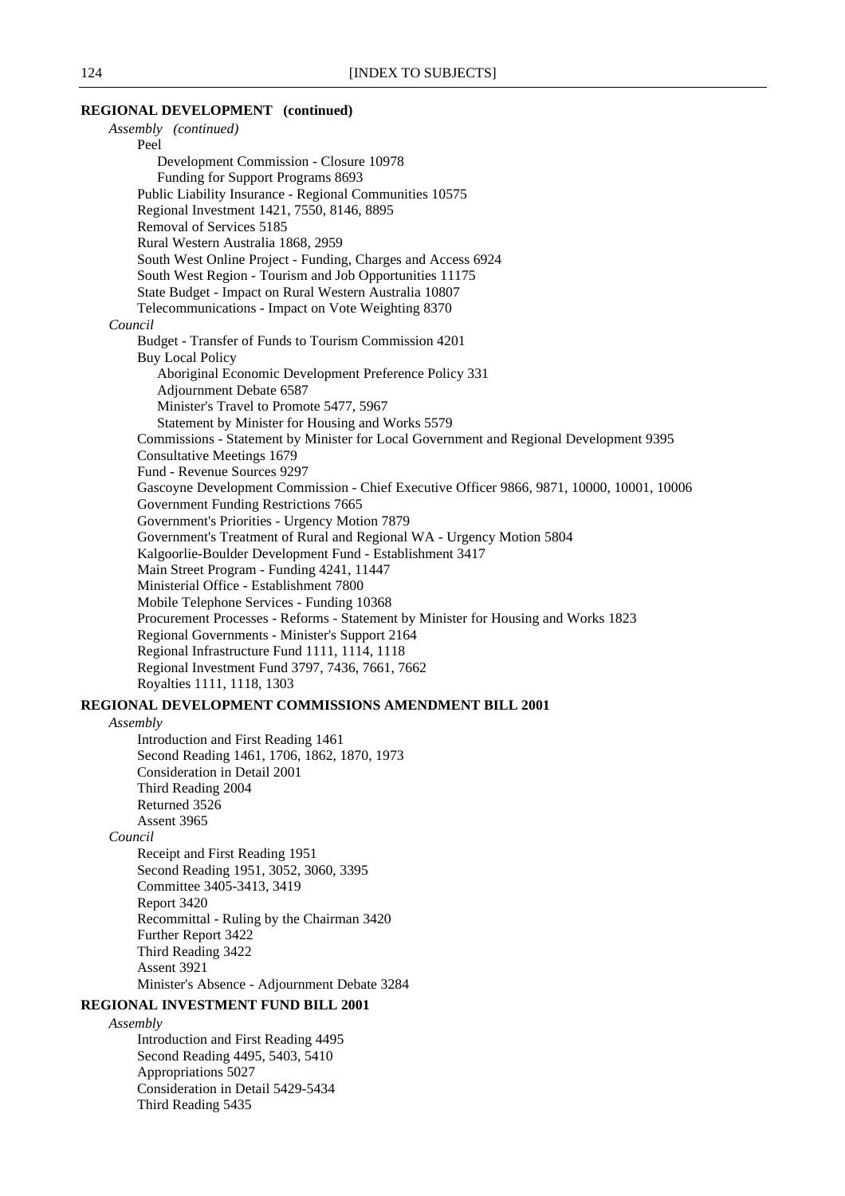**REGIONAL DEVELOPMENT (continued)**

*Assembly (continued)*

- Peel
  - Development Commission - Closure 10978
  - Funding for Support Programs 8693
- Public Liability Insurance - Regional Communities 10575
- Regional Investment 1421, 7550, 8146, 8895
- Removal of Services 5185
- Rural Western Australia 1868, 2959
- South West Online Project - Funding, Charges and Access 6924
- South West Region - Tourism and Job Opportunities 11175
- State Budget - Impact on Rural Western Australia 10807
- Telecommunications - Impact on Vote Weighting 8370

*Council*

- Budget - Transfer of Funds to Tourism Commission 4201
- Buy Local Policy
  - Aboriginal Economic Development Preference Policy 331
  - Adjournment Debate 6587
  - Minister's Travel to Promote 5477, 5967
  - Statement by Minister for Housing and Works 5579
- Commissions - Statement by Minister for Local Government and Regional Development 9395
- Consultative Meetings 1679
- Fund - Revenue Sources 9297
- Gascoyne Development Commission - Chief Executive Officer 9866, 9871, 10000, 10001, 10006
- Government Funding Restrictions 7665
- Government's Priorities - Urgency Motion 7879
- Government's Treatment of Rural and Regional WA - Urgency Motion 5804
- Kalgoorlie-Boulder Development Fund - Establishment 3417
- Main Street Program - Funding 4241, 11447
- Ministerial Office - Establishment 7800
- Mobile Telephone Services - Funding 10368
- Procurement Processes - Reforms - Statement by Minister for Housing and Works 1823
- Regional Governments - Minister's Support 2164
- Regional Infrastructure Fund 1111, 1114, 1118
- Regional Investment Fund 3797, 7436, 7661, 7662
- Royalties 1111, 1118, 1303

**REGIONAL DEVELOPMENT COMMISSIONS AMENDMENT BILL 2001**

*Assembly*

- Introduction and First Reading 1461
- Second Reading 1461, 1706, 1862, 1870, 1973
- Consideration in Detail 2001
- Third Reading 2004
- Returned 3526
- Assent 3965

*Council*

- Receipt and First Reading 1951
- Second Reading 1951, 3052, 3060, 3395
- Committee 3405-3413, 3419
- Report 3420
- Recommittal - Ruling by the Chairman 3420
- Further Report 3422
- Third Reading 3422
- Assent 3921
- Minister's Absence - Adjournment Debate 3284

**REGIONAL INVESTMENT FUND BILL 2001**

*Assembly*

- Introduction and First Reading 4495
- Second Reading 4495, 5403, 5410
- Appropriations 5027
- Consideration in Detail 5429-5434
- Third Reading 5435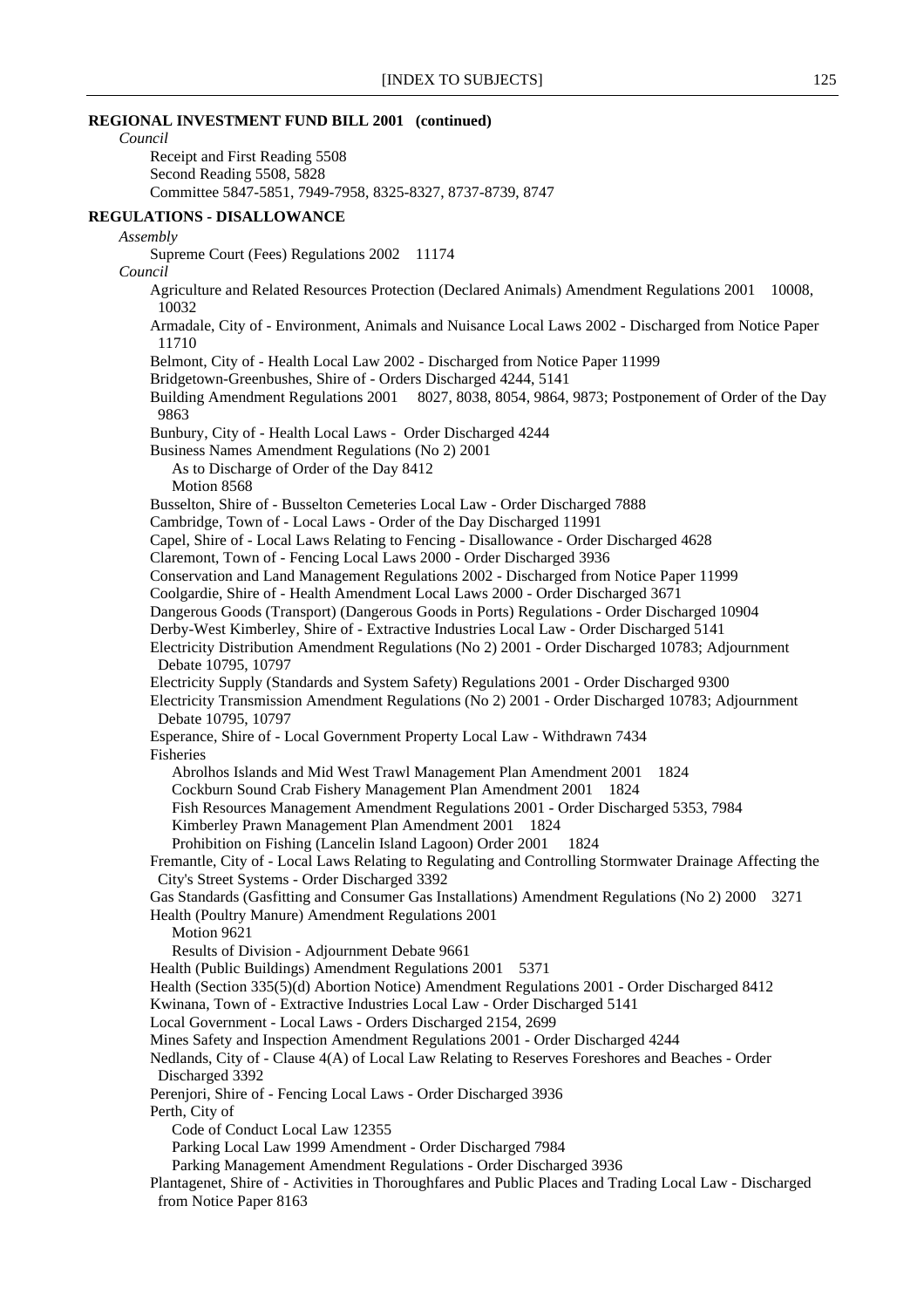**REGIONAL INVESTMENT FUND BILL 2001 (continued)**

*Council*

Receipt and First Reading 5508
Second Reading 5508, 5828
Committee 5847-5851, 7949-7958, 8325-8327, 8737-8739, 8747

**REGULATIONS - DISALLOWANCE**

*Assembly*

Supreme Court (Fees) Regulations 2002 11174

*Council*

Agriculture and Related Resources Protection (Declared Animals) Amendment Regulations 2001 10008, 10032
Armadale, City of - Environment, Animals and Nuisance Local Laws 2002 - Discharged from Notice Paper 11710
Belmont, City of - Health Local Law 2002 - Discharged from Notice Paper 11999
Bridgetown-Greenbushes, Shire of - Orders Discharged 4244, 5141
Building Amendment Regulations 2001 8027, 8038, 8054, 9864, 9873; Postponement of Order of the Day 9863
Bunbury, City of - Health Local Laws - Order Discharged 4244
Business Names Amendment Regulations (No 2) 2001
  As to Discharge of Order of the Day 8412
  Motion 8568
Busselton, Shire of - Busselton Cemeteries Local Law - Order Discharged 7888
Cambridge, Town of - Local Laws - Order of the Day Discharged 11991
Capel, Shire of - Local Laws Relating to Fencing - Disallowance - Order Discharged 4628
Claremont, Town of - Fencing Local Laws 2000 - Order Discharged 3936
Conservation and Land Management Regulations 2002 - Discharged from Notice Paper 11999
Coolgardie, Shire of - Health Amendment Local Laws 2000 - Order Discharged 3671
Dangerous Goods (Transport) (Dangerous Goods in Ports) Regulations - Order Discharged 10904
Derby-West Kimberley, Shire of - Extractive Industries Local Law - Order Discharged 5141
Electricity Distribution Amendment Regulations (No 2) 2001 - Order Discharged 10783; Adjournment Debate 10795, 10797
Electricity Supply (Standards and System Safety) Regulations 2001 - Order Discharged 9300
Electricity Transmission Amendment Regulations (No 2) 2001 - Order Discharged 10783; Adjournment Debate 10795, 10797
Esperance, Shire of - Local Government Property Local Law - Withdrawn 7434
Fisheries
  Abrolhos Islands and Mid West Trawl Management Plan Amendment 2001 1824
  Cockburn Sound Crab Fishery Management Plan Amendment 2001 1824
  Fish Resources Management Amendment Regulations 2001 - Order Discharged 5353, 7984
  Kimberley Prawn Management Plan Amendment 2001 1824
  Prohibition on Fishing (Lancelin Island Lagoon) Order 2001 1824
Fremantle, City of - Local Laws Relating to Regulating and Controlling Stormwater Drainage Affecting the City's Street Systems - Order Discharged 3392
Gas Standards (Gasfitting and Consumer Gas Installations) Amendment Regulations (No 2) 2000 3271
Health (Poultry Manure) Amendment Regulations 2001
  Motion 9621
  Results of Division - Adjournment Debate 9661
Health (Public Buildings) Amendment Regulations 2001 5371
Health (Section 335(5)(d) Abortion Notice) Amendment Regulations 2001 - Order Discharged 8412
Kwinana, Town of - Extractive Industries Local Law - Order Discharged 5141
Local Government - Local Laws - Orders Discharged 2154, 2699
Mines Safety and Inspection Amendment Regulations 2001 - Order Discharged 4244
Nedlands, City of - Clause 4(A) of Local Law Relating to Reserves Foreshores and Beaches - Order Discharged 3392
Perenjori, Shire of - Fencing Local Laws - Order Discharged 3936
Perth, City of
  Code of Conduct Local Law 12355
  Parking Local Law 1999 Amendment - Order Discharged 7984
  Parking Management Amendment Regulations - Order Discharged 3936
Plantagenet, Shire of - Activities in Thoroughfares and Public Places and Trading Local Law - Discharged from Notice Paper 8163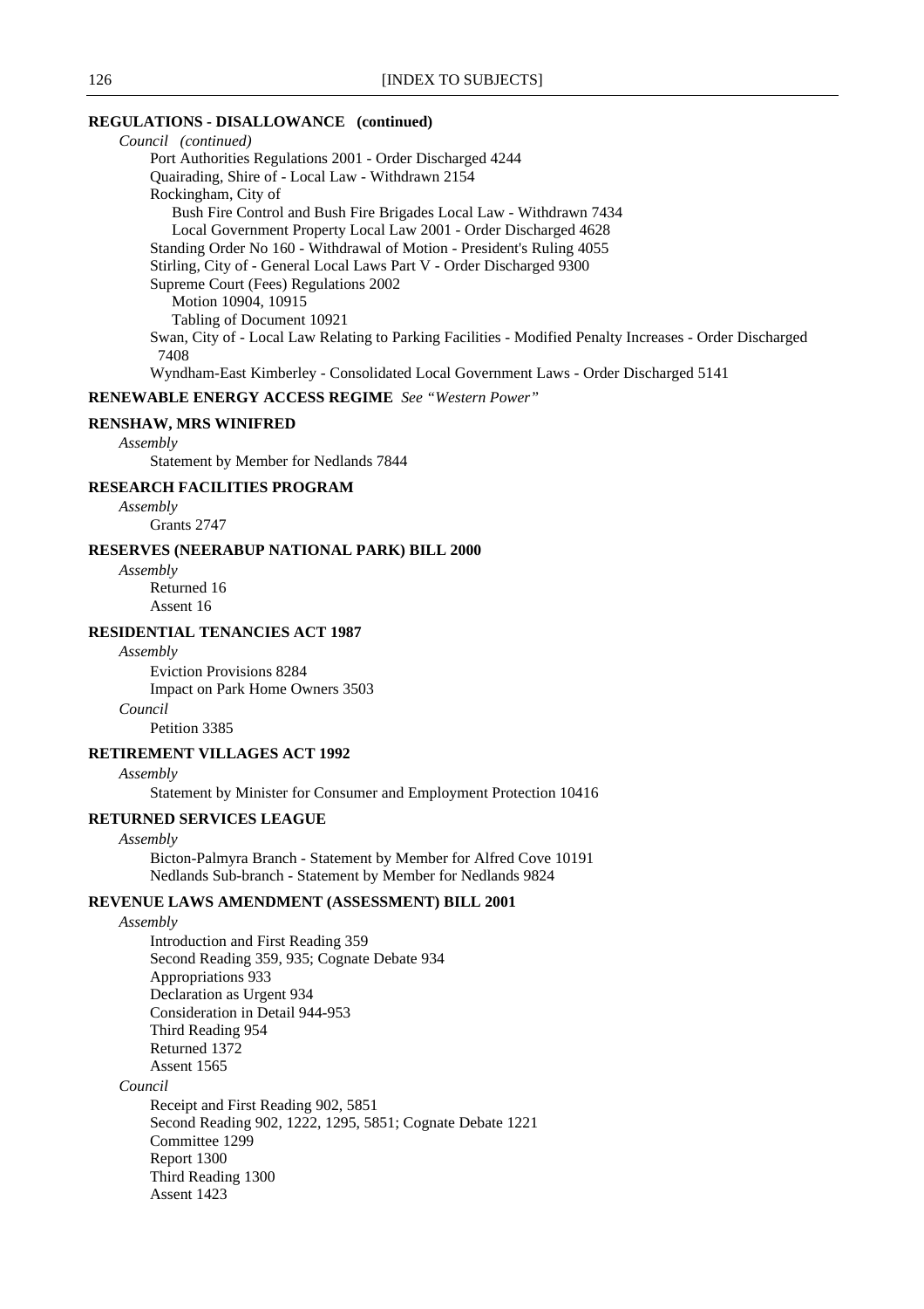**REGULATIONS - DISALLOWANCE (continued)**

*Council (continued)*

- Port Authorities Regulations 2001 - Order Discharged 4244
- Quairading, Shire of - Local Law - Withdrawn 2154
- Rockingham, City of
  - Bush Fire Control and Bush Fire Brigades Local Law - Withdrawn 7434
  - Local Government Property Local Law 2001 - Order Discharged 4628
- Standing Order No 160 - Withdrawal of Motion - President's Ruling 4055
- Stirling, City of - General Local Laws Part V - Order Discharged 9300
- Supreme Court (Fees) Regulations 2002
  - Motion 10904, 10915
  - Tabling of Document 10921
- Swan, City of - Local Law Relating to Parking Facilities - Modified Penalty Increases - Order Discharged 7408
- Wyndham-East Kimberley - Consolidated Local Government Laws - Order Discharged 5141

**RENEWABLE ENERGY ACCESS REGIME** *See "Western Power"*

**RENSHAW, MRS WINIFRED**

*Assembly*

- Statement by Member for Nedlands 7844

**RESEARCH FACILITIES PROGRAM**

*Assembly*

- Grants 2747

**RESERVES (NEERABUP NATIONAL PARK) BILL 2000**

*Assembly*

- Returned 16
- Assent 16

**RESIDENTIAL TENANCIES ACT 1987**

*Assembly*

- Eviction Provisions 8284
- Impact on Park Home Owners 3503

*Council*

- Petition 3385

**RETIREMENT VILLAGES ACT 1992**

*Assembly*

- Statement by Minister for Consumer and Employment Protection 10416

**RETURNED SERVICES LEAGUE**

*Assembly*

- Bicton-Palmyra Branch - Statement by Member for Alfred Cove 10191
- Nedlands Sub-branch - Statement by Member for Nedlands 9824

**REVENUE LAWS AMENDMENT (ASSESSMENT) BILL 2001**

*Assembly*

- Introduction and First Reading 359
- Second Reading 359, 935; Cognate Debate 934
- Appropriations 933
- Declaration as Urgent 934
- Consideration in Detail 944-953
- Third Reading 954
- Returned 1372
- Assent 1565

*Council*

- Receipt and First Reading 902, 5851
- Second Reading 902, 1222, 1295, 5851; Cognate Debate 1221
- Committee 1299
- Report 1300
- Third Reading 1300
- Assent 1423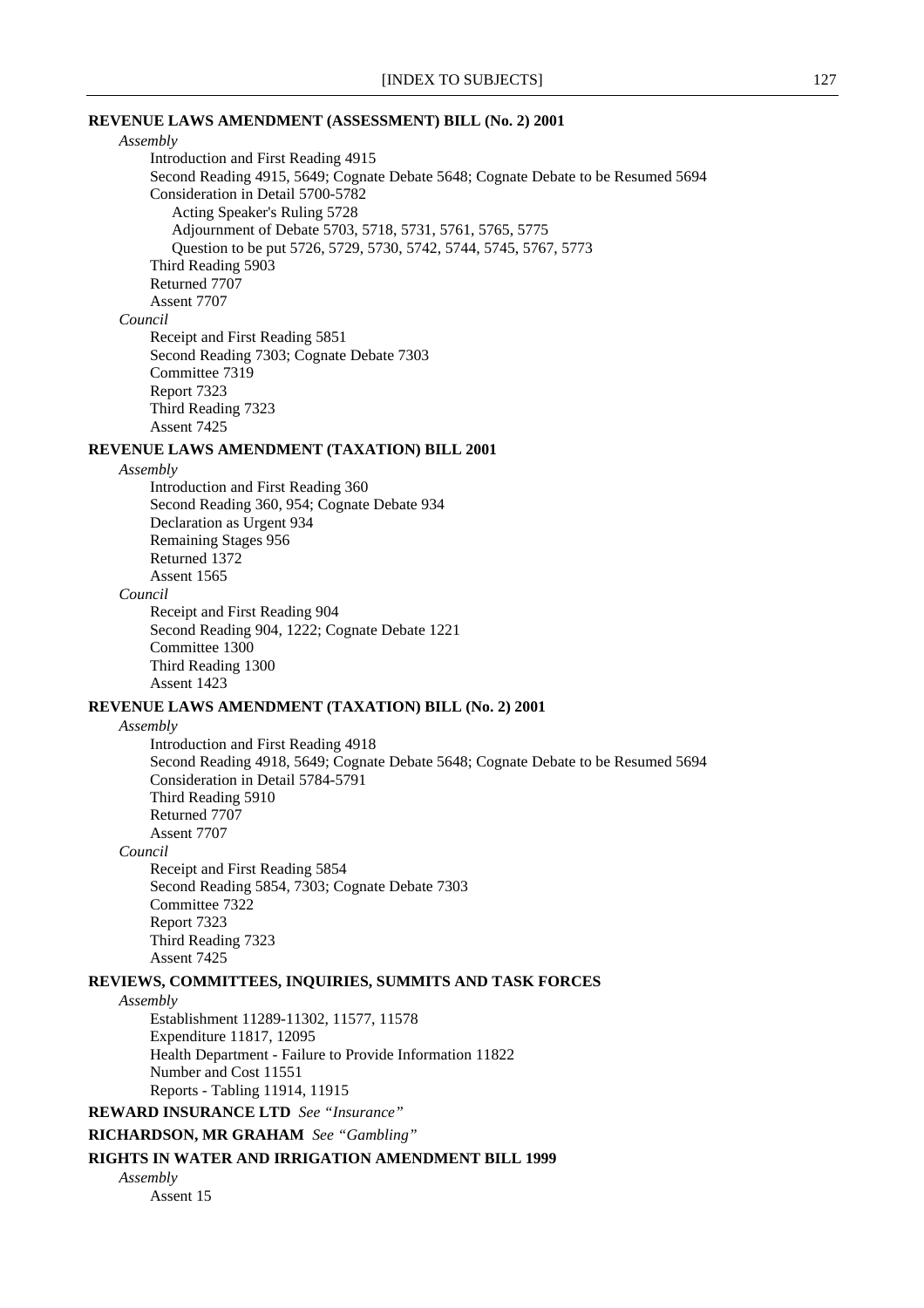**REVENUE LAWS AMENDMENT (ASSESSMENT) BILL (No. 2) 2001**

*Assembly*

- Introduction and First Reading 4915
- Second Reading 4915, 5649; Cognate Debate 5648; Cognate Debate to be Resumed 5694
- Consideration in Detail 5700-5782
  - Acting Speaker's Ruling 5728
  - Adjournment of Debate 5703, 5718, 5731, 5761, 5765, 5775
  - Question to be put 5726, 5729, 5730, 5742, 5744, 5745, 5767, 5773
- Third Reading 5903
- Returned 7707
- Assent 7707

*Council*

- Receipt and First Reading 5851
- Second Reading 7303; Cognate Debate 7303
- Committee 7319
- Report 7323
- Third Reading 7323
- Assent 7425

**REVENUE LAWS AMENDMENT (TAXATION) BILL 2001**

*Assembly*

- Introduction and First Reading 360
- Second Reading 360, 954; Cognate Debate 934
- Declaration as Urgent 934
- Remaining Stages 956
- Returned 1372
- Assent 1565

*Council*

- Receipt and First Reading 904
- Second Reading 904, 1222; Cognate Debate 1221
- Committee 1300
- Third Reading 1300
- Assent 1423

**REVENUE LAWS AMENDMENT (TAXATION) BILL (No. 2) 2001**

*Assembly*

- Introduction and First Reading 4918
- Second Reading 4918, 5649; Cognate Debate 5648; Cognate Debate to be Resumed 5694
- Consideration in Detail 5784-5791
- Third Reading 5910
- Returned 7707
- Assent 7707

*Council*

- Receipt and First Reading 5854
- Second Reading 5854, 7303; Cognate Debate 7303
- Committee 7322
- Report 7323
- Third Reading 7323
- Assent 7425

**REVIEWS, COMMITTEES, INQUIRIES, SUMMITS AND TASK FORCES**

*Assembly*

- Establishment 11289-11302, 11577, 11578
- Expenditure 11817, 12095
- Health Department - Failure to Provide Information 11822
- Number and Cost 11551
- Reports - Tabling 11914, 11915

**REWARD INSURANCE LTD** *See "Insurance"*

**RICHARDSON, MR GRAHAM** *See "Gambling"*

**RIGHTS IN WATER AND IRRIGATION AMENDMENT BILL 1999**

*Assembly*

- Assent 15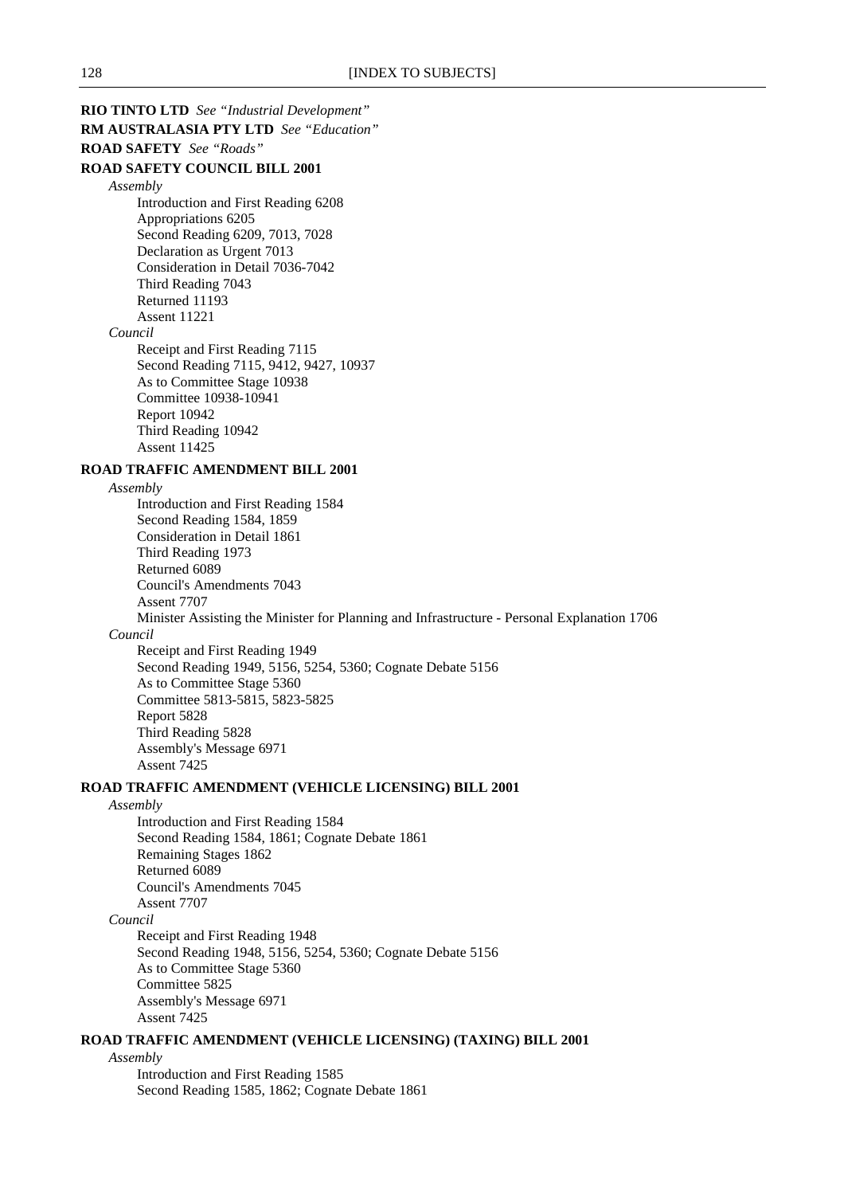**RIO TINTO LTD** *See "Industrial Development"*

**RM AUSTRALASIA PTY LTD** *See "Education"*

**ROAD SAFETY** *See "Roads"*

**ROAD SAFETY COUNCIL BILL 2001**

*Assembly*

- Introduction and First Reading 6208
- Appropriations 6205
- Second Reading 6209, 7013, 7028
- Declaration as Urgent 7013
- Consideration in Detail 7036-7042
- Third Reading 7043
- Returned 11193
- Assent 11221

*Council*

- Receipt and First Reading 7115
- Second Reading 7115, 9412, 9427, 10937
- As to Committee Stage 10938
- Committee 10938-10941
- Report 10942
- Third Reading 10942
- Assent 11425

**ROAD TRAFFIC AMENDMENT BILL 2001**

*Assembly*

- Introduction and First Reading 1584
- Second Reading 1584, 1859
- Consideration in Detail 1861
- Third Reading 1973
- Returned 6089
- Council's Amendments 7043
- Assent 7707
- Minister Assisting the Minister for Planning and Infrastructure - Personal Explanation 1706

*Council*

- Receipt and First Reading 1949
- Second Reading 1949, 5156, 5254, 5360; Cognate Debate 5156
- As to Committee Stage 5360
- Committee 5813-5815, 5823-5825
- Report 5828
- Third Reading 5828
- Assembly's Message 6971
- Assent 7425

**ROAD TRAFFIC AMENDMENT (VEHICLE LICENSING) BILL 2001**

*Assembly*

- Introduction and First Reading 1584
- Second Reading 1584, 1861; Cognate Debate 1861
- Remaining Stages 1862
- Returned 6089
- Council's Amendments 7045
- Assent 7707

*Council*

- Receipt and First Reading 1948
- Second Reading 1948, 5156, 5254, 5360; Cognate Debate 5156
- As to Committee Stage 5360
- Committee 5825
- Assembly's Message 6971
- Assent 7425

**ROAD TRAFFIC AMENDMENT (VEHICLE LICENSING) (TAXING) BILL 2001**

*Assembly*

- Introduction and First Reading 1585
- Second Reading 1585, 1862; Cognate Debate 1861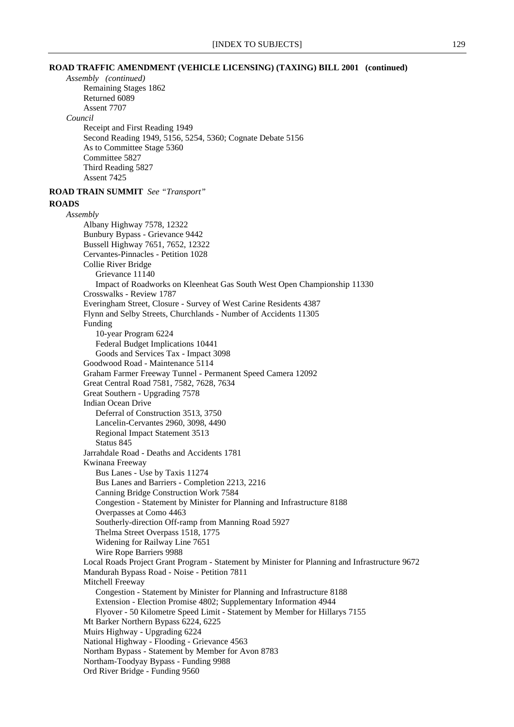**ROAD TRAFFIC AMENDMENT (VEHICLE LICENSING) (TAXING) BILL 2001 (continued)**

*Assembly (continued)*

- Remaining Stages 1862
- Returned 6089
- Assent 7707

*Council*

- Receipt and First Reading 1949
- Second Reading 1949, 5156, 5254, 5360; Cognate Debate 5156
- As to Committee Stage 5360
- Committee 5827
- Third Reading 5827
- Assent 7425

**ROAD TRAIN SUMMIT** *See "Transport"*

**ROADS**

*Assembly*

- Albany Highway 7578, 12322
- Bunbury Bypass - Grievance 9442
- Bussell Highway 7651, 7652, 12322
- Cervantes-Pinnacles - Petition 1028
- Collie River Bridge
  - Grievance 11140
  - Impact of Roadworks on Kleenheat Gas South West Open Championship 11330
- Crosswalks - Review 1787
- Everingham Street, Closure - Survey of West Carine Residents 4387
- Flynn and Selby Streets, Churchlands - Number of Accidents 11305
- Funding
  - 10-year Program 6224
  - Federal Budget Implications 10441
  - Goods and Services Tax - Impact 3098
- Goodwood Road - Maintenance 5114
- Graham Farmer Freeway Tunnel - Permanent Speed Camera 12092
- Great Central Road 7581, 7582, 7628, 7634
- Great Southern - Upgrading 7578
- Indian Ocean Drive
  - Deferral of Construction 3513, 3750
  - Lancelin-Cervantes 2960, 3098, 4490
  - Regional Impact Statement 3513
  - Status 845
- Jarrahdale Road - Deaths and Accidents 1781
- Kwinana Freeway
  - Bus Lanes - Use by Taxis 11274
  - Bus Lanes and Barriers - Completion 2213, 2216
  - Canning Bridge Construction Work 7584
  - Congestion - Statement by Minister for Planning and Infrastructure 8188
  - Overpasses at Como 4463
  - Southerly-direction Off-ramp from Manning Road 5927
  - Thelma Street Overpass 1518, 1775
  - Widening for Railway Line 7651
  - Wire Rope Barriers 9988
- Local Roads Project Grant Program - Statement by Minister for Planning and Infrastructure 9672
- Mandurah Bypass Road - Noise - Petition 7811
- Mitchell Freeway
  - Congestion - Statement by Minister for Planning and Infrastructure 8188
  - Extension - Election Promise 4802; Supplementary Information 4944
  - Flyover - 50 Kilometre Speed Limit - Statement by Member for Hillarys 7155
- Mt Barker Northern Bypass 6224, 6225
- Muirs Highway - Upgrading 6224
- National Highway - Flooding - Grievance 4563
- Northam Bypass - Statement by Member for Avon 8783
- Northam-Toodyay Bypass - Funding 9988
- Ord River Bridge - Funding 9560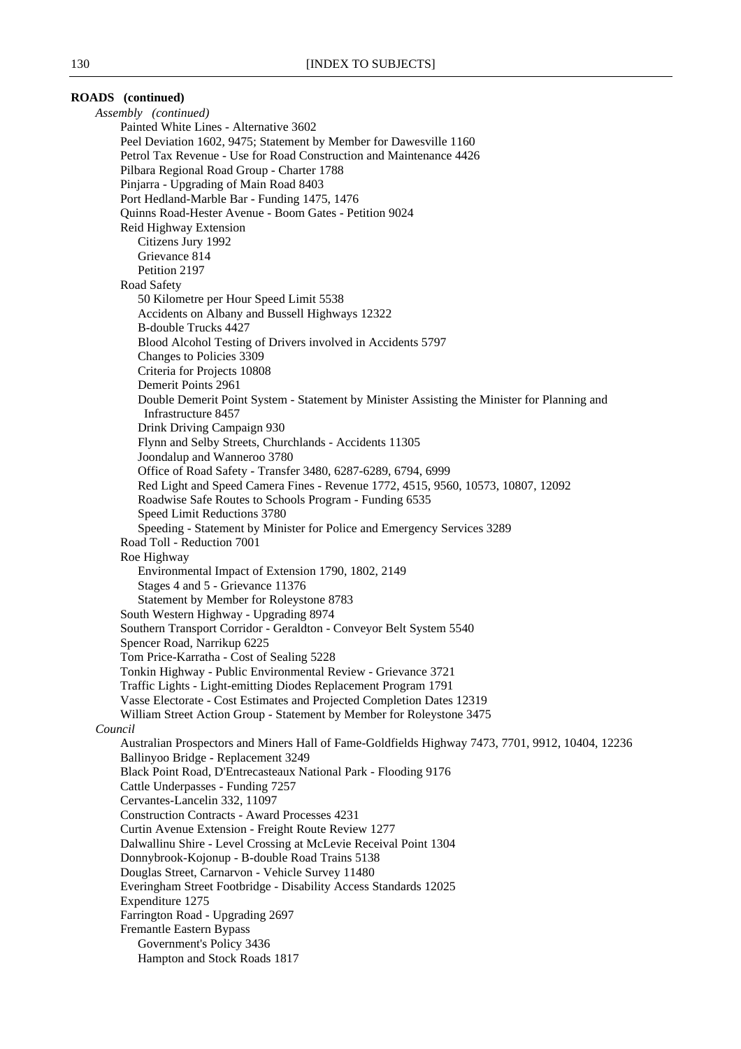**ROADS (continued)**

*Assembly (continued)*

- Painted White Lines - Alternative 3602
- Peel Deviation 1602, 9475; Statement by Member for Dawesville 1160
- Petrol Tax Revenue - Use for Road Construction and Maintenance 4426
- Pilbara Regional Road Group - Charter 1788
- Pinjarra - Upgrading of Main Road 8403
- Port Hedland-Marble Bar - Funding 1475, 1476
- Quinns Road-Hester Avenue - Boom Gates - Petition 9024
- Reid Highway Extension
  - Citizens Jury 1992
  - Grievance 814
  - Petition 2197
- Road Safety
  - 50 Kilometre per Hour Speed Limit 5538
  - Accidents on Albany and Bussell Highways 12322
  - B-double Trucks 4427
  - Blood Alcohol Testing of Drivers involved in Accidents 5797
  - Changes to Policies 3309
  - Criteria for Projects 10808
  - Demerit Points 2961
  - Double Demerit Point System - Statement by Minister Assisting the Minister for Planning and Infrastructure 8457
  - Drink Driving Campaign 930
  - Flynn and Selby Streets, Churchlands - Accidents 11305
  - Joondalup and Wanneroo 3780
  - Office of Road Safety - Transfer 3480, 6287-6289, 6794, 6999
  - Red Light and Speed Camera Fines - Revenue 1772, 4515, 9560, 10573, 10807, 12092
  - Roadwise Safe Routes to Schools Program - Funding 6535
  - Speed Limit Reductions 3780
  - Speeding - Statement by Minister for Police and Emergency Services 3289
- Road Toll - Reduction 7001
- Roe Highway
  - Environmental Impact of Extension 1790, 1802, 2149
  - Stages 4 and 5 - Grievance 11376
  - Statement by Member for Roleystone 8783
- South Western Highway - Upgrading 8974
- Southern Transport Corridor - Geraldton - Conveyor Belt System 5540
- Spencer Road, Narrikup 6225
- Tom Price-Karratha - Cost of Sealing 5228
- Tonkin Highway - Public Environmental Review - Grievance 3721
- Traffic Lights - Light-emitting Diodes Replacement Program 1791
- Vasse Electorate - Cost Estimates and Projected Completion Dates 12319
- William Street Action Group - Statement by Member for Roleystone 3475

*Council*

- Australian Prospectors and Miners Hall of Fame-Goldfields Highway 7473, 7701, 9912, 10404, 12236
- Ballinyoo Bridge - Replacement 3249
- Black Point Road, D'Entrecasteaux National Park - Flooding 9176
- Cattle Underpasses - Funding 7257
- Cervantes-Lancelin 332, 11097
- Construction Contracts - Award Processes 4231
- Curtin Avenue Extension - Freight Route Review 1277
- Dalwallinu Shire - Level Crossing at McLevie Receival Point 1304
- Donnybrook-Kojonup - B-double Road Trains 5138
- Douglas Street, Carnarvon - Vehicle Survey 11480
- Everingham Street Footbridge - Disability Access Standards 12025
- Expenditure 1275
- Farrington Road - Upgrading 2697
- Fremantle Eastern Bypass
  - Government's Policy 3436
  - Hampton and Stock Roads 1817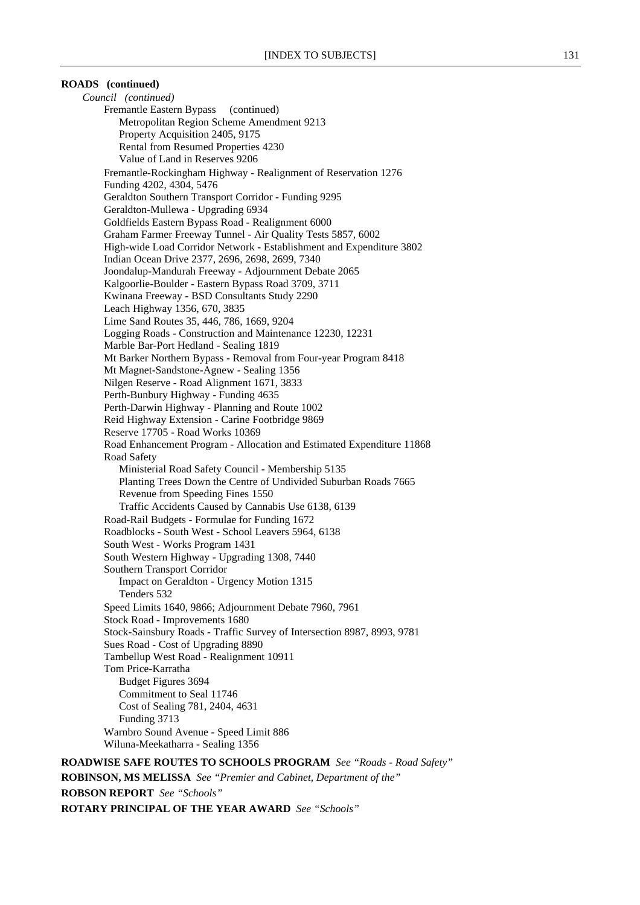**ROADS (continued)**

*Council (continued)*

Fremantle Eastern Bypass (continued)

Metropolitan Region Scheme Amendment 9213
Property Acquisition 2405, 9175
Rental from Resumed Properties 4230
Value of Land in Reserves 9206

Fremantle-Rockingham Highway - Realignment of Reservation 1276
Funding 4202, 4304, 5476
Geraldton Southern Transport Corridor - Funding 9295
Geraldton-Mullewa - Upgrading 6934
Goldfields Eastern Bypass Road - Realignment 6000
Graham Farmer Freeway Tunnel - Air Quality Tests 5857, 6002
High-wide Load Corridor Network - Establishment and Expenditure 3802
Indian Ocean Drive 2377, 2696, 2698, 2699, 7340
Joondalup-Mandurah Freeway - Adjournment Debate 2065
Kalgoorlie-Boulder - Eastern Bypass Road 3709, 3711
Kwinana Freeway - BSD Consultants Study 2290
Leach Highway 1356, 670, 3835
Lime Sand Routes 35, 446, 786, 1669, 9204
Logging Roads - Construction and Maintenance 12230, 12231
Marble Bar-Port Hedland - Sealing 1819
Mt Barker Northern Bypass - Removal from Four-year Program 8418
Mt Magnet-Sandstone-Agnew - Sealing 1356
Nilgen Reserve - Road Alignment 1671, 3833
Perth-Bunbury Highway - Funding 4635
Perth-Darwin Highway - Planning and Route 1002
Reid Highway Extension - Carine Footbridge 9869
Reserve 17705 - Road Works 10369
Road Enhancement Program - Allocation and Estimated Expenditure 11868
Road Safety

Ministerial Road Safety Council - Membership 5135
Planting Trees Down the Centre of Undivided Suburban Roads 7665
Revenue from Speeding Fines 1550
Traffic Accidents Caused by Cannabis Use 6138, 6139

Road-Rail Budgets - Formulae for Funding 1672
Roadblocks - South West - School Leavers 5964, 6138
South West - Works Program 1431
South Western Highway - Upgrading 1308, 7440
Southern Transport Corridor

Impact on Geraldton - Urgency Motion 1315
Tenders 532

Speed Limits 1640, 9866; Adjournment Debate 7960, 7961
Stock Road - Improvements 1680
Stock-Sainsbury Roads - Traffic Survey of Intersection 8987, 8993, 9781
Sues Road - Cost of Upgrading 8890
Tambellup West Road - Realignment 10911
Tom Price-Karratha

Budget Figures 3694
Commitment to Seal 11746
Cost of Sealing 781, 2404, 4631
Funding 3713

Warnbro Sound Avenue - Speed Limit 886
Wiluna-Meekatharra - Sealing 1356

**ROADWISE SAFE ROUTES TO SCHOOLS PROGRAM** *See "Roads - Road Safety"*

**ROBINSON, MS MELISSA** *See "Premier and Cabinet, Department of the"*

**ROBSON REPORT** *See "Schools"*

**ROTARY PRINCIPAL OF THE YEAR AWARD** *See "Schools"*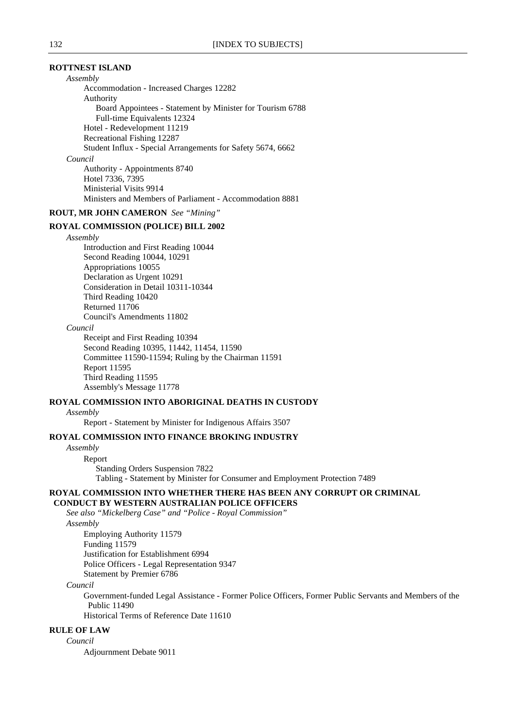**ROTTNEST ISLAND**

*Assembly*

- Accommodation - Increased Charges 12282
- Authority
  - Board Appointees - Statement by Minister for Tourism 6788
  - Full-time Equivalents 12324
- Hotel - Redevelopment 11219
- Recreational Fishing 12287
- Student Influx - Special Arrangements for Safety 5674, 6662

*Council*

- Authority - Appointments 8740
- Hotel 7336, 7395
- Ministerial Visits 9914
- Ministers and Members of Parliament - Accommodation 8881

**ROUT, MR JOHN CAMERON** *See "Mining"*

**ROYAL COMMISSION (POLICE) BILL 2002**

*Assembly*

- Introduction and First Reading 10044
- Second Reading 10044, 10291
- Appropriations 10055
- Declaration as Urgent 10291
- Consideration in Detail 10311-10344
- Third Reading 10420
- Returned 11706
- Council's Amendments 11802

*Council*

- Receipt and First Reading 10394
- Second Reading 10395, 11442, 11454, 11590
- Committee 11590-11594; Ruling by the Chairman 11591
- Report 11595
- Third Reading 11595
- Assembly's Message 11778

**ROYAL COMMISSION INTO ABORIGINAL DEATHS IN CUSTODY**

*Assembly*

- Report - Statement by Minister for Indigenous Affairs 3507

**ROYAL COMMISSION INTO FINANCE BROKING INDUSTRY**

*Assembly*

- Report
  - Standing Orders Suspension 7822
  - Tabling - Statement by Minister for Consumer and Employment Protection 7489

**ROYAL COMMISSION INTO WHETHER THERE HAS BEEN ANY CORRUPT OR CRIMINAL CONDUCT BY WESTERN AUSTRALIAN POLICE OFFICERS**

*See also "Mickelberg Case" and "Police - Royal Commission"*

*Assembly*

- Employing Authority 11579
- Funding 11579
- Justification for Establishment 6994
- Police Officers - Legal Representation 9347
- Statement by Premier 6786

*Council*

- Government-funded Legal Assistance - Former Police Officers, Former Public Servants and Members of the Public 11490
- Historical Terms of Reference Date 11610

**RULE OF LAW**

*Council*

- Adjournment Debate 9011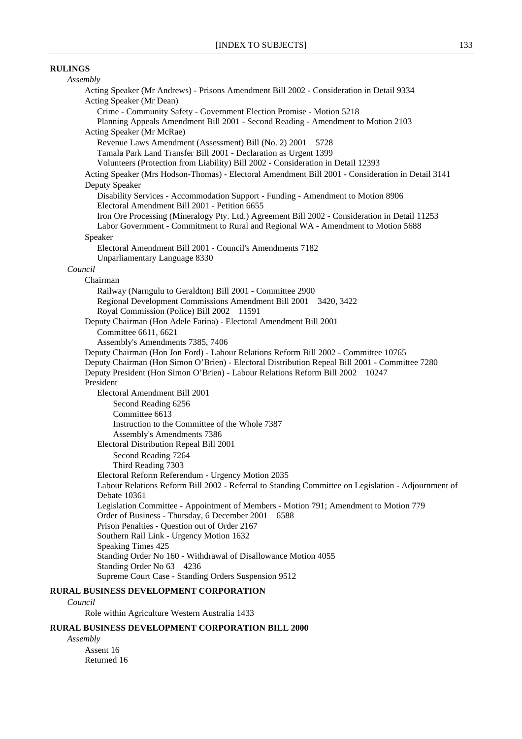**RULINGS**

*Assembly*

Acting Speaker (Mr Andrews) - Prisons Amendment Bill 2002 - Consideration in Detail 9334

Acting Speaker (Mr Dean)

Crime - Community Safety - Government Election Promise - Motion 5218

Planning Appeals Amendment Bill 2001 - Second Reading - Amendment to Motion 2103

Acting Speaker (Mr McRae)

Revenue Laws Amendment (Assessment) Bill (No. 2) 2001 5728

Tamala Park Land Transfer Bill 2001 - Declaration as Urgent 1399

Volunteers (Protection from Liability) Bill 2002 - Consideration in Detail 12393

Acting Speaker (Mrs Hodson-Thomas) - Electoral Amendment Bill 2001 - Consideration in Detail 3141

Deputy Speaker

Disability Services - Accommodation Support - Funding - Amendment to Motion 8906

Electoral Amendment Bill 2001 - Petition 6655

Iron Ore Processing (Mineralogy Pty. Ltd.) Agreement Bill 2002 - Consideration in Detail 11253

Labor Government - Commitment to Rural and Regional WA - Amendment to Motion 5688

Speaker

Electoral Amendment Bill 2001 - Council's Amendments 7182

Unparliamentary Language 8330

*Council*

Chairman

Railway (Narngulu to Geraldton) Bill 2001 - Committee 2900

Regional Development Commissions Amendment Bill 2001 3420, 3422

Royal Commission (Police) Bill 2002 11591

Deputy Chairman (Hon Adele Farina) - Electoral Amendment Bill 2001

Committee 6611, 6621

Assembly's Amendments 7385, 7406

Deputy Chairman (Hon Jon Ford) - Labour Relations Reform Bill 2002 - Committee 10765

Deputy Chairman (Hon Simon O'Brien) - Electoral Distribution Repeal Bill 2001 - Committee 7280

Deputy President (Hon Simon O'Brien) - Labour Relations Reform Bill 2002 10247

President

Electoral Amendment Bill 2001

Second Reading 6256

Committee 6613

Instruction to the Committee of the Whole 7387

Assembly's Amendments 7386

Electoral Distribution Repeal Bill 2001

Second Reading 7264

Third Reading 7303

Electoral Reform Referendum - Urgency Motion 2035

Labour Relations Reform Bill 2002 - Referral to Standing Committee on Legislation - Adjournment of Debate 10361

Legislation Committee - Appointment of Members - Motion 791; Amendment to Motion 779

Order of Business - Thursday, 6 December 2001 6588

Prison Penalties - Question out of Order 2167

Southern Rail Link - Urgency Motion 1632

Speaking Times 425

Standing Order No 160 - Withdrawal of Disallowance Motion 4055

Standing Order No 63 4236

Supreme Court Case - Standing Orders Suspension 9512

**RURAL BUSINESS DEVELOPMENT CORPORATION**

*Council*

Role within Agriculture Western Australia 1433

**RURAL BUSINESS DEVELOPMENT CORPORATION BILL 2000**

*Assembly*

Assent 16

Returned 16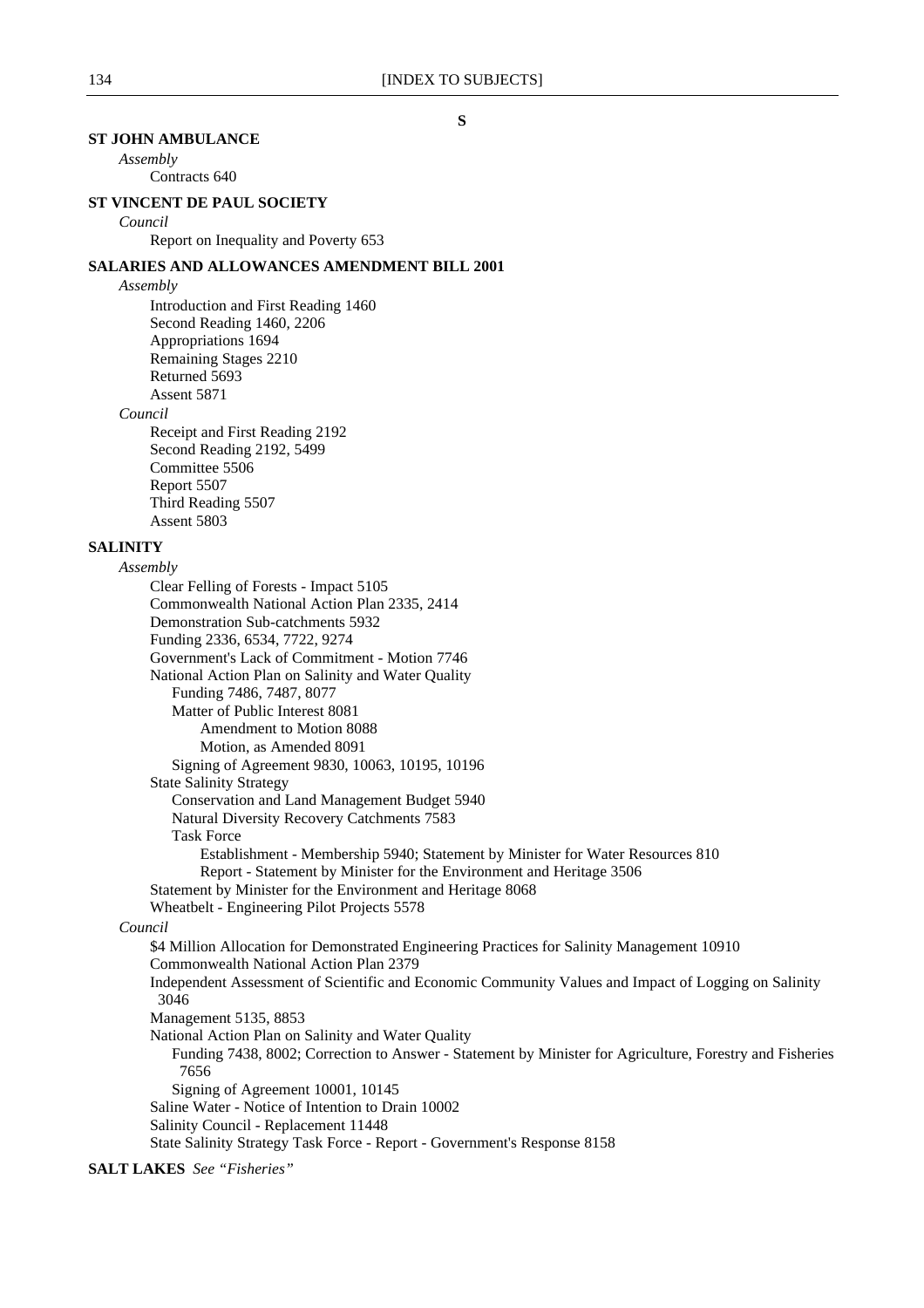**S**

**ST JOHN AMBULANCE**

*Assembly*

Contracts 640

**ST VINCENT DE PAUL SOCIETY**

*Council*

Report on Inequality and Poverty 653

**SALARIES AND ALLOWANCES AMENDMENT BILL 2001**

*Assembly*

Introduction and First Reading 1460
Second Reading 1460, 2206
Appropriations 1694
Remaining Stages 2210
Returned 5693
Assent 5871

*Council*

Receipt and First Reading 2192
Second Reading 2192, 5499
Committee 5506
Report 5507
Third Reading 5507
Assent 5803

**SALINITY**

*Assembly*

Clear Felling of Forests - Impact 5105
Commonwealth National Action Plan 2335, 2414
Demonstration Sub-catchments 5932
Funding 2336, 6534, 7722, 9274
Government's Lack of Commitment - Motion 7746
National Action Plan on Salinity and Water Quality
- Funding 7486, 7487, 8077
- Matter of Public Interest 8081
  - Amendment to Motion 8088
  - Motion, as Amended 8091
- Signing of Agreement 9830, 10063, 10195, 10196

State Salinity Strategy
- Conservation and Land Management Budget 5940
- Natural Diversity Recovery Catchments 7583
- Task Force
  - Establishment - Membership 5940; Statement by Minister for Water Resources 810
  - Report - Statement by Minister for the Environment and Heritage 3506

Statement by Minister for the Environment and Heritage 8068
Wheatbelt - Engineering Pilot Projects 5578

*Council*

$4 Million Allocation for Demonstrated Engineering Practices for Salinity Management 10910
Commonwealth National Action Plan 2379
Independent Assessment of Scientific and Economic Community Values and Impact of Logging on Salinity 3046
Management 5135, 8853
National Action Plan on Salinity and Water Quality
- Funding 7438, 8002; Correction to Answer - Statement by Minister for Agriculture, Forestry and Fisheries 7656
- Signing of Agreement 10001, 10145

Saline Water - Notice of Intention to Drain 10002
Salinity Council - Replacement 11448
State Salinity Strategy Task Force - Report - Government's Response 8158

**SALT LAKES** *See "Fisheries"*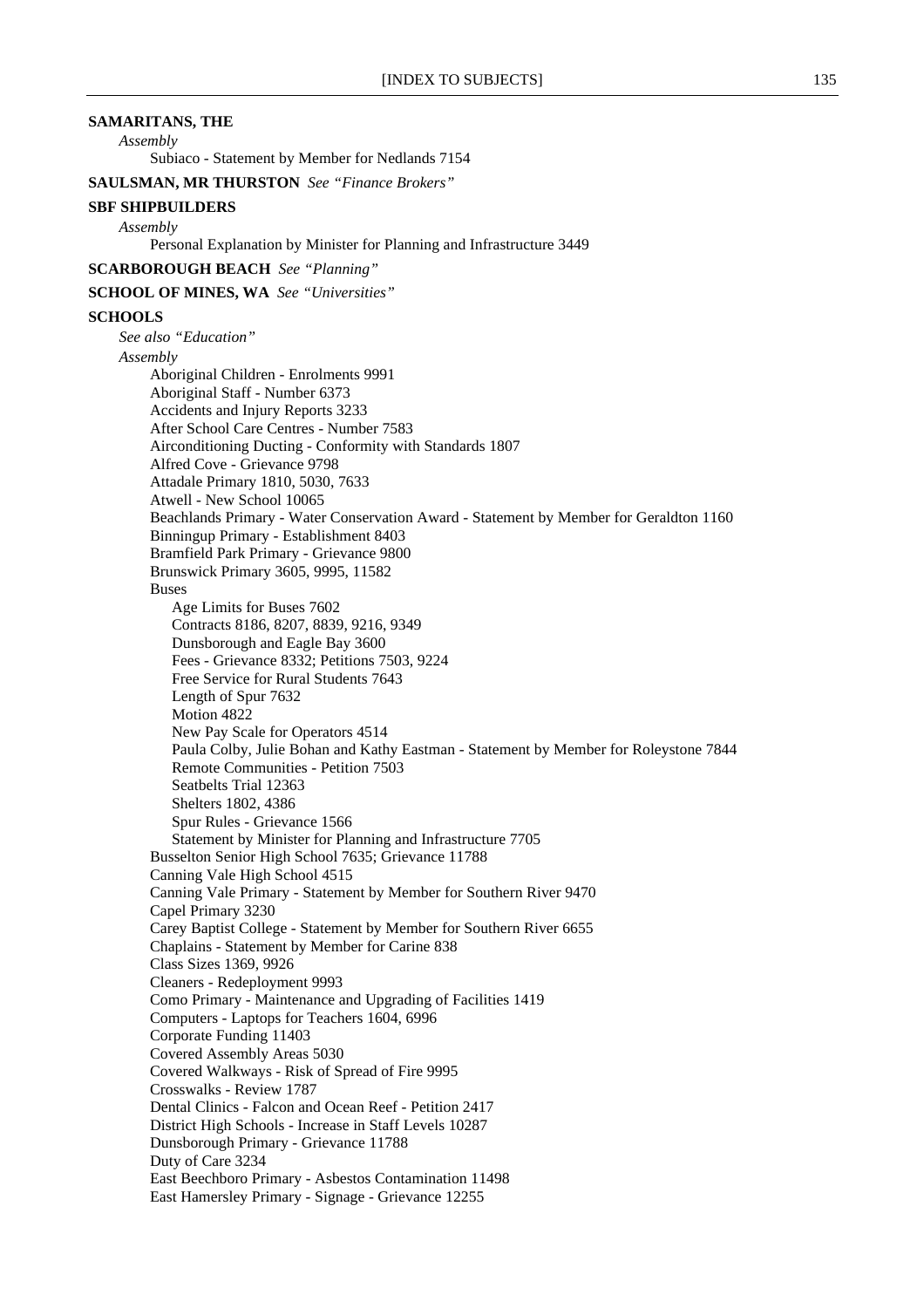**SAMARITANS, THE**

*Assembly*

Subiaco - Statement by Member for Nedlands 7154

**SAULSMAN, MR THURSTON** *See "Finance Brokers"*

**SBF SHIPBUILDERS**

*Assembly*

Personal Explanation by Minister for Planning and Infrastructure 3449

**SCARBOROUGH BEACH** *See "Planning"*

**SCHOOL OF MINES, WA** *See "Universities"*

**SCHOOLS**

*See also "Education"*

*Assembly*

Aboriginal Children - Enrolments 9991
Aboriginal Staff - Number 6373
Accidents and Injury Reports 3233
After School Care Centres - Number 7583
Airconditioning Ducting - Conformity with Standards 1807
Alfred Cove - Grievance 9798
Attadale Primary 1810, 5030, 7633
Atwell - New School 10065
Beachlands Primary - Water Conservation Award - Statement by Member for Geraldton 1160
Binningup Primary - Establishment 8403
Bramfield Park Primary - Grievance 9800
Brunswick Primary 3605, 9995, 11582
Buses
- Age Limits for Buses 7602
- Contracts 8186, 8207, 8839, 9216, 9349
- Dunsborough and Eagle Bay 3600
- Fees - Grievance 8332; Petitions 7503, 9224
- Free Service for Rural Students 7643
- Length of Spur 7632
- Motion 4822
- New Pay Scale for Operators 4514
- Paula Colby, Julie Bohan and Kathy Eastman - Statement by Member for Roleystone 7844
- Remote Communities - Petition 7503
- Seatbelts Trial 12363
- Shelters 1802, 4386
- Spur Rules - Grievance 1566
- Statement by Minister for Planning and Infrastructure 7705

Busselton Senior High School 7635; Grievance 11788
Canning Vale High School 4515
Canning Vale Primary - Statement by Member for Southern River 9470
Capel Primary 3230
Carey Baptist College - Statement by Member for Southern River 6655
Chaplains - Statement by Member for Carine 838
Class Sizes 1369, 9926
Cleaners - Redeployment 9993
Como Primary - Maintenance and Upgrading of Facilities 1419
Computers - Laptops for Teachers 1604, 6996
Corporate Funding 11403
Covered Assembly Areas 5030
Covered Walkways - Risk of Spread of Fire 9995
Crosswalks - Review 1787
Dental Clinics - Falcon and Ocean Reef - Petition 2417
District High Schools - Increase in Staff Levels 10287
Dunsborough Primary - Grievance 11788
Duty of Care 3234
East Beechboro Primary - Asbestos Contamination 11498
East Hamersley Primary - Signage - Grievance 12255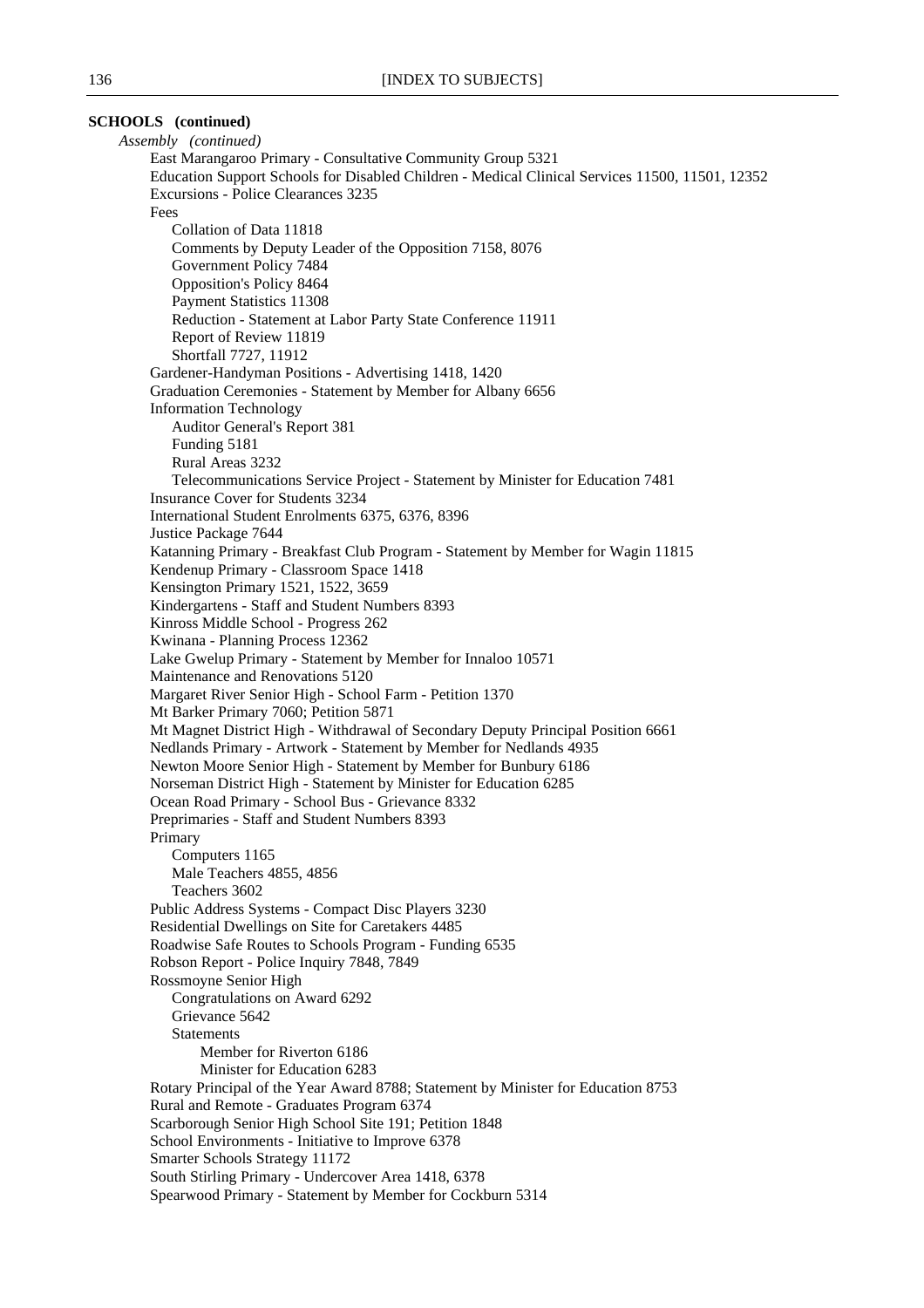**SCHOOLS (continued)**

*Assembly (continued)*

- East Marangaroo Primary - Consultative Community Group 5321
- Education Support Schools for Disabled Children - Medical Clinical Services 11500, 11501, 12352
- Excursions - Police Clearances 3235
- Fees
  - Collation of Data 11818
  - Comments by Deputy Leader of the Opposition 7158, 8076
  - Government Policy 7484
  - Opposition's Policy 8464
  - Payment Statistics 11308
  - Reduction - Statement at Labor Party State Conference 11911
  - Report of Review 11819
  - Shortfall 7727, 11912
- Gardener-Handyman Positions - Advertising 1418, 1420
- Graduation Ceremonies - Statement by Member for Albany 6656
- Information Technology
  - Auditor General's Report 381
  - Funding 5181
  - Rural Areas 3232
  - Telecommunications Service Project - Statement by Minister for Education 7481
- Insurance Cover for Students 3234
- International Student Enrolments 6375, 6376, 8396
- Justice Package 7644
- Katanning Primary - Breakfast Club Program - Statement by Member for Wagin 11815
- Kendenup Primary - Classroom Space 1418
- Kensington Primary 1521, 1522, 3659
- Kindergartens - Staff and Student Numbers 8393
- Kinross Middle School - Progress 262
- Kwinana - Planning Process 12362
- Lake Gwelup Primary - Statement by Member for Innaloo 10571
- Maintenance and Renovations 5120
- Margaret River Senior High - School Farm - Petition 1370
- Mt Barker Primary 7060; Petition 5871
- Mt Magnet District High - Withdrawal of Secondary Deputy Principal Position 6661
- Nedlands Primary - Artwork - Statement by Member for Nedlands 4935
- Newton Moore Senior High - Statement by Member for Bunbury 6186
- Norseman District High - Statement by Minister for Education 6285
- Ocean Road Primary - School Bus - Grievance 8332
- Preprimaries - Staff and Student Numbers 8393
- Primary
  - Computers 1165
  - Male Teachers 4855, 4856
  - Teachers 3602
- Public Address Systems - Compact Disc Players 3230
- Residential Dwellings on Site for Caretakers 4485
- Roadwise Safe Routes to Schools Program - Funding 6535
- Robson Report - Police Inquiry 7848, 7849
- Rossmoyne Senior High
  - Congratulations on Award 6292
  - Grievance 5642
  - Statements
    - Member for Riverton 6186
    - Minister for Education 6283
- Rotary Principal of the Year Award 8788; Statement by Minister for Education 8753
- Rural and Remote - Graduates Program 6374
- Scarborough Senior High School Site 191; Petition 1848
- School Environments - Initiative to Improve 6378
- Smarter Schools Strategy 11172
- South Stirling Primary - Undercover Area 1418, 6378
- Spearwood Primary - Statement by Member for Cockburn 5314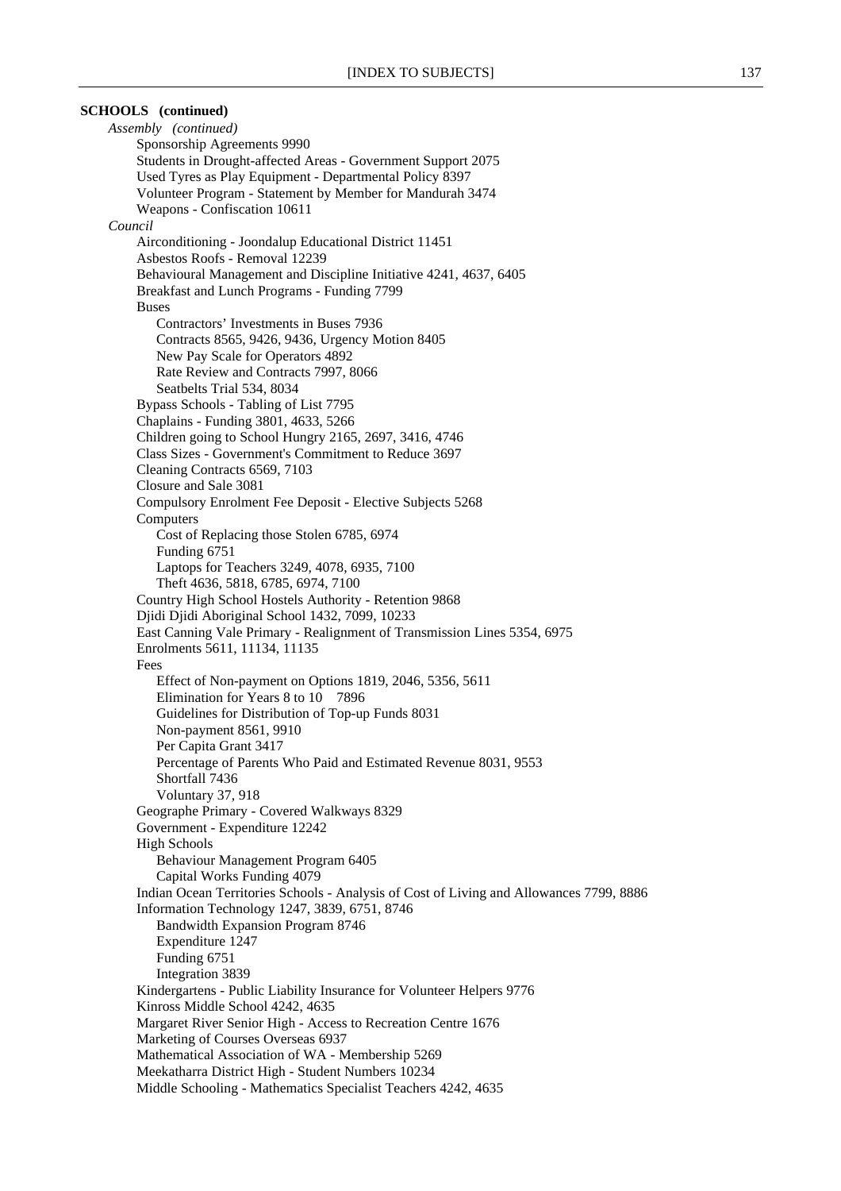**SCHOOLS (continued)**

*Assembly (continued)*

- Sponsorship Agreements 9990
- Students in Drought-affected Areas - Government Support 2075
- Used Tyres as Play Equipment - Departmental Policy 8397
- Volunteer Program - Statement by Member for Mandurah 3474
- Weapons - Confiscation 10611

*Council*

- Airconditioning - Joondalup Educational District 11451
- Asbestos Roofs - Removal 12239
- Behavioural Management and Discipline Initiative 4241, 4637, 6405
- Breakfast and Lunch Programs - Funding 7799
- Buses
    - Contractors' Investments in Buses 7936
    - Contracts 8565, 9426, 9436, Urgency Motion 8405
    - New Pay Scale for Operators 4892
    - Rate Review and Contracts 7997, 8066
    - Seatbelts Trial 534, 8034
- Bypass Schools - Tabling of List 7795
- Chaplains - Funding 3801, 4633, 5266
- Children going to School Hungry 2165, 2697, 3416, 4746
- Class Sizes - Government's Commitment to Reduce 3697
- Cleaning Contracts 6569, 7103
- Closure and Sale 3081
- Compulsory Enrolment Fee Deposit - Elective Subjects 5268
- Computers
    - Cost of Replacing those Stolen 6785, 6974
    - Funding 6751
    - Laptops for Teachers 3249, 4078, 6935, 7100
    - Theft 4636, 5818, 6785, 6974, 7100
- Country High School Hostels Authority - Retention 9868
- Djidi Djidi Aboriginal School 1432, 7099, 10233
- East Canning Vale Primary - Realignment of Transmission Lines 5354, 6975
- Enrolments 5611, 11134, 11135
- Fees
    - Effect of Non-payment on Options 1819, 2046, 5356, 5611
    - Elimination for Years 8 to 10 7896
    - Guidelines for Distribution of Top-up Funds 8031
    - Non-payment 8561, 9910
    - Per Capita Grant 3417
    - Percentage of Parents Who Paid and Estimated Revenue 8031, 9553
    - Shortfall 7436
    - Voluntary 37, 918
- Geographe Primary - Covered Walkways 8329
- Government - Expenditure 12242
- High Schools
    - Behaviour Management Program 6405
    - Capital Works Funding 4079
- Indian Ocean Territories Schools - Analysis of Cost of Living and Allowances 7799, 8886
- Information Technology 1247, 3839, 6751, 8746
    - Bandwidth Expansion Program 8746
    - Expenditure 1247
    - Funding 6751
    - Integration 3839
- Kindergartens - Public Liability Insurance for Volunteer Helpers 9776
- Kinross Middle School 4242, 4635
- Margaret River Senior High - Access to Recreation Centre 1676
- Marketing of Courses Overseas 6937
- Mathematical Association of WA - Membership 5269
- Meekatharra District High - Student Numbers 10234
- Middle Schooling - Mathematics Specialist Teachers 4242, 4635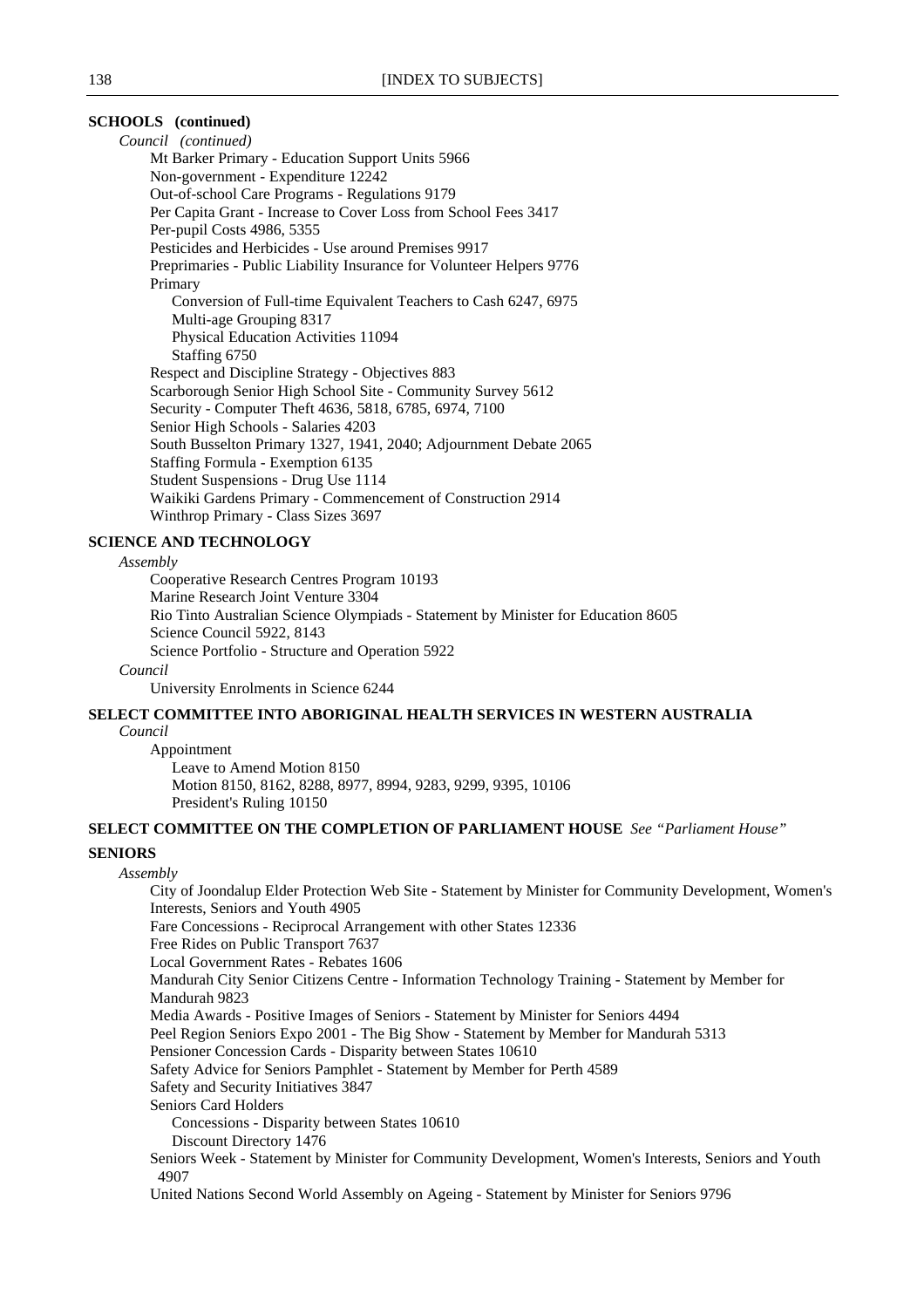**SCHOOLS (continued)**

*Council (continued)*

- Mt Barker Primary - Education Support Units 5966
- Non-government - Expenditure 12242
- Out-of-school Care Programs - Regulations 9179
- Per Capita Grant - Increase to Cover Loss from School Fees 3417
- Per-pupil Costs 4986, 5355
- Pesticides and Herbicides - Use around Premises 9917
- Preprimaries - Public Liability Insurance for Volunteer Helpers 9776
- Primary
  - Conversion of Full-time Equivalent Teachers to Cash 6247, 6975
  - Multi-age Grouping 8317
  - Physical Education Activities 11094
  - Staffing 6750
- Respect and Discipline Strategy - Objectives 883
- Scarborough Senior High School Site - Community Survey 5612
- Security - Computer Theft 4636, 5818, 6785, 6974, 7100
- Senior High Schools - Salaries 4203
- South Busselton Primary 1327, 1941, 2040; Adjournment Debate 2065
- Staffing Formula - Exemption 6135
- Student Suspensions - Drug Use 1114
- Waikiki Gardens Primary - Commencement of Construction 2914
- Winthrop Primary - Class Sizes 3697

**SCIENCE AND TECHNOLOGY**

*Assembly*

- Cooperative Research Centres Program 10193
- Marine Research Joint Venture 3304
- Rio Tinto Australian Science Olympiads - Statement by Minister for Education 8605
- Science Council 5922, 8143
- Science Portfolio - Structure and Operation 5922

*Council*

- University Enrolments in Science 6244

**SELECT COMMITTEE INTO ABORIGINAL HEALTH SERVICES IN WESTERN AUSTRALIA**

*Council*

- Appointment
  - Leave to Amend Motion 8150
  - Motion 8150, 8162, 8288, 8977, 8994, 9283, 9299, 9395, 10106
  - President's Ruling 10150

**SELECT COMMITTEE ON THE COMPLETION OF PARLIAMENT HOUSE** *See "Parliament House"*

**SENIORS**

*Assembly*

- City of Joondalup Elder Protection Web Site - Statement by Minister for Community Development, Women's Interests, Seniors and Youth 4905
- Fare Concessions - Reciprocal Arrangement with other States 12336
- Free Rides on Public Transport 7637
- Local Government Rates - Rebates 1606
- Mandurah City Senior Citizens Centre - Information Technology Training - Statement by Member for Mandurah 9823
- Media Awards - Positive Images of Seniors - Statement by Minister for Seniors 4494
- Peel Region Seniors Expo 2001 - The Big Show - Statement by Member for Mandurah 5313
- Pensioner Concession Cards - Disparity between States 10610
- Safety Advice for Seniors Pamphlet - Statement by Member for Perth 4589
- Safety and Security Initiatives 3847
- Seniors Card Holders
  - Concessions - Disparity between States 10610
  - Discount Directory 1476
- Seniors Week - Statement by Minister for Community Development, Women's Interests, Seniors and Youth 4907
- United Nations Second World Assembly on Ageing - Statement by Minister for Seniors 9796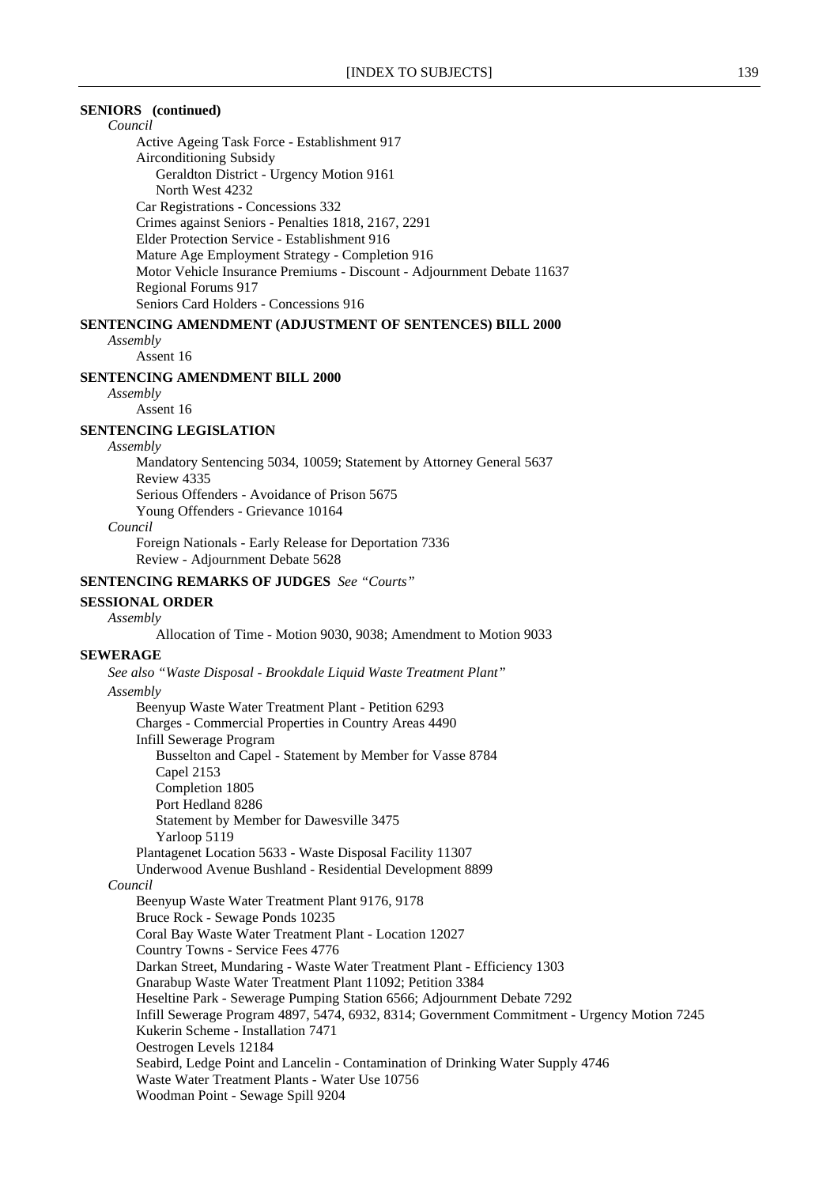**SENIORS (continued)**

*Council*

- Active Ageing Task Force - Establishment 917
- Airconditioning Subsidy
  - Geraldton District - Urgency Motion 9161
  - North West 4232
- Car Registrations - Concessions 332
- Crimes against Seniors - Penalties 1818, 2167, 2291
- Elder Protection Service - Establishment 916
- Mature Age Employment Strategy - Completion 916
- Motor Vehicle Insurance Premiums - Discount - Adjournment Debate 11637
- Regional Forums 917
- Seniors Card Holders - Concessions 916

**SENTENCING AMENDMENT (ADJUSTMENT OF SENTENCES) BILL 2000**

*Assembly*

- Assent 16

**SENTENCING AMENDMENT BILL 2000**

*Assembly*

- Assent 16

**SENTENCING LEGISLATION**

*Assembly*

- Mandatory Sentencing 5034, 10059; Statement by Attorney General 5637
- Review 4335
- Serious Offenders - Avoidance of Prison 5675
- Young Offenders - Grievance 10164

*Council*

- Foreign Nationals - Early Release for Deportation 7336
- Review - Adjournment Debate 5628

**SENTENCING REMARKS OF JUDGES** *See "Courts"*

**SESSIONAL ORDER**

*Assembly*

- Allocation of Time - Motion 9030, 9038; Amendment to Motion 9033

**SEWERAGE**

*See also "Waste Disposal - Brookdale Liquid Waste Treatment Plant"*

*Assembly*

- Beenyup Waste Water Treatment Plant - Petition 6293
- Charges - Commercial Properties in Country Areas 4490
- Infill Sewerage Program
  - Busselton and Capel - Statement by Member for Vasse 8784
  - Capel 2153
  - Completion 1805
  - Port Hedland 8286
  - Statement by Member for Dawesville 3475
  - Yarloop 5119
- Plantagenet Location 5633 - Waste Disposal Facility 11307
- Underwood Avenue Bushland - Residential Development 8899

*Council*

- Beenyup Waste Water Treatment Plant 9176, 9178
- Bruce Rock - Sewage Ponds 10235
- Coral Bay Waste Water Treatment Plant - Location 12027
- Country Towns - Service Fees 4776
- Darkan Street, Mundaring - Waste Water Treatment Plant - Efficiency 1303
- Gnarabup Waste Water Treatment Plant 11092; Petition 3384
- Heseltine Park - Sewerage Pumping Station 6566; Adjournment Debate 7292
- Infill Sewerage Program 4897, 5474, 6932, 8314; Government Commitment - Urgency Motion 7245
- Kukerin Scheme - Installation 7471
- Oestrogen Levels 12184
- Seabird, Ledge Point and Lancelin - Contamination of Drinking Water Supply 4746
- Waste Water Treatment Plants - Water Use 10756
- Woodman Point - Sewage Spill 9204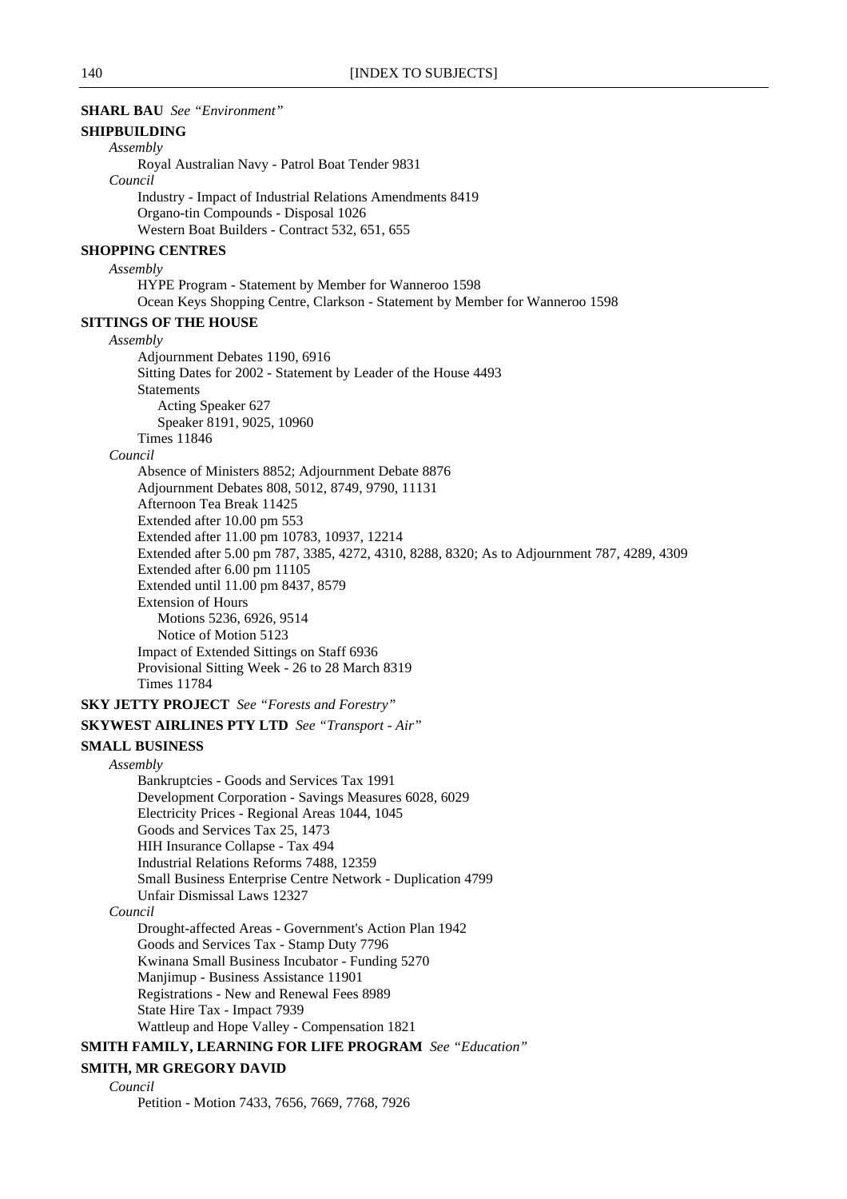**SHARL BAU** *See "Environment"*

**SHIPBUILDING**

*Assembly*

Royal Australian Navy - Patrol Boat Tender 9831

*Council*

Industry - Impact of Industrial Relations Amendments 8419
Organo-tin Compounds - Disposal 1026
Western Boat Builders - Contract 532, 651, 655

**SHOPPING CENTRES**

*Assembly*

HYPE Program - Statement by Member for Wanneroo 1598
Ocean Keys Shopping Centre, Clarkson - Statement by Member for Wanneroo 1598

**SITTINGS OF THE HOUSE**

*Assembly*

Adjournment Debates 1190, 6916
Sitting Dates for 2002 - Statement by Leader of the House 4493
Statements
- Acting Speaker 627
- Speaker 8191, 9025, 10960

Times 11846

*Council*

Absence of Ministers 8852; Adjournment Debate 8876
Adjournment Debates 808, 5012, 8749, 9790, 11131
Afternoon Tea Break 11425
Extended after 10.00 pm 553
Extended after 11.00 pm 10783, 10937, 12214
Extended after 5.00 pm 787, 3385, 4272, 4310, 8288, 8320; As to Adjournment 787, 4289, 4309
Extended after 6.00 pm 11105
Extended until 11.00 pm 8437, 8579
Extension of Hours
- Motions 5236, 6926, 9514
- Notice of Motion 5123

Impact of Extended Sittings on Staff 6936
Provisional Sitting Week - 26 to 28 March 8319
Times 11784

**SKY JETTY PROJECT** *See "Forests and Forestry"*

**SKYWEST AIRLINES PTY LTD** *See "Transport - Air"*

**SMALL BUSINESS**

*Assembly*

Bankruptcies - Goods and Services Tax 1991
Development Corporation - Savings Measures 6028, 6029
Electricity Prices - Regional Areas 1044, 1045
Goods and Services Tax 25, 1473
HIH Insurance Collapse - Tax 494
Industrial Relations Reforms 7488, 12359
Small Business Enterprise Centre Network - Duplication 4799
Unfair Dismissal Laws 12327

*Council*

Drought-affected Areas - Government's Action Plan 1942
Goods and Services Tax - Stamp Duty 7796
Kwinana Small Business Incubator - Funding 5270
Manjimup - Business Assistance 11901
Registrations - New and Renewal Fees 8989
State Hire Tax - Impact 7939
Wattleup and Hope Valley - Compensation 1821

**SMITH FAMILY, LEARNING FOR LIFE PROGRAM** *See "Education"*

**SMITH, MR GREGORY DAVID**

*Council*

Petition - Motion 7433, 7656, 7669, 7768, 7926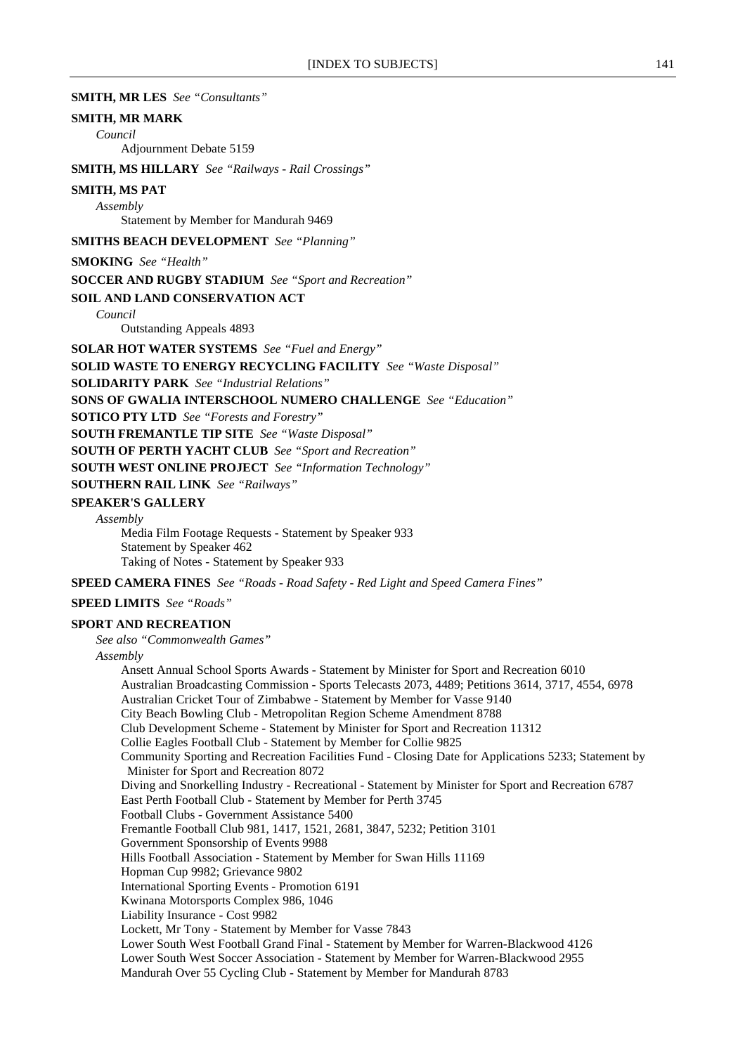**SMITH, MR LES** *See "Consultants"*

**SMITH, MR MARK**

*Council*

Adjournment Debate 5159

**SMITH, MS HILLARY** *See "Railways - Rail Crossings"*

**SMITH, MS PAT**

*Assembly*

Statement by Member for Mandurah 9469

**SMITHS BEACH DEVELOPMENT** *See "Planning"*

**SMOKING** *See "Health"*

**SOCCER AND RUGBY STADIUM** *See "Sport and Recreation"*

**SOIL AND LAND CONSERVATION ACT**

*Council*

Outstanding Appeals 4893

**SOLAR HOT WATER SYSTEMS** *See "Fuel and Energy"*

**SOLID WASTE TO ENERGY RECYCLING FACILITY** *See "Waste Disposal"*

**SOLIDARITY PARK** *See "Industrial Relations"*

**SONS OF GWALIA INTERSCHOOL NUMERO CHALLENGE** *See "Education"*

**SOTICO PTY LTD** *See "Forests and Forestry"*

**SOUTH FREMANTLE TIP SITE** *See "Waste Disposal"*

**SOUTH OF PERTH YACHT CLUB** *See "Sport and Recreation"*

**SOUTH WEST ONLINE PROJECT** *See "Information Technology"*

**SOUTHERN RAIL LINK** *See "Railways"*

**SPEAKER'S GALLERY**

*Assembly*

Media Film Footage Requests - Statement by Speaker 933
Statement by Speaker 462
Taking of Notes - Statement by Speaker 933

**SPEED CAMERA FINES** *See "Roads - Road Safety - Red Light and Speed Camera Fines"*

**SPEED LIMITS** *See "Roads"*

**SPORT AND RECREATION**

*See also "Commonwealth Games"*

*Assembly*

Ansett Annual School Sports Awards - Statement by Minister for Sport and Recreation 6010
Australian Broadcasting Commission - Sports Telecasts 2073, 4489; Petitions 3614, 3717, 4554, 6978
Australian Cricket Tour of Zimbabwe - Statement by Member for Vasse 9140
City Beach Bowling Club - Metropolitan Region Scheme Amendment 8788
Club Development Scheme - Statement by Minister for Sport and Recreation 11312
Collie Eagles Football Club - Statement by Member for Collie 9825
Community Sporting and Recreation Facilities Fund - Closing Date for Applications 5233; Statement by Minister for Sport and Recreation 8072
Diving and Snorkelling Industry - Recreational - Statement by Minister for Sport and Recreation 6787
East Perth Football Club - Statement by Member for Perth 3745
Football Clubs - Government Assistance 5400
Fremantle Football Club 981, 1417, 1521, 2681, 3847, 5232; Petition 3101
Government Sponsorship of Events 9988
Hills Football Association - Statement by Member for Swan Hills 11169
Hopman Cup 9982; Grievance 9802
International Sporting Events - Promotion 6191
Kwinana Motorsports Complex 986, 1046
Liability Insurance - Cost 9982
Lockett, Mr Tony - Statement by Member for Vasse 7843
Lower South West Football Grand Final - Statement by Member for Warren-Blackwood 4126
Lower South West Soccer Association - Statement by Member for Warren-Blackwood 2955
Mandurah Over 55 Cycling Club - Statement by Member for Mandurah 8783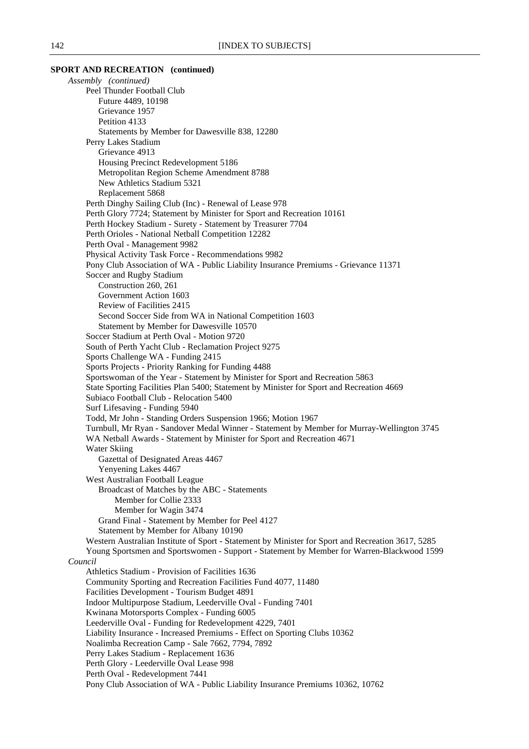**SPORT AND RECREATION (continued)**

*Assembly (continued)*

- Peel Thunder Football Club
  - Future 4489, 10198
  - Grievance 1957
  - Petition 4133
  - Statements by Member for Dawesville 838, 12280
- Perry Lakes Stadium
  - Grievance 4913
  - Housing Precinct Redevelopment 5186
  - Metropolitan Region Scheme Amendment 8788
  - New Athletics Stadium 5321
  - Replacement 5868
- Perth Dinghy Sailing Club (Inc) - Renewal of Lease 978
- Perth Glory 7724; Statement by Minister for Sport and Recreation 10161
- Perth Hockey Stadium - Surety - Statement by Treasurer 7704
- Perth Orioles - National Netball Competition 12282
- Perth Oval - Management 9982
- Physical Activity Task Force - Recommendations 9982
- Pony Club Association of WA - Public Liability Insurance Premiums - Grievance 11371
- Soccer and Rugby Stadium
  - Construction 260, 261
  - Government Action 1603
  - Review of Facilities 2415
  - Second Soccer Side from WA in National Competition 1603
  - Statement by Member for Dawesville 10570
- Soccer Stadium at Perth Oval - Motion 9720
- South of Perth Yacht Club - Reclamation Project 9275
- Sports Challenge WA - Funding 2415
- Sports Projects - Priority Ranking for Funding 4488
- Sportswoman of the Year - Statement by Minister for Sport and Recreation 5863
- State Sporting Facilities Plan 5400; Statement by Minister for Sport and Recreation 4669
- Subiaco Football Club - Relocation 5400
- Surf Lifesaving - Funding 5940
- Todd, Mr John - Standing Orders Suspension 1966; Motion 1967
- Turnbull, Mr Ryan - Sandover Medal Winner - Statement by Member for Murray-Wellington 3745
- WA Netball Awards - Statement by Minister for Sport and Recreation 4671
- Water Skiing
  - Gazettal of Designated Areas 4467
  - Yenyening Lakes 4467
- West Australian Football League
  - Broadcast of Matches by the ABC - Statements
    - Member for Collie 2333
    - Member for Wagin 3474
  - Grand Final - Statement by Member for Peel 4127
  - Statement by Member for Albany 10190
- Western Australian Institute of Sport - Statement by Minister for Sport and Recreation 3617, 5285
- Young Sportsmen and Sportswomen - Support - Statement by Member for Warren-Blackwood 1599

*Council*

- Athletics Stadium - Provision of Facilities 1636
- Community Sporting and Recreation Facilities Fund 4077, 11480
- Facilities Development - Tourism Budget 4891
- Indoor Multipurpose Stadium, Leederville Oval - Funding 7401
- Kwinana Motorsports Complex - Funding 6005
- Leederville Oval - Funding for Redevelopment 4229, 7401
- Liability Insurance - Increased Premiums - Effect on Sporting Clubs 10362
- Noalimba Recreation Camp - Sale 7662, 7794, 7892
- Perry Lakes Stadium - Replacement 1636
- Perth Glory - Leederville Oval Lease 998
- Perth Oval - Redevelopment 7441
- Pony Club Association of WA - Public Liability Insurance Premiums 10362, 10762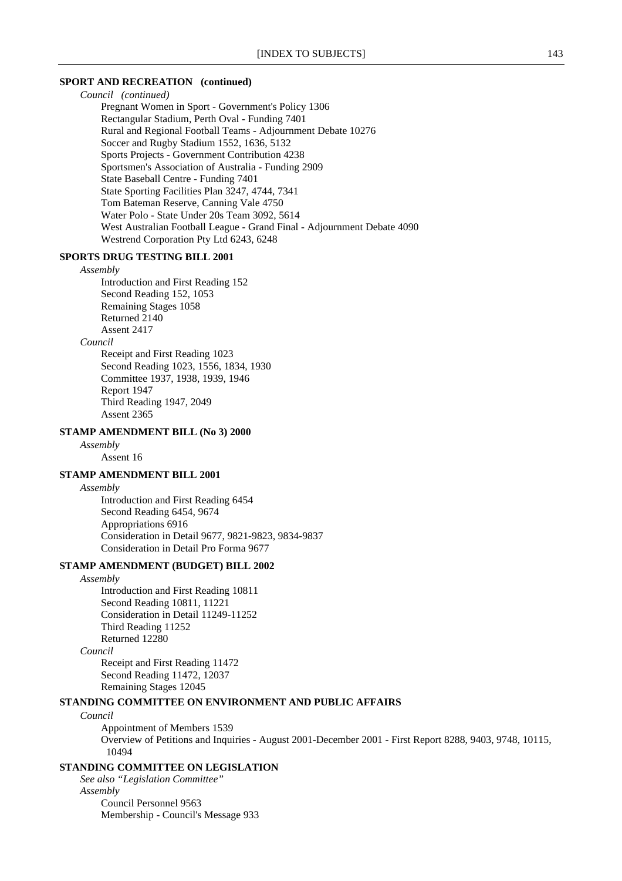**SPORT AND RECREATION (continued)**

*Council (continued)*

Pregnant Women in Sport - Government's Policy 1306
Rectangular Stadium, Perth Oval - Funding 7401
Rural and Regional Football Teams - Adjournment Debate 10276
Soccer and Rugby Stadium 1552, 1636, 5132
Sports Projects - Government Contribution 4238
Sportsmen's Association of Australia - Funding 2909
State Baseball Centre - Funding 7401
State Sporting Facilities Plan 3247, 4744, 7341
Tom Bateman Reserve, Canning Vale 4750
Water Polo - State Under 20s Team 3092, 5614
West Australian Football League - Grand Final - Adjournment Debate 4090
Westrend Corporation Pty Ltd 6243, 6248

**SPORTS DRUG TESTING BILL 2001**

*Assembly*

Introduction and First Reading 152
Second Reading 152, 1053
Remaining Stages 1058
Returned 2140
Assent 2417

*Council*

Receipt and First Reading 1023
Second Reading 1023, 1556, 1834, 1930
Committee 1937, 1938, 1939, 1946
Report 1947
Third Reading 1947, 2049
Assent 2365

**STAMP AMENDMENT BILL (No 3) 2000**

*Assembly*

Assent 16

**STAMP AMENDMENT BILL 2001**

*Assembly*

Introduction and First Reading 6454
Second Reading 6454, 9674
Appropriations 6916
Consideration in Detail 9677, 9821-9823, 9834-9837
Consideration in Detail Pro Forma 9677

**STAMP AMENDMENT (BUDGET) BILL 2002**

*Assembly*

Introduction and First Reading 10811
Second Reading 10811, 11221
Consideration in Detail 11249-11252
Third Reading 11252
Returned 12280

*Council*

Receipt and First Reading 11472
Second Reading 11472, 12037
Remaining Stages 12045

**STANDING COMMITTEE ON ENVIRONMENT AND PUBLIC AFFAIRS**

*Council*

Appointment of Members 1539
Overview of Petitions and Inquiries - August 2001-December 2001 - First Report 8288, 9403, 9748, 10115, 10494

**STANDING COMMITTEE ON LEGISLATION**

*See also "Legislation Committee"*

*Assembly*

Council Personnel 9563
Membership - Council's Message 933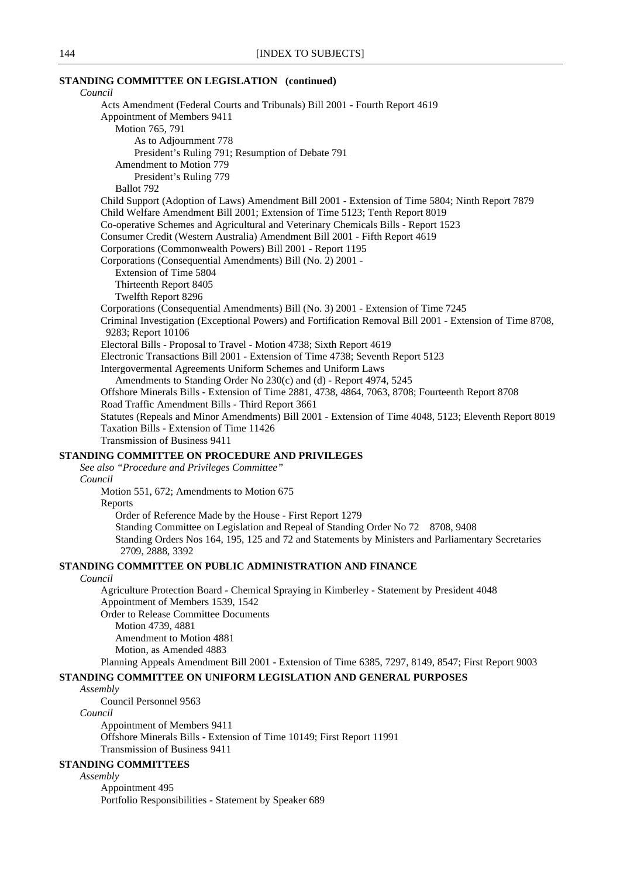**STANDING COMMITTEE ON LEGISLATION (continued)**

*Council*

- Acts Amendment (Federal Courts and Tribunals) Bill 2001 - Fourth Report 4619
- Appointment of Members 9411
  - Motion 765, 791
    - As to Adjournment 778
    - President's Ruling 791; Resumption of Debate 791
  - Amendment to Motion 779
    - President's Ruling 779
  - Ballot 792
- Child Support (Adoption of Laws) Amendment Bill 2001 - Extension of Time 5804; Ninth Report 7879
- Child Welfare Amendment Bill 2001; Extension of Time 5123; Tenth Report 8019
- Co-operative Schemes and Agricultural and Veterinary Chemicals Bills - Report 1523
- Consumer Credit (Western Australia) Amendment Bill 2001 - Fifth Report 4619
- Corporations (Commonwealth Powers) Bill 2001 - Report 1195
- Corporations (Consequential Amendments) Bill (No. 2) 2001 -
  - Extension of Time 5804
  - Thirteenth Report 8405
  - Twelfth Report 8296
- Corporations (Consequential Amendments) Bill (No. 3) 2001 - Extension of Time 7245
- Criminal Investigation (Exceptional Powers) and Fortification Removal Bill 2001 - Extension of Time 8708, 9283; Report 10106
- Electoral Bills - Proposal to Travel - Motion 4738; Sixth Report 4619
- Electronic Transactions Bill 2001 - Extension of Time 4738; Seventh Report 5123
- Intergovermental Agreements Uniform Schemes and Uniform Laws
  - Amendments to Standing Order No 230(c) and (d) - Report 4974, 5245
- Offshore Minerals Bills - Extension of Time 2881, 4738, 4864, 7063, 8708; Fourteenth Report 8708
- Road Traffic Amendment Bills - Third Report 3661
- Statutes (Repeals and Minor Amendments) Bill 2001 - Extension of Time 4048, 5123; Eleventh Report 8019
- Taxation Bills - Extension of Time 11426
- Transmission of Business 9411

**STANDING COMMITTEE ON PROCEDURE AND PRIVILEGES**

*See also "Procedure and Privileges Committee"*

*Council*

- Motion 551, 672; Amendments to Motion 675
- Reports
  - Order of Reference Made by the House - First Report 1279
  - Standing Committee on Legislation and Repeal of Standing Order No 72 8708, 9408
  - Standing Orders Nos 164, 195, 125 and 72 and Statements by Ministers and Parliamentary Secretaries 2709, 2888, 3392

**STANDING COMMITTEE ON PUBLIC ADMINISTRATION AND FINANCE**

*Council*

- Agriculture Protection Board - Chemical Spraying in Kimberley - Statement by President 4048
- Appointment of Members 1539, 1542
- Order to Release Committee Documents
  - Motion 4739, 4881
  - Amendment to Motion 4881
  - Motion, as Amended 4883
- Planning Appeals Amendment Bill 2001 - Extension of Time 6385, 7297, 8149, 8547; First Report 9003

**STANDING COMMITTEE ON UNIFORM LEGISLATION AND GENERAL PURPOSES**

*Assembly*

- Council Personnel 9563

*Council*

- Appointment of Members 9411
- Offshore Minerals Bills - Extension of Time 10149; First Report 11991
- Transmission of Business 9411

**STANDING COMMITTEES**

*Assembly*

- Appointment 495
- Portfolio Responsibilities - Statement by Speaker 689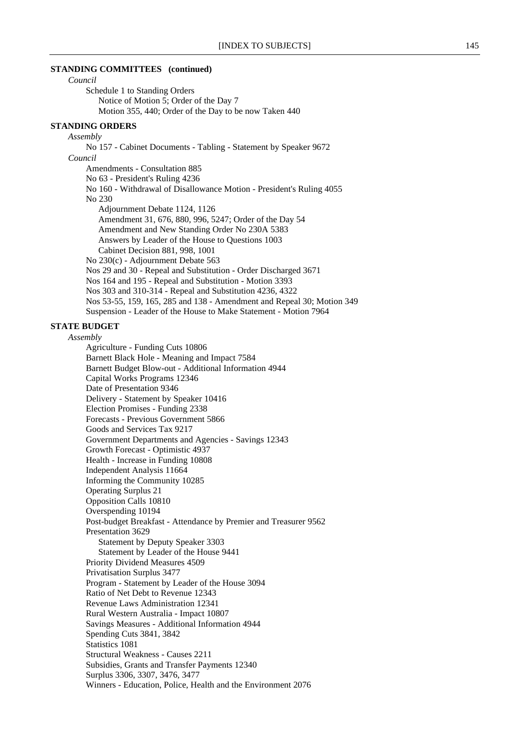**STANDING COMMITTEES (continued)**

*Council*

- Schedule 1 to Standing Orders
  - Notice of Motion 5; Order of the Day 7
  - Motion 355, 440; Order of the Day to be now Taken 440

**STANDING ORDERS**

*Assembly*

- No 157 - Cabinet Documents - Tabling - Statement by Speaker 9672

*Council*

- Amendments - Consultation 885
- No 63 - President's Ruling 4236
- No 160 - Withdrawal of Disallowance Motion - President's Ruling 4055
- No 230
  - Adjournment Debate 1124, 1126
  - Amendment 31, 676, 880, 996, 5247; Order of the Day 54
  - Amendment and New Standing Order No 230A 5383
  - Answers by Leader of the House to Questions 1003
  - Cabinet Decision 881, 998, 1001
- No 230(c) - Adjournment Debate 563
- Nos 29 and 30 - Repeal and Substitution - Order Discharged 3671
- Nos 164 and 195 - Repeal and Substitution - Motion 3393
- Nos 303 and 310-314 - Repeal and Substitution 4236, 4322
- Nos 53-55, 159, 165, 285 and 138 - Amendment and Repeal 30; Motion 349
- Suspension - Leader of the House to Make Statement - Motion 7964

**STATE BUDGET**

*Assembly*

- Agriculture - Funding Cuts 10806
- Barnett Black Hole - Meaning and Impact 7584
- Barnett Budget Blow-out - Additional Information 4944
- Capital Works Programs 12346
- Date of Presentation 9346
- Delivery - Statement by Speaker 10416
- Election Promises - Funding 2338
- Forecasts - Previous Government 5866
- Goods and Services Tax 9217
- Government Departments and Agencies - Savings 12343
- Growth Forecast - Optimistic 4937
- Health - Increase in Funding 10808
- Independent Analysis 11664
- Informing the Community 10285
- Operating Surplus 21
- Opposition Calls 10810
- Overspending 10194
- Post-budget Breakfast - Attendance by Premier and Treasurer 9562
- Presentation 3629
  - Statement by Deputy Speaker 3303
  - Statement by Leader of the House 9441
- Priority Dividend Measures 4509
- Privatisation Surplus 3477
- Program - Statement by Leader of the House 3094
- Ratio of Net Debt to Revenue 12343
- Revenue Laws Administration 12341
- Rural Western Australia - Impact 10807
- Savings Measures - Additional Information 4944
- Spending Cuts 3841, 3842
- Statistics 1081
- Structural Weakness - Causes 2211
- Subsidies, Grants and Transfer Payments 12340
- Surplus 3306, 3307, 3476, 3477
- Winners - Education, Police, Health and the Environment 2076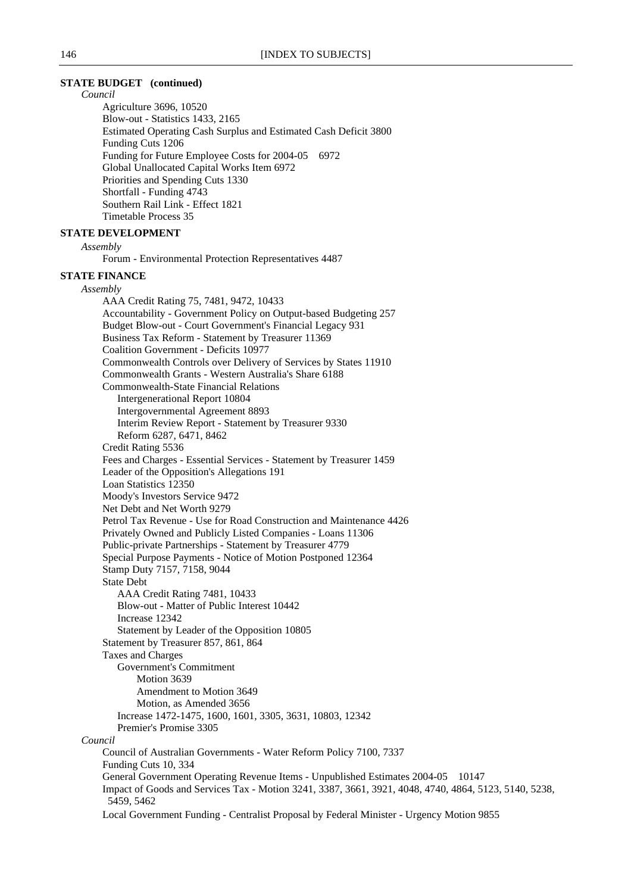**STATE BUDGET (continued)**

*Council*

- Agriculture 3696, 10520
- Blow-out - Statistics 1433, 2165
- Estimated Operating Cash Surplus and Estimated Cash Deficit 3800
- Funding Cuts 1206
- Funding for Future Employee Costs for 2004-05 6972
- Global Unallocated Capital Works Item 6972
- Priorities and Spending Cuts 1330
- Shortfall - Funding 4743
- Southern Rail Link - Effect 1821
- Timetable Process 35

**STATE DEVELOPMENT**

*Assembly*

- Forum - Environmental Protection Representatives 4487

**STATE FINANCE**

*Assembly*

- AAA Credit Rating 75, 7481, 9472, 10433
- Accountability - Government Policy on Output-based Budgeting 257
- Budget Blow-out - Court Government's Financial Legacy 931
- Business Tax Reform - Statement by Treasurer 11369
- Coalition Government - Deficits 10977
- Commonwealth Controls over Delivery of Services by States 11910
- Commonwealth Grants - Western Australia's Share 6188
- Commonwealth-State Financial Relations
  - Intergenerational Report 10804
  - Intergovernmental Agreement 8893
  - Interim Review Report - Statement by Treasurer 9330
  - Reform 6287, 6471, 8462
- Credit Rating 5536
- Fees and Charges - Essential Services - Statement by Treasurer 1459
- Leader of the Opposition's Allegations 191
- Loan Statistics 12350
- Moody's Investors Service 9472
- Net Debt and Net Worth 9279
- Petrol Tax Revenue - Use for Road Construction and Maintenance 4426
- Privately Owned and Publicly Listed Companies - Loans 11306
- Public-private Partnerships - Statement by Treasurer 4779
- Special Purpose Payments - Notice of Motion Postponed 12364
- Stamp Duty 7157, 7158, 9044
- State Debt
  - AAA Credit Rating 7481, 10433
  - Blow-out - Matter of Public Interest 10442
  - Increase 12342
  - Statement by Leader of the Opposition 10805
- Statement by Treasurer 857, 861, 864
- Taxes and Charges
  - Government's Commitment
    - Motion 3639
    - Amendment to Motion 3649
    - Motion, as Amended 3656
  - Increase 1472-1475, 1600, 1601, 3305, 3631, 10803, 12342
  - Premier's Promise 3305

*Council*

- Council of Australian Governments - Water Reform Policy 7100, 7337
- Funding Cuts 10, 334
- General Government Operating Revenue Items - Unpublished Estimates 2004-05 10147
- Impact of Goods and Services Tax - Motion 3241, 3387, 3661, 3921, 4048, 4740, 4864, 5123, 5140, 5238, 5459, 5462
- Local Government Funding - Centralist Proposal by Federal Minister - Urgency Motion 9855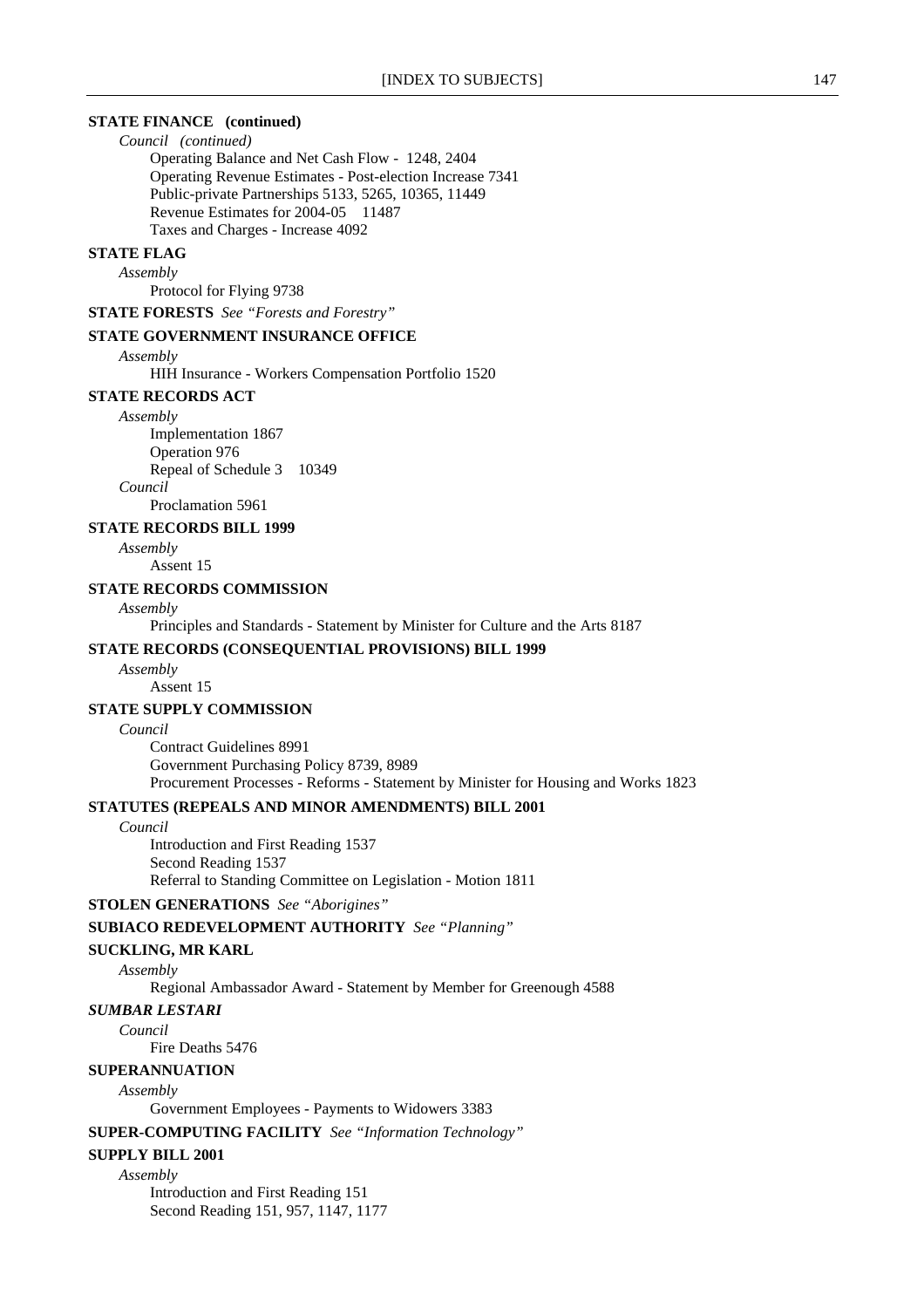**STATE FINANCE (continued)**

*Council (continued)*

Operating Balance and Net Cash Flow - 1248, 2404
Operating Revenue Estimates - Post-election Increase 7341
Public-private Partnerships 5133, 5265, 10365, 11449
Revenue Estimates for 2004-05 11487
Taxes and Charges - Increase 4092

**STATE FLAG**

*Assembly*

Protocol for Flying 9738

**STATE FORESTS** *See "Forests and Forestry"*

**STATE GOVERNMENT INSURANCE OFFICE**

*Assembly*

HIH Insurance - Workers Compensation Portfolio 1520

**STATE RECORDS ACT**

*Assembly*

Implementation 1867
Operation 976
Repeal of Schedule 3 10349

*Council*

Proclamation 5961

**STATE RECORDS BILL 1999**

*Assembly*

Assent 15

**STATE RECORDS COMMISSION**

*Assembly*

Principles and Standards - Statement by Minister for Culture and the Arts 8187

**STATE RECORDS (CONSEQUENTIAL PROVISIONS) BILL 1999**

*Assembly*

Assent 15

**STATE SUPPLY COMMISSION**

*Council*

Contract Guidelines 8991
Government Purchasing Policy 8739, 8989
Procurement Processes - Reforms - Statement by Minister for Housing and Works 1823

**STATUTES (REPEALS AND MINOR AMENDMENTS) BILL 2001**

*Council*

Introduction and First Reading 1537
Second Reading 1537
Referral to Standing Committee on Legislation - Motion 1811

**STOLEN GENERATIONS** *See "Aborigines"*

**SUBIACO REDEVELOPMENT AUTHORITY** *See "Planning"*

**SUCKLING, MR KARL**

*Assembly*

Regional Ambassador Award - Statement by Member for Greenough 4588

***SUMBAR LESTARI***

*Council*

Fire Deaths 5476

**SUPERANNUATION**

*Assembly*

Government Employees - Payments to Widowers 3383

**SUPER-COMPUTING FACILITY** *See "Information Technology"*

**SUPPLY BILL 2001**

*Assembly*

Introduction and First Reading 151
Second Reading 151, 957, 1147, 1177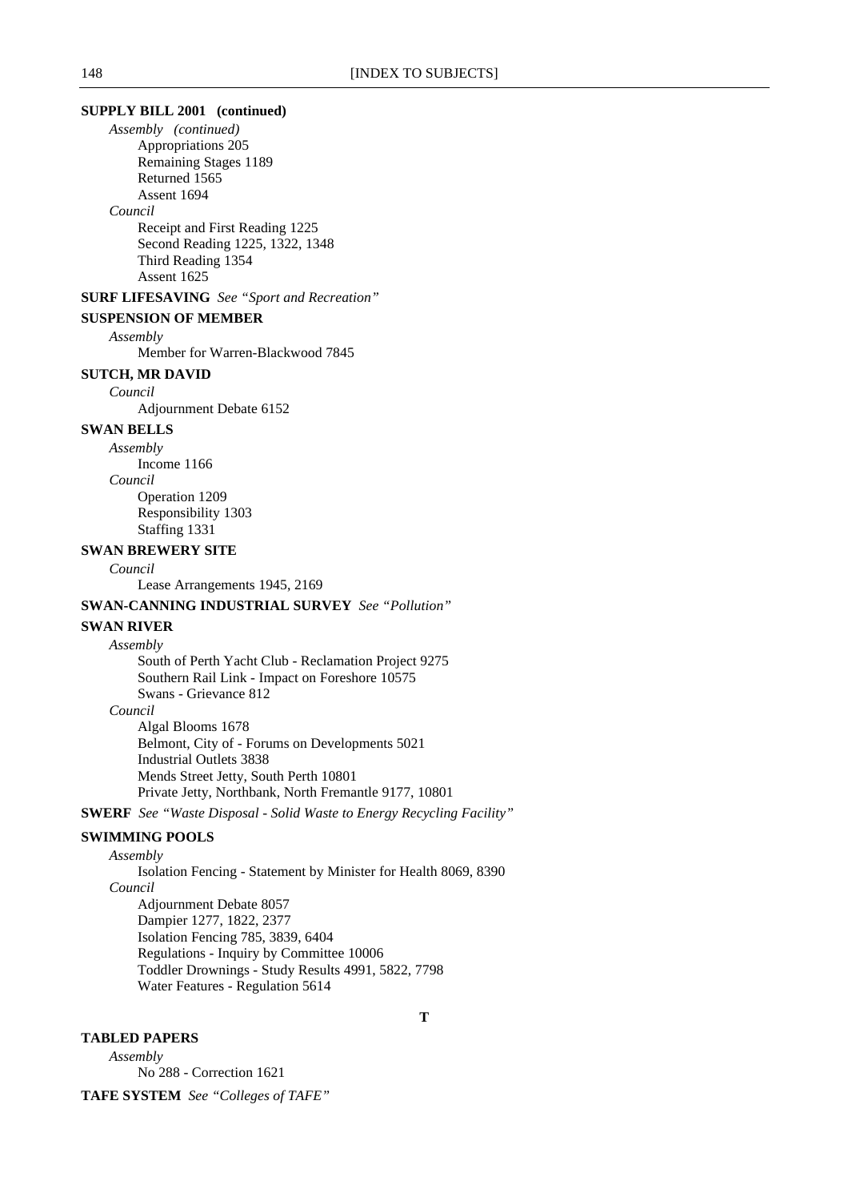**SUPPLY BILL 2001 (continued)**

*Assembly (continued)*

Appropriations 205
Remaining Stages 1189
Returned 1565
Assent 1694

*Council*

Receipt and First Reading 1225
Second Reading 1225, 1322, 1348
Third Reading 1354
Assent 1625

**SURF LIFESAVING** *See "Sport and Recreation"*

**SUSPENSION OF MEMBER**

*Assembly*

Member for Warren-Blackwood 7845

**SUTCH, MR DAVID**

*Council*

Adjournment Debate 6152

**SWAN BELLS**

*Assembly*

Income 1166

*Council*

Operation 1209
Responsibility 1303
Staffing 1331

**SWAN BREWERY SITE**

*Council*

Lease Arrangements 1945, 2169

**SWAN-CANNING INDUSTRIAL SURVEY** *See "Pollution"*

**SWAN RIVER**

*Assembly*

South of Perth Yacht Club - Reclamation Project 9275
Southern Rail Link - Impact on Foreshore 10575
Swans - Grievance 812

*Council*

Algal Blooms 1678
Belmont, City of - Forums on Developments 5021
Industrial Outlets 3838
Mends Street Jetty, South Perth 10801
Private Jetty, Northbank, North Fremantle 9177, 10801

**SWERF** *See "Waste Disposal - Solid Waste to Energy Recycling Facility"*

**SWIMMING POOLS**

*Assembly*

Isolation Fencing - Statement by Minister for Health 8069, 8390

*Council*

Adjournment Debate 8057
Dampier 1277, 1822, 2377
Isolation Fencing 785, 3839, 6404
Regulations - Inquiry by Committee 10006
Toddler Drownings - Study Results 4991, 5822, 7798
Water Features - Regulation 5614

## T

**TABLED PAPERS**

*Assembly*

No 288 - Correction 1621

**TAFE SYSTEM** *See "Colleges of TAFE"*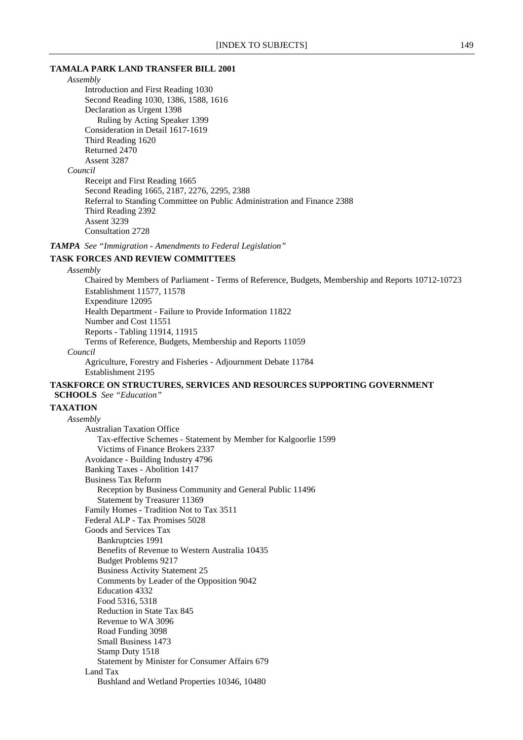**TAMALA PARK LAND TRANSFER BILL 2001**

*Assembly*

- Introduction and First Reading 1030
- Second Reading 1030, 1386, 1588, 1616
- Declaration as Urgent 1398
  - Ruling by Acting Speaker 1399
- Consideration in Detail 1617-1619
- Third Reading 1620
- Returned 2470
- Assent 3287

*Council*

- Receipt and First Reading 1665
- Second Reading 1665, 2187, 2276, 2295, 2388
- Referral to Standing Committee on Public Administration and Finance 2388
- Third Reading 2392
- Assent 3239
- Consultation 2728

***TAMPA*** *See "Immigration - Amendments to Federal Legislation"*

**TASK FORCES AND REVIEW COMMITTEES**

*Assembly*

- Chaired by Members of Parliament - Terms of Reference, Budgets, Membership and Reports 10712-10723
- Establishment 11577, 11578
- Expenditure 12095
- Health Department - Failure to Provide Information 11822
- Number and Cost 11551
- Reports - Tabling 11914, 11915
- Terms of Reference, Budgets, Membership and Reports 11059

*Council*

- Agriculture, Forestry and Fisheries - Adjournment Debate 11784
- Establishment 2195

**TASKFORCE ON STRUCTURES, SERVICES AND RESOURCES SUPPORTING GOVERNMENT SCHOOLS** *See "Education"*

**TAXATION**

*Assembly*

- Australian Taxation Office
  - Tax-effective Schemes - Statement by Member for Kalgoorlie 1599
  - Victims of Finance Brokers 2337
- Avoidance - Building Industry 4796
- Banking Taxes - Abolition 1417
- Business Tax Reform
  - Reception by Business Community and General Public 11496
  - Statement by Treasurer 11369
- Family Homes - Tradition Not to Tax 3511
- Federal ALP - Tax Promises 5028
- Goods and Services Tax
  - Bankruptcies 1991
  - Benefits of Revenue to Western Australia 10435
  - Budget Problems 9217
  - Business Activity Statement 25
  - Comments by Leader of the Opposition 9042
  - Education 4332
  - Food 5316, 5318
  - Reduction in State Tax 845
  - Revenue to WA 3096
  - Road Funding 3098
  - Small Business 1473
  - Stamp Duty 1518
  - Statement by Minister for Consumer Affairs 679
- Land Tax
  - Bushland and Wetland Properties 10346, 10480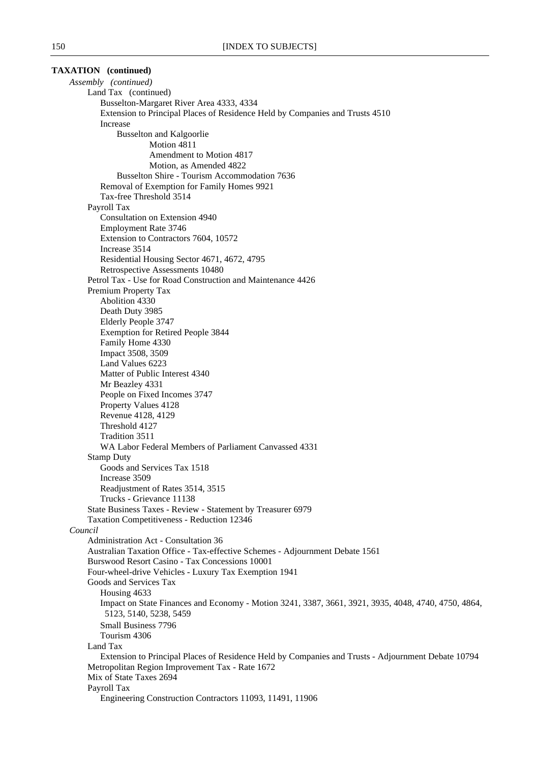**TAXATION (continued)**

*Assembly (continued)*

- Land Tax (continued)
  - Busselton-Margaret River Area 4333, 4334
  - Extension to Principal Places of Residence Held by Companies and Trusts 4510
  - Increase
    - Busselton and Kalgoorlie
      - Motion 4811
      - Amendment to Motion 4817
      - Motion, as Amended 4822
    - Busselton Shire - Tourism Accommodation 7636
  - Removal of Exemption for Family Homes 9921
  - Tax-free Threshold 3514
- Payroll Tax
  - Consultation on Extension 4940
  - Employment Rate 3746
  - Extension to Contractors 7604, 10572
  - Increase 3514
  - Residential Housing Sector 4671, 4672, 4795
  - Retrospective Assessments 10480
- Petrol Tax - Use for Road Construction and Maintenance 4426
- Premium Property Tax
  - Abolition 4330
  - Death Duty 3985
  - Elderly People 3747
  - Exemption for Retired People 3844
  - Family Home 4330
  - Impact 3508, 3509
  - Land Values 6223
  - Matter of Public Interest 4340
  - Mr Beazley 4331
  - People on Fixed Incomes 3747
  - Property Values 4128
  - Revenue 4128, 4129
  - Threshold 4127
  - Tradition 3511
  - WA Labor Federal Members of Parliament Canvassed 4331
- Stamp Duty
  - Goods and Services Tax 1518
  - Increase 3509
  - Readjustment of Rates 3514, 3515
  - Trucks - Grievance 11138
- State Business Taxes - Review - Statement by Treasurer 6979
- Taxation Competitiveness - Reduction 12346

*Council*

- Administration Act - Consultation 36
- Australian Taxation Office - Tax-effective Schemes - Adjournment Debate 1561
- Burswood Resort Casino - Tax Concessions 10001
- Four-wheel-drive Vehicles - Luxury Tax Exemption 1941
- Goods and Services Tax
  - Housing 4633
  - Impact on State Finances and Economy - Motion 3241, 3387, 3661, 3921, 3935, 4048, 4740, 4750, 4864, 5123, 5140, 5238, 5459
  - Small Business 7796
  - Tourism 4306
- Land Tax
  - Extension to Principal Places of Residence Held by Companies and Trusts - Adjournment Debate 10794
- Metropolitan Region Improvement Tax - Rate 1672
- Mix of State Taxes 2694
- Payroll Tax
  - Engineering Construction Contractors 11093, 11491, 11906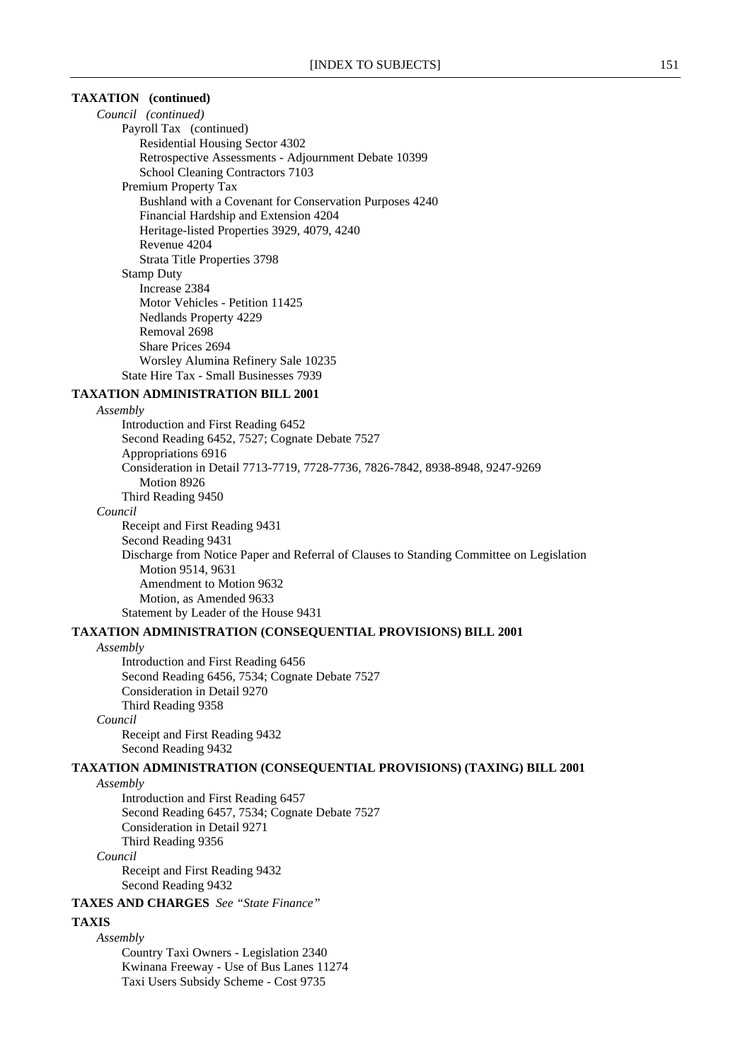**TAXATION (continued)**

*Council (continued)*

Payroll Tax (continued)

- Residential Housing Sector 4302
- Retrospective Assessments - Adjournment Debate 10399
- School Cleaning Contractors 7103

Premium Property Tax

- Bushland with a Covenant for Conservation Purposes 4240
- Financial Hardship and Extension 4204
- Heritage-listed Properties 3929, 4079, 4240
- Revenue 4204
- Strata Title Properties 3798

Stamp Duty

- Increase 2384
- Motor Vehicles - Petition 11425
- Nedlands Property 4229
- Removal 2698
- Share Prices 2694
- Worsley Alumina Refinery Sale 10235

State Hire Tax - Small Businesses 7939

**TAXATION ADMINISTRATION BILL 2001**

*Assembly*

- Introduction and First Reading 6452
- Second Reading 6452, 7527; Cognate Debate 7527
- Appropriations 6916
- Consideration in Detail 7713-7719, 7728-7736, 7826-7842, 8938-8948, 9247-9269
  - Motion 8926
- Third Reading 9450

*Council*

- Receipt and First Reading 9431
- Second Reading 9431
- Discharge from Notice Paper and Referral of Clauses to Standing Committee on Legislation
  - Motion 9514, 9631
  - Amendment to Motion 9632
  - Motion, as Amended 9633
- Statement by Leader of the House 9431

**TAXATION ADMINISTRATION (CONSEQUENTIAL PROVISIONS) BILL 2001**

*Assembly*

- Introduction and First Reading 6456
- Second Reading 6456, 7534; Cognate Debate 7527
- Consideration in Detail 9270
- Third Reading 9358

*Council*

- Receipt and First Reading 9432
- Second Reading 9432

**TAXATION ADMINISTRATION (CONSEQUENTIAL PROVISIONS) (TAXING) BILL 2001**

*Assembly*

- Introduction and First Reading 6457
- Second Reading 6457, 7534; Cognate Debate 7527
- Consideration in Detail 9271
- Third Reading 9356

*Council*

- Receipt and First Reading 9432
- Second Reading 9432

**TAXES AND CHARGES** *See "State Finance"*

**TAXIS**

*Assembly*

- Country Taxi Owners - Legislation 2340
- Kwinana Freeway - Use of Bus Lanes 11274
- Taxi Users Subsidy Scheme - Cost 9735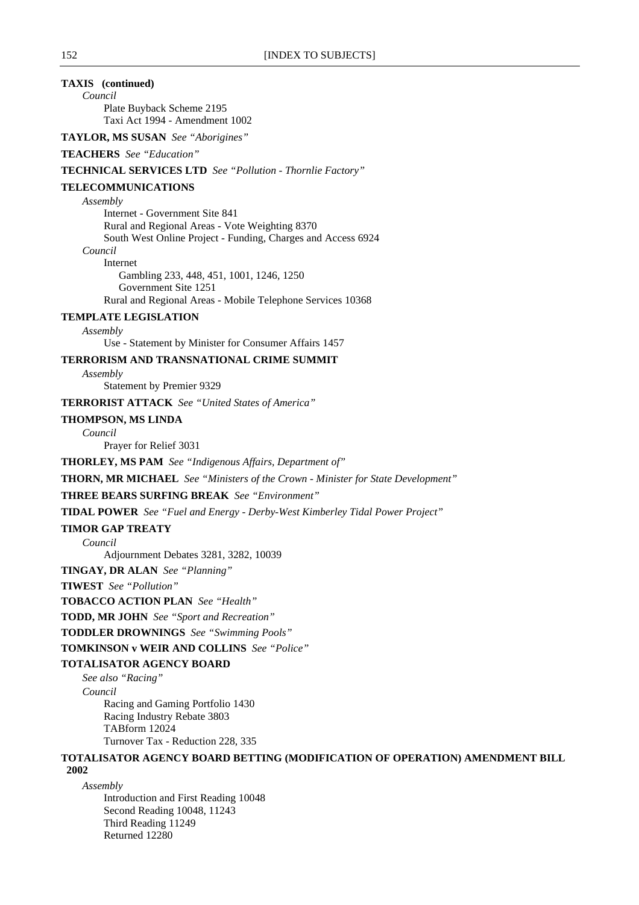**TAXIS (continued)**

*Council*

Plate Buyback Scheme 2195
Taxi Act 1994 - Amendment 1002

**TAYLOR, MS SUSAN** *See "Aborigines"*

**TEACHERS** *See "Education"*

**TECHNICAL SERVICES LTD** *See "Pollution - Thornlie Factory"*

**TELECOMMUNICATIONS**

*Assembly*

Internet - Government Site 841
Rural and Regional Areas - Vote Weighting 8370
South West Online Project - Funding, Charges and Access 6924

*Council*

Internet
Gambling 233, 448, 451, 1001, 1246, 1250
Government Site 1251
Rural and Regional Areas - Mobile Telephone Services 10368

**TEMPLATE LEGISLATION**

*Assembly*

Use - Statement by Minister for Consumer Affairs 1457

**TERRORISM AND TRANSNATIONAL CRIME SUMMIT**

*Assembly*

Statement by Premier 9329

**TERRORIST ATTACK** *See "United States of America"*

**THOMPSON, MS LINDA**

*Council*

Prayer for Relief 3031

**THORLEY, MS PAM** *See "Indigenous Affairs, Department of"*

**THORN, MR MICHAEL** *See "Ministers of the Crown - Minister for State Development"*

**THREE BEARS SURFING BREAK** *See "Environment"*

**TIDAL POWER** *See "Fuel and Energy - Derby-West Kimberley Tidal Power Project"*

**TIMOR GAP TREATY**

*Council*

Adjournment Debates 3281, 3282, 10039

**TINGAY, DR ALAN** *See "Planning"*

**TIWEST** *See "Pollution"*

**TOBACCO ACTION PLAN** *See "Health"*

**TODD, MR JOHN** *See "Sport and Recreation"*

**TODDLER DROWNINGS** *See "Swimming Pools"*

**TOMKINSON v WEIR AND COLLINS** *See "Police"*

**TOTALISATOR AGENCY BOARD**

*See also "Racing"*

*Council*

Racing and Gaming Portfolio 1430
Racing Industry Rebate 3803
TABform 12024
Turnover Tax - Reduction 228, 335

**TOTALISATOR AGENCY BOARD BETTING (MODIFICATION OF OPERATION) AMENDMENT BILL 2002**

*Assembly*

Introduction and First Reading 10048
Second Reading 10048, 11243
Third Reading 11249
Returned 12280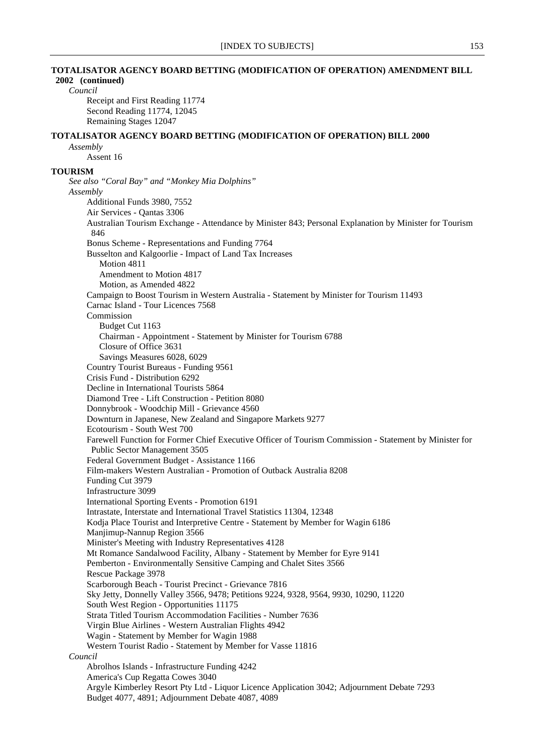**TOTALISATOR AGENCY BOARD BETTING (MODIFICATION OF OPERATION) AMENDMENT BILL 2002 (continued)**

*Council*

- Receipt and First Reading 11774
- Second Reading 11774, 12045
- Remaining Stages 12047

**TOTALISATOR AGENCY BOARD BETTING (MODIFICATION OF OPERATION) BILL 2000**

*Assembly*

- Assent 16

**TOURISM**

*See also "Coral Bay" and "Monkey Mia Dolphins"*

*Assembly*

- Additional Funds 3980, 7552
- Air Services - Qantas 3306
- Australian Tourism Exchange - Attendance by Minister 843; Personal Explanation by Minister for Tourism 846
- Bonus Scheme - Representations and Funding 7764
- Busselton and Kalgoorlie - Impact of Land Tax Increases
    - Motion 4811
    - Amendment to Motion 4817
    - Motion, as Amended 4822
- Campaign to Boost Tourism in Western Australia - Statement by Minister for Tourism 11493
- Carnac Island - Tour Licences 7568
- Commission
    - Budget Cut 1163
    - Chairman - Appointment - Statement by Minister for Tourism 6788
    - Closure of Office 3631
    - Savings Measures 6028, 6029
- Country Tourist Bureaus - Funding 9561
- Crisis Fund - Distribution 6292
- Decline in International Tourists 5864
- Diamond Tree - Lift Construction - Petition 8080
- Donnybrook - Woodchip Mill - Grievance 4560
- Downturn in Japanese, New Zealand and Singapore Markets 9277
- Ecotourism - South West 700
- Farewell Function for Former Chief Executive Officer of Tourism Commission - Statement by Minister for Public Sector Management 3505
- Federal Government Budget - Assistance 1166
- Film-makers Western Australian - Promotion of Outback Australia 8208
- Funding Cut 3979
- Infrastructure 3099
- International Sporting Events - Promotion 6191
- Intrastate, Interstate and International Travel Statistics 11304, 12348
- Kodja Place Tourist and Interpretive Centre - Statement by Member for Wagin 6186
- Manjimup-Nannup Region 3566
- Minister's Meeting with Industry Representatives 4128
- Mt Romance Sandalwood Facility, Albany - Statement by Member for Eyre 9141
- Pemberton - Environmentally Sensitive Camping and Chalet Sites 3566
- Rescue Package 3978
- Scarborough Beach - Tourist Precinct - Grievance 7816
- Sky Jetty, Donnelly Valley 3566, 9478; Petitions 9224, 9328, 9564, 9930, 10290, 11220
- South West Region - Opportunities 11175
- Strata Titled Tourism Accommodation Facilities - Number 7636
- Virgin Blue Airlines - Western Australian Flights 4942
- Wagin - Statement by Member for Wagin 1988
- Western Tourist Radio - Statement by Member for Vasse 11816

*Council*

- Abrolhos Islands - Infrastructure Funding 4242
- America's Cup Regatta Cowes 3040
- Argyle Kimberley Resort Pty Ltd - Liquor Licence Application 3042; Adjournment Debate 7293
- Budget 4077, 4891; Adjournment Debate 4087, 4089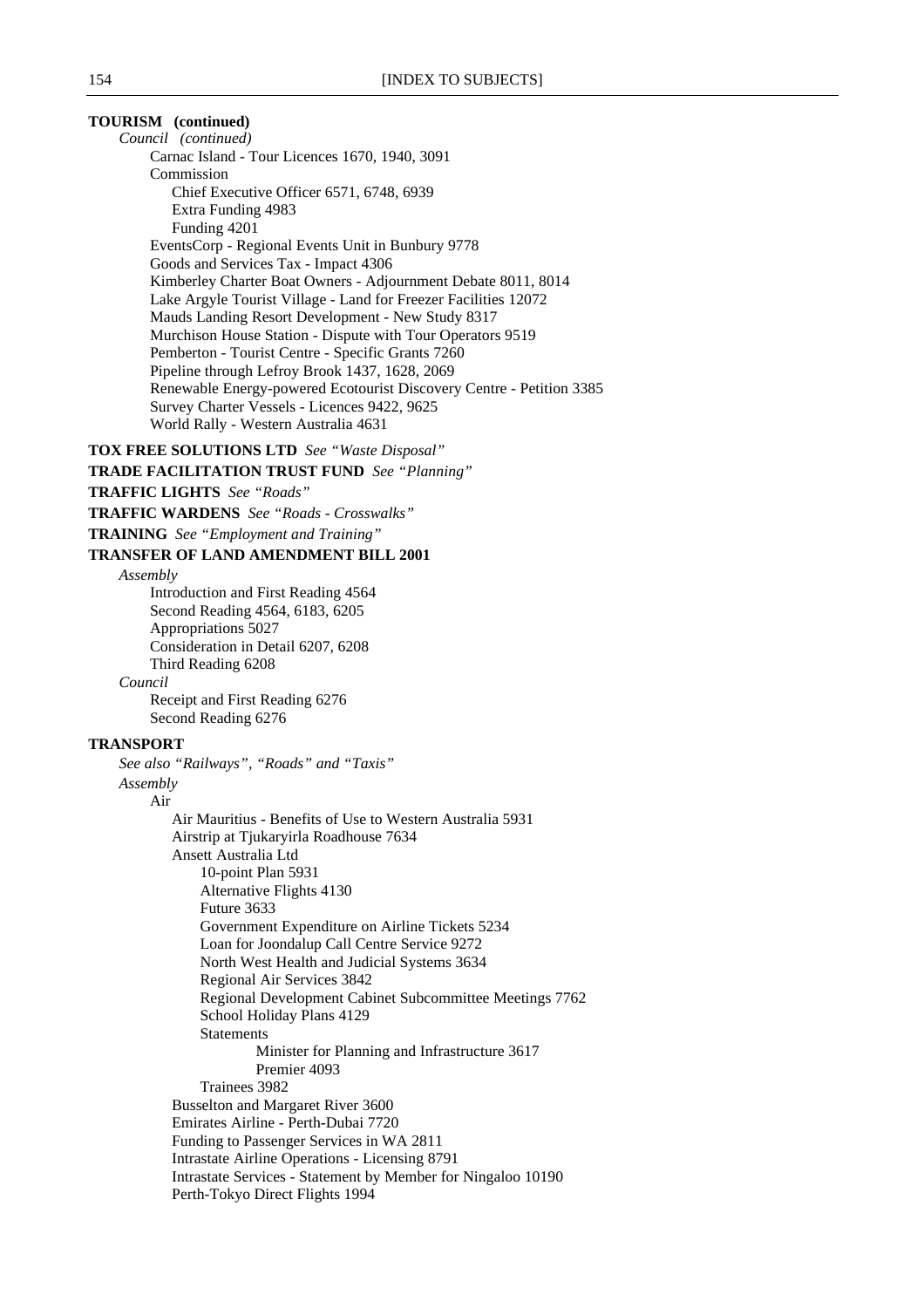**TOURISM (continued)**

*Council (continued)*

- Carnac Island - Tour Licences 1670, 1940, 3091
- Commission
  - Chief Executive Officer 6571, 6748, 6939
  - Extra Funding 4983
  - Funding 4201
- EventsCorp - Regional Events Unit in Bunbury 9778
- Goods and Services Tax - Impact 4306
- Kimberley Charter Boat Owners - Adjournment Debate 8011, 8014
- Lake Argyle Tourist Village - Land for Freezer Facilities 12072
- Mauds Landing Resort Development - New Study 8317
- Murchison House Station - Dispute with Tour Operators 9519
- Pemberton - Tourist Centre - Specific Grants 7260
- Pipeline through Lefroy Brook 1437, 1628, 2069
- Renewable Energy-powered Ecotourist Discovery Centre - Petition 3385
- Survey Charter Vessels - Licences 9422, 9625
- World Rally - Western Australia 4631

**TOX FREE SOLUTIONS LTD** *See "Waste Disposal"*

**TRADE FACILITATION TRUST FUND** *See "Planning"*

**TRAFFIC LIGHTS** *See "Roads"*

**TRAFFIC WARDENS** *See "Roads - Crosswalks"*

**TRAINING** *See "Employment and Training"*

**TRANSFER OF LAND AMENDMENT BILL 2001**

*Assembly*

- Introduction and First Reading 4564
- Second Reading 4564, 6183, 6205
- Appropriations 5027
- Consideration in Detail 6207, 6208
- Third Reading 6208

*Council*

- Receipt and First Reading 6276
- Second Reading 6276

**TRANSPORT**

*See also "Railways", "Roads" and "Taxis"*

*Assembly*

- Air
  - Air Mauritius - Benefits of Use to Western Australia 5931
  - Airstrip at Tjukaryirla Roadhouse 7634
  - Ansett Australia Ltd
    - 10-point Plan 5931
    - Alternative Flights 4130
    - Future 3633
    - Government Expenditure on Airline Tickets 5234
    - Loan for Joondalup Call Centre Service 9272
    - North West Health and Judicial Systems 3634
    - Regional Air Services 3842
    - Regional Development Cabinet Subcommittee Meetings 7762
    - School Holiday Plans 4129
    - Statements
      - Minister for Planning and Infrastructure 3617
      - Premier 4093
    - Trainees 3982
  - Busselton and Margaret River 3600
  - Emirates Airline - Perth-Dubai 7720
  - Funding to Passenger Services in WA 2811
  - Intrastate Airline Operations - Licensing 8791
  - Intrastate Services - Statement by Member for Ningaloo 10190
  - Perth-Tokyo Direct Flights 1994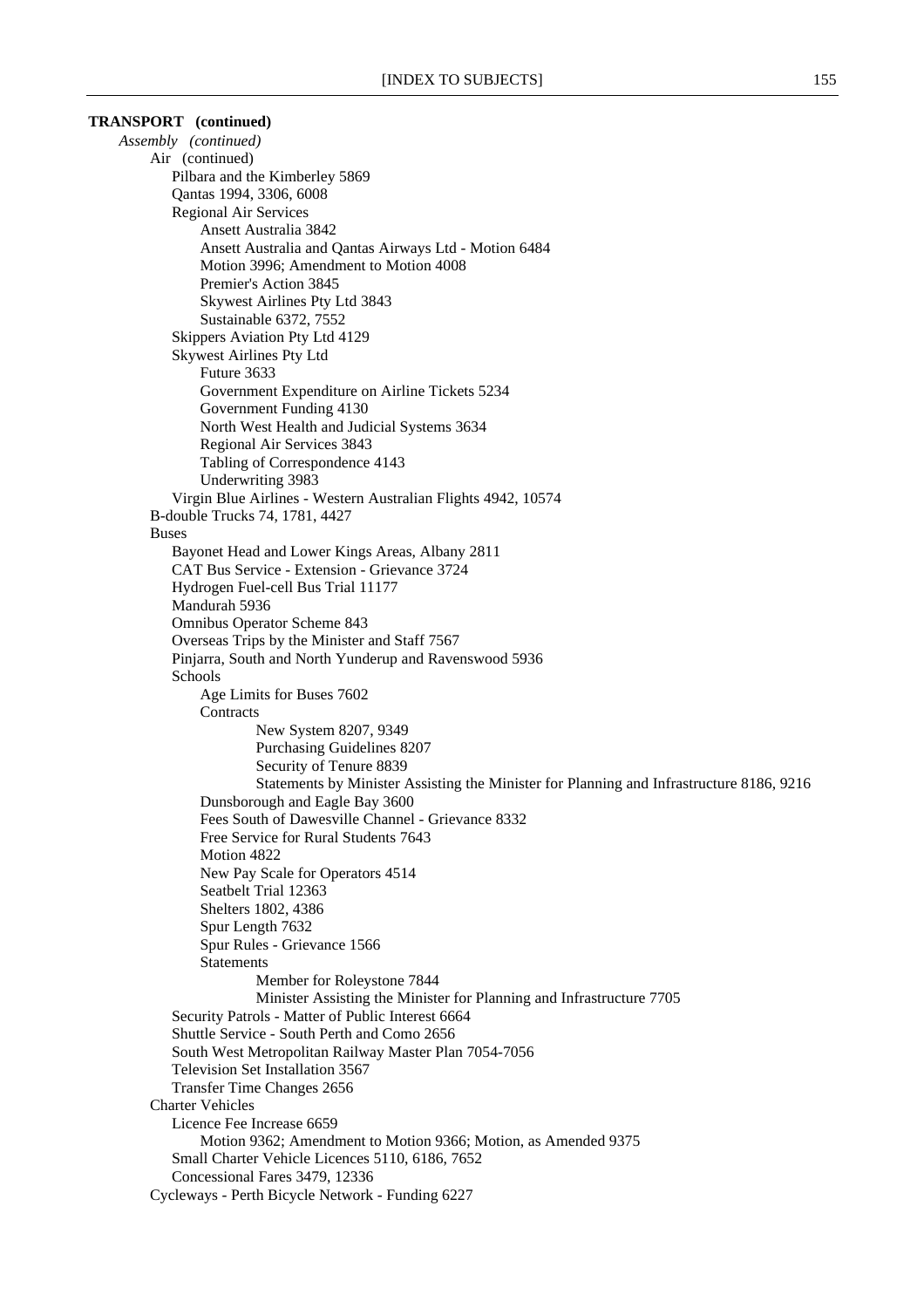**TRANSPORT (continued)**

*Assembly (continued)*

- Air (continued)
    - Pilbara and the Kimberley 5869
    - Qantas 1994, 3306, 6008
    - Regional Air Services
        - Ansett Australia 3842
        - Ansett Australia and Qantas Airways Ltd - Motion 6484
        - Motion 3996; Amendment to Motion 4008
        - Premier's Action 3845
        - Skywest Airlines Pty Ltd 3843
        - Sustainable 6372, 7552
    - Skippers Aviation Pty Ltd 4129
    - Skywest Airlines Pty Ltd
        - Future 3633
        - Government Expenditure on Airline Tickets 5234
        - Government Funding 4130
        - North West Health and Judicial Systems 3634
        - Regional Air Services 3843
        - Tabling of Correspondence 4143
        - Underwriting 3983
    - Virgin Blue Airlines - Western Australian Flights 4942, 10574
- B-double Trucks 74, 1781, 4427
- Buses
    - Bayonet Head and Lower Kings Areas, Albany 2811
    - CAT Bus Service - Extension - Grievance 3724
    - Hydrogen Fuel-cell Bus Trial 11177
    - Mandurah 5936
    - Omnibus Operator Scheme 843
    - Overseas Trips by the Minister and Staff 7567
    - Pinjarra, South and North Yunderup and Ravenswood 5936
    - Schools
        - Age Limits for Buses 7602
        - Contracts
            - New System 8207, 9349
            - Purchasing Guidelines 8207
            - Security of Tenure 8839
            - Statements by Minister Assisting the Minister for Planning and Infrastructure 8186, 9216
        - Dunsborough and Eagle Bay 3600
        - Fees South of Dawesville Channel - Grievance 8332
        - Free Service for Rural Students 7643
        - Motion 4822
        - New Pay Scale for Operators 4514
        - Seatbelt Trial 12363
        - Shelters 1802, 4386
        - Spur Length 7632
        - Spur Rules - Grievance 1566
        - Statements
            - Member for Roleystone 7844
            - Minister Assisting the Minister for Planning and Infrastructure 7705
    - Security Patrols - Matter of Public Interest 6664
    - Shuttle Service - South Perth and Como 2656
    - South West Metropolitan Railway Master Plan 7054-7056
    - Television Set Installation 3567
    - Transfer Time Changes 2656
- Charter Vehicles
    - Licence Fee Increase 6659
        - Motion 9362; Amendment to Motion 9366; Motion, as Amended 9375
    - Small Charter Vehicle Licences 5110, 6186, 7652
    - Concessional Fares 3479, 12336
- Cycleways - Perth Bicycle Network - Funding 6227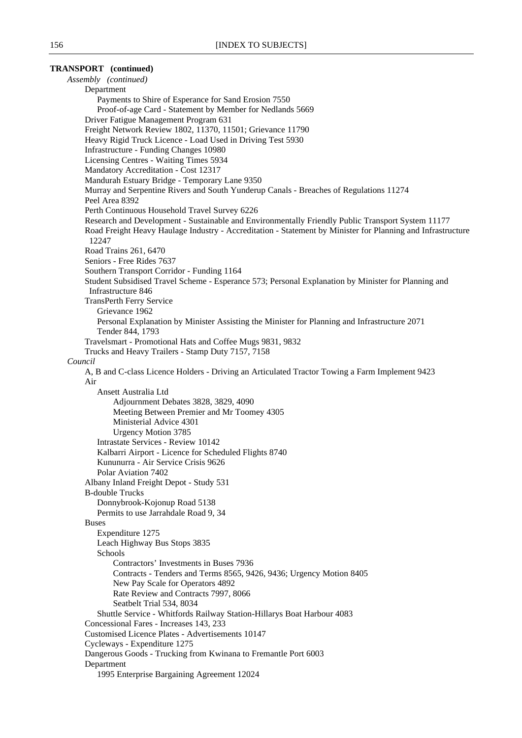**TRANSPORT (continued)**

*Assembly (continued)*

- Department
    - Payments to Shire of Esperance for Sand Erosion 7550
    - Proof-of-age Card - Statement by Member for Nedlands 5669
- Driver Fatigue Management Program 631
- Freight Network Review 1802, 11370, 11501; Grievance 11790
- Heavy Rigid Truck Licence - Load Used in Driving Test 5930
- Infrastructure - Funding Changes 10980
- Licensing Centres - Waiting Times 5934
- Mandatory Accreditation - Cost 12317
- Mandurah Estuary Bridge - Temporary Lane 9350
- Murray and Serpentine Rivers and South Yunderup Canals - Breaches of Regulations 11274
- Peel Area 8392
- Perth Continuous Household Travel Survey 6226
- Research and Development - Sustainable and Environmentally Friendly Public Transport System 11177
- Road Freight Heavy Haulage Industry - Accreditation - Statement by Minister for Planning and Infrastructure 12247
- Road Trains 261, 6470
- Seniors - Free Rides 7637
- Southern Transport Corridor - Funding 1164
- Student Subsidised Travel Scheme - Esperance 573; Personal Explanation by Minister for Planning and Infrastructure 846
- TransPerth Ferry Service
    - Grievance 1962
    - Personal Explanation by Minister Assisting the Minister for Planning and Infrastructure 2071
    - Tender 844, 1793
- Travelsmart - Promotional Hats and Coffee Mugs 9831, 9832
- Trucks and Heavy Trailers - Stamp Duty 7157, 7158

*Council*

- A, B and C-class Licence Holders - Driving an Articulated Tractor Towing a Farm Implement 9423
- Air
    - Ansett Australia Ltd
        - Adjournment Debates 3828, 3829, 4090
        - Meeting Between Premier and Mr Toomey 4305
        - Ministerial Advice 4301
        - Urgency Motion 3785
    - Intrastate Services - Review 10142
    - Kalbarri Airport - Licence for Scheduled Flights 8740
    - Kununurra - Air Service Crisis 9626
    - Polar Aviation 7402
- Albany Inland Freight Depot - Study 531
- B-double Trucks
    - Donnybrook-Kojonup Road 5138
    - Permits to use Jarrahdale Road 9, 34
- Buses
    - Expenditure 1275
    - Leach Highway Bus Stops 3835
    - Schools
        - Contractors' Investments in Buses 7936
        - Contracts - Tenders and Terms 8565, 9426, 9436; Urgency Motion 8405
        - New Pay Scale for Operators 4892
        - Rate Review and Contracts 7997, 8066
        - Seatbelt Trial 534, 8034
    - Shuttle Service - Whitfords Railway Station-Hillarys Boat Harbour 4083
- Concessional Fares - Increases 143, 233
- Customised Licence Plates - Advertisements 10147
- Cycleways - Expenditure 1275
- Dangerous Goods - Trucking from Kwinana to Fremantle Port 6003
- Department
    - 1995 Enterprise Bargaining Agreement 12024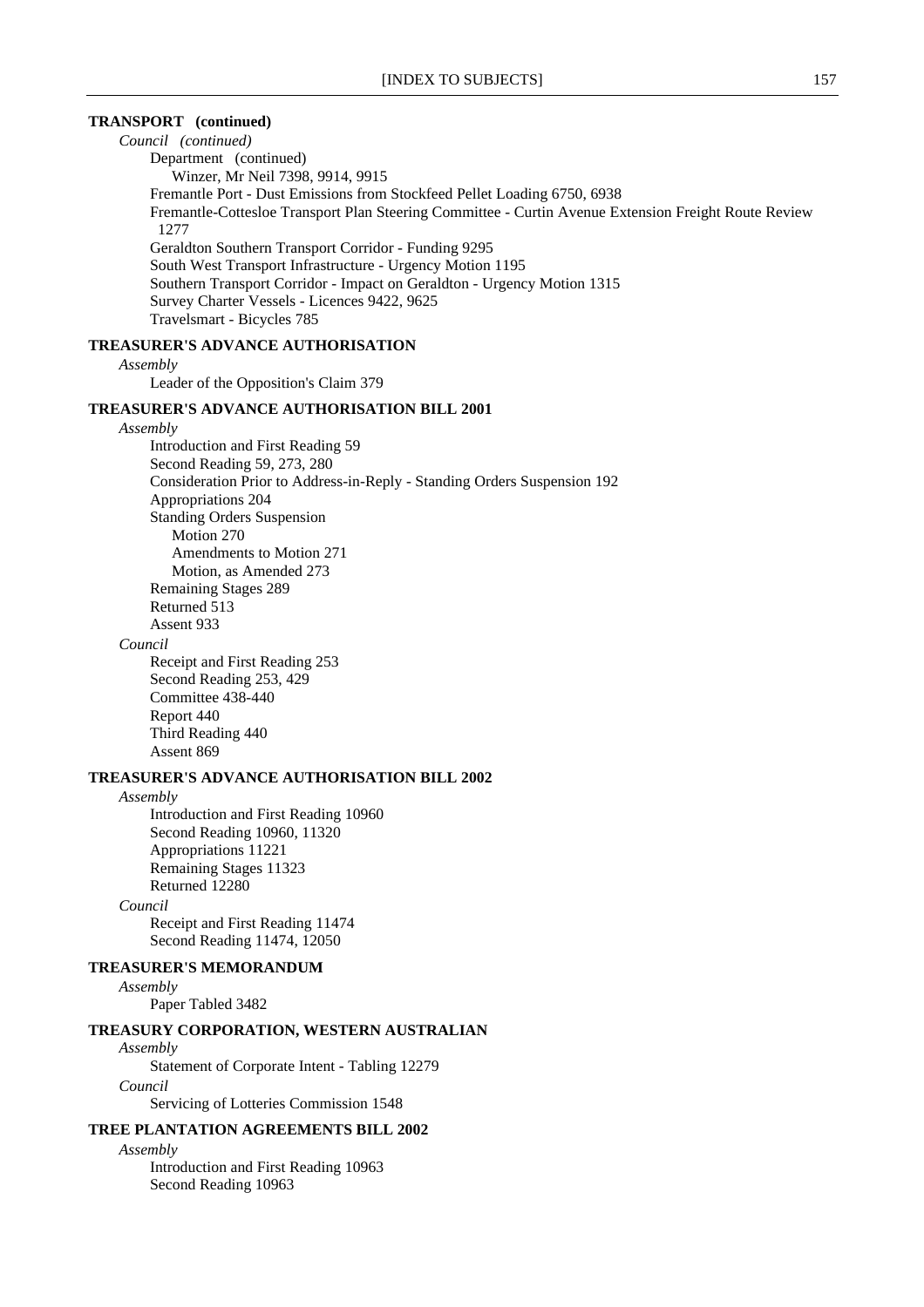**TRANSPORT (continued)**

*Council (continued)*

Department (continued)

Winzer, Mr Neil 7398, 9914, 9915

Fremantle Port - Dust Emissions from Stockfeed Pellet Loading 6750, 6938

Fremantle-Cottesloe Transport Plan Steering Committee - Curtin Avenue Extension Freight Route Review 1277

Geraldton Southern Transport Corridor - Funding 9295

South West Transport Infrastructure - Urgency Motion 1195

Southern Transport Corridor - Impact on Geraldton - Urgency Motion 1315

Survey Charter Vessels - Licences 9422, 9625

Travelsmart - Bicycles 785

**TREASURER'S ADVANCE AUTHORISATION**

*Assembly*

Leader of the Opposition's Claim 379

**TREASURER'S ADVANCE AUTHORISATION BILL 2001**

*Assembly*

Introduction and First Reading 59

Second Reading 59, 273, 280

Consideration Prior to Address-in-Reply - Standing Orders Suspension 192

Appropriations 204

Standing Orders Suspension

Motion 270

Amendments to Motion 271

Motion, as Amended 273

Remaining Stages 289

Returned 513

Assent 933

*Council*

Receipt and First Reading 253

Second Reading 253, 429

Committee 438-440

Report 440

Third Reading 440

Assent 869

**TREASURER'S ADVANCE AUTHORISATION BILL 2002**

*Assembly*

Introduction and First Reading 10960

Second Reading 10960, 11320

Appropriations 11221

Remaining Stages 11323

Returned 12280

*Council*

Receipt and First Reading 11474

Second Reading 11474, 12050

**TREASURER'S MEMORANDUM**

*Assembly*

Paper Tabled 3482

**TREASURY CORPORATION, WESTERN AUSTRALIAN**

*Assembly*

Statement of Corporate Intent - Tabling 12279

*Council*

Servicing of Lotteries Commission 1548

**TREE PLANTATION AGREEMENTS BILL 2002**

*Assembly*

Introduction and First Reading 10963

Second Reading 10963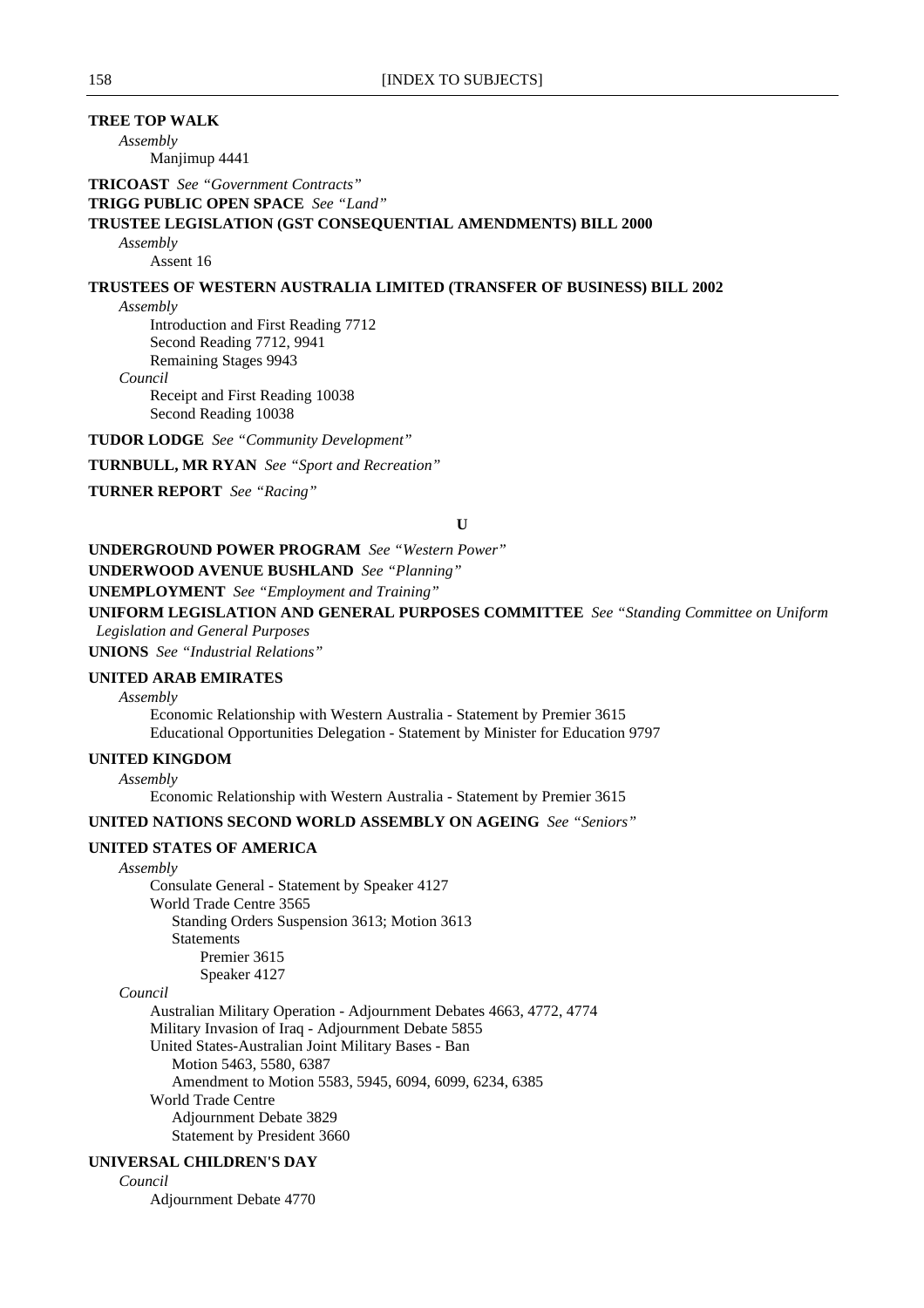**TREE TOP WALK**

*Assembly*

Manjimup 4441

**TRICOAST** *See "Government Contracts"*

**TRIGG PUBLIC OPEN SPACE** *See "Land"*

**TRUSTEE LEGISLATION (GST CONSEQUENTIAL AMENDMENTS) BILL 2000**

*Assembly*

Assent 16

**TRUSTEES OF WESTERN AUSTRALIA LIMITED (TRANSFER OF BUSINESS) BILL 2002**

*Assembly*

Introduction and First Reading 7712
Second Reading 7712, 9941
Remaining Stages 9943

*Council*

Receipt and First Reading 10038
Second Reading 10038

**TUDOR LODGE** *See "Community Development"*

**TURNBULL, MR RYAN** *See "Sport and Recreation"*

**TURNER REPORT** *See "Racing"*

## U

**UNDERGROUND POWER PROGRAM** *See "Western Power"*

**UNDERWOOD AVENUE BUSHLAND** *See "Planning"*

**UNEMPLOYMENT** *See "Employment and Training"*

**UNIFORM LEGISLATION AND GENERAL PURPOSES COMMITTEE** *See "Standing Committee on Uniform Legislation and General Purposes*

**UNIONS** *See "Industrial Relations"*

**UNITED ARAB EMIRATES**

*Assembly*

Economic Relationship with Western Australia - Statement by Premier 3615
Educational Opportunities Delegation - Statement by Minister for Education 9797

**UNITED KINGDOM**

*Assembly*

Economic Relationship with Western Australia - Statement by Premier 3615

**UNITED NATIONS SECOND WORLD ASSEMBLY ON AGEING** *See "Seniors"*

**UNITED STATES OF AMERICA**

*Assembly*

Consulate General - Statement by Speaker 4127
World Trade Centre 3565
- Standing Orders Suspension 3613; Motion 3613
- Statements
  - Premier 3615
  - Speaker 4127

*Council*

Australian Military Operation - Adjournment Debates 4663, 4772, 4774
Military Invasion of Iraq - Adjournment Debate 5855
United States-Australian Joint Military Bases - Ban
- Motion 5463, 5580, 6387
- Amendment to Motion 5583, 5945, 6094, 6099, 6234, 6385

World Trade Centre
- Adjournment Debate 3829
- Statement by President 3660

**UNIVERSAL CHILDREN'S DAY**

*Council*

Adjournment Debate 4770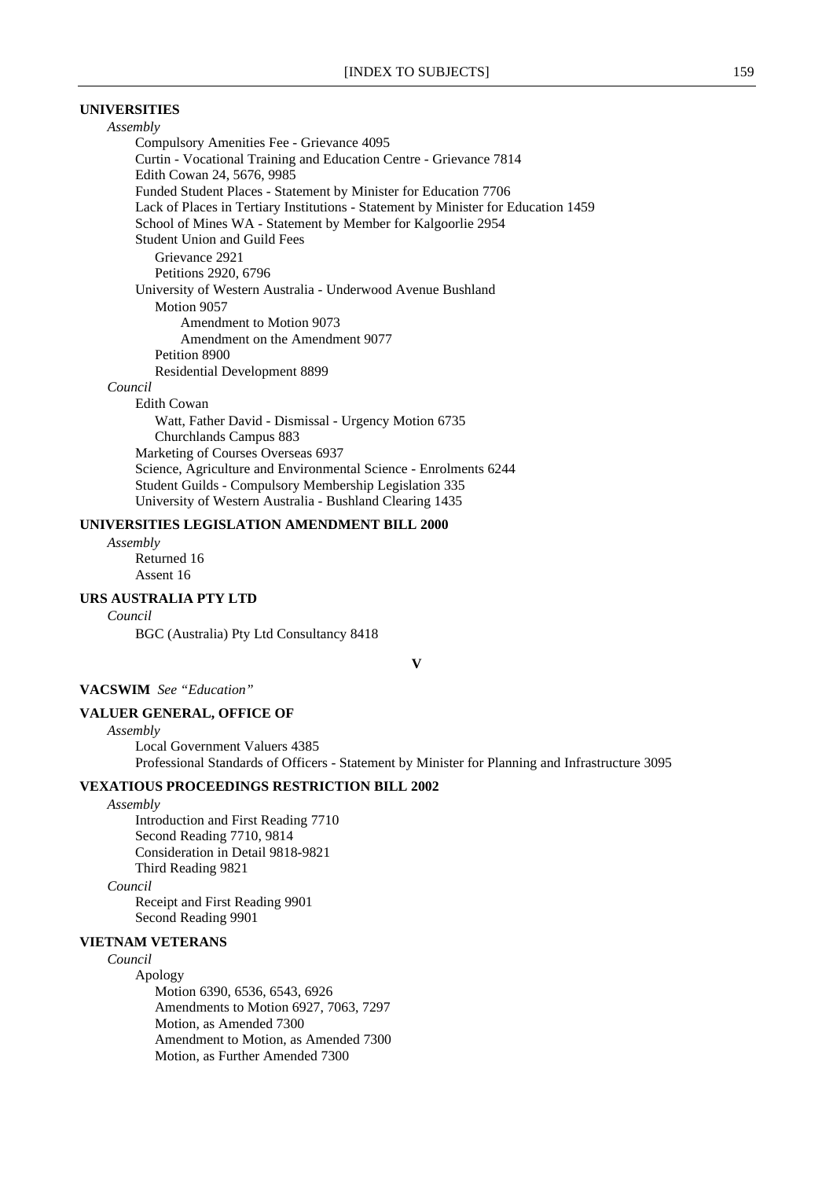**UNIVERSITIES**

*Assembly*

- Compulsory Amenities Fee - Grievance 4095
- Curtin - Vocational Training and Education Centre - Grievance 7814
- Edith Cowan 24, 5676, 9985
- Funded Student Places - Statement by Minister for Education 7706
- Lack of Places in Tertiary Institutions - Statement by Minister for Education 1459
- School of Mines WA - Statement by Member for Kalgoorlie 2954
- Student Union and Guild Fees
  - Grievance 2921
  - Petitions 2920, 6796
- University of Western Australia - Underwood Avenue Bushland
  - Motion 9057
    - Amendment to Motion 9073
    - Amendment on the Amendment 9077
  - Petition 8900
  - Residential Development 8899

*Council*

- Edith Cowan
  - Watt, Father David - Dismissal - Urgency Motion 6735
  - Churchlands Campus 883
- Marketing of Courses Overseas 6937
- Science, Agriculture and Environmental Science - Enrolments 6244
- Student Guilds - Compulsory Membership Legislation 335
- University of Western Australia - Bushland Clearing 1435

**UNIVERSITIES LEGISLATION AMENDMENT BILL 2000**

*Assembly*

- Returned 16
- Assent 16

**URS AUSTRALIA PTY LTD**

*Council*

- BGC (Australia) Pty Ltd Consultancy 8418

**V**

**VACSWIM** *See "Education"*

**VALUER GENERAL, OFFICE OF**

*Assembly*

- Local Government Valuers 4385
- Professional Standards of Officers - Statement by Minister for Planning and Infrastructure 3095

**VEXATIOUS PROCEEDINGS RESTRICTION BILL 2002**

*Assembly*

- Introduction and First Reading 7710
- Second Reading 7710, 9814
- Consideration in Detail 9818-9821
- Third Reading 9821

*Council*

- Receipt and First Reading 9901
- Second Reading 9901

**VIETNAM VETERANS**

*Council*

- Apology
  - Motion 6390, 6536, 6543, 6926
  - Amendments to Motion 6927, 7063, 7297
  - Motion, as Amended 7300
  - Amendment to Motion, as Amended 7300
  - Motion, as Further Amended 7300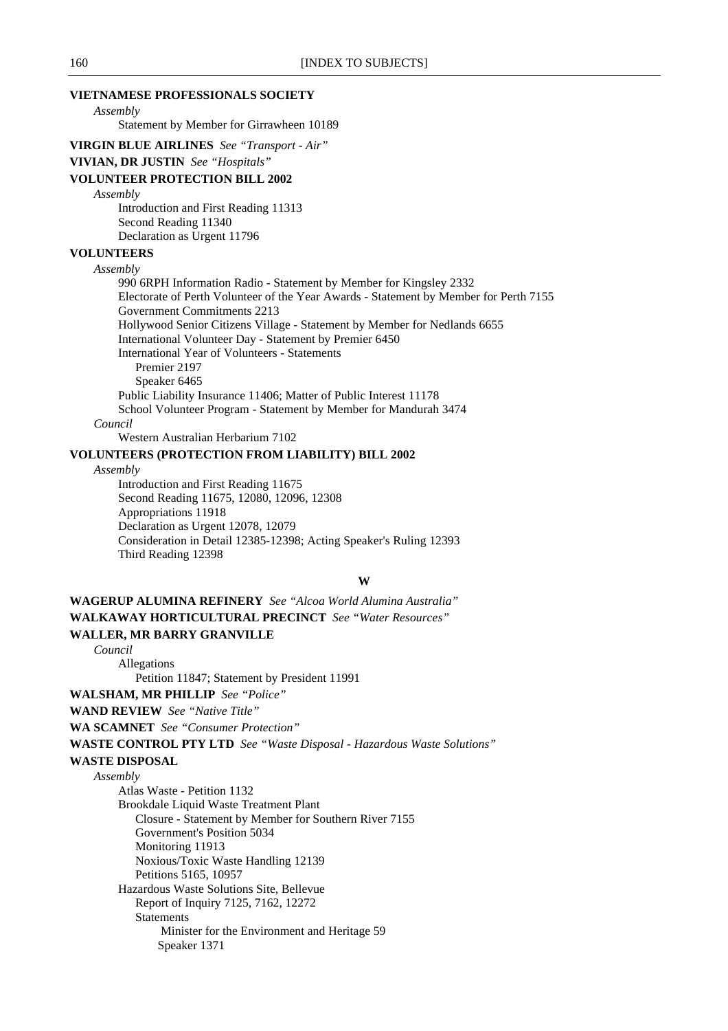**VIETNAMESE PROFESSIONALS SOCIETY**

*Assembly*

Statement by Member for Girrawheen 10189

**VIRGIN BLUE AIRLINES** *See "Transport - Air"*

**VIVIAN, DR JUSTIN** *See "Hospitals"*

**VOLUNTEER PROTECTION BILL 2002**

*Assembly*

Introduction and First Reading 11313
Second Reading 11340
Declaration as Urgent 11796

**VOLUNTEERS**

*Assembly*

990 6RPH Information Radio - Statement by Member for Kingsley 2332
Electorate of Perth Volunteer of the Year Awards - Statement by Member for Perth 7155
Government Commitments 2213
Hollywood Senior Citizens Village - Statement by Member for Nedlands 6655
International Volunteer Day - Statement by Premier 6450
International Year of Volunteers - Statements
  Premier 2197
  Speaker 6465
Public Liability Insurance 11406; Matter of Public Interest 11178
School Volunteer Program - Statement by Member for Mandurah 3474

*Council*

Western Australian Herbarium 7102

**VOLUNTEERS (PROTECTION FROM LIABILITY) BILL 2002**

*Assembly*

Introduction and First Reading 11675
Second Reading 11675, 12080, 12096, 12308
Appropriations 11918
Declaration as Urgent 12078, 12079
Consideration in Detail 12385-12398; Acting Speaker's Ruling 12393
Third Reading 12398

## W

**WAGERUP ALUMINA REFINERY** *See "Alcoa World Alumina Australia"*

**WALKAWAY HORTICULTURAL PRECINCT** *See "Water Resources"*

**WALLER, MR BARRY GRANVILLE**

*Council*

Allegations
  Petition 11847; Statement by President 11991

**WALSHAM, MR PHILLIP** *See "Police"*

**WAND REVIEW** *See "Native Title"*

**WA SCAMNET** *See "Consumer Protection"*

**WASTE CONTROL PTY LTD** *See "Waste Disposal - Hazardous Waste Solutions"*

**WASTE DISPOSAL**

*Assembly*

Atlas Waste - Petition 1132
Brookdale Liquid Waste Treatment Plant
  Closure - Statement by Member for Southern River 7155
  Government's Position 5034
  Monitoring 11913
  Noxious/Toxic Waste Handling 12139
  Petitions 5165, 10957
Hazardous Waste Solutions Site, Bellevue
  Report of Inquiry 7125, 7162, 12272
  Statements
    Minister for the Environment and Heritage 59
    Speaker 1371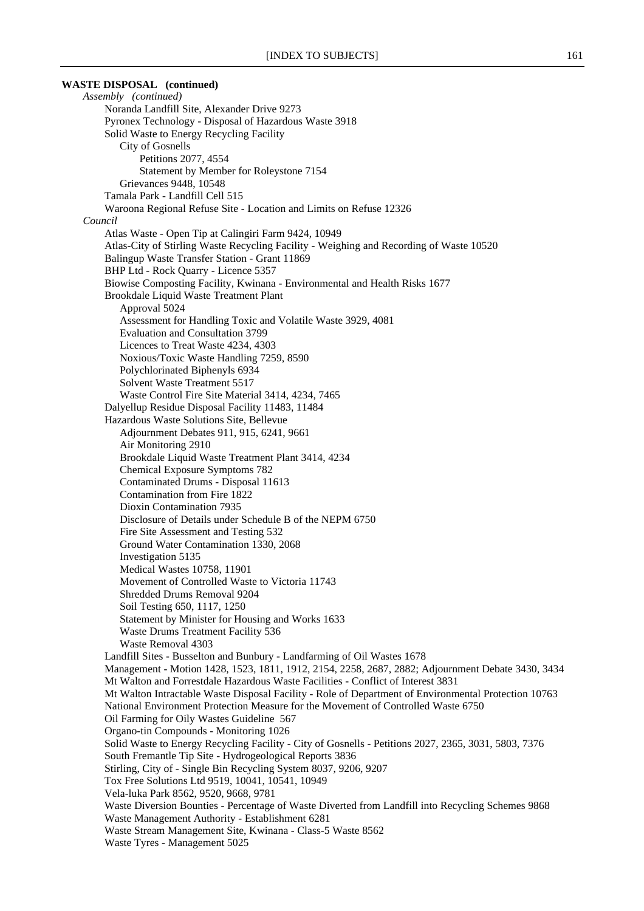**WASTE DISPOSAL (continued)**

*Assembly (continued)*

- Noranda Landfill Site, Alexander Drive 9273
- Pyronex Technology - Disposal of Hazardous Waste 3918
- Solid Waste to Energy Recycling Facility
  - City of Gosnells
    - Petitions 2077, 4554
    - Statement by Member for Roleystone 7154
  - Grievances 9448, 10548
- Tamala Park - Landfill Cell 515
- Waroona Regional Refuse Site - Location and Limits on Refuse 12326

*Council*

- Atlas Waste - Open Tip at Calingiri Farm 9424, 10949
- Atlas-City of Stirling Waste Recycling Facility - Weighing and Recording of Waste 10520
- Balingup Waste Transfer Station - Grant 11869
- BHP Ltd - Rock Quarry - Licence 5357
- Biowise Composting Facility, Kwinana - Environmental and Health Risks 1677
- Brookdale Liquid Waste Treatment Plant
  - Approval 5024
  - Assessment for Handling Toxic and Volatile Waste 3929, 4081
  - Evaluation and Consultation 3799
  - Licences to Treat Waste 4234, 4303
  - Noxious/Toxic Waste Handling 7259, 8590
  - Polychlorinated Biphenyls 6934
  - Solvent Waste Treatment 5517
  - Waste Control Fire Site Material 3414, 4234, 7465
- Dalyellup Residue Disposal Facility 11483, 11484
- Hazardous Waste Solutions Site, Bellevue
  - Adjournment Debates 911, 915, 6241, 9661
  - Air Monitoring 2910
  - Brookdale Liquid Waste Treatment Plant 3414, 4234
  - Chemical Exposure Symptoms 782
  - Contaminated Drums - Disposal 11613
  - Contamination from Fire 1822
  - Dioxin Contamination 7935
  - Disclosure of Details under Schedule B of the NEPM 6750
  - Fire Site Assessment and Testing 532
  - Ground Water Contamination 1330, 2068
  - Investigation 5135
  - Medical Wastes 10758, 11901
  - Movement of Controlled Waste to Victoria 11743
  - Shredded Drums Removal 9204
  - Soil Testing 650, 1117, 1250
  - Statement by Minister for Housing and Works 1633
  - Waste Drums Treatment Facility 536
  - Waste Removal 4303
- Landfill Sites - Busselton and Bunbury - Landfarming of Oil Wastes 1678
- Management - Motion 1428, 1523, 1811, 1912, 2154, 2258, 2687, 2882; Adjournment Debate 3430, 3434
- Mt Walton and Forrestdale Hazardous Waste Facilities - Conflict of Interest 3831
- Mt Walton Intractable Waste Disposal Facility - Role of Department of Environmental Protection 10763
- National Environment Protection Measure for the Movement of Controlled Waste 6750
- Oil Farming for Oily Wastes Guideline 567
- Organo-tin Compounds - Monitoring 1026
- Solid Waste to Energy Recycling Facility - City of Gosnells - Petitions 2027, 2365, 3031, 5803, 7376
- South Fremantle Tip Site - Hydrogeological Reports 3836
- Stirling, City of - Single Bin Recycling System 8037, 9206, 9207
- Tox Free Solutions Ltd 9519, 10041, 10541, 10949
- Vela-luka Park 8562, 9520, 9668, 9781
- Waste Diversion Bounties - Percentage of Waste Diverted from Landfill into Recycling Schemes 9868
- Waste Management Authority - Establishment 6281
- Waste Stream Management Site, Kwinana - Class-5 Waste 8562
- Waste Tyres - Management 5025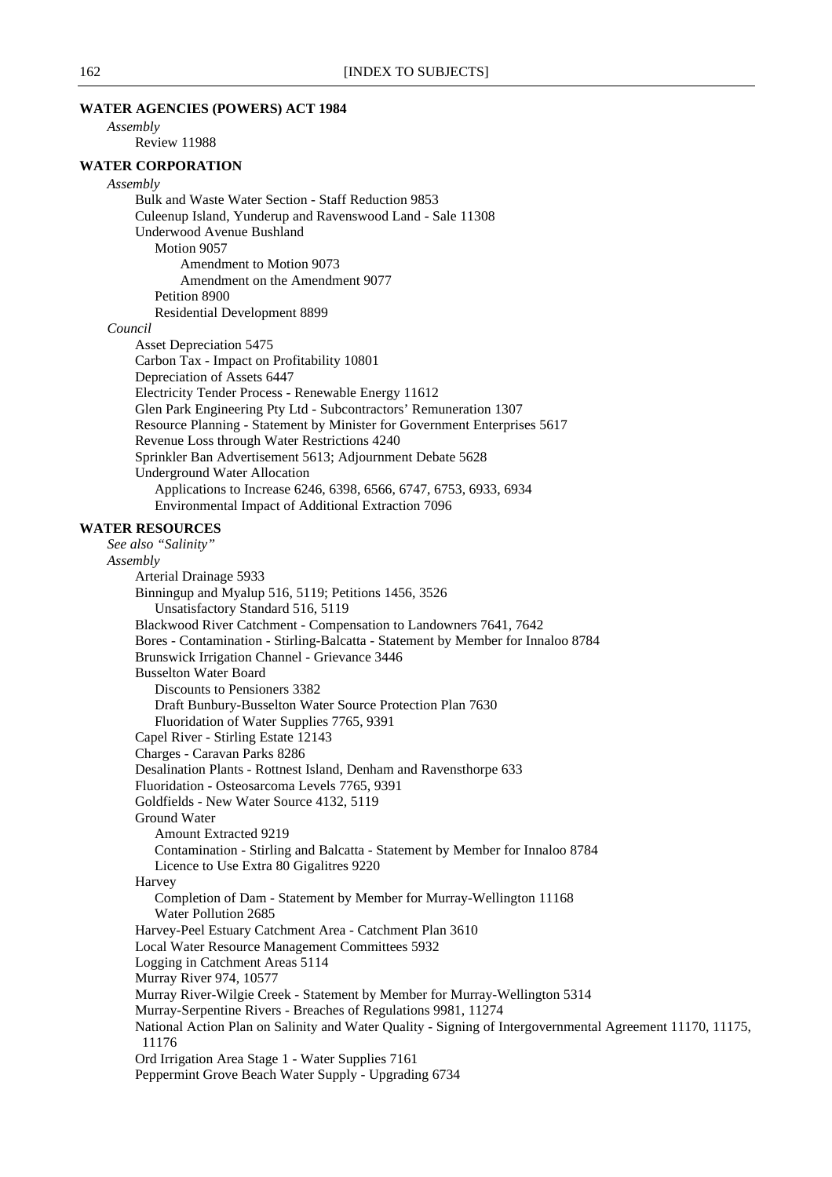**WATER AGENCIES (POWERS) ACT 1984**

*Assembly*

Review 11988

**WATER CORPORATION**

*Assembly*

Bulk and Waste Water Section - Staff Reduction 9853
Culeenup Island, Yunderup and Ravenswood Land - Sale 11308
Underwood Avenue Bushland
- Motion 9057
  - Amendment to Motion 9073
  - Amendment on the Amendment 9077
- Petition 8900
- Residential Development 8899

*Council*

Asset Depreciation 5475
Carbon Tax - Impact on Profitability 10801
Depreciation of Assets 6447
Electricity Tender Process - Renewable Energy 11612
Glen Park Engineering Pty Ltd - Subcontractors' Remuneration 1307
Resource Planning - Statement by Minister for Government Enterprises 5617
Revenue Loss through Water Restrictions 4240
Sprinkler Ban Advertisement 5613; Adjournment Debate 5628
Underground Water Allocation
- Applications to Increase 6246, 6398, 6566, 6747, 6753, 6933, 6934
- Environmental Impact of Additional Extraction 7096

**WATER RESOURCES**

*See also "Salinity"*

*Assembly*

Arterial Drainage 5933
Binningup and Myalup 516, 5119; Petitions 1456, 3526
- Unsatisfactory Standard 516, 5119

Blackwood River Catchment - Compensation to Landowners 7641, 7642
Bores - Contamination - Stirling-Balcatta - Statement by Member for Innaloo 8784
Brunswick Irrigation Channel - Grievance 3446
Busselton Water Board
- Discounts to Pensioners 3382
- Draft Bunbury-Busselton Water Source Protection Plan 7630
- Fluoridation of Water Supplies 7765, 9391

Capel River - Stirling Estate 12143
Charges - Caravan Parks 8286
Desalination Plants - Rottnest Island, Denham and Ravensthorpe 633
Fluoridation - Osteosarcoma Levels 7765, 9391
Goldfields - New Water Source 4132, 5119
Ground Water
- Amount Extracted 9219
- Contamination - Stirling and Balcatta - Statement by Member for Innaloo 8784
- Licence to Use Extra 80 Gigalitres 9220

Harvey
- Completion of Dam - Statement by Member for Murray-Wellington 11168
- Water Pollution 2685

Harvey-Peel Estuary Catchment Area - Catchment Plan 3610
Local Water Resource Management Committees 5932
Logging in Catchment Areas 5114
Murray River 974, 10577
Murray River-Wilgie Creek - Statement by Member for Murray-Wellington 5314
Murray-Serpentine Rivers - Breaches of Regulations 9981, 11274
National Action Plan on Salinity and Water Quality - Signing of Intergovernmental Agreement 11170, 11175, 11176
Ord Irrigation Area Stage 1 - Water Supplies 7161
Peppermint Grove Beach Water Supply - Upgrading 6734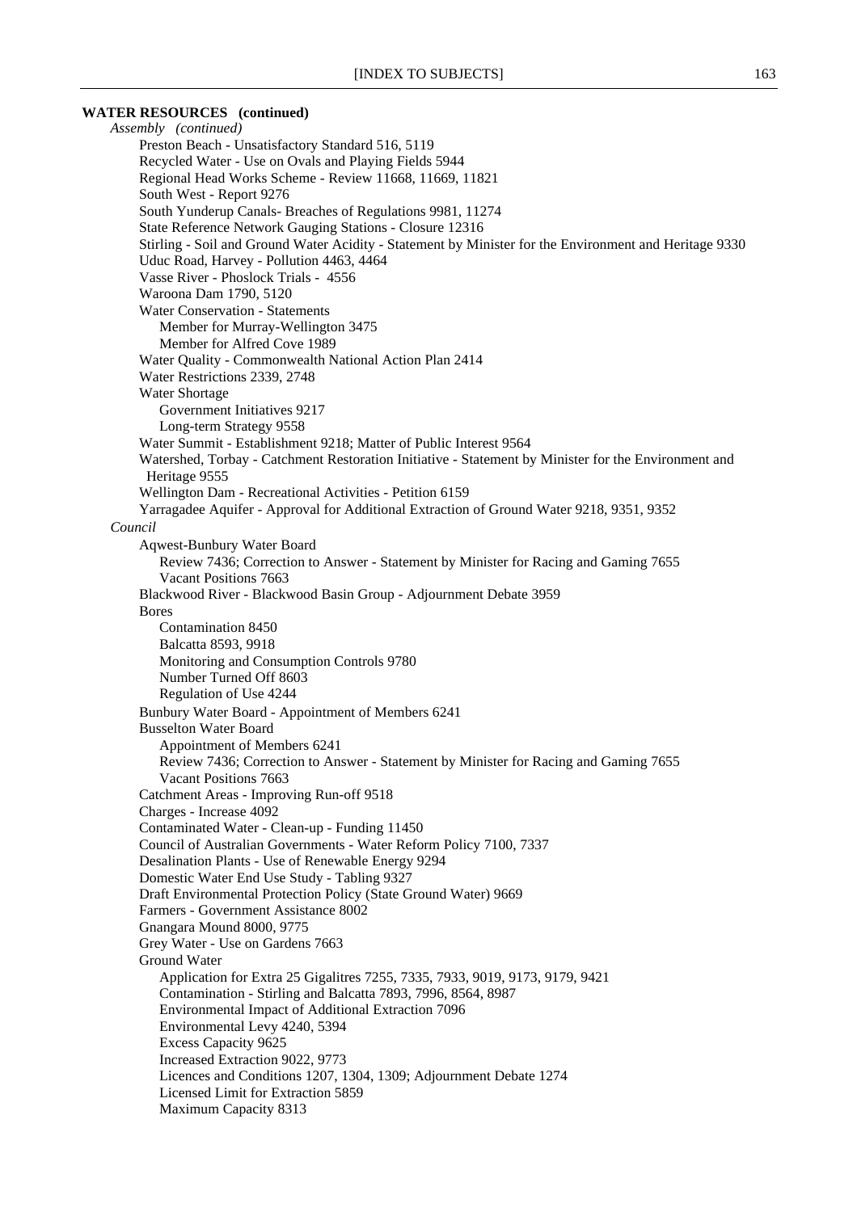**WATER RESOURCES (continued)**

*Assembly (continued)*

Preston Beach - Unsatisfactory Standard 516, 5119
Recycled Water - Use on Ovals and Playing Fields 5944
Regional Head Works Scheme - Review 11668, 11669, 11821
South West - Report 9276
South Yunderup Canals- Breaches of Regulations 9981, 11274
State Reference Network Gauging Stations - Closure 12316
Stirling - Soil and Ground Water Acidity - Statement by Minister for the Environment and Heritage 9330
Uduc Road, Harvey - Pollution 4463, 4464
Vasse River - Phoslock Trials - 4556
Waroona Dam 1790, 5120
Water Conservation - Statements
- Member for Murray-Wellington 3475
- Member for Alfred Cove 1989

Water Quality - Commonwealth National Action Plan 2414
Water Restrictions 2339, 2748
Water Shortage
- Government Initiatives 9217
- Long-term Strategy 9558

Water Summit - Establishment 9218; Matter of Public Interest 9564
Watershed, Torbay - Catchment Restoration Initiative - Statement by Minister for the Environment and Heritage 9555
Wellington Dam - Recreational Activities - Petition 6159
Yarragadee Aquifer - Approval for Additional Extraction of Ground Water 9218, 9351, 9352

*Council*

Aqwest-Bunbury Water Board
- Review 7436; Correction to Answer - Statement by Minister for Racing and Gaming 7655
- Vacant Positions 7663

Blackwood River - Blackwood Basin Group - Adjournment Debate 3959
Bores
- Contamination 8450
- Balcatta 8593, 9918
- Monitoring and Consumption Controls 9780
- Number Turned Off 8603
- Regulation of Use 4244

Bunbury Water Board - Appointment of Members 6241
Busselton Water Board
- Appointment of Members 6241
- Review 7436; Correction to Answer - Statement by Minister for Racing and Gaming 7655
- Vacant Positions 7663

Catchment Areas - Improving Run-off 9518
Charges - Increase 4092
Contaminated Water - Clean-up - Funding 11450
Council of Australian Governments - Water Reform Policy 7100, 7337
Desalination Plants - Use of Renewable Energy 9294
Domestic Water End Use Study - Tabling 9327
Draft Environmental Protection Policy (State Ground Water) 9669
Farmers - Government Assistance 8002
Gnangara Mound 8000, 9775
Grey Water - Use on Gardens 7663
Ground Water
- Application for Extra 25 Gigalitres 7255, 7335, 7933, 9019, 9173, 9179, 9421
- Contamination - Stirling and Balcatta 7893, 7996, 8564, 8987
- Environmental Impact of Additional Extraction 7096
- Environmental Levy 4240, 5394
- Excess Capacity 9625
- Increased Extraction 9022, 9773
- Licences and Conditions 1207, 1304, 1309; Adjournment Debate 1274
- Licensed Limit for Extraction 5859
- Maximum Capacity 8313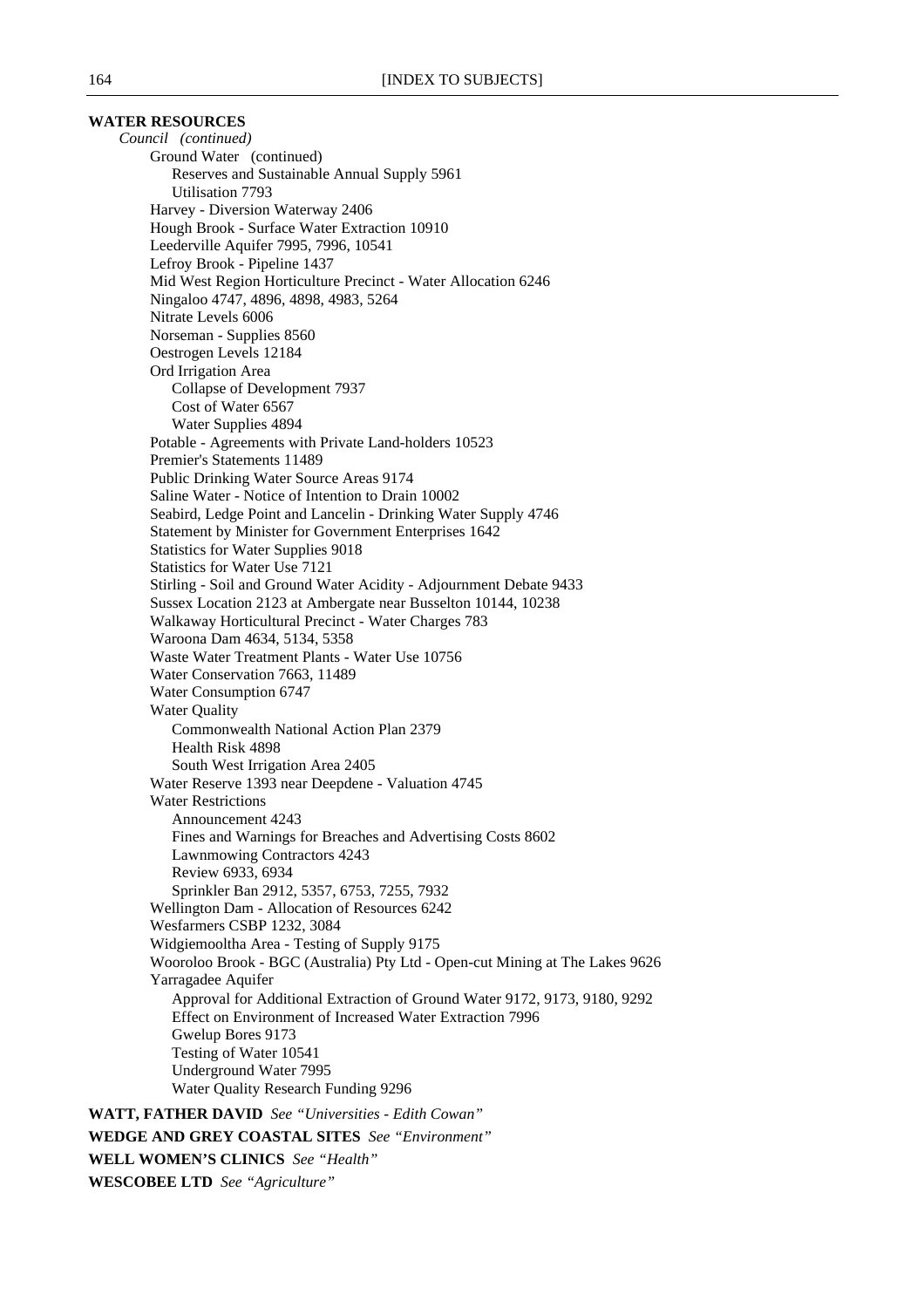**WATER RESOURCES**

*Council (continued)*

- Ground Water (continued)
  - Reserves and Sustainable Annual Supply 5961
  - Utilisation 7793
- Harvey - Diversion Waterway 2406
- Hough Brook - Surface Water Extraction 10910
- Leederville Aquifer 7995, 7996, 10541
- Lefroy Brook - Pipeline 1437
- Mid West Region Horticulture Precinct - Water Allocation 6246
- Ningaloo 4747, 4896, 4898, 4983, 5264
- Nitrate Levels 6006
- Norseman - Supplies 8560
- Oestrogen Levels 12184
- Ord Irrigation Area
  - Collapse of Development 7937
  - Cost of Water 6567
  - Water Supplies 4894
- Potable - Agreements with Private Land-holders 10523
- Premier's Statements 11489
- Public Drinking Water Source Areas 9174
- Saline Water - Notice of Intention to Drain 10002
- Seabird, Ledge Point and Lancelin - Drinking Water Supply 4746
- Statement by Minister for Government Enterprises 1642
- Statistics for Water Supplies 9018
- Statistics for Water Use 7121
- Stirling - Soil and Ground Water Acidity - Adjournment Debate 9433
- Sussex Location 2123 at Ambergate near Busselton 10144, 10238
- Walkaway Horticultural Precinct - Water Charges 783
- Waroona Dam 4634, 5134, 5358
- Waste Water Treatment Plants - Water Use 10756
- Water Conservation 7663, 11489
- Water Consumption 6747
- Water Quality
  - Commonwealth National Action Plan 2379
  - Health Risk 4898
  - South West Irrigation Area 2405
- Water Reserve 1393 near Deepdene - Valuation 4745
- Water Restrictions
  - Announcement 4243
  - Fines and Warnings for Breaches and Advertising Costs 8602
  - Lawnmowing Contractors 4243
  - Review 6933, 6934
  - Sprinkler Ban 2912, 5357, 6753, 7255, 7932
- Wellington Dam - Allocation of Resources 6242
- Wesfarmers CSBP 1232, 3084
- Widgiemooltha Area - Testing of Supply 9175
- Wooroloo Brook - BGC (Australia) Pty Ltd - Open-cut Mining at The Lakes 9626
- Yarragadee Aquifer
  - Approval for Additional Extraction of Ground Water 9172, 9173, 9180, 9292
  - Effect on Environment of Increased Water Extraction 7996
  - Gwelup Bores 9173
  - Testing of Water 10541
  - Underground Water 7995
  - Water Quality Research Funding 9296

**WATT, FATHER DAVID** *See "Universities - Edith Cowan"*

**WEDGE AND GREY COASTAL SITES** *See "Environment"*

**WELL WOMEN'S CLINICS** *See "Health"*

**WESCOBEE LTD** *See "Agriculture"*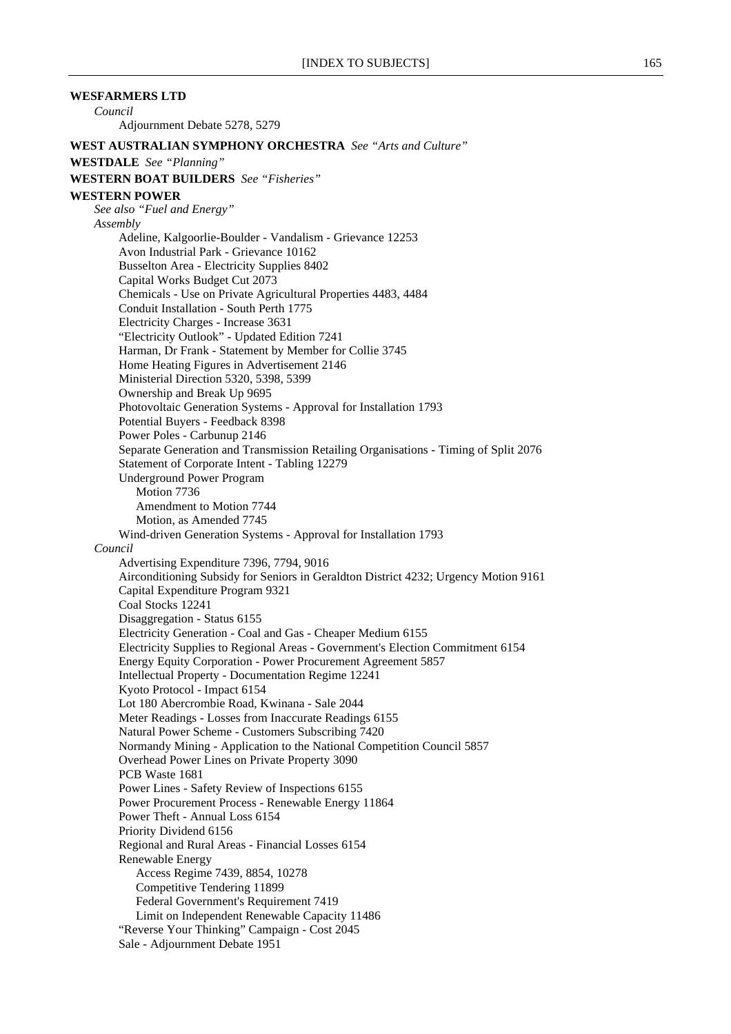**WESFARMERS LTD**

*Council*

Adjournment Debate 5278, 5279

**WEST AUSTRALIAN SYMPHONY ORCHESTRA** *See "Arts and Culture"*

**WESTDALE** *See "Planning"*

**WESTERN BOAT BUILDERS** *See "Fisheries"*

**WESTERN POWER**

*See also "Fuel and Energy"*

*Assembly*

- Adeline, Kalgoorlie-Boulder - Vandalism - Grievance 12253
- Avon Industrial Park - Grievance 10162
- Busselton Area - Electricity Supplies 8402
- Capital Works Budget Cut 2073
- Chemicals - Use on Private Agricultural Properties 4483, 4484
- Conduit Installation - South Perth 1775
- Electricity Charges - Increase 3631
- "Electricity Outlook" - Updated Edition 7241
- Harman, Dr Frank - Statement by Member for Collie 3745
- Home Heating Figures in Advertisement 2146
- Ministerial Direction 5320, 5398, 5399
- Ownership and Break Up 9695
- Photovoltaic Generation Systems - Approval for Installation 1793
- Potential Buyers - Feedback 8398
- Power Poles - Carbunup 2146
- Separate Generation and Transmission Retailing Organisations - Timing of Split 2076
- Statement of Corporate Intent - Tabling 12279
- Underground Power Program
  - Motion 7736
  - Amendment to Motion 7744
  - Motion, as Amended 7745
- Wind-driven Generation Systems - Approval for Installation 1793

*Council*

- Advertising Expenditure 7396, 7794, 9016
- Airconditioning Subsidy for Seniors in Geraldton District 4232; Urgency Motion 9161
- Capital Expenditure Program 9321
- Coal Stocks 12241
- Disaggregation - Status 6155
- Electricity Generation - Coal and Gas - Cheaper Medium 6155
- Electricity Supplies to Regional Areas - Government's Election Commitment 6154
- Energy Equity Corporation - Power Procurement Agreement 5857
- Intellectual Property - Documentation Regime 12241
- Kyoto Protocol - Impact 6154
- Lot 180 Abercrombie Road, Kwinana - Sale 2044
- Meter Readings - Losses from Inaccurate Readings 6155
- Natural Power Scheme - Customers Subscribing 7420
- Normandy Mining - Application to the National Competition Council 5857
- Overhead Power Lines on Private Property 3090
- PCB Waste 1681
- Power Lines - Safety Review of Inspections 6155
- Power Procurement Process - Renewable Energy 11864
- Power Theft - Annual Loss 6154
- Priority Dividend 6156
- Regional and Rural Areas - Financial Losses 6154
- Renewable Energy
  - Access Regime 7439, 8854, 10278
  - Competitive Tendering 11899
  - Federal Government's Requirement 7419
  - Limit on Independent Renewable Capacity 11486
- "Reverse Your Thinking" Campaign - Cost 2045
- Sale - Adjournment Debate 1951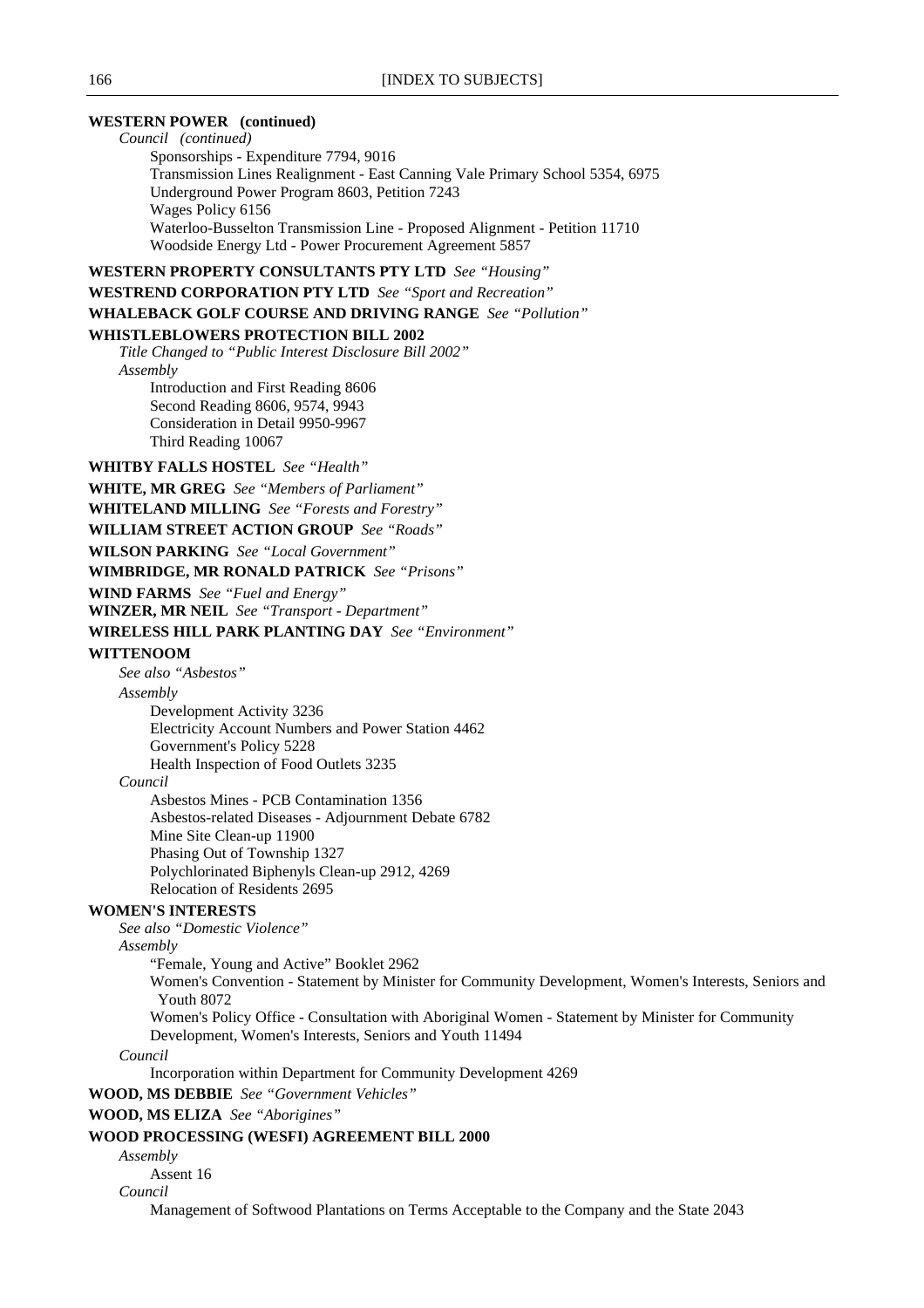**WESTERN POWER (continued)**

*Council (continued)*

Sponsorships - Expenditure 7794, 9016
Transmission Lines Realignment - East Canning Vale Primary School 5354, 6975
Underground Power Program 8603, Petition 7243
Wages Policy 6156
Waterloo-Busselton Transmission Line - Proposed Alignment - Petition 11710
Woodside Energy Ltd - Power Procurement Agreement 5857

**WESTERN PROPERTY CONSULTANTS PTY LTD** *See "Housing"*

**WESTREND CORPORATION PTY LTD** *See "Sport and Recreation"*

**WHALEBACK GOLF COURSE AND DRIVING RANGE** *See "Pollution"*

**WHISTLEBLOWERS PROTECTION BILL 2002**

*Title Changed to "Public Interest Disclosure Bill 2002"*

*Assembly*

Introduction and First Reading 8606
Second Reading 8606, 9574, 9943
Consideration in Detail 9950-9967
Third Reading 10067

**WHITBY FALLS HOSTEL** *See "Health"*

**WHITE, MR GREG** *See "Members of Parliament"*

**WHITELAND MILLING** *See "Forests and Forestry"*

**WILLIAM STREET ACTION GROUP** *See "Roads"*

**WILSON PARKING** *See "Local Government"*

**WIMBRIDGE, MR RONALD PATRICK** *See "Prisons"*

**WIND FARMS** *See "Fuel and Energy"*

**WINZER, MR NEIL** *See "Transport - Department"*

**WIRELESS HILL PARK PLANTING DAY** *See "Environment"*

**WITTENOOM**

*See also "Asbestos"*

*Assembly*

Development Activity 3236
Electricity Account Numbers and Power Station 4462
Government's Policy 5228
Health Inspection of Food Outlets 3235

*Council*

Asbestos Mines - PCB Contamination 1356
Asbestos-related Diseases - Adjournment Debate 6782
Mine Site Clean-up 11900
Phasing Out of Township 1327
Polychlorinated Biphenyls Clean-up 2912, 4269
Relocation of Residents 2695

**WOMEN'S INTERESTS**

*See also "Domestic Violence"*

*Assembly*

"Female, Young and Active" Booklet 2962
Women's Convention - Statement by Minister for Community Development, Women's Interests, Seniors and Youth 8072
Women's Policy Office - Consultation with Aboriginal Women - Statement by Minister for Community Development, Women's Interests, Seniors and Youth 11494

*Council*

Incorporation within Department for Community Development 4269

**WOOD, MS DEBBIE** *See "Government Vehicles"*

**WOOD, MS ELIZA** *See "Aborigines"*

**WOOD PROCESSING (WESFI) AGREEMENT BILL 2000**

*Assembly*

Assent 16

*Council*

Management of Softwood Plantations on Terms Acceptable to the Company and the State 2043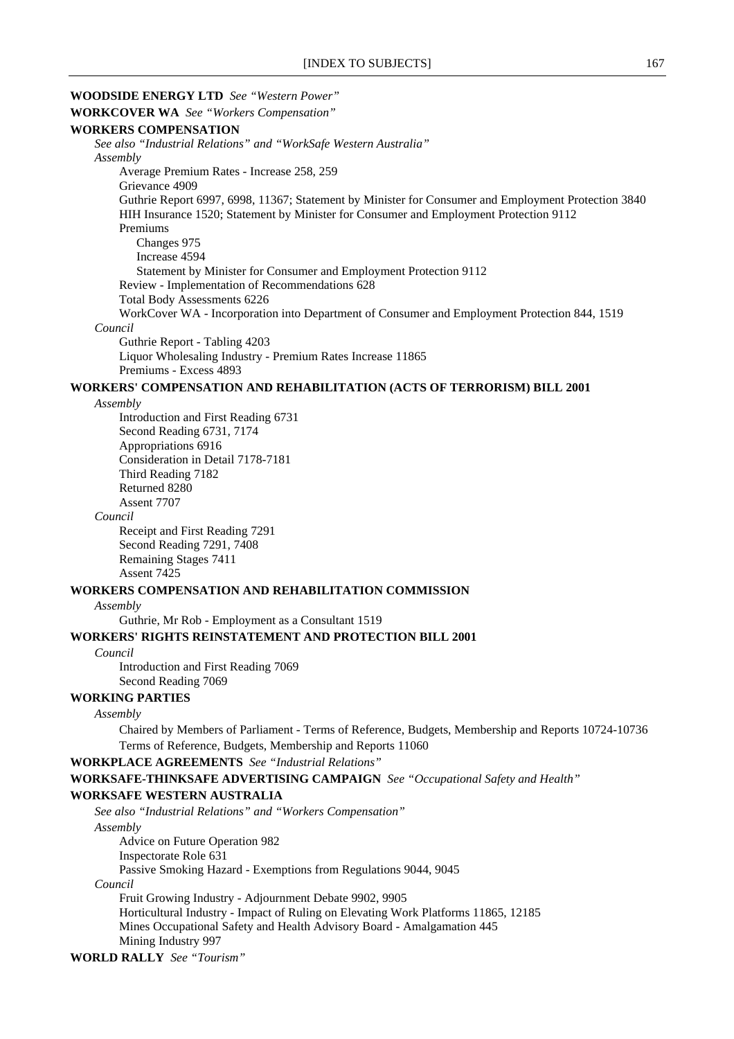**WOODSIDE ENERGY LTD** *See "Western Power"*

**WORKCOVER WA** *See "Workers Compensation"*

**WORKERS COMPENSATION**

*See also "Industrial Relations" and "WorkSafe Western Australia"*

*Assembly*

- Average Premium Rates - Increase 258, 259
- Grievance 4909
- Guthrie Report 6997, 6998, 11367; Statement by Minister for Consumer and Employment Protection 3840
- HIH Insurance 1520; Statement by Minister for Consumer and Employment Protection 9112
- Premiums
  - Changes 975
  - Increase 4594
  - Statement by Minister for Consumer and Employment Protection 9112
- Review - Implementation of Recommendations 628
- Total Body Assessments 6226
- WorkCover WA - Incorporation into Department of Consumer and Employment Protection 844, 1519

*Council*

- Guthrie Report - Tabling 4203
- Liquor Wholesaling Industry - Premium Rates Increase 11865
- Premiums - Excess 4893

**WORKERS' COMPENSATION AND REHABILITATION (ACTS OF TERRORISM) BILL 2001**

*Assembly*

- Introduction and First Reading 6731
- Second Reading 6731, 7174
- Appropriations 6916
- Consideration in Detail 7178-7181
- Third Reading 7182
- Returned 8280
- Assent 7707

*Council*

- Receipt and First Reading 7291
- Second Reading 7291, 7408
- Remaining Stages 7411
- Assent 7425

**WORKERS COMPENSATION AND REHABILITATION COMMISSION**

*Assembly*

- Guthrie, Mr Rob - Employment as a Consultant 1519

**WORKERS' RIGHTS REINSTATEMENT AND PROTECTION BILL 2001**

*Council*

- Introduction and First Reading 7069
- Second Reading 7069

**WORKING PARTIES**

*Assembly*

- Chaired by Members of Parliament - Terms of Reference, Budgets, Membership and Reports 10724-10736
- Terms of Reference, Budgets, Membership and Reports 11060

**WORKPLACE AGREEMENTS** *See "Industrial Relations"*

**WORKSAFE-THINKSAFE ADVERTISING CAMPAIGN** *See "Occupational Safety and Health"*

**WORKSAFE WESTERN AUSTRALIA**

*See also "Industrial Relations" and "Workers Compensation"*

*Assembly*

- Advice on Future Operation 982
- Inspectorate Role 631
- Passive Smoking Hazard - Exemptions from Regulations 9044, 9045

*Council*

- Fruit Growing Industry - Adjournment Debate 9902, 9905
- Horticultural Industry - Impact of Ruling on Elevating Work Platforms 11865, 12185
- Mines Occupational Safety and Health Advisory Board - Amalgamation 445
- Mining Industry 997

**WORLD RALLY** *See "Tourism"*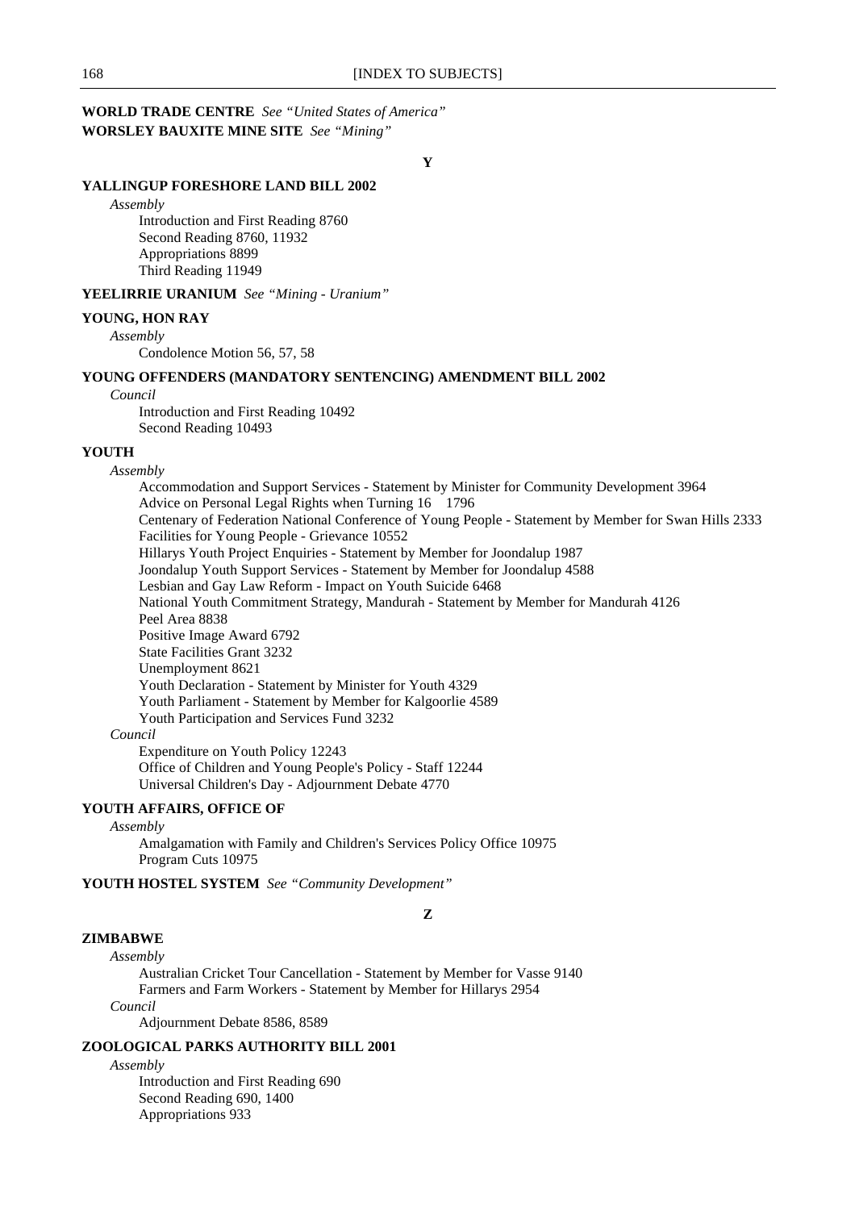**WORLD TRADE CENTRE** *See "United States of America"*
**WORSLEY BAUXITE MINE SITE** *See "Mining"*

## Y

**YALLINGUP FORESHORE LAND BILL 2002**

*Assembly*

Introduction and First Reading 8760
Second Reading 8760, 11932
Appropriations 8899
Third Reading 11949

**YEELIRRIE URANIUM** *See "Mining - Uranium"*

**YOUNG, HON RAY**

*Assembly*

Condolence Motion 56, 57, 58

**YOUNG OFFENDERS (MANDATORY SENTENCING) AMENDMENT BILL 2002**

*Council*

Introduction and First Reading 10492
Second Reading 10493

**YOUTH**

*Assembly*

Accommodation and Support Services - Statement by Minister for Community Development 3964
Advice on Personal Legal Rights when Turning 16 1796
Centenary of Federation National Conference of Young People - Statement by Member for Swan Hills 2333
Facilities for Young People - Grievance 10552
Hillarys Youth Project Enquiries - Statement by Member for Joondalup 1987
Joondalup Youth Support Services - Statement by Member for Joondalup 4588
Lesbian and Gay Law Reform - Impact on Youth Suicide 6468
National Youth Commitment Strategy, Mandurah - Statement by Member for Mandurah 4126
Peel Area 8838
Positive Image Award 6792
State Facilities Grant 3232
Unemployment 8621
Youth Declaration - Statement by Minister for Youth 4329
Youth Parliament - Statement by Member for Kalgoorlie 4589
Youth Participation and Services Fund 3232

*Council*

Expenditure on Youth Policy 12243
Office of Children and Young People's Policy - Staff 12244
Universal Children's Day - Adjournment Debate 4770

**YOUTH AFFAIRS, OFFICE OF**

*Assembly*

Amalgamation with Family and Children's Services Policy Office 10975
Program Cuts 10975

**YOUTH HOSTEL SYSTEM** *See "Community Development"*

## Z

**ZIMBABWE**

*Assembly*

Australian Cricket Tour Cancellation - Statement by Member for Vasse 9140
Farmers and Farm Workers - Statement by Member for Hillarys 2954

*Council*

Adjournment Debate 8586, 8589

**ZOOLOGICAL PARKS AUTHORITY BILL 2001**

*Assembly*

Introduction and First Reading 690
Second Reading 690, 1400
Appropriations 933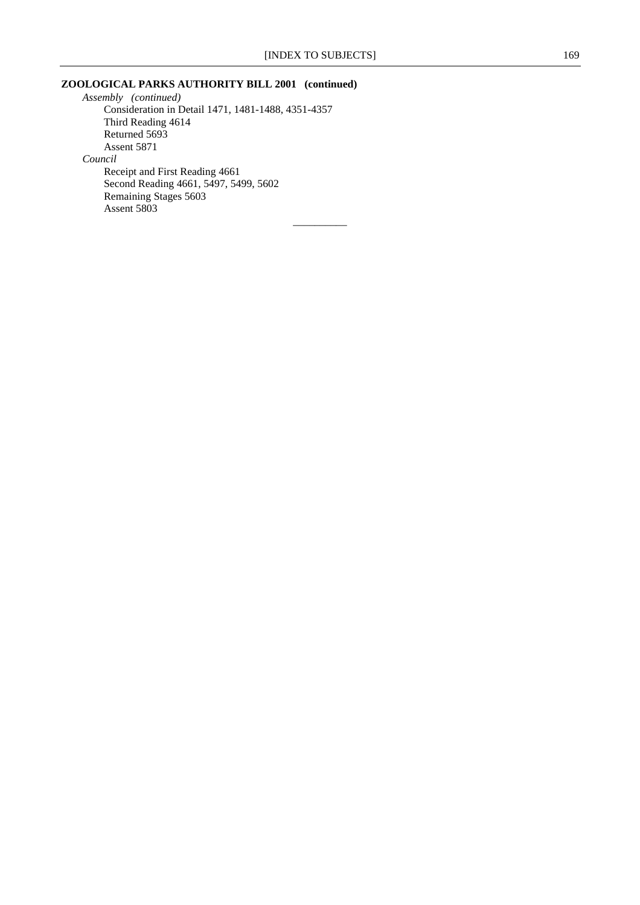**ZOOLOGICAL PARKS AUTHORITY BILL 2001 (continued)**

*Assembly (continued)*

Consideration in Detail 1471, 1481-1488, 4351-4357
Third Reading 4614
Returned 5693
Assent 5871

*Council*

Receipt and First Reading 4661
Second Reading 4661, 5497, 5499, 5602
Remaining Stages 5603
Assent 5803

---